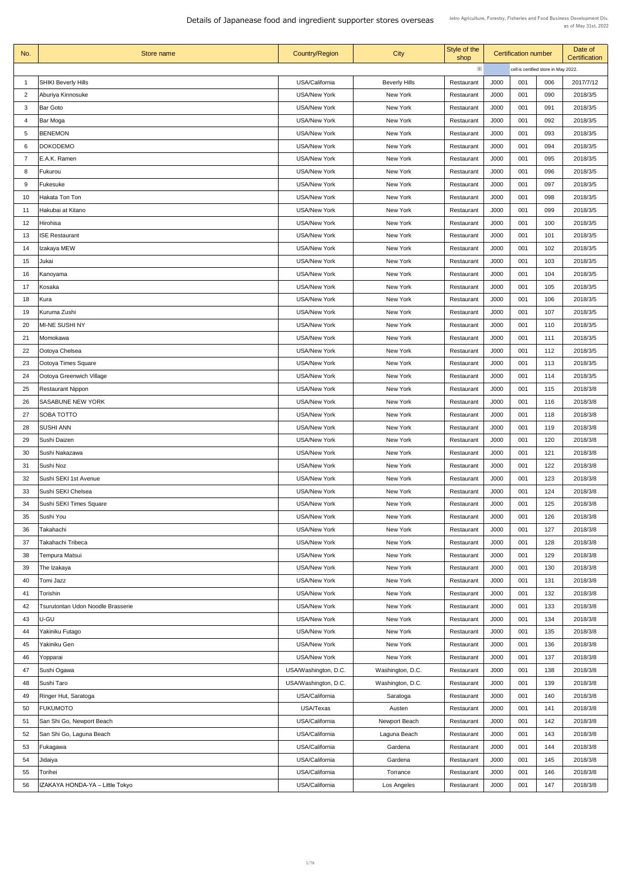# Details of Japanease food and ingredient supporter stores overseas

Jetro Agriculture, Forestry, Fisheries and Food Business Development Div.
as of May 31st, 2022

| No. | Store name | Country/Region | City | Style of the shop | Certification number | | | Date of Certification |
|---|---|---|---|---|---|---|---|---|
| | | | | ※ | | cell is certified store in May 2022. | | |
| 1 | SHIKI Beverly Hills | USA/California | Beverly Hills | Restaurant | J000 | 001 | 006 | 2017/7/12 |
| 2 | Aburiya Kinnosuke | USA/New York | New York | Restaurant | J000 | 001 | 090 | 2018/3/5 |
| 3 | Bar Goto | USA/New York | New York | Restaurant | J000 | 001 | 091 | 2018/3/5 |
| 4 | Bar Moga | USA/New York | New York | Restaurant | J000 | 001 | 092 | 2018/3/5 |
| 5 | BENEMON | USA/New York | New York | Restaurant | J000 | 001 | 093 | 2018/3/5 |
| 6 | DOKODEMO | USA/New York | New York | Restaurant | J000 | 001 | 094 | 2018/3/5 |
| 7 | E.A.K. Ramen | USA/New York | New York | Restaurant | J000 | 001 | 095 | 2018/3/5 |
| 8 | Fukurou | USA/New York | New York | Restaurant | J000 | 001 | 096 | 2018/3/5 |
| 9 | Fukesuke | USA/New York | New York | Restaurant | J000 | 001 | 097 | 2018/3/5 |
| 10 | Hakata Ton Ton | USA/New York | New York | Restaurant | J000 | 001 | 098 | 2018/3/5 |
| 11 | Hakubai at Kitano | USA/New York | New York | Restaurant | J000 | 001 | 099 | 2018/3/5 |
| 12 | Hirohisa | USA/New York | New York | Restaurant | J000 | 001 | 100 | 2018/3/5 |
| 13 | ISE Restaurant | USA/New York | New York | Restaurant | J000 | 001 | 101 | 2018/3/5 |
| 14 | Izakaya MEW | USA/New York | New York | Restaurant | J000 | 001 | 102 | 2018/3/5 |
| 15 | Jukai | USA/New York | New York | Restaurant | J000 | 001 | 103 | 2018/3/5 |
| 16 | Kanoyama | USA/New York | New York | Restaurant | J000 | 001 | 104 | 2018/3/5 |
| 17 | Kosaka | USA/New York | New York | Restaurant | J000 | 001 | 105 | 2018/3/5 |
| 18 | Kura | USA/New York | New York | Restaurant | J000 | 001 | 106 | 2018/3/5 |
| 19 | Kuruma Zushi | USA/New York | New York | Restaurant | J000 | 001 | 107 | 2018/3/5 |
| 20 | MI-NE SUSHI NY | USA/New York | New York | Restaurant | J000 | 001 | 110 | 2018/3/5 |
| 21 | Momokawa | USA/New York | New York | Restaurant | J000 | 001 | 111 | 2018/3/5 |
| 22 | Ootoya Chelsea | USA/New York | New York | Restaurant | J000 | 001 | 112 | 2018/3/5 |
| 23 | Ootoya Times Square | USA/New York | New York | Restaurant | J000 | 001 | 113 | 2018/3/5 |
| 24 | Ootoya Greenwich Village | USA/New York | New York | Restaurant | J000 | 001 | 114 | 2018/3/5 |
| 25 | Restaurant Nippon | USA/New York | New York | Restaurant | J000 | 001 | 115 | 2018/3/8 |
| 26 | SASABUNE NEW YORK | USA/New York | New York | Restaurant | J000 | 001 | 116 | 2018/3/8 |
| 27 | SOBA TOTTO | USA/New York | New York | Restaurant | J000 | 001 | 118 | 2018/3/8 |
| 28 | SUSHI ANN | USA/New York | New York | Restaurant | J000 | 001 | 119 | 2018/3/8 |
| 29 | Sushi Daizen | USA/New York | New York | Restaurant | J000 | 001 | 120 | 2018/3/8 |
| 30 | Sushi Nakazawa | USA/New York | New York | Restaurant | J000 | 001 | 121 | 2018/3/8 |
| 31 | Sushi Noz | USA/New York | New York | Restaurant | J000 | 001 | 122 | 2018/3/8 |
| 32 | Sushi SEKI 1st Avenue | USA/New York | New York | Restaurant | J000 | 001 | 123 | 2018/3/8 |
| 33 | Sushi SEKI Chelsea | USA/New York | New York | Restaurant | J000 | 001 | 124 | 2018/3/8 |
| 34 | Sushi SEKI Times Square | USA/New York | New York | Restaurant | J000 | 001 | 125 | 2018/3/8 |
| 35 | Sushi You | USA/New York | New York | Restaurant | J000 | 001 | 126 | 2018/3/8 |
| 36 | Takahachi | USA/New York | New York | Restaurant | J000 | 001 | 127 | 2018/3/8 |
| 37 | Takahachi Tribeca | USA/New York | New York | Restaurant | J000 | 001 | 128 | 2018/3/8 |
| 38 | Tempura Matsui | USA/New York | New York | Restaurant | J000 | 001 | 129 | 2018/3/8 |
| 39 | The Izakaya | USA/New York | New York | Restaurant | J000 | 001 | 130 | 2018/3/8 |
| 40 | Tomi Jazz | USA/New York | New York | Restaurant | J000 | 001 | 131 | 2018/3/8 |
| 41 | Torishin | USA/New York | New York | Restaurant | J000 | 001 | 132 | 2018/3/8 |
| 42 | Tsurutontan Udon Noodle Brasserie | USA/New York | New York | Restaurant | J000 | 001 | 133 | 2018/3/8 |
| 43 | U-GU | USA/New York | New York | Restaurant | J000 | 001 | 134 | 2018/3/8 |
| 44 | Yakiniku Futago | USA/New York | New York | Restaurant | J000 | 001 | 135 | 2018/3/8 |
| 45 | Yakiniku Gen | USA/New York | New York | Restaurant | J000 | 001 | 136 | 2018/3/8 |
| 46 | Yopparai | USA/New York | New York | Restaurant | J000 | 001 | 137 | 2018/3/8 |
| 47 | Sushi Ogawa | USA/Washington, D.C. | Washington, D.C. | Restaurant | J000 | 001 | 138 | 2018/3/8 |
| 48 | Sushi Taro | USA/Washington, D.C. | Washington, D.C. | Restaurant | J000 | 001 | 139 | 2018/3/8 |
| 49 | Ringer Hut, Saratoga | USA/California | Saratoga | Restaurant | J000 | 001 | 140 | 2018/3/8 |
| 50 | FUKUMOTO | USA/Texas | Austen | Restaurant | J000 | 001 | 141 | 2018/3/8 |
| 51 | San Shi Go, Newport Beach | USA/California | Newport Beach | Restaurant | J000 | 001 | 142 | 2018/3/8 |
| 52 | San Shi Go, Laguna Beach | USA/California | Laguna Beach | Restaurant | J000 | 001 | 143 | 2018/3/8 |
| 53 | Fukagawa | USA/California | Gardena | Restaurant | J000 | 001 | 144 | 2018/3/8 |
| 54 | Jidaiya | USA/California | Gardena | Restaurant | J000 | 001 | 145 | 2018/3/8 |
| 55 | Torihei | USA/California | Torrance | Restaurant | J000 | 001 | 146 | 2018/3/8 |
| 56 | IZAKAYA HONDA-YA – Little Tokyo | USA/California | Los Angeles | Restaurant | J000 | 001 | 147 | 2018/3/8 |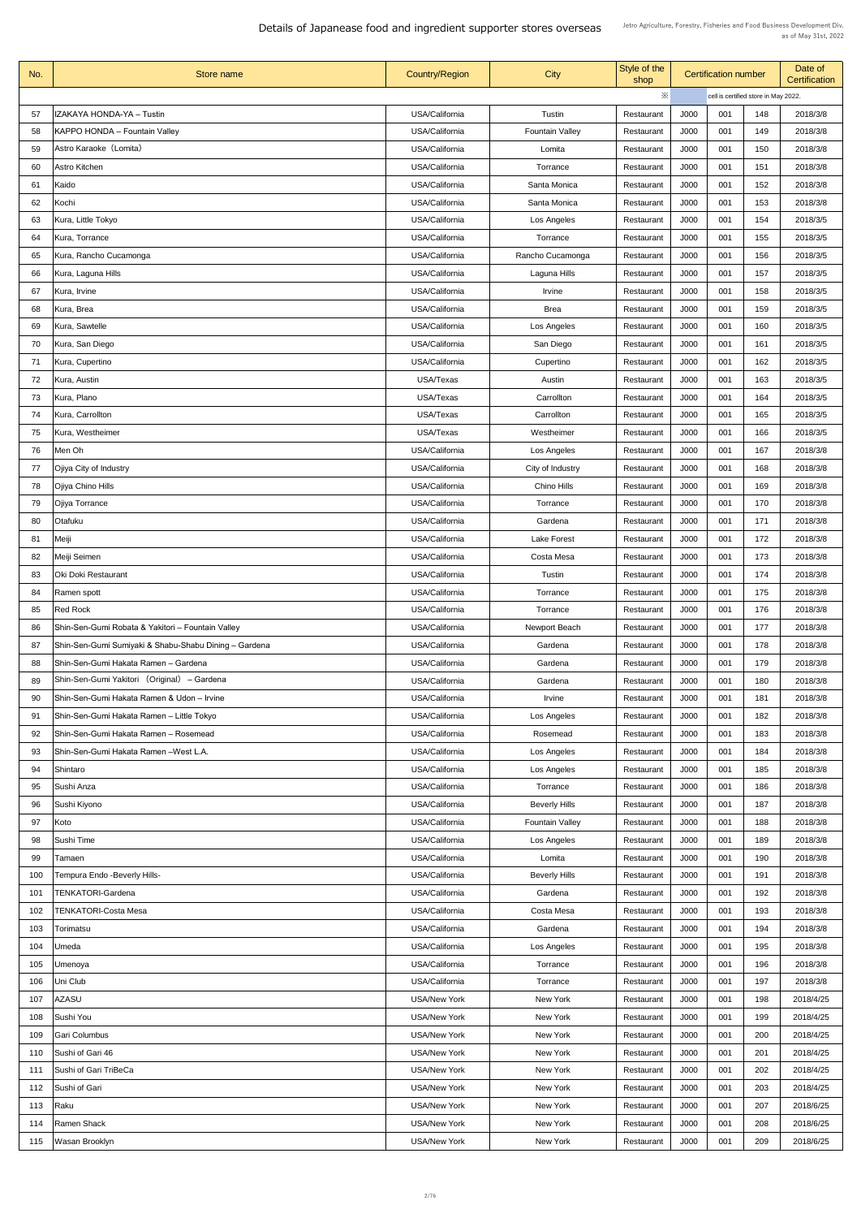# Details of Japanease food and ingredient supporter stores overseas

Jetro Agriculture, Forestry, Fisheries and Food Business Development Div.
as of May 31st, 2022

| No. | Store name | Country/Region | City | Style of the shop | Certification number | | | Date of Certification |
|---|---|---|---|---|---|---|---|---|
| | | | | ※ | cell is certified store in May 2022. | | | |
| 57 | IZAKAYA HONDA-YA – Tustin | USA/California | Tustin | Restaurant | J000 | 001 | 148 | 2018/3/8 |
| 58 | KAPPO HONDA – Fountain Valley | USA/California | Fountain Valley | Restaurant | J000 | 001 | 149 | 2018/3/8 |
| 59 | Astro Karaoke（Lomita） | USA/California | Lomita | Restaurant | J000 | 001 | 150 | 2018/3/8 |
| 60 | Astro Kitchen | USA/California | Torrance | Restaurant | J000 | 001 | 151 | 2018/3/8 |
| 61 | Kaido | USA/California | Santa Monica | Restaurant | J000 | 001 | 152 | 2018/3/8 |
| 62 | Kochi | USA/California | Santa Monica | Restaurant | J000 | 001 | 153 | 2018/3/8 |
| 63 | Kura, Little Tokyo | USA/California | Los Angeles | Restaurant | J000 | 001 | 154 | 2018/3/5 |
| 64 | Kura, Torrance | USA/California | Torrance | Restaurant | J000 | 001 | 155 | 2018/3/5 |
| 65 | Kura, Rancho Cucamonga | USA/California | Rancho Cucamonga | Restaurant | J000 | 001 | 156 | 2018/3/5 |
| 66 | Kura, Laguna Hills | USA/California | Laguna Hills | Restaurant | J000 | 001 | 157 | 2018/3/5 |
| 67 | Kura, Irvine | USA/California | Irvine | Restaurant | J000 | 001 | 158 | 2018/3/5 |
| 68 | Kura, Brea | USA/California | Brea | Restaurant | J000 | 001 | 159 | 2018/3/5 |
| 69 | Kura, Sawtelle | USA/California | Los Angeles | Restaurant | J000 | 001 | 160 | 2018/3/5 |
| 70 | Kura, San Diego | USA/California | San Diego | Restaurant | J000 | 001 | 161 | 2018/3/5 |
| 71 | Kura, Cupertino | USA/California | Cupertino | Restaurant | J000 | 001 | 162 | 2018/3/5 |
| 72 | Kura, Austin | USA/Texas | Austin | Restaurant | J000 | 001 | 163 | 2018/3/5 |
| 73 | Kura, Plano | USA/Texas | Carrollton | Restaurant | J000 | 001 | 164 | 2018/3/5 |
| 74 | Kura, Carrollton | USA/Texas | Carrollton | Restaurant | J000 | 001 | 165 | 2018/3/5 |
| 75 | Kura, Westheimer | USA/Texas | Westheimer | Restaurant | J000 | 001 | 166 | 2018/3/5 |
| 76 | Men Oh | USA/California | Los Angeles | Restaurant | J000 | 001 | 167 | 2018/3/8 |
| 77 | Ojiya City of Industry | USA/California | City of Industry | Restaurant | J000 | 001 | 168 | 2018/3/8 |
| 78 | Ojiya Chino Hills | USA/California | Chino Hills | Restaurant | J000 | 001 | 169 | 2018/3/8 |
| 79 | Ojiya Torrance | USA/California | Torrance | Restaurant | J000 | 001 | 170 | 2018/3/8 |
| 80 | Otafuku | USA/California | Gardena | Restaurant | J000 | 001 | 171 | 2018/3/8 |
| 81 | Meiji | USA/California | Lake Forest | Restaurant | J000 | 001 | 172 | 2018/3/8 |
| 82 | Meiji Seimen | USA/California | Costa Mesa | Restaurant | J000 | 001 | 173 | 2018/3/8 |
| 83 | Oki Doki Restaurant | USA/California | Tustin | Restaurant | J000 | 001 | 174 | 2018/3/8 |
| 84 | Ramen spott | USA/California | Torrance | Restaurant | J000 | 001 | 175 | 2018/3/8 |
| 85 | Red Rock | USA/California | Torrance | Restaurant | J000 | 001 | 176 | 2018/3/8 |
| 86 | Shin-Sen-Gumi Robata & Yakitori – Fountain Valley | USA/California | Newport Beach | Restaurant | J000 | 001 | 177 | 2018/3/8 |
| 87 | Shin-Sen-Gumi Sumiyaki & Shabu-Shabu Dining – Gardena | USA/California | Gardena | Restaurant | J000 | 001 | 178 | 2018/3/8 |
| 88 | Shin-Sen-Gumi Hakata Ramen – Gardena | USA/California | Gardena | Restaurant | J000 | 001 | 179 | 2018/3/8 |
| 89 | Shin-Sen-Gumi Yakitori （Original） – Gardena | USA/California | Gardena | Restaurant | J000 | 001 | 180 | 2018/3/8 |
| 90 | Shin-Sen-Gumi Hakata Ramen & Udon – Irvine | USA/California | Irvine | Restaurant | J000 | 001 | 181 | 2018/3/8 |
| 91 | Shin-Sen-Gumi Hakata Ramen – Little Tokyo | USA/California | Los Angeles | Restaurant | J000 | 001 | 182 | 2018/3/8 |
| 92 | Shin-Sen-Gumi Hakata Ramen – Rosemead | USA/California | Rosemead | Restaurant | J000 | 001 | 183 | 2018/3/8 |
| 93 | Shin-Sen-Gumi Hakata Ramen –West L.A. | USA/California | Los Angeles | Restaurant | J000 | 001 | 184 | 2018/3/8 |
| 94 | Shintaro | USA/California | Los Angeles | Restaurant | J000 | 001 | 185 | 2018/3/8 |
| 95 | Sushi Anza | USA/California | Torrance | Restaurant | J000 | 001 | 186 | 2018/3/8 |
| 96 | Sushi Kiyono | USA/California | Beverly Hills | Restaurant | J000 | 001 | 187 | 2018/3/8 |
| 97 | Koto | USA/California | Fountain Valley | Restaurant | J000 | 001 | 188 | 2018/3/8 |
| 98 | Sushi Time | USA/California | Los Angeles | Restaurant | J000 | 001 | 189 | 2018/3/8 |
| 99 | Tamaen | USA/California | Lomita | Restaurant | J000 | 001 | 190 | 2018/3/8 |
| 100 | Tempura Endo -Beverly Hills- | USA/California | Beverly Hills | Restaurant | J000 | 001 | 191 | 2018/3/8 |
| 101 | TENKATORI-Gardena | USA/California | Gardena | Restaurant | J000 | 001 | 192 | 2018/3/8 |
| 102 | TENKATORI-Costa Mesa | USA/California | Costa Mesa | Restaurant | J000 | 001 | 193 | 2018/3/8 |
| 103 | Torimatsu | USA/California | Gardena | Restaurant | J000 | 001 | 194 | 2018/3/8 |
| 104 | Umeda | USA/California | Los Angeles | Restaurant | J000 | 001 | 195 | 2018/3/8 |
| 105 | Umenoya | USA/California | Torrance | Restaurant | J000 | 001 | 196 | 2018/3/8 |
| 106 | Uni Club | USA/California | Torrance | Restaurant | J000 | 001 | 197 | 2018/3/8 |
| 107 | AZASU | USA/New York | New York | Restaurant | J000 | 001 | 198 | 2018/4/25 |
| 108 | Sushi You | USA/New York | New York | Restaurant | J000 | 001 | 199 | 2018/4/25 |
| 109 | Gari Columbus | USA/New York | New York | Restaurant | J000 | 001 | 200 | 2018/4/25 |
| 110 | Sushi of Gari 46 | USA/New York | New York | Restaurant | J000 | 001 | 201 | 2018/4/25 |
| 111 | Sushi of Gari TriBeCa | USA/New York | New York | Restaurant | J000 | 001 | 202 | 2018/4/25 |
| 112 | Sushi of Gari | USA/New York | New York | Restaurant | J000 | 001 | 203 | 2018/4/25 |
| 113 | Raku | USA/New York | New York | Restaurant | J000 | 001 | 207 | 2018/6/25 |
| 114 | Ramen Shack | USA/New York | New York | Restaurant | J000 | 001 | 208 | 2018/6/25 |
| 115 | Wasan Brooklyn | USA/New York | New York | Restaurant | J000 | 001 | 209 | 2018/6/25 |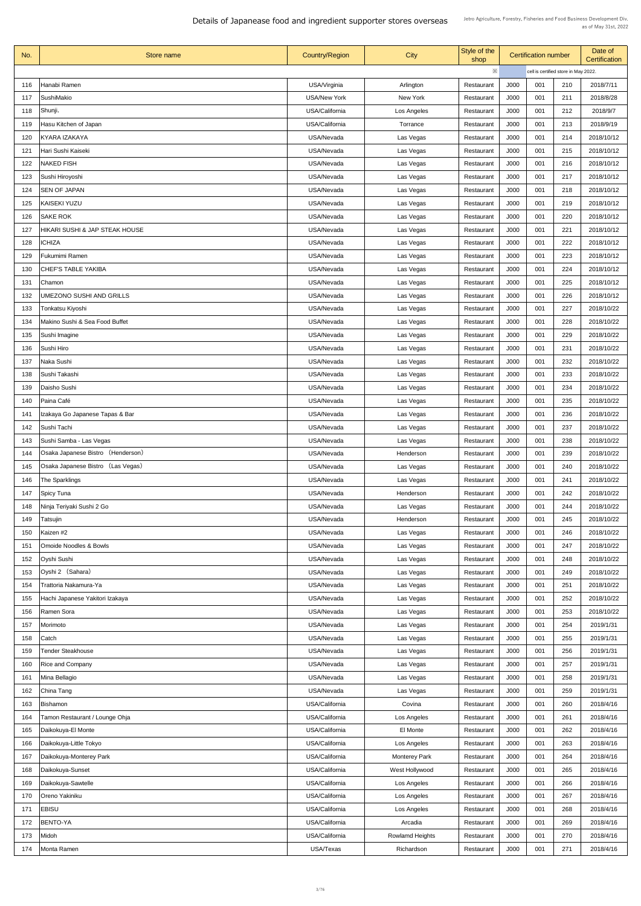# Details of Japanease food and ingredient supporter stores overseas

Jetro Agriculture, Forestry, Fisheries and Food Business Development Div.
as of May 31st, 2022

| No. | Store name | Country/Region | City | Style of the shop | Certification number | | | Date of Certification |
|---|---|---|---|---|---|---|---|---|
| | | | | ※ | cell is certified store in May 2022. | | | |
| 116 | Hanabi Ramen | USA/Virginia | Arlington | Restaurant | J000 | 001 | 210 | 2018/7/11 |
| 117 | SushiMakio | USA/New York | New York | Restaurant | J000 | 001 | 211 | 2018/8/28 |
| 118 | Shunji. | USA/California | Los Angeles | Restaurant | J000 | 001 | 212 | 2018/9/7 |
| 119 | Hasu Kitchen of Japan | USA/California | Torrance | Restaurant | J000 | 001 | 213 | 2018/9/19 |
| 120 | KYARA IZAKAYA | USA/Nevada | Las Vegas | Restaurant | J000 | 001 | 214 | 2018/10/12 |
| 121 | Hari Sushi Kaiseki | USA/Nevada | Las Vegas | Restaurant | J000 | 001 | 215 | 2018/10/12 |
| 122 | NAKED FISH | USA/Nevada | Las Vegas | Restaurant | J000 | 001 | 216 | 2018/10/12 |
| 123 | Sushi Hiroyoshi | USA/Nevada | Las Vegas | Restaurant | J000 | 001 | 217 | 2018/10/12 |
| 124 | SEN OF JAPAN | USA/Nevada | Las Vegas | Restaurant | J000 | 001 | 218 | 2018/10/12 |
| 125 | KAISEKI YUZU | USA/Nevada | Las Vegas | Restaurant | J000 | 001 | 219 | 2018/10/12 |
| 126 | SAKE ROK | USA/Nevada | Las Vegas | Restaurant | J000 | 001 | 220 | 2018/10/12 |
| 127 | HIKARI SUSHI & JAP STEAK HOUSE | USA/Nevada | Las Vegas | Restaurant | J000 | 001 | 221 | 2018/10/12 |
| 128 | ICHIZA | USA/Nevada | Las Vegas | Restaurant | J000 | 001 | 222 | 2018/10/12 |
| 129 | Fukumimi Ramen | USA/Nevada | Las Vegas | Restaurant | J000 | 001 | 223 | 2018/10/12 |
| 130 | CHEF'S TABLE YAKIBA | USA/Nevada | Las Vegas | Restaurant | J000 | 001 | 224 | 2018/10/12 |
| 131 | Chamon | USA/Nevada | Las Vegas | Restaurant | J000 | 001 | 225 | 2018/10/12 |
| 132 | UMEZONO SUSHI AND GRILLS | USA/Nevada | Las Vegas | Restaurant | J000 | 001 | 226 | 2018/10/12 |
| 133 | Tonkatsu Kiyoshi | USA/Nevada | Las Vegas | Restaurant | J000 | 001 | 227 | 2018/10/22 |
| 134 | Makino Sushi & Sea Food Buffet | USA/Nevada | Las Vegas | Restaurant | J000 | 001 | 228 | 2018/10/22 |
| 135 | Sushi Imagine | USA/Nevada | Las Vegas | Restaurant | J000 | 001 | 229 | 2018/10/22 |
| 136 | Sushi Hiro | USA/Nevada | Las Vegas | Restaurant | J000 | 001 | 231 | 2018/10/22 |
| 137 | Naka Sushi | USA/Nevada | Las Vegas | Restaurant | J000 | 001 | 232 | 2018/10/22 |
| 138 | Sushi Takashi | USA/Nevada | Las Vegas | Restaurant | J000 | 001 | 233 | 2018/10/22 |
| 139 | Daisho Sushi | USA/Nevada | Las Vegas | Restaurant | J000 | 001 | 234 | 2018/10/22 |
| 140 | Paina Café | USA/Nevada | Las Vegas | Restaurant | J000 | 001 | 235 | 2018/10/22 |
| 141 | Izakaya Go Japanese Tapas & Bar | USA/Nevada | Las Vegas | Restaurant | J000 | 001 | 236 | 2018/10/22 |
| 142 | Sushi Tachi | USA/Nevada | Las Vegas | Restaurant | J000 | 001 | 237 | 2018/10/22 |
| 143 | Sushi Samba - Las Vegas | USA/Nevada | Las Vegas | Restaurant | J000 | 001 | 238 | 2018/10/22 |
| 144 | Osaka Japanese Bistro （Henderson） | USA/Nevada | Henderson | Restaurant | J000 | 001 | 239 | 2018/10/22 |
| 145 | Osaka Japanese Bistro （Las Vegas） | USA/Nevada | Las Vegas | Restaurant | J000 | 001 | 240 | 2018/10/22 |
| 146 | The Sparklings | USA/Nevada | Las Vegas | Restaurant | J000 | 001 | 241 | 2018/10/22 |
| 147 | Spicy Tuna | USA/Nevada | Henderson | Restaurant | J000 | 001 | 242 | 2018/10/22 |
| 148 | Ninja Teriyaki Sushi 2 Go | USA/Nevada | Las Vegas | Restaurant | J000 | 001 | 244 | 2018/10/22 |
| 149 | Tatsujin | USA/Nevada | Henderson | Restaurant | J000 | 001 | 245 | 2018/10/22 |
| 150 | Kaizen #2 | USA/Nevada | Las Vegas | Restaurant | J000 | 001 | 246 | 2018/10/22 |
| 151 | Omoide Noodles & Bowls | USA/Nevada | Las Vegas | Restaurant | J000 | 001 | 247 | 2018/10/22 |
| 152 | Oyshi Sushi | USA/Nevada | Las Vegas | Restaurant | J000 | 001 | 248 | 2018/10/22 |
| 153 | Oyshi 2 （Sahara） | USA/Nevada | Las Vegas | Restaurant | J000 | 001 | 249 | 2018/10/22 |
| 154 | Trattoria Nakamura-Ya | USA/Nevada | Las Vegas | Restaurant | J000 | 001 | 251 | 2018/10/22 |
| 155 | Hachi Japanese Yakitori Izakaya | USA/Nevada | Las Vegas | Restaurant | J000 | 001 | 252 | 2018/10/22 |
| 156 | Ramen Sora | USA/Nevada | Las Vegas | Restaurant | J000 | 001 | 253 | 2018/10/22 |
| 157 | Morimoto | USA/Nevada | Las Vegas | Restaurant | J000 | 001 | 254 | 2019/1/31 |
| 158 | Catch | USA/Nevada | Las Vegas | Restaurant | J000 | 001 | 255 | 2019/1/31 |
| 159 | Tender Steakhouse | USA/Nevada | Las Vegas | Restaurant | J000 | 001 | 256 | 2019/1/31 |
| 160 | Rice and Company | USA/Nevada | Las Vegas | Restaurant | J000 | 001 | 257 | 2019/1/31 |
| 161 | Mina Bellagio | USA/Nevada | Las Vegas | Restaurant | J000 | 001 | 258 | 2019/1/31 |
| 162 | China Tang | USA/Nevada | Las Vegas | Restaurant | J000 | 001 | 259 | 2019/1/31 |
| 163 | Bishamon | USA/California | Covina | Restaurant | J000 | 001 | 260 | 2018/4/16 |
| 164 | Tamon Restaurant / Lounge Ohja | USA/California | Los Angeles | Restaurant | J000 | 001 | 261 | 2018/4/16 |
| 165 | Daikokuya-El Monte | USA/California | El Monte | Restaurant | J000 | 001 | 262 | 2018/4/16 |
| 166 | Daikokuya-Little Tokyo | USA/California | Los Angeles | Restaurant | J000 | 001 | 263 | 2018/4/16 |
| 167 | Daikokuya-Monterey Park | USA/California | Monterey Park | Restaurant | J000 | 001 | 264 | 2018/4/16 |
| 168 | Daikokuya-Sunset | USA/California | West Hollywood | Restaurant | J000 | 001 | 265 | 2018/4/16 |
| 169 | Daikokuya-Sawtelle | USA/California | Los Angeles | Restaurant | J000 | 001 | 266 | 2018/4/16 |
| 170 | Oreno Yakiniku | USA/California | Los Angeles | Restaurant | J000 | 001 | 267 | 2018/4/16 |
| 171 | EBISU | USA/California | Los Angeles | Restaurant | J000 | 001 | 268 | 2018/4/16 |
| 172 | BENTO-YA | USA/California | Arcadia | Restaurant | J000 | 001 | 269 | 2018/4/16 |
| 173 | Midoh | USA/California | Rowlamd Heights | Restaurant | J000 | 001 | 270 | 2018/4/16 |
| 174 | Monta Ramen | USA/Texas | Richardson | Restaurant | J000 | 001 | 271 | 2018/4/16 |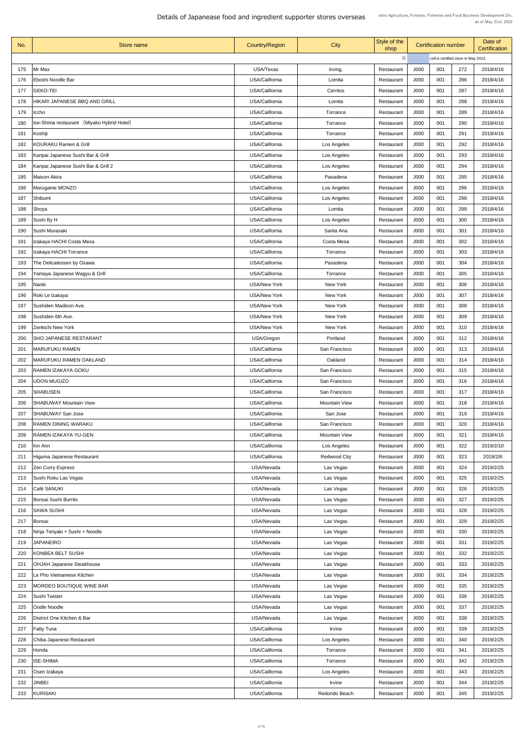# Details of Japanease food and ingredient supporter stores overseas

Jetro Agriculture, Forestry, Fisheries and Food Business Development Div.
as of May 31st, 2022

| No. | Store name | Country/Region | City | Style of the shop | Certification number | | | Date of Certification |
|---|---|---|---|---|---|---|---|---|
| | | | | ※ | | cell is certified store in May 2022. | | |
| 175 | Mr Max | USA/Texas | Irving, | Restaurant | J000 | 001 | 272 | 2018/4/16 |
| 176 | Eboshi Noodle Bar | USA/California | Lomita | Restaurant | J000 | 001 | 286 | 2018/4/16 |
| 177 | GEKO-TEI | USA/California | Cerritos | Restaurant | J000 | 001 | 287 | 2018/4/16 |
| 178 | HIKARI JAPANESE BBQ AND GRILL | USA/California | Lomita | Restaurant | J000 | 001 | 288 | 2018/4/16 |
| 179 | Iccho | USA/California | Torrance | Restaurant | J000 | 001 | 289 | 2018/4/16 |
| 180 | Ise-Shima restaurant （Miyako Hybrid Hotel） | USA/California | Torrance | Restaurant | J000 | 001 | 290 | 2018/4/16 |
| 181 | Koshiji | USA/California | Torrance | Restaurant | J000 | 001 | 291 | 2018/4/16 |
| 182 | KOURAKU Ramen & Grill | USA/California | Los Angeles | Restaurant | J000 | 001 | 292 | 2018/4/16 |
| 183 | Kanpai Japanese Sushi Bar & Grill | USA/California | Los Angeles | Restaurant | J000 | 001 | 293 | 2018/4/16 |
| 184 | Kanpai Japanese Sushi Bar & Grill 2 | USA/California | Los Angeles | Restaurant | J000 | 001 | 294 | 2018/4/16 |
| 185 | Maison Akira | USA/California | Pasadena | Restaurant | J000 | 001 | 295 | 2018/4/16 |
| 186 | Marugame MONZO | USA/California | Los Angeles | Restaurant | J000 | 001 | 296 | 2018/4/16 |
| 187 | Shibumi | USA/California | Los Angeles | Restaurant | J000 | 001 | 298 | 2018/4/16 |
| 188 | Shoya | USA/California | Lomita | Restaurant | J000 | 001 | 299 | 2018/4/16 |
| 189 | Sushi By H | USA/California | Los Angeles | Restaurant | J000 | 001 | 300 | 2018/4/16 |
| 190 | Sushi Murasaki | USA/California | Santa Ana | Restaurant | J000 | 001 | 301 | 2018/4/16 |
| 191 | Izakaya HACHI Costa Mesa | USA/California | Costa Mesa | Restaurant | J000 | 001 | 302 | 2018/4/16 |
| 192 | Izakaya HACHI Torrance | USA/California | Torrance | Restaurant | J000 | 001 | 303 | 2018/4/16 |
| 193 | The Delicatessen by Osawa | USA/California | Pasadena | Restaurant | J000 | 001 | 304 | 2018/4/16 |
| 194 | Yamaya Japanese Wagyu & Grill | USA/California | Torrance | Restaurant | J000 | 001 | 305 | 2018/4/16 |
| 195 | Naoki | USA/New York | New York | Restaurant | J000 | 001 | 306 | 2018/4/16 |
| 196 | Roki Le Izakaya | USA/New York | New York | Restaurant | J000 | 001 | 307 | 2018/4/16 |
| 197 | Sushiden Madison Ave. | USA/New York | New York | Restaurant | J000 | 001 | 308 | 2018/4/16 |
| 198 | Sushiden 6th Ave. | USA/New York | New York | Restaurant | J000 | 001 | 309 | 2018/4/16 |
| 199 | Zenkichi New York | USA/New York | New York | Restaurant | J000 | 001 | 310 | 2018/4/16 |
| 200 | SHO JAPANESE RESTARANT | USA/Oregon | Portland | Restaurant | J000 | 001 | 312 | 2018/4/16 |
| 201 | MARUFUKU RAMEN | USA/California | San Francisco | Restaurant | J000 | 001 | 313 | 2018/4/16 |
| 202 | MARUFUKU RAMEN OAKLAND | USA/California | Oakland | Restaurant | J000 | 001 | 314 | 2018/4/16 |
| 203 | RAMEN IZAKAYA GOKU | USA/California | San Francisco | Restaurant | J000 | 001 | 315 | 2018/4/16 |
| 204 | UDON MUGIZO | USA/California | San Francisco | Restaurant | J000 | 001 | 316 | 2018/4/16 |
| 205 | SHABUSEN | USA/California | San Francisco | Restaurant | J000 | 001 | 317 | 2018/4/16 |
| 206 | SHABUWAY Mountain View | USA/California | Mountain View | Restaurant | J000 | 001 | 318 | 2018/4/16 |
| 207 | SHABUWAY San Jose | USA/California | San Jose | Restaurant | J000 | 001 | 319 | 2018/4/16 |
| 208 | RAMEN DINING WARAKU | USA/California | San Francisco | Restaurant | J000 | 001 | 320 | 2018/4/16 |
| 209 | RAMEN IZAKAYA YU-GEN | USA/California | Mountain View | Restaurant | J000 | 001 | 321 | 2018/4/16 |
| 210 | Inn Ann | USA/California | Los Angeles | Restaurant | J000 | 001 | 322 | 2019/2/10 |
| 211 | Higuma Japanese Restaurant | USA/California | Redwood City | Restaurant | J000 | 001 | 323 | 2019/2/6 |
| 212 | Zen Curry Express | USA/Nevada | Las Vegas | Restaurant | J000 | 001 | 324 | 2019/2/25 |
| 213 | Sushi Roku Las Vegas | USA/Nevada | Las Vegas | Restaurant | J000 | 001 | 325 | 2019/2/25 |
| 214 | Café SANUKI | USA/Nevada | Las Vegas | Restaurant | J000 | 001 | 326 | 2019/2/25 |
| 215 | Bonsai Sushi Burrito | USA/Nevada | Las Vegas | Restaurant | J000 | 001 | 327 | 2019/2/25 |
| 216 | SAWA SUSHI | USA/Nevada | Las Vegas | Restaurant | J000 | 001 | 328 | 2019/2/25 |
| 217 | Bonsai | USA/Nevada | Las Vegas | Restaurant | J000 | 001 | 329 | 2019/2/25 |
| 218 | Ninja Teriyaki + Sushi + Noodle | USA/Nevada | Las Vegas | Restaurant | J000 | 001 | 330 | 2019/2/25 |
| 219 | JAPANEIRO | USA/Nevada | Las Vegas | Restaurant | J000 | 001 | 331 | 2019/2/25 |
| 220 | KONBEA BELT SUSHI | USA/Nevada | Las Vegas | Restaurant | J000 | 001 | 332 | 2019/2/25 |
| 221 | OHJAH Japanese Steakhouse | USA/Nevada | Las Vegas | Restaurant | J000 | 001 | 333 | 2019/2/25 |
| 222 | Le Pho Vietnamese Kitchen | USA/Nevada | Las Vegas | Restaurant | J000 | 001 | 334 | 2019/2/25 |
| 223 | MORDEO BOUTIQUE WINE BAR | USA/Nevada | Las Vegas | Restaurant | J000 | 001 | 335 | 2019/2/25 |
| 224 | Sushi Twister | USA/Nevada | Las Vegas | Restaurant | J000 | 001 | 336 | 2019/2/25 |
| 225 | Oodle Noodle | USA/Nevada | Las Vegas | Restaurant | J000 | 001 | 337 | 2019/2/25 |
| 226 | District One Kitchen & Bar | USA/Nevada | Las Vegas | Restaurant | J000 | 001 | 338 | 2019/2/25 |
| 227 | Fatty Tuna | USA/California | Irvine | Restaurant | J000 | 001 | 339 | 2019/2/25 |
| 228 | Chiba Japanese Restaurant | USA/California | Los Angeles | Restaurant | J000 | 001 | 340 | 2019/2/25 |
| 229 | Honda | USA/California | Torrance | Restaurant | J000 | 001 | 341 | 2019/2/25 |
| 230 | ISE-SHIMA | USA/California | Torrance | Restaurant | J000 | 001 | 342 | 2019/2/25 |
| 231 | Osen Izakaya | USA/California | Los Angeles | Restaurant | J000 | 001 | 343 | 2019/2/25 |
| 232 | JINBEI | USA/California | Irvine | Restaurant | J000 | 001 | 344 | 2019/2/25 |
| 233 | KURISAKI | USA/California | Redondo Beach | Restaurant | J000 | 001 | 345 | 2019/2/25 |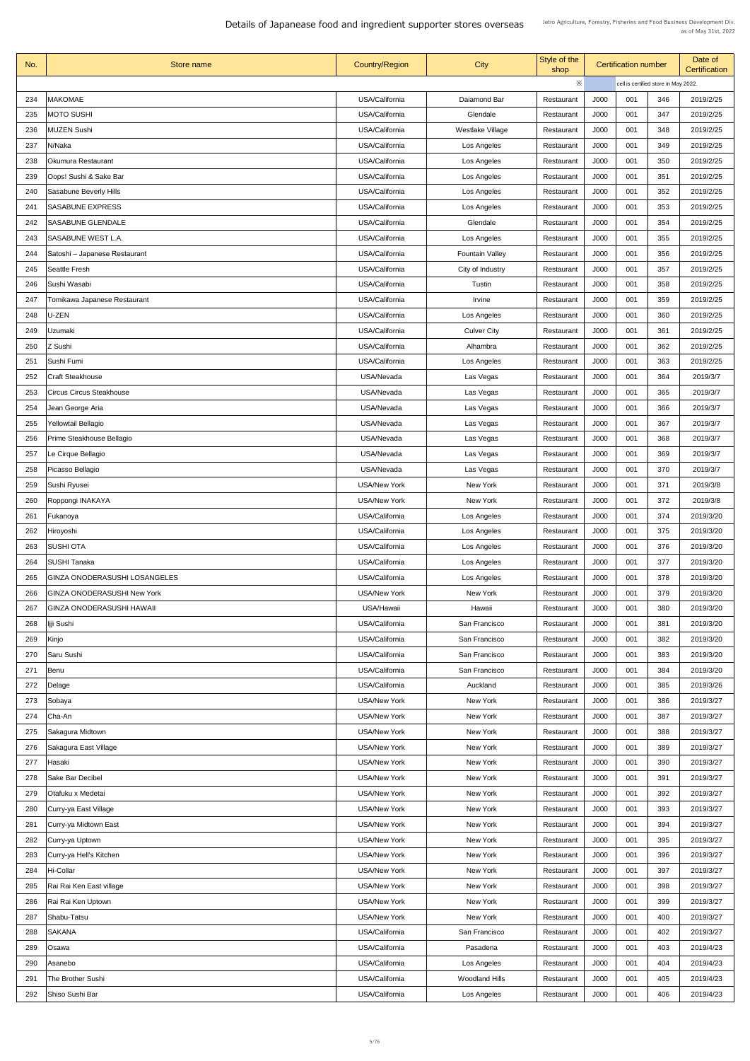# Details of Japanease food and ingredient supporter stores overseas

Jetro Agriculture, Forestry, Fisheries and Food Business Development Div.
as of May 31st, 2022

| No. | Store name | Country/Region | City | Style of the shop | Certification number | | | Date of Certification |
|---|---|---|---|---|---|---|---|---|
| | | | | ※ | cell is certified store in May 2022. | | | |
| 234 | MAKOMAE | USA/California | Daiamond Bar | Restaurant | J000 | 001 | 346 | 2019/2/25 |
| 235 | MOTO SUSHI | USA/California | Glendale | Restaurant | J000 | 001 | 347 | 2019/2/25 |
| 236 | MUZEN Sushi | USA/California | Westlake Village | Restaurant | J000 | 001 | 348 | 2019/2/25 |
| 237 | N/Naka | USA/California | Los Angeles | Restaurant | J000 | 001 | 349 | 2019/2/25 |
| 238 | Okumura Restaurant | USA/California | Los Angeles | Restaurant | J000 | 001 | 350 | 2019/2/25 |
| 239 | Oops! Sushi & Sake Bar | USA/California | Los Angeles | Restaurant | J000 | 001 | 351 | 2019/2/25 |
| 240 | Sasabune Beverly Hills | USA/California | Los Angeles | Restaurant | J000 | 001 | 352 | 2019/2/25 |
| 241 | SASABUNE EXPRESS | USA/California | Los Angeles | Restaurant | J000 | 001 | 353 | 2019/2/25 |
| 242 | SASABUNE GLENDALE | USA/California | Glendale | Restaurant | J000 | 001 | 354 | 2019/2/25 |
| 243 | SASABUNE WEST L.A. | USA/California | Los Angeles | Restaurant | J000 | 001 | 355 | 2019/2/25 |
| 244 | Satoshi – Japanese Restaurant | USA/California | Fountain Valley | Restaurant | J000 | 001 | 356 | 2019/2/25 |
| 245 | Seattle Fresh | USA/California | City of Industry | Restaurant | J000 | 001 | 357 | 2019/2/25 |
| 246 | Sushi Wasabi | USA/California | Tustin | Restaurant | J000 | 001 | 358 | 2019/2/25 |
| 247 | Tomikawa Japanese Restaurant | USA/California | Irvine | Restaurant | J000 | 001 | 359 | 2019/2/25 |
| 248 | U-ZEN | USA/California | Los Angeles | Restaurant | J000 | 001 | 360 | 2019/2/25 |
| 249 | Uzumaki | USA/California | Culver City | Restaurant | J000 | 001 | 361 | 2019/2/25 |
| 250 | Z Sushi | USA/California | Alhambra | Restaurant | J000 | 001 | 362 | 2019/2/25 |
| 251 | Sushi Fumi | USA/California | Los Angeles | Restaurant | J000 | 001 | 363 | 2019/2/25 |
| 252 | Craft Steakhouse | USA/Nevada | Las Vegas | Restaurant | J000 | 001 | 364 | 2019/3/7 |
| 253 | Circus Circus Steakhouse | USA/Nevada | Las Vegas | Restaurant | J000 | 001 | 365 | 2019/3/7 |
| 254 | Jean George Aria | USA/Nevada | Las Vegas | Restaurant | J000 | 001 | 366 | 2019/3/7 |
| 255 | Yellowtail Bellagio | USA/Nevada | Las Vegas | Restaurant | J000 | 001 | 367 | 2019/3/7 |
| 256 | Prime Steakhouse Bellagio | USA/Nevada | Las Vegas | Restaurant | J000 | 001 | 368 | 2019/3/7 |
| 257 | Le Cirque Bellagio | USA/Nevada | Las Vegas | Restaurant | J000 | 001 | 369 | 2019/3/7 |
| 258 | Picasso Bellagio | USA/Nevada | Las Vegas | Restaurant | J000 | 001 | 370 | 2019/3/7 |
| 259 | Sushi Ryusei | USA/New York | New York | Restaurant | J000 | 001 | 371 | 2019/3/8 |
| 260 | Roppongi INAKAYA | USA/New York | New York | Restaurant | J000 | 001 | 372 | 2019/3/8 |
| 261 | Fukanoya | USA/California | Los Angeles | Restaurant | J000 | 001 | 374 | 2019/3/20 |
| 262 | Hiroyoshi | USA/California | Los Angeles | Restaurant | J000 | 001 | 375 | 2019/3/20 |
| 263 | SUSHI OTA | USA/California | Los Angeles | Restaurant | J000 | 001 | 376 | 2019/3/20 |
| 264 | SUSHI Tanaka | USA/California | Los Angeles | Restaurant | J000 | 001 | 377 | 2019/3/20 |
| 265 | GINZA ONODERASUSHI LOSANGELES | USA/California | Los Angeles | Restaurant | J000 | 001 | 378 | 2019/3/20 |
| 266 | GINZA ONODERASUSHI New York | USA/New York | New York | Restaurant | J000 | 001 | 379 | 2019/3/20 |
| 267 | GINZA ONODERASUSHI HAWAII | USA/Hawaii | Hawaii | Restaurant | J000 | 001 | 380 | 2019/3/20 |
| 268 | Ijji Sushi | USA/California | San Francisco | Restaurant | J000 | 001 | 381 | 2019/3/20 |
| 269 | Kinjo | USA/California | San Francisco | Restaurant | J000 | 001 | 382 | 2019/3/20 |
| 270 | Saru Sushi | USA/California | San Francisco | Restaurant | J000 | 001 | 383 | 2019/3/20 |
| 271 | Benu | USA/California | San Francisco | Restaurant | J000 | 001 | 384 | 2019/3/20 |
| 272 | Delage | USA/California | Auckland | Restaurant | J000 | 001 | 385 | 2019/3/26 |
| 273 | Sobaya | USA/New York | New York | Restaurant | J000 | 001 | 386 | 2019/3/27 |
| 274 | Cha-An | USA/New York | New York | Restaurant | J000 | 001 | 387 | 2019/3/27 |
| 275 | Sakagura Midtown | USA/New York | New York | Restaurant | J000 | 001 | 388 | 2019/3/27 |
| 276 | Sakagura East Village | USA/New York | New York | Restaurant | J000 | 001 | 389 | 2019/3/27 |
| 277 | Hasaki | USA/New York | New York | Restaurant | J000 | 001 | 390 | 2019/3/27 |
| 278 | Sake Bar Decibel | USA/New York | New York | Restaurant | J000 | 001 | 391 | 2019/3/27 |
| 279 | Otafuku x Medetai | USA/New York | New York | Restaurant | J000 | 001 | 392 | 2019/3/27 |
| 280 | Curry-ya East Village | USA/New York | New York | Restaurant | J000 | 001 | 393 | 2019/3/27 |
| 281 | Curry-ya Midtown East | USA/New York | New York | Restaurant | J000 | 001 | 394 | 2019/3/27 |
| 282 | Curry-ya Uptown | USA/New York | New York | Restaurant | J000 | 001 | 395 | 2019/3/27 |
| 283 | Curry-ya Hell's Kitchen | USA/New York | New York | Restaurant | J000 | 001 | 396 | 2019/3/27 |
| 284 | Hi-Collar | USA/New York | New York | Restaurant | J000 | 001 | 397 | 2019/3/27 |
| 285 | Rai Rai Ken East village | USA/New York | New York | Restaurant | J000 | 001 | 398 | 2019/3/27 |
| 286 | Rai Rai Ken Uptown | USA/New York | New York | Restaurant | J000 | 001 | 399 | 2019/3/27 |
| 287 | Shabu-Tatsu | USA/New York | New York | Restaurant | J000 | 001 | 400 | 2019/3/27 |
| 288 | SAKANA | USA/California | San Francisco | Restaurant | J000 | 001 | 402 | 2019/3/27 |
| 289 | Osawa | USA/California | Pasadena | Restaurant | J000 | 001 | 403 | 2019/4/23 |
| 290 | Asanebo | USA/California | Los Angeles | Restaurant | J000 | 001 | 404 | 2019/4/23 |
| 291 | The Brother Sushi | USA/California | Woodland Hills | Restaurant | J000 | 001 | 405 | 2019/4/23 |
| 292 | Shiso Sushi Bar | USA/California | Los Angeles | Restaurant | J000 | 001 | 406 | 2019/4/23 |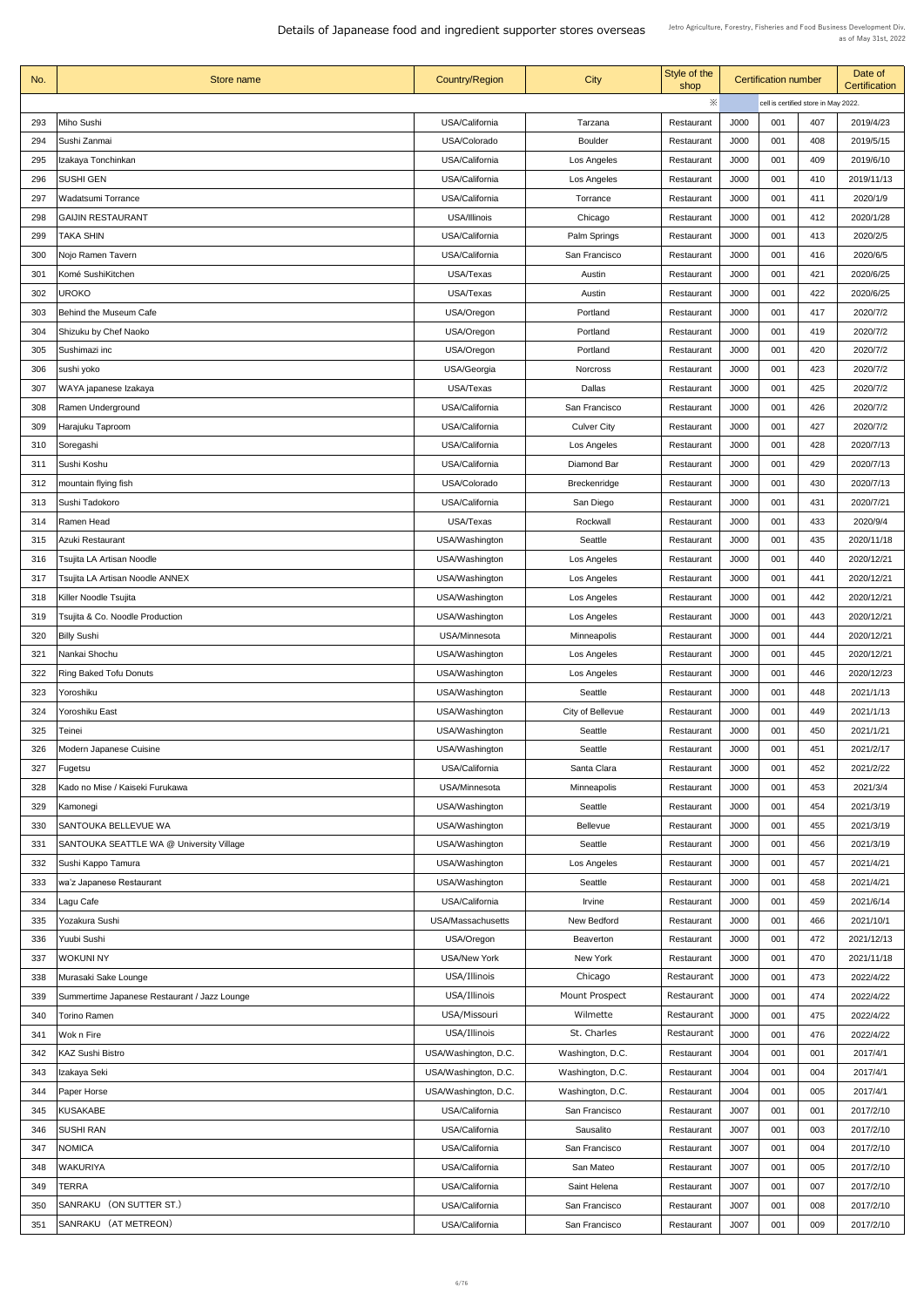# Details of Japanease food and ingredient supporter stores overseas

Jetro Agriculture, Forestry, Fisheries and Food Business Development Div.
as of May 31st, 2022

| No. | Store name | Country/Region | City | Style of the shop | Certification number | | | Date of Certification |
|---|---|---|---|---|---|---|---|---|
| | | | | ※ | cell is certified store in May 2022. | | | |
| 293 | Miho Sushi | USA/California | Tarzana | Restaurant | J000 | 001 | 407 | 2019/4/23 |
| 294 | Sushi Zanmai | USA/Colorado | Boulder | Restaurant | J000 | 001 | 408 | 2019/5/15 |
| 295 | Izakaya Tonchinkan | USA/California | Los Angeles | Restaurant | J000 | 001 | 409 | 2019/6/10 |
| 296 | SUSHI GEN | USA/California | Los Angeles | Restaurant | J000 | 001 | 410 | 2019/11/13 |
| 297 | Wadatsumi Torrance | USA/California | Torrance | Restaurant | J000 | 001 | 411 | 2020/1/9 |
| 298 | GAIJIN RESTAURANT | USA/Illinois | Chicago | Restaurant | J000 | 001 | 412 | 2020/1/28 |
| 299 | TAKA SHIN | USA/California | Palm Springs | Restaurant | J000 | 001 | 413 | 2020/2/5 |
| 300 | Nojo Ramen Tavern | USA/California | San Francisco | Restaurant | J000 | 001 | 416 | 2020/6/5 |
| 301 | Komé SushiKitchen | USA/Texas | Austin | Restaurant | J000 | 001 | 421 | 2020/6/25 |
| 302 | UROKO | USA/Texas | Austin | Restaurant | J000 | 001 | 422 | 2020/6/25 |
| 303 | Behind the Museum Cafe | USA/Oregon | Portland | Restaurant | J000 | 001 | 417 | 2020/7/2 |
| 304 | Shizuku by Chef Naoko | USA/Oregon | Portland | Restaurant | J000 | 001 | 419 | 2020/7/2 |
| 305 | Sushimazi inc | USA/Oregon | Portland | Restaurant | J000 | 001 | 420 | 2020/7/2 |
| 306 | sushi yoko | USA/Georgia | Norcross | Restaurant | J000 | 001 | 423 | 2020/7/2 |
| 307 | WAYA japanese Izakaya | USA/Texas | Dallas | Restaurant | J000 | 001 | 425 | 2020/7/2 |
| 308 | Ramen Underground | USA/California | San Francisco | Restaurant | J000 | 001 | 426 | 2020/7/2 |
| 309 | Harajuku Taproom | USA/California | Culver City | Restaurant | J000 | 001 | 427 | 2020/7/2 |
| 310 | Soregashi | USA/California | Los Angeles | Restaurant | J000 | 001 | 428 | 2020/7/13 |
| 311 | Sushi Koshu | USA/California | Diamond Bar | Restaurant | J000 | 001 | 429 | 2020/7/13 |
| 312 | mountain flying fish | USA/Colorado | Breckenridge | Restaurant | J000 | 001 | 430 | 2020/7/13 |
| 313 | Sushi Tadokoro | USA/California | San Diego | Restaurant | J000 | 001 | 431 | 2020/7/21 |
| 314 | Ramen Head | USA/Texas | Rockwall | Restaurant | J000 | 001 | 433 | 2020/9/4 |
| 315 | Azuki Restaurant | USA/Washington | Seattle | Restaurant | J000 | 001 | 435 | 2020/11/18 |
| 316 | Tsujita LA Artisan Noodle | USA/Washington | Los Angeles | Restaurant | J000 | 001 | 440 | 2020/12/21 |
| 317 | Tsujita LA Artisan Noodle ANNEX | USA/Washington | Los Angeles | Restaurant | J000 | 001 | 441 | 2020/12/21 |
| 318 | Killer Noodle Tsujita | USA/Washington | Los Angeles | Restaurant | J000 | 001 | 442 | 2020/12/21 |
| 319 | Tsujita & Co. Noodle Production | USA/Washington | Los Angeles | Restaurant | J000 | 001 | 443 | 2020/12/21 |
| 320 | Billy Sushi | USA/Minnesota | Minneapolis | Restaurant | J000 | 001 | 444 | 2020/12/21 |
| 321 | Nankai Shochu | USA/Washington | Los Angeles | Restaurant | J000 | 001 | 445 | 2020/12/21 |
| 322 | Ring Baked Tofu Donuts | USA/Washington | Los Angeles | Restaurant | J000 | 001 | 446 | 2020/12/23 |
| 323 | Yoroshiku | USA/Washington | Seattle | Restaurant | J000 | 001 | 448 | 2021/1/13 |
| 324 | Yoroshiku East | USA/Washington | City of Bellevue | Restaurant | J000 | 001 | 449 | 2021/1/13 |
| 325 | Teinei | USA/Washington | Seattle | Restaurant | J000 | 001 | 450 | 2021/1/21 |
| 326 | Modern Japanese Cuisine | USA/Washington | Seattle | Restaurant | J000 | 001 | 451 | 2021/2/17 |
| 327 | Fugetsu | USA/California | Santa Clara | Restaurant | J000 | 001 | 452 | 2021/2/22 |
| 328 | Kado no Mise / Kaiseki Furukawa | USA/Minnesota | Minneapolis | Restaurant | J000 | 001 | 453 | 2021/3/4 |
| 329 | Kamonegi | USA/Washington | Seattle | Restaurant | J000 | 001 | 454 | 2021/3/19 |
| 330 | SANTOUKA BELLEVUE WA | USA/Washington | Bellevue | Restaurant | J000 | 001 | 455 | 2021/3/19 |
| 331 | SANTOUKA SEATTLE WA @ University Village | USA/Washington | Seattle | Restaurant | J000 | 001 | 456 | 2021/3/19 |
| 332 | Sushi Kappo Tamura | USA/Washington | Los Angeles | Restaurant | J000 | 001 | 457 | 2021/4/21 |
| 333 | wa'z Japanese Restaurant | USA/Washington | Seattle | Restaurant | J000 | 001 | 458 | 2021/4/21 |
| 334 | Lagu Cafe | USA/California | Irvine | Restaurant | J000 | 001 | 459 | 2021/6/14 |
| 335 | Yozakura Sushi | USA/Massachusetts | New Bedford | Restaurant | J000 | 001 | 466 | 2021/10/1 |
| 336 | Yuubi Sushi | USA/Oregon | Beaverton | Restaurant | J000 | 001 | 472 | 2021/12/13 |
| 337 | WOKUNI NY | USA/New York | New York | Restaurant | J000 | 001 | 470 | 2021/11/18 |
| 338 | Murasaki Sake Lounge | USA/Illinois | Chicago | Restaurant | J000 | 001 | 473 | 2022/4/22 |
| 339 | Summertime Japanese Restaurant / Jazz Lounge | USA/Illinois | Mount Prospect | Restaurant | J000 | 001 | 474 | 2022/4/22 |
| 340 | Torino Ramen | USA/Missouri | Wilmette | Restaurant | J000 | 001 | 475 | 2022/4/22 |
| 341 | Wok n Fire | USA/Illinois | St. Charles | Restaurant | J000 | 001 | 476 | 2022/4/22 |
| 342 | KAZ Sushi Bistro | USA/Washington, D.C. | Washington, D.C. | Restaurant | J004 | 001 | 001 | 2017/4/1 |
| 343 | Izakaya Seki | USA/Washington, D.C. | Washington, D.C. | Restaurant | J004 | 001 | 004 | 2017/4/1 |
| 344 | Paper Horse | USA/Washington, D.C. | Washington, D.C. | Restaurant | J004 | 001 | 005 | 2017/4/1 |
| 345 | KUSAKABE | USA/California | San Francisco | Restaurant | J007 | 001 | 001 | 2017/2/10 |
| 346 | SUSHI RAN | USA/California | Sausalito | Restaurant | J007 | 001 | 003 | 2017/2/10 |
| 347 | NOMICA | USA/California | San Francisco | Restaurant | J007 | 001 | 004 | 2017/2/10 |
| 348 | WAKURIYA | USA/California | San Mateo | Restaurant | J007 | 001 | 005 | 2017/2/10 |
| 349 | TERRA | USA/California | Saint Helena | Restaurant | J007 | 001 | 007 | 2017/2/10 |
| 350 | SANRAKU （ON SUTTER ST.） | USA/California | San Francisco | Restaurant | J007 | 001 | 008 | 2017/2/10 |
| 351 | SANRAKU （AT METREON） | USA/California | San Francisco | Restaurant | J007 | 001 | 009 | 2017/2/10 |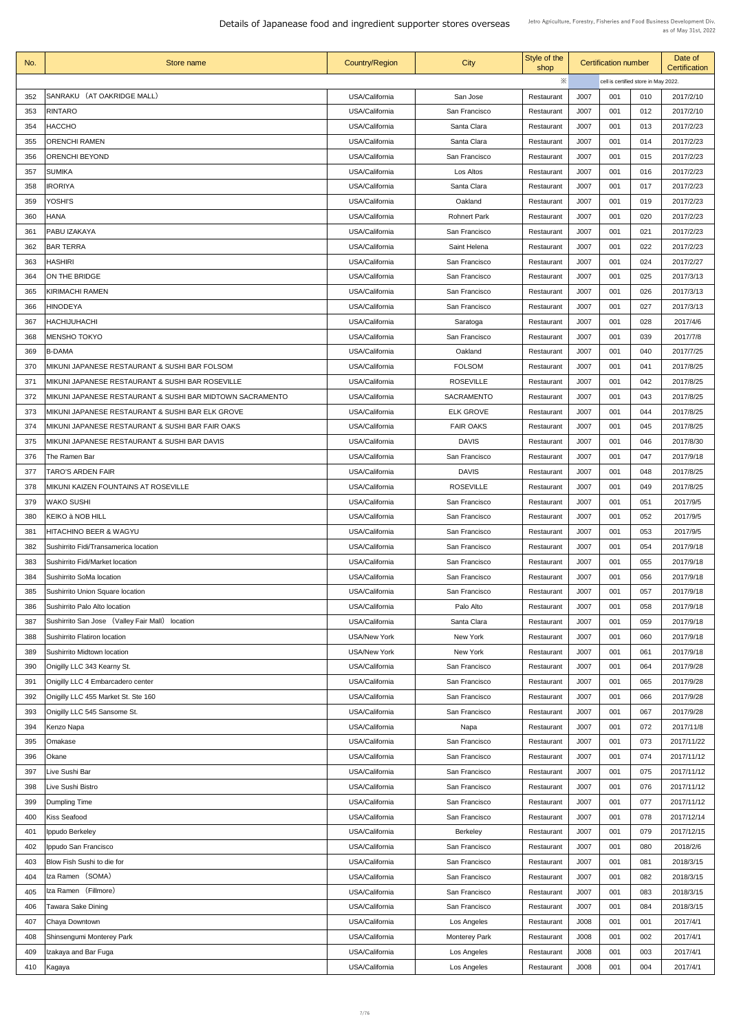# Details of Japanease food and ingredient supporter stores overseas

Jetro Agriculture, Forestry, Fisheries and Food Business Development Div.
as of May 31st, 2022

| No. | Store name | Country/Region | City | Style of the shop | Certification number | | | Date of Certification |
|---|---|---|---|---|---|---|---|---|
| | | | | ※ | cell is certified store in May 2022. | | | |
| 352 | SANRAKU （AT OAKRIDGE MALL） | USA/California | San Jose | Restaurant | J007 | 001 | 010 | 2017/2/10 |
| 353 | RINTARO | USA/California | San Francisco | Restaurant | J007 | 001 | 012 | 2017/2/10 |
| 354 | HACCHO | USA/California | Santa Clara | Restaurant | J007 | 001 | 013 | 2017/2/23 |
| 355 | ORENCHI RAMEN | USA/California | Santa Clara | Restaurant | J007 | 001 | 014 | 2017/2/23 |
| 356 | ORENCHI BEYOND | USA/California | San Francisco | Restaurant | J007 | 001 | 015 | 2017/2/23 |
| 357 | SUMIKA | USA/California | Los Altos | Restaurant | J007 | 001 | 016 | 2017/2/23 |
| 358 | IRORIYA | USA/California | Santa Clara | Restaurant | J007 | 001 | 017 | 2017/2/23 |
| 359 | YOSHI'S | USA/California | Oakland | Restaurant | J007 | 001 | 019 | 2017/2/23 |
| 360 | HANA | USA/California | Rohnert Park | Restaurant | J007 | 001 | 020 | 2017/2/23 |
| 361 | PABU IZAKAYA | USA/California | San Francisco | Restaurant | J007 | 001 | 021 | 2017/2/23 |
| 362 | BAR TERRA | USA/California | Saint Helena | Restaurant | J007 | 001 | 022 | 2017/2/23 |
| 363 | HASHIRI | USA/California | San Francisco | Restaurant | J007 | 001 | 024 | 2017/2/27 |
| 364 | ON THE BRIDGE | USA/California | San Francisco | Restaurant | J007 | 001 | 025 | 2017/3/13 |
| 365 | KIRIMACHI RAMEN | USA/California | San Francisco | Restaurant | J007 | 001 | 026 | 2017/3/13 |
| 366 | HINODEYA | USA/California | San Francisco | Restaurant | J007 | 001 | 027 | 2017/3/13 |
| 367 | HACHIJUHACHI | USA/California | Saratoga | Restaurant | J007 | 001 | 028 | 2017/4/6 |
| 368 | MENSHO TOKYO | USA/California | San Francisco | Restaurant | J007 | 001 | 039 | 2017/7/8 |
| 369 | B-DAMA | USA/California | Oakland | Restaurant | J007 | 001 | 040 | 2017/7/25 |
| 370 | MIKUNI JAPANESE RESTAURANT & SUSHI BAR FOLSOM | USA/California | FOLSOM | Restaurant | J007 | 001 | 041 | 2017/8/25 |
| 371 | MIKUNI JAPANESE RESTAURANT & SUSHI BAR ROSEVILLE | USA/California | ROSEVILLE | Restaurant | J007 | 001 | 042 | 2017/8/25 |
| 372 | MIKUNI JAPANESE RESTAURANT & SUSHI BAR MIDTOWN SACRAMENTO | USA/California | SACRAMENTO | Restaurant | J007 | 001 | 043 | 2017/8/25 |
| 373 | MIKUNI JAPANESE RESTAURANT & SUSHI BAR ELK GROVE | USA/California | ELK GROVE | Restaurant | J007 | 001 | 044 | 2017/8/25 |
| 374 | MIKUNI JAPANESE RESTAURANT & SUSHI BAR FAIR OAKS | USA/California | FAIR OAKS | Restaurant | J007 | 001 | 045 | 2017/8/25 |
| 375 | MIKUNI JAPANESE RESTAURANT & SUSHI BAR DAVIS | USA/California | DAVIS | Restaurant | J007 | 001 | 046 | 2017/8/30 |
| 376 | The Ramen Bar | USA/California | San Francisco | Restaurant | J007 | 001 | 047 | 2017/9/18 |
| 377 | TARO'S ARDEN FAIR | USA/California | DAVIS | Restaurant | J007 | 001 | 048 | 2017/8/25 |
| 378 | MIKUNI KAIZEN FOUNTAINS AT ROSEVILLE | USA/California | ROSEVILLE | Restaurant | J007 | 001 | 049 | 2017/8/25 |
| 379 | WAKO SUSHI | USA/California | San Francisco | Restaurant | J007 | 001 | 051 | 2017/9/5 |
| 380 | KEIKO à NOB HILL | USA/California | San Francisco | Restaurant | J007 | 001 | 052 | 2017/9/5 |
| 381 | HITACHINO BEER & WAGYU | USA/California | San Francisco | Restaurant | J007 | 001 | 053 | 2017/9/5 |
| 382 | Sushirrito Fidi/Transamerica location | USA/California | San Francisco | Restaurant | J007 | 001 | 054 | 2017/9/18 |
| 383 | Sushirrito Fidi/Market location | USA/California | San Francisco | Restaurant | J007 | 001 | 055 | 2017/9/18 |
| 384 | Sushirrito SoMa location | USA/California | San Francisco | Restaurant | J007 | 001 | 056 | 2017/9/18 |
| 385 | Sushirrito Union Square location | USA/California | San Francisco | Restaurant | J007 | 001 | 057 | 2017/9/18 |
| 386 | Sushirrito Palo Alto location | USA/California | Palo Alto | Restaurant | J007 | 001 | 058 | 2017/9/18 |
| 387 | Sushirrito San Jose （Valley Fair Mall） location | USA/California | Santa Clara | Restaurant | J007 | 001 | 059 | 2017/9/18 |
| 388 | Sushirrito Flatiron location | USA/New York | New York | Restaurant | J007 | 001 | 060 | 2017/9/18 |
| 389 | Sushirrito Midtown location | USA/New York | New York | Restaurant | J007 | 001 | 061 | 2017/9/18 |
| 390 | Onigilly LLC 343 Kearny St. | USA/California | San Francisco | Restaurant | J007 | 001 | 064 | 2017/9/28 |
| 391 | Onigilly LLC 4 Embarcadero center | USA/California | San Francisco | Restaurant | J007 | 001 | 065 | 2017/9/28 |
| 392 | Onigilly LLC 455 Market St. Ste 160 | USA/California | San Francisco | Restaurant | J007 | 001 | 066 | 2017/9/28 |
| 393 | Onigilly LLC 545 Sansome St. | USA/California | San Francisco | Restaurant | J007 | 001 | 067 | 2017/9/28 |
| 394 | Kenzo Napa | USA/California | Napa | Restaurant | J007 | 001 | 072 | 2017/11/8 |
| 395 | Omakase | USA/California | San Francisco | Restaurant | J007 | 001 | 073 | 2017/11/22 |
| 396 | Okane | USA/California | San Francisco | Restaurant | J007 | 001 | 074 | 2017/11/12 |
| 397 | Live Sushi Bar | USA/California | San Francisco | Restaurant | J007 | 001 | 075 | 2017/11/12 |
| 398 | Live Sushi Bistro | USA/California | San Francisco | Restaurant | J007 | 001 | 076 | 2017/11/12 |
| 399 | Dumpling Time | USA/California | San Francisco | Restaurant | J007 | 001 | 077 | 2017/11/12 |
| 400 | Kiss Seafood | USA/California | San Francisco | Restaurant | J007 | 001 | 078 | 2017/12/14 |
| 401 | Ippudo Berkeley | USA/California | Berkeley | Restaurant | J007 | 001 | 079 | 2017/12/15 |
| 402 | Ippudo San Francisco | USA/California | San Francisco | Restaurant | J007 | 001 | 080 | 2018/2/6 |
| 403 | Blow Fish Sushi to die for | USA/California | San Francisco | Restaurant | J007 | 001 | 081 | 2018/3/15 |
| 404 | Iza Ramen （SOMA） | USA/California | San Francisco | Restaurant | J007 | 001 | 082 | 2018/3/15 |
| 405 | Iza Ramen （Fillmore） | USA/California | San Francisco | Restaurant | J007 | 001 | 083 | 2018/3/15 |
| 406 | Tawara Sake Dining | USA/California | San Francisco | Restaurant | J007 | 001 | 084 | 2018/3/15 |
| 407 | Chaya Downtown | USA/California | Los Angeles | Restaurant | J008 | 001 | 001 | 2017/4/1 |
| 408 | Shinsengumi Monterey Park | USA/California | Monterey Park | Restaurant | J008 | 001 | 002 | 2017/4/1 |
| 409 | Izakaya and Bar Fuga | USA/California | Los Angeles | Restaurant | J008 | 001 | 003 | 2017/4/1 |
| 410 | Kagaya | USA/California | Los Angeles | Restaurant | J008 | 001 | 004 | 2017/4/1 |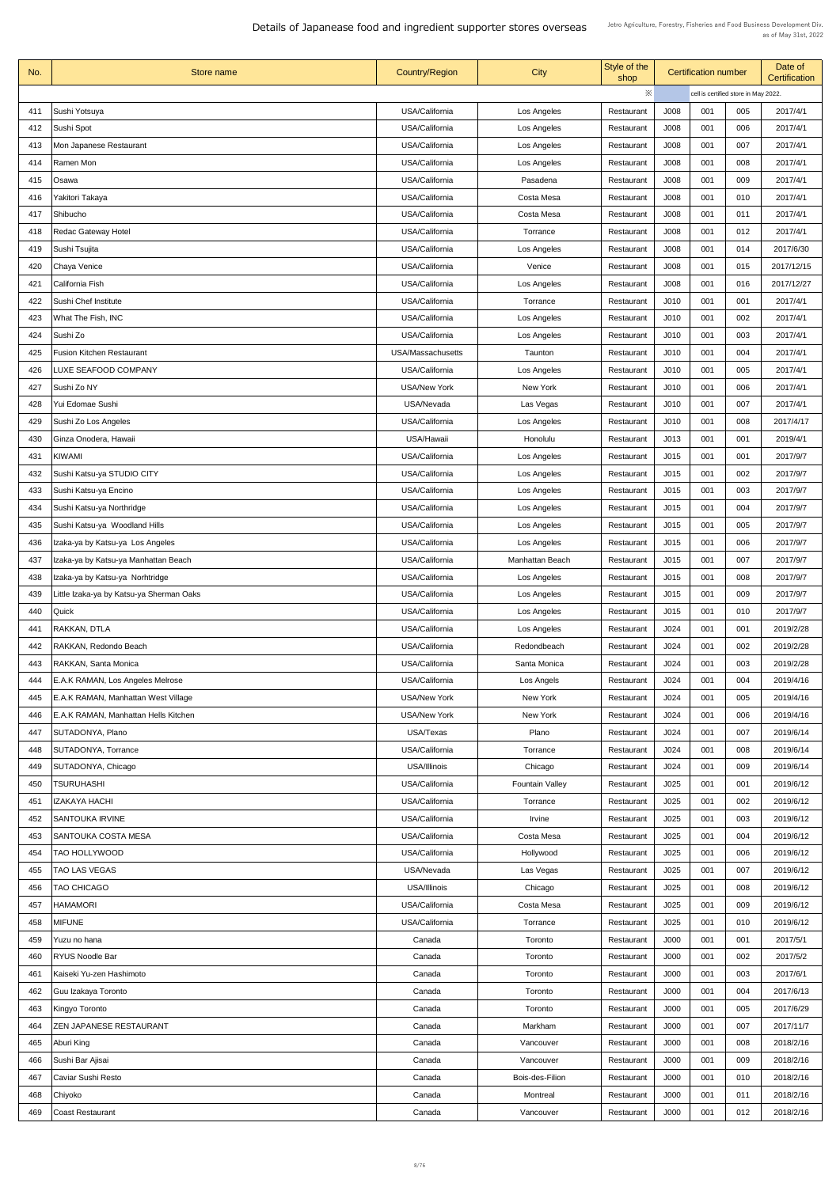# Details of Japanease food and ingredient supporter stores overseas

Jetro Agriculture, Forestry, Fisheries and Food Business Development Div.
as of May 31st, 2022

| No. | Store name | Country/Region | City | Style of the shop | Certification number | | | Date of Certification |
|---|---|---|---|---|---|---|---|---|
| | | | | ※ | cell is certified store in May 2022. | | | |
| 411 | Sushi Yotsuya | USA/California | Los Angeles | Restaurant | J008 | 001 | 005 | 2017/4/1 |
| 412 | Sushi Spot | USA/California | Los Angeles | Restaurant | J008 | 001 | 006 | 2017/4/1 |
| 413 | Mon Japanese Restaurant | USA/California | Los Angeles | Restaurant | J008 | 001 | 007 | 2017/4/1 |
| 414 | Ramen Mon | USA/California | Los Angeles | Restaurant | J008 | 001 | 008 | 2017/4/1 |
| 415 | Osawa | USA/California | Pasadena | Restaurant | J008 | 001 | 009 | 2017/4/1 |
| 416 | Yakitori Takaya | USA/California | Costa Mesa | Restaurant | J008 | 001 | 010 | 2017/4/1 |
| 417 | Shibucho | USA/California | Costa Mesa | Restaurant | J008 | 001 | 011 | 2017/4/1 |
| 418 | Redac Gateway Hotel | USA/California | Torrance | Restaurant | J008 | 001 | 012 | 2017/4/1 |
| 419 | Sushi Tsujita | USA/California | Los Angeles | Restaurant | J008 | 001 | 014 | 2017/6/30 |
| 420 | Chaya Venice | USA/California | Venice | Restaurant | J008 | 001 | 015 | 2017/12/15 |
| 421 | California Fish | USA/California | Los Angeles | Restaurant | J008 | 001 | 016 | 2017/12/27 |
| 422 | Sushi Chef Institute | USA/California | Torrance | Restaurant | J010 | 001 | 001 | 2017/4/1 |
| 423 | What The Fish, INC | USA/California | Los Angeles | Restaurant | J010 | 001 | 002 | 2017/4/1 |
| 424 | Sushi Zo | USA/California | Los Angeles | Restaurant | J010 | 001 | 003 | 2017/4/1 |
| 425 | Fusion Kitchen Restaurant | USA/Massachusetts | Taunton | Restaurant | J010 | 001 | 004 | 2017/4/1 |
| 426 | LUXE SEAFOOD COMPANY | USA/California | Los Angeles | Restaurant | J010 | 001 | 005 | 2017/4/1 |
| 427 | Sushi Zo NY | USA/New York | New York | Restaurant | J010 | 001 | 006 | 2017/4/1 |
| 428 | Yui Edomae Sushi | USA/Nevada | Las Vegas | Restaurant | J010 | 001 | 007 | 2017/4/1 |
| 429 | Sushi Zo Los Angeles | USA/California | Los Angeles | Restaurant | J010 | 001 | 008 | 2017/4/17 |
| 430 | Ginza Onodera, Hawaii | USA/Hawaii | Honolulu | Restaurant | J013 | 001 | 001 | 2019/4/1 |
| 431 | KIWAMI | USA/California | Los Angeles | Restaurant | J015 | 001 | 001 | 2017/9/7 |
| 432 | Sushi Katsu-ya STUDIO CITY | USA/California | Los Angeles | Restaurant | J015 | 001 | 002 | 2017/9/7 |
| 433 | Sushi Katsu-ya Encino | USA/California | Los Angeles | Restaurant | J015 | 001 | 003 | 2017/9/7 |
| 434 | Sushi Katsu-ya Northridge | USA/California | Los Angeles | Restaurant | J015 | 001 | 004 | 2017/9/7 |
| 435 | Sushi Katsu-ya Woodland Hills | USA/California | Los Angeles | Restaurant | J015 | 001 | 005 | 2017/9/7 |
| 436 | Izaka-ya by Katsu-ya Los Angeles | USA/California | Los Angeles | Restaurant | J015 | 001 | 006 | 2017/9/7 |
| 437 | Izaka-ya by Katsu-ya Manhattan Beach | USA/California | Manhattan Beach | Restaurant | J015 | 001 | 007 | 2017/9/7 |
| 438 | Izaka-ya by Katsu-ya Norhtridge | USA/California | Los Angeles | Restaurant | J015 | 001 | 008 | 2017/9/7 |
| 439 | Little Izaka-ya by Katsu-ya Sherman Oaks | USA/California | Los Angeles | Restaurant | J015 | 001 | 009 | 2017/9/7 |
| 440 | Quick | USA/California | Los Angeles | Restaurant | J015 | 001 | 010 | 2017/9/7 |
| 441 | RAKKAN, DTLA | USA/California | Los Angeles | Restaurant | J024 | 001 | 001 | 2019/2/28 |
| 442 | RAKKAN, Redondo Beach | USA/California | Redondbeach | Restaurant | J024 | 001 | 002 | 2019/2/28 |
| 443 | RAKKAN, Santa Monica | USA/California | Santa Monica | Restaurant | J024 | 001 | 003 | 2019/2/28 |
| 444 | E.A.K RAMAN, Los Angeles Melrose | USA/California | Los Angels | Restaurant | J024 | 001 | 004 | 2019/4/16 |
| 445 | E.A.K RAMAN, Manhattan West Village | USA/New York | New York | Restaurant | J024 | 001 | 005 | 2019/4/16 |
| 446 | E.A.K RAMAN, Manhattan Hells Kitchen | USA/New York | New York | Restaurant | J024 | 001 | 006 | 2019/4/16 |
| 447 | SUTADONYA, Plano | USA/Texas | Plano | Restaurant | J024 | 001 | 007 | 2019/6/14 |
| 448 | SUTADONYA, Torrance | USA/California | Torrance | Restaurant | J024 | 001 | 008 | 2019/6/14 |
| 449 | SUTADONYA, Chicago | USA/Illinois | Chicago | Restaurant | J024 | 001 | 009 | 2019/6/14 |
| 450 | TSURUHASHI | USA/California | Fountain Valley | Restaurant | J025 | 001 | 001 | 2019/6/12 |
| 451 | IZAKAYA HACHI | USA/California | Torrance | Restaurant | J025 | 001 | 002 | 2019/6/12 |
| 452 | SANTOUKA IRVINE | USA/California | Irvine | Restaurant | J025 | 001 | 003 | 2019/6/12 |
| 453 | SANTOUKA COSTA MESA | USA/California | Costa Mesa | Restaurant | J025 | 001 | 004 | 2019/6/12 |
| 454 | TAO HOLLYWOOD | USA/California | Hollywood | Restaurant | J025 | 001 | 006 | 2019/6/12 |
| 455 | TAO LAS VEGAS | USA/Nevada | Las Vegas | Restaurant | J025 | 001 | 007 | 2019/6/12 |
| 456 | TAO CHICAGO | USA/Illinois | Chicago | Restaurant | J025 | 001 | 008 | 2019/6/12 |
| 457 | HAMAMORI | USA/California | Costa Mesa | Restaurant | J025 | 001 | 009 | 2019/6/12 |
| 458 | MIFUNE | USA/California | Torrance | Restaurant | J025 | 001 | 010 | 2019/6/12 |
| 459 | Yuzu no hana | Canada | Toronto | Restaurant | J000 | 001 | 001 | 2017/5/1 |
| 460 | RYUS Noodle Bar | Canada | Toronto | Restaurant | J000 | 001 | 002 | 2017/5/2 |
| 461 | Kaiseki Yu-zen Hashimoto | Canada | Toronto | Restaurant | J000 | 001 | 003 | 2017/6/1 |
| 462 | Guu Izakaya Toronto | Canada | Toronto | Restaurant | J000 | 001 | 004 | 2017/6/13 |
| 463 | Kingyo Toronto | Canada | Toronto | Restaurant | J000 | 001 | 005 | 2017/6/29 |
| 464 | ZEN JAPANESE RESTAURANT | Canada | Markham | Restaurant | J000 | 001 | 007 | 2017/11/7 |
| 465 | Aburi King | Canada | Vancouver | Restaurant | J000 | 001 | 008 | 2018/2/16 |
| 466 | Sushi Bar Ajisai | Canada | Vancouver | Restaurant | J000 | 001 | 009 | 2018/2/16 |
| 467 | Caviar Sushi Resto | Canada | Bois-des-Filion | Restaurant | J000 | 001 | 010 | 2018/2/16 |
| 468 | Chiyoko | Canada | Montreal | Restaurant | J000 | 001 | 011 | 2018/2/16 |
| 469 | Coast Restaurant | Canada | Vancouver | Restaurant | J000 | 001 | 012 | 2018/2/16 |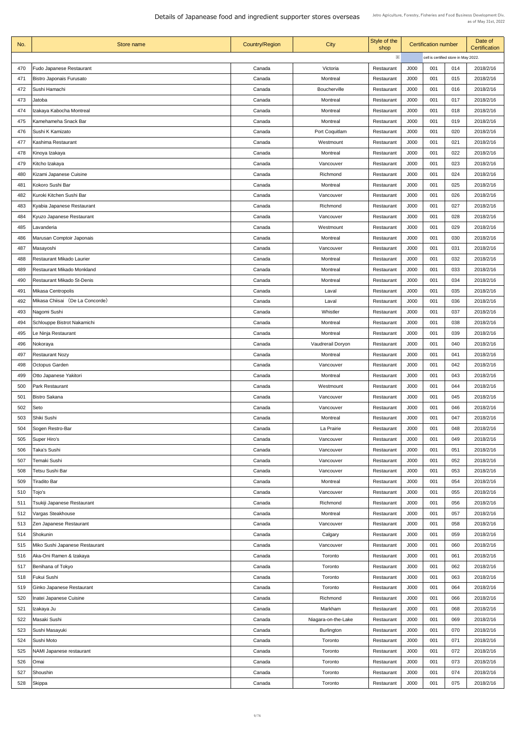# Details of Japanease food and ingredient supporter stores overseas

Jetro Agriculture, Forestry, Fisheries and Food Business Development Div.
as of May 31st, 2022

| No. | Store name | Country/Region | City | Style of the shop | Certification number | | | Date of Certification |
|---|---|---|---|---|---|---|---|---|
| | | | | ※ | | cell is certified store in May 2022. | | |
| 470 | Fudo Japanese Restaurant | Canada | Victoria | Restaurant | J000 | 001 | 014 | 2018/2/16 |
| 471 | Bistro Japonais Furusato | Canada | Montreal | Restaurant | J000 | 001 | 015 | 2018/2/16 |
| 472 | Sushi Hamachi | Canada | Boucherville | Restaurant | J000 | 001 | 016 | 2018/2/16 |
| 473 | Jatoba | Canada | Montreal | Restaurant | J000 | 001 | 017 | 2018/2/16 |
| 474 | Izakaya Kabocha Montreal | Canada | Montreal | Restaurant | J000 | 001 | 018 | 2018/2/16 |
| 475 | Kamehameha Snack Bar | Canada | Montreal | Restaurant | J000 | 001 | 019 | 2018/2/16 |
| 476 | Sushi K Kamizato | Canada | Port Coquitlam | Restaurant | J000 | 001 | 020 | 2018/2/16 |
| 477 | Kashima Restaurant | Canada | Westmount | Restaurant | J000 | 001 | 021 | 2018/2/16 |
| 478 | Kinoya Izakaya | Canada | Montreal | Restaurant | J000 | 001 | 022 | 2018/2/16 |
| 479 | Kitcho Izakaya | Canada | Vancouver | Restaurant | J000 | 001 | 023 | 2018/2/16 |
| 480 | Kizami Japanese Cuisine | Canada | Richmond | Restaurant | J000 | 001 | 024 | 2018/2/16 |
| 481 | Kokoro Sushi Bar | Canada | Montreal | Restaurant | J000 | 001 | 025 | 2018/2/16 |
| 482 | Kuroki Kitchen Sushi Bar | Canada | Vancouver | Restaurant | J000 | 001 | 026 | 2018/2/16 |
| 483 | Kyabia Japanese Restaurant | Canada | Richmond | Restaurant | J000 | 001 | 027 | 2018/2/16 |
| 484 | Kyuzo Japanese Restaurant | Canada | Vancouver | Restaurant | J000 | 001 | 028 | 2018/2/16 |
| 485 | Lavanderia | Canada | Westmount | Restaurant | J000 | 001 | 029 | 2018/2/16 |
| 486 | Marusan Comptoir Japonais | Canada | Montreal | Restaurant | J000 | 001 | 030 | 2018/2/16 |
| 487 | Masayoshi | Canada | Vancouver | Restaurant | J000 | 001 | 031 | 2018/2/16 |
| 488 | Restaurant Mikado Laurier | Canada | Montreal | Restaurant | J000 | 001 | 032 | 2018/2/16 |
| 489 | Restaurant Mikado Monkland | Canada | Montreal | Restaurant | J000 | 001 | 033 | 2018/2/16 |
| 490 | Restaurant Mikado St-Denis | Canada | Montreal | Restaurant | J000 | 001 | 034 | 2018/2/16 |
| 491 | Mikasa Centropolis | Canada | Laval | Restaurant | J000 | 001 | 035 | 2018/2/16 |
| 492 | Mikasa Chiisai （De La Concorde） | Canada | Laval | Restaurant | J000 | 001 | 036 | 2018/2/16 |
| 493 | Nagomi Sushi | Canada | Whistler | Restaurant | J000 | 001 | 037 | 2018/2/16 |
| 494 | Schlouppe Bistrot Nakamichi | Canada | Montreal | Restaurant | J000 | 001 | 038 | 2018/2/16 |
| 495 | Le Ninja Restaurant | Canada | Montreal | Restaurant | J000 | 001 | 039 | 2018/2/16 |
| 496 | Nokoraya | Canada | Vaudrerail Doryon | Restaurant | J000 | 001 | 040 | 2018/2/16 |
| 497 | Restaurant Nozy | Canada | Montreal | Restaurant | J000 | 001 | 041 | 2018/2/16 |
| 498 | Octopus Garden | Canada | Vancouver | Restaurant | J000 | 001 | 042 | 2018/2/16 |
| 499 | Otto Japanese Yakitori | Canada | Montreal | Restaurant | J000 | 001 | 043 | 2018/2/16 |
| 500 | Park Restaurant | Canada | Westmount | Restaurant | J000 | 001 | 044 | 2018/2/16 |
| 501 | Bistro Sakana | Canada | Vancouver | Restaurant | J000 | 001 | 045 | 2018/2/16 |
| 502 | Seto | Canada | Vancouver | Restaurant | J000 | 001 | 046 | 2018/2/16 |
| 503 | Shiki Sushi | Canada | Montreal | Restaurant | J000 | 001 | 047 | 2018/2/16 |
| 504 | Sogen Restro-Bar | Canada | La Prairie | Restaurant | J000 | 001 | 048 | 2018/2/16 |
| 505 | Super Hiro's | Canada | Vancouver | Restaurant | J000 | 001 | 049 | 2018/2/16 |
| 506 | Taka's Sushi | Canada | Vancouver | Restaurant | J000 | 001 | 051 | 2018/2/16 |
| 507 | Temaki Sushi | Canada | Vancouver | Restaurant | J000 | 001 | 052 | 2018/2/16 |
| 508 | Tetsu Sushi Bar | Canada | Vancouver | Restaurant | J000 | 001 | 053 | 2018/2/16 |
| 509 | Tiradito Bar | Canada | Montreal | Restaurant | J000 | 001 | 054 | 2018/2/16 |
| 510 | Tojo's | Canada | Vancouver | Restaurant | J000 | 001 | 055 | 2018/2/16 |
| 511 | Tsukiji Japanese Restaurant | Canada | Richmond | Restaurant | J000 | 001 | 056 | 2018/2/16 |
| 512 | Vargas Steakhouse | Canada | Montreal | Restaurant | J000 | 001 | 057 | 2018/2/16 |
| 513 | Zen Japanese Restaurant | Canada | Vancouver | Restaurant | J000 | 001 | 058 | 2018/2/16 |
| 514 | Shokunin | Canada | Calgary | Restaurant | J000 | 001 | 059 | 2018/2/16 |
| 515 | Miko Sushi Japanese Restaurant | Canada | Vancouver | Restaurant | J000 | 001 | 060 | 2018/2/16 |
| 516 | Aka-Oni Ramen & Izakaya | Canada | Toronto | Restaurant | J000 | 001 | 061 | 2018/2/16 |
| 517 | Benihana of Tokyo | Canada | Toronto | Restaurant | J000 | 001 | 062 | 2018/2/16 |
| 518 | Fukui Sushi | Canada | Toronto | Restaurant | J000 | 001 | 063 | 2018/2/16 |
| 519 | Ginko Japanese Restaurant | Canada | Toronto | Restaurant | J000 | 001 | 064 | 2018/2/16 |
| 520 | Inatei Japanese Cuisine | Canada | Richmond | Restaurant | J000 | 001 | 066 | 2018/2/16 |
| 521 | Izakaya Ju | Canada | Markham | Restaurant | J000 | 001 | 068 | 2018/2/16 |
| 522 | Masaki Sushi | Canada | Niagara-on-the-Lake | Restaurant | J000 | 001 | 069 | 2018/2/16 |
| 523 | Sushi Masayuki | Canada | Burlington | Restaurant | J000 | 001 | 070 | 2018/2/16 |
| 524 | Sushi Moto | Canada | Toronto | Restaurant | J000 | 001 | 071 | 2018/2/16 |
| 525 | NAMI Japanese restaurant | Canada | Toronto | Restaurant | J000 | 001 | 072 | 2018/2/16 |
| 526 | Omai | Canada | Toronto | Restaurant | J000 | 001 | 073 | 2018/2/16 |
| 527 | Shoushin | Canada | Toronto | Restaurant | J000 | 001 | 074 | 2018/2/16 |
| 528 | Skippa | Canada | Toronto | Restaurant | J000 | 001 | 075 | 2018/2/16 |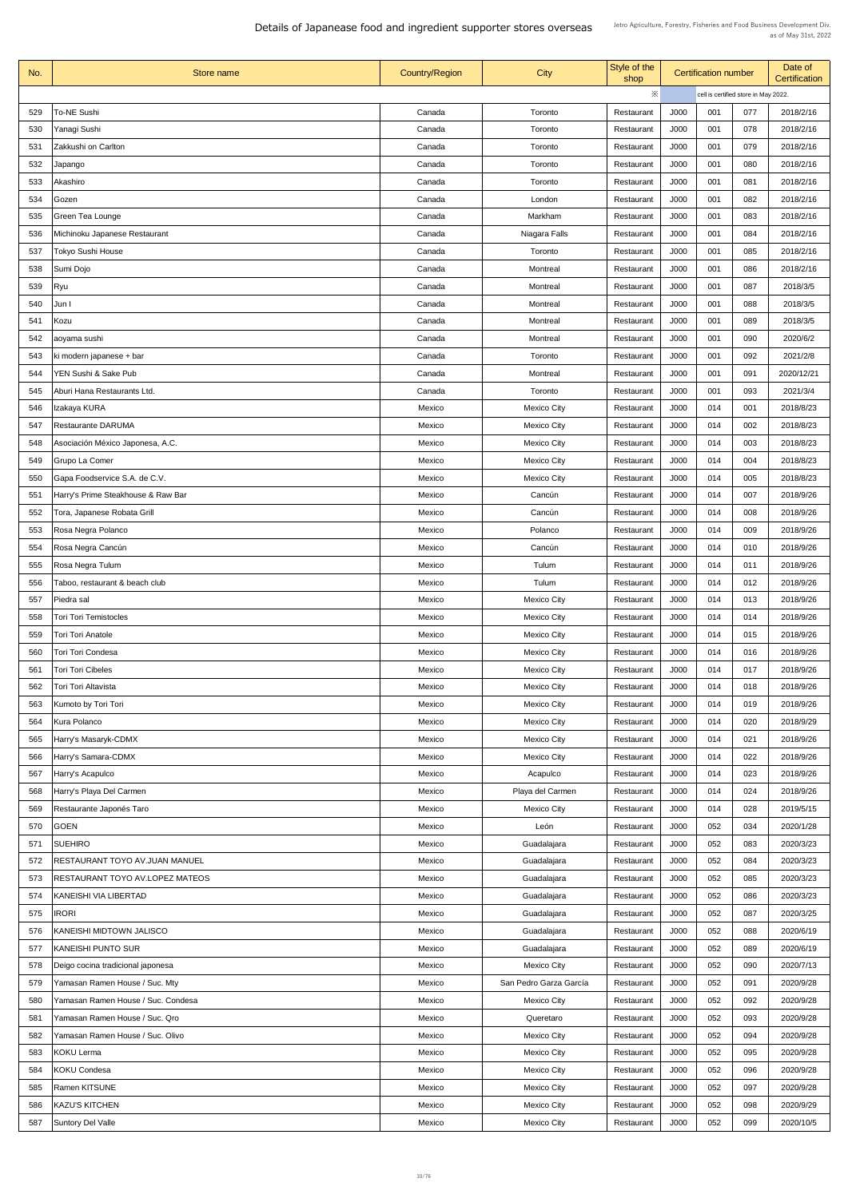# Details of Japanease food and ingredient supporter stores overseas

Jetro Agriculture, Forestry, Fisheries and Food Business Development Div.
as of May 31st, 2022

| No. | Store name | Country/Region | City | Style of the shop | Certification number | | | Date of Certification |
|---|---|---|---|---|---|---|---|---|
| | | | | ※ | cell is certified store in May 2022. | | | |
| 529 | To-NE Sushi | Canada | Toronto | Restaurant | J000 | 001 | 077 | 2018/2/16 |
| 530 | Yanagi Sushi | Canada | Toronto | Restaurant | J000 | 001 | 078 | 2018/2/16 |
| 531 | Zakkushi on Carlton | Canada | Toronto | Restaurant | J000 | 001 | 079 | 2018/2/16 |
| 532 | Japango | Canada | Toronto | Restaurant | J000 | 001 | 080 | 2018/2/16 |
| 533 | Akashiro | Canada | Toronto | Restaurant | J000 | 001 | 081 | 2018/2/16 |
| 534 | Gozen | Canada | London | Restaurant | J000 | 001 | 082 | 2018/2/16 |
| 535 | Green Tea Lounge | Canada | Markham | Restaurant | J000 | 001 | 083 | 2018/2/16 |
| 536 | Michinoku Japanese Restaurant | Canada | Niagara Falls | Restaurant | J000 | 001 | 084 | 2018/2/16 |
| 537 | Tokyo Sushi House | Canada | Toronto | Restaurant | J000 | 001 | 085 | 2018/2/16 |
| 538 | Sumi Dojo | Canada | Montreal | Restaurant | J000 | 001 | 086 | 2018/2/16 |
| 539 | Ryu | Canada | Montreal | Restaurant | J000 | 001 | 087 | 2018/3/5 |
| 540 | Jun I | Canada | Montreal | Restaurant | J000 | 001 | 088 | 2018/3/5 |
| 541 | Kozu | Canada | Montreal | Restaurant | J000 | 001 | 089 | 2018/3/5 |
| 542 | aoyama sushi | Canada | Montreal | Restaurant | J000 | 001 | 090 | 2020/6/2 |
| 543 | ki modern japanese + bar | Canada | Toronto | Restaurant | J000 | 001 | 092 | 2021/2/8 |
| 544 | YEN Sushi & Sake Pub | Canada | Montreal | Restaurant | J000 | 001 | 091 | 2020/12/21 |
| 545 | Aburi Hana Restaurants Ltd. | Canada | Toronto | Restaurant | J000 | 001 | 093 | 2021/3/4 |
| 546 | Izakaya KURA | Mexico | Mexico City | Restaurant | J000 | 014 | 001 | 2018/8/23 |
| 547 | Restaurante DARUMA | Mexico | Mexico City | Restaurant | J000 | 014 | 002 | 2018/8/23 |
| 548 | Asociación México Japonesa, A.C. | Mexico | Mexico City | Restaurant | J000 | 014 | 003 | 2018/8/23 |
| 549 | Grupo La Comer | Mexico | Mexico City | Restaurant | J000 | 014 | 004 | 2018/8/23 |
| 550 | Gapa Foodservice S.A. de C.V. | Mexico | Mexico City | Restaurant | J000 | 014 | 005 | 2018/8/23 |
| 551 | Harry's Prime Steakhouse & Raw Bar | Mexico | Cancún | Restaurant | J000 | 014 | 007 | 2018/9/26 |
| 552 | Tora, Japanese Robata Grill | Mexico | Cancún | Restaurant | J000 | 014 | 008 | 2018/9/26 |
| 553 | Rosa Negra Polanco | Mexico | Polanco | Restaurant | J000 | 014 | 009 | 2018/9/26 |
| 554 | Rosa Negra Cancún | Mexico | Cancún | Restaurant | J000 | 014 | 010 | 2018/9/26 |
| 555 | Rosa Negra Tulum | Mexico | Tulum | Restaurant | J000 | 014 | 011 | 2018/9/26 |
| 556 | Taboo, restaurant & beach club | Mexico | Tulum | Restaurant | J000 | 014 | 012 | 2018/9/26 |
| 557 | Piedra sal | Mexico | Mexico City | Restaurant | J000 | 014 | 013 | 2018/9/26 |
| 558 | Tori Tori Temistocles | Mexico | Mexico City | Restaurant | J000 | 014 | 014 | 2018/9/26 |
| 559 | Tori Tori Anatole | Mexico | Mexico City | Restaurant | J000 | 014 | 015 | 2018/9/26 |
| 560 | Tori Tori Condesa | Mexico | Mexico City | Restaurant | J000 | 014 | 016 | 2018/9/26 |
| 561 | Tori Tori Cibeles | Mexico | Mexico City | Restaurant | J000 | 014 | 017 | 2018/9/26 |
| 562 | Tori Tori Altavista | Mexico | Mexico City | Restaurant | J000 | 014 | 018 | 2018/9/26 |
| 563 | Kumoto by Tori Tori | Mexico | Mexico City | Restaurant | J000 | 014 | 019 | 2018/9/26 |
| 564 | Kura Polanco | Mexico | Mexico City | Restaurant | J000 | 014 | 020 | 2018/9/29 |
| 565 | Harry's Masaryk-CDMX | Mexico | Mexico City | Restaurant | J000 | 014 | 021 | 2018/9/26 |
| 566 | Harry's Samara-CDMX | Mexico | Mexico City | Restaurant | J000 | 014 | 022 | 2018/9/26 |
| 567 | Harry's Acapulco | Mexico | Acapulco | Restaurant | J000 | 014 | 023 | 2018/9/26 |
| 568 | Harry's Playa Del Carmen | Mexico | Playa del Carmen | Restaurant | J000 | 014 | 024 | 2018/9/26 |
| 569 | Restaurante Japonés Taro | Mexico | Mexico City | Restaurant | J000 | 014 | 028 | 2019/5/15 |
| 570 | GOEN | Mexico | León | Restaurant | J000 | 052 | 034 | 2020/1/28 |
| 571 | SUEHIRO | Mexico | Guadalajara | Restaurant | J000 | 052 | 083 | 2020/3/23 |
| 572 | RESTAURANT TOYO AV.JUAN MANUEL | Mexico | Guadalajara | Restaurant | J000 | 052 | 084 | 2020/3/23 |
| 573 | RESTAURANT TOYO AV.LOPEZ MATEOS | Mexico | Guadalajara | Restaurant | J000 | 052 | 085 | 2020/3/23 |
| 574 | KANEISHI VIA LIBERTAD | Mexico | Guadalajara | Restaurant | J000 | 052 | 086 | 2020/3/23 |
| 575 | IRORI | Mexico | Guadalajara | Restaurant | J000 | 052 | 087 | 2020/3/25 |
| 576 | KANEISHI MIDTOWN JALISCO | Mexico | Guadalajara | Restaurant | J000 | 052 | 088 | 2020/6/19 |
| 577 | KANEISHI PUNTO SUR | Mexico | Guadalajara | Restaurant | J000 | 052 | 089 | 2020/6/19 |
| 578 | Deigo cocina tradicional japonesa | Mexico | Mexico City | Restaurant | J000 | 052 | 090 | 2020/7/13 |
| 579 | Yamasan Ramen House / Suc. Mty | Mexico | San Pedro Garza García | Restaurant | J000 | 052 | 091 | 2020/9/28 |
| 580 | Yamasan Ramen House / Suc. Condesa | Mexico | Mexico City | Restaurant | J000 | 052 | 092 | 2020/9/28 |
| 581 | Yamasan Ramen House / Suc. Qro | Mexico | Queretaro | Restaurant | J000 | 052 | 093 | 2020/9/28 |
| 582 | Yamasan Ramen House / Suc. Olivo | Mexico | Mexico City | Restaurant | J000 | 052 | 094 | 2020/9/28 |
| 583 | KOKU Lerma | Mexico | Mexico City | Restaurant | J000 | 052 | 095 | 2020/9/28 |
| 584 | KOKU Condesa | Mexico | Mexico City | Restaurant | J000 | 052 | 096 | 2020/9/28 |
| 585 | Ramen KITSUNE | Mexico | Mexico City | Restaurant | J000 | 052 | 097 | 2020/9/28 |
| 586 | KAZU'S KITCHEN | Mexico | Mexico City | Restaurant | J000 | 052 | 098 | 2020/9/29 |
| 587 | Suntory Del Valle | Mexico | Mexico City | Restaurant | J000 | 052 | 099 | 2020/10/5 |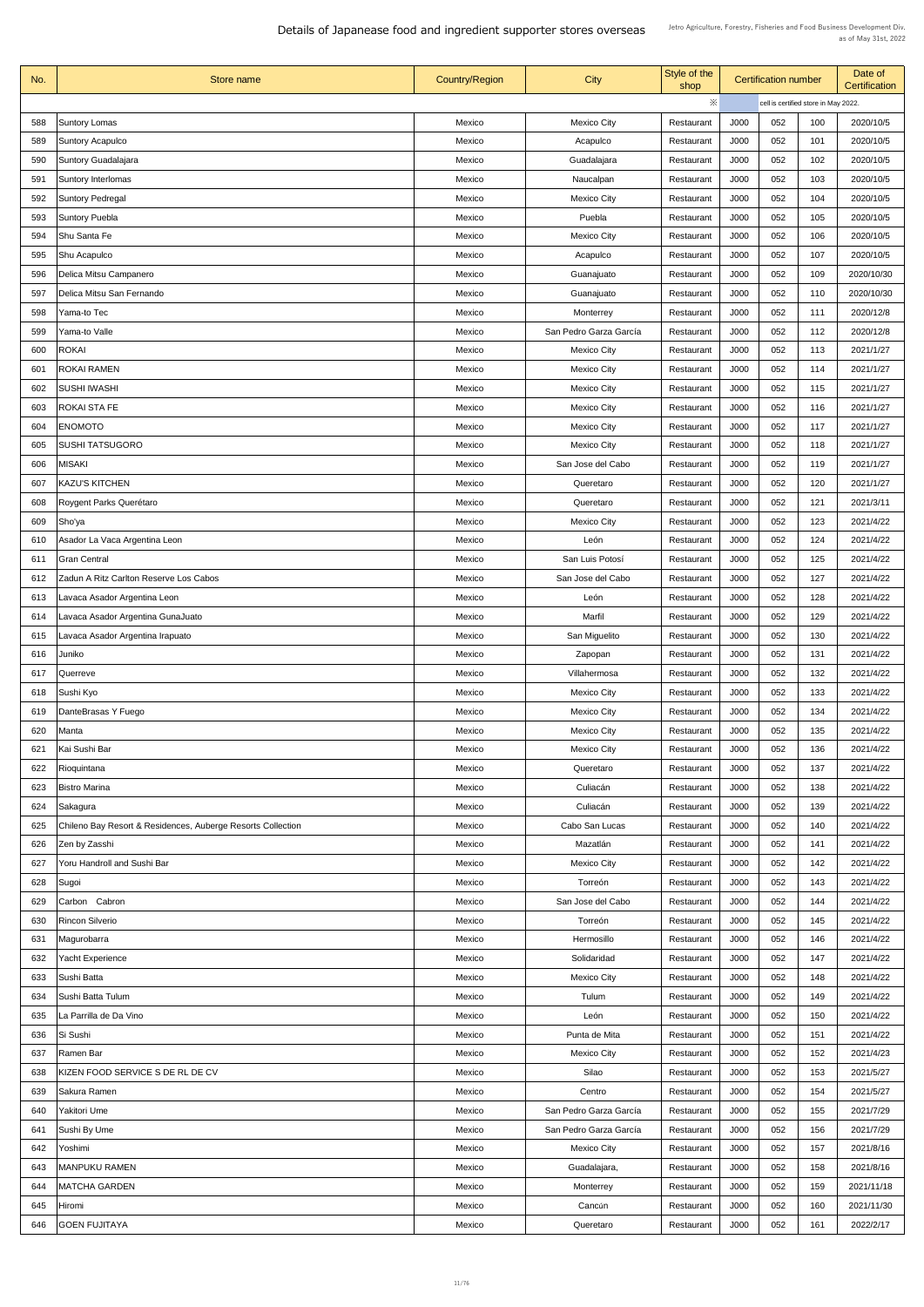# Details of Japanease food and ingredient supporter stores overseas

Jetro Agriculture, Forestry, Fisheries and Food Business Development Div.
as of May 31st, 2022

| No. | Store name | Country/Region | City | Style of the shop | Certification number | | | Date of Certification |
|---|---|---|---|---|---|---|---|---|
| | | | | ※ | cell is certified store in May 2022. | | | |
| 588 | Suntory Lomas | Mexico | Mexico City | Restaurant | J000 | 052 | 100 | 2020/10/5 |
| 589 | Suntory Acapulco | Mexico | Acapulco | Restaurant | J000 | 052 | 101 | 2020/10/5 |
| 590 | Suntory Guadalajara | Mexico | Guadalajara | Restaurant | J000 | 052 | 102 | 2020/10/5 |
| 591 | Suntory Interlomas | Mexico | Naucalpan | Restaurant | J000 | 052 | 103 | 2020/10/5 |
| 592 | Suntory Pedregal | Mexico | Mexico City | Restaurant | J000 | 052 | 104 | 2020/10/5 |
| 593 | Suntory Puebla | Mexico | Puebla | Restaurant | J000 | 052 | 105 | 2020/10/5 |
| 594 | Shu Santa Fe | Mexico | Mexico City | Restaurant | J000 | 052 | 106 | 2020/10/5 |
| 595 | Shu Acapulco | Mexico | Acapulco | Restaurant | J000 | 052 | 107 | 2020/10/5 |
| 596 | Delica Mitsu Campanero | Mexico | Guanajuato | Restaurant | J000 | 052 | 109 | 2020/10/30 |
| 597 | Delica Mitsu San Fernando | Mexico | Guanajuato | Restaurant | J000 | 052 | 110 | 2020/10/30 |
| 598 | Yama-to Tec | Mexico | Monterrey | Restaurant | J000 | 052 | 111 | 2020/12/8 |
| 599 | Yama-to Valle | Mexico | San Pedro Garza García | Restaurant | J000 | 052 | 112 | 2020/12/8 |
| 600 | ROKAI | Mexico | Mexico City | Restaurant | J000 | 052 | 113 | 2021/1/27 |
| 601 | ROKAI RAMEN | Mexico | Mexico City | Restaurant | J000 | 052 | 114 | 2021/1/27 |
| 602 | SUSHI IWASHI | Mexico | Mexico City | Restaurant | J000 | 052 | 115 | 2021/1/27 |
| 603 | ROKAI STA FE | Mexico | Mexico City | Restaurant | J000 | 052 | 116 | 2021/1/27 |
| 604 | ENOMOTO | Mexico | Mexico City | Restaurant | J000 | 052 | 117 | 2021/1/27 |
| 605 | SUSHI TATSUGORO | Mexico | Mexico City | Restaurant | J000 | 052 | 118 | 2021/1/27 |
| 606 | MISAKI | Mexico | San Jose del Cabo | Restaurant | J000 | 052 | 119 | 2021/1/27 |
| 607 | KAZU'S KITCHEN | Mexico | Queretaro | Restaurant | J000 | 052 | 120 | 2021/1/27 |
| 608 | Roygent Parks Querétaro | Mexico | Queretaro | Restaurant | J000 | 052 | 121 | 2021/3/11 |
| 609 | Sho'ya | Mexico | Mexico City | Restaurant | J000 | 052 | 123 | 2021/4/22 |
| 610 | Asador La Vaca Argentina Leon | Mexico | León | Restaurant | J000 | 052 | 124 | 2021/4/22 |
| 611 | Gran Central | Mexico | San Luis Potosí | Restaurant | J000 | 052 | 125 | 2021/4/22 |
| 612 | Zadun A Ritz Carlton Reserve Los Cabos | Mexico | San Jose del Cabo | Restaurant | J000 | 052 | 127 | 2021/4/22 |
| 613 | Lavaca Asador Argentina Leon | Mexico | León | Restaurant | J000 | 052 | 128 | 2021/4/22 |
| 614 | Lavaca Asador Argentina GunaJuato | Mexico | Marfil | Restaurant | J000 | 052 | 129 | 2021/4/22 |
| 615 | Lavaca Asador Argentina Irapuato | Mexico | San Miguelito | Restaurant | J000 | 052 | 130 | 2021/4/22 |
| 616 | Juniko | Mexico | Zapopan | Restaurant | J000 | 052 | 131 | 2021/4/22 |
| 617 | Querreve | Mexico | Villahermosa | Restaurant | J000 | 052 | 132 | 2021/4/22 |
| 618 | Sushi Kyo | Mexico | Mexico City | Restaurant | J000 | 052 | 133 | 2021/4/22 |
| 619 | DanteBrasas Y Fuego | Mexico | Mexico City | Restaurant | J000 | 052 | 134 | 2021/4/22 |
| 620 | Manta | Mexico | Mexico City | Restaurant | J000 | 052 | 135 | 2021/4/22 |
| 621 | Kai Sushi Bar | Mexico | Mexico City | Restaurant | J000 | 052 | 136 | 2021/4/22 |
| 622 | Rioquintana | Mexico | Queretaro | Restaurant | J000 | 052 | 137 | 2021/4/22 |
| 623 | Bistro Marina | Mexico | Culiacán | Restaurant | J000 | 052 | 138 | 2021/4/22 |
| 624 | Sakagura | Mexico | Culiacán | Restaurant | J000 | 052 | 139 | 2021/4/22 |
| 625 | Chileno Bay Resort & Residences, Auberge Resorts Collection | Mexico | Cabo San Lucas | Restaurant | J000 | 052 | 140 | 2021/4/22 |
| 626 | Zen by Zasshi | Mexico | Mazatlán | Restaurant | J000 | 052 | 141 | 2021/4/22 |
| 627 | Yoru Handroll and Sushi Bar | Mexico | Mexico City | Restaurant | J000 | 052 | 142 | 2021/4/22 |
| 628 | Sugoi | Mexico | Torreón | Restaurant | J000 | 052 | 143 | 2021/4/22 |
| 629 | Carbon Cabron | Mexico | San Jose del Cabo | Restaurant | J000 | 052 | 144 | 2021/4/22 |
| 630 | Rincon Silverio | Mexico | Torreón | Restaurant | J000 | 052 | 145 | 2021/4/22 |
| 631 | Magurobarra | Mexico | Hermosillo | Restaurant | J000 | 052 | 146 | 2021/4/22 |
| 632 | Yacht Experience | Mexico | Solidaridad | Restaurant | J000 | 052 | 147 | 2021/4/22 |
| 633 | Sushi Batta | Mexico | Mexico City | Restaurant | J000 | 052 | 148 | 2021/4/22 |
| 634 | Sushi Batta Tulum | Mexico | Tulum | Restaurant | J000 | 052 | 149 | 2021/4/22 |
| 635 | La Parrilla de Da Vino | Mexico | León | Restaurant | J000 | 052 | 150 | 2021/4/22 |
| 636 | Si Sushi | Mexico | Punta de Mita | Restaurant | J000 | 052 | 151 | 2021/4/22 |
| 637 | Ramen Bar | Mexico | Mexico City | Restaurant | J000 | 052 | 152 | 2021/4/23 |
| 638 | KIZEN FOOD SERVICE S DE RL DE CV | Mexico | Silao | Restaurant | J000 | 052 | 153 | 2021/5/27 |
| 639 | Sakura Ramen | Mexico | Centro | Restaurant | J000 | 052 | 154 | 2021/5/27 |
| 640 | Yakitori Ume | Mexico | San Pedro Garza García | Restaurant | J000 | 052 | 155 | 2021/7/29 |
| 641 | Sushi By Ume | Mexico | San Pedro Garza García | Restaurant | J000 | 052 | 156 | 2021/7/29 |
| 642 | Yoshimi | Mexico | Mexico City | Restaurant | J000 | 052 | 157 | 2021/8/16 |
| 643 | MANPUKU RAMEN | Mexico | Guadalajara, | Restaurant | J000 | 052 | 158 | 2021/8/16 |
| 644 | MATCHA GARDEN | Mexico | Monterrey | Restaurant | J000 | 052 | 159 | 2021/11/18 |
| 645 | Hiromi | Mexico | Cancún | Restaurant | J000 | 052 | 160 | 2021/11/30 |
| 646 | GOEN FUJITAYA | Mexico | Queretaro | Restaurant | J000 | 052 | 161 | 2022/2/17 |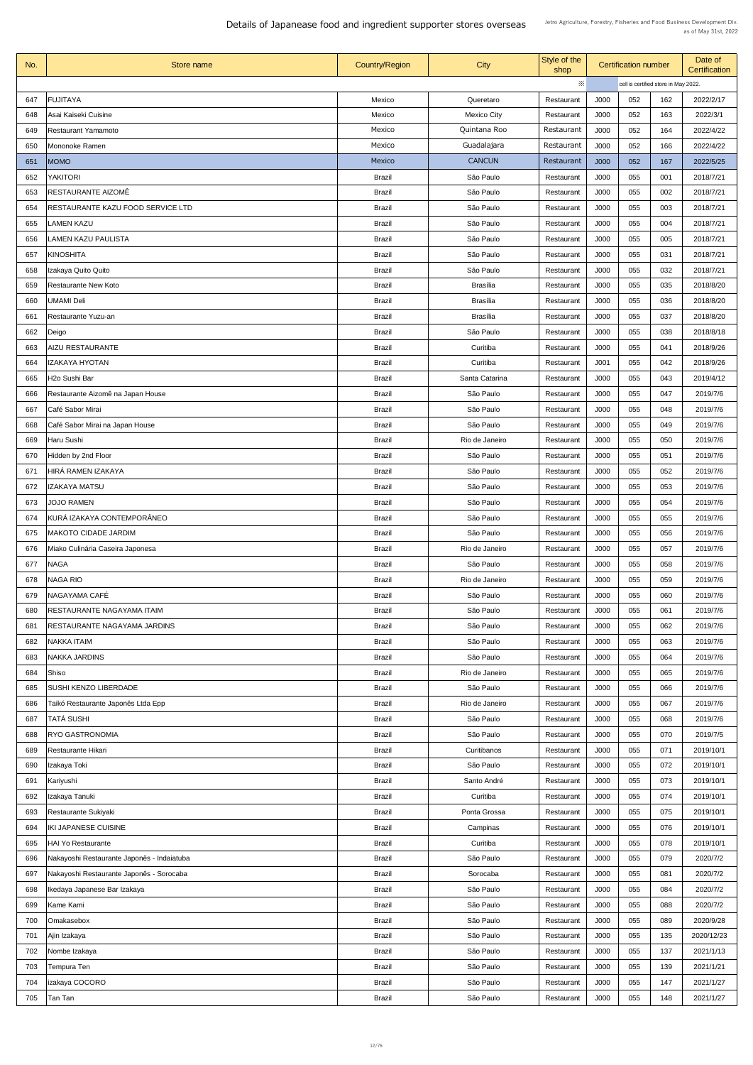# Details of Japanease food and ingredient supporter stores overseas

Jetro Agriculture, Forestry, Fisheries and Food Business Development Div.
as of May 31st, 2022

| No. | Store name | Country/Region | City | Style of the shop | Certification number | | | Date of Certification |
|---|---|---|---|---|---|---|---|---|
| | | | | ※ | cell is certified store in May 2022. | | | |
| 647 | FUJITAYA | Mexico | Queretaro | Restaurant | J000 | 052 | 162 | 2022/2/17 |
| 648 | Asai Kaiseki Cuisine | Mexico | Mexico City | Restaurant | J000 | 052 | 163 | 2022/3/1 |
| 649 | Restaurant Yamamoto | Mexico | Quintana Roo | Restaurant | J000 | 052 | 164 | 2022/4/22 |
| 650 | Mononoke Ramen | Mexico | Guadalajara | Restaurant | J000 | 052 | 166 | 2022/4/22 |
| 651 | MOMO | Mexico | CANCUN | Restaurant | J000 | 052 | 167 | 2022/5/25 |
| 652 | YAKITORI | Brazil | São Paulo | Restaurant | J000 | 055 | 001 | 2018/7/21 |
| 653 | RESTAURANTE AIZOMÊ | Brazil | São Paulo | Restaurant | J000 | 055 | 002 | 2018/7/21 |
| 654 | RESTAURANTE KAZU FOOD SERVICE LTD | Brazil | São Paulo | Restaurant | J000 | 055 | 003 | 2018/7/21 |
| 655 | LAMEN KAZU | Brazil | São Paulo | Restaurant | J000 | 055 | 004 | 2018/7/21 |
| 656 | LAMEN KAZU PAULISTA | Brazil | São Paulo | Restaurant | J000 | 055 | 005 | 2018/7/21 |
| 657 | KINOSHITA | Brazil | São Paulo | Restaurant | J000 | 055 | 031 | 2018/7/21 |
| 658 | Izakaya Quito Quito | Brazil | São Paulo | Restaurant | J000 | 055 | 032 | 2018/7/21 |
| 659 | Restaurante New Koto | Brazil | Brasília | Restaurant | J000 | 055 | 035 | 2018/8/20 |
| 660 | UMAMI Deli | Brazil | Brasília | Restaurant | J000 | 055 | 036 | 2018/8/20 |
| 661 | Restaurante Yuzu-an | Brazil | Brasília | Restaurant | J000 | 055 | 037 | 2018/8/20 |
| 662 | Deigo | Brazil | São Paulo | Restaurant | J000 | 055 | 038 | 2018/8/18 |
| 663 | AIZU RESTAURANTE | Brazil | Curitiba | Restaurant | J000 | 055 | 041 | 2018/9/26 |
| 664 | IZAKAYA HYOTAN | Brazil | Curitiba | Restaurant | J001 | 055 | 042 | 2018/9/26 |
| 665 | H2o Sushi Bar | Brazil | Santa Catarina | Restaurant | J000 | 055 | 043 | 2019/4/12 |
| 666 | Restaurante Aizomê na Japan House | Brazil | São Paulo | Restaurant | J000 | 055 | 047 | 2019/7/6 |
| 667 | Café Sabor Mirai | Brazil | São Paulo | Restaurant | J000 | 055 | 048 | 2019/7/6 |
| 668 | Café Sabor Mirai na Japan House | Brazil | São Paulo | Restaurant | J000 | 055 | 049 | 2019/7/6 |
| 669 | Haru Sushi | Brazil | Rio de Janeiro | Restaurant | J000 | 055 | 050 | 2019/7/6 |
| 670 | Hidden by 2nd Floor | Brazil | São Paulo | Restaurant | J000 | 055 | 051 | 2019/7/6 |
| 671 | HIRÁ RAMEN IZAKAYA | Brazil | São Paulo | Restaurant | J000 | 055 | 052 | 2019/7/6 |
| 672 | IZAKAYA MATSU | Brazil | São Paulo | Restaurant | J000 | 055 | 053 | 2019/7/6 |
| 673 | JOJO RAMEN | Brazil | São Paulo | Restaurant | J000 | 055 | 054 | 2019/7/6 |
| 674 | KURÁ IZAKAYA CONTEMPORÂNEO | Brazil | São Paulo | Restaurant | J000 | 055 | 055 | 2019/7/6 |
| 675 | MAKOTO CIDADE JARDIM | Brazil | São Paulo | Restaurant | J000 | 055 | 056 | 2019/7/6 |
| 676 | Miako Culinária Caseira Japonesa | Brazil | Rio de Janeiro | Restaurant | J000 | 055 | 057 | 2019/7/6 |
| 677 | NAGA | Brazil | São Paulo | Restaurant | J000 | 055 | 058 | 2019/7/6 |
| 678 | NAGA RIO | Brazil | Rio de Janeiro | Restaurant | J000 | 055 | 059 | 2019/7/6 |
| 679 | NAGAYAMA CAFÉ | Brazil | São Paulo | Restaurant | J000 | 055 | 060 | 2019/7/6 |
| 680 | RESTAURANTE NAGAYAMA ITAIM | Brazil | São Paulo | Restaurant | J000 | 055 | 061 | 2019/7/6 |
| 681 | RESTAURANTE NAGAYAMA JARDINS | Brazil | São Paulo | Restaurant | J000 | 055 | 062 | 2019/7/6 |
| 682 | NAKKA ITAIM | Brazil | São Paulo | Restaurant | J000 | 055 | 063 | 2019/7/6 |
| 683 | NAKKA JARDINS | Brazil | São Paulo | Restaurant | J000 | 055 | 064 | 2019/7/6 |
| 684 | Shiso | Brazil | Rio de Janeiro | Restaurant | J000 | 055 | 065 | 2019/7/6 |
| 685 | SUSHI KENZO LIBERDADE | Brazil | São Paulo | Restaurant | J000 | 055 | 066 | 2019/7/6 |
| 686 | Taikó Restaurante Japonês Ltda Epp | Brazil | Rio de Janeiro | Restaurant | J000 | 055 | 067 | 2019/7/6 |
| 687 | TATÁ SUSHI | Brazil | São Paulo | Restaurant | J000 | 055 | 068 | 2019/7/6 |
| 688 | RYO GASTRONOMIA | Brazil | São Paulo | Restaurant | J000 | 055 | 070 | 2019/7/5 |
| 689 | Restaurante Hikari | Brazil | Curitibanos | Restaurant | J000 | 055 | 071 | 2019/10/1 |
| 690 | Izakaya Toki | Brazil | São Paulo | Restaurant | J000 | 055 | 072 | 2019/10/1 |
| 691 | Kariyushi | Brazil | Santo André | Restaurant | J000 | 055 | 073 | 2019/10/1 |
| 692 | Izakaya Tanuki | Brazil | Curitiba | Restaurant | J000 | 055 | 074 | 2019/10/1 |
| 693 | Restaurante Sukiyaki | Brazil | Ponta Grossa | Restaurant | J000 | 055 | 075 | 2019/10/1 |
| 694 | IKI JAPANESE CUISINE | Brazil | Campinas | Restaurant | J000 | 055 | 076 | 2019/10/1 |
| 695 | HAI Yo Restaurante | Brazil | Curitiba | Restaurant | J000 | 055 | 078 | 2019/10/1 |
| 696 | Nakayoshi Restaurante Japonês - Indaiatuba | Brazil | São Paulo | Restaurant | J000 | 055 | 079 | 2020/7/2 |
| 697 | Nakayoshi Restaurante Japonês - Sorocaba | Brazil | Sorocaba | Restaurant | J000 | 055 | 081 | 2020/7/2 |
| 698 | Ikedaya Japanese Bar Izakaya | Brazil | São Paulo | Restaurant | J000 | 055 | 084 | 2020/7/2 |
| 699 | Kame Kami | Brazil | São Paulo | Restaurant | J000 | 055 | 088 | 2020/7/2 |
| 700 | Omakasebox | Brazil | São Paulo | Restaurant | J000 | 055 | 089 | 2020/9/28 |
| 701 | Ajin Izakaya | Brazil | São Paulo | Restaurant | J000 | 055 | 135 | 2020/12/23 |
| 702 | Nombe Izakaya | Brazil | São Paulo | Restaurant | J000 | 055 | 137 | 2021/1/13 |
| 703 | Tempura Ten | Brazil | São Paulo | Restaurant | J000 | 055 | 139 | 2021/1/21 |
| 704 | izakaya COCORO | Brazil | São Paulo | Restaurant | J000 | 055 | 147 | 2021/1/27 |
| 705 | Tan Tan | Brazil | São Paulo | Restaurant | J000 | 055 | 148 | 2021/1/27 |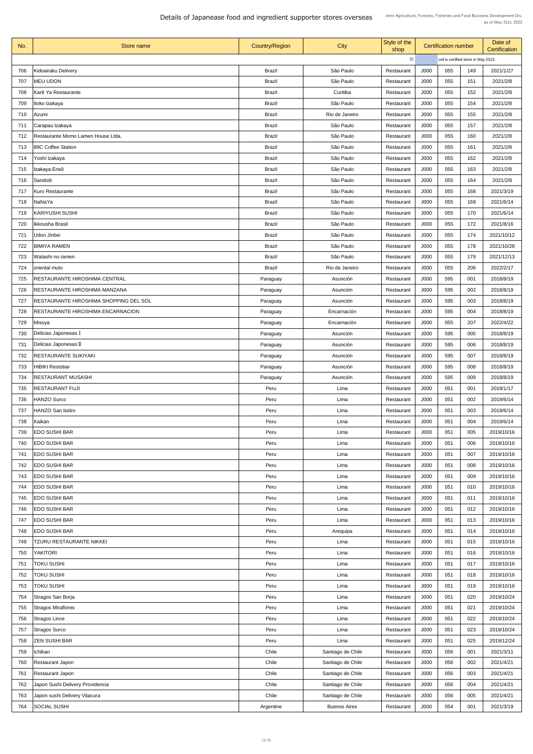| No. | Store name | Country/Region | City | Style of the shop | Certification number | | | Date of Certification |
|---|---|---|---|---|---|---|---|---|
| | | | | ※ | cell is certified store in May 2022. | | | |
| 706 | Kidoairaku Delivery | Brazil | São Paulo | Restaurant | J000 | 055 | 149 | 2021/1/27 |
| 707 | MEU UDON | Brazil | São Paulo | Restaurant | J000 | 055 | 151 | 2021/2/8 |
| 708 | Karê Ya Restaurante | Brazil | Curitiba | Restaurant | J000 | 055 | 152 | 2021/2/8 |
| 709 | Itoko Izakaya | Brazil | São Paulo | Restaurant | J000 | 055 | 154 | 2021/2/8 |
| 710 | Azumi | Brazil | Rio de Janeiro | Restaurant | J000 | 055 | 155 | 2021/2/8 |
| 711 | Carapau Izakaya | Brazil | São Paulo | Restaurant | J000 | 055 | 157 | 2021/2/8 |
| 712 | Restaurante Momo Lamen House Ltda. | Brazil | São Paulo | Restaurant | J000 | 055 | 160 | 2021/2/8 |
| 713 | 89C Coffee Station | Brazil | São Paulo | Restaurant | J000 | 055 | 161 | 2021/2/8 |
| 714 | Yoshi Izakaya | Brazil | São Paulo | Restaurant | J000 | 055 | 162 | 2021/2/8 |
| 715 | Izakaya Ensō | Brazil | São Paulo | Restaurant | J000 | 055 | 163 | 2021/2/8 |
| 716 | Sandoiti | Brazil | São Paulo | Restaurant | J000 | 055 | 164 | 2021/2/8 |
| 717 | Kuro Restaurante | Brazil | São Paulo | Restaurant | J000 | 055 | 168 | 2021/3/19 |
| 718 | NaNaYa | Brazil | São Paulo | Restaurant | J000 | 055 | 169 | 2021/6/14 |
| 719 | KARIYUSHI SUSHI | Brazil | São Paulo | Restaurant | J000 | 055 | 170 | 2021/6/14 |
| 720 | Ikkousha Brasil | Brazil | São Paulo | Restaurant | J000 | 055 | 172 | 2021/8/16 |
| 721 | Udon Jinbei | Brazil | São Paulo | Restaurant | J000 | 055 | 174 | 2021/10/12 |
| 722 | BIMIYA RAMEN | Brazil | São Paulo | Restaurant | J000 | 055 | 178 | 2021/10/28 |
| 723 | Watashi no ramen | Brazil | São Paulo | Restaurant | J000 | 055 | 179 | 2021/12/13 |
| 724 | oriental muto | Brazil | Rio de Janeiro | Restaurant | J000 | 055 | 206 | 2022/2/17 |
| 725 | RESTAURANTE HIROSHIMA CENTRAL | Paraguay | Asunción | Restaurant | J000 | 595 | 001 | 2018/8/19 |
| 726 | RESTAURANTE HIROSHIMA MANZANA | Paraguay | Asunción | Restaurant | J000 | 595 | 002 | 2018/8/19 |
| 727 | RESTAURANTE HIROSHIMA SHOPPING DEL SOL | Paraguay | Asunción | Restaurant | J000 | 595 | 003 | 2018/8/19 |
| 728 | RESTAURANTE HIROSHIMA ENCARNACION | Paraguay | Encarnación | Restaurant | J000 | 595 | 004 | 2018/8/19 |
| 729 | Misoya | Paraguay | Encarnación | Restaurant | J000 | 055 | 207 | 2022/4/22 |
| 730 | Delicias Japonesas Ⅰ | Paraguay | Asunción | Restaurant | J000 | 595 | 005 | 2018/8/19 |
| 731 | Delicias Japonesas Ⅱ | Paraguay | Asunción | Restaurant | J000 | 595 | 006 | 2018/8/19 |
| 732 | RESTAURANTE SUKIYAKI | Paraguay | Asunción | Restaurant | J000 | 595 | 007 | 2018/8/19 |
| 733 | HIBIKI Restobar | Paraguay | Asunción | Restaurant | J000 | 595 | 008 | 2018/8/19 |
| 734 | RESTAURANT MUSASHI | Paraguay | Asunción | Restaurant | J000 | 595 | 009 | 2018/8/19 |
| 735 | RESTAURANT FUJI | Peru | Lima | Restaurant | J000 | 051 | 001 | 2018/1/17 |
| 736 | HANZO Surco | Peru | Lima | Restaurant | J000 | 051 | 002 | 2019/6/14 |
| 737 | HANZO San Isidro | Peru | Lima | Restaurant | J000 | 051 | 003 | 2019/6/14 |
| 738 | Kaikan | Peru | Lima | Restaurant | J000 | 051 | 004 | 2019/6/14 |
| 739 | EDO SUSHI BAR | Peru | Lima | Restaurant | J000 | 051 | 005 | 2019/10/16 |
| 740 | EDO SUSHI BAR | Peru | Lima | Restaurant | J000 | 051 | 006 | 2019/10/16 |
| 741 | EDO SUSHI BAR | Peru | Lima | Restaurant | J000 | 051 | 007 | 2019/10/16 |
| 742 | EDO SUSHI BAR | Peru | Lima | Restaurant | J000 | 051 | 008 | 2019/10/16 |
| 743 | EDO SUSHI BAR | Peru | Lima | Restaurant | J000 | 051 | 009 | 2019/10/16 |
| 744 | EDO SUSHI BAR | Peru | Lima | Restaurant | J000 | 051 | 010 | 2019/10/16 |
| 745 | EDO SUSHI BAR | Peru | Lima | Restaurant | J000 | 051 | 011 | 2019/10/16 |
| 746 | EDO SUSHI BAR | Peru | Lima | Restaurant | J000 | 051 | 012 | 2019/10/16 |
| 747 | EDO SUSHI BAR | Peru | Lima | Restaurant | J000 | 051 | 013 | 2019/10/16 |
| 748 | EDO SUSHI BAR | Peru | Arequipa | Restaurant | J000 | 051 | 014 | 2019/10/16 |
| 749 | TZURU RESTAURANTE NIKKEI | Peru | Lima | Restaurant | J000 | 051 | 015 | 2019/10/16 |
| 750 | YAKITORI | Peru | Lima | Restaurant | J000 | 051 | 016 | 2019/10/16 |
| 751 | TOKU SUSHI | Peru | Lima | Restaurant | J000 | 051 | 017 | 2019/10/16 |
| 752 | TOKU SUSHI | Peru | Lima | Restaurant | J000 | 051 | 018 | 2019/10/16 |
| 753 | TOKU SUSHI | Peru | Lima | Restaurant | J000 | 051 | 019 | 2019/10/16 |
| 754 | Stragos San Borja | Peru | Lima | Restaurant | J000 | 051 | 020 | 2019/10/24 |
| 755 | Stragos Miraflores | Peru | Lima | Restaurant | J000 | 051 | 021 | 2019/10/24 |
| 756 | Stragos Lince | Peru | Lima | Restaurant | J000 | 051 | 022 | 2019/10/24 |
| 757 | Stragos Surco | Peru | Lima | Restaurant | J000 | 051 | 023 | 2019/10/24 |
| 758 | ZEN SUSHI BAR | Peru | Lima | Restaurant | J000 | 051 | 025 | 2019/12/24 |
| 759 | Ichiban | Chile | Santiago de Chile | Restaurant | J000 | 056 | 001 | 2021/3/11 |
| 760 | Restaurant Japon | Chile | Santiago de Chile | Restaurant | J000 | 056 | 002 | 2021/4/21 |
| 761 | Restaurant Japon | Chile | Santiago de Chile | Restaurant | J000 | 056 | 003 | 2021/4/21 |
| 762 | Japon Sushi Delivery Providencia | Chile | Santiago de Chile | Restaurant | J000 | 056 | 004 | 2021/4/21 |
| 763 | Japon sushi Delivery Vitacura | Chile | Santiago de Chile | Restaurant | J000 | 056 | 005 | 2021/4/21 |
| 764 | SOCIAL SUSHI | Argentine | Buenos Aires | Restaurant | J000 | 054 | 001 | 2021/3/19 |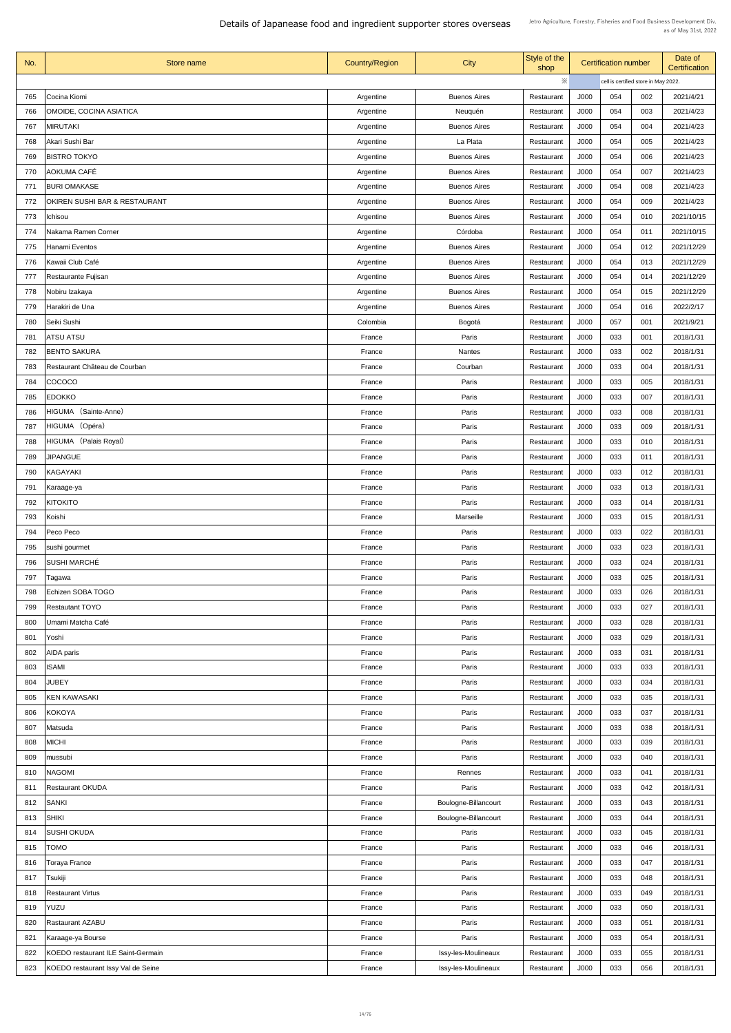# Details of Japanease food and ingredient supporter stores overseas

Jetro Agriculture, Forestry, Fisheries and Food Business Development Div.
as of May 31st, 2022

| No. | Store name | Country/Region | City | Style of the shop | Certification number | | | Date of Certification |
|---|---|---|---|---|---|---|---|---|
| | | | | ※ | cell is certified store in May 2022. | | | |
| 765 | Cocina Kiomi | Argentine | Buenos Aires | Restaurant | J000 | 054 | 002 | 2021/4/21 |
| 766 | OMOIDE, COCINA ASIATICA | Argentine | Neuquén | Restaurant | J000 | 054 | 003 | 2021/4/23 |
| 767 | MIRUTAKI | Argentine | Buenos Aires | Restaurant | J000 | 054 | 004 | 2021/4/23 |
| 768 | Akari Sushi Bar | Argentine | La Plata | Restaurant | J000 | 054 | 005 | 2021/4/23 |
| 769 | BISTRO TOKYO | Argentine | Buenos Aires | Restaurant | J000 | 054 | 006 | 2021/4/23 |
| 770 | AOKUMA CAFÉ | Argentine | Buenos Aires | Restaurant | J000 | 054 | 007 | 2021/4/23 |
| 771 | BURI OMAKASE | Argentine | Buenos Aires | Restaurant | J000 | 054 | 008 | 2021/4/23 |
| 772 | OKIREN SUSHI BAR & RESTAURANT | Argentine | Buenos Aires | Restaurant | J000 | 054 | 009 | 2021/4/23 |
| 773 | Ichisou | Argentine | Buenos Aires | Restaurant | J000 | 054 | 010 | 2021/10/15 |
| 774 | Nakama Ramen Corner | Argentine | Córdoba | Restaurant | J000 | 054 | 011 | 2021/10/15 |
| 775 | Hanami Eventos | Argentine | Buenos Aires | Restaurant | J000 | 054 | 012 | 2021/12/29 |
| 776 | Kawaii Club Café | Argentine | Buenos Aires | Restaurant | J000 | 054 | 013 | 2021/12/29 |
| 777 | Restaurante Fujisan | Argentine | Buenos Aires | Restaurant | J000 | 054 | 014 | 2021/12/29 |
| 778 | Nobiru Izakaya | Argentine | Buenos Aires | Restaurant | J000 | 054 | 015 | 2021/12/29 |
| 779 | Harakiri de Una | Argentine | Buenos Aires | Restaurant | J000 | 054 | 016 | 2022/2/17 |
| 780 | Seiki Sushi | Colombia | Bogotá | Restaurant | J000 | 057 | 001 | 2021/9/21 |
| 781 | ATSU ATSU | France | Paris | Restaurant | J000 | 033 | 001 | 2018/1/31 |
| 782 | BENTO SAKURA | France | Nantes | Restaurant | J000 | 033 | 002 | 2018/1/31 |
| 783 | Restaurant Château de Courban | France | Courban | Restaurant | J000 | 033 | 004 | 2018/1/31 |
| 784 | COCOCO | France | Paris | Restaurant | J000 | 033 | 005 | 2018/1/31 |
| 785 | EDOKKO | France | Paris | Restaurant | J000 | 033 | 007 | 2018/1/31 |
| 786 | HIGUMA （Sainte-Anne） | France | Paris | Restaurant | J000 | 033 | 008 | 2018/1/31 |
| 787 | HIGUMA （Opéra） | France | Paris | Restaurant | J000 | 033 | 009 | 2018/1/31 |
| 788 | HIGUMA （Palais Royal） | France | Paris | Restaurant | J000 | 033 | 010 | 2018/1/31 |
| 789 | JIPANGUE | France | Paris | Restaurant | J000 | 033 | 011 | 2018/1/31 |
| 790 | KAGAYAKI | France | Paris | Restaurant | J000 | 033 | 012 | 2018/1/31 |
| 791 | Karaage-ya | France | Paris | Restaurant | J000 | 033 | 013 | 2018/1/31 |
| 792 | KITOKITO | France | Paris | Restaurant | J000 | 033 | 014 | 2018/1/31 |
| 793 | Koishi | France | Marseille | Restaurant | J000 | 033 | 015 | 2018/1/31 |
| 794 | Peco Peco | France | Paris | Restaurant | J000 | 033 | 022 | 2018/1/31 |
| 795 | sushi gourmet | France | Paris | Restaurant | J000 | 033 | 023 | 2018/1/31 |
| 796 | SUSHI MARCHÉ | France | Paris | Restaurant | J000 | 033 | 024 | 2018/1/31 |
| 797 | Tagawa | France | Paris | Restaurant | J000 | 033 | 025 | 2018/1/31 |
| 798 | Echizen SOBA TOGO | France | Paris | Restaurant | J000 | 033 | 026 | 2018/1/31 |
| 799 | Restautant TOYO | France | Paris | Restaurant | J000 | 033 | 027 | 2018/1/31 |
| 800 | Umami Matcha Café | France | Paris | Restaurant | J000 | 033 | 028 | 2018/1/31 |
| 801 | Yoshi | France | Paris | Restaurant | J000 | 033 | 029 | 2018/1/31 |
| 802 | AIDA paris | France | Paris | Restaurant | J000 | 033 | 031 | 2018/1/31 |
| 803 | ISAMI | France | Paris | Restaurant | J000 | 033 | 033 | 2018/1/31 |
| 804 | JUBEY | France | Paris | Restaurant | J000 | 033 | 034 | 2018/1/31 |
| 805 | KEN KAWASAKI | France | Paris | Restaurant | J000 | 033 | 035 | 2018/1/31 |
| 806 | KOKOYA | France | Paris | Restaurant | J000 | 033 | 037 | 2018/1/31 |
| 807 | Matsuda | France | Paris | Restaurant | J000 | 033 | 038 | 2018/1/31 |
| 808 | MICHI | France | Paris | Restaurant | J000 | 033 | 039 | 2018/1/31 |
| 809 | mussubi | France | Paris | Restaurant | J000 | 033 | 040 | 2018/1/31 |
| 810 | NAGOMI | France | Rennes | Restaurant | J000 | 033 | 041 | 2018/1/31 |
| 811 | Restaurant OKUDA | France | Paris | Restaurant | J000 | 033 | 042 | 2018/1/31 |
| 812 | SANKI | France | Boulogne-Billancourt | Restaurant | J000 | 033 | 043 | 2018/1/31 |
| 813 | SHIKI | France | Boulogne-Billancourt | Restaurant | J000 | 033 | 044 | 2018/1/31 |
| 814 | SUSHI OKUDA | France | Paris | Restaurant | J000 | 033 | 045 | 2018/1/31 |
| 815 | TOMO | France | Paris | Restaurant | J000 | 033 | 046 | 2018/1/31 |
| 816 | Toraya France | France | Paris | Restaurant | J000 | 033 | 047 | 2018/1/31 |
| 817 | Tsukiji | France | Paris | Restaurant | J000 | 033 | 048 | 2018/1/31 |
| 818 | Restaurant Virtus | France | Paris | Restaurant | J000 | 033 | 049 | 2018/1/31 |
| 819 | YUZU | France | Paris | Restaurant | J000 | 033 | 050 | 2018/1/31 |
| 820 | Rastaurant AZABU | France | Paris | Restaurant | J000 | 033 | 051 | 2018/1/31 |
| 821 | Karaage-ya Bourse | France | Paris | Restaurant | J000 | 033 | 054 | 2018/1/31 |
| 822 | KOEDO restaurant ILE Saint-Germain | France | Issy-les-Moulineaux | Restaurant | J000 | 033 | 055 | 2018/1/31 |
| 823 | KOEDO restaurant Issy Val de Seine | France | Issy-les-Moulineaux | Restaurant | J000 | 033 | 056 | 2018/1/31 |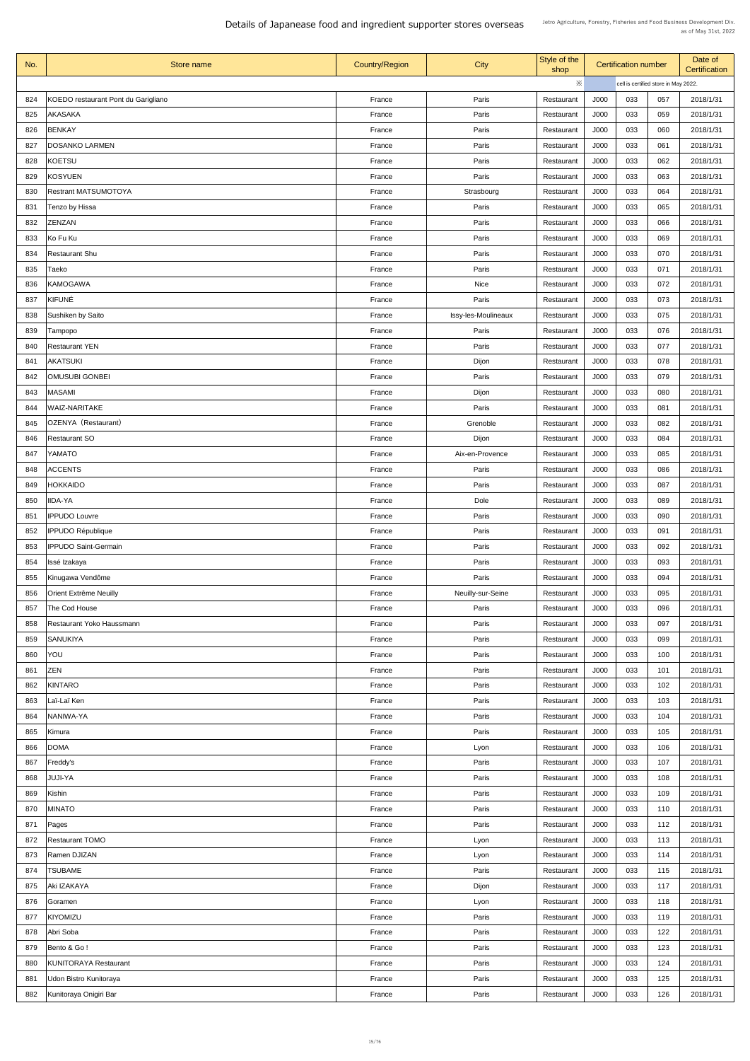# Details of Japanease food and ingredient supporter stores overseas

Jetro Agriculture, Forestry, Fisheries and Food Business Development Div.
as of May 31st, 2022

| No. | Store name | Country/Region | City | Style of the shop | Certification number | | | Date of Certification |
|---|---|---|---|---|---|---|---|---|
| | | | | ※ | cell is certified store in May 2022. | | | |
| 824 | KOEDO restaurant Pont du Garigliano | France | Paris | Restaurant | J000 | 033 | 057 | 2018/1/31 |
| 825 | AKASAKA | France | Paris | Restaurant | J000 | 033 | 059 | 2018/1/31 |
| 826 | BENKAY | France | Paris | Restaurant | J000 | 033 | 060 | 2018/1/31 |
| 827 | DOSANKO LARMEN | France | Paris | Restaurant | J000 | 033 | 061 | 2018/1/31 |
| 828 | KOETSU | France | Paris | Restaurant | J000 | 033 | 062 | 2018/1/31 |
| 829 | KOSYUEN | France | Paris | Restaurant | J000 | 033 | 063 | 2018/1/31 |
| 830 | Restrant MATSUMOTOYA | France | Strasbourg | Restaurant | J000 | 033 | 064 | 2018/1/31 |
| 831 | Tenzo by Hissa | France | Paris | Restaurant | J000 | 033 | 065 | 2018/1/31 |
| 832 | ZENZAN | France | Paris | Restaurant | J000 | 033 | 066 | 2018/1/31 |
| 833 | Ko Fu Ku | France | Paris | Restaurant | J000 | 033 | 069 | 2018/1/31 |
| 834 | Restaurant Shu | France | Paris | Restaurant | J000 | 033 | 070 | 2018/1/31 |
| 835 | Taeko | France | Paris | Restaurant | J000 | 033 | 071 | 2018/1/31 |
| 836 | KAMOGAWA | France | Nice | Restaurant | J000 | 033 | 072 | 2018/1/31 |
| 837 | KIFUNÉ | France | Paris | Restaurant | J000 | 033 | 073 | 2018/1/31 |
| 838 | Sushiken by Saito | France | Issy-les-Moulineaux | Restaurant | J000 | 033 | 075 | 2018/1/31 |
| 839 | Tampopo | France | Paris | Restaurant | J000 | 033 | 076 | 2018/1/31 |
| 840 | Restaurant YEN | France | Paris | Restaurant | J000 | 033 | 077 | 2018/1/31 |
| 841 | AKATSUKI | France | Dijon | Restaurant | J000 | 033 | 078 | 2018/1/31 |
| 842 | OMUSUBI GONBEI | France | Paris | Restaurant | J000 | 033 | 079 | 2018/1/31 |
| 843 | MASAMI | France | Dijon | Restaurant | J000 | 033 | 080 | 2018/1/31 |
| 844 | WAIZ-NARITAKE | France | Paris | Restaurant | J000 | 033 | 081 | 2018/1/31 |
| 845 | OZENYA（Restaurant） | France | Grenoble | Restaurant | J000 | 033 | 082 | 2018/1/31 |
| 846 | Restaurant SO | France | Dijon | Restaurant | J000 | 033 | 084 | 2018/1/31 |
| 847 | YAMATO | France | Aix-en-Provence | Restaurant | J000 | 033 | 085 | 2018/1/31 |
| 848 | ACCENTS | France | Paris | Restaurant | J000 | 033 | 086 | 2018/1/31 |
| 849 | HOKKAIDO | France | Paris | Restaurant | J000 | 033 | 087 | 2018/1/31 |
| 850 | IIDA-YA | France | Dole | Restaurant | J000 | 033 | 089 | 2018/1/31 |
| 851 | IPPUDO Louvre | France | Paris | Restaurant | J000 | 033 | 090 | 2018/1/31 |
| 852 | IPPUDO République | France | Paris | Restaurant | J000 | 033 | 091 | 2018/1/31 |
| 853 | IPPUDO Saint-Germain | France | Paris | Restaurant | J000 | 033 | 092 | 2018/1/31 |
| 854 | Issé Izakaya | France | Paris | Restaurant | J000 | 033 | 093 | 2018/1/31 |
| 855 | Kinugawa Vendôme | France | Paris | Restaurant | J000 | 033 | 094 | 2018/1/31 |
| 856 | Orient Extrême Neuilly | France | Neuilly-sur-Seine | Restaurant | J000 | 033 | 095 | 2018/1/31 |
| 857 | The Cod House | France | Paris | Restaurant | J000 | 033 | 096 | 2018/1/31 |
| 858 | Restaurant Yoko Haussmann | France | Paris | Restaurant | J000 | 033 | 097 | 2018/1/31 |
| 859 | SANUKIYA | France | Paris | Restaurant | J000 | 033 | 099 | 2018/1/31 |
| 860 | YOU | France | Paris | Restaurant | J000 | 033 | 100 | 2018/1/31 |
| 861 | ZEN | France | Paris | Restaurant | J000 | 033 | 101 | 2018/1/31 |
| 862 | KINTARO | France | Paris | Restaurant | J000 | 033 | 102 | 2018/1/31 |
| 863 | Laï-Laï Ken | France | Paris | Restaurant | J000 | 033 | 103 | 2018/1/31 |
| 864 | NANIWA-YA | France | Paris | Restaurant | J000 | 033 | 104 | 2018/1/31 |
| 865 | Kimura | France | Paris | Restaurant | J000 | 033 | 105 | 2018/1/31 |
| 866 | DOMA | France | Lyon | Restaurant | J000 | 033 | 106 | 2018/1/31 |
| 867 | Freddy's | France | Paris | Restaurant | J000 | 033 | 107 | 2018/1/31 |
| 868 | JUJI-YA | France | Paris | Restaurant | J000 | 033 | 108 | 2018/1/31 |
| 869 | Kishin | France | Paris | Restaurant | J000 | 033 | 109 | 2018/1/31 |
| 870 | MINATO | France | Paris | Restaurant | J000 | 033 | 110 | 2018/1/31 |
| 871 | Pages | France | Paris | Restaurant | J000 | 033 | 112 | 2018/1/31 |
| 872 | Restaurant TOMO | France | Lyon | Restaurant | J000 | 033 | 113 | 2018/1/31 |
| 873 | Ramen DJIZAN | France | Lyon | Restaurant | J000 | 033 | 114 | 2018/1/31 |
| 874 | TSUBAME | France | Paris | Restaurant | J000 | 033 | 115 | 2018/1/31 |
| 875 | Aki IZAKAYA | France | Dijon | Restaurant | J000 | 033 | 117 | 2018/1/31 |
| 876 | Goramen | France | Lyon | Restaurant | J000 | 033 | 118 | 2018/1/31 |
| 877 | KIYOMIZU | France | Paris | Restaurant | J000 | 033 | 119 | 2018/1/31 |
| 878 | Abri Soba | France | Paris | Restaurant | J000 | 033 | 122 | 2018/1/31 |
| 879 | Bento & Go ! | France | Paris | Restaurant | J000 | 033 | 123 | 2018/1/31 |
| 880 | KUNITORAYA Restaurant | France | Paris | Restaurant | J000 | 033 | 124 | 2018/1/31 |
| 881 | Udon Bistro Kunitoraya | France | Paris | Restaurant | J000 | 033 | 125 | 2018/1/31 |
| 882 | Kunitoraya Onigiri Bar | France | Paris | Restaurant | J000 | 033 | 126 | 2018/1/31 |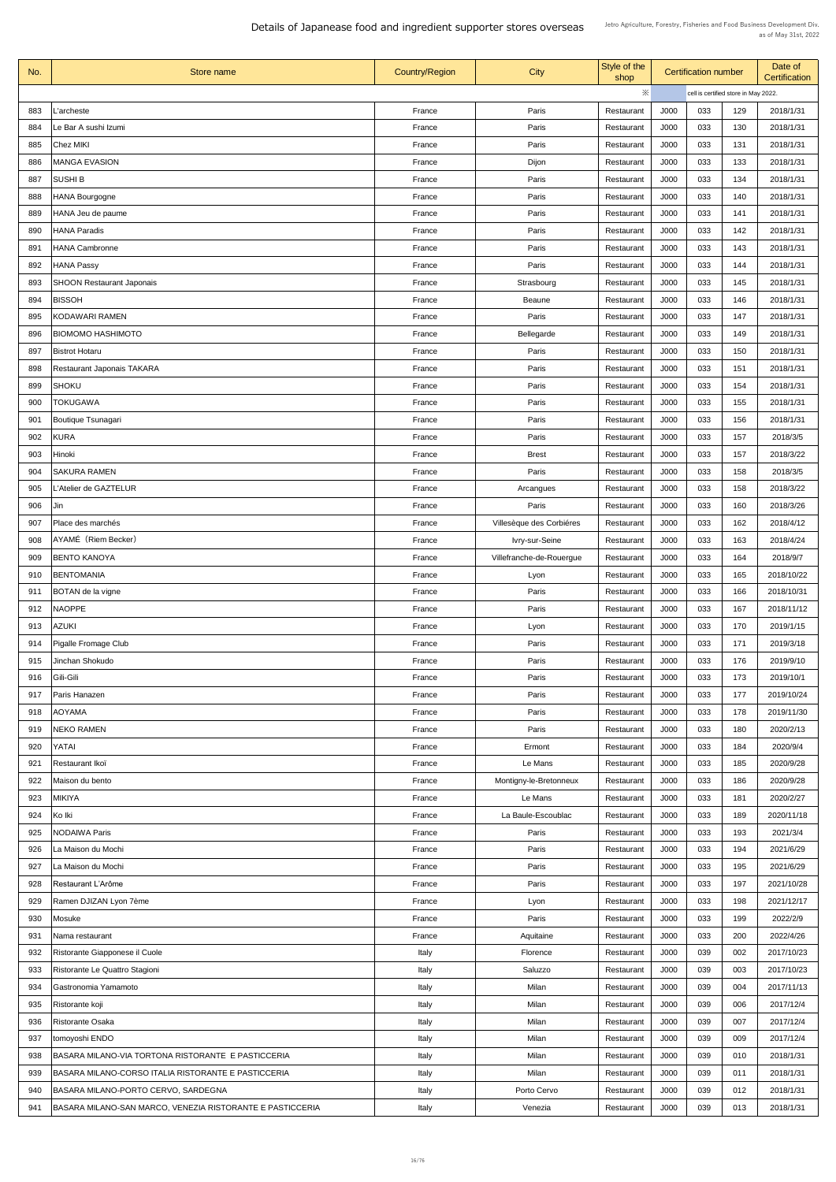# Details of Japanease food and ingredient supporter stores overseas

Jetro Agriculture, Forestry, Fisheries and Food Business Development Div.
as of May 31st, 2022

| No. | Store name | Country/Region | City | Style of the shop | Certification number | | | Date of Certification |
|---|---|---|---|---|---|---|---|---|
| | | | | ※ | cell is certified store in May 2022. | | | |
| 883 | L'archeste | France | Paris | Restaurant | J000 | 033 | 129 | 2018/1/31 |
| 884 | Le Bar A sushi Izumi | France | Paris | Restaurant | J000 | 033 | 130 | 2018/1/31 |
| 885 | Chez MIKI | France | Paris | Restaurant | J000 | 033 | 131 | 2018/1/31 |
| 886 | MANGA EVASION | France | Dijon | Restaurant | J000 | 033 | 133 | 2018/1/31 |
| 887 | SUSHI B | France | Paris | Restaurant | J000 | 033 | 134 | 2018/1/31 |
| 888 | HANA Bourgogne | France | Paris | Restaurant | J000 | 033 | 140 | 2018/1/31 |
| 889 | HANA Jeu de paume | France | Paris | Restaurant | J000 | 033 | 141 | 2018/1/31 |
| 890 | HANA Paradis | France | Paris | Restaurant | J000 | 033 | 142 | 2018/1/31 |
| 891 | HANA Cambronne | France | Paris | Restaurant | J000 | 033 | 143 | 2018/1/31 |
| 892 | HANA Passy | France | Paris | Restaurant | J000 | 033 | 144 | 2018/1/31 |
| 893 | SHOON Restaurant Japonais | France | Strasbourg | Restaurant | J000 | 033 | 145 | 2018/1/31 |
| 894 | BISSOH | France | Beaune | Restaurant | J000 | 033 | 146 | 2018/1/31 |
| 895 | KODAWARI RAMEN | France | Paris | Restaurant | J000 | 033 | 147 | 2018/1/31 |
| 896 | BIOMOMO HASHIMOTO | France | Bellegarde | Restaurant | J000 | 033 | 149 | 2018/1/31 |
| 897 | Bistrot Hotaru | France | Paris | Restaurant | J000 | 033 | 150 | 2018/1/31 |
| 898 | Restaurant Japonais TAKARA | France | Paris | Restaurant | J000 | 033 | 151 | 2018/1/31 |
| 899 | SHOKU | France | Paris | Restaurant | J000 | 033 | 154 | 2018/1/31 |
| 900 | TOKUGAWA | France | Paris | Restaurant | J000 | 033 | 155 | 2018/1/31 |
| 901 | Boutique Tsunagari | France | Paris | Restaurant | J000 | 033 | 156 | 2018/1/31 |
| 902 | KURA | France | Paris | Restaurant | J000 | 033 | 157 | 2018/3/5 |
| 903 | Hinoki | France | Brest | Restaurant | J000 | 033 | 157 | 2018/3/22 |
| 904 | SAKURA RAMEN | France | Paris | Restaurant | J000 | 033 | 158 | 2018/3/5 |
| 905 | L'Atelier de GAZTELUR | France | Arcangues | Restaurant | J000 | 033 | 158 | 2018/3/22 |
| 906 | Jin | France | Paris | Restaurant | J000 | 033 | 160 | 2018/3/26 |
| 907 | Place des marchés | France | Villesèque des Corbiéres | Restaurant | J000 | 033 | 162 | 2018/4/12 |
| 908 | AYAMÉ（Riem Becker） | France | Ivry-sur-Seine | Restaurant | J000 | 033 | 163 | 2018/4/24 |
| 909 | BENTO KANOYA | France | Villefranche-de-Rouergue | Restaurant | J000 | 033 | 164 | 2018/9/7 |
| 910 | BENTOMANIA | France | Lyon | Restaurant | J000 | 033 | 165 | 2018/10/22 |
| 911 | BOTAN de la vigne | France | Paris | Restaurant | J000 | 033 | 166 | 2018/10/31 |
| 912 | NAOPPE | France | Paris | Restaurant | J000 | 033 | 167 | 2018/11/12 |
| 913 | AZUKI | France | Lyon | Restaurant | J000 | 033 | 170 | 2019/1/15 |
| 914 | Pigalle Fromage Club | France | Paris | Restaurant | J000 | 033 | 171 | 2019/3/18 |
| 915 | Jinchan Shokudo | France | Paris | Restaurant | J000 | 033 | 176 | 2019/9/10 |
| 916 | Gili-Gili | France | Paris | Restaurant | J000 | 033 | 173 | 2019/10/1 |
| 917 | Paris Hanazen | France | Paris | Restaurant | J000 | 033 | 177 | 2019/10/24 |
| 918 | AOYAMA | France | Paris | Restaurant | J000 | 033 | 178 | 2019/11/30 |
| 919 | NEKO RAMEN | France | Paris | Restaurant | J000 | 033 | 180 | 2020/2/13 |
| 920 | YATAI | France | Ermont | Restaurant | J000 | 033 | 184 | 2020/9/4 |
| 921 | Restaurant Ikoï | France | Le Mans | Restaurant | J000 | 033 | 185 | 2020/9/28 |
| 922 | Maison du bento | France | Montigny-le-Bretonneux | Restaurant | J000 | 033 | 186 | 2020/9/28 |
| 923 | MIKIYA | France | Le Mans | Restaurant | J000 | 033 | 181 | 2020/2/27 |
| 924 | Ko Iki | France | La Baule-Escoublac | Restaurant | J000 | 033 | 189 | 2020/11/18 |
| 925 | NODAIWA Paris | France | Paris | Restaurant | J000 | 033 | 193 | 2021/3/4 |
| 926 | La Maison du Mochi | France | Paris | Restaurant | J000 | 033 | 194 | 2021/6/29 |
| 927 | La Maison du Mochi | France | Paris | Restaurant | J000 | 033 | 195 | 2021/6/29 |
| 928 | Restaurant L'Arôme | France | Paris | Restaurant | J000 | 033 | 197 | 2021/10/28 |
| 929 | Ramen DJIZAN Lyon 7ème | France | Lyon | Restaurant | J000 | 033 | 198 | 2021/12/17 |
| 930 | Mosuke | France | Paris | Restaurant | J000 | 033 | 199 | 2022/2/9 |
| 931 | Nama restaurant | France | Aquitaine | Restaurant | J000 | 033 | 200 | 2022/4/26 |
| 932 | Ristorante Giapponese il Cuole | Italy | Florence | Restaurant | J000 | 039 | 002 | 2017/10/23 |
| 933 | Ristorante Le Quattro Stagioni | Italy | Saluzzo | Restaurant | J000 | 039 | 003 | 2017/10/23 |
| 934 | Gastronomia Yamamoto | Italy | Milan | Restaurant | J000 | 039 | 004 | 2017/11/13 |
| 935 | Ristorante koji | Italy | Milan | Restaurant | J000 | 039 | 006 | 2017/12/4 |
| 936 | Ristorante Osaka | Italy | Milan | Restaurant | J000 | 039 | 007 | 2017/12/4 |
| 937 | tomoyoshi ENDO | Italy | Milan | Restaurant | J000 | 039 | 009 | 2017/12/4 |
| 938 | BASARA MILANO-VIA TORTONA RISTORANTE E PASTICCERIA | Italy | Milan | Restaurant | J000 | 039 | 010 | 2018/1/31 |
| 939 | BASARA MILANO-CORSO ITALIA RISTORANTE E PASTICCERIA | Italy | Milan | Restaurant | J000 | 039 | 011 | 2018/1/31 |
| 940 | BASARA MILANO-PORTO CERVO, SARDEGNA | Italy | Porto Cervo | Restaurant | J000 | 039 | 012 | 2018/1/31 |
| 941 | BASARA MILANO-SAN MARCO, VENEZIA RISTORANTE E PASTICCERIA | Italy | Venezia | Restaurant | J000 | 039 | 013 | 2018/1/31 |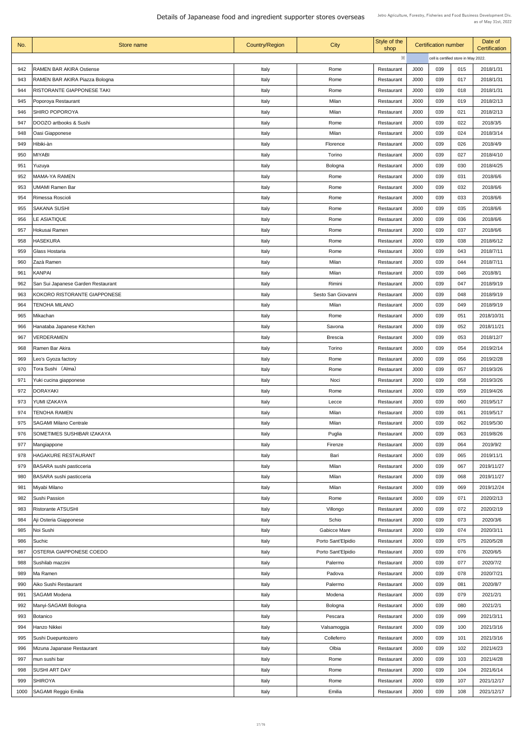# Details of Japanease food and ingredient supporter stores overseas

Jetro Agriculture, Forestry, Fisheries and Food Business Development Div.
as of May 31st, 2022

| No. | Store name | Country/Region | City | Style of the shop | Certification number | | | Date of Certification |
|---|---|---|---|---|---|---|---|---|
| | | | | ※ | cell is certified store in May 2022. | | | |
| 942 | RAMEN BAR AKIRA Ostiense | Italy | Rome | Restaurant | J000 | 039 | 015 | 2018/1/31 |
| 943 | RAMEN BAR AKIRA Piazza Bologna | Italy | Rome | Restaurant | J000 | 039 | 017 | 2018/1/31 |
| 944 | RISTORANTE GIAPPONESE TAKI | Italy | Rome | Restaurant | J000 | 039 | 018 | 2018/1/31 |
| 945 | Poporoya Restaurant | Italy | Milan | Restaurant | J000 | 039 | 019 | 2018/2/13 |
| 946 | SHIRO POPOROYA | Italy | Milan | Restaurant | J000 | 039 | 021 | 2018/2/13 |
| 947 | DOOZO artbooks & Sushi | Italy | Rome | Restaurant | J000 | 039 | 022 | 2018/3/5 |
| 948 | Oasi Giapponese | Italy | Milan | Restaurant | J000 | 039 | 024 | 2018/3/14 |
| 949 | Hibiki-àn | Italy | Florence | Restaurant | J000 | 039 | 026 | 2018/4/9 |
| 950 | MIYABI | Italy | Torino | Restaurant | J000 | 039 | 027 | 2018/4/10 |
| 951 | Yuzuya | Italy | Bologna | Restaurant | J000 | 039 | 030 | 2018/4/25 |
| 952 | MAMA-YA RAMEN | Italy | Rome | Restaurant | J000 | 039 | 031 | 2018/6/6 |
| 953 | UMAMI Ramen Bar | Italy | Rome | Restaurant | J000 | 039 | 032 | 2018/6/6 |
| 954 | Rimessa Roscioli | Italy | Rome | Restaurant | J000 | 039 | 033 | 2018/6/6 |
| 955 | SAKANA SUSHI | Italy | Rome | Restaurant | J000 | 039 | 035 | 2018/6/6 |
| 956 | LE ASIATIQUE | Italy | Rome | Restaurant | J000 | 039 | 036 | 2018/6/6 |
| 957 | Hokusai Ramen | Italy | Rome | Restaurant | J000 | 039 | 037 | 2018/6/6 |
| 958 | HASEKURA | Italy | Rome | Restaurant | J000 | 039 | 038 | 2018/6/12 |
| 959 | Glass Hostaria | Italy | Rome | Restaurant | J000 | 039 | 043 | 2018/7/11 |
| 960 | Zazà Ramen | Italy | Milan | Restaurant | J000 | 039 | 044 | 2018/7/11 |
| 961 | KANPAI | Italy | Milan | Restaurant | J000 | 039 | 046 | 2018/8/1 |
| 962 | San Sui Japanese Garden Restaurant | Italy | Rimini | Restaurant | J000 | 039 | 047 | 2018/9/19 |
| 963 | KOKORO RISTORANTE GIAPPONESE | Italy | Sesto San Giovanni | Restaurant | J000 | 039 | 048 | 2018/9/19 |
| 964 | TENOHA MILANO | Italy | Milan | Restaurant | J000 | 039 | 049 | 2018/9/19 |
| 965 | Mikachan | Italy | Rome | Restaurant | J000 | 039 | 051 | 2018/10/31 |
| 966 | Hanataba Japanese Kitchen | Italy | Savona | Restaurant | J000 | 039 | 052 | 2018/11/21 |
| 967 | VERDERAMEN | Italy | Brescia | Restaurant | J000 | 039 | 053 | 2018/12/7 |
| 968 | Ramen Bar Akira | Italy | Torino | Restaurant | J000 | 039 | 054 | 2019/2/14 |
| 969 | Leo's Gyoza factory | Italy | Rome | Restaurant | J000 | 039 | 056 | 2019/2/28 |
| 970 | Tora Sushi （Alma） | Italy | Rome | Restaurant | J000 | 039 | 057 | 2019/3/26 |
| 971 | Yuki cucina giapponese | Italy | Noci | Restaurant | J000 | 039 | 058 | 2019/3/26 |
| 972 | DORAYAKI | Italy | Rome | Restaurant | J000 | 039 | 059 | 2019/4/26 |
| 973 | YUMI IZAKAYA | Italy | Lecce | Restaurant | J000 | 039 | 060 | 2019/5/17 |
| 974 | TENOHA RAMEN | Italy | Milan | Restaurant | J000 | 039 | 061 | 2019/5/17 |
| 975 | SAGAMI Milano Centrale | Italy | Milan | Restaurant | J000 | 039 | 062 | 2019/5/30 |
| 976 | SOMETIMES SUSHIBAR IZAKAYA | Italy | Puglia | Restaurant | J000 | 039 | 063 | 2019/8/26 |
| 977 | Mangiappone | Italy | Firenze | Restaurant | J000 | 039 | 064 | 2019/9/2 |
| 978 | HAGAKURE RESTAURANT | Italy | Bari | Restaurant | J000 | 039 | 065 | 2019/11/1 |
| 979 | BASARA sushi pasticceria | Italy | Milan | Restaurant | J000 | 039 | 067 | 2019/11/27 |
| 980 | BASARA sushi pasticceria | Italy | Milan | Restaurant | J000 | 039 | 068 | 2019/11/27 |
| 981 | Miyabi Milano | Italy | Milan | Restaurant | J000 | 039 | 069 | 2019/12/24 |
| 982 | Sushi Passion | Italy | Rome | Restaurant | J000 | 039 | 071 | 2020/2/13 |
| 983 | Ristorante ATSUSHI | Italy | Villongo | Restaurant | J000 | 039 | 072 | 2020/2/19 |
| 984 | Aji Osteria Giapponese | Italy | Schio | Restaurant | J000 | 039 | 073 | 2020/3/6 |
| 985 | Noi Sushi | Italy | Gabicce Mare | Restaurant | J000 | 039 | 074 | 2020/3/11 |
| 986 | Suchic | Italy | Porto Sant'Elpidio | Restaurant | J000 | 039 | 075 | 2020/5/28 |
| 987 | OSTERIA GIAPPONESE COEDO | Italy | Porto Sant'Elpidio | Restaurant | J000 | 039 | 076 | 2020/6/5 |
| 988 | Sushilab mazzini | Italy | Palermo | Restaurant | J000 | 039 | 077 | 2020/7/2 |
| 989 | Ma Ramen | Italy | Padova | Restaurant | J000 | 039 | 078 | 2020/7/21 |
| 990 | Aiko Sushi Restaurant | Italy | Palermo | Restaurant | J000 | 039 | 081 | 2020/8/7 |
| 991 | SAGAMI Modena | Italy | Modena | Restaurant | J000 | 039 | 079 | 2021/2/1 |
| 992 | Manyi-SAGAMI Bologna | Italy | Bologna | Restaurant | J000 | 039 | 080 | 2021/2/1 |
| 993 | Botanico | Italy | Pescara | Restaurant | J000 | 039 | 099 | 2021/3/11 |
| 994 | Hanzo Nikkei | Italy | Valsamoggia | Restaurant | J000 | 039 | 100 | 2021/3/16 |
| 995 | Sushi Duepuntozero | Italy | Colleferro | Restaurant | J000 | 039 | 101 | 2021/3/16 |
| 996 | Mizuna Japanase Restaurant | Italy | Olbia | Restaurant | J000 | 039 | 102 | 2021/4/23 |
| 997 | mun sushi bar | Italy | Rome | Restaurant | J000 | 039 | 103 | 2021/4/28 |
| 998 | SUSHI ART DAY | Italy | Rome | Restaurant | J000 | 039 | 104 | 2021/6/14 |
| 999 | SHIROYA | Italy | Rome | Restaurant | J000 | 039 | 107 | 2021/12/17 |
| 1000 | SAGAMI Reggio Emilia | Italy | Emilia | Restaurant | J000 | 039 | 108 | 2021/12/17 |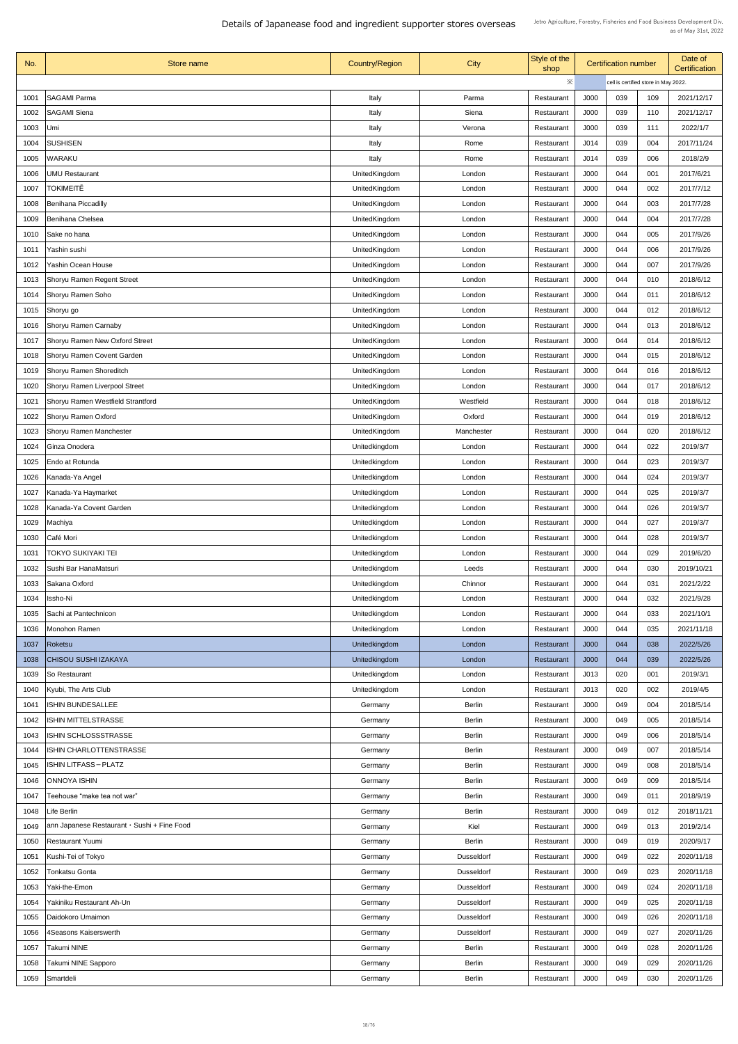# Details of Japanease food and ingredient supporter stores overseas

Jetro Agriculture, Forestry, Fisheries and Food Business Development Div.
as of May 31st, 2022

| No. | Store name | Country/Region | City | Style of the shop | Certification number | | | Date of Certification |
|---|---|---|---|---|---|---|---|---|
| | | | | ※ | cell is certified store in May 2022. | | | |
| 1001 | SAGAMI Parma | Italy | Parma | Restaurant | J000 | 039 | 109 | 2021/12/17 |
| 1002 | SAGAMI Siena | Italy | Siena | Restaurant | J000 | 039 | 110 | 2021/12/17 |
| 1003 | Umi | Italy | Verona | Restaurant | J000 | 039 | 111 | 2022/1/7 |
| 1004 | SUSHISEN | Italy | Rome | Restaurant | J014 | 039 | 004 | 2017/11/24 |
| 1005 | WARAKU | Italy | Rome | Restaurant | J014 | 039 | 006 | 2018/2/9 |
| 1006 | UMU Restaurant | UnitedKingdom | London | Restaurant | J000 | 044 | 001 | 2017/6/21 |
| 1007 | TOKIMEITĒ | UnitedKingdom | London | Restaurant | J000 | 044 | 002 | 2017/7/12 |
| 1008 | Benihana Piccadilly | UnitedKingdom | London | Restaurant | J000 | 044 | 003 | 2017/7/28 |
| 1009 | Benihana Chelsea | UnitedKingdom | London | Restaurant | J000 | 044 | 004 | 2017/7/28 |
| 1010 | Sake no hana | UnitedKingdom | London | Restaurant | J000 | 044 | 005 | 2017/9/26 |
| 1011 | Yashin sushi | UnitedKingdom | London | Restaurant | J000 | 044 | 006 | 2017/9/26 |
| 1012 | Yashin Ocean House | UnitedKingdom | London | Restaurant | J000 | 044 | 007 | 2017/9/26 |
| 1013 | Shoryu Ramen Regent Street | UnitedKingdom | London | Restaurant | J000 | 044 | 010 | 2018/6/12 |
| 1014 | Shoryu Ramen Soho | UnitedKingdom | London | Restaurant | J000 | 044 | 011 | 2018/6/12 |
| 1015 | Shoryu go | UnitedKingdom | London | Restaurant | J000 | 044 | 012 | 2018/6/12 |
| 1016 | Shoryu Ramen Carnaby | UnitedKingdom | London | Restaurant | J000 | 044 | 013 | 2018/6/12 |
| 1017 | Shoryu Ramen New Oxford Street | UnitedKingdom | London | Restaurant | J000 | 044 | 014 | 2018/6/12 |
| 1018 | Shoryu Ramen Covent Garden | UnitedKingdom | London | Restaurant | J000 | 044 | 015 | 2018/6/12 |
| 1019 | Shoryu Ramen Shoreditch | UnitedKingdom | London | Restaurant | J000 | 044 | 016 | 2018/6/12 |
| 1020 | Shoryu Ramen Liverpool Street | UnitedKingdom | London | Restaurant | J000 | 044 | 017 | 2018/6/12 |
| 1021 | Shoryu Ramen Westfield Strantford | UnitedKingdom | Westfield | Restaurant | J000 | 044 | 018 | 2018/6/12 |
| 1022 | Shoryu Ramen Oxford | UnitedKingdom | Oxford | Restaurant | J000 | 044 | 019 | 2018/6/12 |
| 1023 | Shoryu Ramen Manchester | UnitedKingdom | Manchester | Restaurant | J000 | 044 | 020 | 2018/6/12 |
| 1024 | Ginza Onodera | Unitedkingdom | London | Restaurant | J000 | 044 | 022 | 2019/3/7 |
| 1025 | Endo at Rotunda | Unitedkingdom | London | Restaurant | J000 | 044 | 023 | 2019/3/7 |
| 1026 | Kanada-Ya Angel | Unitedkingdom | London | Restaurant | J000 | 044 | 024 | 2019/3/7 |
| 1027 | Kanada-Ya Haymarket | Unitedkingdom | London | Restaurant | J000 | 044 | 025 | 2019/3/7 |
| 1028 | Kanada-Ya Covent Garden | Unitedkingdom | London | Restaurant | J000 | 044 | 026 | 2019/3/7 |
| 1029 | Machiya | Unitedkingdom | London | Restaurant | J000 | 044 | 027 | 2019/3/7 |
| 1030 | Café Mori | Unitedkingdom | London | Restaurant | J000 | 044 | 028 | 2019/3/7 |
| 1031 | TOKYO SUKIYAKI TEI | Unitedkingdom | London | Restaurant | J000 | 044 | 029 | 2019/6/20 |
| 1032 | Sushi Bar HanaMatsuri | Unitedkingdom | Leeds | Restaurant | J000 | 044 | 030 | 2019/10/21 |
| 1033 | Sakana Oxford | Unitedkingdom | Chinnor | Restaurant | J000 | 044 | 031 | 2021/2/22 |
| 1034 | Issho-Ni | Unitedkingdom | London | Restaurant | J000 | 044 | 032 | 2021/9/28 |
| 1035 | Sachi at Pantechnicon | Unitedkingdom | London | Restaurant | J000 | 044 | 033 | 2021/10/1 |
| 1036 | Monohon Ramen | Unitedkingdom | London | Restaurant | J000 | 044 | 035 | 2021/11/18 |
| 1037 | Roketsu | Unitedkingdom | London | Restaurant | J000 | 044 | 038 | 2022/5/26 |
| 1038 | CHISOU SUSHI IZAKAYA | Unitedkingdom | London | Restaurant | J000 | 044 | 039 | 2022/5/26 |
| 1039 | So Restaurant | Unitedkingdom | London | Restaurant | J013 | 020 | 001 | 2019/3/1 |
| 1040 | Kyubi, The Arts Club | Unitedkingdom | London | Restaurant | J013 | 020 | 002 | 2019/4/5 |
| 1041 | ISHIN BUNDESALLEE | Germany | Berlin | Restaurant | J000 | 049 | 004 | 2018/5/14 |
| 1042 | ISHIN MITTELSTRASSE | Germany | Berlin | Restaurant | J000 | 049 | 005 | 2018/5/14 |
| 1043 | ISHIN SCHLOSSSTRASSE | Germany | Berlin | Restaurant | J000 | 049 | 006 | 2018/5/14 |
| 1044 | ISHIN CHARLOTTENSTRASSE | Germany | Berlin | Restaurant | J000 | 049 | 007 | 2018/5/14 |
| 1045 | ISHIN LITFASS－PLATZ | Germany | Berlin | Restaurant | J000 | 049 | 008 | 2018/5/14 |
| 1046 | ONNOYA ISHIN | Germany | Berlin | Restaurant | J000 | 049 | 009 | 2018/5/14 |
| 1047 | Teehouse "make tea not war" | Germany | Berlin | Restaurant | J000 | 049 | 011 | 2018/9/19 |
| 1048 | Life Berlin | Germany | Berlin | Restaurant | J000 | 049 | 012 | 2018/11/21 |
| 1049 | ann Japanese Restaurant・Sushi + Fine Food | Germany | Kiel | Restaurant | J000 | 049 | 013 | 2019/2/14 |
| 1050 | Restaurant Yuumi | Germany | Berlin | Restaurant | J000 | 049 | 019 | 2020/9/17 |
| 1051 | Kushi-Tei of Tokyo | Germany | Dusseldorf | Restaurant | J000 | 049 | 022 | 2020/11/18 |
| 1052 | Tonkatsu Gonta | Germany | Dusseldorf | Restaurant | J000 | 049 | 023 | 2020/11/18 |
| 1053 | Yaki-the-Emon | Germany | Dusseldorf | Restaurant | J000 | 049 | 024 | 2020/11/18 |
| 1054 | Yakiniku Restaurant Ah-Un | Germany | Dusseldorf | Restaurant | J000 | 049 | 025 | 2020/11/18 |
| 1055 | Daidokoro Umaimon | Germany | Dusseldorf | Restaurant | J000 | 049 | 026 | 2020/11/18 |
| 1056 | 4Seasons Kaiserswerth | Germany | Dusseldorf | Restaurant | J000 | 049 | 027 | 2020/11/26 |
| 1057 | Takumi NINE | Germany | Berlin | Restaurant | J000 | 049 | 028 | 2020/11/26 |
| 1058 | Takumi NINE Sapporo | Germany | Berlin | Restaurant | J000 | 049 | 029 | 2020/11/26 |
| 1059 | Smartdeli | Germany | Berlin | Restaurant | J000 | 049 | 030 | 2020/11/26 |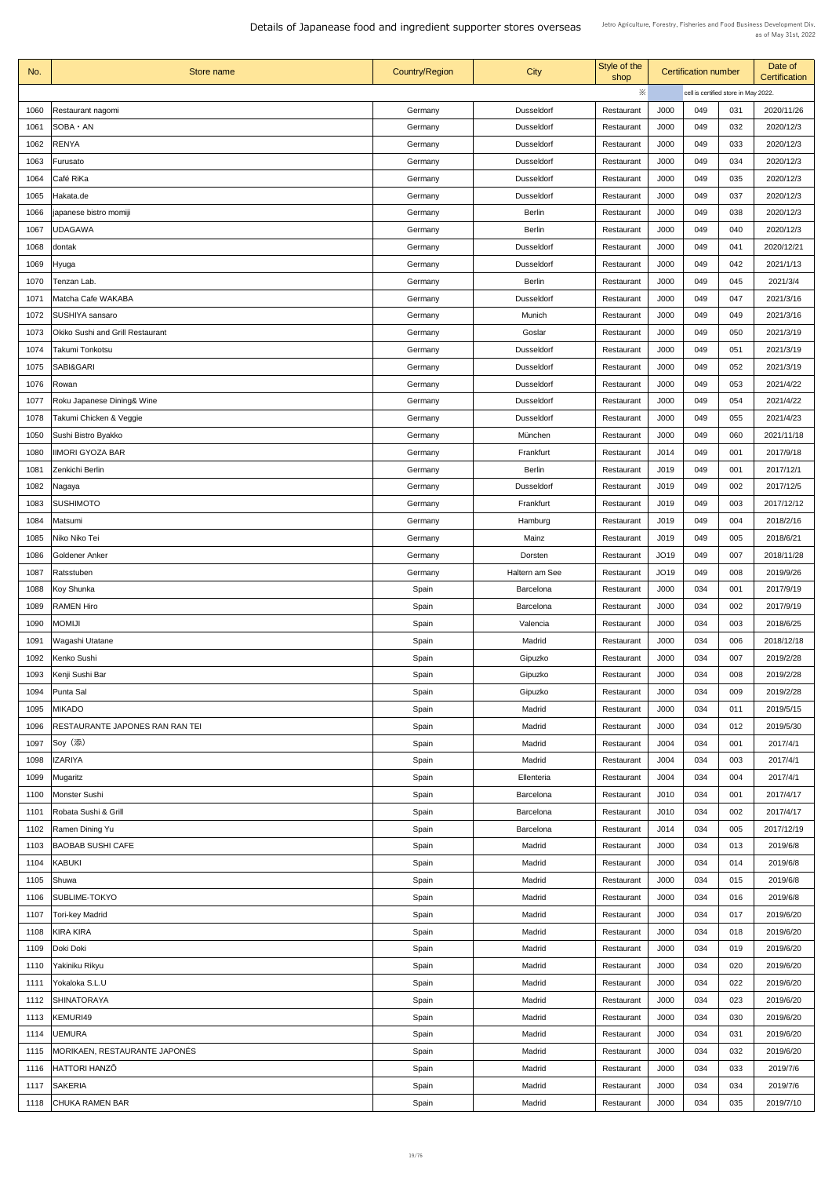# Details of Japanease food and ingredient supporter stores overseas

Jetro Agriculture, Forestry, Fisheries and Food Business Development Div.
as of May 31st, 2022

| No. | Store name | Country/Region | City | Style of the shop | Certification number | | | Date of Certification |
|---|---|---|---|---|---|---|---|---|
| | | | | ※ | cell is certified store in May 2022. | | | |
| 1060 | Restaurant nagomi | Germany | Dusseldorf | Restaurant | J000 | 049 | 031 | 2020/11/26 |
| 1061 | SOBA・AN | Germany | Dusseldorf | Restaurant | J000 | 049 | 032 | 2020/12/3 |
| 1062 | RENYA | Germany | Dusseldorf | Restaurant | J000 | 049 | 033 | 2020/12/3 |
| 1063 | Furusato | Germany | Dusseldorf | Restaurant | J000 | 049 | 034 | 2020/12/3 |
| 1064 | Café RiKa | Germany | Dusseldorf | Restaurant | J000 | 049 | 035 | 2020/12/3 |
| 1065 | Hakata.de | Germany | Dusseldorf | Restaurant | J000 | 049 | 037 | 2020/12/3 |
| 1066 | japanese bistro momiji | Germany | Berlin | Restaurant | J000 | 049 | 038 | 2020/12/3 |
| 1067 | UDAGAWA | Germany | Berlin | Restaurant | J000 | 049 | 040 | 2020/12/3 |
| 1068 | dontak | Germany | Dusseldorf | Restaurant | J000 | 049 | 041 | 2020/12/21 |
| 1069 | Hyuga | Germany | Dusseldorf | Restaurant | J000 | 049 | 042 | 2021/1/13 |
| 1070 | Tenzan Lab. | Germany | Berlin | Restaurant | J000 | 049 | 045 | 2021/3/4 |
| 1071 | Matcha Cafe WAKABA | Germany | Dusseldorf | Restaurant | J000 | 049 | 047 | 2021/3/16 |
| 1072 | SUSHIYA sansaro | Germany | Munich | Restaurant | J000 | 049 | 049 | 2021/3/16 |
| 1073 | Okiko Sushi and Grill Restaurant | Germany | Goslar | Restaurant | J000 | 049 | 050 | 2021/3/19 |
| 1074 | Takumi Tonkotsu | Germany | Dusseldorf | Restaurant | J000 | 049 | 051 | 2021/3/19 |
| 1075 | SABI&GARI | Germany | Dusseldorf | Restaurant | J000 | 049 | 052 | 2021/3/19 |
| 1076 | Rowan | Germany | Dusseldorf | Restaurant | J000 | 049 | 053 | 2021/4/22 |
| 1077 | Roku Japanese Dining& Wine | Germany | Dusseldorf | Restaurant | J000 | 049 | 054 | 2021/4/22 |
| 1078 | Takumi Chicken & Veggie | Germany | Dusseldorf | Restaurant | J000 | 049 | 055 | 2021/4/23 |
| 1050 | Sushi Bistro Byakko | Germany | München | Restaurant | J000 | 049 | 060 | 2021/11/18 |
| 1080 | IIMORI GYOZA BAR | Germany | Frankfurt | Restaurant | J014 | 049 | 001 | 2017/9/18 |
| 1081 | Zenkichi Berlin | Germany | Berlin | Restaurant | J019 | 049 | 001 | 2017/12/1 |
| 1082 | Nagaya | Germany | Dusseldorf | Restaurant | J019 | 049 | 002 | 2017/12/5 |
| 1083 | SUSHIMOTO | Germany | Frankfurt | Restaurant | J019 | 049 | 003 | 2017/12/12 |
| 1084 | Matsumi | Germany | Hamburg | Restaurant | J019 | 049 | 004 | 2018/2/16 |
| 1085 | Niko Niko Tei | Germany | Mainz | Restaurant | J019 | 049 | 005 | 2018/6/21 |
| 1086 | Goldener Anker | Germany | Dorsten | Restaurant | JO19 | 049 | 007 | 2018/11/28 |
| 1087 | Ratsstuben | Germany | Haltern am See | Restaurant | JO19 | 049 | 008 | 2019/9/26 |
| 1088 | Koy Shunka | Spain | Barcelona | Restaurant | J000 | 034 | 001 | 2017/9/19 |
| 1089 | RAMEN Hiro | Spain | Barcelona | Restaurant | J000 | 034 | 002 | 2017/9/19 |
| 1090 | MOMIJI | Spain | Valencia | Restaurant | J000 | 034 | 003 | 2018/6/25 |
| 1091 | Wagashi Utatane | Spain | Madrid | Restaurant | J000 | 034 | 006 | 2018/12/18 |
| 1092 | Kenko Sushi | Spain | Gipuzko | Restaurant | J000 | 034 | 007 | 2019/2/28 |
| 1093 | Kenji Sushi Bar | Spain | Gipuzko | Restaurant | J000 | 034 | 008 | 2019/2/28 |
| 1094 | Punta Sal | Spain | Gipuzko | Restaurant | J000 | 034 | 009 | 2019/2/28 |
| 1095 | MIKADO | Spain | Madrid | Restaurant | J000 | 034 | 011 | 2019/5/15 |
| 1096 | RESTAURANTE JAPONES RAN RAN TEI | Spain | Madrid | Restaurant | J000 | 034 | 012 | 2019/5/30 |
| 1097 | Soy（添） | Spain | Madrid | Restaurant | J004 | 034 | 001 | 2017/4/1 |
| 1098 | IZARIYA | Spain | Madrid | Restaurant | J004 | 034 | 003 | 2017/4/1 |
| 1099 | Mugaritz | Spain | Ellenteria | Restaurant | J004 | 034 | 004 | 2017/4/1 |
| 1100 | Monster Sushi | Spain | Barcelona | Restaurant | J010 | 034 | 001 | 2017/4/17 |
| 1101 | Robata Sushi & Grill | Spain | Barcelona | Restaurant | J010 | 034 | 002 | 2017/4/17 |
| 1102 | Ramen Dining Yu | Spain | Barcelona | Restaurant | J014 | 034 | 005 | 2017/12/19 |
| 1103 | BAOBAB SUSHI CAFE | Spain | Madrid | Restaurant | J000 | 034 | 013 | 2019/6/8 |
| 1104 | KABUKI | Spain | Madrid | Restaurant | J000 | 034 | 014 | 2019/6/8 |
| 1105 | Shuwa | Spain | Madrid | Restaurant | J000 | 034 | 015 | 2019/6/8 |
| 1106 | SUBLIME-TOKYO | Spain | Madrid | Restaurant | J000 | 034 | 016 | 2019/6/8 |
| 1107 | Tori-key Madrid | Spain | Madrid | Restaurant | J000 | 034 | 017 | 2019/6/20 |
| 1108 | KIRA KIRA | Spain | Madrid | Restaurant | J000 | 034 | 018 | 2019/6/20 |
| 1109 | Doki Doki | Spain | Madrid | Restaurant | J000 | 034 | 019 | 2019/6/20 |
| 1110 | Yakiniku Rikyu | Spain | Madrid | Restaurant | J000 | 034 | 020 | 2019/6/20 |
| 1111 | Yokaloka S.L.U | Spain | Madrid | Restaurant | J000 | 034 | 022 | 2019/6/20 |
| 1112 | SHINATORAYA | Spain | Madrid | Restaurant | J000 | 034 | 023 | 2019/6/20 |
| 1113 | KEMURI49 | Spain | Madrid | Restaurant | J000 | 034 | 030 | 2019/6/20 |
| 1114 | UEMURA | Spain | Madrid | Restaurant | J000 | 034 | 031 | 2019/6/20 |
| 1115 | MORIKAEN, RESTAURANTE JAPONÉS | Spain | Madrid | Restaurant | J000 | 034 | 032 | 2019/6/20 |
| 1116 | HATTORI HANZŌ | Spain | Madrid | Restaurant | J000 | 034 | 033 | 2019/7/6 |
| 1117 | SAKERIA | Spain | Madrid | Restaurant | J000 | 034 | 034 | 2019/7/6 |
| 1118 | CHUKA RAMEN BAR | Spain | Madrid | Restaurant | J000 | 034 | 035 | 2019/7/10 |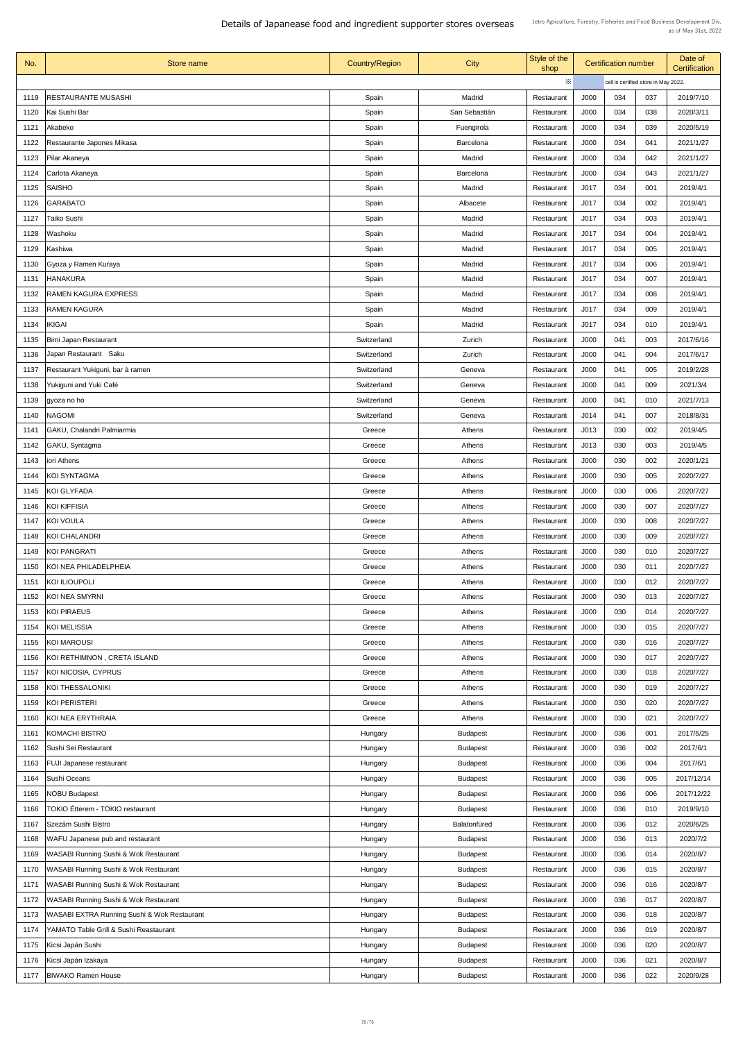# Details of Japanease food and ingredient supporter stores overseas

Jetro Agriculture, Forestry, Fisheries and Food Business Development Div.
as of May 31st, 2022

| No. | Store name | Country/Region | City | Style of the shop | Certification number | | | Date of Certification |
|---|---|---|---|---|---|---|---|---|
| | | | | ※ | cell is certified store in May 2022. | | | |
| 1119 | RESTAURANTE MUSASHI | Spain | Madrid | Restaurant | J000 | 034 | 037 | 2019/7/10 |
| 1120 | Kai Sushi Bar | Spain | San Sebastián | Restaurant | J000 | 034 | 038 | 2020/3/11 |
| 1121 | Akabeko | Spain | Fuengirola | Restaurant | J000 | 034 | 039 | 2020/5/19 |
| 1122 | Restaurante Japones Mikasa | Spain | Barcelona | Restaurant | J000 | 034 | 041 | 2021/1/27 |
| 1123 | Pilar Akaneya | Spain | Madrid | Restaurant | J000 | 034 | 042 | 2021/1/27 |
| 1124 | Carlota Akaneya | Spain | Barcelona | Restaurant | J000 | 034 | 043 | 2021/1/27 |
| 1125 | SAISHO | Spain | Madrid | Restaurant | J017 | 034 | 001 | 2019/4/1 |
| 1126 | GARABATO | Spain | Albacete | Restaurant | J017 | 034 | 002 | 2019/4/1 |
| 1127 | Taiko Sushi | Spain | Madrid | Restaurant | J017 | 034 | 003 | 2019/4/1 |
| 1128 | Washoku | Spain | Madrid | Restaurant | J017 | 034 | 004 | 2019/4/1 |
| 1129 | Kashiwa | Spain | Madrid | Restaurant | J017 | 034 | 005 | 2019/4/1 |
| 1130 | Gyoza y Ramen Kuraya | Spain | Madrid | Restaurant | J017 | 034 | 006 | 2019/4/1 |
| 1131 | HANAKURA | Spain | Madrid | Restaurant | J017 | 034 | 007 | 2019/4/1 |
| 1132 | RAMEN KAGURA EXPRESS | Spain | Madrid | Restaurant | J017 | 034 | 008 | 2019/4/1 |
| 1133 | RAMEN KAGURA | Spain | Madrid | Restaurant | J017 | 034 | 009 | 2019/4/1 |
| 1134 | IKIGAI | Spain | Madrid | Restaurant | J017 | 034 | 010 | 2019/4/1 |
| 1135 | Bimi Japan Restaurant | Switzerland | Zurich | Restaurant | J000 | 041 | 003 | 2017/6/16 |
| 1136 | Japan Restaurant Saku | Switzerland | Zurich | Restaurant | J000 | 041 | 004 | 2017/6/17 |
| 1137 | Restaurant Yukiguni, bar à ramen | Switzerland | Geneva | Restaurant | J000 | 041 | 005 | 2019/2/28 |
| 1138 | Yukiguni and Yuki Café | Switzerland | Geneva | Restaurant | J000 | 041 | 009 | 2021/3/4 |
| 1139 | gyoza no ho | Switzerland | Geneva | Restaurant | J000 | 041 | 010 | 2021/7/13 |
| 1140 | NAGOMI | Switzerland | Geneva | Restaurant | J014 | 041 | 007 | 2018/8/31 |
| 1141 | GAKU, Chalandri Palmiarmia | Greece | Athens | Restaurant | J013 | 030 | 002 | 2019/4/5 |
| 1142 | GAKU, Syntagma | Greece | Athens | Restaurant | J013 | 030 | 003 | 2019/4/5 |
| 1143 | iori Athens | Greece | Athens | Restaurant | J000 | 030 | 002 | 2020/1/21 |
| 1144 | KOI SYNTAGMA | Greece | Athens | Restaurant | J000 | 030 | 005 | 2020/7/27 |
| 1145 | KOI GLYFADA | Greece | Athens | Restaurant | J000 | 030 | 006 | 2020/7/27 |
| 1146 | KOI KIFFISIA | Greece | Athens | Restaurant | J000 | 030 | 007 | 2020/7/27 |
| 1147 | KOI VOULA | Greece | Athens | Restaurant | J000 | 030 | 008 | 2020/7/27 |
| 1148 | KOI CHALANDRI | Greece | Athens | Restaurant | J000 | 030 | 009 | 2020/7/27 |
| 1149 | KOI PANGRATI | Greece | Athens | Restaurant | J000 | 030 | 010 | 2020/7/27 |
| 1150 | KOI NEA PHILADELPHEIA | Greece | Athens | Restaurant | J000 | 030 | 011 | 2020/7/27 |
| 1151 | KOI ILIOUPOLI | Greece | Athens | Restaurant | J000 | 030 | 012 | 2020/7/27 |
| 1152 | KOI NEA SMYRNI | Greece | Athens | Restaurant | J000 | 030 | 013 | 2020/7/27 |
| 1153 | KOI PIRAEUS | Greece | Athens | Restaurant | J000 | 030 | 014 | 2020/7/27 |
| 1154 | KOI MELISSIA | Greece | Athens | Restaurant | J000 | 030 | 015 | 2020/7/27 |
| 1155 | KOI MAROUSI | Greece | Athens | Restaurant | J000 | 030 | 016 | 2020/7/27 |
| 1156 | KOI RETHIMNON , CRETA ISLAND | Greece | Athens | Restaurant | J000 | 030 | 017 | 2020/7/27 |
| 1157 | KOI NICOSIA, CYPRUS | Greece | Athens | Restaurant | J000 | 030 | 018 | 2020/7/27 |
| 1158 | KOI THESSALONIKI | Greece | Athens | Restaurant | J000 | 030 | 019 | 2020/7/27 |
| 1159 | KOI PERISTERI | Greece | Athens | Restaurant | J000 | 030 | 020 | 2020/7/27 |
| 1160 | KOI NEA ERYTHRAIA | Greece | Athens | Restaurant | J000 | 030 | 021 | 2020/7/27 |
| 1161 | KOMACHI BISTRO | Hungary | Budapest | Restaurant | J000 | 036 | 001 | 2017/5/25 |
| 1162 | Sushi Sei Restaurant | Hungary | Budapest | Restaurant | J000 | 036 | 002 | 2017/6/1 |
| 1163 | FUJI Japanese restaurant | Hungary | Budapest | Restaurant | J000 | 036 | 004 | 2017/6/1 |
| 1164 | Sushi Oceans | Hungary | Budapest | Restaurant | J000 | 036 | 005 | 2017/12/14 |
| 1165 | NOBU Budapest | Hungary | Budapest | Restaurant | J000 | 036 | 006 | 2017/12/22 |
| 1166 | TOKIO Étterem - TOKIO restaurant | Hungary | Budapest | Restaurant | J000 | 036 | 010 | 2019/9/10 |
| 1167 | Szezám Sushi Bistro | Hungary | Balatonfüred | Restaurant | J000 | 036 | 012 | 2020/6/25 |
| 1168 | WAFU Japanese pub and restaurant | Hungary | Budapest | Restaurant | J000 | 036 | 013 | 2020/7/2 |
| 1169 | WASABI Running Sushi & Wok Restaurant | Hungary | Budapest | Restaurant | J000 | 036 | 014 | 2020/8/7 |
| 1170 | WASABI Running Sushi & Wok Restaurant | Hungary | Budapest | Restaurant | J000 | 036 | 015 | 2020/8/7 |
| 1171 | WASABI Running Sushi & Wok Restaurant | Hungary | Budapest | Restaurant | J000 | 036 | 016 | 2020/8/7 |
| 1172 | WASABI Running Sushi & Wok Restaurant | Hungary | Budapest | Restaurant | J000 | 036 | 017 | 2020/8/7 |
| 1173 | WASABI EXTRA Running Sushi & Wok Restaurant | Hungary | Budapest | Restaurant | J000 | 036 | 018 | 2020/8/7 |
| 1174 | YAMATO Table Grill & Sushi Reastaurant | Hungary | Budapest | Restaurant | J000 | 036 | 019 | 2020/8/7 |
| 1175 | Kicsi Japán Sushi | Hungary | Budapest | Restaurant | J000 | 036 | 020 | 2020/8/7 |
| 1176 | Kicsi Japán Izakaya | Hungary | Budapest | Restaurant | J000 | 036 | 021 | 2020/8/7 |
| 1177 | BIWAKO Ramen House | Hungary | Budapest | Restaurant | J000 | 036 | 022 | 2020/9/28 |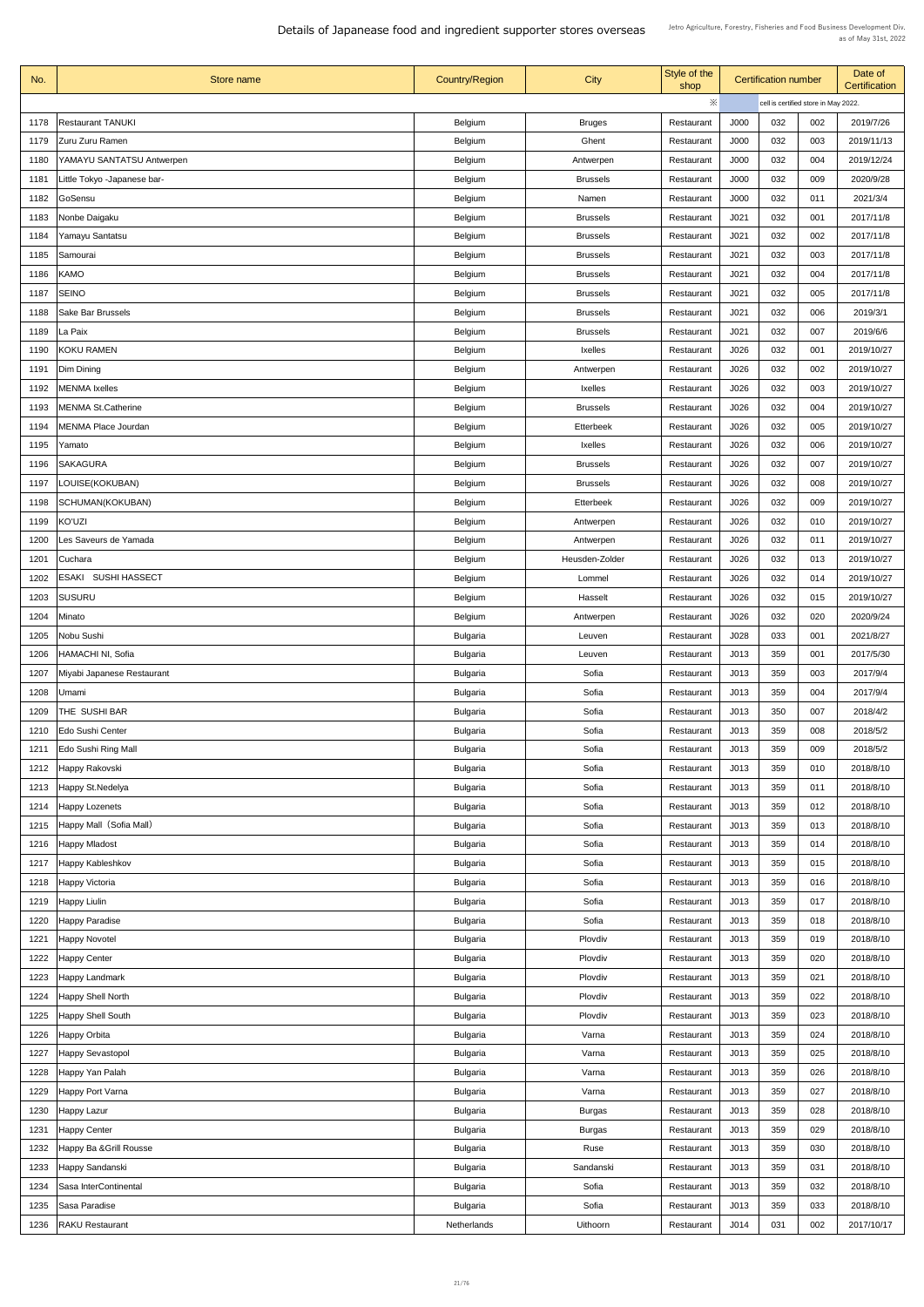# Details of Japanease food and ingredient supporter stores overseas

Jetro Agriculture, Forestry, Fisheries and Food Business Development Div.
as of May 31st, 2022

| No. | Store name | Country/Region | City | Style of the shop | Certification number | | | Date of Certification |
|---|---|---|---|---|---|---|---|---|
| | | | | ※ | | cell is certified store in May 2022. | | |
| 1178 | Restaurant TANUKI | Belgium | Bruges | Restaurant | J000 | 032 | 002 | 2019/7/26 |
| 1179 | Zuru Zuru Ramen | Belgium | Ghent | Restaurant | J000 | 032 | 003 | 2019/11/13 |
| 1180 | YAMAYU SANTATSU Antwerpen | Belgium | Antwerpen | Restaurant | J000 | 032 | 004 | 2019/12/24 |
| 1181 | Little Tokyo -Japanese bar- | Belgium | Brussels | Restaurant | J000 | 032 | 009 | 2020/9/28 |
| 1182 | GoSensu | Belgium | Namen | Restaurant | J000 | 032 | 011 | 2021/3/4 |
| 1183 | Nonbe Daigaku | Belgium | Brussels | Restaurant | J021 | 032 | 001 | 2017/11/8 |
| 1184 | Yamayu Santatsu | Belgium | Brussels | Restaurant | J021 | 032 | 002 | 2017/11/8 |
| 1185 | Samourai | Belgium | Brussels | Restaurant | J021 | 032 | 003 | 2017/11/8 |
| 1186 | KAMO | Belgium | Brussels | Restaurant | J021 | 032 | 004 | 2017/11/8 |
| 1187 | SEINO | Belgium | Brussels | Restaurant | J021 | 032 | 005 | 2017/11/8 |
| 1188 | Sake Bar Brussels | Belgium | Brussels | Restaurant | J021 | 032 | 006 | 2019/3/1 |
| 1189 | La Paix | Belgium | Brussels | Restaurant | J021 | 032 | 007 | 2019/6/6 |
| 1190 | KOKU RAMEN | Belgium | Ixelles | Restaurant | J026 | 032 | 001 | 2019/10/27 |
| 1191 | Dim Dining | Belgium | Antwerpen | Restaurant | J026 | 032 | 002 | 2019/10/27 |
| 1192 | MENMA Ixelles | Belgium | Ixelles | Restaurant | J026 | 032 | 003 | 2019/10/27 |
| 1193 | MENMA St.Catherine | Belgium | Brussels | Restaurant | J026 | 032 | 004 | 2019/10/27 |
| 1194 | MENMA Place Jourdan | Belgium | Etterbeek | Restaurant | J026 | 032 | 005 | 2019/10/27 |
| 1195 | Yamato | Belgium | Ixelles | Restaurant | J026 | 032 | 006 | 2019/10/27 |
| 1196 | SAKAGURA | Belgium | Brussels | Restaurant | J026 | 032 | 007 | 2019/10/27 |
| 1197 | LOUISE(KOKUBAN) | Belgium | Brussels | Restaurant | J026 | 032 | 008 | 2019/10/27 |
| 1198 | SCHUMAN(KOKUBAN) | Belgium | Etterbeek | Restaurant | J026 | 032 | 009 | 2019/10/27 |
| 1199 | KO'UZI | Belgium | Antwerpen | Restaurant | J026 | 032 | 010 | 2019/10/27 |
| 1200 | Les Saveurs de Yamada | Belgium | Antwerpen | Restaurant | J026 | 032 | 011 | 2019/10/27 |
| 1201 | Cuchara | Belgium | Heusden-Zolder | Restaurant | J026 | 032 | 013 | 2019/10/27 |
| 1202 | ESAKI　SUSHI HASSECT | Belgium | Lommel | Restaurant | J026 | 032 | 014 | 2019/10/27 |
| 1203 | SUSURU | Belgium | Hasselt | Restaurant | J026 | 032 | 015 | 2019/10/27 |
| 1204 | Minato | Belgium | Antwerpen | Restaurant | J026 | 032 | 020 | 2020/9/24 |
| 1205 | Nobu Sushi | Bulgaria | Leuven | Restaurant | J028 | 033 | 001 | 2021/8/27 |
| 1206 | HAMACHI NI, Sofia | Bulgaria | Leuven | Restaurant | J013 | 359 | 001 | 2017/5/30 |
| 1207 | Miyabi Japanese Restaurant | Bulgaria | Sofia | Restaurant | J013 | 359 | 003 | 2017/9/4 |
| 1208 | Umami | Bulgaria | Sofia | Restaurant | J013 | 359 | 004 | 2017/9/4 |
| 1209 | THE SUSHI BAR | Bulgaria | Sofia | Restaurant | J013 | 350 | 007 | 2018/4/2 |
| 1210 | Edo Sushi Center | Bulgaria | Sofia | Restaurant | J013 | 359 | 008 | 2018/5/2 |
| 1211 | Edo Sushi Ring Mall | Bulgaria | Sofia | Restaurant | J013 | 359 | 009 | 2018/5/2 |
| 1212 | Happy Rakovski | Bulgaria | Sofia | Restaurant | J013 | 359 | 010 | 2018/8/10 |
| 1213 | Happy St.Nedelya | Bulgaria | Sofia | Restaurant | J013 | 359 | 011 | 2018/8/10 |
| 1214 | Happy Lozenets | Bulgaria | Sofia | Restaurant | J013 | 359 | 012 | 2018/8/10 |
| 1215 | Happy Mall（Sofia Mall） | Bulgaria | Sofia | Restaurant | J013 | 359 | 013 | 2018/8/10 |
| 1216 | Happy Mladost | Bulgaria | Sofia | Restaurant | J013 | 359 | 014 | 2018/8/10 |
| 1217 | Happy Kableshkov | Bulgaria | Sofia | Restaurant | J013 | 359 | 015 | 2018/8/10 |
| 1218 | Happy Victoria | Bulgaria | Sofia | Restaurant | J013 | 359 | 016 | 2018/8/10 |
| 1219 | Happy Liulin | Bulgaria | Sofia | Restaurant | J013 | 359 | 017 | 2018/8/10 |
| 1220 | Happy Paradise | Bulgaria | Sofia | Restaurant | J013 | 359 | 018 | 2018/8/10 |
| 1221 | Happy Novotel | Bulgaria | Plovdiv | Restaurant | J013 | 359 | 019 | 2018/8/10 |
| 1222 | Happy Center | Bulgaria | Plovdiv | Restaurant | J013 | 359 | 020 | 2018/8/10 |
| 1223 | Happy Landmark | Bulgaria | Plovdiv | Restaurant | J013 | 359 | 021 | 2018/8/10 |
| 1224 | Happy Shell North | Bulgaria | Plovdiv | Restaurant | J013 | 359 | 022 | 2018/8/10 |
| 1225 | Happy Shell South | Bulgaria | Plovdiv | Restaurant | J013 | 359 | 023 | 2018/8/10 |
| 1226 | Happy Orbita | Bulgaria | Varna | Restaurant | J013 | 359 | 024 | 2018/8/10 |
| 1227 | Happy Sevastopol | Bulgaria | Varna | Restaurant | J013 | 359 | 025 | 2018/8/10 |
| 1228 | Happy Yan Palah | Bulgaria | Varna | Restaurant | J013 | 359 | 026 | 2018/8/10 |
| 1229 | Happy Port Varna | Bulgaria | Varna | Restaurant | J013 | 359 | 027 | 2018/8/10 |
| 1230 | Happy Lazur | Bulgaria | Burgas | Restaurant | J013 | 359 | 028 | 2018/8/10 |
| 1231 | Happy Center | Bulgaria | Burgas | Restaurant | J013 | 359 | 029 | 2018/8/10 |
| 1232 | Happy Ba &Grill Rousse | Bulgaria | Ruse | Restaurant | J013 | 359 | 030 | 2018/8/10 |
| 1233 | Happy Sandanski | Bulgaria | Sandanski | Restaurant | J013 | 359 | 031 | 2018/8/10 |
| 1234 | Sasa InterContinental | Bulgaria | Sofia | Restaurant | J013 | 359 | 032 | 2018/8/10 |
| 1235 | Sasa Paradise | Bulgaria | Sofia | Restaurant | J013 | 359 | 033 | 2018/8/10 |
| 1236 | RAKU Restaurant | Netherlands | Uithoorn | Restaurant | J014 | 031 | 002 | 2017/10/17 |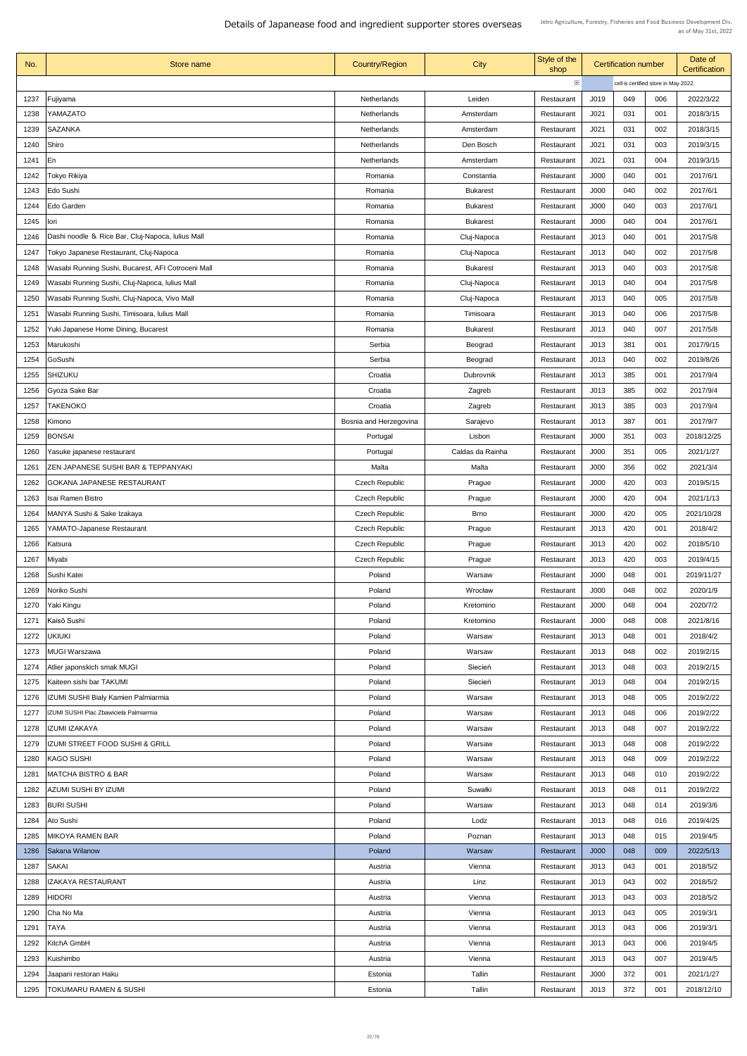# Details of Japanease food and ingredient supporter stores overseas

Jetro Agriculture, Forestry, Fisheries and Food Business Development Div.
as of May 31st, 2022

| No. | Store name | Country/Region | City | Style of the shop | Certification number | | | Date of Certification |
|---|---|---|---|---|---|---|---|---|
| | | | | ※ | cell is certified store in May 2022. | | | |
| 1237 | Fujiyama | Netherlands | Leiden | Restaurant | J019 | 049 | 006 | 2022/3/22 |
| 1238 | YAMAZATO | Netherlands | Amsterdam | Restaurant | J021 | 031 | 001 | 2018/3/15 |
| 1239 | SAZANKA | Netherlands | Amsterdam | Restaurant | J021 | 031 | 002 | 2018/3/15 |
| 1240 | Shiro | Netherlands | Den Bosch | Restaurant | J021 | 031 | 003 | 2019/3/15 |
| 1241 | En | Netherlands | Amsterdam | Restaurant | J021 | 031 | 004 | 2019/3/15 |
| 1242 | Tokyo Rikiya | Romania | Constantia | Restaurant | J000 | 040 | 001 | 2017/6/1 |
| 1243 | Edo Sushi | Romania | Bukarest | Restaurant | J000 | 040 | 002 | 2017/6/1 |
| 1244 | Edo Garden | Romania | Bukarest | Restaurant | J000 | 040 | 003 | 2017/6/1 |
| 1245 | Iori | Romania | Bukarest | Restaurant | J000 | 040 | 004 | 2017/6/1 |
| 1246 | Dashi noodle ＆ Rice Bar, Cluj-Napoca, Iulius Mall | Romania | Cluj-Napoca | Restaurant | J013 | 040 | 001 | 2017/5/8 |
| 1247 | Tokyo Japanese Restaurant, Cluj-Napoca | Romania | Cluj-Napoca | Restaurant | J013 | 040 | 002 | 2017/5/8 |
| 1248 | Wasabi Running Sushi, Bucarest, AFI Cotroceni Mall | Romania | Bukarest | Restaurant | J013 | 040 | 003 | 2017/5/8 |
| 1249 | Wasabi Running Sushi, Cluj-Napoca, Iulius Mall | Romania | Cluj-Napoca | Restaurant | J013 | 040 | 004 | 2017/5/8 |
| 1250 | Wasabi Running Sushi, Cluj-Napoca, Vivo Mall | Romania | Cluj-Napoca | Restaurant | J013 | 040 | 005 | 2017/5/8 |
| 1251 | Wasabi Running Sushi, Timisoara, Iulius Mall | Romania | Timisoara | Restaurant | J013 | 040 | 006 | 2017/5/8 |
| 1252 | Yuki Japanese Home Dining, Bucarest | Romania | Bukarest | Restaurant | J013 | 040 | 007 | 2017/5/8 |
| 1253 | Marukoshi | Serbia | Beograd | Restaurant | J013 | 381 | 001 | 2017/9/15 |
| 1254 | GoSushi | Serbia | Beograd | Restaurant | J013 | 040 | 002 | 2019/8/26 |
| 1255 | SHIZUKU | Croatia | Dubrovnik | Restaurant | J013 | 385 | 001 | 2017/9/4 |
| 1256 | Gyoza Sake Bar | Croatia | Zagreb | Restaurant | J013 | 385 | 002 | 2017/9/4 |
| 1257 | TAKENOKO | Croatia | Zagreb | Restaurant | J013 | 385 | 003 | 2017/9/4 |
| 1258 | Kimono | Bosnia and Herzegovina | Sarajevo | Restaurant | J013 | 387 | 001 | 2017/9/7 |
| 1259 | BONSAI | Portugal | Lisbon | Restaurant | J000 | 351 | 003 | 2018/12/25 |
| 1260 | Yasuke japanese restaurant | Portugal | Caldas da Rainha | Restaurant | J000 | 351 | 005 | 2021/1/27 |
| 1261 | ZEN JAPANESE SUSHI BAR & TEPPANYAKI | Malta | Malta | Restaurant | J000 | 356 | 002 | 2021/3/4 |
| 1262 | GOKANA JAPANESE RESTAURANT | Czech Republic | Prague | Restaurant | J000 | 420 | 003 | 2019/5/15 |
| 1263 | Isai Ramen Bistro | Czech Republic | Prague | Restaurant | J000 | 420 | 004 | 2021/1/13 |
| 1264 | MANYA Sushi & Sake Izakaya | Czech Republic | Brno | Restaurant | J000 | 420 | 005 | 2021/10/28 |
| 1265 | YAMATO-Japanese Restaurant | Czech Republic | Prague | Restaurant | J013 | 420 | 001 | 2018/4/2 |
| 1266 | Katsura | Czech Republic | Prague | Restaurant | J013 | 420 | 002 | 2018/5/10 |
| 1267 | Miyabi | Czech Republic | Prague | Restaurant | J013 | 420 | 003 | 2019/4/15 |
| 1268 | Sushi Katei | Poland | Warsaw | Restaurant | J000 | 048 | 001 | 2019/11/27 |
| 1269 | Noriko Sushi | Poland | Wrocław | Restaurant | J000 | 048 | 002 | 2020/1/9 |
| 1270 | Yaki Kingu | Poland | Kretomino | Restaurant | J000 | 048 | 004 | 2020/7/2 |
| 1271 | Kaisō Sushi | Poland | Kretomino | Restaurant | J000 | 048 | 008 | 2021/8/16 |
| 1272 | UKIUKI | Poland | Warsaw | Restaurant | J013 | 048 | 001 | 2018/4/2 |
| 1273 | MUGI Warszawa | Poland | Warsaw | Restaurant | J013 | 048 | 002 | 2019/2/15 |
| 1274 | Atlier japonskich smak MUGI | Poland | Siecień | Restaurant | J013 | 048 | 003 | 2019/2/15 |
| 1275 | Kaiteen sishi bar TAKUMI | Poland | Siecień | Restaurant | J013 | 048 | 004 | 2019/2/15 |
| 1276 | IZUMI SUSHI Bialy Kamien Palmiarmia | Poland | Warsaw | Restaurant | J013 | 048 | 005 | 2019/2/22 |
| 1277 | IZUMI SUSHI Plac Zbawiciela Palmiarmia | Poland | Warsaw | Restaurant | J013 | 048 | 006 | 2019/2/22 |
| 1278 | IZUMI IZAKAYA | Poland | Warsaw | Restaurant | J013 | 048 | 007 | 2019/2/22 |
| 1279 | IZUMI STREET FOOD SUSHI & GRILL | Poland | Warsaw | Restaurant | J013 | 048 | 008 | 2019/2/22 |
| 1280 | KAGO SUSHI | Poland | Warsaw | Restaurant | J013 | 048 | 009 | 2019/2/22 |
| 1281 | MATCHA BISTRO & BAR | Poland | Warsaw | Restaurant | J013 | 048 | 010 | 2019/2/22 |
| 1282 | AZUMI SUSHI BY IZUMI | Poland | Suwałki | Restaurant | J013 | 048 | 011 | 2019/2/22 |
| 1283 | BURI SUSHI | Poland | Warsaw | Restaurant | J013 | 048 | 014 | 2019/3/6 |
| 1284 | Ato Sushi | Poland | Lodz | Restaurant | J013 | 048 | 016 | 2019/4/25 |
| 1285 | MIKOYA RAMEN BAR | Poland | Poznan | Restaurant | J013 | 048 | 015 | 2019/4/5 |
| 1286 | Sakana Wilanow | Poland | Warsaw | Restaurant | J000 | 048 | 009 | 2022/5/13 |
| 1287 | SAKAI | Austria | Vienna | Restaurant | J013 | 043 | 001 | 2018/5/2 |
| 1288 | IZAKAYA RESTAURANT | Austria | Linz | Restaurant | J013 | 043 | 002 | 2018/5/2 |
| 1289 | HIDORI | Austria | Vienna | Restaurant | J013 | 043 | 003 | 2018/5/2 |
| 1290 | Cha No Ma | Austria | Vienna | Restaurant | J013 | 043 | 005 | 2019/3/1 |
| 1291 | TAYA | Austria | Vienna | Restaurant | J013 | 043 | 006 | 2019/3/1 |
| 1292 | KitchA GmbH | Austria | Vienna | Restaurant | J013 | 043 | 006 | 2019/4/5 |
| 1293 | Kuishimbo | Austria | Vienna | Restaurant | J013 | 043 | 007 | 2019/4/5 |
| 1294 | Jaapani restoran Haku | Estonia | Tallin | Restaurant | J000 | 372 | 001 | 2021/1/27 |
| 1295 | TOKUMARU RAMEN & SUSHI | Estonia | Tallin | Restaurant | J013 | 372 | 001 | 2018/12/10 |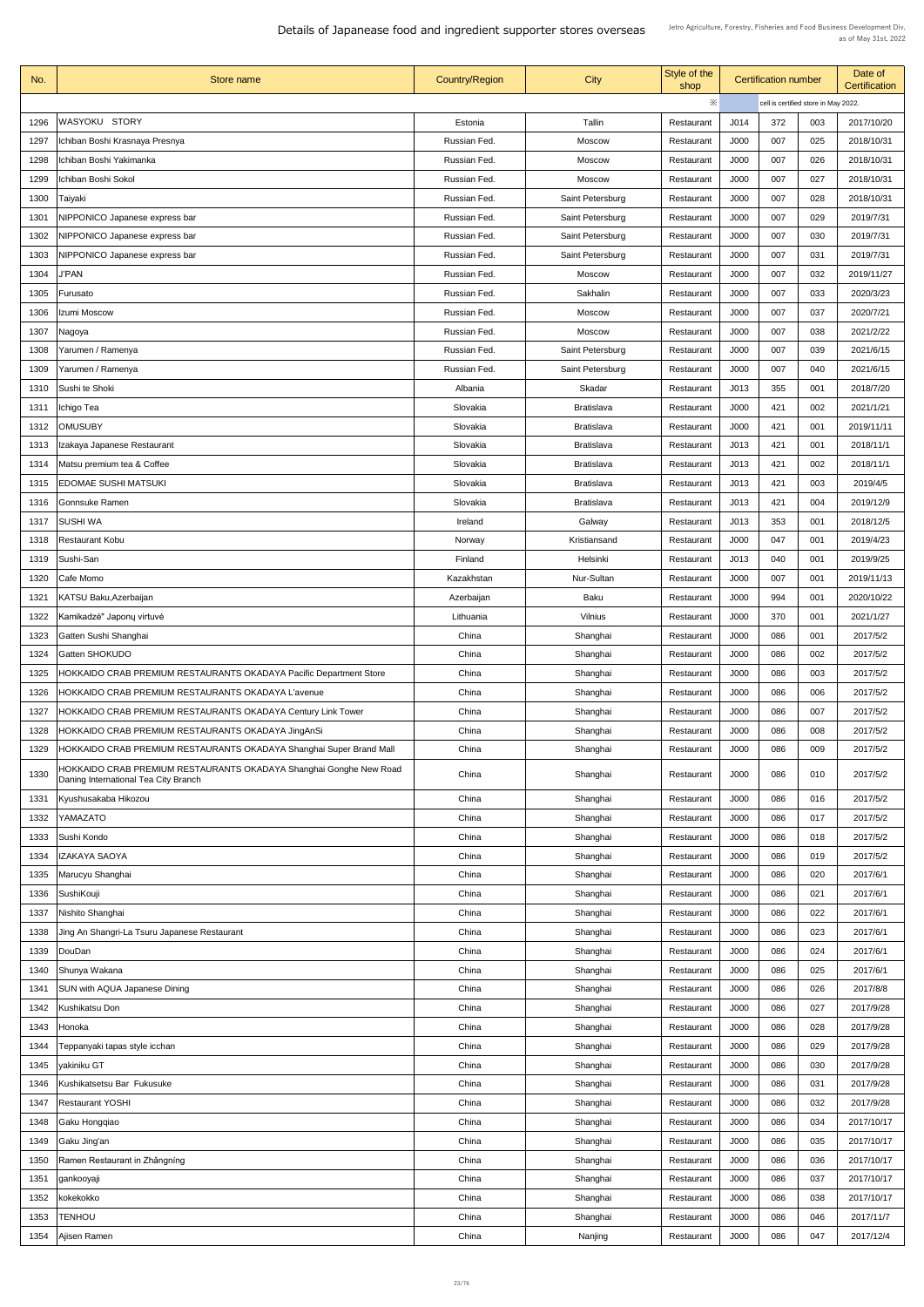# Details of Japanease food and ingredient supporter stores overseas

Jetro Agriculture, Forestry, Fisheries and Food Business Development Div.
as of May 31st, 2022

| No. | Store name | Country/Region | City | Style of the shop | Certification number | | | Date of Certification |
|---|---|---|---|---|---|---|---|---|
| | | | | ※ | cell is certified store in May 2022. | | | |
| 1296 | WASYOKU　STORY | Estonia | Tallin | Restaurant | J014 | 372 | 003 | 2017/10/20 |
| 1297 | Ichiban Boshi Krasnaya Presnya | Russian Fed. | Moscow | Restaurant | J000 | 007 | 025 | 2018/10/31 |
| 1298 | Ichiban Boshi Yakimanka | Russian Fed. | Moscow | Restaurant | J000 | 007 | 026 | 2018/10/31 |
| 1299 | Ichiban Boshi Sokol | Russian Fed. | Moscow | Restaurant | J000 | 007 | 027 | 2018/10/31 |
| 1300 | Taiyaki | Russian Fed. | Saint Petersburg | Restaurant | J000 | 007 | 028 | 2018/10/31 |
| 1301 | NIPPONICO Japanese express bar | Russian Fed. | Saint Petersburg | Restaurant | J000 | 007 | 029 | 2019/7/31 |
| 1302 | NIPPONICO Japanese express bar | Russian Fed. | Saint Petersburg | Restaurant | J000 | 007 | 030 | 2019/7/31 |
| 1303 | NIPPONICO Japanese express bar | Russian Fed. | Saint Petersburg | Restaurant | J000 | 007 | 031 | 2019/7/31 |
| 1304 | J'PAN | Russian Fed. | Moscow | Restaurant | J000 | 007 | 032 | 2019/11/27 |
| 1305 | Furusato | Russian Fed. | Sakhalin | Restaurant | J000 | 007 | 033 | 2020/3/23 |
| 1306 | Izumi Moscow | Russian Fed. | Moscow | Restaurant | J000 | 007 | 037 | 2020/7/21 |
| 1307 | Nagoya | Russian Fed. | Moscow | Restaurant | J000 | 007 | 038 | 2021/2/22 |
| 1308 | Yarumen / Ramenya | Russian Fed. | Saint Petersburg | Restaurant | J000 | 007 | 039 | 2021/6/15 |
| 1309 | Yarumen / Ramenya | Russian Fed. | Saint Petersburg | Restaurant | J000 | 007 | 040 | 2021/6/15 |
| 1310 | Sushi te Shoki | Albania | Skadar | Restaurant | J013 | 355 | 001 | 2018/7/20 |
| 1311 | Ichigo Tea | Slovakia | Bratislava | Restaurant | J000 | 421 | 002 | 2021/1/21 |
| 1312 | OMUSUBY | Slovakia | Bratislava | Restaurant | J000 | 421 | 001 | 2019/11/11 |
| 1313 | Izakaya Japanese Restaurant | Slovakia | Bratislava | Restaurant | J013 | 421 | 001 | 2018/11/1 |
| 1314 | Matsu premium tea & Coffee | Slovakia | Bratislava | Restaurant | J013 | 421 | 002 | 2018/11/1 |
| 1315 | EDOMAE SUSHI MATSUKI | Slovakia | Bratislava | Restaurant | J013 | 421 | 003 | 2019/4/5 |
| 1316 | Gonnsuke Ramen | Slovakia | Bratislava | Restaurant | J013 | 421 | 004 | 2019/12/9 |
| 1317 | SUSHI WA | Ireland | Galway | Restaurant | J013 | 353 | 001 | 2018/12/5 |
| 1318 | Restaurant Kobu | Norway | Kristiansand | Restaurant | J000 | 047 | 001 | 2019/4/23 |
| 1319 | Sushi-San | Finland | Helsinki | Restaurant | J013 | 040 | 001 | 2019/9/25 |
| 1320 | Cafe Momo | Kazakhstan | Nur-Sultan | Restaurant | J000 | 007 | 001 | 2019/11/13 |
| 1321 | KATSU Baku,Azerbaijan | Azerbaijan | Baku | Restaurant | J000 | 994 | 001 | 2020/10/22 |
| 1322 | Kamikadzė" Japonų virtuvė | Lithuania | Vilnius | Restaurant | J000 | 370 | 001 | 2021/1/27 |
| 1323 | Gatten Sushi Shanghai | China | Shanghai | Restaurant | J000 | 086 | 001 | 2017/5/2 |
| 1324 | Gatten SHOKUDO | China | Shanghai | Restaurant | J000 | 086 | 002 | 2017/5/2 |
| 1325 | HOKKAIDO CRAB PREMIUM RESTAURANTS OKADAYA Pacific Department Store | China | Shanghai | Restaurant | J000 | 086 | 003 | 2017/5/2 |
| 1326 | HOKKAIDO CRAB PREMIUM RESTAURANTS OKADAYA L'avenue | China | Shanghai | Restaurant | J000 | 086 | 006 | 2017/5/2 |
| 1327 | HOKKAIDO CRAB PREMIUM RESTAURANTS OKADAYA Century Link Tower | China | Shanghai | Restaurant | J000 | 086 | 007 | 2017/5/2 |
| 1328 | HOKKAIDO CRAB PREMIUM RESTAURANTS OKADAYA JingAnSi | China | Shanghai | Restaurant | J000 | 086 | 008 | 2017/5/2 |
| 1329 | HOKKAIDO CRAB PREMIUM RESTAURANTS OKADAYA Shanghai Super Brand Mall | China | Shanghai | Restaurant | J000 | 086 | 009 | 2017/5/2 |
| 1330 | HOKKAIDO CRAB PREMIUM RESTAURANTS OKADAYA Shanghai Gonghe New Road Daning International Tea City Branch | China | Shanghai | Restaurant | J000 | 086 | 010 | 2017/5/2 |
| 1331 | Kyushusakaba Hikozou | China | Shanghai | Restaurant | J000 | 086 | 016 | 2017/5/2 |
| 1332 | YAMAZATO | China | Shanghai | Restaurant | J000 | 086 | 017 | 2017/5/2 |
| 1333 | Sushi Kondo | China | Shanghai | Restaurant | J000 | 086 | 018 | 2017/5/2 |
| 1334 | IZAKAYA SAOYA | China | Shanghai | Restaurant | J000 | 086 | 019 | 2017/5/2 |
| 1335 | Marucyu Shanghai | China | Shanghai | Restaurant | J000 | 086 | 020 | 2017/6/1 |
| 1336 | SushiKouji | China | Shanghai | Restaurant | J000 | 086 | 021 | 2017/6/1 |
| 1337 | Nishito Shanghai | China | Shanghai | Restaurant | J000 | 086 | 022 | 2017/6/1 |
| 1338 | Jing An Shangri-La Tsuru Japanese Restaurant | China | Shanghai | Restaurant | J000 | 086 | 023 | 2017/6/1 |
| 1339 | DouDan | China | Shanghai | Restaurant | J000 | 086 | 024 | 2017/6/1 |
| 1340 | Shunya Wakana | China | Shanghai | Restaurant | J000 | 086 | 025 | 2017/6/1 |
| 1341 | SUN with AQUA Japanese Dining | China | Shanghai | Restaurant | J000 | 086 | 026 | 2017/8/8 |
| 1342 | Kushikatsu Don | China | Shanghai | Restaurant | J000 | 086 | 027 | 2017/9/28 |
| 1343 | Honoka | China | Shanghai | Restaurant | J000 | 086 | 028 | 2017/9/28 |
| 1344 | Teppanyaki tapas style icchan | China | Shanghai | Restaurant | J000 | 086 | 029 | 2017/9/28 |
| 1345 | yakiniku GT | China | Shanghai | Restaurant | J000 | 086 | 030 | 2017/9/28 |
| 1346 | Kushikatsetsu Bar Fukusuke | China | Shanghai | Restaurant | J000 | 086 | 031 | 2017/9/28 |
| 1347 | Restaurant YOSHI | China | Shanghai | Restaurant | J000 | 086 | 032 | 2017/9/28 |
| 1348 | Gaku Hongqiao | China | Shanghai | Restaurant | J000 | 086 | 034 | 2017/10/17 |
| 1349 | Gaku Jing'an | China | Shanghai | Restaurant | J000 | 086 | 035 | 2017/10/17 |
| 1350 | Ramen Restaurant in Zhāngníng | China | Shanghai | Restaurant | J000 | 086 | 036 | 2017/10/17 |
| 1351 | gankooyaji | China | Shanghai | Restaurant | J000 | 086 | 037 | 2017/10/17 |
| 1352 | kokekokko | China | Shanghai | Restaurant | J000 | 086 | 038 | 2017/10/17 |
| 1353 | TENHOU | China | Shanghai | Restaurant | J000 | 086 | 046 | 2017/11/7 |
| 1354 | Ajisen Ramen | China | Nanjing | Restaurant | J000 | 086 | 047 | 2017/12/4 |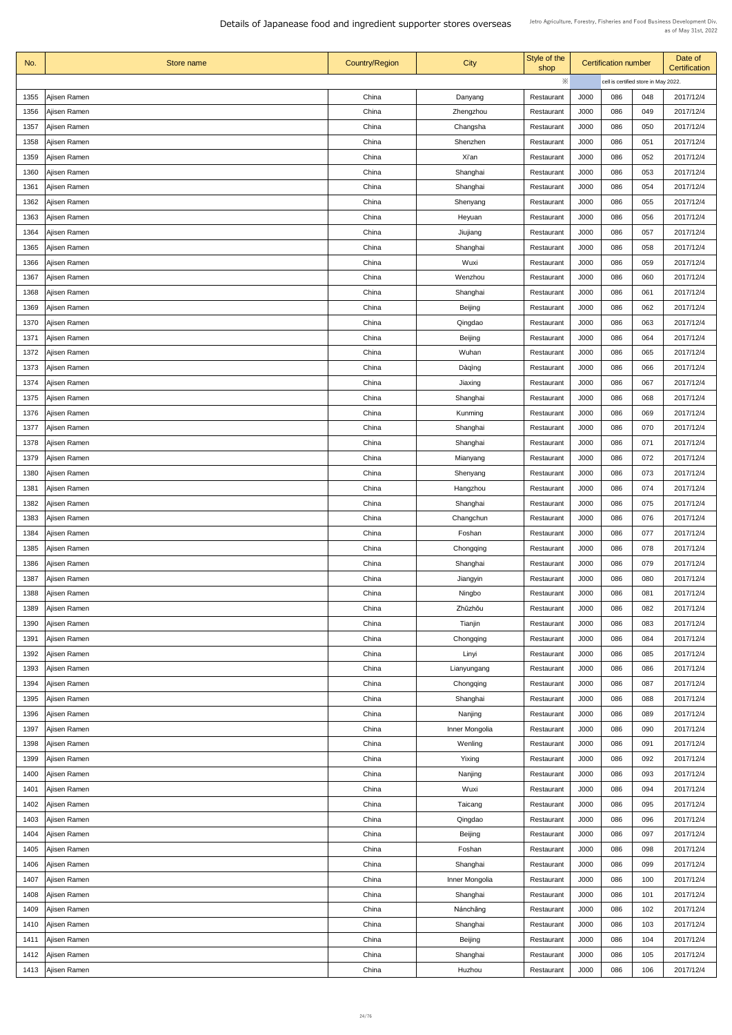# Details of Japanease food and ingredient supporter stores overseas

Jetro Agriculture, Forestry, Fisheries and Food Business Development Div.
as of May 31st, 2022

| No. | Store name | Country/Region | City | Style of the shop | Certification number | | | Date of Certification |
|---|---|---|---|---|---|---|---|---|
| | | | | ※ | cell is certified store in May 2022. | | | |
| 1355 | Ajisen Ramen | China | Danyang | Restaurant | J000 | 086 | 048 | 2017/12/4 |
| 1356 | Ajisen Ramen | China | Zhengzhou | Restaurant | J000 | 086 | 049 | 2017/12/4 |
| 1357 | Ajisen Ramen | China | Changsha | Restaurant | J000 | 086 | 050 | 2017/12/4 |
| 1358 | Ajisen Ramen | China | Shenzhen | Restaurant | J000 | 086 | 051 | 2017/12/4 |
| 1359 | Ajisen Ramen | China | Xi'an | Restaurant | J000 | 086 | 052 | 2017/12/4 |
| 1360 | Ajisen Ramen | China | Shanghai | Restaurant | J000 | 086 | 053 | 2017/12/4 |
| 1361 | Ajisen Ramen | China | Shanghai | Restaurant | J000 | 086 | 054 | 2017/12/4 |
| 1362 | Ajisen Ramen | China | Shenyang | Restaurant | J000 | 086 | 055 | 2017/12/4 |
| 1363 | Ajisen Ramen | China | Heyuan | Restaurant | J000 | 086 | 056 | 2017/12/4 |
| 1364 | Ajisen Ramen | China | Jiujiang | Restaurant | J000 | 086 | 057 | 2017/12/4 |
| 1365 | Ajisen Ramen | China | Shanghai | Restaurant | J000 | 086 | 058 | 2017/12/4 |
| 1366 | Ajisen Ramen | China | Wuxi | Restaurant | J000 | 086 | 059 | 2017/12/4 |
| 1367 | Ajisen Ramen | China | Wenzhou | Restaurant | J000 | 086 | 060 | 2017/12/4 |
| 1368 | Ajisen Ramen | China | Shanghai | Restaurant | J000 | 086 | 061 | 2017/12/4 |
| 1369 | Ajisen Ramen | China | Beijing | Restaurant | J000 | 086 | 062 | 2017/12/4 |
| 1370 | Ajisen Ramen | China | Qingdao | Restaurant | J000 | 086 | 063 | 2017/12/4 |
| 1371 | Ajisen Ramen | China | Beijing | Restaurant | J000 | 086 | 064 | 2017/12/4 |
| 1372 | Ajisen Ramen | China | Wuhan | Restaurant | J000 | 086 | 065 | 2017/12/4 |
| 1373 | Ajisen Ramen | China | Dàqìng | Restaurant | J000 | 086 | 066 | 2017/12/4 |
| 1374 | Ajisen Ramen | China | Jiaxing | Restaurant | J000 | 086 | 067 | 2017/12/4 |
| 1375 | Ajisen Ramen | China | Shanghai | Restaurant | J000 | 086 | 068 | 2017/12/4 |
| 1376 | Ajisen Ramen | China | Kunming | Restaurant | J000 | 086 | 069 | 2017/12/4 |
| 1377 | Ajisen Ramen | China | Shanghai | Restaurant | J000 | 086 | 070 | 2017/12/4 |
| 1378 | Ajisen Ramen | China | Shanghai | Restaurant | J000 | 086 | 071 | 2017/12/4 |
| 1379 | Ajisen Ramen | China | Mianyang | Restaurant | J000 | 086 | 072 | 2017/12/4 |
| 1380 | Ajisen Ramen | China | Shenyang | Restaurant | J000 | 086 | 073 | 2017/12/4 |
| 1381 | Ajisen Ramen | China | Hangzhou | Restaurant | J000 | 086 | 074 | 2017/12/4 |
| 1382 | Ajisen Ramen | China | Shanghai | Restaurant | J000 | 086 | 075 | 2017/12/4 |
| 1383 | Ajisen Ramen | China | Changchun | Restaurant | J000 | 086 | 076 | 2017/12/4 |
| 1384 | Ajisen Ramen | China | Foshan | Restaurant | J000 | 086 | 077 | 2017/12/4 |
| 1385 | Ajisen Ramen | China | Chongqing | Restaurant | J000 | 086 | 078 | 2017/12/4 |
| 1386 | Ajisen Ramen | China | Shanghai | Restaurant | J000 | 086 | 079 | 2017/12/4 |
| 1387 | Ajisen Ramen | China | Jiangyin | Restaurant | J000 | 086 | 080 | 2017/12/4 |
| 1388 | Ajisen Ramen | China | Ningbo | Restaurant | J000 | 086 | 081 | 2017/12/4 |
| 1389 | Ajisen Ramen | China | Zhūzhōu | Restaurant | J000 | 086 | 082 | 2017/12/4 |
| 1390 | Ajisen Ramen | China | Tianjin | Restaurant | J000 | 086 | 083 | 2017/12/4 |
| 1391 | Ajisen Ramen | China | Chongqing | Restaurant | J000 | 086 | 084 | 2017/12/4 |
| 1392 | Ajisen Ramen | China | Linyi | Restaurant | J000 | 086 | 085 | 2017/12/4 |
| 1393 | Ajisen Ramen | China | Lianyungang | Restaurant | J000 | 086 | 086 | 2017/12/4 |
| 1394 | Ajisen Ramen | China | Chongqing | Restaurant | J000 | 086 | 087 | 2017/12/4 |
| 1395 | Ajisen Ramen | China | Shanghai | Restaurant | J000 | 086 | 088 | 2017/12/4 |
| 1396 | Ajisen Ramen | China | Nanjing | Restaurant | J000 | 086 | 089 | 2017/12/4 |
| 1397 | Ajisen Ramen | China | Inner Mongolia | Restaurant | J000 | 086 | 090 | 2017/12/4 |
| 1398 | Ajisen Ramen | China | Wenling | Restaurant | J000 | 086 | 091 | 2017/12/4 |
| 1399 | Ajisen Ramen | China | Yixing | Restaurant | J000 | 086 | 092 | 2017/12/4 |
| 1400 | Ajisen Ramen | China | Nanjing | Restaurant | J000 | 086 | 093 | 2017/12/4 |
| 1401 | Ajisen Ramen | China | Wuxi | Restaurant | J000 | 086 | 094 | 2017/12/4 |
| 1402 | Ajisen Ramen | China | Taicang | Restaurant | J000 | 086 | 095 | 2017/12/4 |
| 1403 | Ajisen Ramen | China | Qingdao | Restaurant | J000 | 086 | 096 | 2017/12/4 |
| 1404 | Ajisen Ramen | China | Beijing | Restaurant | J000 | 086 | 097 | 2017/12/4 |
| 1405 | Ajisen Ramen | China | Foshan | Restaurant | J000 | 086 | 098 | 2017/12/4 |
| 1406 | Ajisen Ramen | China | Shanghai | Restaurant | J000 | 086 | 099 | 2017/12/4 |
| 1407 | Ajisen Ramen | China | Inner Mongolia | Restaurant | J000 | 086 | 100 | 2017/12/4 |
| 1408 | Ajisen Ramen | China | Shanghai | Restaurant | J000 | 086 | 101 | 2017/12/4 |
| 1409 | Ajisen Ramen | China | Nánchāng | Restaurant | J000 | 086 | 102 | 2017/12/4 |
| 1410 | Ajisen Ramen | China | Shanghai | Restaurant | J000 | 086 | 103 | 2017/12/4 |
| 1411 | Ajisen Ramen | China | Beijing | Restaurant | J000 | 086 | 104 | 2017/12/4 |
| 1412 | Ajisen Ramen | China | Shanghai | Restaurant | J000 | 086 | 105 | 2017/12/4 |
| 1413 | Ajisen Ramen | China | Huzhou | Restaurant | J000 | 086 | 106 | 2017/12/4 |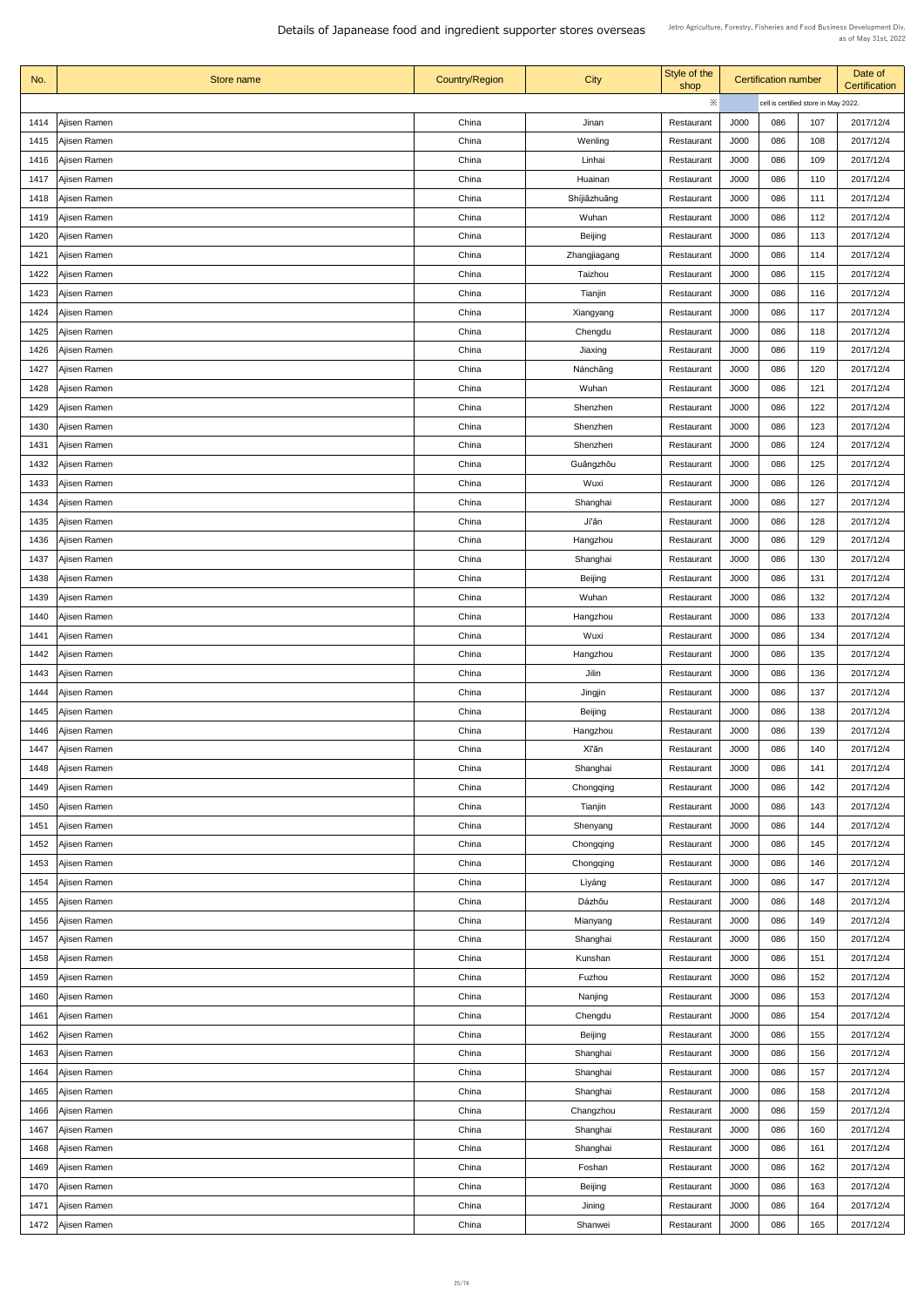# Details of Japanease food and ingredient supporter stores overseas

Jetro Agriculture, Forestry, Fisheries and Food Business Development Div.
as of May 31st, 2022

| No. | Store name | Country/Region | City | Style of the shop | Certification number | | | Date of Certification |
|---|---|---|---|---|---|---|---|---|
| | | | | ※ | cell is certified store in May 2022. | | | |
| 1414 | Ajisen Ramen | China | Jinan | Restaurant | J000 | 086 | 107 | 2017/12/4 |
| 1415 | Ajisen Ramen | China | Wenling | Restaurant | J000 | 086 | 108 | 2017/12/4 |
| 1416 | Ajisen Ramen | China | Linhai | Restaurant | J000 | 086 | 109 | 2017/12/4 |
| 1417 | Ajisen Ramen | China | Huainan | Restaurant | J000 | 086 | 110 | 2017/12/4 |
| 1418 | Ajisen Ramen | China | Shíjiāzhuāng | Restaurant | J000 | 086 | 111 | 2017/12/4 |
| 1419 | Ajisen Ramen | China | Wuhan | Restaurant | J000 | 086 | 112 | 2017/12/4 |
| 1420 | Ajisen Ramen | China | Beijing | Restaurant | J000 | 086 | 113 | 2017/12/4 |
| 1421 | Ajisen Ramen | China | Zhangjiagang | Restaurant | J000 | 086 | 114 | 2017/12/4 |
| 1422 | Ajisen Ramen | China | Taizhou | Restaurant | J000 | 086 | 115 | 2017/12/4 |
| 1423 | Ajisen Ramen | China | Tianjin | Restaurant | J000 | 086 | 116 | 2017/12/4 |
| 1424 | Ajisen Ramen | China | Xiangyang | Restaurant | J000 | 086 | 117 | 2017/12/4 |
| 1425 | Ajisen Ramen | China | Chengdu | Restaurant | J000 | 086 | 118 | 2017/12/4 |
| 1426 | Ajisen Ramen | China | Jiaxing | Restaurant | J000 | 086 | 119 | 2017/12/4 |
| 1427 | Ajisen Ramen | China | Nánchāng | Restaurant | J000 | 086 | 120 | 2017/12/4 |
| 1428 | Ajisen Ramen | China | Wuhan | Restaurant | J000 | 086 | 121 | 2017/12/4 |
| 1429 | Ajisen Ramen | China | Shenzhen | Restaurant | J000 | 086 | 122 | 2017/12/4 |
| 1430 | Ajisen Ramen | China | Shenzhen | Restaurant | J000 | 086 | 123 | 2017/12/4 |
| 1431 | Ajisen Ramen | China | Shenzhen | Restaurant | J000 | 086 | 124 | 2017/12/4 |
| 1432 | Ajisen Ramen | China | Guǎngzhōu | Restaurant | J000 | 086 | 125 | 2017/12/4 |
| 1433 | Ajisen Ramen | China | Wuxi | Restaurant | J000 | 086 | 126 | 2017/12/4 |
| 1434 | Ajisen Ramen | China | Shanghai | Restaurant | J000 | 086 | 127 | 2017/12/4 |
| 1435 | Ajisen Ramen | China | Jí'ān | Restaurant | J000 | 086 | 128 | 2017/12/4 |
| 1436 | Ajisen Ramen | China | Hangzhou | Restaurant | J000 | 086 | 129 | 2017/12/4 |
| 1437 | Ajisen Ramen | China | Shanghai | Restaurant | J000 | 086 | 130 | 2017/12/4 |
| 1438 | Ajisen Ramen | China | Beijing | Restaurant | J000 | 086 | 131 | 2017/12/4 |
| 1439 | Ajisen Ramen | China | Wuhan | Restaurant | J000 | 086 | 132 | 2017/12/4 |
| 1440 | Ajisen Ramen | China | Hangzhou | Restaurant | J000 | 086 | 133 | 2017/12/4 |
| 1441 | Ajisen Ramen | China | Wuxi | Restaurant | J000 | 086 | 134 | 2017/12/4 |
| 1442 | Ajisen Ramen | China | Hangzhou | Restaurant | J000 | 086 | 135 | 2017/12/4 |
| 1443 | Ajisen Ramen | China | Jilin | Restaurant | J000 | 086 | 136 | 2017/12/4 |
| 1444 | Ajisen Ramen | China | Jingjin | Restaurant | J000 | 086 | 137 | 2017/12/4 |
| 1445 | Ajisen Ramen | China | Beijing | Restaurant | J000 | 086 | 138 | 2017/12/4 |
| 1446 | Ajisen Ramen | China | Hangzhou | Restaurant | J000 | 086 | 139 | 2017/12/4 |
| 1447 | Ajisen Ramen | China | Xī'ān | Restaurant | J000 | 086 | 140 | 2017/12/4 |
| 1448 | Ajisen Ramen | China | Shanghai | Restaurant | J000 | 086 | 141 | 2017/12/4 |
| 1449 | Ajisen Ramen | China | Chongqing | Restaurant | J000 | 086 | 142 | 2017/12/4 |
| 1450 | Ajisen Ramen | China | Tianjin | Restaurant | J000 | 086 | 143 | 2017/12/4 |
| 1451 | Ajisen Ramen | China | Shenyang | Restaurant | J000 | 086 | 144 | 2017/12/4 |
| 1452 | Ajisen Ramen | China | Chongqing | Restaurant | J000 | 086 | 145 | 2017/12/4 |
| 1453 | Ajisen Ramen | China | Chongqing | Restaurant | J000 | 086 | 146 | 2017/12/4 |
| 1454 | Ajisen Ramen | China | Liyáng | Restaurant | J000 | 086 | 147 | 2017/12/4 |
| 1455 | Ajisen Ramen | China | Dázhōu | Restaurant | J000 | 086 | 148 | 2017/12/4 |
| 1456 | Ajisen Ramen | China | Mianyang | Restaurant | J000 | 086 | 149 | 2017/12/4 |
| 1457 | Ajisen Ramen | China | Shanghai | Restaurant | J000 | 086 | 150 | 2017/12/4 |
| 1458 | Ajisen Ramen | China | Kunshan | Restaurant | J000 | 086 | 151 | 2017/12/4 |
| 1459 | Ajisen Ramen | China | Fuzhou | Restaurant | J000 | 086 | 152 | 2017/12/4 |
| 1460 | Ajisen Ramen | China | Nanjing | Restaurant | J000 | 086 | 153 | 2017/12/4 |
| 1461 | Ajisen Ramen | China | Chengdu | Restaurant | J000 | 086 | 154 | 2017/12/4 |
| 1462 | Ajisen Ramen | China | Beijing | Restaurant | J000 | 086 | 155 | 2017/12/4 |
| 1463 | Ajisen Ramen | China | Shanghai | Restaurant | J000 | 086 | 156 | 2017/12/4 |
| 1464 | Ajisen Ramen | China | Shanghai | Restaurant | J000 | 086 | 157 | 2017/12/4 |
| 1465 | Ajisen Ramen | China | Shanghai | Restaurant | J000 | 086 | 158 | 2017/12/4 |
| 1466 | Ajisen Ramen | China | Changzhou | Restaurant | J000 | 086 | 159 | 2017/12/4 |
| 1467 | Ajisen Ramen | China | Shanghai | Restaurant | J000 | 086 | 160 | 2017/12/4 |
| 1468 | Ajisen Ramen | China | Shanghai | Restaurant | J000 | 086 | 161 | 2017/12/4 |
| 1469 | Ajisen Ramen | China | Foshan | Restaurant | J000 | 086 | 162 | 2017/12/4 |
| 1470 | Ajisen Ramen | China | Beijing | Restaurant | J000 | 086 | 163 | 2017/12/4 |
| 1471 | Ajisen Ramen | China | Jining | Restaurant | J000 | 086 | 164 | 2017/12/4 |
| 1472 | Ajisen Ramen | China | Shanwei | Restaurant | J000 | 086 | 165 | 2017/12/4 |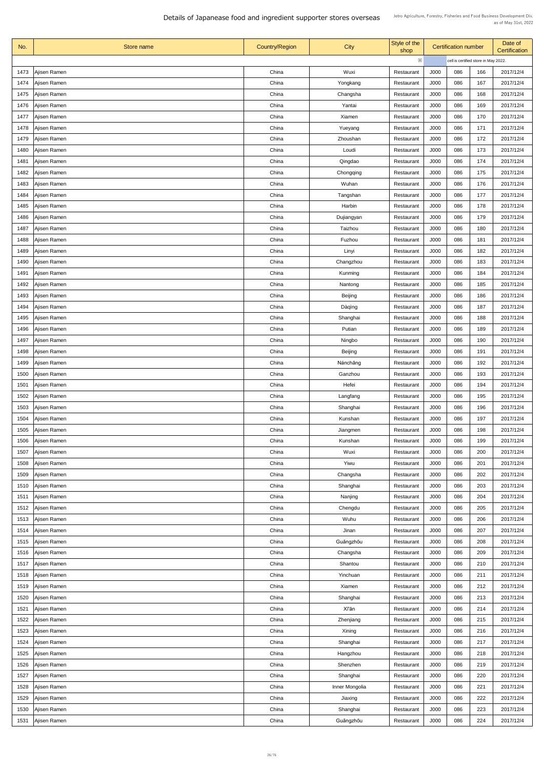# Details of Japanease food and ingredient supporter stores overseas

Jetro Agriculture, Forestry, Fisheries and Food Business Development Div.
as of May 31st, 2022

| No. | Store name | Country/Region | City | Style of the shop | Certification number | | | Date of Certification |
|---|---|---|---|---|---|---|---|---|
| | | | | ※ | cell is certified store in May 2022. | | | |
| 1473 | Ajisen Ramen | China | Wuxi | Restaurant | J000 | 086 | 166 | 2017/12/4 |
| 1474 | Ajisen Ramen | China | Yongkang | Restaurant | J000 | 086 | 167 | 2017/12/4 |
| 1475 | Ajisen Ramen | China | Changsha | Restaurant | J000 | 086 | 168 | 2017/12/4 |
| 1476 | Ajisen Ramen | China | Yantai | Restaurant | J000 | 086 | 169 | 2017/12/4 |
| 1477 | Ajisen Ramen | China | Xiamen | Restaurant | J000 | 086 | 170 | 2017/12/4 |
| 1478 | Ajisen Ramen | China | Yueyang | Restaurant | J000 | 086 | 171 | 2017/12/4 |
| 1479 | Ajisen Ramen | China | Zhoushan | Restaurant | J000 | 086 | 172 | 2017/12/4 |
| 1480 | Ajisen Ramen | China | Loudi | Restaurant | J000 | 086 | 173 | 2017/12/4 |
| 1481 | Ajisen Ramen | China | Qingdao | Restaurant | J000 | 086 | 174 | 2017/12/4 |
| 1482 | Ajisen Ramen | China | Chongqing | Restaurant | J000 | 086 | 175 | 2017/12/4 |
| 1483 | Ajisen Ramen | China | Wuhan | Restaurant | J000 | 086 | 176 | 2017/12/4 |
| 1484 | Ajisen Ramen | China | Tangshan | Restaurant | J000 | 086 | 177 | 2017/12/4 |
| 1485 | Ajisen Ramen | China | Harbin | Restaurant | J000 | 086 | 178 | 2017/12/4 |
| 1486 | Ajisen Ramen | China | Dujiangyan | Restaurant | J000 | 086 | 179 | 2017/12/4 |
| 1487 | Ajisen Ramen | China | Taizhou | Restaurant | J000 | 086 | 180 | 2017/12/4 |
| 1488 | Ajisen Ramen | China | Fuzhou | Restaurant | J000 | 086 | 181 | 2017/12/4 |
| 1489 | Ajisen Ramen | China | Linyi | Restaurant | J000 | 086 | 182 | 2017/12/4 |
| 1490 | Ajisen Ramen | China | Changzhou | Restaurant | J000 | 086 | 183 | 2017/12/4 |
| 1491 | Ajisen Ramen | China | Kunming | Restaurant | J000 | 086 | 184 | 2017/12/4 |
| 1492 | Ajisen Ramen | China | Nantong | Restaurant | J000 | 086 | 185 | 2017/12/4 |
| 1493 | Ajisen Ramen | China | Beijing | Restaurant | J000 | 086 | 186 | 2017/12/4 |
| 1494 | Ajisen Ramen | China | Dàqìng | Restaurant | J000 | 086 | 187 | 2017/12/4 |
| 1495 | Ajisen Ramen | China | Shanghai | Restaurant | J000 | 086 | 188 | 2017/12/4 |
| 1496 | Ajisen Ramen | China | Putian | Restaurant | J000 | 086 | 189 | 2017/12/4 |
| 1497 | Ajisen Ramen | China | Ningbo | Restaurant | J000 | 086 | 190 | 2017/12/4 |
| 1498 | Ajisen Ramen | China | Beijing | Restaurant | J000 | 086 | 191 | 2017/12/4 |
| 1499 | Ajisen Ramen | China | Nánchāng | Restaurant | J000 | 086 | 192 | 2017/12/4 |
| 1500 | Ajisen Ramen | China | Ganzhou | Restaurant | J000 | 086 | 193 | 2017/12/4 |
| 1501 | Ajisen Ramen | China | Hefei | Restaurant | J000 | 086 | 194 | 2017/12/4 |
| 1502 | Ajisen Ramen | China | Langfang | Restaurant | J000 | 086 | 195 | 2017/12/4 |
| 1503 | Ajisen Ramen | China | Shanghai | Restaurant | J000 | 086 | 196 | 2017/12/4 |
| 1504 | Ajisen Ramen | China | Kunshan | Restaurant | J000 | 086 | 197 | 2017/12/4 |
| 1505 | Ajisen Ramen | China | Jiangmen | Restaurant | J000 | 086 | 198 | 2017/12/4 |
| 1506 | Ajisen Ramen | China | Kunshan | Restaurant | J000 | 086 | 199 | 2017/12/4 |
| 1507 | Ajisen Ramen | China | Wuxi | Restaurant | J000 | 086 | 200 | 2017/12/4 |
| 1508 | Ajisen Ramen | China | Yiwu | Restaurant | J000 | 086 | 201 | 2017/12/4 |
| 1509 | Ajisen Ramen | China | Changsha | Restaurant | J000 | 086 | 202 | 2017/12/4 |
| 1510 | Ajisen Ramen | China | Shanghai | Restaurant | J000 | 086 | 203 | 2017/12/4 |
| 1511 | Ajisen Ramen | China | Nanjing | Restaurant | J000 | 086 | 204 | 2017/12/4 |
| 1512 | Ajisen Ramen | China | Chengdu | Restaurant | J000 | 086 | 205 | 2017/12/4 |
| 1513 | Ajisen Ramen | China | Wuhu | Restaurant | J000 | 086 | 206 | 2017/12/4 |
| 1514 | Ajisen Ramen | China | Jinan | Restaurant | J000 | 086 | 207 | 2017/12/4 |
| 1515 | Ajisen Ramen | China | Guǎngzhōu | Restaurant | J000 | 086 | 208 | 2017/12/4 |
| 1516 | Ajisen Ramen | China | Changsha | Restaurant | J000 | 086 | 209 | 2017/12/4 |
| 1517 | Ajisen Ramen | China | Shantou | Restaurant | J000 | 086 | 210 | 2017/12/4 |
| 1518 | Ajisen Ramen | China | Yinchuan | Restaurant | J000 | 086 | 211 | 2017/12/4 |
| 1519 | Ajisen Ramen | China | Xiamen | Restaurant | J000 | 086 | 212 | 2017/12/4 |
| 1520 | Ajisen Ramen | China | Shanghai | Restaurant | J000 | 086 | 213 | 2017/12/4 |
| 1521 | Ajisen Ramen | China | Xī'ān | Restaurant | J000 | 086 | 214 | 2017/12/4 |
| 1522 | Ajisen Ramen | China | Zhenjiang | Restaurant | J000 | 086 | 215 | 2017/12/4 |
| 1523 | Ajisen Ramen | China | Xining | Restaurant | J000 | 086 | 216 | 2017/12/4 |
| 1524 | Ajisen Ramen | China | Shanghai | Restaurant | J000 | 086 | 217 | 2017/12/4 |
| 1525 | Ajisen Ramen | China | Hangzhou | Restaurant | J000 | 086 | 218 | 2017/12/4 |
| 1526 | Ajisen Ramen | China | Shenzhen | Restaurant | J000 | 086 | 219 | 2017/12/4 |
| 1527 | Ajisen Ramen | China | Shanghai | Restaurant | J000 | 086 | 220 | 2017/12/4 |
| 1528 | Ajisen Ramen | China | Inner Mongolia | Restaurant | J000 | 086 | 221 | 2017/12/4 |
| 1529 | Ajisen Ramen | China | Jiaxing | Restaurant | J000 | 086 | 222 | 2017/12/4 |
| 1530 | Ajisen Ramen | China | Shanghai | Restaurant | J000 | 086 | 223 | 2017/12/4 |
| 1531 | Ajisen Ramen | China | Guǎngzhōu | Restaurant | J000 | 086 | 224 | 2017/12/4 |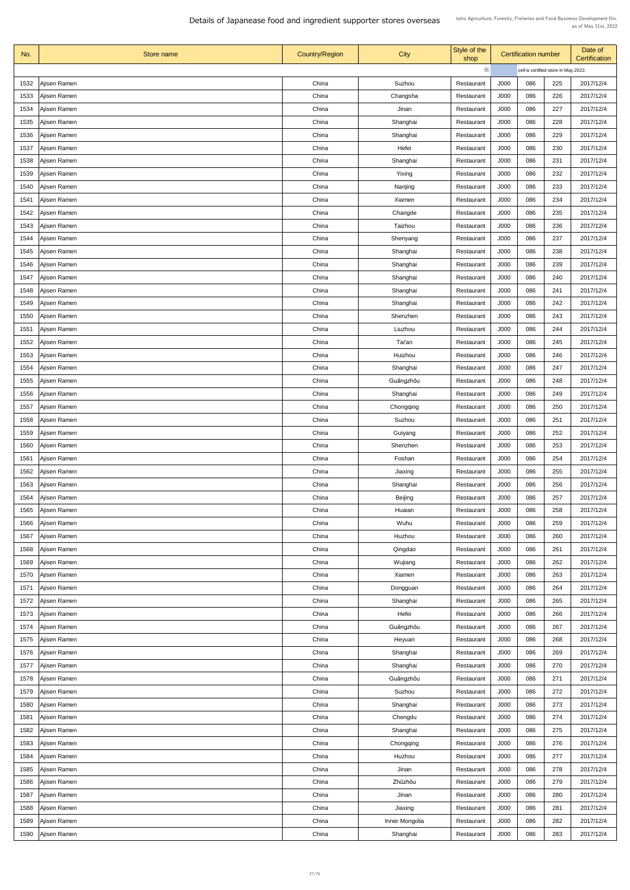# Details of Japanease food and ingredient supporter stores overseas

Jetro Agriculture, Forestry, Fisheries and Food Business Development Div.
as of May 31st, 2022

| No. | Store name | Country/Region | City | Style of the shop | Certification number | | | Date of Certification |
|---|---|---|---|---|---|---|---|---|
| | | | | ※ | cell is certified store in May 2022. | | | |
| 1532 | Ajisen Ramen | China | Suzhou | Restaurant | J000 | 086 | 225 | 2017/12/4 |
| 1533 | Ajisen Ramen | China | Changsha | Restaurant | J000 | 086 | 226 | 2017/12/4 |
| 1534 | Ajisen Ramen | China | Jinan | Restaurant | J000 | 086 | 227 | 2017/12/4 |
| 1535 | Ajisen Ramen | China | Shanghai | Restaurant | J000 | 086 | 228 | 2017/12/4 |
| 1536 | Ajisen Ramen | China | Shanghai | Restaurant | J000 | 086 | 229 | 2017/12/4 |
| 1537 | Ajisen Ramen | China | Hefei | Restaurant | J000 | 086 | 230 | 2017/12/4 |
| 1538 | Ajisen Ramen | China | Shanghai | Restaurant | J000 | 086 | 231 | 2017/12/4 |
| 1539 | Ajisen Ramen | China | Yixing | Restaurant | J000 | 086 | 232 | 2017/12/4 |
| 1540 | Ajisen Ramen | China | Nanjing | Restaurant | J000 | 086 | 233 | 2017/12/4 |
| 1541 | Ajisen Ramen | China | Xiamen | Restaurant | J000 | 086 | 234 | 2017/12/4 |
| 1542 | Ajisen Ramen | China | Changde | Restaurant | J000 | 086 | 235 | 2017/12/4 |
| 1543 | Ajisen Ramen | China | Taizhou | Restaurant | J000 | 086 | 236 | 2017/12/4 |
| 1544 | Ajisen Ramen | China | Shenyang | Restaurant | J000 | 086 | 237 | 2017/12/4 |
| 1545 | Ajisen Ramen | China | Shanghai | Restaurant | J000 | 086 | 238 | 2017/12/4 |
| 1546 | Ajisen Ramen | China | Shanghai | Restaurant | J000 | 086 | 239 | 2017/12/4 |
| 1547 | Ajisen Ramen | China | Shanghai | Restaurant | J000 | 086 | 240 | 2017/12/4 |
| 1548 | Ajisen Ramen | China | Shanghai | Restaurant | J000 | 086 | 241 | 2017/12/4 |
| 1549 | Ajisen Ramen | China | Shanghai | Restaurant | J000 | 086 | 242 | 2017/12/4 |
| 1550 | Ajisen Ramen | China | Shenzhen | Restaurant | J000 | 086 | 243 | 2017/12/4 |
| 1551 | Ajisen Ramen | China | Liuzhou | Restaurant | J000 | 086 | 244 | 2017/12/4 |
| 1552 | Ajisen Ramen | China | Tai'an | Restaurant | J000 | 086 | 245 | 2017/12/4 |
| 1553 | Ajisen Ramen | China | Huizhou | Restaurant | J000 | 086 | 246 | 2017/12/4 |
| 1554 | Ajisen Ramen | China | Shanghai | Restaurant | J000 | 086 | 247 | 2017/12/4 |
| 1555 | Ajisen Ramen | China | Guǎngzhōu | Restaurant | J000 | 086 | 248 | 2017/12/4 |
| 1556 | Ajisen Ramen | China | Shanghai | Restaurant | J000 | 086 | 249 | 2017/12/4 |
| 1557 | Ajisen Ramen | China | Chongqing | Restaurant | J000 | 086 | 250 | 2017/12/4 |
| 1558 | Ajisen Ramen | China | Suzhou | Restaurant | J000 | 086 | 251 | 2017/12/4 |
| 1559 | Ajisen Ramen | China | Guiyang | Restaurant | J000 | 086 | 252 | 2017/12/4 |
| 1560 | Ajisen Ramen | China | Shenzhen | Restaurant | J000 | 086 | 253 | 2017/12/4 |
| 1561 | Ajisen Ramen | China | Foshan | Restaurant | J000 | 086 | 254 | 2017/12/4 |
| 1562 | Ajisen Ramen | China | Jiaxing | Restaurant | J000 | 086 | 255 | 2017/12/4 |
| 1563 | Ajisen Ramen | China | Shanghai | Restaurant | J000 | 086 | 256 | 2017/12/4 |
| 1564 | Ajisen Ramen | China | Beijing | Restaurant | J000 | 086 | 257 | 2017/12/4 |
| 1565 | Ajisen Ramen | China | Huaian | Restaurant | J000 | 086 | 258 | 2017/12/4 |
| 1566 | Ajisen Ramen | China | Wuhu | Restaurant | J000 | 086 | 259 | 2017/12/4 |
| 1567 | Ajisen Ramen | China | Huzhou | Restaurant | J000 | 086 | 260 | 2017/12/4 |
| 1568 | Ajisen Ramen | China | Qingdao | Restaurant | J000 | 086 | 261 | 2017/12/4 |
| 1569 | Ajisen Ramen | China | Wujiang | Restaurant | J000 | 086 | 262 | 2017/12/4 |
| 1570 | Ajisen Ramen | China | Xiamen | Restaurant | J000 | 086 | 263 | 2017/12/4 |
| 1571 | Ajisen Ramen | China | Dongguan | Restaurant | J000 | 086 | 264 | 2017/12/4 |
| 1572 | Ajisen Ramen | China | Shanghai | Restaurant | J000 | 086 | 265 | 2017/12/4 |
| 1573 | Ajisen Ramen | China | Hefei | Restaurant | J000 | 086 | 266 | 2017/12/4 |
| 1574 | Ajisen Ramen | China | Guǎngzhōu | Restaurant | J000 | 086 | 267 | 2017/12/4 |
| 1575 | Ajisen Ramen | China | Heyuan | Restaurant | J000 | 086 | 268 | 2017/12/4 |
| 1576 | Ajisen Ramen | China | Shanghai | Restaurant | J000 | 086 | 269 | 2017/12/4 |
| 1577 | Ajisen Ramen | China | Shanghai | Restaurant | J000 | 086 | 270 | 2017/12/4 |
| 1578 | Ajisen Ramen | China | Guǎngzhōu | Restaurant | J000 | 086 | 271 | 2017/12/4 |
| 1579 | Ajisen Ramen | China | Suzhou | Restaurant | J000 | 086 | 272 | 2017/12/4 |
| 1580 | Ajisen Ramen | China | Shanghai | Restaurant | J000 | 086 | 273 | 2017/12/4 |
| 1581 | Ajisen Ramen | China | Chengdu | Restaurant | J000 | 086 | 274 | 2017/12/4 |
| 1582 | Ajisen Ramen | China | Shanghai | Restaurant | J000 | 086 | 275 | 2017/12/4 |
| 1583 | Ajisen Ramen | China | Chongqing | Restaurant | J000 | 086 | 276 | 2017/12/4 |
| 1584 | Ajisen Ramen | China | Huzhou | Restaurant | J000 | 086 | 277 | 2017/12/4 |
| 1585 | Ajisen Ramen | China | Jinan | Restaurant | J000 | 086 | 278 | 2017/12/4 |
| 1586 | Ajisen Ramen | China | Zhūzhōu | Restaurant | J000 | 086 | 279 | 2017/12/4 |
| 1587 | Ajisen Ramen | China | Jinan | Restaurant | J000 | 086 | 280 | 2017/12/4 |
| 1588 | Ajisen Ramen | China | Jiaxing | Restaurant | J000 | 086 | 281 | 2017/12/4 |
| 1589 | Ajisen Ramen | China | Inner Mongolia | Restaurant | J000 | 086 | 282 | 2017/12/4 |
| 1590 | Ajisen Ramen | China | Shanghai | Restaurant | J000 | 086 | 283 | 2017/12/4 |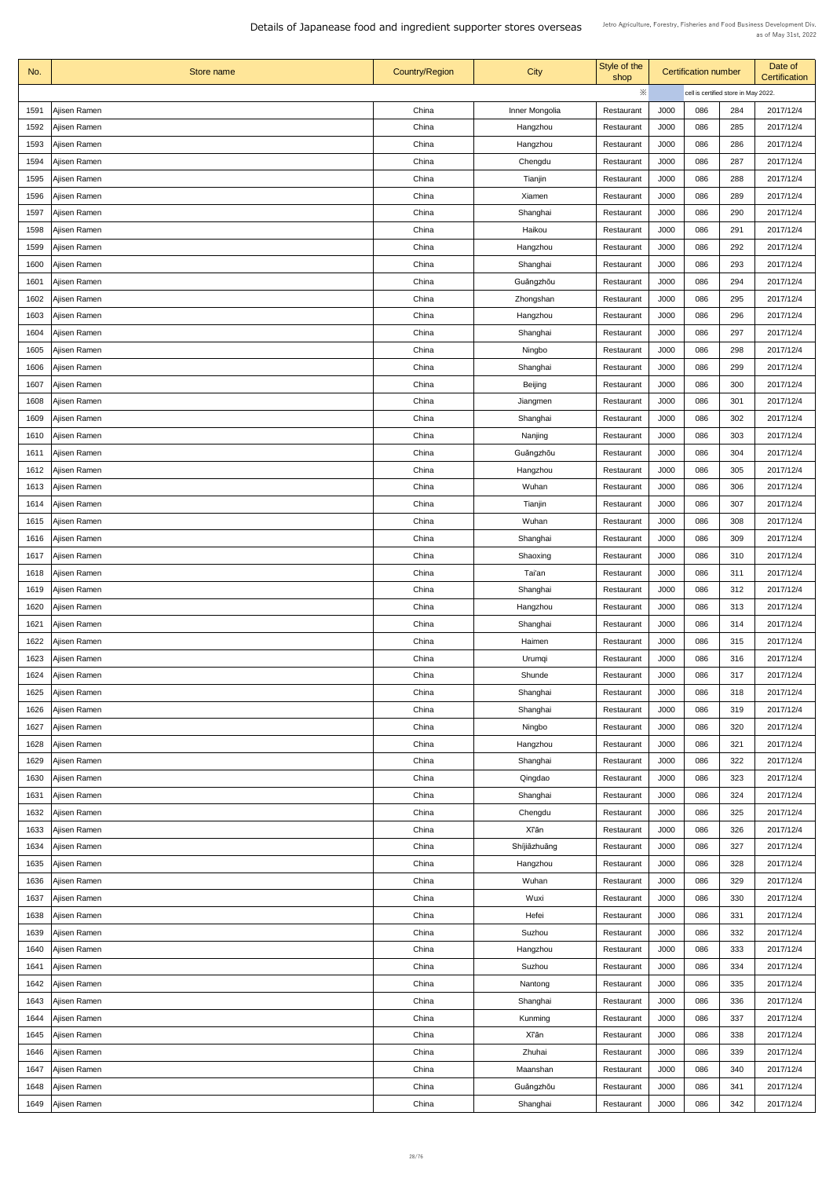# Details of Japanease food and ingredient supporter stores overseas

Jetro Agriculture, Forestry, Fisheries and Food Business Development Div.
as of May 31st, 2022

| No. | Store name | Country/Region | City | Style of the shop | Certification number | | | Date of Certification |
|---|---|---|---|---|---|---|---|---|
| | | | | ※ | cell is certified store in May 2022. | | | |
| 1591 | Ajisen Ramen | China | Inner Mongolia | Restaurant | J000 | 086 | 284 | 2017/12/4 |
| 1592 | Ajisen Ramen | China | Hangzhou | Restaurant | J000 | 086 | 285 | 2017/12/4 |
| 1593 | Ajisen Ramen | China | Hangzhou | Restaurant | J000 | 086 | 286 | 2017/12/4 |
| 1594 | Ajisen Ramen | China | Chengdu | Restaurant | J000 | 086 | 287 | 2017/12/4 |
| 1595 | Ajisen Ramen | China | Tianjin | Restaurant | J000 | 086 | 288 | 2017/12/4 |
| 1596 | Ajisen Ramen | China | Xiamen | Restaurant | J000 | 086 | 289 | 2017/12/4 |
| 1597 | Ajisen Ramen | China | Shanghai | Restaurant | J000 | 086 | 290 | 2017/12/4 |
| 1598 | Ajisen Ramen | China | Haikou | Restaurant | J000 | 086 | 291 | 2017/12/4 |
| 1599 | Ajisen Ramen | China | Hangzhou | Restaurant | J000 | 086 | 292 | 2017/12/4 |
| 1600 | Ajisen Ramen | China | Shanghai | Restaurant | J000 | 086 | 293 | 2017/12/4 |
| 1601 | Ajisen Ramen | China | Guǎngzhōu | Restaurant | J000 | 086 | 294 | 2017/12/4 |
| 1602 | Ajisen Ramen | China | Zhongshan | Restaurant | J000 | 086 | 295 | 2017/12/4 |
| 1603 | Ajisen Ramen | China | Hangzhou | Restaurant | J000 | 086 | 296 | 2017/12/4 |
| 1604 | Ajisen Ramen | China | Shanghai | Restaurant | J000 | 086 | 297 | 2017/12/4 |
| 1605 | Ajisen Ramen | China | Ningbo | Restaurant | J000 | 086 | 298 | 2017/12/4 |
| 1606 | Ajisen Ramen | China | Shanghai | Restaurant | J000 | 086 | 299 | 2017/12/4 |
| 1607 | Ajisen Ramen | China | Beijing | Restaurant | J000 | 086 | 300 | 2017/12/4 |
| 1608 | Ajisen Ramen | China | Jiangmen | Restaurant | J000 | 086 | 301 | 2017/12/4 |
| 1609 | Ajisen Ramen | China | Shanghai | Restaurant | J000 | 086 | 302 | 2017/12/4 |
| 1610 | Ajisen Ramen | China | Nanjing | Restaurant | J000 | 086 | 303 | 2017/12/4 |
| 1611 | Ajisen Ramen | China | Guǎngzhōu | Restaurant | J000 | 086 | 304 | 2017/12/4 |
| 1612 | Ajisen Ramen | China | Hangzhou | Restaurant | J000 | 086 | 305 | 2017/12/4 |
| 1613 | Ajisen Ramen | China | Wuhan | Restaurant | J000 | 086 | 306 | 2017/12/4 |
| 1614 | Ajisen Ramen | China | Tianjin | Restaurant | J000 | 086 | 307 | 2017/12/4 |
| 1615 | Ajisen Ramen | China | Wuhan | Restaurant | J000 | 086 | 308 | 2017/12/4 |
| 1616 | Ajisen Ramen | China | Shanghai | Restaurant | J000 | 086 | 309 | 2017/12/4 |
| 1617 | Ajisen Ramen | China | Shaoxing | Restaurant | J000 | 086 | 310 | 2017/12/4 |
| 1618 | Ajisen Ramen | China | Tai'an | Restaurant | J000 | 086 | 311 | 2017/12/4 |
| 1619 | Ajisen Ramen | China | Shanghai | Restaurant | J000 | 086 | 312 | 2017/12/4 |
| 1620 | Ajisen Ramen | China | Hangzhou | Restaurant | J000 | 086 | 313 | 2017/12/4 |
| 1621 | Ajisen Ramen | China | Shanghai | Restaurant | J000 | 086 | 314 | 2017/12/4 |
| 1622 | Ajisen Ramen | China | Haimen | Restaurant | J000 | 086 | 315 | 2017/12/4 |
| 1623 | Ajisen Ramen | China | Urumqi | Restaurant | J000 | 086 | 316 | 2017/12/4 |
| 1624 | Ajisen Ramen | China | Shunde | Restaurant | J000 | 086 | 317 | 2017/12/4 |
| 1625 | Ajisen Ramen | China | Shanghai | Restaurant | J000 | 086 | 318 | 2017/12/4 |
| 1626 | Ajisen Ramen | China | Shanghai | Restaurant | J000 | 086 | 319 | 2017/12/4 |
| 1627 | Ajisen Ramen | China | Ningbo | Restaurant | J000 | 086 | 320 | 2017/12/4 |
| 1628 | Ajisen Ramen | China | Hangzhou | Restaurant | J000 | 086 | 321 | 2017/12/4 |
| 1629 | Ajisen Ramen | China | Shanghai | Restaurant | J000 | 086 | 322 | 2017/12/4 |
| 1630 | Ajisen Ramen | China | Qingdao | Restaurant | J000 | 086 | 323 | 2017/12/4 |
| 1631 | Ajisen Ramen | China | Shanghai | Restaurant | J000 | 086 | 324 | 2017/12/4 |
| 1632 | Ajisen Ramen | China | Chengdu | Restaurant | J000 | 086 | 325 | 2017/12/4 |
| 1633 | Ajisen Ramen | China | Xi'ān | Restaurant | J000 | 086 | 326 | 2017/12/4 |
| 1634 | Ajisen Ramen | China | Shíjiāzhuāng | Restaurant | J000 | 086 | 327 | 2017/12/4 |
| 1635 | Ajisen Ramen | China | Hangzhou | Restaurant | J000 | 086 | 328 | 2017/12/4 |
| 1636 | Ajisen Ramen | China | Wuhan | Restaurant | J000 | 086 | 329 | 2017/12/4 |
| 1637 | Ajisen Ramen | China | Wuxi | Restaurant | J000 | 086 | 330 | 2017/12/4 |
| 1638 | Ajisen Ramen | China | Hefei | Restaurant | J000 | 086 | 331 | 2017/12/4 |
| 1639 | Ajisen Ramen | China | Suzhou | Restaurant | J000 | 086 | 332 | 2017/12/4 |
| 1640 | Ajisen Ramen | China | Hangzhou | Restaurant | J000 | 086 | 333 | 2017/12/4 |
| 1641 | Ajisen Ramen | China | Suzhou | Restaurant | J000 | 086 | 334 | 2017/12/4 |
| 1642 | Ajisen Ramen | China | Nantong | Restaurant | J000 | 086 | 335 | 2017/12/4 |
| 1643 | Ajisen Ramen | China | Shanghai | Restaurant | J000 | 086 | 336 | 2017/12/4 |
| 1644 | Ajisen Ramen | China | Kunming | Restaurant | J000 | 086 | 337 | 2017/12/4 |
| 1645 | Ajisen Ramen | China | Xi'ān | Restaurant | J000 | 086 | 338 | 2017/12/4 |
| 1646 | Ajisen Ramen | China | Zhuhai | Restaurant | J000 | 086 | 339 | 2017/12/4 |
| 1647 | Ajisen Ramen | China | Maanshan | Restaurant | J000 | 086 | 340 | 2017/12/4 |
| 1648 | Ajisen Ramen | China | Guǎngzhōu | Restaurant | J000 | 086 | 341 | 2017/12/4 |
| 1649 | Ajisen Ramen | China | Shanghai | Restaurant | J000 | 086 | 342 | 2017/12/4 |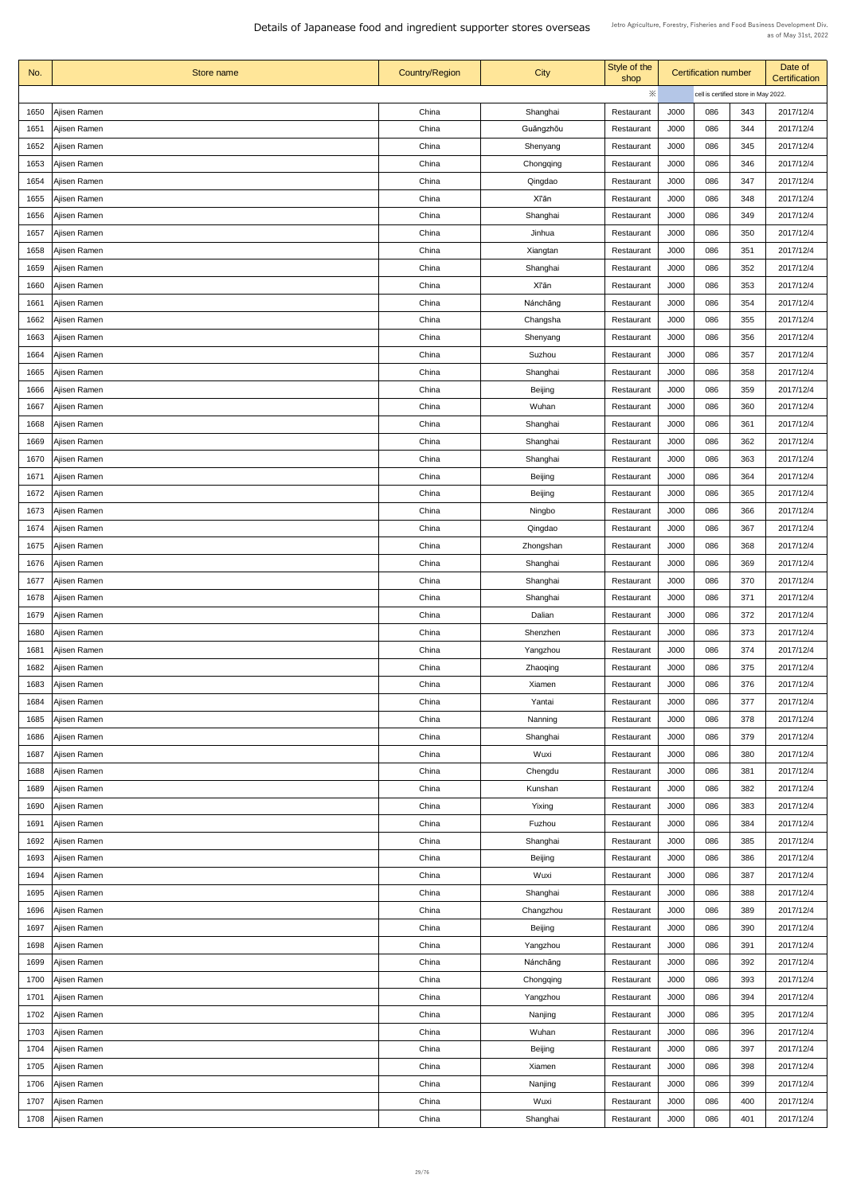# Details of Japanease food and ingredient supporter stores overseas

Jetro Agriculture, Forestry, Fisheries and Food Business Development Div.
as of May 31st, 2022

| No. | Store name | Country/Region | City | Style of the shop | Certification number | | | Date of Certification |
|---|---|---|---|---|---|---|---|---|
| | | | | ※ | | cell is certified store in May 2022. | | |
| 1650 | Ajisen Ramen | China | Shanghai | Restaurant | J000 | 086 | 343 | 2017/12/4 |
| 1651 | Ajisen Ramen | China | Guǎngzhōu | Restaurant | J000 | 086 | 344 | 2017/12/4 |
| 1652 | Ajisen Ramen | China | Shenyang | Restaurant | J000 | 086 | 345 | 2017/12/4 |
| 1653 | Ajisen Ramen | China | Chongqing | Restaurant | J000 | 086 | 346 | 2017/12/4 |
| 1654 | Ajisen Ramen | China | Qingdao | Restaurant | J000 | 086 | 347 | 2017/12/4 |
| 1655 | Ajisen Ramen | China | Xī'ān | Restaurant | J000 | 086 | 348 | 2017/12/4 |
| 1656 | Ajisen Ramen | China | Shanghai | Restaurant | J000 | 086 | 349 | 2017/12/4 |
| 1657 | Ajisen Ramen | China | Jinhua | Restaurant | J000 | 086 | 350 | 2017/12/4 |
| 1658 | Ajisen Ramen | China | Xiangtan | Restaurant | J000 | 086 | 351 | 2017/12/4 |
| 1659 | Ajisen Ramen | China | Shanghai | Restaurant | J000 | 086 | 352 | 2017/12/4 |
| 1660 | Ajisen Ramen | China | Xī'ān | Restaurant | J000 | 086 | 353 | 2017/12/4 |
| 1661 | Ajisen Ramen | China | Nánchāng | Restaurant | J000 | 086 | 354 | 2017/12/4 |
| 1662 | Ajisen Ramen | China | Changsha | Restaurant | J000 | 086 | 355 | 2017/12/4 |
| 1663 | Ajisen Ramen | China | Shenyang | Restaurant | J000 | 086 | 356 | 2017/12/4 |
| 1664 | Ajisen Ramen | China | Suzhou | Restaurant | J000 | 086 | 357 | 2017/12/4 |
| 1665 | Ajisen Ramen | China | Shanghai | Restaurant | J000 | 086 | 358 | 2017/12/4 |
| 1666 | Ajisen Ramen | China | Beijing | Restaurant | J000 | 086 | 359 | 2017/12/4 |
| 1667 | Ajisen Ramen | China | Wuhan | Restaurant | J000 | 086 | 360 | 2017/12/4 |
| 1668 | Ajisen Ramen | China | Shanghai | Restaurant | J000 | 086 | 361 | 2017/12/4 |
| 1669 | Ajisen Ramen | China | Shanghai | Restaurant | J000 | 086 | 362 | 2017/12/4 |
| 1670 | Ajisen Ramen | China | Shanghai | Restaurant | J000 | 086 | 363 | 2017/12/4 |
| 1671 | Ajisen Ramen | China | Beijing | Restaurant | J000 | 086 | 364 | 2017/12/4 |
| 1672 | Ajisen Ramen | China | Beijing | Restaurant | J000 | 086 | 365 | 2017/12/4 |
| 1673 | Ajisen Ramen | China | Ningbo | Restaurant | J000 | 086 | 366 | 2017/12/4 |
| 1674 | Ajisen Ramen | China | Qingdao | Restaurant | J000 | 086 | 367 | 2017/12/4 |
| 1675 | Ajisen Ramen | China | Zhongshan | Restaurant | J000 | 086 | 368 | 2017/12/4 |
| 1676 | Ajisen Ramen | China | Shanghai | Restaurant | J000 | 086 | 369 | 2017/12/4 |
| 1677 | Ajisen Ramen | China | Shanghai | Restaurant | J000 | 086 | 370 | 2017/12/4 |
| 1678 | Ajisen Ramen | China | Shanghai | Restaurant | J000 | 086 | 371 | 2017/12/4 |
| 1679 | Ajisen Ramen | China | Dalian | Restaurant | J000 | 086 | 372 | 2017/12/4 |
| 1680 | Ajisen Ramen | China | Shenzhen | Restaurant | J000 | 086 | 373 | 2017/12/4 |
| 1681 | Ajisen Ramen | China | Yangzhou | Restaurant | J000 | 086 | 374 | 2017/12/4 |
| 1682 | Ajisen Ramen | China | Zhaoqing | Restaurant | J000 | 086 | 375 | 2017/12/4 |
| 1683 | Ajisen Ramen | China | Xiamen | Restaurant | J000 | 086 | 376 | 2017/12/4 |
| 1684 | Ajisen Ramen | China | Yantai | Restaurant | J000 | 086 | 377 | 2017/12/4 |
| 1685 | Ajisen Ramen | China | Nanning | Restaurant | J000 | 086 | 378 | 2017/12/4 |
| 1686 | Ajisen Ramen | China | Shanghai | Restaurant | J000 | 086 | 379 | 2017/12/4 |
| 1687 | Ajisen Ramen | China | Wuxi | Restaurant | J000 | 086 | 380 | 2017/12/4 |
| 1688 | Ajisen Ramen | China | Chengdu | Restaurant | J000 | 086 | 381 | 2017/12/4 |
| 1689 | Ajisen Ramen | China | Kunshan | Restaurant | J000 | 086 | 382 | 2017/12/4 |
| 1690 | Ajisen Ramen | China | Yixing | Restaurant | J000 | 086 | 383 | 2017/12/4 |
| 1691 | Ajisen Ramen | China | Fuzhou | Restaurant | J000 | 086 | 384 | 2017/12/4 |
| 1692 | Ajisen Ramen | China | Shanghai | Restaurant | J000 | 086 | 385 | 2017/12/4 |
| 1693 | Ajisen Ramen | China | Beijing | Restaurant | J000 | 086 | 386 | 2017/12/4 |
| 1694 | Ajisen Ramen | China | Wuxi | Restaurant | J000 | 086 | 387 | 2017/12/4 |
| 1695 | Ajisen Ramen | China | Shanghai | Restaurant | J000 | 086 | 388 | 2017/12/4 |
| 1696 | Ajisen Ramen | China | Changzhou | Restaurant | J000 | 086 | 389 | 2017/12/4 |
| 1697 | Ajisen Ramen | China | Beijing | Restaurant | J000 | 086 | 390 | 2017/12/4 |
| 1698 | Ajisen Ramen | China | Yangzhou | Restaurant | J000 | 086 | 391 | 2017/12/4 |
| 1699 | Ajisen Ramen | China | Nánchāng | Restaurant | J000 | 086 | 392 | 2017/12/4 |
| 1700 | Ajisen Ramen | China | Chongqing | Restaurant | J000 | 086 | 393 | 2017/12/4 |
| 1701 | Ajisen Ramen | China | Yangzhou | Restaurant | J000 | 086 | 394 | 2017/12/4 |
| 1702 | Ajisen Ramen | China | Nanjing | Restaurant | J000 | 086 | 395 | 2017/12/4 |
| 1703 | Ajisen Ramen | China | Wuhan | Restaurant | J000 | 086 | 396 | 2017/12/4 |
| 1704 | Ajisen Ramen | China | Beijing | Restaurant | J000 | 086 | 397 | 2017/12/4 |
| 1705 | Ajisen Ramen | China | Xiamen | Restaurant | J000 | 086 | 398 | 2017/12/4 |
| 1706 | Ajisen Ramen | China | Nanjing | Restaurant | J000 | 086 | 399 | 2017/12/4 |
| 1707 | Ajisen Ramen | China | Wuxi | Restaurant | J000 | 086 | 400 | 2017/12/4 |
| 1708 | Ajisen Ramen | China | Shanghai | Restaurant | J000 | 086 | 401 | 2017/12/4 |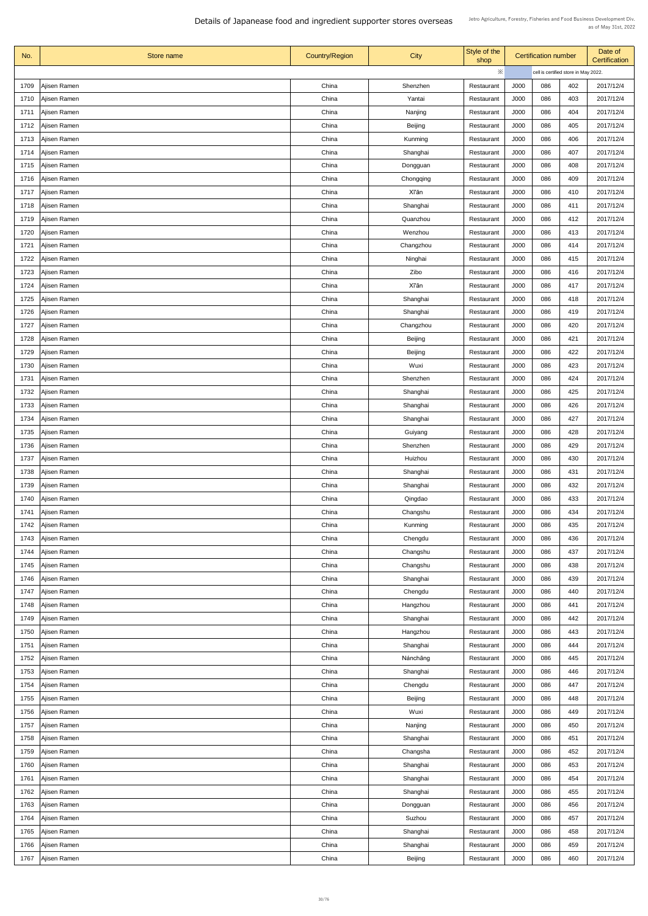# Details of Japanese food and ingredient supporter stores overseas

Jetro Agriculture, Forestry, Fisheries and Food Business Development Div.
as of May 31st, 2022

| No. | Store name | Country/Region | City | Style of the shop | Certification number | | | Date of Certification |
|---|---|---|---|---|---|---|---|---|
| | | | | ※ | cell is certified store in May 2022. | | | |
| 1709 | Ajisen Ramen | China | Shenzhen | Restaurant | J000 | 086 | 402 | 2017/12/4 |
| 1710 | Ajisen Ramen | China | Yantai | Restaurant | J000 | 086 | 403 | 2017/12/4 |
| 1711 | Ajisen Ramen | China | Nanjing | Restaurant | J000 | 086 | 404 | 2017/12/4 |
| 1712 | Ajisen Ramen | China | Beijing | Restaurant | J000 | 086 | 405 | 2017/12/4 |
| 1713 | Ajisen Ramen | China | Kunming | Restaurant | J000 | 086 | 406 | 2017/12/4 |
| 1714 | Ajisen Ramen | China | Shanghai | Restaurant | J000 | 086 | 407 | 2017/12/4 |
| 1715 | Ajisen Ramen | China | Dongguan | Restaurant | J000 | 086 | 408 | 2017/12/4 |
| 1716 | Ajisen Ramen | China | Chongqing | Restaurant | J000 | 086 | 409 | 2017/12/4 |
| 1717 | Ajisen Ramen | China | Xi'ān | Restaurant | J000 | 086 | 410 | 2017/12/4 |
| 1718 | Ajisen Ramen | China | Shanghai | Restaurant | J000 | 086 | 411 | 2017/12/4 |
| 1719 | Ajisen Ramen | China | Quanzhou | Restaurant | J000 | 086 | 412 | 2017/12/4 |
| 1720 | Ajisen Ramen | China | Wenzhou | Restaurant | J000 | 086 | 413 | 2017/12/4 |
| 1721 | Ajisen Ramen | China | Changzhou | Restaurant | J000 | 086 | 414 | 2017/12/4 |
| 1722 | Ajisen Ramen | China | Ninghai | Restaurant | J000 | 086 | 415 | 2017/12/4 |
| 1723 | Ajisen Ramen | China | Zibo | Restaurant | J000 | 086 | 416 | 2017/12/4 |
| 1724 | Ajisen Ramen | China | Xi'ān | Restaurant | J000 | 086 | 417 | 2017/12/4 |
| 1725 | Ajisen Ramen | China | Shanghai | Restaurant | J000 | 086 | 418 | 2017/12/4 |
| 1726 | Ajisen Ramen | China | Shanghai | Restaurant | J000 | 086 | 419 | 2017/12/4 |
| 1727 | Ajisen Ramen | China | Changzhou | Restaurant | J000 | 086 | 420 | 2017/12/4 |
| 1728 | Ajisen Ramen | China | Beijing | Restaurant | J000 | 086 | 421 | 2017/12/4 |
| 1729 | Ajisen Ramen | China | Beijing | Restaurant | J000 | 086 | 422 | 2017/12/4 |
| 1730 | Ajisen Ramen | China | Wuxi | Restaurant | J000 | 086 | 423 | 2017/12/4 |
| 1731 | Ajisen Ramen | China | Shenzhen | Restaurant | J000 | 086 | 424 | 2017/12/4 |
| 1732 | Ajisen Ramen | China | Shanghai | Restaurant | J000 | 086 | 425 | 2017/12/4 |
| 1733 | Ajisen Ramen | China | Shanghai | Restaurant | J000 | 086 | 426 | 2017/12/4 |
| 1734 | Ajisen Ramen | China | Shanghai | Restaurant | J000 | 086 | 427 | 2017/12/4 |
| 1735 | Ajisen Ramen | China | Guiyang | Restaurant | J000 | 086 | 428 | 2017/12/4 |
| 1736 | Ajisen Ramen | China | Shenzhen | Restaurant | J000 | 086 | 429 | 2017/12/4 |
| 1737 | Ajisen Ramen | China | Huizhou | Restaurant | J000 | 086 | 430 | 2017/12/4 |
| 1738 | Ajisen Ramen | China | Shanghai | Restaurant | J000 | 086 | 431 | 2017/12/4 |
| 1739 | Ajisen Ramen | China | Shanghai | Restaurant | J000 | 086 | 432 | 2017/12/4 |
| 1740 | Ajisen Ramen | China | Qingdao | Restaurant | J000 | 086 | 433 | 2017/12/4 |
| 1741 | Ajisen Ramen | China | Changshu | Restaurant | J000 | 086 | 434 | 2017/12/4 |
| 1742 | Ajisen Ramen | China | Kunming | Restaurant | J000 | 086 | 435 | 2017/12/4 |
| 1743 | Ajisen Ramen | China | Chengdu | Restaurant | J000 | 086 | 436 | 2017/12/4 |
| 1744 | Ajisen Ramen | China | Changshu | Restaurant | J000 | 086 | 437 | 2017/12/4 |
| 1745 | Ajisen Ramen | China | Changshu | Restaurant | J000 | 086 | 438 | 2017/12/4 |
| 1746 | Ajisen Ramen | China | Shanghai | Restaurant | J000 | 086 | 439 | 2017/12/4 |
| 1747 | Ajisen Ramen | China | Chengdu | Restaurant | J000 | 086 | 440 | 2017/12/4 |
| 1748 | Ajisen Ramen | China | Hangzhou | Restaurant | J000 | 086 | 441 | 2017/12/4 |
| 1749 | Ajisen Ramen | China | Shanghai | Restaurant | J000 | 086 | 442 | 2017/12/4 |
| 1750 | Ajisen Ramen | China | Hangzhou | Restaurant | J000 | 086 | 443 | 2017/12/4 |
| 1751 | Ajisen Ramen | China | Shanghai | Restaurant | J000 | 086 | 444 | 2017/12/4 |
| 1752 | Ajisen Ramen | China | Nánchāng | Restaurant | J000 | 086 | 445 | 2017/12/4 |
| 1753 | Ajisen Ramen | China | Shanghai | Restaurant | J000 | 086 | 446 | 2017/12/4 |
| 1754 | Ajisen Ramen | China | Chengdu | Restaurant | J000 | 086 | 447 | 2017/12/4 |
| 1755 | Ajisen Ramen | China | Beijing | Restaurant | J000 | 086 | 448 | 2017/12/4 |
| 1756 | Ajisen Ramen | China | Wuxi | Restaurant | J000 | 086 | 449 | 2017/12/4 |
| 1757 | Ajisen Ramen | China | Nanjing | Restaurant | J000 | 086 | 450 | 2017/12/4 |
| 1758 | Ajisen Ramen | China | Shanghai | Restaurant | J000 | 086 | 451 | 2017/12/4 |
| 1759 | Ajisen Ramen | China | Changsha | Restaurant | J000 | 086 | 452 | 2017/12/4 |
| 1760 | Ajisen Ramen | China | Shanghai | Restaurant | J000 | 086 | 453 | 2017/12/4 |
| 1761 | Ajisen Ramen | China | Shanghai | Restaurant | J000 | 086 | 454 | 2017/12/4 |
| 1762 | Ajisen Ramen | China | Shanghai | Restaurant | J000 | 086 | 455 | 2017/12/4 |
| 1763 | Ajisen Ramen | China | Dongguan | Restaurant | J000 | 086 | 456 | 2017/12/4 |
| 1764 | Ajisen Ramen | China | Suzhou | Restaurant | J000 | 086 | 457 | 2017/12/4 |
| 1765 | Ajisen Ramen | China | Shanghai | Restaurant | J000 | 086 | 458 | 2017/12/4 |
| 1766 | Ajisen Ramen | China | Shanghai | Restaurant | J000 | 086 | 459 | 2017/12/4 |
| 1767 | Ajisen Ramen | China | Beijing | Restaurant | J000 | 086 | 460 | 2017/12/4 |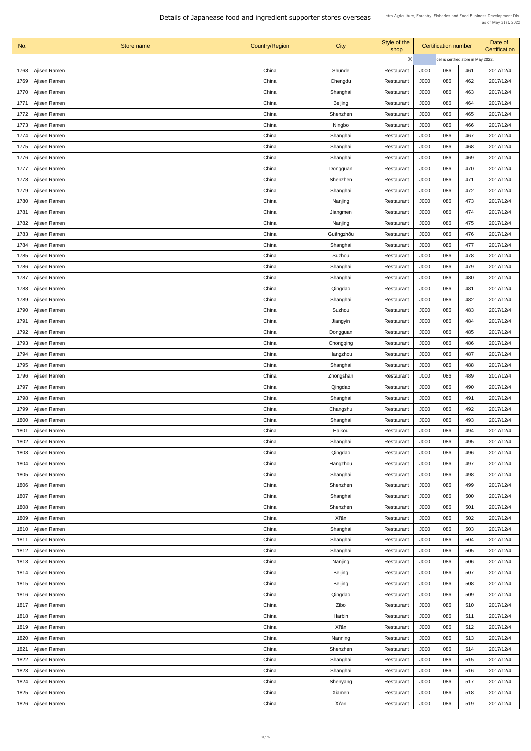# Details of Japanease food and ingredient supporter stores overseas

Jetro Agriculture, Forestry, Fisheries and Food Business Development Div.
as of May 31st, 2022

| No. | Store name | Country/Region | City | Style of the shop | Certification number | | | Date of Certification |
|---|---|---|---|---|---|---|---|---|
| | | | | ※ | cell is certified store in May 2022. | | | |
| 1768 | Ajisen Ramen | China | Shunde | Restaurant | J000 | 086 | 461 | 2017/12/4 |
| 1769 | Ajisen Ramen | China | Chengdu | Restaurant | J000 | 086 | 462 | 2017/12/4 |
| 1770 | Ajisen Ramen | China | Shanghai | Restaurant | J000 | 086 | 463 | 2017/12/4 |
| 1771 | Ajisen Ramen | China | Beijing | Restaurant | J000 | 086 | 464 | 2017/12/4 |
| 1772 | Ajisen Ramen | China | Shenzhen | Restaurant | J000 | 086 | 465 | 2017/12/4 |
| 1773 | Ajisen Ramen | China | Ningbo | Restaurant | J000 | 086 | 466 | 2017/12/4 |
| 1774 | Ajisen Ramen | China | Shanghai | Restaurant | J000 | 086 | 467 | 2017/12/4 |
| 1775 | Ajisen Ramen | China | Shanghai | Restaurant | J000 | 086 | 468 | 2017/12/4 |
| 1776 | Ajisen Ramen | China | Shanghai | Restaurant | J000 | 086 | 469 | 2017/12/4 |
| 1777 | Ajisen Ramen | China | Dongguan | Restaurant | J000 | 086 | 470 | 2017/12/4 |
| 1778 | Ajisen Ramen | China | Shenzhen | Restaurant | J000 | 086 | 471 | 2017/12/4 |
| 1779 | Ajisen Ramen | China | Shanghai | Restaurant | J000 | 086 | 472 | 2017/12/4 |
| 1780 | Ajisen Ramen | China | Nanjing | Restaurant | J000 | 086 | 473 | 2017/12/4 |
| 1781 | Ajisen Ramen | China | Jiangmen | Restaurant | J000 | 086 | 474 | 2017/12/4 |
| 1782 | Ajisen Ramen | China | Nanjing | Restaurant | J000 | 086 | 475 | 2017/12/4 |
| 1783 | Ajisen Ramen | China | Guǎngzhōu | Restaurant | J000 | 086 | 476 | 2017/12/4 |
| 1784 | Ajisen Ramen | China | Shanghai | Restaurant | J000 | 086 | 477 | 2017/12/4 |
| 1785 | Ajisen Ramen | China | Suzhou | Restaurant | J000 | 086 | 478 | 2017/12/4 |
| 1786 | Ajisen Ramen | China | Shanghai | Restaurant | J000 | 086 | 479 | 2017/12/4 |
| 1787 | Ajisen Ramen | China | Shanghai | Restaurant | J000 | 086 | 480 | 2017/12/4 |
| 1788 | Ajisen Ramen | China | Qingdao | Restaurant | J000 | 086 | 481 | 2017/12/4 |
| 1789 | Ajisen Ramen | China | Shanghai | Restaurant | J000 | 086 | 482 | 2017/12/4 |
| 1790 | Ajisen Ramen | China | Suzhou | Restaurant | J000 | 086 | 483 | 2017/12/4 |
| 1791 | Ajisen Ramen | China | Jiangyin | Restaurant | J000 | 086 | 484 | 2017/12/4 |
| 1792 | Ajisen Ramen | China | Dongguan | Restaurant | J000 | 086 | 485 | 2017/12/4 |
| 1793 | Ajisen Ramen | China | Chongqing | Restaurant | J000 | 086 | 486 | 2017/12/4 |
| 1794 | Ajisen Ramen | China | Hangzhou | Restaurant | J000 | 086 | 487 | 2017/12/4 |
| 1795 | Ajisen Ramen | China | Shanghai | Restaurant | J000 | 086 | 488 | 2017/12/4 |
| 1796 | Ajisen Ramen | China | Zhongshan | Restaurant | J000 | 086 | 489 | 2017/12/4 |
| 1797 | Ajisen Ramen | China | Qingdao | Restaurant | J000 | 086 | 490 | 2017/12/4 |
| 1798 | Ajisen Ramen | China | Shanghai | Restaurant | J000 | 086 | 491 | 2017/12/4 |
| 1799 | Ajisen Ramen | China | Changshu | Restaurant | J000 | 086 | 492 | 2017/12/4 |
| 1800 | Ajisen Ramen | China | Shanghai | Restaurant | J000 | 086 | 493 | 2017/12/4 |
| 1801 | Ajisen Ramen | China | Haikou | Restaurant | J000 | 086 | 494 | 2017/12/4 |
| 1802 | Ajisen Ramen | China | Shanghai | Restaurant | J000 | 086 | 495 | 2017/12/4 |
| 1803 | Ajisen Ramen | China | Qingdao | Restaurant | J000 | 086 | 496 | 2017/12/4 |
| 1804 | Ajisen Ramen | China | Hangzhou | Restaurant | J000 | 086 | 497 | 2017/12/4 |
| 1805 | Ajisen Ramen | China | Shanghai | Restaurant | J000 | 086 | 498 | 2017/12/4 |
| 1806 | Ajisen Ramen | China | Shenzhen | Restaurant | J000 | 086 | 499 | 2017/12/4 |
| 1807 | Ajisen Ramen | China | Shanghai | Restaurant | J000 | 086 | 500 | 2017/12/4 |
| 1808 | Ajisen Ramen | China | Shenzhen | Restaurant | J000 | 086 | 501 | 2017/12/4 |
| 1809 | Ajisen Ramen | China | Xī'ān | Restaurant | J000 | 086 | 502 | 2017/12/4 |
| 1810 | Ajisen Ramen | China | Shanghai | Restaurant | J000 | 086 | 503 | 2017/12/4 |
| 1811 | Ajisen Ramen | China | Shanghai | Restaurant | J000 | 086 | 504 | 2017/12/4 |
| 1812 | Ajisen Ramen | China | Shanghai | Restaurant | J000 | 086 | 505 | 2017/12/4 |
| 1813 | Ajisen Ramen | China | Nanjing | Restaurant | J000 | 086 | 506 | 2017/12/4 |
| 1814 | Ajisen Ramen | China | Beijing | Restaurant | J000 | 086 | 507 | 2017/12/4 |
| 1815 | Ajisen Ramen | China | Beijing | Restaurant | J000 | 086 | 508 | 2017/12/4 |
| 1816 | Ajisen Ramen | China | Qingdao | Restaurant | J000 | 086 | 509 | 2017/12/4 |
| 1817 | Ajisen Ramen | China | Zibo | Restaurant | J000 | 086 | 510 | 2017/12/4 |
| 1818 | Ajisen Ramen | China | Harbin | Restaurant | J000 | 086 | 511 | 2017/12/4 |
| 1819 | Ajisen Ramen | China | Xī'ān | Restaurant | J000 | 086 | 512 | 2017/12/4 |
| 1820 | Ajisen Ramen | China | Nanning | Restaurant | J000 | 086 | 513 | 2017/12/4 |
| 1821 | Ajisen Ramen | China | Shenzhen | Restaurant | J000 | 086 | 514 | 2017/12/4 |
| 1822 | Ajisen Ramen | China | Shanghai | Restaurant | J000 | 086 | 515 | 2017/12/4 |
| 1823 | Ajisen Ramen | China | Shanghai | Restaurant | J000 | 086 | 516 | 2017/12/4 |
| 1824 | Ajisen Ramen | China | Shenyang | Restaurant | J000 | 086 | 517 | 2017/12/4 |
| 1825 | Ajisen Ramen | China | Xiamen | Restaurant | J000 | 086 | 518 | 2017/12/4 |
| 1826 | Ajisen Ramen | China | Xī'ān | Restaurant | J000 | 086 | 519 | 2017/12/4 |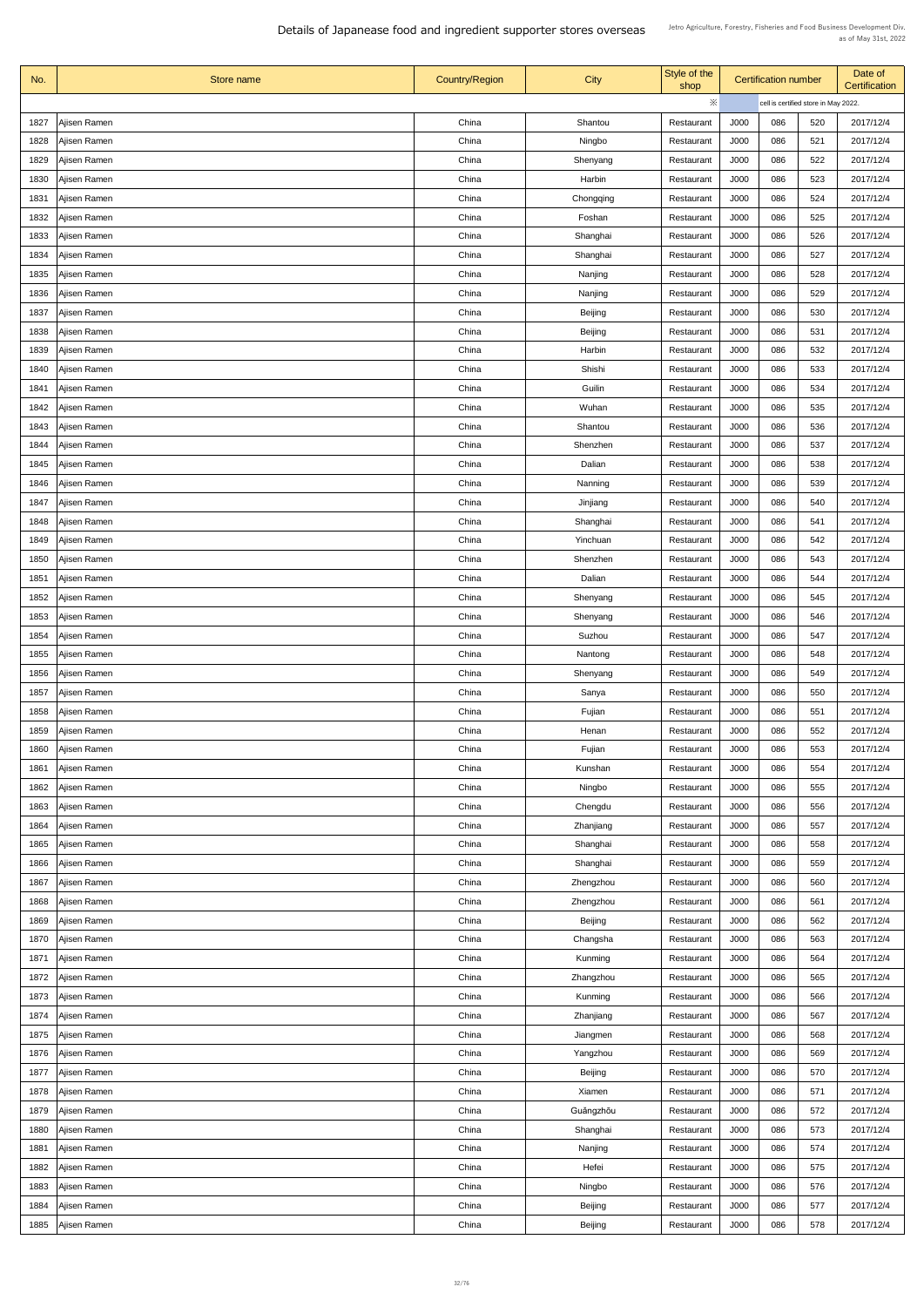# Details of Japanease food and ingredient supporter stores overseas

Jetro Agriculture, Forestry, Fisheries and Food Business Development Div.
as of May 31st, 2022

| No. | Store name | Country/Region | City | Style of the shop | Certification number | | | Date of Certification |
|---|---|---|---|---|---|---|---|---|
| | | | | ※ | cell is certified store in May 2022. | | | |
| 1827 | Ajisen Ramen | China | Shantou | Restaurant | J000 | 086 | 520 | 2017/12/4 |
| 1828 | Ajisen Ramen | China | Ningbo | Restaurant | J000 | 086 | 521 | 2017/12/4 |
| 1829 | Ajisen Ramen | China | Shenyang | Restaurant | J000 | 086 | 522 | 2017/12/4 |
| 1830 | Ajisen Ramen | China | Harbin | Restaurant | J000 | 086 | 523 | 2017/12/4 |
| 1831 | Ajisen Ramen | China | Chongqing | Restaurant | J000 | 086 | 524 | 2017/12/4 |
| 1832 | Ajisen Ramen | China | Foshan | Restaurant | J000 | 086 | 525 | 2017/12/4 |
| 1833 | Ajisen Ramen | China | Shanghai | Restaurant | J000 | 086 | 526 | 2017/12/4 |
| 1834 | Ajisen Ramen | China | Shanghai | Restaurant | J000 | 086 | 527 | 2017/12/4 |
| 1835 | Ajisen Ramen | China | Nanjing | Restaurant | J000 | 086 | 528 | 2017/12/4 |
| 1836 | Ajisen Ramen | China | Nanjing | Restaurant | J000 | 086 | 529 | 2017/12/4 |
| 1837 | Ajisen Ramen | China | Beijing | Restaurant | J000 | 086 | 530 | 2017/12/4 |
| 1838 | Ajisen Ramen | China | Beijing | Restaurant | J000 | 086 | 531 | 2017/12/4 |
| 1839 | Ajisen Ramen | China | Harbin | Restaurant | J000 | 086 | 532 | 2017/12/4 |
| 1840 | Ajisen Ramen | China | Shishi | Restaurant | J000 | 086 | 533 | 2017/12/4 |
| 1841 | Ajisen Ramen | China | Guilin | Restaurant | J000 | 086 | 534 | 2017/12/4 |
| 1842 | Ajisen Ramen | China | Wuhan | Restaurant | J000 | 086 | 535 | 2017/12/4 |
| 1843 | Ajisen Ramen | China | Shantou | Restaurant | J000 | 086 | 536 | 2017/12/4 |
| 1844 | Ajisen Ramen | China | Shenzhen | Restaurant | J000 | 086 | 537 | 2017/12/4 |
| 1845 | Ajisen Ramen | China | Dalian | Restaurant | J000 | 086 | 538 | 2017/12/4 |
| 1846 | Ajisen Ramen | China | Nanning | Restaurant | J000 | 086 | 539 | 2017/12/4 |
| 1847 | Ajisen Ramen | China | Jinjiang | Restaurant | J000 | 086 | 540 | 2017/12/4 |
| 1848 | Ajisen Ramen | China | Shanghai | Restaurant | J000 | 086 | 541 | 2017/12/4 |
| 1849 | Ajisen Ramen | China | Yinchuan | Restaurant | J000 | 086 | 542 | 2017/12/4 |
| 1850 | Ajisen Ramen | China | Shenzhen | Restaurant | J000 | 086 | 543 | 2017/12/4 |
| 1851 | Ajisen Ramen | China | Dalian | Restaurant | J000 | 086 | 544 | 2017/12/4 |
| 1852 | Ajisen Ramen | China | Shenyang | Restaurant | J000 | 086 | 545 | 2017/12/4 |
| 1853 | Ajisen Ramen | China | Shenyang | Restaurant | J000 | 086 | 546 | 2017/12/4 |
| 1854 | Ajisen Ramen | China | Suzhou | Restaurant | J000 | 086 | 547 | 2017/12/4 |
| 1855 | Ajisen Ramen | China | Nantong | Restaurant | J000 | 086 | 548 | 2017/12/4 |
| 1856 | Ajisen Ramen | China | Shenyang | Restaurant | J000 | 086 | 549 | 2017/12/4 |
| 1857 | Ajisen Ramen | China | Sanya | Restaurant | J000 | 086 | 550 | 2017/12/4 |
| 1858 | Ajisen Ramen | China | Fujian | Restaurant | J000 | 086 | 551 | 2017/12/4 |
| 1859 | Ajisen Ramen | China | Henan | Restaurant | J000 | 086 | 552 | 2017/12/4 |
| 1860 | Ajisen Ramen | China | Fujian | Restaurant | J000 | 086 | 553 | 2017/12/4 |
| 1861 | Ajisen Ramen | China | Kunshan | Restaurant | J000 | 086 | 554 | 2017/12/4 |
| 1862 | Ajisen Ramen | China | Ningbo | Restaurant | J000 | 086 | 555 | 2017/12/4 |
| 1863 | Ajisen Ramen | China | Chengdu | Restaurant | J000 | 086 | 556 | 2017/12/4 |
| 1864 | Ajisen Ramen | China | Zhanjiang | Restaurant | J000 | 086 | 557 | 2017/12/4 |
| 1865 | Ajisen Ramen | China | Shanghai | Restaurant | J000 | 086 | 558 | 2017/12/4 |
| 1866 | Ajisen Ramen | China | Shanghai | Restaurant | J000 | 086 | 559 | 2017/12/4 |
| 1867 | Ajisen Ramen | China | Zhengzhou | Restaurant | J000 | 086 | 560 | 2017/12/4 |
| 1868 | Ajisen Ramen | China | Zhengzhou | Restaurant | J000 | 086 | 561 | 2017/12/4 |
| 1869 | Ajisen Ramen | China | Beijing | Restaurant | J000 | 086 | 562 | 2017/12/4 |
| 1870 | Ajisen Ramen | China | Changsha | Restaurant | J000 | 086 | 563 | 2017/12/4 |
| 1871 | Ajisen Ramen | China | Kunming | Restaurant | J000 | 086 | 564 | 2017/12/4 |
| 1872 | Ajisen Ramen | China | Zhangzhou | Restaurant | J000 | 086 | 565 | 2017/12/4 |
| 1873 | Ajisen Ramen | China | Kunming | Restaurant | J000 | 086 | 566 | 2017/12/4 |
| 1874 | Ajisen Ramen | China | Zhanjiang | Restaurant | J000 | 086 | 567 | 2017/12/4 |
| 1875 | Ajisen Ramen | China | Jiangmen | Restaurant | J000 | 086 | 568 | 2017/12/4 |
| 1876 | Ajisen Ramen | China | Yangzhou | Restaurant | J000 | 086 | 569 | 2017/12/4 |
| 1877 | Ajisen Ramen | China | Beijing | Restaurant | J000 | 086 | 570 | 2017/12/4 |
| 1878 | Ajisen Ramen | China | Xiamen | Restaurant | J000 | 086 | 571 | 2017/12/4 |
| 1879 | Ajisen Ramen | China | Guǎngzhōu | Restaurant | J000 | 086 | 572 | 2017/12/4 |
| 1880 | Ajisen Ramen | China | Shanghai | Restaurant | J000 | 086 | 573 | 2017/12/4 |
| 1881 | Ajisen Ramen | China | Nanjing | Restaurant | J000 | 086 | 574 | 2017/12/4 |
| 1882 | Ajisen Ramen | China | Hefei | Restaurant | J000 | 086 | 575 | 2017/12/4 |
| 1883 | Ajisen Ramen | China | Ningbo | Restaurant | J000 | 086 | 576 | 2017/12/4 |
| 1884 | Ajisen Ramen | China | Beijing | Restaurant | J000 | 086 | 577 | 2017/12/4 |
| 1885 | Ajisen Ramen | China | Beijing | Restaurant | J000 | 086 | 578 | 2017/12/4 |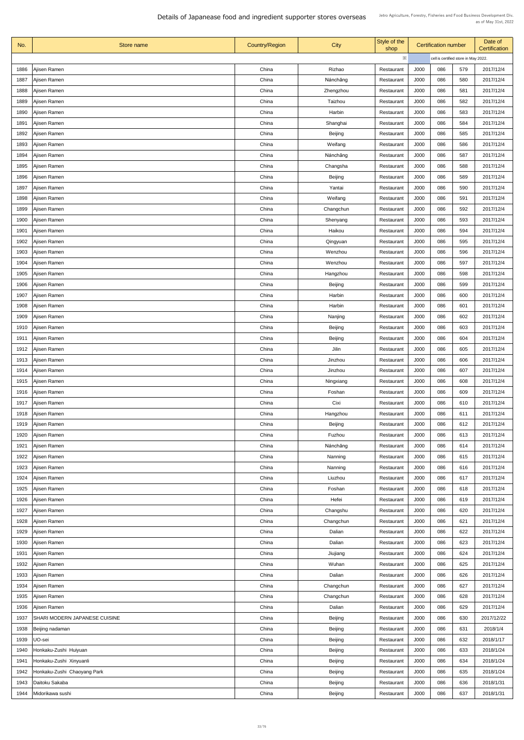# Details of Japanease food and ingredient supporter stores overseas

Jetro Agriculture, Forestry, Fisheries and Food Business Development Div.
as of May 31st, 2022

| No. | Store name | Country/Region | City | Style of the shop | Certification number | | | Date of Certification |
|---|---|---|---|---|---|---|---|---|
| | | | | ※ | cell is certified store in May 2022. | | | |
| 1886 | Ajisen Ramen | China | Rizhao | Restaurant | J000 | 086 | 579 | 2017/12/4 |
| 1887 | Ajisen Ramen | China | Nánchāng | Restaurant | J000 | 086 | 580 | 2017/12/4 |
| 1888 | Ajisen Ramen | China | Zhengzhou | Restaurant | J000 | 086 | 581 | 2017/12/4 |
| 1889 | Ajisen Ramen | China | Taizhou | Restaurant | J000 | 086 | 582 | 2017/12/4 |
| 1890 | Ajisen Ramen | China | Harbin | Restaurant | J000 | 086 | 583 | 2017/12/4 |
| 1891 | Ajisen Ramen | China | Shanghai | Restaurant | J000 | 086 | 584 | 2017/12/4 |
| 1892 | Ajisen Ramen | China | Beijing | Restaurant | J000 | 086 | 585 | 2017/12/4 |
| 1893 | Ajisen Ramen | China | Weifang | Restaurant | J000 | 086 | 586 | 2017/12/4 |
| 1894 | Ajisen Ramen | China | Nánchāng | Restaurant | J000 | 086 | 587 | 2017/12/4 |
| 1895 | Ajisen Ramen | China | Changsha | Restaurant | J000 | 086 | 588 | 2017/12/4 |
| 1896 | Ajisen Ramen | China | Beijing | Restaurant | J000 | 086 | 589 | 2017/12/4 |
| 1897 | Ajisen Ramen | China | Yantai | Restaurant | J000 | 086 | 590 | 2017/12/4 |
| 1898 | Ajisen Ramen | China | Weifang | Restaurant | J000 | 086 | 591 | 2017/12/4 |
| 1899 | Ajisen Ramen | China | Changchun | Restaurant | J000 | 086 | 592 | 2017/12/4 |
| 1900 | Ajisen Ramen | China | Shenyang | Restaurant | J000 | 086 | 593 | 2017/12/4 |
| 1901 | Ajisen Ramen | China | Haikou | Restaurant | J000 | 086 | 594 | 2017/12/4 |
| 1902 | Ajisen Ramen | China | Qingyuan | Restaurant | J000 | 086 | 595 | 2017/12/4 |
| 1903 | Ajisen Ramen | China | Wenzhou | Restaurant | J000 | 086 | 596 | 2017/12/4 |
| 1904 | Ajisen Ramen | China | Wenzhou | Restaurant | J000 | 086 | 597 | 2017/12/4 |
| 1905 | Ajisen Ramen | China | Hangzhou | Restaurant | J000 | 086 | 598 | 2017/12/4 |
| 1906 | Ajisen Ramen | China | Beijing | Restaurant | J000 | 086 | 599 | 2017/12/4 |
| 1907 | Ajisen Ramen | China | Harbin | Restaurant | J000 | 086 | 600 | 2017/12/4 |
| 1908 | Ajisen Ramen | China | Harbin | Restaurant | J000 | 086 | 601 | 2017/12/4 |
| 1909 | Ajisen Ramen | China | Nanjing | Restaurant | J000 | 086 | 602 | 2017/12/4 |
| 1910 | Ajisen Ramen | China | Beijing | Restaurant | J000 | 086 | 603 | 2017/12/4 |
| 1911 | Ajisen Ramen | China | Beijing | Restaurant | J000 | 086 | 604 | 2017/12/4 |
| 1912 | Ajisen Ramen | China | Jilin | Restaurant | J000 | 086 | 605 | 2017/12/4 |
| 1913 | Ajisen Ramen | China | Jinzhou | Restaurant | J000 | 086 | 606 | 2017/12/4 |
| 1914 | Ajisen Ramen | China | Jinzhou | Restaurant | J000 | 086 | 607 | 2017/12/4 |
| 1915 | Ajisen Ramen | China | Ningxiang | Restaurant | J000 | 086 | 608 | 2017/12/4 |
| 1916 | Ajisen Ramen | China | Foshan | Restaurant | J000 | 086 | 609 | 2017/12/4 |
| 1917 | Ajisen Ramen | China | Cixi | Restaurant | J000 | 086 | 610 | 2017/12/4 |
| 1918 | Ajisen Ramen | China | Hangzhou | Restaurant | J000 | 086 | 611 | 2017/12/4 |
| 1919 | Ajisen Ramen | China | Beijing | Restaurant | J000 | 086 | 612 | 2017/12/4 |
| 1920 | Ajisen Ramen | China | Fuzhou | Restaurant | J000 | 086 | 613 | 2017/12/4 |
| 1921 | Ajisen Ramen | China | Nánchāng | Restaurant | J000 | 086 | 614 | 2017/12/4 |
| 1922 | Ajisen Ramen | China | Nanning | Restaurant | J000 | 086 | 615 | 2017/12/4 |
| 1923 | Ajisen Ramen | China | Nanning | Restaurant | J000 | 086 | 616 | 2017/12/4 |
| 1924 | Ajisen Ramen | China | Liuzhou | Restaurant | J000 | 086 | 617 | 2017/12/4 |
| 1925 | Ajisen Ramen | China | Foshan | Restaurant | J000 | 086 | 618 | 2017/12/4 |
| 1926 | Ajisen Ramen | China | Hefei | Restaurant | J000 | 086 | 619 | 2017/12/4 |
| 1927 | Ajisen Ramen | China | Changshu | Restaurant | J000 | 086 | 620 | 2017/12/4 |
| 1928 | Ajisen Ramen | China | Changchun | Restaurant | J000 | 086 | 621 | 2017/12/4 |
| 1929 | Ajisen Ramen | China | Dalian | Restaurant | J000 | 086 | 622 | 2017/12/4 |
| 1930 | Ajisen Ramen | China | Dalian | Restaurant | J000 | 086 | 623 | 2017/12/4 |
| 1931 | Ajisen Ramen | China | Jiujiang | Restaurant | J000 | 086 | 624 | 2017/12/4 |
| 1932 | Ajisen Ramen | China | Wuhan | Restaurant | J000 | 086 | 625 | 2017/12/4 |
| 1933 | Ajisen Ramen | China | Dalian | Restaurant | J000 | 086 | 626 | 2017/12/4 |
| 1934 | Ajisen Ramen | China | Changchun | Restaurant | J000 | 086 | 627 | 2017/12/4 |
| 1935 | Ajisen Ramen | China | Changchun | Restaurant | J000 | 086 | 628 | 2017/12/4 |
| 1936 | Ajisen Ramen | China | Dalian | Restaurant | J000 | 086 | 629 | 2017/12/4 |
| 1937 | SHARI MODERN JAPANESE CUISINE | China | Beijing | Restaurant | J000 | 086 | 630 | 2017/12/22 |
| 1938 | Beijing nadaman | China | Beijing | Restaurant | J000 | 086 | 631 | 2018/1/4 |
| 1939 | UO-sei | China | Beijing | Restaurant | J000 | 086 | 632 | 2018/1/17 |
| 1940 | Honkaku-Zushi Huiyuan | China | Beijing | Restaurant | J000 | 086 | 633 | 2018/1/24 |
| 1941 | Honkaku-Zushi Xinyuanli | China | Beijing | Restaurant | J000 | 086 | 634 | 2018/1/24 |
| 1942 | Honkaku-Zushi Chaoyang Park | China | Beijing | Restaurant | J000 | 086 | 635 | 2018/1/24 |
| 1943 | Daitoku Sakaba | China | Beijing | Restaurant | J000 | 086 | 636 | 2018/1/31 |
| 1944 | Midorikawa sushi | China | Beijing | Restaurant | J000 | 086 | 637 | 2018/1/31 |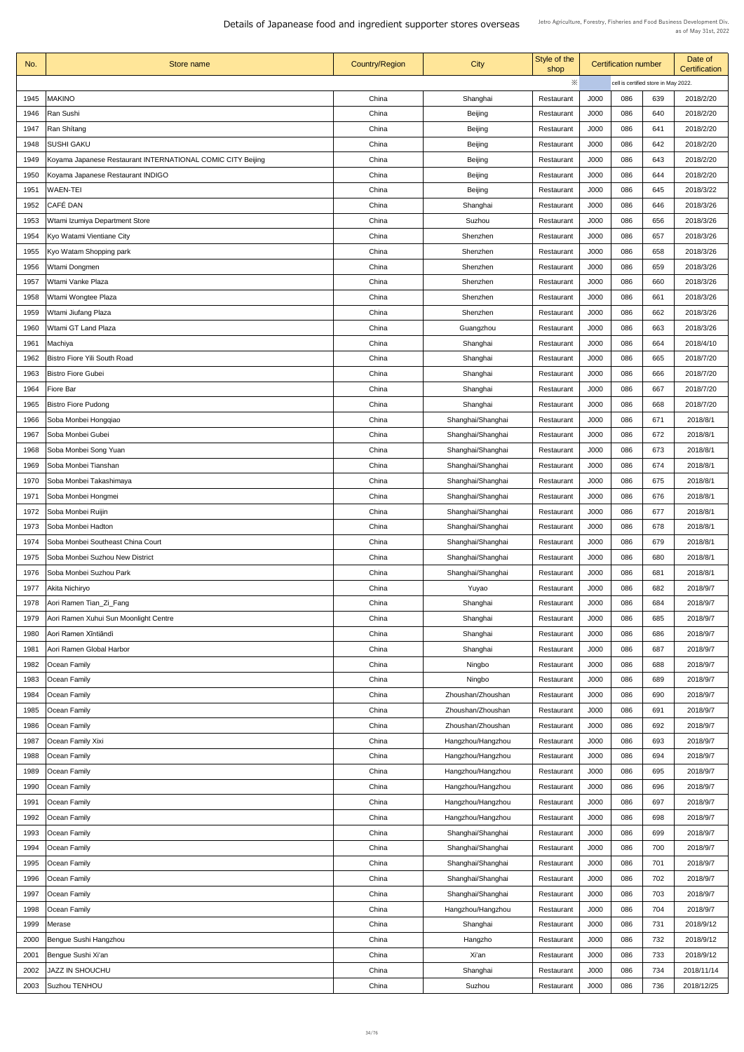# Details of Japanease food and ingredient supporter stores overseas

Jetro Agriculture, Forestry, Fisheries and Food Business Development Div.
as of May 31st, 2022

| No. | Store name | Country/Region | City | Style of the shop | Certification number | | | Date of Certification |
|---|---|---|---|---|---|---|---|---|
| | | | | ※ | cell is certified store in May 2022. | | | |
| 1945 | MAKINO | China | Shanghai | Restaurant | J000 | 086 | 639 | 2018/2/20 |
| 1946 | Ran Sushi | China | Beijing | Restaurant | J000 | 086 | 640 | 2018/2/20 |
| 1947 | Ran Shítang | China | Beijing | Restaurant | J000 | 086 | 641 | 2018/2/20 |
| 1948 | SUSHI GAKU | China | Beijing | Restaurant | J000 | 086 | 642 | 2018/2/20 |
| 1949 | Koyama Japanese Restaurant INTERNATIONAL COMIC CITY Beijing | China | Beijing | Restaurant | J000 | 086 | 643 | 2018/2/20 |
| 1950 | Koyama Japanese Restaurant INDIGO | China | Beijing | Restaurant | J000 | 086 | 644 | 2018/2/20 |
| 1951 | WAEN-TEI | China | Beijing | Restaurant | J000 | 086 | 645 | 2018/3/22 |
| 1952 | CAFÉ DAN | China | Shanghai | Restaurant | J000 | 086 | 646 | 2018/3/26 |
| 1953 | Wtami Izumiya Department Store | China | Suzhou | Restaurant | J000 | 086 | 656 | 2018/3/26 |
| 1954 | Kyo Watami Vientiane City | China | Shenzhen | Restaurant | J000 | 086 | 657 | 2018/3/26 |
| 1955 | Kyo Watam Shopping park | China | Shenzhen | Restaurant | J000 | 086 | 658 | 2018/3/26 |
| 1956 | Wtami Dongmen | China | Shenzhen | Restaurant | J000 | 086 | 659 | 2018/3/26 |
| 1957 | Wtami Vanke Plaza | China | Shenzhen | Restaurant | J000 | 086 | 660 | 2018/3/26 |
| 1958 | Wtami Wongtee Plaza | China | Shenzhen | Restaurant | J000 | 086 | 661 | 2018/3/26 |
| 1959 | Wtami Jiufang Plaza | China | Shenzhen | Restaurant | J000 | 086 | 662 | 2018/3/26 |
| 1960 | Wtami GT Land Plaza | China | Guangzhou | Restaurant | J000 | 086 | 663 | 2018/3/26 |
| 1961 | Machiya | China | Shanghai | Restaurant | J000 | 086 | 664 | 2018/4/10 |
| 1962 | Bistro Fiore Yili South Road | China | Shanghai | Restaurant | J000 | 086 | 665 | 2018/7/20 |
| 1963 | Bistro Fiore Gubei | China | Shanghai | Restaurant | J000 | 086 | 666 | 2018/7/20 |
| 1964 | Fiore Bar | China | Shanghai | Restaurant | J000 | 086 | 667 | 2018/7/20 |
| 1965 | Bistro Fiore Pudong | China | Shanghai | Restaurant | J000 | 086 | 668 | 2018/7/20 |
| 1966 | Soba Monbei Hongqiao | China | Shanghai/Shanghai | Restaurant | J000 | 086 | 671 | 2018/8/1 |
| 1967 | Soba Monbei Gubei | China | Shanghai/Shanghai | Restaurant | J000 | 086 | 672 | 2018/8/1 |
| 1968 | Soba Monbei Song Yuan | China | Shanghai/Shanghai | Restaurant | J000 | 086 | 673 | 2018/8/1 |
| 1969 | Soba Monbei Tianshan | China | Shanghai/Shanghai | Restaurant | J000 | 086 | 674 | 2018/8/1 |
| 1970 | Soba Monbei Takashimaya | China | Shanghai/Shanghai | Restaurant | J000 | 086 | 675 | 2018/8/1 |
| 1971 | Soba Monbei Hongmei | China | Shanghai/Shanghai | Restaurant | J000 | 086 | 676 | 2018/8/1 |
| 1972 | Soba Monbei Ruijin | China | Shanghai/Shanghai | Restaurant | J000 | 086 | 677 | 2018/8/1 |
| 1973 | Soba Monbei Hadton | China | Shanghai/Shanghai | Restaurant | J000 | 086 | 678 | 2018/8/1 |
| 1974 | Soba Monbei Southeast China Court | China | Shanghai/Shanghai | Restaurant | J000 | 086 | 679 | 2018/8/1 |
| 1975 | Soba Monbei Suzhou New District | China | Shanghai/Shanghai | Restaurant | J000 | 086 | 680 | 2018/8/1 |
| 1976 | Soba Monbei Suzhou Park | China | Shanghai/Shanghai | Restaurant | J000 | 086 | 681 | 2018/8/1 |
| 1977 | Akita Nichiryo | China | Yuyao | Restaurant | J000 | 086 | 682 | 2018/9/7 |
| 1978 | Aori Ramen Tian_Zi_Fang | China | Shanghai | Restaurant | J000 | 086 | 684 | 2018/9/7 |
| 1979 | Aori Ramen Xuhui Sun Moonlight Centre | China | Shanghai | Restaurant | J000 | 086 | 685 | 2018/9/7 |
| 1980 | Aori Ramen Xīntiāndì | China | Shanghai | Restaurant | J000 | 086 | 686 | 2018/9/7 |
| 1981 | Aori Ramen Global Harbor | China | Shanghai | Restaurant | J000 | 086 | 687 | 2018/9/7 |
| 1982 | Ocean Family | China | Ningbo | Restaurant | J000 | 086 | 688 | 2018/9/7 |
| 1983 | Ocean Family | China | Ningbo | Restaurant | J000 | 086 | 689 | 2018/9/7 |
| 1984 | Ocean Family | China | Zhoushan/Zhoushan | Restaurant | J000 | 086 | 690 | 2018/9/7 |
| 1985 | Ocean Family | China | Zhoushan/Zhoushan | Restaurant | J000 | 086 | 691 | 2018/9/7 |
| 1986 | Ocean Family | China | Zhoushan/Zhoushan | Restaurant | J000 | 086 | 692 | 2018/9/7 |
| 1987 | Ocean Family Xixi | China | Hangzhou/Hangzhou | Restaurant | J000 | 086 | 693 | 2018/9/7 |
| 1988 | Ocean Family | China | Hangzhou/Hangzhou | Restaurant | J000 | 086 | 694 | 2018/9/7 |
| 1989 | Ocean Family | China | Hangzhou/Hangzhou | Restaurant | J000 | 086 | 695 | 2018/9/7 |
| 1990 | Ocean Family | China | Hangzhou/Hangzhou | Restaurant | J000 | 086 | 696 | 2018/9/7 |
| 1991 | Ocean Family | China | Hangzhou/Hangzhou | Restaurant | J000 | 086 | 697 | 2018/9/7 |
| 1992 | Ocean Family | China | Hangzhou/Hangzhou | Restaurant | J000 | 086 | 698 | 2018/9/7 |
| 1993 | Ocean Family | China | Shanghai/Shanghai | Restaurant | J000 | 086 | 699 | 2018/9/7 |
| 1994 | Ocean Family | China | Shanghai/Shanghai | Restaurant | J000 | 086 | 700 | 2018/9/7 |
| 1995 | Ocean Family | China | Shanghai/Shanghai | Restaurant | J000 | 086 | 701 | 2018/9/7 |
| 1996 | Ocean Family | China | Shanghai/Shanghai | Restaurant | J000 | 086 | 702 | 2018/9/7 |
| 1997 | Ocean Family | China | Shanghai/Shanghai | Restaurant | J000 | 086 | 703 | 2018/9/7 |
| 1998 | Ocean Family | China | Hangzhou/Hangzhou | Restaurant | J000 | 086 | 704 | 2018/9/7 |
| 1999 | Merase | China | Shanghai | Restaurant | J000 | 086 | 731 | 2018/9/12 |
| 2000 | Bengue Sushi Hangzhou | China | Hangzho | Restaurant | J000 | 086 | 732 | 2018/9/12 |
| 2001 | Bengue Sushi Xi'an | China | Xi'an | Restaurant | J000 | 086 | 733 | 2018/9/12 |
| 2002 | JAZZ IN SHOUCHU | China | Shanghai | Restaurant | J000 | 086 | 734 | 2018/11/14 |
| 2003 | Suzhou TENHOU | China | Suzhou | Restaurant | J000 | 086 | 736 | 2018/12/25 |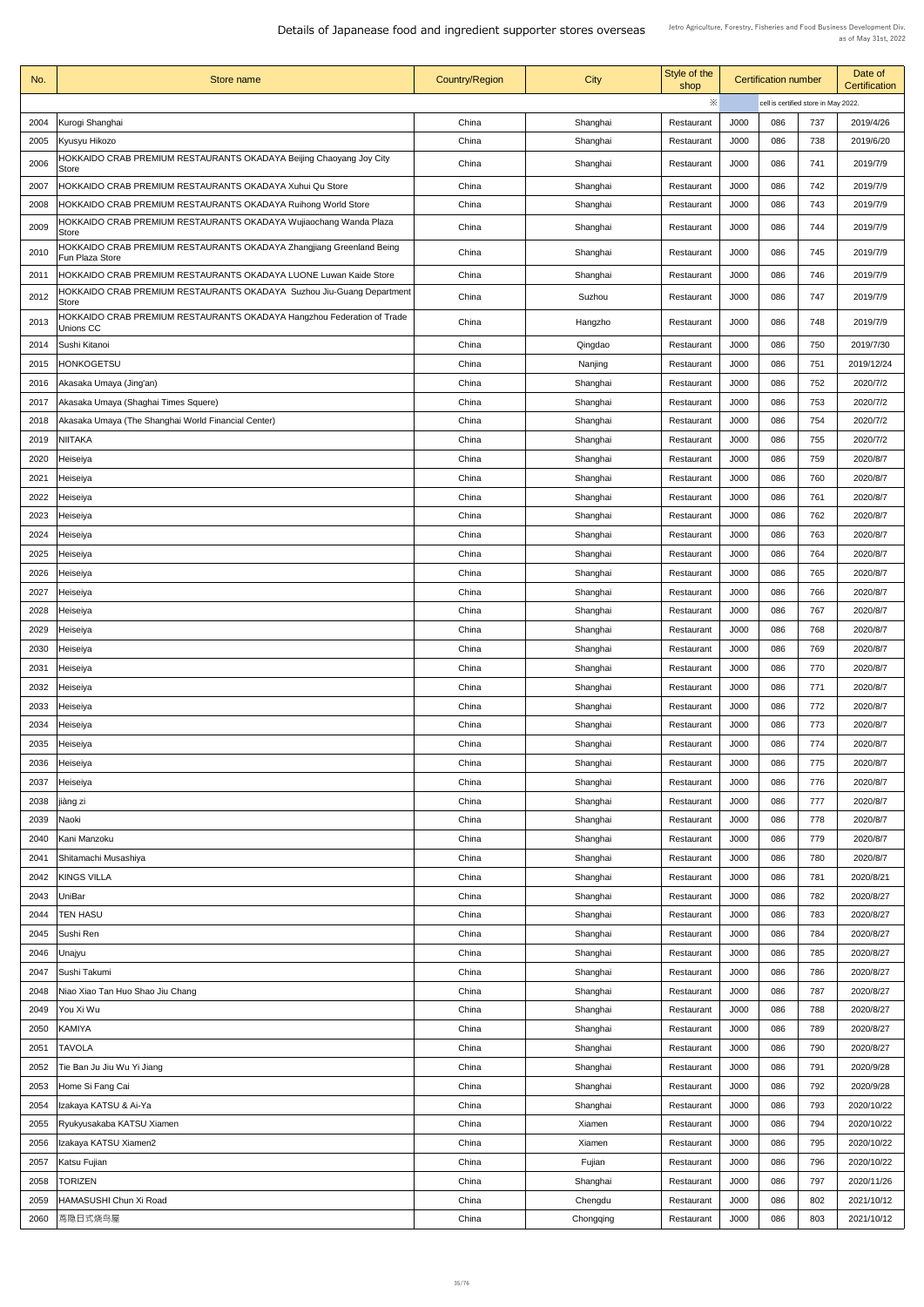# Details of Japanease food and ingredient supporter stores overseas

Jetro Agriculture, Forestry, Fisheries and Food Business Development Div.
as of May 31st, 2022

| No. | Store name | Country/Region | City | Style of the shop | Certification number | | | Date of Certification |
|---|---|---|---|---|---|---|---|---|
| | | | | ※ | cell is certified store in May 2022. | | | |
| 2004 | Kurogi Shanghai | China | Shanghai | Restaurant | J000 | 086 | 737 | 2019/4/26 |
| 2005 | Kyusyu Hikozo | China | Shanghai | Restaurant | J000 | 086 | 738 | 2019/6/20 |
| 2006 | HOKKAIDO CRAB PREMIUM RESTAURANTS OKADAYA Beijing Chaoyang Joy City Store | China | Shanghai | Restaurant | J000 | 086 | 741 | 2019/7/9 |
| 2007 | HOKKAIDO CRAB PREMIUM RESTAURANTS OKADAYA Xuhui Qu Store | China | Shanghai | Restaurant | J000 | 086 | 742 | 2019/7/9 |
| 2008 | HOKKAIDO CRAB PREMIUM RESTAURANTS OKADAYA Ruihong World Store | China | Shanghai | Restaurant | J000 | 086 | 743 | 2019/7/9 |
| 2009 | HOKKAIDO CRAB PREMIUM RESTAURANTS OKADAYA Wujiaochang Wanda Plaza Store | China | Shanghai | Restaurant | J000 | 086 | 744 | 2019/7/9 |
| 2010 | HOKKAIDO CRAB PREMIUM RESTAURANTS OKADAYA Zhangjiang Greenland Being Fun Plaza Store | China | Shanghai | Restaurant | J000 | 086 | 745 | 2019/7/9 |
| 2011 | HOKKAIDO CRAB PREMIUM RESTAURANTS OKADAYA LUONE Luwan Kaide Store | China | Shanghai | Restaurant | J000 | 086 | 746 | 2019/7/9 |
| 2012 | HOKKAIDO CRAB PREMIUM RESTAURANTS OKADAYA Suzhou Jiu-Guang Department Store | China | Suzhou | Restaurant | J000 | 086 | 747 | 2019/7/9 |
| 2013 | HOKKAIDO CRAB PREMIUM RESTAURANTS OKADAYA Hangzhou Federation of Trade Unions CC | China | Hangzho | Restaurant | J000 | 086 | 748 | 2019/7/9 |
| 2014 | Sushi Kitanoi | China | Qingdao | Restaurant | J000 | 086 | 750 | 2019/7/30 |
| 2015 | HONKOGETSU | China | Nanjing | Restaurant | J000 | 086 | 751 | 2019/12/24 |
| 2016 | Akasaka Umaya (Jing'an) | China | Shanghai | Restaurant | J000 | 086 | 752 | 2020/7/2 |
| 2017 | Akasaka Umaya (Shaghai Times Squere) | China | Shanghai | Restaurant | J000 | 086 | 753 | 2020/7/2 |
| 2018 | Akasaka Umaya (The Shanghai World Financial Center) | China | Shanghai | Restaurant | J000 | 086 | 754 | 2020/7/2 |
| 2019 | NIITAKA | China | Shanghai | Restaurant | J000 | 086 | 755 | 2020/7/2 |
| 2020 | Heiseiya | China | Shanghai | Restaurant | J000 | 086 | 759 | 2020/8/7 |
| 2021 | Heiseiya | China | Shanghai | Restaurant | J000 | 086 | 760 | 2020/8/7 |
| 2022 | Heiseiya | China | Shanghai | Restaurant | J000 | 086 | 761 | 2020/8/7 |
| 2023 | Heiseiya | China | Shanghai | Restaurant | J000 | 086 | 762 | 2020/8/7 |
| 2024 | Heiseiya | China | Shanghai | Restaurant | J000 | 086 | 763 | 2020/8/7 |
| 2025 | Heiseiya | China | Shanghai | Restaurant | J000 | 086 | 764 | 2020/8/7 |
| 2026 | Heiseiya | China | Shanghai | Restaurant | J000 | 086 | 765 | 2020/8/7 |
| 2027 | Heiseiya | China | Shanghai | Restaurant | J000 | 086 | 766 | 2020/8/7 |
| 2028 | Heiseiya | China | Shanghai | Restaurant | J000 | 086 | 767 | 2020/8/7 |
| 2029 | Heiseiya | China | Shanghai | Restaurant | J000 | 086 | 768 | 2020/8/7 |
| 2030 | Heiseiya | China | Shanghai | Restaurant | J000 | 086 | 769 | 2020/8/7 |
| 2031 | Heiseiya | China | Shanghai | Restaurant | J000 | 086 | 770 | 2020/8/7 |
| 2032 | Heiseiya | China | Shanghai | Restaurant | J000 | 086 | 771 | 2020/8/7 |
| 2033 | Heiseiya | China | Shanghai | Restaurant | J000 | 086 | 772 | 2020/8/7 |
| 2034 | Heiseiya | China | Shanghai | Restaurant | J000 | 086 | 773 | 2020/8/7 |
| 2035 | Heiseiya | China | Shanghai | Restaurant | J000 | 086 | 774 | 2020/8/7 |
| 2036 | Heiseiya | China | Shanghai | Restaurant | J000 | 086 | 775 | 2020/8/7 |
| 2037 | Heiseiya | China | Shanghai | Restaurant | J000 | 086 | 776 | 2020/8/7 |
| 2038 | jiàng zi | China | Shanghai | Restaurant | J000 | 086 | 777 | 2020/8/7 |
| 2039 | Naoki | China | Shanghai | Restaurant | J000 | 086 | 778 | 2020/8/7 |
| 2040 | Kani Manzoku | China | Shanghai | Restaurant | J000 | 086 | 779 | 2020/8/7 |
| 2041 | Shitamachi Musashiya | China | Shanghai | Restaurant | J000 | 086 | 780 | 2020/8/7 |
| 2042 | KINGS VILLA | China | Shanghai | Restaurant | J000 | 086 | 781 | 2020/8/21 |
| 2043 | UniBar | China | Shanghai | Restaurant | J000 | 086 | 782 | 2020/8/27 |
| 2044 | TEN HASU | China | Shanghai | Restaurant | J000 | 086 | 783 | 2020/8/27 |
| 2045 | Sushi Ren | China | Shanghai | Restaurant | J000 | 086 | 784 | 2020/8/27 |
| 2046 | Unajyu | China | Shanghai | Restaurant | J000 | 086 | 785 | 2020/8/27 |
| 2047 | Sushi Takumi | China | Shanghai | Restaurant | J000 | 086 | 786 | 2020/8/27 |
| 2048 | Niao Xiao Tan Huo Shao Jiu Chang | China | Shanghai | Restaurant | J000 | 086 | 787 | 2020/8/27 |
| 2049 | You Xi Wu | China | Shanghai | Restaurant | J000 | 086 | 788 | 2020/8/27 |
| 2050 | KAMIYA | China | Shanghai | Restaurant | J000 | 086 | 789 | 2020/8/27 |
| 2051 | TAVOLA | China | Shanghai | Restaurant | J000 | 086 | 790 | 2020/8/27 |
| 2052 | Tie Ban Ju Jiu Wu Yi Jiang | China | Shanghai | Restaurant | J000 | 086 | 791 | 2020/9/28 |
| 2053 | Home Si Fang Cai | China | Shanghai | Restaurant | J000 | 086 | 792 | 2020/9/28 |
| 2054 | Izakaya KATSU & Ai-Ya | China | Shanghai | Restaurant | J000 | 086 | 793 | 2020/10/22 |
| 2055 | Ryukyusakaba KATSU Xiamen | China | Xiamen | Restaurant | J000 | 086 | 794 | 2020/10/22 |
| 2056 | Izakaya KATSU Xiamen2 | China | Xiamen | Restaurant | J000 | 086 | 795 | 2020/10/22 |
| 2057 | Katsu Fujian | China | Fujian | Restaurant | J000 | 086 | 796 | 2020/10/22 |
| 2058 | TORIZEN | China | Shanghai | Restaurant | J000 | 086 | 797 | 2020/11/26 |
| 2059 | HAMASUSHI Chun Xi Road | China | Chengdu | Restaurant | J000 | 086 | 802 | 2021/10/12 |
| 2060 | 焉隐日式烧鸟屋 | China | Chongqing | Restaurant | J000 | 086 | 803 | 2021/10/12 |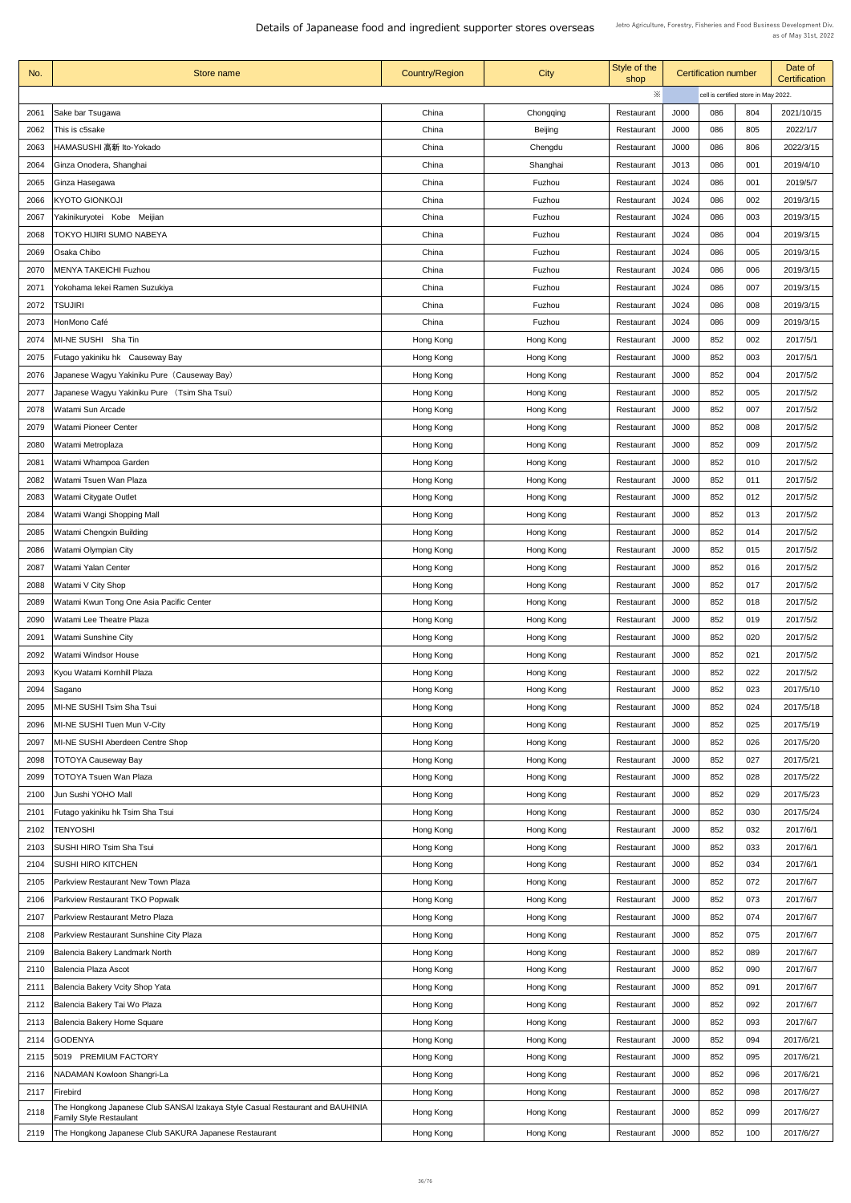# Details of Japanease food and ingredient supporter stores overseas

Jetro Agriculture, Forestry, Fisheries and Food Business Development Div.
as of May 31st, 2022

| No. | Store name | Country/Region | City | Style of the shop | Certification number | | | Date of Certification |
|---|---|---|---|---|---|---|---|---|
| | | | | ※ | cell is certified store in May 2022. | | | |
| 2061 | Sake bar Tsugawa | China | Chongqing | Restaurant | J000 | 086 | 804 | 2021/10/15 |
| 2062 | This is c5sake | China | Beijing | Restaurant | J000 | 086 | 805 | 2022/1/7 |
| 2063 | HAMASUSHI 高新 Ito-Yokado | China | Chengdu | Restaurant | J000 | 086 | 806 | 2022/3/15 |
| 2064 | Ginza Onodera, Shanghai | China | Shanghai | Restaurant | J013 | 086 | 001 | 2019/4/10 |
| 2065 | Ginza Hasegawa | China | Fuzhou | Restaurant | J024 | 086 | 001 | 2019/5/7 |
| 2066 | KYOTO GIONKOJI | China | Fuzhou | Restaurant | J024 | 086 | 002 | 2019/3/15 |
| 2067 | Yakinikuryotei Kobe Meijian | China | Fuzhou | Restaurant | J024 | 086 | 003 | 2019/3/15 |
| 2068 | TOKYO HIJIRI SUMO NABEYA | China | Fuzhou | Restaurant | J024 | 086 | 004 | 2019/3/15 |
| 2069 | Osaka Chibo | China | Fuzhou | Restaurant | J024 | 086 | 005 | 2019/3/15 |
| 2070 | MENYA TAKEICHI Fuzhou | China | Fuzhou | Restaurant | J024 | 086 | 006 | 2019/3/15 |
| 2071 | Yokohama Iekei Ramen Suzukiya | China | Fuzhou | Restaurant | J024 | 086 | 007 | 2019/3/15 |
| 2072 | TSUJIRI | China | Fuzhou | Restaurant | J024 | 086 | 008 | 2019/3/15 |
| 2073 | HonMono Café | China | Fuzhou | Restaurant | J024 | 086 | 009 | 2019/3/15 |
| 2074 | MI-NE SUSHI Sha Tin | Hong Kong | Hong Kong | Restaurant | J000 | 852 | 002 | 2017/5/1 |
| 2075 | Futago yakiniku hk Causeway Bay | Hong Kong | Hong Kong | Restaurant | J000 | 852 | 003 | 2017/5/1 |
| 2076 | Japanese Wagyu Yakiniku Pure（Causeway Bay) | Hong Kong | Hong Kong | Restaurant | J000 | 852 | 004 | 2017/5/2 |
| 2077 | Japanese Wagyu Yakiniku Pure （Tsim Sha Tsui) | Hong Kong | Hong Kong | Restaurant | J000 | 852 | 005 | 2017/5/2 |
| 2078 | Watami Sun Arcade | Hong Kong | Hong Kong | Restaurant | J000 | 852 | 007 | 2017/5/2 |
| 2079 | Watami Pioneer Center | Hong Kong | Hong Kong | Restaurant | J000 | 852 | 008 | 2017/5/2 |
| 2080 | Watami Metroplaza | Hong Kong | Hong Kong | Restaurant | J000 | 852 | 009 | 2017/5/2 |
| 2081 | Watami Whampoa Garden | Hong Kong | Hong Kong | Restaurant | J000 | 852 | 010 | 2017/5/2 |
| 2082 | Watami Tsuen Wan Plaza | Hong Kong | Hong Kong | Restaurant | J000 | 852 | 011 | 2017/5/2 |
| 2083 | Watami Citygate Outlet | Hong Kong | Hong Kong | Restaurant | J000 | 852 | 012 | 2017/5/2 |
| 2084 | Watami Wangi Shopping Mall | Hong Kong | Hong Kong | Restaurant | J000 | 852 | 013 | 2017/5/2 |
| 2085 | Watami Chengxin Building | Hong Kong | Hong Kong | Restaurant | J000 | 852 | 014 | 2017/5/2 |
| 2086 | Watami Olympian City | Hong Kong | Hong Kong | Restaurant | J000 | 852 | 015 | 2017/5/2 |
| 2087 | Watami Yalan Center | Hong Kong | Hong Kong | Restaurant | J000 | 852 | 016 | 2017/5/2 |
| 2088 | Watami V City Shop | Hong Kong | Hong Kong | Restaurant | J000 | 852 | 017 | 2017/5/2 |
| 2089 | Watami Kwun Tong One Asia Pacific Center | Hong Kong | Hong Kong | Restaurant | J000 | 852 | 018 | 2017/5/2 |
| 2090 | Watami Lee Theatre Plaza | Hong Kong | Hong Kong | Restaurant | J000 | 852 | 019 | 2017/5/2 |
| 2091 | Watami Sunshine City | Hong Kong | Hong Kong | Restaurant | J000 | 852 | 020 | 2017/5/2 |
| 2092 | Watami Windsor House | Hong Kong | Hong Kong | Restaurant | J000 | 852 | 021 | 2017/5/2 |
| 2093 | Kyou Watami Kornhill Plaza | Hong Kong | Hong Kong | Restaurant | J000 | 852 | 022 | 2017/5/2 |
| 2094 | Sagano | Hong Kong | Hong Kong | Restaurant | J000 | 852 | 023 | 2017/5/10 |
| 2095 | MI-NE SUSHI Tsim Sha Tsui | Hong Kong | Hong Kong | Restaurant | J000 | 852 | 024 | 2017/5/18 |
| 2096 | MI-NE SUSHI Tuen Mun V-City | Hong Kong | Hong Kong | Restaurant | J000 | 852 | 025 | 2017/5/19 |
| 2097 | MI-NE SUSHI Aberdeen Centre Shop | Hong Kong | Hong Kong | Restaurant | J000 | 852 | 026 | 2017/5/20 |
| 2098 | TOTOYA Causeway Bay | Hong Kong | Hong Kong | Restaurant | J000 | 852 | 027 | 2017/5/21 |
| 2099 | TOTOYA Tsuen Wan Plaza | Hong Kong | Hong Kong | Restaurant | J000 | 852 | 028 | 2017/5/22 |
| 2100 | Jun Sushi YOHO Mall | Hong Kong | Hong Kong | Restaurant | J000 | 852 | 029 | 2017/5/23 |
| 2101 | Futago yakiniku hk Tsim Sha Tsui | Hong Kong | Hong Kong | Restaurant | J000 | 852 | 030 | 2017/5/24 |
| 2102 | TENYOSHI | Hong Kong | Hong Kong | Restaurant | J000 | 852 | 032 | 2017/6/1 |
| 2103 | SUSHI HIRO Tsim Sha Tsui | Hong Kong | Hong Kong | Restaurant | J000 | 852 | 033 | 2017/6/1 |
| 2104 | SUSHI HIRO KITCHEN | Hong Kong | Hong Kong | Restaurant | J000 | 852 | 034 | 2017/6/1 |
| 2105 | Parkview Restaurant New Town Plaza | Hong Kong | Hong Kong | Restaurant | J000 | 852 | 072 | 2017/6/7 |
| 2106 | Parkview Restaurant TKO Popwalk | Hong Kong | Hong Kong | Restaurant | J000 | 852 | 073 | 2017/6/7 |
| 2107 | Parkview Restaurant Metro Plaza | Hong Kong | Hong Kong | Restaurant | J000 | 852 | 074 | 2017/6/7 |
| 2108 | Parkview Restaurant Sunshine City Plaza | Hong Kong | Hong Kong | Restaurant | J000 | 852 | 075 | 2017/6/7 |
| 2109 | Balencia Bakery Landmark North | Hong Kong | Hong Kong | Restaurant | J000 | 852 | 089 | 2017/6/7 |
| 2110 | Balencia Plaza Ascot | Hong Kong | Hong Kong | Restaurant | J000 | 852 | 090 | 2017/6/7 |
| 2111 | Balencia Bakery Vcity Shop Yata | Hong Kong | Hong Kong | Restaurant | J000 | 852 | 091 | 2017/6/7 |
| 2112 | Balencia Bakery Tai Wo Plaza | Hong Kong | Hong Kong | Restaurant | J000 | 852 | 092 | 2017/6/7 |
| 2113 | Balencia Bakery Home Square | Hong Kong | Hong Kong | Restaurant | J000 | 852 | 093 | 2017/6/7 |
| 2114 | GODENYA | Hong Kong | Hong Kong | Restaurant | J000 | 852 | 094 | 2017/6/21 |
| 2115 | 5019 PREMIUM FACTORY | Hong Kong | Hong Kong | Restaurant | J000 | 852 | 095 | 2017/6/21 |
| 2116 | NADAMAN Kowloon Shangri-La | Hong Kong | Hong Kong | Restaurant | J000 | 852 | 096 | 2017/6/21 |
| 2117 | Firebird | Hong Kong | Hong Kong | Restaurant | J000 | 852 | 098 | 2017/6/27 |
| 2118 | The Hongkong Japanese Club SANSAI Izakaya Style Casual Restaurant and BAUHINIA Family Style Restaulant | Hong Kong | Hong Kong | Restaurant | J000 | 852 | 099 | 2017/6/27 |
| 2119 | The Hongkong Japanese Club SAKURA Japanese Restaurant | Hong Kong | Hong Kong | Restaurant | J000 | 852 | 100 | 2017/6/27 |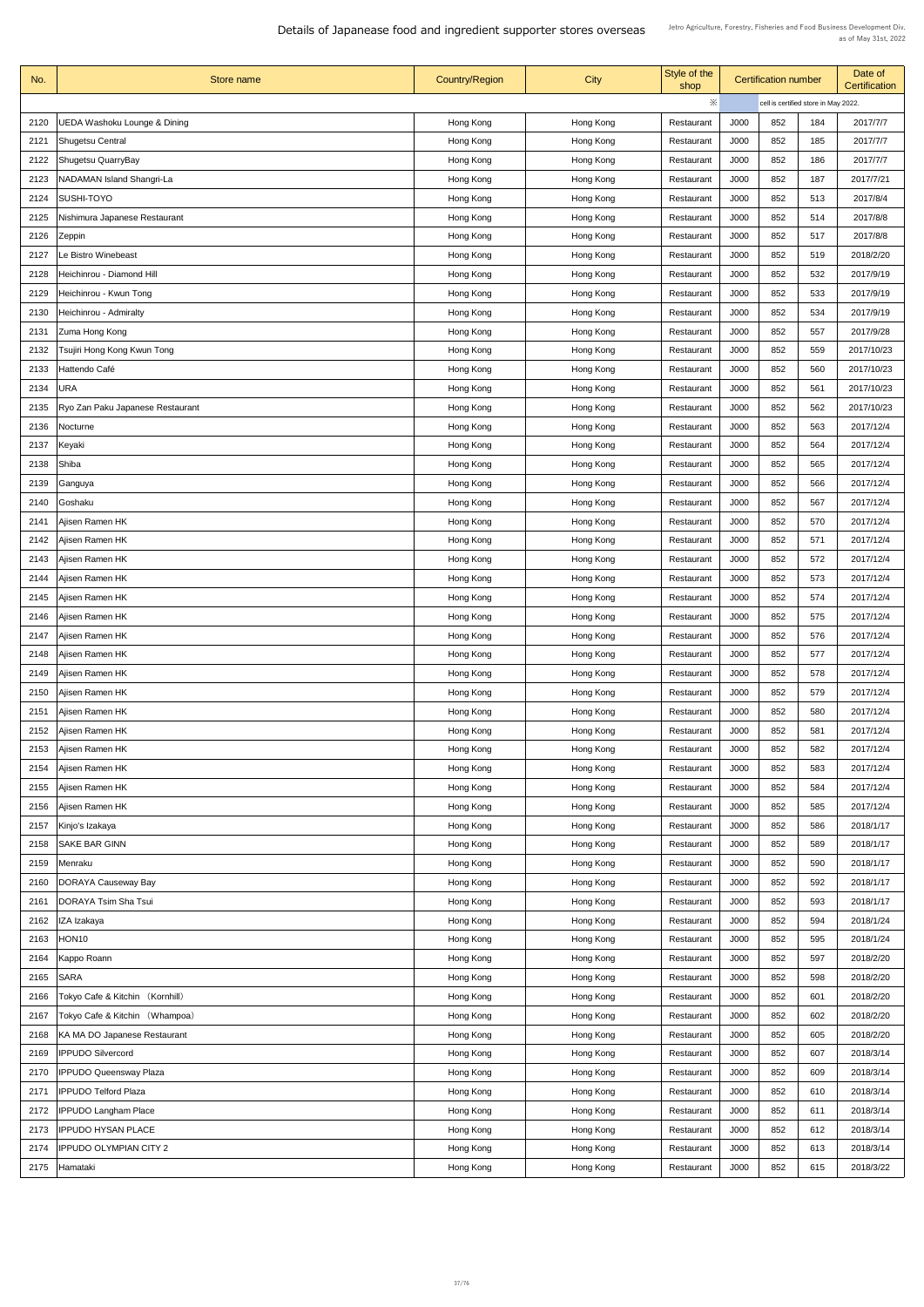# Details of Japanease food and ingredient supporter stores overseas

Jetro Agriculture, Forestry, Fisheries and Food Business Development Div.
as of May 31st, 2022

| No. | Store name | Country/Region | City | Style of the shop | Certification number | | | Date of Certification |
|---|---|---|---|---|---|---|---|---|
| | | | | ※ | cell is certified store in May 2022. | | | |
| 2120 | UEDA Washoku Lounge & Dining | Hong Kong | Hong Kong | Restaurant | J000 | 852 | 184 | 2017/7/7 |
| 2121 | Shugetsu Central | Hong Kong | Hong Kong | Restaurant | J000 | 852 | 185 | 2017/7/7 |
| 2122 | Shugetsu QuarryBay | Hong Kong | Hong Kong | Restaurant | J000 | 852 | 186 | 2017/7/7 |
| 2123 | NADAMAN Island Shangri-La | Hong Kong | Hong Kong | Restaurant | J000 | 852 | 187 | 2017/7/21 |
| 2124 | SUSHI-TOYO | Hong Kong | Hong Kong | Restaurant | J000 | 852 | 513 | 2017/8/4 |
| 2125 | Nishimura Japanese Restaurant | Hong Kong | Hong Kong | Restaurant | J000 | 852 | 514 | 2017/8/8 |
| 2126 | Zeppin | Hong Kong | Hong Kong | Restaurant | J000 | 852 | 517 | 2017/8/8 |
| 2127 | Le Bistro Winebeast | Hong Kong | Hong Kong | Restaurant | J000 | 852 | 519 | 2018/2/20 |
| 2128 | Heichinrou - Diamond Hill | Hong Kong | Hong Kong | Restaurant | J000 | 852 | 532 | 2017/9/19 |
| 2129 | Heichinrou - Kwun Tong | Hong Kong | Hong Kong | Restaurant | J000 | 852 | 533 | 2017/9/19 |
| 2130 | Heichinrou - Admiralty | Hong Kong | Hong Kong | Restaurant | J000 | 852 | 534 | 2017/9/19 |
| 2131 | Zuma Hong Kong | Hong Kong | Hong Kong | Restaurant | J000 | 852 | 557 | 2017/9/28 |
| 2132 | Tsujiri Hong Kong Kwun Tong | Hong Kong | Hong Kong | Restaurant | J000 | 852 | 559 | 2017/10/23 |
| 2133 | Hattendo Café | Hong Kong | Hong Kong | Restaurant | J000 | 852 | 560 | 2017/10/23 |
| 2134 | URA | Hong Kong | Hong Kong | Restaurant | J000 | 852 | 561 | 2017/10/23 |
| 2135 | Ryo Zan Paku Japanese Restaurant | Hong Kong | Hong Kong | Restaurant | J000 | 852 | 562 | 2017/10/23 |
| 2136 | Nocturne | Hong Kong | Hong Kong | Restaurant | J000 | 852 | 563 | 2017/12/4 |
| 2137 | Keyaki | Hong Kong | Hong Kong | Restaurant | J000 | 852 | 564 | 2017/12/4 |
| 2138 | Shiba | Hong Kong | Hong Kong | Restaurant | J000 | 852 | 565 | 2017/12/4 |
| 2139 | Ganguya | Hong Kong | Hong Kong | Restaurant | J000 | 852 | 566 | 2017/12/4 |
| 2140 | Goshaku | Hong Kong | Hong Kong | Restaurant | J000 | 852 | 567 | 2017/12/4 |
| 2141 | Ajisen Ramen HK | Hong Kong | Hong Kong | Restaurant | J000 | 852 | 570 | 2017/12/4 |
| 2142 | Ajisen Ramen HK | Hong Kong | Hong Kong | Restaurant | J000 | 852 | 571 | 2017/12/4 |
| 2143 | Ajisen Ramen HK | Hong Kong | Hong Kong | Restaurant | J000 | 852 | 572 | 2017/12/4 |
| 2144 | Ajisen Ramen HK | Hong Kong | Hong Kong | Restaurant | J000 | 852 | 573 | 2017/12/4 |
| 2145 | Ajisen Ramen HK | Hong Kong | Hong Kong | Restaurant | J000 | 852 | 574 | 2017/12/4 |
| 2146 | Ajisen Ramen HK | Hong Kong | Hong Kong | Restaurant | J000 | 852 | 575 | 2017/12/4 |
| 2147 | Ajisen Ramen HK | Hong Kong | Hong Kong | Restaurant | J000 | 852 | 576 | 2017/12/4 |
| 2148 | Ajisen Ramen HK | Hong Kong | Hong Kong | Restaurant | J000 | 852 | 577 | 2017/12/4 |
| 2149 | Ajisen Ramen HK | Hong Kong | Hong Kong | Restaurant | J000 | 852 | 578 | 2017/12/4 |
| 2150 | Ajisen Ramen HK | Hong Kong | Hong Kong | Restaurant | J000 | 852 | 579 | 2017/12/4 |
| 2151 | Ajisen Ramen HK | Hong Kong | Hong Kong | Restaurant | J000 | 852 | 580 | 2017/12/4 |
| 2152 | Ajisen Ramen HK | Hong Kong | Hong Kong | Restaurant | J000 | 852 | 581 | 2017/12/4 |
| 2153 | Ajisen Ramen HK | Hong Kong | Hong Kong | Restaurant | J000 | 852 | 582 | 2017/12/4 |
| 2154 | Ajisen Ramen HK | Hong Kong | Hong Kong | Restaurant | J000 | 852 | 583 | 2017/12/4 |
| 2155 | Ajisen Ramen HK | Hong Kong | Hong Kong | Restaurant | J000 | 852 | 584 | 2017/12/4 |
| 2156 | Ajisen Ramen HK | Hong Kong | Hong Kong | Restaurant | J000 | 852 | 585 | 2017/12/4 |
| 2157 | Kinjo's Izakaya | Hong Kong | Hong Kong | Restaurant | J000 | 852 | 586 | 2018/1/17 |
| 2158 | SAKE BAR GINN | Hong Kong | Hong Kong | Restaurant | J000 | 852 | 589 | 2018/1/17 |
| 2159 | Menraku | Hong Kong | Hong Kong | Restaurant | J000 | 852 | 590 | 2018/1/17 |
| 2160 | DORAYA Causeway Bay | Hong Kong | Hong Kong | Restaurant | J000 | 852 | 592 | 2018/1/17 |
| 2161 | DORAYA Tsim Sha Tsui | Hong Kong | Hong Kong | Restaurant | J000 | 852 | 593 | 2018/1/17 |
| 2162 | IZA Izakaya | Hong Kong | Hong Kong | Restaurant | J000 | 852 | 594 | 2018/1/24 |
| 2163 | HON10 | Hong Kong | Hong Kong | Restaurant | J000 | 852 | 595 | 2018/1/24 |
| 2164 | Kappo Roann | Hong Kong | Hong Kong | Restaurant | J000 | 852 | 597 | 2018/2/20 |
| 2165 | SARA | Hong Kong | Hong Kong | Restaurant | J000 | 852 | 598 | 2018/2/20 |
| 2166 | Tokyo Cafe & Kitchin （Kornhill） | Hong Kong | Hong Kong | Restaurant | J000 | 852 | 601 | 2018/2/20 |
| 2167 | Tokyo Cafe & Kitchin （Whampoa） | Hong Kong | Hong Kong | Restaurant | J000 | 852 | 602 | 2018/2/20 |
| 2168 | KA MA DO Japanese Restaurant | Hong Kong | Hong Kong | Restaurant | J000 | 852 | 605 | 2018/2/20 |
| 2169 | IPPUDO Silvercord | Hong Kong | Hong Kong | Restaurant | J000 | 852 | 607 | 2018/3/14 |
| 2170 | IPPUDO Queensway Plaza | Hong Kong | Hong Kong | Restaurant | J000 | 852 | 609 | 2018/3/14 |
| 2171 | IPPUDO Telford Plaza | Hong Kong | Hong Kong | Restaurant | J000 | 852 | 610 | 2018/3/14 |
| 2172 | IPPUDO Langham Place | Hong Kong | Hong Kong | Restaurant | J000 | 852 | 611 | 2018/3/14 |
| 2173 | IPPUDO HYSAN PLACE | Hong Kong | Hong Kong | Restaurant | J000 | 852 | 612 | 2018/3/14 |
| 2174 | IPPUDO OLYMPIAN CITY 2 | Hong Kong | Hong Kong | Restaurant | J000 | 852 | 613 | 2018/3/14 |
| 2175 | Hamataki | Hong Kong | Hong Kong | Restaurant | J000 | 852 | 615 | 2018/3/22 |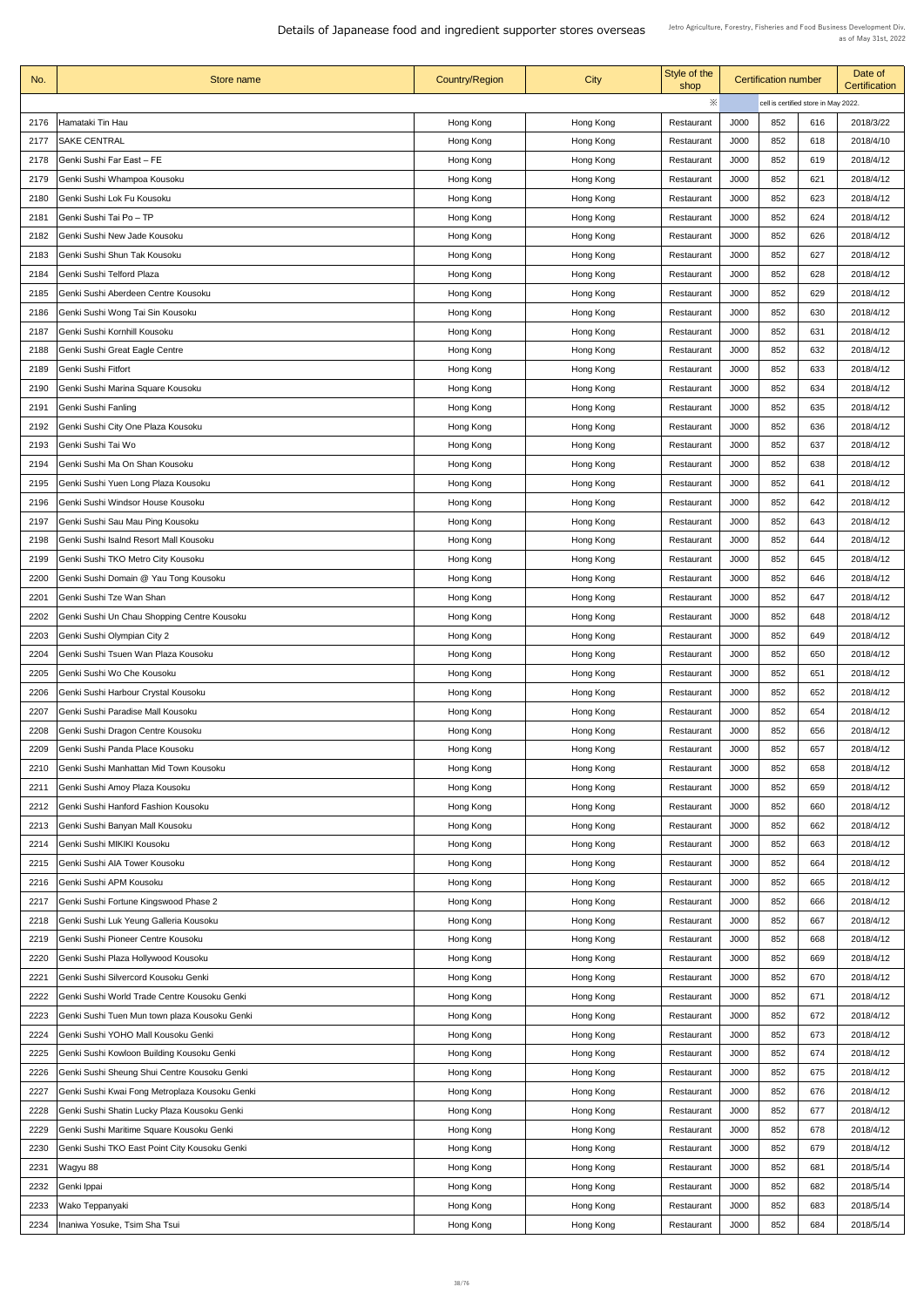# Details of Japanease food and ingredient supporter stores overseas

Jetro Agriculture, Forestry, Fisheries and Food Business Development Div.
as of May 31st, 2022

| No. | Store name | Country/Region | City | Style of the shop | Certification number | | | Date of Certification |
|---|---|---|---|---|---|---|---|---|
| | | | | ※ | cell is certified store in May 2022. | | | |
| 2176 | Hamataki Tin Hau | Hong Kong | Hong Kong | Restaurant | J000 | 852 | 616 | 2018/3/22 |
| 2177 | SAKE CENTRAL | Hong Kong | Hong Kong | Restaurant | J000 | 852 | 618 | 2018/4/10 |
| 2178 | Genki Sushi Far East – FE | Hong Kong | Hong Kong | Restaurant | J000 | 852 | 619 | 2018/4/12 |
| 2179 | Genki Sushi Whampoa Kousoku | Hong Kong | Hong Kong | Restaurant | J000 | 852 | 621 | 2018/4/12 |
| 2180 | Genki Sushi Lok Fu Kousoku | Hong Kong | Hong Kong | Restaurant | J000 | 852 | 623 | 2018/4/12 |
| 2181 | Genki Sushi Tai Po – TP | Hong Kong | Hong Kong | Restaurant | J000 | 852 | 624 | 2018/4/12 |
| 2182 | Genki Sushi New Jade Kousoku | Hong Kong | Hong Kong | Restaurant | J000 | 852 | 626 | 2018/4/12 |
| 2183 | Genki Sushi Shun Tak Kousoku | Hong Kong | Hong Kong | Restaurant | J000 | 852 | 627 | 2018/4/12 |
| 2184 | Genki Sushi Telford Plaza | Hong Kong | Hong Kong | Restaurant | J000 | 852 | 628 | 2018/4/12 |
| 2185 | Genki Sushi Aberdeen Centre Kousoku | Hong Kong | Hong Kong | Restaurant | J000 | 852 | 629 | 2018/4/12 |
| 2186 | Genki Sushi Wong Tai Sin Kousoku | Hong Kong | Hong Kong | Restaurant | J000 | 852 | 630 | 2018/4/12 |
| 2187 | Genki Sushi Kornhill Kousoku | Hong Kong | Hong Kong | Restaurant | J000 | 852 | 631 | 2018/4/12 |
| 2188 | Genki Sushi Great Eagle Centre | Hong Kong | Hong Kong | Restaurant | J000 | 852 | 632 | 2018/4/12 |
| 2189 | Genki Sushi Fitfort | Hong Kong | Hong Kong | Restaurant | J000 | 852 | 633 | 2018/4/12 |
| 2190 | Genki Sushi Marina Square Kousoku | Hong Kong | Hong Kong | Restaurant | J000 | 852 | 634 | 2018/4/12 |
| 2191 | Genki Sushi Fanling | Hong Kong | Hong Kong | Restaurant | J000 | 852 | 635 | 2018/4/12 |
| 2192 | Genki Sushi City One Plaza Kousoku | Hong Kong | Hong Kong | Restaurant | J000 | 852 | 636 | 2018/4/12 |
| 2193 | Genki Sushi Tai Wo | Hong Kong | Hong Kong | Restaurant | J000 | 852 | 637 | 2018/4/12 |
| 2194 | Genki Sushi Ma On Shan Kousoku | Hong Kong | Hong Kong | Restaurant | J000 | 852 | 638 | 2018/4/12 |
| 2195 | Genki Sushi Yuen Long Plaza Kousoku | Hong Kong | Hong Kong | Restaurant | J000 | 852 | 641 | 2018/4/12 |
| 2196 | Genki Sushi Windsor House Kousoku | Hong Kong | Hong Kong | Restaurant | J000 | 852 | 642 | 2018/4/12 |
| 2197 | Genki Sushi Sau Mau Ping Kousoku | Hong Kong | Hong Kong | Restaurant | J000 | 852 | 643 | 2018/4/12 |
| 2198 | Genki Sushi Isalnd Resort Mall Kousoku | Hong Kong | Hong Kong | Restaurant | J000 | 852 | 644 | 2018/4/12 |
| 2199 | Genki Sushi TKO Metro City Kousoku | Hong Kong | Hong Kong | Restaurant | J000 | 852 | 645 | 2018/4/12 |
| 2200 | Genki Sushi Domain @ Yau Tong Kousoku | Hong Kong | Hong Kong | Restaurant | J000 | 852 | 646 | 2018/4/12 |
| 2201 | Genki Sushi Tze Wan Shan | Hong Kong | Hong Kong | Restaurant | J000 | 852 | 647 | 2018/4/12 |
| 2202 | Genki Sushi Un Chau Shopping Centre Kousoku | Hong Kong | Hong Kong | Restaurant | J000 | 852 | 648 | 2018/4/12 |
| 2203 | Genki Sushi Olympian City 2 | Hong Kong | Hong Kong | Restaurant | J000 | 852 | 649 | 2018/4/12 |
| 2204 | Genki Sushi Tsuen Wan Plaza Kousoku | Hong Kong | Hong Kong | Restaurant | J000 | 852 | 650 | 2018/4/12 |
| 2205 | Genki Sushi Wo Che Kousoku | Hong Kong | Hong Kong | Restaurant | J000 | 852 | 651 | 2018/4/12 |
| 2206 | Genki Sushi Harbour Crystal Kousoku | Hong Kong | Hong Kong | Restaurant | J000 | 852 | 652 | 2018/4/12 |
| 2207 | Genki Sushi Paradise Mall Kousoku | Hong Kong | Hong Kong | Restaurant | J000 | 852 | 654 | 2018/4/12 |
| 2208 | Genki Sushi Dragon Centre Kousoku | Hong Kong | Hong Kong | Restaurant | J000 | 852 | 656 | 2018/4/12 |
| 2209 | Genki Sushi Panda Place Kousoku | Hong Kong | Hong Kong | Restaurant | J000 | 852 | 657 | 2018/4/12 |
| 2210 | Genki Sushi Manhattan Mid Town Kousoku | Hong Kong | Hong Kong | Restaurant | J000 | 852 | 658 | 2018/4/12 |
| 2211 | Genki Sushi Amoy Plaza Kousoku | Hong Kong | Hong Kong | Restaurant | J000 | 852 | 659 | 2018/4/12 |
| 2212 | Genki Sushi Hanford Fashion Kousoku | Hong Kong | Hong Kong | Restaurant | J000 | 852 | 660 | 2018/4/12 |
| 2213 | Genki Sushi Banyan Mall Kousoku | Hong Kong | Hong Kong | Restaurant | J000 | 852 | 662 | 2018/4/12 |
| 2214 | Genki Sushi MIKIKI Kousoku | Hong Kong | Hong Kong | Restaurant | J000 | 852 | 663 | 2018/4/12 |
| 2215 | Genki Sushi AIA Tower Kousoku | Hong Kong | Hong Kong | Restaurant | J000 | 852 | 664 | 2018/4/12 |
| 2216 | Genki Sushi APM Kousoku | Hong Kong | Hong Kong | Restaurant | J000 | 852 | 665 | 2018/4/12 |
| 2217 | Genki Sushi Fortune Kingswood Phase 2 | Hong Kong | Hong Kong | Restaurant | J000 | 852 | 666 | 2018/4/12 |
| 2218 | Genki Sushi Luk Yeung Galleria Kousoku | Hong Kong | Hong Kong | Restaurant | J000 | 852 | 667 | 2018/4/12 |
| 2219 | Genki Sushi Pioneer Centre Kousoku | Hong Kong | Hong Kong | Restaurant | J000 | 852 | 668 | 2018/4/12 |
| 2220 | Genki Sushi Plaza Hollywood Kousoku | Hong Kong | Hong Kong | Restaurant | J000 | 852 | 669 | 2018/4/12 |
| 2221 | Genki Sushi Silvercord Kousoku Genki | Hong Kong | Hong Kong | Restaurant | J000 | 852 | 670 | 2018/4/12 |
| 2222 | Genki Sushi World Trade Centre Kousoku Genki | Hong Kong | Hong Kong | Restaurant | J000 | 852 | 671 | 2018/4/12 |
| 2223 | Genki Sushi Tuen Mun town plaza Kousoku Genki | Hong Kong | Hong Kong | Restaurant | J000 | 852 | 672 | 2018/4/12 |
| 2224 | Genki Sushi YOHO Mall Kousoku Genki | Hong Kong | Hong Kong | Restaurant | J000 | 852 | 673 | 2018/4/12 |
| 2225 | Genki Sushi Kowloon Building Kousoku Genki | Hong Kong | Hong Kong | Restaurant | J000 | 852 | 674 | 2018/4/12 |
| 2226 | Genki Sushi Sheung Shui Centre Kousoku Genki | Hong Kong | Hong Kong | Restaurant | J000 | 852 | 675 | 2018/4/12 |
| 2227 | Genki Sushi Kwai Fong Metroplaza Kousoku Genki | Hong Kong | Hong Kong | Restaurant | J000 | 852 | 676 | 2018/4/12 |
| 2228 | Genki Sushi Shatin Lucky Plaza Kousoku Genki | Hong Kong | Hong Kong | Restaurant | J000 | 852 | 677 | 2018/4/12 |
| 2229 | Genki Sushi Maritime Square Kousoku Genki | Hong Kong | Hong Kong | Restaurant | J000 | 852 | 678 | 2018/4/12 |
| 2230 | Genki Sushi TKO East Point City Kousoku Genki | Hong Kong | Hong Kong | Restaurant | J000 | 852 | 679 | 2018/4/12 |
| 2231 | Wagyu 88 | Hong Kong | Hong Kong | Restaurant | J000 | 852 | 681 | 2018/5/14 |
| 2232 | Genki Ippai | Hong Kong | Hong Kong | Restaurant | J000 | 852 | 682 | 2018/5/14 |
| 2233 | Wako Teppanyaki | Hong Kong | Hong Kong | Restaurant | J000 | 852 | 683 | 2018/5/14 |
| 2234 | Inaniwa Yosuke, Tsim Sha Tsui | Hong Kong | Hong Kong | Restaurant | J000 | 852 | 684 | 2018/5/14 |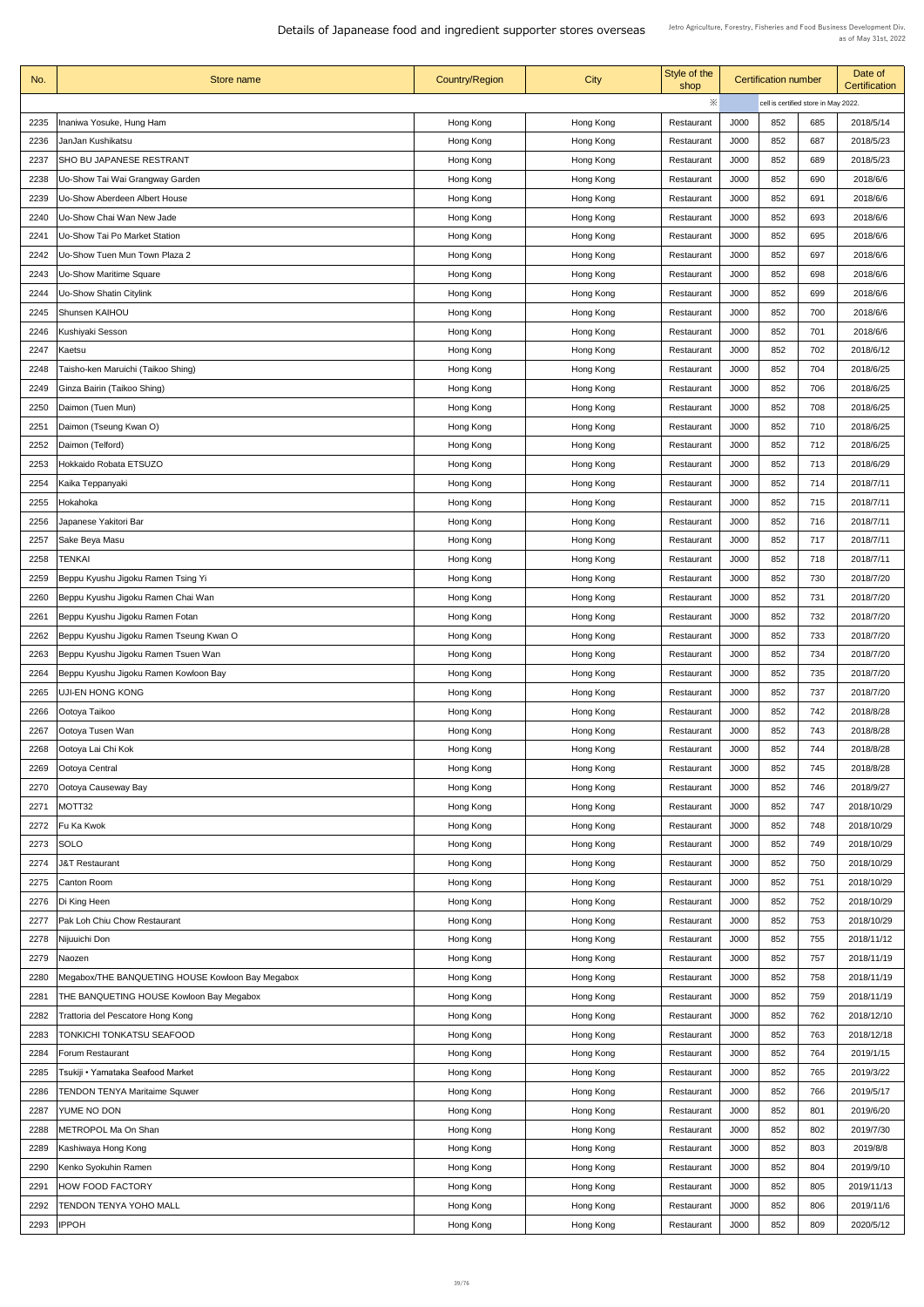# Details of Japanease food and ingredient supporter stores overseas

Jetro Agriculture, Forestry, Fisheries and Food Business Development Div.
as of May 31st, 2022

| No. | Store name | Country/Region | City | Style of the shop | Certification number | | | Date of Certification |
|---|---|---|---|---|---|---|---|---|
| | | | | ※ | cell is certified store in May 2022. | | | |
| 2235 | Inaniwa Yosuke, Hung Ham | Hong Kong | Hong Kong | Restaurant | J000 | 852 | 685 | 2018/5/14 |
| 2236 | JanJan Kushikatsu | Hong Kong | Hong Kong | Restaurant | J000 | 852 | 687 | 2018/5/23 |
| 2237 | SHO BU JAPANESE RESTRANT | Hong Kong | Hong Kong | Restaurant | J000 | 852 | 689 | 2018/5/23 |
| 2238 | Uo-Show Tai Wai Grangway Garden | Hong Kong | Hong Kong | Restaurant | J000 | 852 | 690 | 2018/6/6 |
| 2239 | Uo-Show Aberdeen Albert House | Hong Kong | Hong Kong | Restaurant | J000 | 852 | 691 | 2018/6/6 |
| 2240 | Uo-Show Chai Wan New Jade | Hong Kong | Hong Kong | Restaurant | J000 | 852 | 693 | 2018/6/6 |
| 2241 | Uo-Show Tai Po Market Station | Hong Kong | Hong Kong | Restaurant | J000 | 852 | 695 | 2018/6/6 |
| 2242 | Uo-Show Tuen Mun Town Plaza 2 | Hong Kong | Hong Kong | Restaurant | J000 | 852 | 697 | 2018/6/6 |
| 2243 | Uo-Show Maritime Square | Hong Kong | Hong Kong | Restaurant | J000 | 852 | 698 | 2018/6/6 |
| 2244 | Uo-Show Shatin Citylink | Hong Kong | Hong Kong | Restaurant | J000 | 852 | 699 | 2018/6/6 |
| 2245 | Shunsen KAIHOU | Hong Kong | Hong Kong | Restaurant | J000 | 852 | 700 | 2018/6/6 |
| 2246 | Kushiyaki Sesson | Hong Kong | Hong Kong | Restaurant | J000 | 852 | 701 | 2018/6/6 |
| 2247 | Kaetsu | Hong Kong | Hong Kong | Restaurant | J000 | 852 | 702 | 2018/6/12 |
| 2248 | Taisho-ken Maruichi (Taikoo Shing) | Hong Kong | Hong Kong | Restaurant | J000 | 852 | 704 | 2018/6/25 |
| 2249 | Ginza Bairin (Taikoo Shing) | Hong Kong | Hong Kong | Restaurant | J000 | 852 | 706 | 2018/6/25 |
| 2250 | Daimon (Tuen Mun) | Hong Kong | Hong Kong | Restaurant | J000 | 852 | 708 | 2018/6/25 |
| 2251 | Daimon (Tseung Kwan O) | Hong Kong | Hong Kong | Restaurant | J000 | 852 | 710 | 2018/6/25 |
| 2252 | Daimon (Telford) | Hong Kong | Hong Kong | Restaurant | J000 | 852 | 712 | 2018/6/25 |
| 2253 | Hokkaido Robata ETSUZO | Hong Kong | Hong Kong | Restaurant | J000 | 852 | 713 | 2018/6/29 |
| 2254 | Kaika Teppanyaki | Hong Kong | Hong Kong | Restaurant | J000 | 852 | 714 | 2018/7/11 |
| 2255 | Hokahoka | Hong Kong | Hong Kong | Restaurant | J000 | 852 | 715 | 2018/7/11 |
| 2256 | Japanese Yakitori Bar | Hong Kong | Hong Kong | Restaurant | J000 | 852 | 716 | 2018/7/11 |
| 2257 | Sake Beya Masu | Hong Kong | Hong Kong | Restaurant | J000 | 852 | 717 | 2018/7/11 |
| 2258 | TENKAI | Hong Kong | Hong Kong | Restaurant | J000 | 852 | 718 | 2018/7/11 |
| 2259 | Beppu Kyushu Jigoku Ramen Tsing Yi | Hong Kong | Hong Kong | Restaurant | J000 | 852 | 730 | 2018/7/20 |
| 2260 | Beppu Kyushu Jigoku Ramen Chai Wan | Hong Kong | Hong Kong | Restaurant | J000 | 852 | 731 | 2018/7/20 |
| 2261 | Beppu Kyushu Jigoku Ramen Fotan | Hong Kong | Hong Kong | Restaurant | J000 | 852 | 732 | 2018/7/20 |
| 2262 | Beppu Kyushu Jigoku Ramen Tseung Kwan O | Hong Kong | Hong Kong | Restaurant | J000 | 852 | 733 | 2018/7/20 |
| 2263 | Beppu Kyushu Jigoku Ramen Tsuen Wan | Hong Kong | Hong Kong | Restaurant | J000 | 852 | 734 | 2018/7/20 |
| 2264 | Beppu Kyushu Jigoku Ramen Kowloon Bay | Hong Kong | Hong Kong | Restaurant | J000 | 852 | 735 | 2018/7/20 |
| 2265 | UJI-EN HONG KONG | Hong Kong | Hong Kong | Restaurant | J000 | 852 | 737 | 2018/7/20 |
| 2266 | Ootoya Taikoo | Hong Kong | Hong Kong | Restaurant | J000 | 852 | 742 | 2018/8/28 |
| 2267 | Ootoya Tusen Wan | Hong Kong | Hong Kong | Restaurant | J000 | 852 | 743 | 2018/8/28 |
| 2268 | Ootoya Lai Chi Kok | Hong Kong | Hong Kong | Restaurant | J000 | 852 | 744 | 2018/8/28 |
| 2269 | Ootoya Central | Hong Kong | Hong Kong | Restaurant | J000 | 852 | 745 | 2018/8/28 |
| 2270 | Ootoya Causeway Bay | Hong Kong | Hong Kong | Restaurant | J000 | 852 | 746 | 2018/9/27 |
| 2271 | MOTT32 | Hong Kong | Hong Kong | Restaurant | J000 | 852 | 747 | 2018/10/29 |
| 2272 | Fu Ka Kwok | Hong Kong | Hong Kong | Restaurant | J000 | 852 | 748 | 2018/10/29 |
| 2273 | SOLO | Hong Kong | Hong Kong | Restaurant | J000 | 852 | 749 | 2018/10/29 |
| 2274 | J&T Restaurant | Hong Kong | Hong Kong | Restaurant | J000 | 852 | 750 | 2018/10/29 |
| 2275 | Canton Room | Hong Kong | Hong Kong | Restaurant | J000 | 852 | 751 | 2018/10/29 |
| 2276 | Di King Heen | Hong Kong | Hong Kong | Restaurant | J000 | 852 | 752 | 2018/10/29 |
| 2277 | Pak Loh Chiu Chow Restaurant | Hong Kong | Hong Kong | Restaurant | J000 | 852 | 753 | 2018/10/29 |
| 2278 | Nijuuichi Don | Hong Kong | Hong Kong | Restaurant | J000 | 852 | 755 | 2018/11/12 |
| 2279 | Naozen | Hong Kong | Hong Kong | Restaurant | J000 | 852 | 757 | 2018/11/19 |
| 2280 | Megabox/THE BANQUETING HOUSE Kowloon Bay Megabox | Hong Kong | Hong Kong | Restaurant | J000 | 852 | 758 | 2018/11/19 |
| 2281 | THE BANQUETING HOUSE Kowloon Bay Megabox | Hong Kong | Hong Kong | Restaurant | J000 | 852 | 759 | 2018/11/19 |
| 2282 | Trattoria del Pescatore Hong Kong | Hong Kong | Hong Kong | Restaurant | J000 | 852 | 762 | 2018/12/10 |
| 2283 | TONKICHI TONKATSU SEAFOOD | Hong Kong | Hong Kong | Restaurant | J000 | 852 | 763 | 2018/12/18 |
| 2284 | Forum Restaurant | Hong Kong | Hong Kong | Restaurant | J000 | 852 | 764 | 2019/1/15 |
| 2285 | Tsukiji • Yamataka Seafood Market | Hong Kong | Hong Kong | Restaurant | J000 | 852 | 765 | 2019/3/22 |
| 2286 | TENDON TENYA Maritaime Squwer | Hong Kong | Hong Kong | Restaurant | J000 | 852 | 766 | 2019/5/17 |
| 2287 | YUME NO DON | Hong Kong | Hong Kong | Restaurant | J000 | 852 | 801 | 2019/6/20 |
| 2288 | METROPOL Ma On Shan | Hong Kong | Hong Kong | Restaurant | J000 | 852 | 802 | 2019/7/30 |
| 2289 | Kashiwaya Hong Kong | Hong Kong | Hong Kong | Restaurant | J000 | 852 | 803 | 2019/8/8 |
| 2290 | Kenko Syokuhin Ramen | Hong Kong | Hong Kong | Restaurant | J000 | 852 | 804 | 2019/9/10 |
| 2291 | HOW FOOD FACTORY | Hong Kong | Hong Kong | Restaurant | J000 | 852 | 805 | 2019/11/13 |
| 2292 | TENDON TENYA YOHO MALL | Hong Kong | Hong Kong | Restaurant | J000 | 852 | 806 | 2019/11/6 |
| 2293 | IPPOH | Hong Kong | Hong Kong | Restaurant | J000 | 852 | 809 | 2020/5/12 |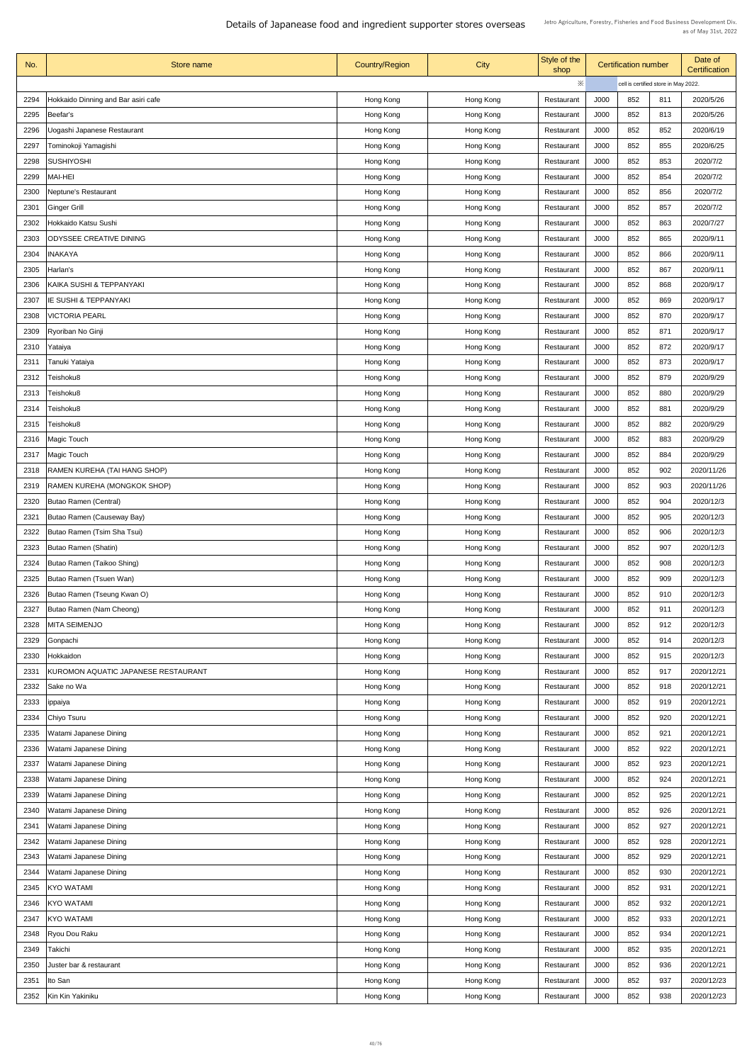# Details of Japanease food and ingredient supporter stores overseas

Jetro Agriculture, Forestry, Fisheries and Food Business Development Div.
as of May 31st, 2022

| No. | Store name | Country/Region | City | Style of the shop | Certification number | | | Date of Certification |
|---|---|---|---|---|---|---|---|---|
| | | | | ※ | | cell is certified store in May 2022. | | |
| 2294 | Hokkaido Dinning and Bar asiri cafe | Hong Kong | Hong Kong | Restaurant | J000 | 852 | 811 | 2020/5/26 |
| 2295 | Beefar's | Hong Kong | Hong Kong | Restaurant | J000 | 852 | 813 | 2020/5/26 |
| 2296 | Uogashi Japanese Restaurant | Hong Kong | Hong Kong | Restaurant | J000 | 852 | 852 | 2020/6/19 |
| 2297 | Tominokoji Yamagishi | Hong Kong | Hong Kong | Restaurant | J000 | 852 | 855 | 2020/6/25 |
| 2298 | SUSHIYOSHI | Hong Kong | Hong Kong | Restaurant | J000 | 852 | 853 | 2020/7/2 |
| 2299 | MAI-HEI | Hong Kong | Hong Kong | Restaurant | J000 | 852 | 854 | 2020/7/2 |
| 2300 | Neptune's Restaurant | Hong Kong | Hong Kong | Restaurant | J000 | 852 | 856 | 2020/7/2 |
| 2301 | Ginger Grill | Hong Kong | Hong Kong | Restaurant | J000 | 852 | 857 | 2020/7/2 |
| 2302 | Hokkaido Katsu Sushi | Hong Kong | Hong Kong | Restaurant | J000 | 852 | 863 | 2020/7/27 |
| 2303 | ODYSSEE CREATIVE DINING | Hong Kong | Hong Kong | Restaurant | J000 | 852 | 865 | 2020/9/11 |
| 2304 | INAKAYA | Hong Kong | Hong Kong | Restaurant | J000 | 852 | 866 | 2020/9/11 |
| 2305 | Harlan's | Hong Kong | Hong Kong | Restaurant | J000 | 852 | 867 | 2020/9/11 |
| 2306 | KAIKA SUSHI & TEPPANYAKI | Hong Kong | Hong Kong | Restaurant | J000 | 852 | 868 | 2020/9/17 |
| 2307 | IE SUSHI & TEPPANYAKI | Hong Kong | Hong Kong | Restaurant | J000 | 852 | 869 | 2020/9/17 |
| 2308 | VICTORIA PEARL | Hong Kong | Hong Kong | Restaurant | J000 | 852 | 870 | 2020/9/17 |
| 2309 | Ryoriban No Ginji | Hong Kong | Hong Kong | Restaurant | J000 | 852 | 871 | 2020/9/17 |
| 2310 | Yataiya | Hong Kong | Hong Kong | Restaurant | J000 | 852 | 872 | 2020/9/17 |
| 2311 | Tanuki Yataiya | Hong Kong | Hong Kong | Restaurant | J000 | 852 | 873 | 2020/9/17 |
| 2312 | Teishoku8 | Hong Kong | Hong Kong | Restaurant | J000 | 852 | 879 | 2020/9/29 |
| 2313 | Teishoku8 | Hong Kong | Hong Kong | Restaurant | J000 | 852 | 880 | 2020/9/29 |
| 2314 | Teishoku8 | Hong Kong | Hong Kong | Restaurant | J000 | 852 | 881 | 2020/9/29 |
| 2315 | Teishoku8 | Hong Kong | Hong Kong | Restaurant | J000 | 852 | 882 | 2020/9/29 |
| 2316 | Magic Touch | Hong Kong | Hong Kong | Restaurant | J000 | 852 | 883 | 2020/9/29 |
| 2317 | Magic Touch | Hong Kong | Hong Kong | Restaurant | J000 | 852 | 884 | 2020/9/29 |
| 2318 | RAMEN KUREHA (TAI HANG SHOP) | Hong Kong | Hong Kong | Restaurant | J000 | 852 | 902 | 2020/11/26 |
| 2319 | RAMEN KUREHA (MONGKOK SHOP) | Hong Kong | Hong Kong | Restaurant | J000 | 852 | 903 | 2020/11/26 |
| 2320 | Butao Ramen (Central) | Hong Kong | Hong Kong | Restaurant | J000 | 852 | 904 | 2020/12/3 |
| 2321 | Butao Ramen (Causeway Bay) | Hong Kong | Hong Kong | Restaurant | J000 | 852 | 905 | 2020/12/3 |
| 2322 | Butao Ramen (Tsim Sha Tsui) | Hong Kong | Hong Kong | Restaurant | J000 | 852 | 906 | 2020/12/3 |
| 2323 | Butao Ramen (Shatin) | Hong Kong | Hong Kong | Restaurant | J000 | 852 | 907 | 2020/12/3 |
| 2324 | Butao Ramen (Taikoo Shing) | Hong Kong | Hong Kong | Restaurant | J000 | 852 | 908 | 2020/12/3 |
| 2325 | Butao Ramen (Tsuen Wan) | Hong Kong | Hong Kong | Restaurant | J000 | 852 | 909 | 2020/12/3 |
| 2326 | Butao Ramen (Tseung Kwan O) | Hong Kong | Hong Kong | Restaurant | J000 | 852 | 910 | 2020/12/3 |
| 2327 | Butao Ramen (Nam Cheong) | Hong Kong | Hong Kong | Restaurant | J000 | 852 | 911 | 2020/12/3 |
| 2328 | MITA SEIMENJO | Hong Kong | Hong Kong | Restaurant | J000 | 852 | 912 | 2020/12/3 |
| 2329 | Gonpachi | Hong Kong | Hong Kong | Restaurant | J000 | 852 | 914 | 2020/12/3 |
| 2330 | Hokkaidon | Hong Kong | Hong Kong | Restaurant | J000 | 852 | 915 | 2020/12/3 |
| 2331 | KUROMON AQUATIC JAPANESE RESTAURANT | Hong Kong | Hong Kong | Restaurant | J000 | 852 | 917 | 2020/12/21 |
| 2332 | Sake no Wa | Hong Kong | Hong Kong | Restaurant | J000 | 852 | 918 | 2020/12/21 |
| 2333 | ippaiya | Hong Kong | Hong Kong | Restaurant | J000 | 852 | 919 | 2020/12/21 |
| 2334 | Chiyo Tsuru | Hong Kong | Hong Kong | Restaurant | J000 | 852 | 920 | 2020/12/21 |
| 2335 | Watami Japanese Dining | Hong Kong | Hong Kong | Restaurant | J000 | 852 | 921 | 2020/12/21 |
| 2336 | Watami Japanese Dining | Hong Kong | Hong Kong | Restaurant | J000 | 852 | 922 | 2020/12/21 |
| 2337 | Watami Japanese Dining | Hong Kong | Hong Kong | Restaurant | J000 | 852 | 923 | 2020/12/21 |
| 2338 | Watami Japanese Dining | Hong Kong | Hong Kong | Restaurant | J000 | 852 | 924 | 2020/12/21 |
| 2339 | Watami Japanese Dining | Hong Kong | Hong Kong | Restaurant | J000 | 852 | 925 | 2020/12/21 |
| 2340 | Watami Japanese Dining | Hong Kong | Hong Kong | Restaurant | J000 | 852 | 926 | 2020/12/21 |
| 2341 | Watami Japanese Dining | Hong Kong | Hong Kong | Restaurant | J000 | 852 | 927 | 2020/12/21 |
| 2342 | Watami Japanese Dining | Hong Kong | Hong Kong | Restaurant | J000 | 852 | 928 | 2020/12/21 |
| 2343 | Watami Japanese Dining | Hong Kong | Hong Kong | Restaurant | J000 | 852 | 929 | 2020/12/21 |
| 2344 | Watami Japanese Dining | Hong Kong | Hong Kong | Restaurant | J000 | 852 | 930 | 2020/12/21 |
| 2345 | KYO WATAMI | Hong Kong | Hong Kong | Restaurant | J000 | 852 | 931 | 2020/12/21 |
| 2346 | KYO WATAMI | Hong Kong | Hong Kong | Restaurant | J000 | 852 | 932 | 2020/12/21 |
| 2347 | KYO WATAMI | Hong Kong | Hong Kong | Restaurant | J000 | 852 | 933 | 2020/12/21 |
| 2348 | Ryou Dou Raku | Hong Kong | Hong Kong | Restaurant | J000 | 852 | 934 | 2020/12/21 |
| 2349 | Takichi | Hong Kong | Hong Kong | Restaurant | J000 | 852 | 935 | 2020/12/21 |
| 2350 | Juster bar & restaurant | Hong Kong | Hong Kong | Restaurant | J000 | 852 | 936 | 2020/12/21 |
| 2351 | Ito San | Hong Kong | Hong Kong | Restaurant | J000 | 852 | 937 | 2020/12/23 |
| 2352 | Kin Kin Yakiniku | Hong Kong | Hong Kong | Restaurant | J000 | 852 | 938 | 2020/12/23 |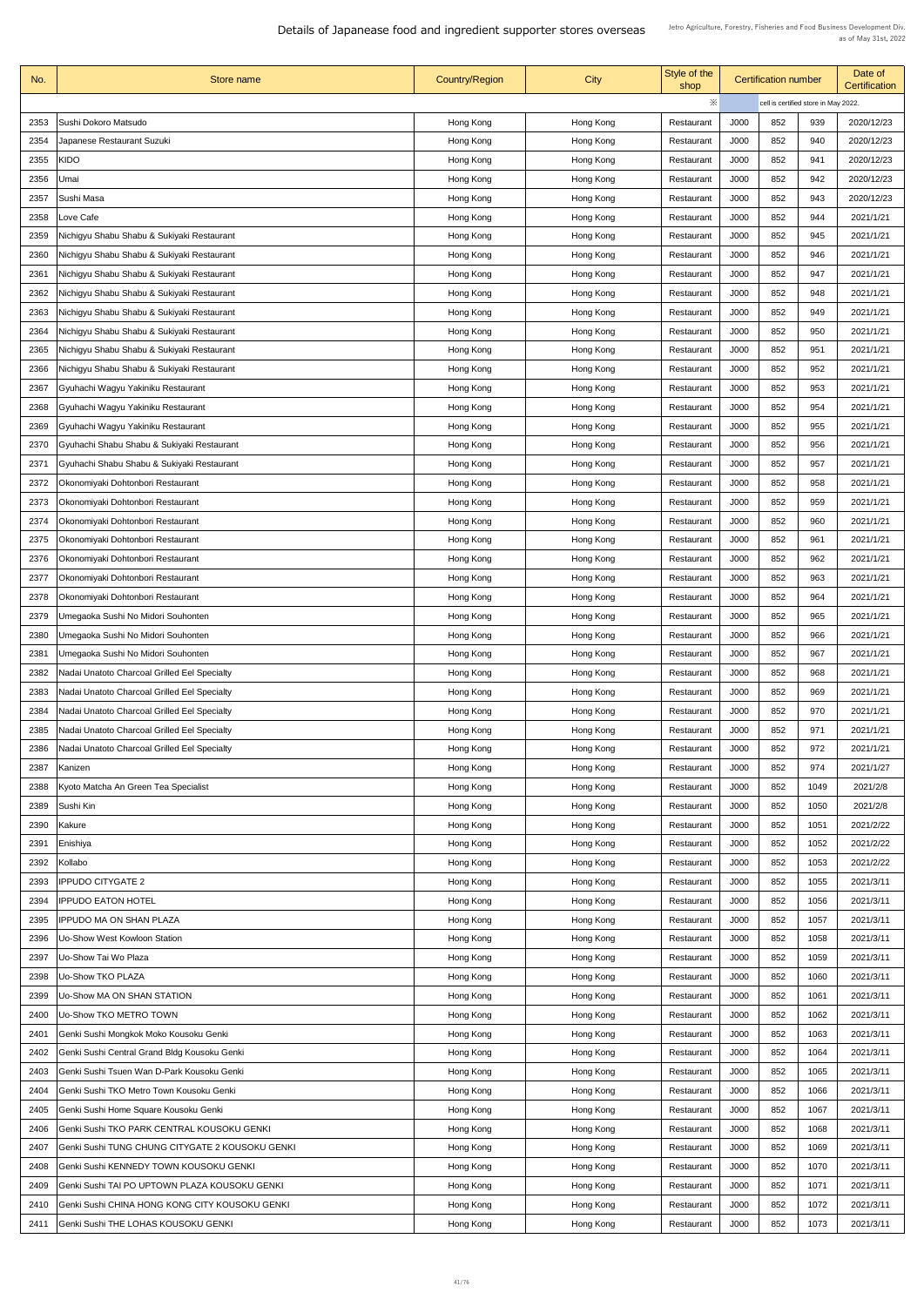# Details of Japanease food and ingredient supporter stores overseas

Jetro Agriculture, Forestry, Fisheries and Food Business Development Div.
as of May 31st, 2022

| No. | Store name | Country/Region | City | Style of the shop | Certification number | | | Date of Certification |
|---|---|---|---|---|---|---|---|---|
| | | | | ※ | cell is certified store in May 2022. | | | |
| 2353 | Sushi Dokoro Matsudo | Hong Kong | Hong Kong | Restaurant | J000 | 852 | 939 | 2020/12/23 |
| 2354 | Japanese Restaurant Suzuki | Hong Kong | Hong Kong | Restaurant | J000 | 852 | 940 | 2020/12/23 |
| 2355 | KIDO | Hong Kong | Hong Kong | Restaurant | J000 | 852 | 941 | 2020/12/23 |
| 2356 | Umai | Hong Kong | Hong Kong | Restaurant | J000 | 852 | 942 | 2020/12/23 |
| 2357 | Sushi Masa | Hong Kong | Hong Kong | Restaurant | J000 | 852 | 943 | 2020/12/23 |
| 2358 | Love Cafe | Hong Kong | Hong Kong | Restaurant | J000 | 852 | 944 | 2021/1/21 |
| 2359 | Nichigyu Shabu Shabu & Sukiyaki Restaurant | Hong Kong | Hong Kong | Restaurant | J000 | 852 | 945 | 2021/1/21 |
| 2360 | Nichigyu Shabu Shabu & Sukiyaki Restaurant | Hong Kong | Hong Kong | Restaurant | J000 | 852 | 946 | 2021/1/21 |
| 2361 | Nichigyu Shabu Shabu & Sukiyaki Restaurant | Hong Kong | Hong Kong | Restaurant | J000 | 852 | 947 | 2021/1/21 |
| 2362 | Nichigyu Shabu Shabu & Sukiyaki Restaurant | Hong Kong | Hong Kong | Restaurant | J000 | 852 | 948 | 2021/1/21 |
| 2363 | Nichigyu Shabu Shabu & Sukiyaki Restaurant | Hong Kong | Hong Kong | Restaurant | J000 | 852 | 949 | 2021/1/21 |
| 2364 | Nichigyu Shabu Shabu & Sukiyaki Restaurant | Hong Kong | Hong Kong | Restaurant | J000 | 852 | 950 | 2021/1/21 |
| 2365 | Nichigyu Shabu Shabu & Sukiyaki Restaurant | Hong Kong | Hong Kong | Restaurant | J000 | 852 | 951 | 2021/1/21 |
| 2366 | Nichigyu Shabu Shabu & Sukiyaki Restaurant | Hong Kong | Hong Kong | Restaurant | J000 | 852 | 952 | 2021/1/21 |
| 2367 | Gyuhachi Wagyu Yakiniku Restaurant | Hong Kong | Hong Kong | Restaurant | J000 | 852 | 953 | 2021/1/21 |
| 2368 | Gyuhachi Wagyu Yakiniku Restaurant | Hong Kong | Hong Kong | Restaurant | J000 | 852 | 954 | 2021/1/21 |
| 2369 | Gyuhachi Wagyu Yakiniku Restaurant | Hong Kong | Hong Kong | Restaurant | J000 | 852 | 955 | 2021/1/21 |
| 2370 | Gyuhachi Shabu Shabu & Sukiyaki Restaurant | Hong Kong | Hong Kong | Restaurant | J000 | 852 | 956 | 2021/1/21 |
| 2371 | Gyuhachi Shabu Shabu & Sukiyaki Restaurant | Hong Kong | Hong Kong | Restaurant | J000 | 852 | 957 | 2021/1/21 |
| 2372 | Okonomiyaki Dohtonbori Restaurant | Hong Kong | Hong Kong | Restaurant | J000 | 852 | 958 | 2021/1/21 |
| 2373 | Okonomiyaki Dohtonbori Restaurant | Hong Kong | Hong Kong | Restaurant | J000 | 852 | 959 | 2021/1/21 |
| 2374 | Okonomiyaki Dohtonbori Restaurant | Hong Kong | Hong Kong | Restaurant | J000 | 852 | 960 | 2021/1/21 |
| 2375 | Okonomiyaki Dohtonbori Restaurant | Hong Kong | Hong Kong | Restaurant | J000 | 852 | 961 | 2021/1/21 |
| 2376 | Okonomiyaki Dohtonbori Restaurant | Hong Kong | Hong Kong | Restaurant | J000 | 852 | 962 | 2021/1/21 |
| 2377 | Okonomiyaki Dohtonbori Restaurant | Hong Kong | Hong Kong | Restaurant | J000 | 852 | 963 | 2021/1/21 |
| 2378 | Okonomiyaki Dohtonbori Restaurant | Hong Kong | Hong Kong | Restaurant | J000 | 852 | 964 | 2021/1/21 |
| 2379 | Umegaoka Sushi No Midori Souhonten | Hong Kong | Hong Kong | Restaurant | J000 | 852 | 965 | 2021/1/21 |
| 2380 | Umegaoka Sushi No Midori Souhonten | Hong Kong | Hong Kong | Restaurant | J000 | 852 | 966 | 2021/1/21 |
| 2381 | Umegaoka Sushi No Midori Souhonten | Hong Kong | Hong Kong | Restaurant | J000 | 852 | 967 | 2021/1/21 |
| 2382 | Nadai Unatoto Charcoal Grilled Eel Specialty | Hong Kong | Hong Kong | Restaurant | J000 | 852 | 968 | 2021/1/21 |
| 2383 | Nadai Unatoto Charcoal Grilled Eel Specialty | Hong Kong | Hong Kong | Restaurant | J000 | 852 | 969 | 2021/1/21 |
| 2384 | Nadai Unatoto Charcoal Grilled Eel Specialty | Hong Kong | Hong Kong | Restaurant | J000 | 852 | 970 | 2021/1/21 |
| 2385 | Nadai Unatoto Charcoal Grilled Eel Specialty | Hong Kong | Hong Kong | Restaurant | J000 | 852 | 971 | 2021/1/21 |
| 2386 | Nadai Unatoto Charcoal Grilled Eel Specialty | Hong Kong | Hong Kong | Restaurant | J000 | 852 | 972 | 2021/1/21 |
| 2387 | Kanizen | Hong Kong | Hong Kong | Restaurant | J000 | 852 | 974 | 2021/1/27 |
| 2388 | Kyoto Matcha An Green Tea Specialist | Hong Kong | Hong Kong | Restaurant | J000 | 852 | 1049 | 2021/2/8 |
| 2389 | Sushi Kin | Hong Kong | Hong Kong | Restaurant | J000 | 852 | 1050 | 2021/2/8 |
| 2390 | Kakure | Hong Kong | Hong Kong | Restaurant | J000 | 852 | 1051 | 2021/2/22 |
| 2391 | Enishiya | Hong Kong | Hong Kong | Restaurant | J000 | 852 | 1052 | 2021/2/22 |
| 2392 | Kollabo | Hong Kong | Hong Kong | Restaurant | J000 | 852 | 1053 | 2021/2/22 |
| 2393 | IPPUDO CITYGATE 2 | Hong Kong | Hong Kong | Restaurant | J000 | 852 | 1055 | 2021/3/11 |
| 2394 | IPPUDO EATON HOTEL | Hong Kong | Hong Kong | Restaurant | J000 | 852 | 1056 | 2021/3/11 |
| 2395 | IPPUDO MA ON SHAN PLAZA | Hong Kong | Hong Kong | Restaurant | J000 | 852 | 1057 | 2021/3/11 |
| 2396 | Uo-Show West Kowloon Station | Hong Kong | Hong Kong | Restaurant | J000 | 852 | 1058 | 2021/3/11 |
| 2397 | Uo-Show Tai Wo Plaza | Hong Kong | Hong Kong | Restaurant | J000 | 852 | 1059 | 2021/3/11 |
| 2398 | Uo-Show TKO PLAZA | Hong Kong | Hong Kong | Restaurant | J000 | 852 | 1060 | 2021/3/11 |
| 2399 | Uo-Show MA ON SHAN STATION | Hong Kong | Hong Kong | Restaurant | J000 | 852 | 1061 | 2021/3/11 |
| 2400 | Uo-Show TKO METRO TOWN | Hong Kong | Hong Kong | Restaurant | J000 | 852 | 1062 | 2021/3/11 |
| 2401 | Genki Sushi Mongkok Moko Kousoku Genki | Hong Kong | Hong Kong | Restaurant | J000 | 852 | 1063 | 2021/3/11 |
| 2402 | Genki Sushi Central Grand Bldg Kousoku Genki | Hong Kong | Hong Kong | Restaurant | J000 | 852 | 1064 | 2021/3/11 |
| 2403 | Genki Sushi Tsuen Wan D-Park Kousoku Genki | Hong Kong | Hong Kong | Restaurant | J000 | 852 | 1065 | 2021/3/11 |
| 2404 | Genki Sushi TKO Metro Town Kousoku Genki | Hong Kong | Hong Kong | Restaurant | J000 | 852 | 1066 | 2021/3/11 |
| 2405 | Genki Sushi Home Square Kousoku Genki | Hong Kong | Hong Kong | Restaurant | J000 | 852 | 1067 | 2021/3/11 |
| 2406 | Genki Sushi TKO PARK CENTRAL KOUSOKU GENKI | Hong Kong | Hong Kong | Restaurant | J000 | 852 | 1068 | 2021/3/11 |
| 2407 | Genki Sushi TUNG CHUNG CITYGATE 2 KOUSOKU GENKI | Hong Kong | Hong Kong | Restaurant | J000 | 852 | 1069 | 2021/3/11 |
| 2408 | Genki Sushi KENNEDY TOWN KOUSOKU GENKI | Hong Kong | Hong Kong | Restaurant | J000 | 852 | 1070 | 2021/3/11 |
| 2409 | Genki Sushi TAI PO UPTOWN PLAZA KOUSOKU GENKI | Hong Kong | Hong Kong | Restaurant | J000 | 852 | 1071 | 2021/3/11 |
| 2410 | Genki Sushi CHINA HONG KONG CITY KOUSOKU GENKI | Hong Kong | Hong Kong | Restaurant | J000 | 852 | 1072 | 2021/3/11 |
| 2411 | Genki Sushi THE LOHAS KOUSOKU GENKI | Hong Kong | Hong Kong | Restaurant | J000 | 852 | 1073 | 2021/3/11 |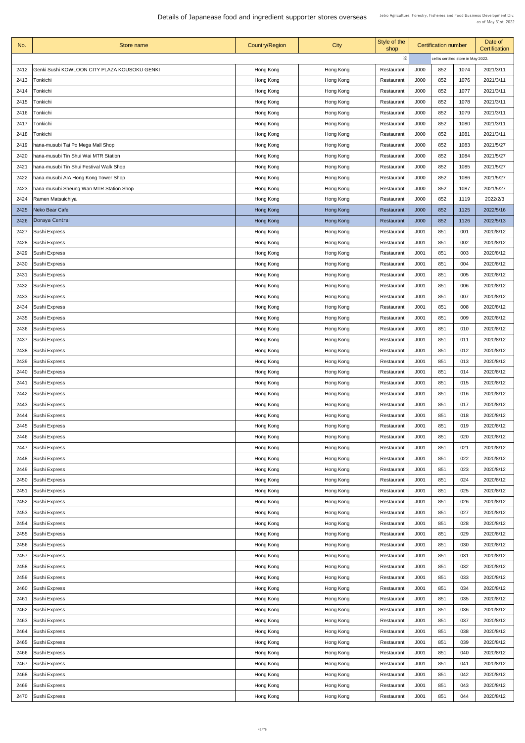# Details of Japanease food and ingredient supporter stores overseas

Jetro Agriculture, Forestry, Fisheries and Food Business Development Div.
as of May 31st, 2022

| No. | Store name | Country/Region | City | Style of the shop | Certification number | | | Date of Certification |
|---|---|---|---|---|---|---|---|---|
| | | | | ※ | | cell is certified store in May 2022. | | |
| 2412 | Genki Sushi KOWLOON CITY PLAZA KOUSOKU GENKI | Hong Kong | Hong Kong | Restaurant | J000 | 852 | 1074 | 2021/3/11 |
| 2413 | Tonkichi | Hong Kong | Hong Kong | Restaurant | J000 | 852 | 1076 | 2021/3/11 |
| 2414 | Tonkichi | Hong Kong | Hong Kong | Restaurant | J000 | 852 | 1077 | 2021/3/11 |
| 2415 | Tonkichi | Hong Kong | Hong Kong | Restaurant | J000 | 852 | 1078 | 2021/3/11 |
| 2416 | Tonkichi | Hong Kong | Hong Kong | Restaurant | J000 | 852 | 1079 | 2021/3/11 |
| 2417 | Tonkichi | Hong Kong | Hong Kong | Restaurant | J000 | 852 | 1080 | 2021/3/11 |
| 2418 | Tonkichi | Hong Kong | Hong Kong | Restaurant | J000 | 852 | 1081 | 2021/3/11 |
| 2419 | hana-musubi Tai Po Mega Mall Shop | Hong Kong | Hong Kong | Restaurant | J000 | 852 | 1083 | 2021/5/27 |
| 2420 | hana-musubi Tin Shui Wai MTR Station | Hong Kong | Hong Kong | Restaurant | J000 | 852 | 1084 | 2021/5/27 |
| 2421 | hana-musubi Tin Shui Festival Walk Shop | Hong Kong | Hong Kong | Restaurant | J000 | 852 | 1085 | 2021/5/27 |
| 2422 | hana-musubi AIA Hong Kong Tower Shop | Hong Kong | Hong Kong | Restaurant | J000 | 852 | 1086 | 2021/5/27 |
| 2423 | hana-musubi Sheung Wan MTR Station Shop | Hong Kong | Hong Kong | Restaurant | J000 | 852 | 1087 | 2021/5/27 |
| 2424 | Ramen Matsuichiya | Hong Kong | Hong Kong | Restaurant | J000 | 852 | 1119 | 2022/2/3 |
| 2425 | Neko Bear Cafe | Hong Kong | Hong Kong | Restaurant | J000 | 852 | 1125 | 2022/5/16 |
| 2426 | Doraya Central | Hong Kong | Hong Kong | Restaurant | J000 | 852 | 1126 | 2022/5/13 |
| 2427 | Sushi Express | Hong Kong | Hong Kong | Restaurant | J001 | 851 | 001 | 2020/8/12 |
| 2428 | Sushi Express | Hong Kong | Hong Kong | Restaurant | J001 | 851 | 002 | 2020/8/12 |
| 2429 | Sushi Express | Hong Kong | Hong Kong | Restaurant | J001 | 851 | 003 | 2020/8/12 |
| 2430 | Sushi Express | Hong Kong | Hong Kong | Restaurant | J001 | 851 | 004 | 2020/8/12 |
| 2431 | Sushi Express | Hong Kong | Hong Kong | Restaurant | J001 | 851 | 005 | 2020/8/12 |
| 2432 | Sushi Express | Hong Kong | Hong Kong | Restaurant | J001 | 851 | 006 | 2020/8/12 |
| 2433 | Sushi Express | Hong Kong | Hong Kong | Restaurant | J001 | 851 | 007 | 2020/8/12 |
| 2434 | Sushi Express | Hong Kong | Hong Kong | Restaurant | J001 | 851 | 008 | 2020/8/12 |
| 2435 | Sushi Express | Hong Kong | Hong Kong | Restaurant | J001 | 851 | 009 | 2020/8/12 |
| 2436 | Sushi Express | Hong Kong | Hong Kong | Restaurant | J001 | 851 | 010 | 2020/8/12 |
| 2437 | Sushi Express | Hong Kong | Hong Kong | Restaurant | J001 | 851 | 011 | 2020/8/12 |
| 2438 | Sushi Express | Hong Kong | Hong Kong | Restaurant | J001 | 851 | 012 | 2020/8/12 |
| 2439 | Sushi Express | Hong Kong | Hong Kong | Restaurant | J001 | 851 | 013 | 2020/8/12 |
| 2440 | Sushi Express | Hong Kong | Hong Kong | Restaurant | J001 | 851 | 014 | 2020/8/12 |
| 2441 | Sushi Express | Hong Kong | Hong Kong | Restaurant | J001 | 851 | 015 | 2020/8/12 |
| 2442 | Sushi Express | Hong Kong | Hong Kong | Restaurant | J001 | 851 | 016 | 2020/8/12 |
| 2443 | Sushi Express | Hong Kong | Hong Kong | Restaurant | J001 | 851 | 017 | 2020/8/12 |
| 2444 | Sushi Express | Hong Kong | Hong Kong | Restaurant | J001 | 851 | 018 | 2020/8/12 |
| 2445 | Sushi Express | Hong Kong | Hong Kong | Restaurant | J001 | 851 | 019 | 2020/8/12 |
| 2446 | Sushi Express | Hong Kong | Hong Kong | Restaurant | J001 | 851 | 020 | 2020/8/12 |
| 2447 | Sushi Express | Hong Kong | Hong Kong | Restaurant | J001 | 851 | 021 | 2020/8/12 |
| 2448 | Sushi Express | Hong Kong | Hong Kong | Restaurant | J001 | 851 | 022 | 2020/8/12 |
| 2449 | Sushi Express | Hong Kong | Hong Kong | Restaurant | J001 | 851 | 023 | 2020/8/12 |
| 2450 | Sushi Express | Hong Kong | Hong Kong | Restaurant | J001 | 851 | 024 | 2020/8/12 |
| 2451 | Sushi Express | Hong Kong | Hong Kong | Restaurant | J001 | 851 | 025 | 2020/8/12 |
| 2452 | Sushi Express | Hong Kong | Hong Kong | Restaurant | J001 | 851 | 026 | 2020/8/12 |
| 2453 | Sushi Express | Hong Kong | Hong Kong | Restaurant | J001 | 851 | 027 | 2020/8/12 |
| 2454 | Sushi Express | Hong Kong | Hong Kong | Restaurant | J001 | 851 | 028 | 2020/8/12 |
| 2455 | Sushi Express | Hong Kong | Hong Kong | Restaurant | J001 | 851 | 029 | 2020/8/12 |
| 2456 | Sushi Express | Hong Kong | Hong Kong | Restaurant | J001 | 851 | 030 | 2020/8/12 |
| 2457 | Sushi Express | Hong Kong | Hong Kong | Restaurant | J001 | 851 | 031 | 2020/8/12 |
| 2458 | Sushi Express | Hong Kong | Hong Kong | Restaurant | J001 | 851 | 032 | 2020/8/12 |
| 2459 | Sushi Express | Hong Kong | Hong Kong | Restaurant | J001 | 851 | 033 | 2020/8/12 |
| 2460 | Sushi Express | Hong Kong | Hong Kong | Restaurant | J001 | 851 | 034 | 2020/8/12 |
| 2461 | Sushi Express | Hong Kong | Hong Kong | Restaurant | J001 | 851 | 035 | 2020/8/12 |
| 2462 | Sushi Express | Hong Kong | Hong Kong | Restaurant | J001 | 851 | 036 | 2020/8/12 |
| 2463 | Sushi Express | Hong Kong | Hong Kong | Restaurant | J001 | 851 | 037 | 2020/8/12 |
| 2464 | Sushi Express | Hong Kong | Hong Kong | Restaurant | J001 | 851 | 038 | 2020/8/12 |
| 2465 | Sushi Express | Hong Kong | Hong Kong | Restaurant | J001 | 851 | 039 | 2020/8/12 |
| 2466 | Sushi Express | Hong Kong | Hong Kong | Restaurant | J001 | 851 | 040 | 2020/8/12 |
| 2467 | Sushi Express | Hong Kong | Hong Kong | Restaurant | J001 | 851 | 041 | 2020/8/12 |
| 2468 | Sushi Express | Hong Kong | Hong Kong | Restaurant | J001 | 851 | 042 | 2020/8/12 |
| 2469 | Sushi Express | Hong Kong | Hong Kong | Restaurant | J001 | 851 | 043 | 2020/8/12 |
| 2470 | Sushi Express | Hong Kong | Hong Kong | Restaurant | J001 | 851 | 044 | 2020/8/12 |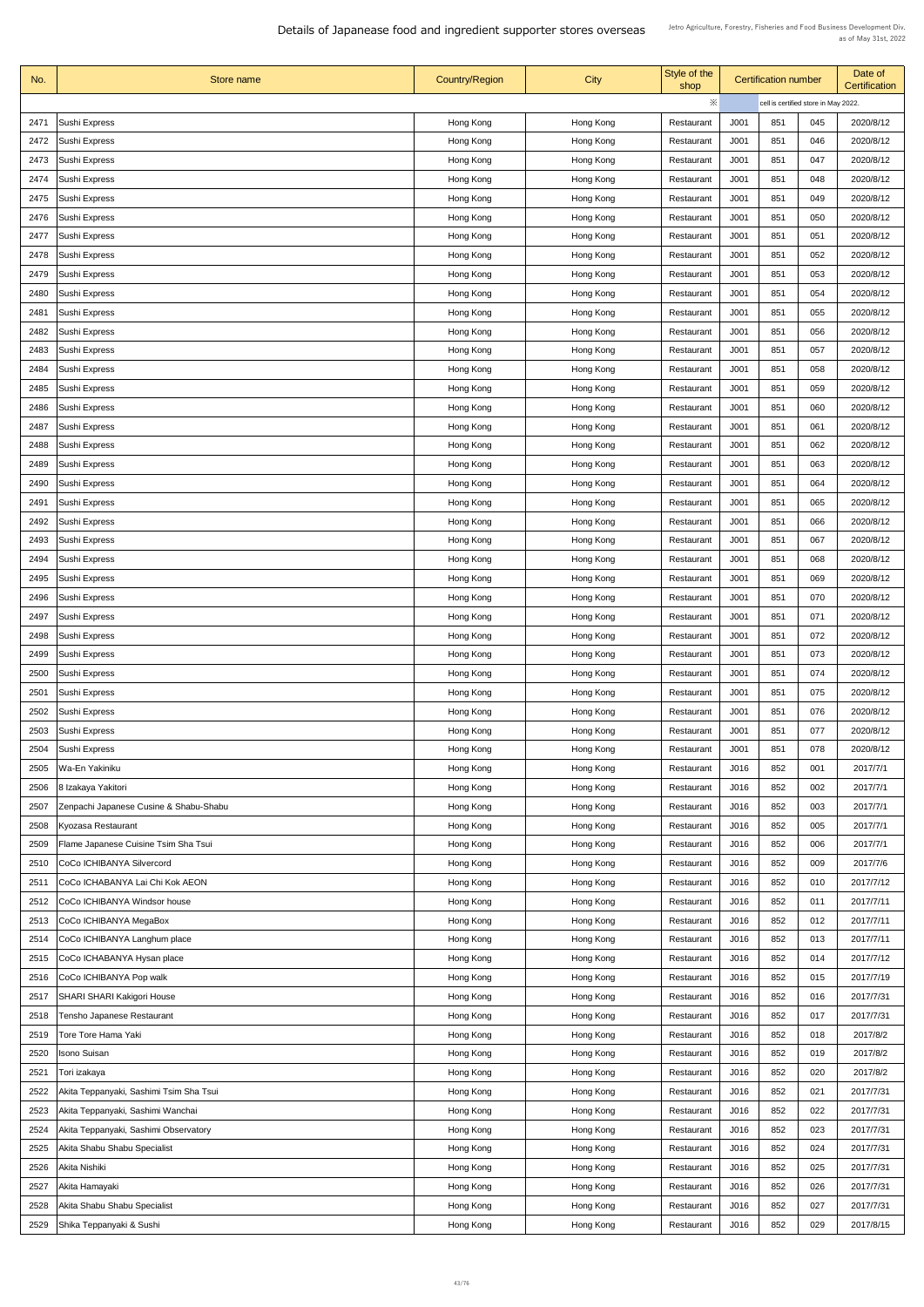# Details of Japanease food and ingredient supporter stores overseas

Jetro Agriculture, Forestry, Fisheries and Food Business Development Div.
as of May 31st, 2022

| No. | Store name | Country/Region | City | Style of the shop | Certification number | | | Date of Certification |
|---|---|---|---|---|---|---|---|---|
| | | | | ※ | | cell is certified store in May 2022. | | |
| 2471 | Sushi Express | Hong Kong | Hong Kong | Restaurant | J001 | 851 | 045 | 2020/8/12 |
| 2472 | Sushi Express | Hong Kong | Hong Kong | Restaurant | J001 | 851 | 046 | 2020/8/12 |
| 2473 | Sushi Express | Hong Kong | Hong Kong | Restaurant | J001 | 851 | 047 | 2020/8/12 |
| 2474 | Sushi Express | Hong Kong | Hong Kong | Restaurant | J001 | 851 | 048 | 2020/8/12 |
| 2475 | Sushi Express | Hong Kong | Hong Kong | Restaurant | J001 | 851 | 049 | 2020/8/12 |
| 2476 | Sushi Express | Hong Kong | Hong Kong | Restaurant | J001 | 851 | 050 | 2020/8/12 |
| 2477 | Sushi Express | Hong Kong | Hong Kong | Restaurant | J001 | 851 | 051 | 2020/8/12 |
| 2478 | Sushi Express | Hong Kong | Hong Kong | Restaurant | J001 | 851 | 052 | 2020/8/12 |
| 2479 | Sushi Express | Hong Kong | Hong Kong | Restaurant | J001 | 851 | 053 | 2020/8/12 |
| 2480 | Sushi Express | Hong Kong | Hong Kong | Restaurant | J001 | 851 | 054 | 2020/8/12 |
| 2481 | Sushi Express | Hong Kong | Hong Kong | Restaurant | J001 | 851 | 055 | 2020/8/12 |
| 2482 | Sushi Express | Hong Kong | Hong Kong | Restaurant | J001 | 851 | 056 | 2020/8/12 |
| 2483 | Sushi Express | Hong Kong | Hong Kong | Restaurant | J001 | 851 | 057 | 2020/8/12 |
| 2484 | Sushi Express | Hong Kong | Hong Kong | Restaurant | J001 | 851 | 058 | 2020/8/12 |
| 2485 | Sushi Express | Hong Kong | Hong Kong | Restaurant | J001 | 851 | 059 | 2020/8/12 |
| 2486 | Sushi Express | Hong Kong | Hong Kong | Restaurant | J001 | 851 | 060 | 2020/8/12 |
| 2487 | Sushi Express | Hong Kong | Hong Kong | Restaurant | J001 | 851 | 061 | 2020/8/12 |
| 2488 | Sushi Express | Hong Kong | Hong Kong | Restaurant | J001 | 851 | 062 | 2020/8/12 |
| 2489 | Sushi Express | Hong Kong | Hong Kong | Restaurant | J001 | 851 | 063 | 2020/8/12 |
| 2490 | Sushi Express | Hong Kong | Hong Kong | Restaurant | J001 | 851 | 064 | 2020/8/12 |
| 2491 | Sushi Express | Hong Kong | Hong Kong | Restaurant | J001 | 851 | 065 | 2020/8/12 |
| 2492 | Sushi Express | Hong Kong | Hong Kong | Restaurant | J001 | 851 | 066 | 2020/8/12 |
| 2493 | Sushi Express | Hong Kong | Hong Kong | Restaurant | J001 | 851 | 067 | 2020/8/12 |
| 2494 | Sushi Express | Hong Kong | Hong Kong | Restaurant | J001 | 851 | 068 | 2020/8/12 |
| 2495 | Sushi Express | Hong Kong | Hong Kong | Restaurant | J001 | 851 | 069 | 2020/8/12 |
| 2496 | Sushi Express | Hong Kong | Hong Kong | Restaurant | J001 | 851 | 070 | 2020/8/12 |
| 2497 | Sushi Express | Hong Kong | Hong Kong | Restaurant | J001 | 851 | 071 | 2020/8/12 |
| 2498 | Sushi Express | Hong Kong | Hong Kong | Restaurant | J001 | 851 | 072 | 2020/8/12 |
| 2499 | Sushi Express | Hong Kong | Hong Kong | Restaurant | J001 | 851 | 073 | 2020/8/12 |
| 2500 | Sushi Express | Hong Kong | Hong Kong | Restaurant | J001 | 851 | 074 | 2020/8/12 |
| 2501 | Sushi Express | Hong Kong | Hong Kong | Restaurant | J001 | 851 | 075 | 2020/8/12 |
| 2502 | Sushi Express | Hong Kong | Hong Kong | Restaurant | J001 | 851 | 076 | 2020/8/12 |
| 2503 | Sushi Express | Hong Kong | Hong Kong | Restaurant | J001 | 851 | 077 | 2020/8/12 |
| 2504 | Sushi Express | Hong Kong | Hong Kong | Restaurant | J001 | 851 | 078 | 2020/8/12 |
| 2505 | Wa-En Yakiniku | Hong Kong | Hong Kong | Restaurant | J016 | 852 | 001 | 2017/7/1 |
| 2506 | 8 Izakaya Yakitori | Hong Kong | Hong Kong | Restaurant | J016 | 852 | 002 | 2017/7/1 |
| 2507 | Zenpachi Japanese Cusine & Shabu-Shabu | Hong Kong | Hong Kong | Restaurant | J016 | 852 | 003 | 2017/7/1 |
| 2508 | Kyozasa Restaurant | Hong Kong | Hong Kong | Restaurant | J016 | 852 | 005 | 2017/7/1 |
| 2509 | Flame Japanese Cuisine Tsim Sha Tsui | Hong Kong | Hong Kong | Restaurant | J016 | 852 | 006 | 2017/7/1 |
| 2510 | CoCo ICHIBANYA Silvercord | Hong Kong | Hong Kong | Restaurant | J016 | 852 | 009 | 2017/7/6 |
| 2511 | CoCo ICHABANYA Lai Chi Kok AEON | Hong Kong | Hong Kong | Restaurant | J016 | 852 | 010 | 2017/7/12 |
| 2512 | CoCo ICHIBANYA Windsor house | Hong Kong | Hong Kong | Restaurant | J016 | 852 | 011 | 2017/7/11 |
| 2513 | CoCo ICHIBANYA MegaBox | Hong Kong | Hong Kong | Restaurant | J016 | 852 | 012 | 2017/7/11 |
| 2514 | CoCo ICHIBANYA Langhum place | Hong Kong | Hong Kong | Restaurant | J016 | 852 | 013 | 2017/7/11 |
| 2515 | CoCo ICHABANYA Hysan place | Hong Kong | Hong Kong | Restaurant | J016 | 852 | 014 | 2017/7/12 |
| 2516 | CoCo ICHIBANYA Pop walk | Hong Kong | Hong Kong | Restaurant | J016 | 852 | 015 | 2017/7/19 |
| 2517 | SHARI SHARI Kakigori House | Hong Kong | Hong Kong | Restaurant | J016 | 852 | 016 | 2017/7/31 |
| 2518 | Tensho Japanese Restaurant | Hong Kong | Hong Kong | Restaurant | J016 | 852 | 017 | 2017/7/31 |
| 2519 | Tore Tore Hama Yaki | Hong Kong | Hong Kong | Restaurant | J016 | 852 | 018 | 2017/8/2 |
| 2520 | Isono Suisan | Hong Kong | Hong Kong | Restaurant | J016 | 852 | 019 | 2017/8/2 |
| 2521 | Tori izakaya | Hong Kong | Hong Kong | Restaurant | J016 | 852 | 020 | 2017/8/2 |
| 2522 | Akita Teppanyaki, Sashimi Tsim Sha Tsui | Hong Kong | Hong Kong | Restaurant | J016 | 852 | 021 | 2017/7/31 |
| 2523 | Akita Teppanyaki, Sashimi Wanchai | Hong Kong | Hong Kong | Restaurant | J016 | 852 | 022 | 2017/7/31 |
| 2524 | Akita Teppanyaki, Sashimi Observatory | Hong Kong | Hong Kong | Restaurant | J016 | 852 | 023 | 2017/7/31 |
| 2525 | Akita Shabu Shabu Specialist | Hong Kong | Hong Kong | Restaurant | J016 | 852 | 024 | 2017/7/31 |
| 2526 | Akita Nishiki | Hong Kong | Hong Kong | Restaurant | J016 | 852 | 025 | 2017/7/31 |
| 2527 | Akita Hamayaki | Hong Kong | Hong Kong | Restaurant | J016 | 852 | 026 | 2017/7/31 |
| 2528 | Akita Shabu Shabu Specialist | Hong Kong | Hong Kong | Restaurant | J016 | 852 | 027 | 2017/7/31 |
| 2529 | Shika Teppanyaki & Sushi | Hong Kong | Hong Kong | Restaurant | J016 | 852 | 029 | 2017/8/15 |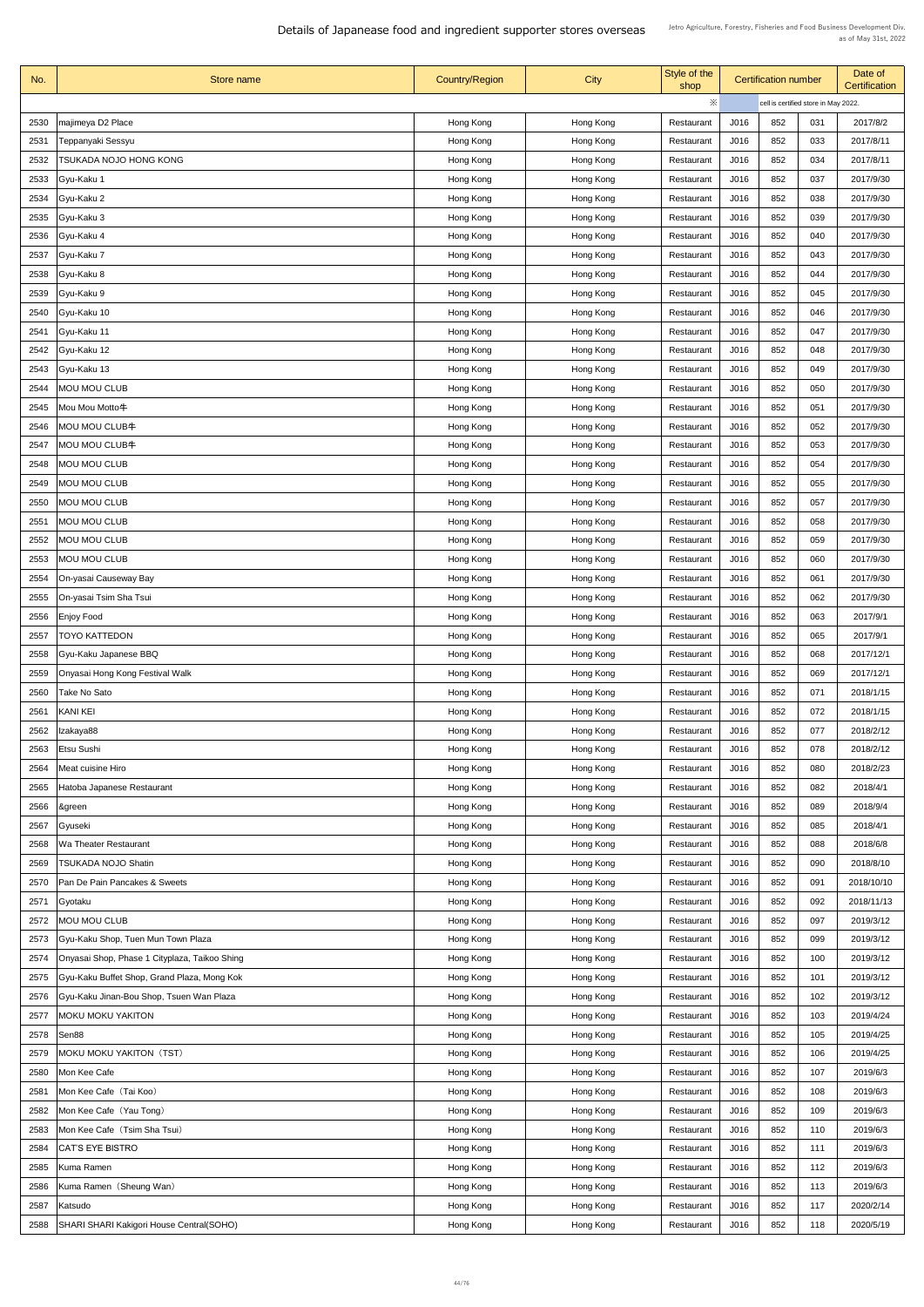# Details of Japanease food and ingredient supporter stores overseas

Jetro Agriculture, Forestry, Fisheries and Food Business Development Div.
as of May 31st, 2022

| No. | Store name | Country/Region | City | Style of the shop | Certification number | | | Date of Certification |
|---|---|---|---|---|---|---|---|---|
| | | | | ※ | cell is certified store in May 2022. | | | |
| 2530 | majimeya D2 Place | Hong Kong | Hong Kong | Restaurant | J016 | 852 | 031 | 2017/8/2 |
| 2531 | Teppanyaki Sessyu | Hong Kong | Hong Kong | Restaurant | J016 | 852 | 033 | 2017/8/11 |
| 2532 | TSUKADA NOJO HONG KONG | Hong Kong | Hong Kong | Restaurant | J016 | 852 | 034 | 2017/8/11 |
| 2533 | Gyu-Kaku 1 | Hong Kong | Hong Kong | Restaurant | J016 | 852 | 037 | 2017/9/30 |
| 2534 | Gyu-Kaku 2 | Hong Kong | Hong Kong | Restaurant | J016 | 852 | 038 | 2017/9/30 |
| 2535 | Gyu-Kaku 3 | Hong Kong | Hong Kong | Restaurant | J016 | 852 | 039 | 2017/9/30 |
| 2536 | Gyu-Kaku 4 | Hong Kong | Hong Kong | Restaurant | J016 | 852 | 040 | 2017/9/30 |
| 2537 | Gyu-Kaku 7 | Hong Kong | Hong Kong | Restaurant | J016 | 852 | 043 | 2017/9/30 |
| 2538 | Gyu-Kaku 8 | Hong Kong | Hong Kong | Restaurant | J016 | 852 | 044 | 2017/9/30 |
| 2539 | Gyu-Kaku 9 | Hong Kong | Hong Kong | Restaurant | J016 | 852 | 045 | 2017/9/30 |
| 2540 | Gyu-Kaku 10 | Hong Kong | Hong Kong | Restaurant | J016 | 852 | 046 | 2017/9/30 |
| 2541 | Gyu-Kaku 11 | Hong Kong | Hong Kong | Restaurant | J016 | 852 | 047 | 2017/9/30 |
| 2542 | Gyu-Kaku 12 | Hong Kong | Hong Kong | Restaurant | J016 | 852 | 048 | 2017/9/30 |
| 2543 | Gyu-Kaku 13 | Hong Kong | Hong Kong | Restaurant | J016 | 852 | 049 | 2017/9/30 |
| 2544 | MOU MOU CLUB | Hong Kong | Hong Kong | Restaurant | J016 | 852 | 050 | 2017/9/30 |
| 2545 | Mou Mou Motto牛 | Hong Kong | Hong Kong | Restaurant | J016 | 852 | 051 | 2017/9/30 |
| 2546 | MOU MOU CLUB牛 | Hong Kong | Hong Kong | Restaurant | J016 | 852 | 052 | 2017/9/30 |
| 2547 | MOU MOU CLUB牛 | Hong Kong | Hong Kong | Restaurant | J016 | 852 | 053 | 2017/9/30 |
| 2548 | MOU MOU CLUB | Hong Kong | Hong Kong | Restaurant | J016 | 852 | 054 | 2017/9/30 |
| 2549 | MOU MOU CLUB | Hong Kong | Hong Kong | Restaurant | J016 | 852 | 055 | 2017/9/30 |
| 2550 | MOU MOU CLUB | Hong Kong | Hong Kong | Restaurant | J016 | 852 | 057 | 2017/9/30 |
| 2551 | MOU MOU CLUB | Hong Kong | Hong Kong | Restaurant | J016 | 852 | 058 | 2017/9/30 |
| 2552 | MOU MOU CLUB | Hong Kong | Hong Kong | Restaurant | J016 | 852 | 059 | 2017/9/30 |
| 2553 | MOU MOU CLUB | Hong Kong | Hong Kong | Restaurant | J016 | 852 | 060 | 2017/9/30 |
| 2554 | On-yasai Causeway Bay | Hong Kong | Hong Kong | Restaurant | J016 | 852 | 061 | 2017/9/30 |
| 2555 | On-yasai Tsim Sha Tsui | Hong Kong | Hong Kong | Restaurant | J016 | 852 | 062 | 2017/9/30 |
| 2556 | Enjoy Food | Hong Kong | Hong Kong | Restaurant | J016 | 852 | 063 | 2017/9/1 |
| 2557 | TOYO KATTEDON | Hong Kong | Hong Kong | Restaurant | J016 | 852 | 065 | 2017/9/1 |
| 2558 | Gyu-Kaku Japanese BBQ | Hong Kong | Hong Kong | Restaurant | J016 | 852 | 068 | 2017/12/1 |
| 2559 | Onyasai Hong Kong Festival Walk | Hong Kong | Hong Kong | Restaurant | J016 | 852 | 069 | 2017/12/1 |
| 2560 | Take No Sato | Hong Kong | Hong Kong | Restaurant | J016 | 852 | 071 | 2018/1/15 |
| 2561 | KANI KEI | Hong Kong | Hong Kong | Restaurant | J016 | 852 | 072 | 2018/1/15 |
| 2562 | Izakaya88 | Hong Kong | Hong Kong | Restaurant | J016 | 852 | 077 | 2018/2/12 |
| 2563 | Etsu Sushi | Hong Kong | Hong Kong | Restaurant | J016 | 852 | 078 | 2018/2/12 |
| 2564 | Meat cuisine Hiro | Hong Kong | Hong Kong | Restaurant | J016 | 852 | 080 | 2018/2/23 |
| 2565 | Hatoba Japanese Restaurant | Hong Kong | Hong Kong | Restaurant | J016 | 852 | 082 | 2018/4/1 |
| 2566 | &green | Hong Kong | Hong Kong | Restaurant | J016 | 852 | 089 | 2018/9/4 |
| 2567 | Gyuseki | Hong Kong | Hong Kong | Restaurant | J016 | 852 | 085 | 2018/4/1 |
| 2568 | Wa Theater Restaurant | Hong Kong | Hong Kong | Restaurant | J016 | 852 | 088 | 2018/6/8 |
| 2569 | TSUKADA NOJO Shatin | Hong Kong | Hong Kong | Restaurant | J016 | 852 | 090 | 2018/8/10 |
| 2570 | Pan De Pain Pancakes & Sweets | Hong Kong | Hong Kong | Restaurant | J016 | 852 | 091 | 2018/10/10 |
| 2571 | Gyotaku | Hong Kong | Hong Kong | Restaurant | J016 | 852 | 092 | 2018/11/13 |
| 2572 | MOU MOU CLUB | Hong Kong | Hong Kong | Restaurant | J016 | 852 | 097 | 2019/3/12 |
| 2573 | Gyu-Kaku Shop, Tuen Mun Town Plaza | Hong Kong | Hong Kong | Restaurant | J016 | 852 | 099 | 2019/3/12 |
| 2574 | Onyasai Shop, Phase 1 Cityplaza, Taikoo Shing | Hong Kong | Hong Kong | Restaurant | J016 | 852 | 100 | 2019/3/12 |
| 2575 | Gyu-Kaku Buffet Shop, Grand Plaza, Mong Kok | Hong Kong | Hong Kong | Restaurant | J016 | 852 | 101 | 2019/3/12 |
| 2576 | Gyu-Kaku Jinan-Bou Shop, Tsuen Wan Plaza | Hong Kong | Hong Kong | Restaurant | J016 | 852 | 102 | 2019/3/12 |
| 2577 | MOKU MOKU YAKITON | Hong Kong | Hong Kong | Restaurant | J016 | 852 | 103 | 2019/4/24 |
| 2578 | Sen88 | Hong Kong | Hong Kong | Restaurant | J016 | 852 | 105 | 2019/4/25 |
| 2579 | MOKU MOKU YAKITON（TST） | Hong Kong | Hong Kong | Restaurant | J016 | 852 | 106 | 2019/4/25 |
| 2580 | Mon Kee Cafe | Hong Kong | Hong Kong | Restaurant | J016 | 852 | 107 | 2019/6/3 |
| 2581 | Mon Kee Cafe（Tai Koo） | Hong Kong | Hong Kong | Restaurant | J016 | 852 | 108 | 2019/6/3 |
| 2582 | Mon Kee Cafe（Yau Tong） | Hong Kong | Hong Kong | Restaurant | J016 | 852 | 109 | 2019/6/3 |
| 2583 | Mon Kee Cafe（Tsim Sha Tsui） | Hong Kong | Hong Kong | Restaurant | J016 | 852 | 110 | 2019/6/3 |
| 2584 | CAT'S EYE BISTRO | Hong Kong | Hong Kong | Restaurant | J016 | 852 | 111 | 2019/6/3 |
| 2585 | Kuma Ramen | Hong Kong | Hong Kong | Restaurant | J016 | 852 | 112 | 2019/6/3 |
| 2586 | Kuma Ramen（Sheung Wan） | Hong Kong | Hong Kong | Restaurant | J016 | 852 | 113 | 2019/6/3 |
| 2587 | Katsudo | Hong Kong | Hong Kong | Restaurant | J016 | 852 | 117 | 2020/2/14 |
| 2588 | SHARI SHARI Kakigori House Central(SOHO) | Hong Kong | Hong Kong | Restaurant | J016 | 852 | 118 | 2020/5/19 |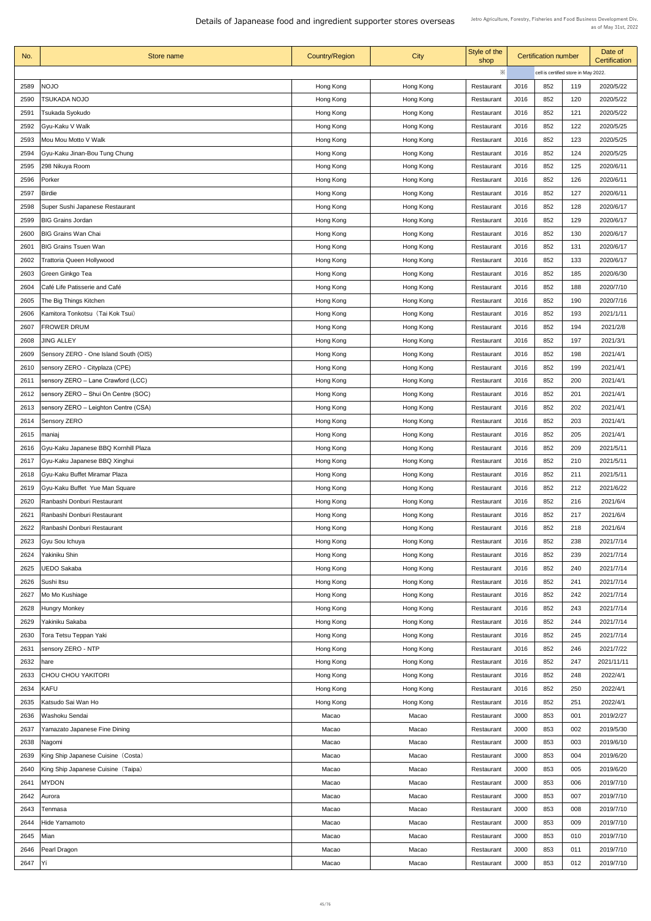# Details of Japanease food and ingredient supporter stores overseas

Jetro Agriculture, Forestry, Fisheries and Food Business Development Div.
as of May 31st, 2022

| No. | Store name | Country/Region | City | Style of the shop | Certification number | | | Date of Certification |
|---|---|---|---|---|---|---|---|---|
| | | | | ※ | | cell is certified store in May 2022. | | |
| 2589 | NOJO | Hong Kong | Hong Kong | Restaurant | J016 | 852 | 119 | 2020/5/22 |
| 2590 | TSUKADA NOJO | Hong Kong | Hong Kong | Restaurant | J016 | 852 | 120 | 2020/5/22 |
| 2591 | Tsukada Syokudo | Hong Kong | Hong Kong | Restaurant | J016 | 852 | 121 | 2020/5/22 |
| 2592 | Gyu-Kaku V Walk | Hong Kong | Hong Kong | Restaurant | J016 | 852 | 122 | 2020/5/25 |
| 2593 | Mou Mou Motto V Walk | Hong Kong | Hong Kong | Restaurant | J016 | 852 | 123 | 2020/5/25 |
| 2594 | Gyu-Kaku Jinan-Bou Tung Chung | Hong Kong | Hong Kong | Restaurant | J016 | 852 | 124 | 2020/5/25 |
| 2595 | 298 Nikuya Room | Hong Kong | Hong Kong | Restaurant | J016 | 852 | 125 | 2020/6/11 |
| 2596 | Porker | Hong Kong | Hong Kong | Restaurant | J016 | 852 | 126 | 2020/6/11 |
| 2597 | Birdie | Hong Kong | Hong Kong | Restaurant | J016 | 852 | 127 | 2020/6/11 |
| 2598 | Super Sushi Japanese Restaurant | Hong Kong | Hong Kong | Restaurant | J016 | 852 | 128 | 2020/6/17 |
| 2599 | BIG Grains Jordan | Hong Kong | Hong Kong | Restaurant | J016 | 852 | 129 | 2020/6/17 |
| 2600 | BIG Grains Wan Chai | Hong Kong | Hong Kong | Restaurant | J016 | 852 | 130 | 2020/6/17 |
| 2601 | BIG Grains Tsuen Wan | Hong Kong | Hong Kong | Restaurant | J016 | 852 | 131 | 2020/6/17 |
| 2602 | Trattoria Queen Hollywood | Hong Kong | Hong Kong | Restaurant | J016 | 852 | 133 | 2020/6/17 |
| 2603 | Green Ginkgo Tea | Hong Kong | Hong Kong | Restaurant | J016 | 852 | 185 | 2020/6/30 |
| 2604 | Café Life Patisserie and Café | Hong Kong | Hong Kong | Restaurant | J016 | 852 | 188 | 2020/7/10 |
| 2605 | The Big Things Kitchen | Hong Kong | Hong Kong | Restaurant | J016 | 852 | 190 | 2020/7/16 |
| 2606 | Kamitora Tonkotsu（Tai Kok Tsui） | Hong Kong | Hong Kong | Restaurant | J016 | 852 | 193 | 2021/1/11 |
| 2607 | FROWER DRUM | Hong Kong | Hong Kong | Restaurant | J016 | 852 | 194 | 2021/2/8 |
| 2608 | JING ALLEY | Hong Kong | Hong Kong | Restaurant | J016 | 852 | 197 | 2021/3/1 |
| 2609 | Sensory ZERO - One Island South (OIS) | Hong Kong | Hong Kong | Restaurant | J016 | 852 | 198 | 2021/4/1 |
| 2610 | sensory ZERO - Cityplaza (CPE) | Hong Kong | Hong Kong | Restaurant | J016 | 852 | 199 | 2021/4/1 |
| 2611 | sensory ZERO – Lane Crawford (LCC) | Hong Kong | Hong Kong | Restaurant | J016 | 852 | 200 | 2021/4/1 |
| 2612 | sensory ZERO – Shui On Centre (SOC) | Hong Kong | Hong Kong | Restaurant | J016 | 852 | 201 | 2021/4/1 |
| 2613 | sensory ZERO – Leighton Centre (CSA) | Hong Kong | Hong Kong | Restaurant | J016 | 852 | 202 | 2021/4/1 |
| 2614 | Sensory ZERO | Hong Kong | Hong Kong | Restaurant | J016 | 852 | 203 | 2021/4/1 |
| 2615 | maniaj | Hong Kong | Hong Kong | Restaurant | J016 | 852 | 205 | 2021/4/1 |
| 2616 | Gyu-Kaku Japanese BBQ Kornhill Plaza | Hong Kong | Hong Kong | Restaurant | J016 | 852 | 209 | 2021/5/11 |
| 2617 | Gyu-Kaku Japanese BBQ Xinghui | Hong Kong | Hong Kong | Restaurant | J016 | 852 | 210 | 2021/5/11 |
| 2618 | Gyu-Kaku Buffet Miramar Plaza | Hong Kong | Hong Kong | Restaurant | J016 | 852 | 211 | 2021/5/11 |
| 2619 | Gyu-Kaku Buffet Yue Man Square | Hong Kong | Hong Kong | Restaurant | J016 | 852 | 212 | 2021/6/22 |
| 2620 | Ranbashi Donburi Restaurant | Hong Kong | Hong Kong | Restaurant | J016 | 852 | 216 | 2021/6/4 |
| 2621 | Ranbashi Donburi Restaurant | Hong Kong | Hong Kong | Restaurant | J016 | 852 | 217 | 2021/6/4 |
| 2622 | Ranbashi Donburi Restaurant | Hong Kong | Hong Kong | Restaurant | J016 | 852 | 218 | 2021/6/4 |
| 2623 | Gyu Sou Ichuya | Hong Kong | Hong Kong | Restaurant | J016 | 852 | 238 | 2021/7/14 |
| 2624 | Yakiniku Shin | Hong Kong | Hong Kong | Restaurant | J016 | 852 | 239 | 2021/7/14 |
| 2625 | UEDO Sakaba | Hong Kong | Hong Kong | Restaurant | J016 | 852 | 240 | 2021/7/14 |
| 2626 | Sushi Itsu | Hong Kong | Hong Kong | Restaurant | J016 | 852 | 241 | 2021/7/14 |
| 2627 | Mo Mo Kushiage | Hong Kong | Hong Kong | Restaurant | J016 | 852 | 242 | 2021/7/14 |
| 2628 | Hungry Monkey | Hong Kong | Hong Kong | Restaurant | J016 | 852 | 243 | 2021/7/14 |
| 2629 | Yakiniku Sakaba | Hong Kong | Hong Kong | Restaurant | J016 | 852 | 244 | 2021/7/14 |
| 2630 | Tora Tetsu Teppan Yaki | Hong Kong | Hong Kong | Restaurant | J016 | 852 | 245 | 2021/7/14 |
| 2631 | sensory ZERO - NTP | Hong Kong | Hong Kong | Restaurant | J016 | 852 | 246 | 2021/7/22 |
| 2632 | hare | Hong Kong | Hong Kong | Restaurant | J016 | 852 | 247 | 2021/11/11 |
| 2633 | CHOU CHOU YAKITORI | Hong Kong | Hong Kong | Restaurant | J016 | 852 | 248 | 2022/4/1 |
| 2634 | KAFU | Hong Kong | Hong Kong | Restaurant | J016 | 852 | 250 | 2022/4/1 |
| 2635 | Katsudo Sai Wan Ho | Hong Kong | Hong Kong | Restaurant | J016 | 852 | 251 | 2022/4/1 |
| 2636 | Washoku Sendai | Macao | Macao | Restaurant | J000 | 853 | 001 | 2019/2/27 |
| 2637 | Yamazato Japanese Fine Dining | Macao | Macao | Restaurant | J000 | 853 | 002 | 2019/5/30 |
| 2638 | Nagomi | Macao | Macao | Restaurant | J000 | 853 | 003 | 2019/6/10 |
| 2639 | King Ship Japanese Cuisine（Costa） | Macao | Macao | Restaurant | J000 | 853 | 004 | 2019/6/20 |
| 2640 | King Ship Japanese Cuisine（Taipa） | Macao | Macao | Restaurant | J000 | 853 | 005 | 2019/6/20 |
| 2641 | MYDON | Macao | Macao | Restaurant | J000 | 853 | 006 | 2019/7/10 |
| 2642 | Aurora | Macao | Macao | Restaurant | J000 | 853 | 007 | 2019/7/10 |
| 2643 | Tenmasa | Macao | Macao | Restaurant | J000 | 853 | 008 | 2019/7/10 |
| 2644 | Hide Yamamoto | Macao | Macao | Restaurant | J000 | 853 | 009 | 2019/7/10 |
| 2645 | Mian | Macao | Macao | Restaurant | J000 | 853 | 010 | 2019/7/10 |
| 2646 | Pearl Dragon | Macao | Macao | Restaurant | J000 | 853 | 011 | 2019/7/10 |
| 2647 | Yi | Macao | Macao | Restaurant | J000 | 853 | 012 | 2019/7/10 |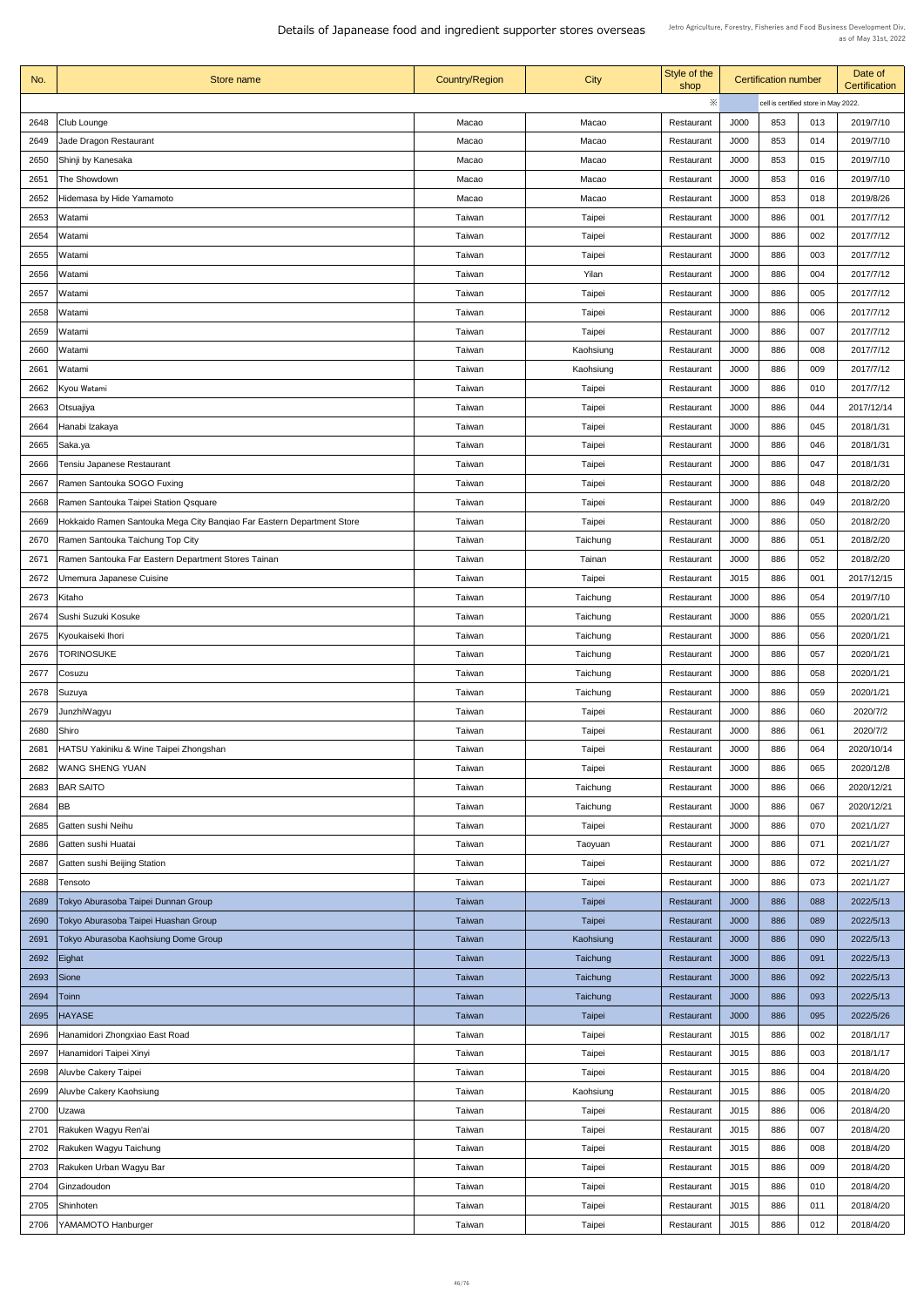# Details of Japanese food and ingredient supporter stores overseas

Jetro Agriculture, Forestry, Fisheries and Food Business Development Div.
as of May 31st, 2022

| No. | Store name | Country/Region | City | Style of the shop | Certification number | | | Date of Certification |
|---|---|---|---|---|---|---|---|---|
| | | | | ※ | cell is certified store in May 2022. | | | |
| 2648 | Club Lounge | Macao | Macao | Restaurant | J000 | 853 | 013 | 2019/7/10 |
| 2649 | Jade Dragon Restaurant | Macao | Macao | Restaurant | J000 | 853 | 014 | 2019/7/10 |
| 2650 | Shinji by Kanesaka | Macao | Macao | Restaurant | J000 | 853 | 015 | 2019/7/10 |
| 2651 | The Showdown | Macao | Macao | Restaurant | J000 | 853 | 016 | 2019/7/10 |
| 2652 | Hidemasa by Hide Yamamoto | Macao | Macao | Restaurant | J000 | 853 | 018 | 2019/8/26 |
| 2653 | Watami | Taiwan | Taipei | Restaurant | J000 | 886 | 001 | 2017/7/12 |
| 2654 | Watami | Taiwan | Taipei | Restaurant | J000 | 886 | 002 | 2017/7/12 |
| 2655 | Watami | Taiwan | Taipei | Restaurant | J000 | 886 | 003 | 2017/7/12 |
| 2656 | Watami | Taiwan | Yilan | Restaurant | J000 | 886 | 004 | 2017/7/12 |
| 2657 | Watami | Taiwan | Taipei | Restaurant | J000 | 886 | 005 | 2017/7/12 |
| 2658 | Watami | Taiwan | Taipei | Restaurant | J000 | 886 | 006 | 2017/7/12 |
| 2659 | Watami | Taiwan | Taipei | Restaurant | J000 | 886 | 007 | 2017/7/12 |
| 2660 | Watami | Taiwan | Kaohsiung | Restaurant | J000 | 886 | 008 | 2017/7/12 |
| 2661 | Watami | Taiwan | Kaohsiung | Restaurant | J000 | 886 | 009 | 2017/7/12 |
| 2662 | Kyou Watami | Taiwan | Taipei | Restaurant | J000 | 886 | 010 | 2017/7/12 |
| 2663 | Otsuajiya | Taiwan | Taipei | Restaurant | J000 | 886 | 044 | 2017/12/14 |
| 2664 | Hanabi Izakaya | Taiwan | Taipei | Restaurant | J000 | 886 | 045 | 2018/1/31 |
| 2665 | Saka.ya | Taiwan | Taipei | Restaurant | J000 | 886 | 046 | 2018/1/31 |
| 2666 | Tensiu Japanese Restaurant | Taiwan | Taipei | Restaurant | J000 | 886 | 047 | 2018/1/31 |
| 2667 | Ramen Santouka SOGO Fuxing | Taiwan | Taipei | Restaurant | J000 | 886 | 048 | 2018/2/20 |
| 2668 | Ramen Santouka Taipei Station Qsquare | Taiwan | Taipei | Restaurant | J000 | 886 | 049 | 2018/2/20 |
| 2669 | Hokkaido Ramen Santouka Mega City Banqiao Far Eastern Department Store | Taiwan | Taipei | Restaurant | J000 | 886 | 050 | 2018/2/20 |
| 2670 | Ramen Santouka Taichung Top City | Taiwan | Taichung | Restaurant | J000 | 886 | 051 | 2018/2/20 |
| 2671 | Ramen Santouka Far Eastern Department Stores Tainan | Taiwan | Tainan | Restaurant | J000 | 886 | 052 | 2018/2/20 |
| 2672 | Umemura Japanese Cuisine | Taiwan | Taipei | Restaurant | J015 | 886 | 001 | 2017/12/15 |
| 2673 | Kitaho | Taiwan | Taichung | Restaurant | J000 | 886 | 054 | 2019/7/10 |
| 2674 | Sushi Suzuki Kosuke | Taiwan | Taichung | Restaurant | J000 | 886 | 055 | 2020/1/21 |
| 2675 | Kyoukaiseki Ihori | Taiwan | Taichung | Restaurant | J000 | 886 | 056 | 2020/1/21 |
| 2676 | TORINOSUKE | Taiwan | Taichung | Restaurant | J000 | 886 | 057 | 2020/1/21 |
| 2677 | Cosuzu | Taiwan | Taichung | Restaurant | J000 | 886 | 058 | 2020/1/21 |
| 2678 | Suzuya | Taiwan | Taichung | Restaurant | J000 | 886 | 059 | 2020/1/21 |
| 2679 | JunzhiWagyu | Taiwan | Taipei | Restaurant | J000 | 886 | 060 | 2020/7/2 |
| 2680 | Shiro | Taiwan | Taipei | Restaurant | J000 | 886 | 061 | 2020/7/2 |
| 2681 | HATSU Yakiniku & Wine Taipei Zhongshan | Taiwan | Taipei | Restaurant | J000 | 886 | 064 | 2020/10/14 |
| 2682 | WANG SHENG YUAN | Taiwan | Taipei | Restaurant | J000 | 886 | 065 | 2020/12/8 |
| 2683 | BAR SAITO | Taiwan | Taichung | Restaurant | J000 | 886 | 066 | 2020/12/21 |
| 2684 | BB | Taiwan | Taichung | Restaurant | J000 | 886 | 067 | 2020/12/21 |
| 2685 | Gatten sushi Neihu | Taiwan | Taipei | Restaurant | J000 | 886 | 070 | 2021/1/27 |
| 2686 | Gatten sushi Huatai | Taiwan | Taoyuan | Restaurant | J000 | 886 | 071 | 2021/1/27 |
| 2687 | Gatten sushi Beijing Station | Taiwan | Taipei | Restaurant | J000 | 886 | 072 | 2021/1/27 |
| 2688 | Tensoto | Taiwan | Taipei | Restaurant | J000 | 886 | 073 | 2021/1/27 |
| 2689 | Tokyo Aburasoba Taipei Dunnan Group | Taiwan | Taipei | Restaurant | J000 | 886 | 088 | 2022/5/13 |
| 2690 | Tokyo Aburasoba Taipei Huashan Group | Taiwan | Taipei | Restaurant | J000 | 886 | 089 | 2022/5/13 |
| 2691 | Tokyo Aburasoba Kaohsiung Dome Group | Taiwan | Kaohsiung | Restaurant | J000 | 886 | 090 | 2022/5/13 |
| 2692 | Eighat | Taiwan | Taichung | Restaurant | J000 | 886 | 091 | 2022/5/13 |
| 2693 | Sione | Taiwan | Taichung | Restaurant | J000 | 886 | 092 | 2022/5/13 |
| 2694 | Toinn | Taiwan | Taichung | Restaurant | J000 | 886 | 093 | 2022/5/13 |
| 2695 | HAYASE | Taiwan | Taipei | Restaurant | J000 | 886 | 095 | 2022/5/26 |
| 2696 | Hanamidori Zhongxiao East Road | Taiwan | Taipei | Restaurant | J015 | 886 | 002 | 2018/1/17 |
| 2697 | Hanamidori Taipei Xinyi | Taiwan | Taipei | Restaurant | J015 | 886 | 003 | 2018/1/17 |
| 2698 | Aluvbe Cakery Taipei | Taiwan | Taipei | Restaurant | J015 | 886 | 004 | 2018/4/20 |
| 2699 | Aluvbe Cakery Kaohsiung | Taiwan | Kaohsiung | Restaurant | J015 | 886 | 005 | 2018/4/20 |
| 2700 | Uzawa | Taiwan | Taipei | Restaurant | J015 | 886 | 006 | 2018/4/20 |
| 2701 | Rakuken Wagyu Ren'ai | Taiwan | Taipei | Restaurant | J015 | 886 | 007 | 2018/4/20 |
| 2702 | Rakuken Wagyu Taichung | Taiwan | Taipei | Restaurant | J015 | 886 | 008 | 2018/4/20 |
| 2703 | Rakuken Urban Wagyu Bar | Taiwan | Taipei | Restaurant | J015 | 886 | 009 | 2018/4/20 |
| 2704 | Ginzadoudon | Taiwan | Taipei | Restaurant | J015 | 886 | 010 | 2018/4/20 |
| 2705 | Shinhoten | Taiwan | Taipei | Restaurant | J015 | 886 | 011 | 2018/4/20 |
| 2706 | YAMAMOTO Hanburger | Taiwan | Taipei | Restaurant | J015 | 886 | 012 | 2018/4/20 |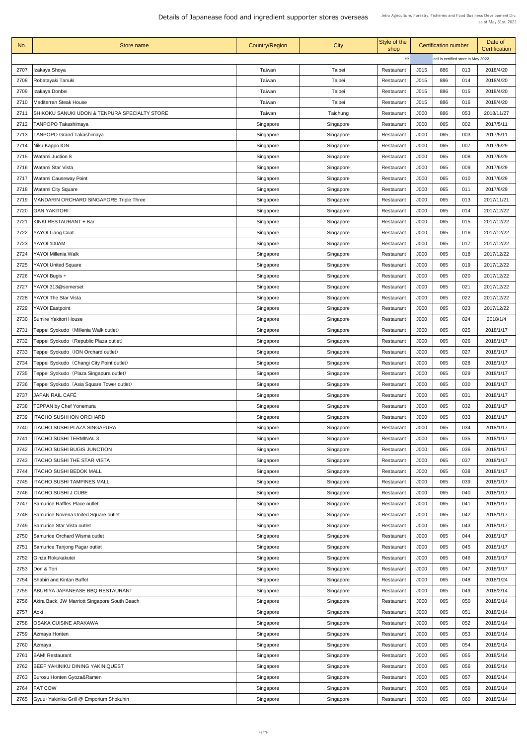# Details of Japanease food and ingredient supporter stores overseas

Jetro Agriculture, Forestry, Fisheries and Food Business Development Div.
as of May 31st, 2022

| No. | Store name | Country/Region | City | Style of the shop | Certification number | | | Date of Certification |
|---|---|---|---|---|---|---|---|---|
| | | | | ※ | cell is certified store in May 2022. | | | |
| 2707 | Izakaya Shoya | Taiwan | Taipei | Restaurant | J015 | 886 | 013 | 2018/4/20 |
| 2708 | Robatayaki Tanuki | Taiwan | Taipei | Restaurant | J015 | 886 | 014 | 2018/4/20 |
| 2709 | Izakaya Donbei | Taiwan | Taipei | Restaurant | J015 | 886 | 015 | 2018/4/20 |
| 2710 | Mediterran Steak House | Taiwan | Taipei | Restaurant | J015 | 886 | 016 | 2018/4/20 |
| 2711 | SHIKOKU SANUKI UDON & TENPURA SPECIALTY STORE | Taiwan | Taichung | Restaurant | J000 | 886 | 053 | 2018/11/27 |
| 2712 | TANPOPO Takashimaya | Singapore | Singapore | Restaurant | J000 | 065 | 002 | 2017/5/11 |
| 2713 | TANPOPO Grand Takashimaya | Singapore | Singapore | Restaurant | J000 | 065 | 003 | 2017/5/11 |
| 2714 | Niku Kappo ION | Singapore | Singapore | Restaurant | J000 | 065 | 007 | 2017/6/29 |
| 2715 | Watami Juction 8 | Singapore | Singapore | Restaurant | J000 | 065 | 008 | 2017/6/29 |
| 2716 | Watami Star Vista | Singapore | Singapore | Restaurant | J000 | 065 | 009 | 2017/6/29 |
| 2717 | Watami Causeway Point | Singapore | Singapore | Restaurant | J000 | 065 | 010 | 2017/6/29 |
| 2718 | Watami City Square | Singapore | Singapore | Restaurant | J000 | 065 | 011 | 2017/6/29 |
| 2719 | MANDARIN ORCHARD SINGAPORE Triple Three | Singapore | Singapore | Restaurant | J000 | 065 | 013 | 2017/11/21 |
| 2720 | GAN YAKITORI | Singapore | Singapore | Restaurant | J000 | 065 | 014 | 2017/12/22 |
| 2721 | KINKI RESTAURANT + Bar | Singapore | Singapore | Restaurant | J000 | 065 | 015 | 2017/12/22 |
| 2722 | YAYOI Liang Coat | Singapore | Singapore | Restaurant | J000 | 065 | 016 | 2017/12/22 |
| 2723 | YAYOI 100AM | Singapore | Singapore | Restaurant | J000 | 065 | 017 | 2017/12/22 |
| 2724 | YAYOI Millenia Walk | Singapore | Singapore | Restaurant | J000 | 065 | 018 | 2017/12/22 |
| 2725 | YAYOI United Square | Singapore | Singapore | Restaurant | J000 | 065 | 019 | 2017/12/22 |
| 2726 | YAYOI Bugis + | Singapore | Singapore | Restaurant | J000 | 065 | 020 | 2017/12/22 |
| 2727 | YAYOI 313@somerset | Singapore | Singapore | Restaurant | J000 | 065 | 021 | 2017/12/22 |
| 2728 | YAYOI The Star Vista | Singapore | Singapore | Restaurant | J000 | 065 | 022 | 2017/12/22 |
| 2729 | YAYOI Eastpoint | Singapore | Singapore | Restaurant | J000 | 065 | 023 | 2017/12/22 |
| 2730 | Sumire Yakitori House | Singapore | Singapore | Restaurant | J000 | 065 | 024 | 2018/1/4 |
| 2731 | Teppei Syokudo（Millenia Walk outlet） | Singapore | Singapore | Restaurant | J000 | 065 | 025 | 2018/1/17 |
| 2732 | Teppei Syokudo（Republic Plaza outlet） | Singapore | Singapore | Restaurant | J000 | 065 | 026 | 2018/1/17 |
| 2733 | Teppei Syokudo（ION Orchard outlet） | Singapore | Singapore | Restaurant | J000 | 065 | 027 | 2018/1/17 |
| 2734 | Teppei Syokudo（Changi City Point outlet） | Singapore | Singapore | Restaurant | J000 | 065 | 028 | 2018/1/17 |
| 2735 | Teppei Syokudo（Plaza Singapura outlet） | Singapore | Singapore | Restaurant | J000 | 065 | 029 | 2018/1/17 |
| 2736 | Teppei Syokudo（Asia Square Tower outlet） | Singapore | Singapore | Restaurant | J000 | 065 | 030 | 2018/1/17 |
| 2737 | JAPAN RAIL CAFÉ | Singapore | Singapore | Restaurant | J000 | 065 | 031 | 2018/1/17 |
| 2738 | TEPPAN by Chef Yonemura | Singapore | Singapore | Restaurant | J000 | 065 | 032 | 2018/1/17 |
| 2739 | ITACHO SUSHI ION ORCHARD | Singapore | Singapore | Restaurant | J000 | 065 | 033 | 2018/1/17 |
| 2740 | ITACHO SUSHI PLAZA SINGAPURA | Singapore | Singapore | Restaurant | J000 | 065 | 034 | 2018/1/17 |
| 2741 | ITACHO SUSHI TERMINAL 3 | Singapore | Singapore | Restaurant | J000 | 065 | 035 | 2018/1/17 |
| 2742 | ITACHO SUSHI BUGIS JUNCTION | Singapore | Singapore | Restaurant | J000 | 065 | 036 | 2018/1/17 |
| 2743 | ITACHO SUSHI THE STAR VISTA | Singapore | Singapore | Restaurant | J000 | 065 | 037 | 2018/1/17 |
| 2744 | ITACHO SUSHI BEDOK MALL | Singapore | Singapore | Restaurant | J000 | 065 | 038 | 2018/1/17 |
| 2745 | ITACHO SUSHI TAMPINES MALL | Singapore | Singapore | Restaurant | J000 | 065 | 039 | 2018/1/17 |
| 2746 | ITACHO SUSHI J CUBE | Singapore | Singapore | Restaurant | J000 | 065 | 040 | 2018/1/17 |
| 2747 | Samurice Raffles Place outlet | Singapore | Singapore | Restaurant | J000 | 065 | 041 | 2018/1/17 |
| 2748 | Samurice Novena United Square outlet | Singapore | Singapore | Restaurant | J000 | 065 | 042 | 2018/1/17 |
| 2749 | Samurice Star Vista outlet | Singapore | Singapore | Restaurant | J000 | 065 | 043 | 2018/1/17 |
| 2750 | Samurice Orchard Wisma outlet | Singapore | Singapore | Restaurant | J000 | 065 | 044 | 2018/1/17 |
| 2751 | Samurice Tanjong Pagar outlet | Singapore | Singapore | Restaurant | J000 | 065 | 045 | 2018/1/17 |
| 2752 | Ginza Rokukakutei | Singapore | Singapore | Restaurant | J000 | 065 | 046 | 2018/1/17 |
| 2753 | Don & Tori | Singapore | Singapore | Restaurant | J000 | 065 | 047 | 2018/1/17 |
| 2754 | Shabiri and Kintan Buffet | Singapore | Singapore | Restaurant | J000 | 065 | 048 | 2018/1/24 |
| 2755 | ABURIYA JAPANEASE BBQ RESTAURANT | Singapore | Singapore | Restaurant | J000 | 065 | 049 | 2018/2/14 |
| 2756 | Akira Back, JW Marriott Singapore South Beach | Singapore | Singapore | Restaurant | J000 | 065 | 050 | 2018/2/14 |
| 2757 | Aoki | Singapore | Singapore | Restaurant | J000 | 065 | 051 | 2018/2/14 |
| 2758 | OSAKA CUISINE ARAKAWA | Singapore | Singapore | Restaurant | J000 | 065 | 052 | 2018/2/14 |
| 2759 | Azmaya Honten | Singapore | Singapore | Restaurant | J000 | 065 | 053 | 2018/2/14 |
| 2760 | Azmaya | Singapore | Singapore | Restaurant | J000 | 065 | 054 | 2018/2/14 |
| 2761 | BAM! Restaurant | Singapore | Singapore | Restaurant | J000 | 065 | 055 | 2018/2/14 |
| 2762 | BEEF YAKINIKU DINING YAKINIQUEST | Singapore | Singapore | Restaurant | J000 | 065 | 056 | 2018/2/14 |
| 2763 | Burosu Honten Gyoza&Ramen | Singapore | Singapore | Restaurant | J000 | 065 | 057 | 2018/2/14 |
| 2764 | FAT COW | Singapore | Singapore | Restaurant | J000 | 065 | 059 | 2018/2/14 |
| 2765 | Gyuu+Yakiniku Grill @ Emporium Shokuhin | Singapore | Singapore | Restaurant | J000 | 065 | 060 | 2018/2/14 |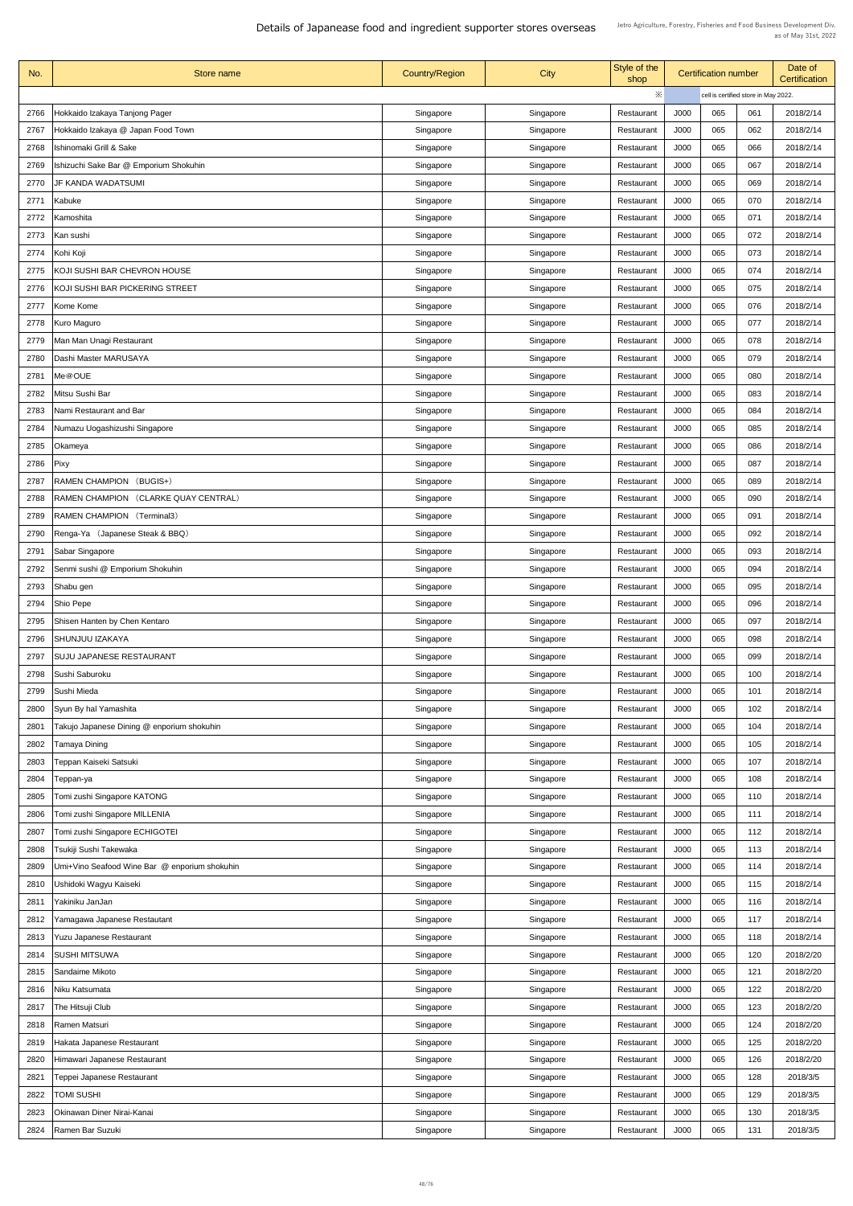# Details of Japanease food and ingredient supporter stores overseas

Jetro Agriculture, Forestry, Fisheries and Food Business Development Div.
as of May 31st, 2022

| No. | Store name | Country/Region | City | Style of the shop | Certification number | | | Date of Certification |
|---|---|---|---|---|---|---|---|---|
| | | | | ※ | cell is certified store in May 2022. | | | |
| 2766 | Hokkaido Izakaya Tanjong Pager | Singapore | Singapore | Restaurant | J000 | 065 | 061 | 2018/2/14 |
| 2767 | Hokkaido Izakaya @ Japan Food Town | Singapore | Singapore | Restaurant | J000 | 065 | 062 | 2018/2/14 |
| 2768 | Ishinomaki Grill & Sake | Singapore | Singapore | Restaurant | J000 | 065 | 066 | 2018/2/14 |
| 2769 | Ishizuchi Sake Bar @ Emporium Shokuhin | Singapore | Singapore | Restaurant | J000 | 065 | 067 | 2018/2/14 |
| 2770 | JF KANDA WADATSUMI | Singapore | Singapore | Restaurant | J000 | 065 | 069 | 2018/2/14 |
| 2771 | Kabuke | Singapore | Singapore | Restaurant | J000 | 065 | 070 | 2018/2/14 |
| 2772 | Kamoshita | Singapore | Singapore | Restaurant | J000 | 065 | 071 | 2018/2/14 |
| 2773 | Kan sushi | Singapore | Singapore | Restaurant | J000 | 065 | 072 | 2018/2/14 |
| 2774 | Kohi Koji | Singapore | Singapore | Restaurant | J000 | 065 | 073 | 2018/2/14 |
| 2775 | KOJI SUSHI BAR CHEVRON HOUSE | Singapore | Singapore | Restaurant | J000 | 065 | 074 | 2018/2/14 |
| 2776 | KOJI SUSHI BAR PICKERING STREET | Singapore | Singapore | Restaurant | J000 | 065 | 075 | 2018/2/14 |
| 2777 | Kome Kome | Singapore | Singapore | Restaurant | J000 | 065 | 076 | 2018/2/14 |
| 2778 | Kuro Maguro | Singapore | Singapore | Restaurant | J000 | 065 | 077 | 2018/2/14 |
| 2779 | Man Man Unagi Restaurant | Singapore | Singapore | Restaurant | J000 | 065 | 078 | 2018/2/14 |
| 2780 | Dashi Master MARUSAYA | Singapore | Singapore | Restaurant | J000 | 065 | 079 | 2018/2/14 |
| 2781 | Me@OUE | Singapore | Singapore | Restaurant | J000 | 065 | 080 | 2018/2/14 |
| 2782 | Mitsu Sushi Bar | Singapore | Singapore | Restaurant | J000 | 065 | 083 | 2018/2/14 |
| 2783 | Nami Restaurant and Bar | Singapore | Singapore | Restaurant | J000 | 065 | 084 | 2018/2/14 |
| 2784 | Numazu Uogashizushi Singapore | Singapore | Singapore | Restaurant | J000 | 065 | 085 | 2018/2/14 |
| 2785 | Okameya | Singapore | Singapore | Restaurant | J000 | 065 | 086 | 2018/2/14 |
| 2786 | Pixy | Singapore | Singapore | Restaurant | J000 | 065 | 087 | 2018/2/14 |
| 2787 | RAMEN CHAMPION （BUGIS+） | Singapore | Singapore | Restaurant | J000 | 065 | 089 | 2018/2/14 |
| 2788 | RAMEN CHAMPION （CLARKE QUAY CENTRAL） | Singapore | Singapore | Restaurant | J000 | 065 | 090 | 2018/2/14 |
| 2789 | RAMEN CHAMPION （Terminal3） | Singapore | Singapore | Restaurant | J000 | 065 | 091 | 2018/2/14 |
| 2790 | Renga-Ya （Japanese Steak & BBQ） | Singapore | Singapore | Restaurant | J000 | 065 | 092 | 2018/2/14 |
| 2791 | Sabar Singapore | Singapore | Singapore | Restaurant | J000 | 065 | 093 | 2018/2/14 |
| 2792 | Senmi sushi @ Emporium Shokuhin | Singapore | Singapore | Restaurant | J000 | 065 | 094 | 2018/2/14 |
| 2793 | Shabu gen | Singapore | Singapore | Restaurant | J000 | 065 | 095 | 2018/2/14 |
| 2794 | Shio Pepe | Singapore | Singapore | Restaurant | J000 | 065 | 096 | 2018/2/14 |
| 2795 | Shisen Hanten by Chen Kentaro | Singapore | Singapore | Restaurant | J000 | 065 | 097 | 2018/2/14 |
| 2796 | SHUNJUU IZAKAYA | Singapore | Singapore | Restaurant | J000 | 065 | 098 | 2018/2/14 |
| 2797 | SUJU JAPANESE RESTAURANT | Singapore | Singapore | Restaurant | J000 | 065 | 099 | 2018/2/14 |
| 2798 | Sushi Saburoku | Singapore | Singapore | Restaurant | J000 | 065 | 100 | 2018/2/14 |
| 2799 | Sushi Mieda | Singapore | Singapore | Restaurant | J000 | 065 | 101 | 2018/2/14 |
| 2800 | Syun By hal Yamashita | Singapore | Singapore | Restaurant | J000 | 065 | 102 | 2018/2/14 |
| 2801 | Takujo Japanese Dining @ enporium shokuhin | Singapore | Singapore | Restaurant | J000 | 065 | 104 | 2018/2/14 |
| 2802 | Tamaya Dining | Singapore | Singapore | Restaurant | J000 | 065 | 105 | 2018/2/14 |
| 2803 | Teppan Kaiseki Satsuki | Singapore | Singapore | Restaurant | J000 | 065 | 107 | 2018/2/14 |
| 2804 | Teppan-ya | Singapore | Singapore | Restaurant | J000 | 065 | 108 | 2018/2/14 |
| 2805 | Tomi zushi Singapore KATONG | Singapore | Singapore | Restaurant | J000 | 065 | 110 | 2018/2/14 |
| 2806 | Tomi zushi Singapore MILLENIA | Singapore | Singapore | Restaurant | J000 | 065 | 111 | 2018/2/14 |
| 2807 | Tomi zushi Singapore ECHIGOTEI | Singapore | Singapore | Restaurant | J000 | 065 | 112 | 2018/2/14 |
| 2808 | Tsukiji Sushi Takewaka | Singapore | Singapore | Restaurant | J000 | 065 | 113 | 2018/2/14 |
| 2809 | Umi+Vino Seafood Wine Bar @ enporium shokuhin | Singapore | Singapore | Restaurant | J000 | 065 | 114 | 2018/2/14 |
| 2810 | Ushidoki Wagyu Kaiseki | Singapore | Singapore | Restaurant | J000 | 065 | 115 | 2018/2/14 |
| 2811 | Yakiniku JanJan | Singapore | Singapore | Restaurant | J000 | 065 | 116 | 2018/2/14 |
| 2812 | Yamagawa Japanese Restautant | Singapore | Singapore | Restaurant | J000 | 065 | 117 | 2018/2/14 |
| 2813 | Yuzu Japanese Restaurant | Singapore | Singapore | Restaurant | J000 | 065 | 118 | 2018/2/14 |
| 2814 | SUSHI MITSUWA | Singapore | Singapore | Restaurant | J000 | 065 | 120 | 2018/2/20 |
| 2815 | Sandaime Mikoto | Singapore | Singapore | Restaurant | J000 | 065 | 121 | 2018/2/20 |
| 2816 | Niku Katsumata | Singapore | Singapore | Restaurant | J000 | 065 | 122 | 2018/2/20 |
| 2817 | The Hitsuji Club | Singapore | Singapore | Restaurant | J000 | 065 | 123 | 2018/2/20 |
| 2818 | Ramen Matsuri | Singapore | Singapore | Restaurant | J000 | 065 | 124 | 2018/2/20 |
| 2819 | Hakata Japanese Restaurant | Singapore | Singapore | Restaurant | J000 | 065 | 125 | 2018/2/20 |
| 2820 | Himawari Japanese Restaurant | Singapore | Singapore | Restaurant | J000 | 065 | 126 | 2018/2/20 |
| 2821 | Teppei Japanese Restaurant | Singapore | Singapore | Restaurant | J000 | 065 | 128 | 2018/3/5 |
| 2822 | TOMI SUSHI | Singapore | Singapore | Restaurant | J000 | 065 | 129 | 2018/3/5 |
| 2823 | Okinawan Diner Nirai-Kanai | Singapore | Singapore | Restaurant | J000 | 065 | 130 | 2018/3/5 |
| 2824 | Ramen Bar Suzuki | Singapore | Singapore | Restaurant | J000 | 065 | 131 | 2018/3/5 |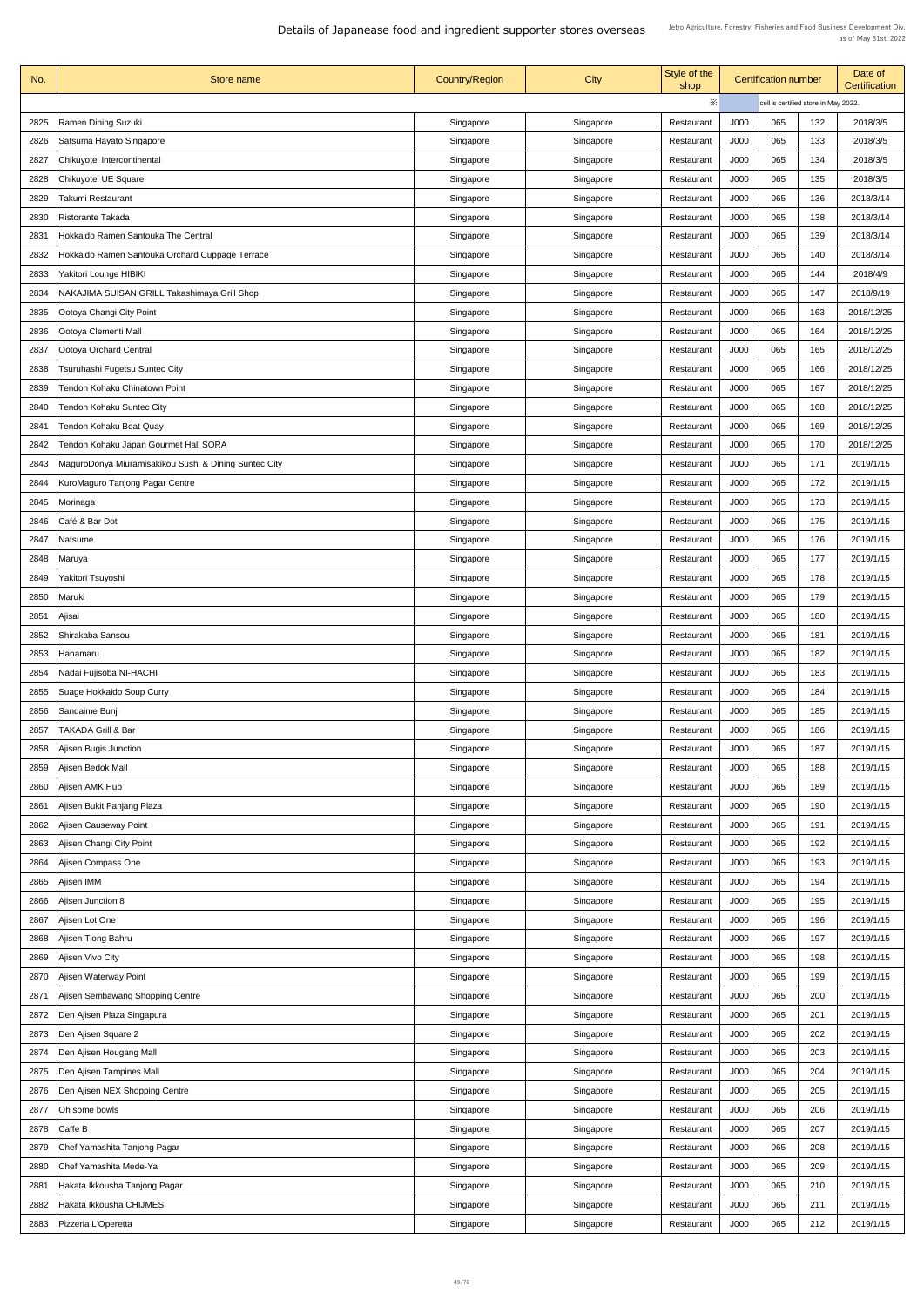# Details of Japanease food and ingredient supporter stores overseas

Jetro Agriculture, Forestry, Fisheries and Food Business Development Div.
as of May 31st, 2022

| No. | Store name | Country/Region | City | Style of the shop | Certification number | | | Date of Certification |
|---|---|---|---|---|---|---|---|---|
| | | | | ※ | cell is certified store in May 2022. | | | |
| 2825 | Ramen Dining Suzuki | Singapore | Singapore | Restaurant | J000 | 065 | 132 | 2018/3/5 |
| 2826 | Satsuma Hayato Singapore | Singapore | Singapore | Restaurant | J000 | 065 | 133 | 2018/3/5 |
| 2827 | Chikuyotei Intercontinental | Singapore | Singapore | Restaurant | J000 | 065 | 134 | 2018/3/5 |
| 2828 | Chikuyotei UE Square | Singapore | Singapore | Restaurant | J000 | 065 | 135 | 2018/3/5 |
| 2829 | Takumi Restaurant | Singapore | Singapore | Restaurant | J000 | 065 | 136 | 2018/3/14 |
| 2830 | Ristorante Takada | Singapore | Singapore | Restaurant | J000 | 065 | 138 | 2018/3/14 |
| 2831 | Hokkaido Ramen Santouka The Central | Singapore | Singapore | Restaurant | J000 | 065 | 139 | 2018/3/14 |
| 2832 | Hokkaido Ramen Santouka Orchard Cuppage Terrace | Singapore | Singapore | Restaurant | J000 | 065 | 140 | 2018/3/14 |
| 2833 | Yakitori Lounge HIBIKI | Singapore | Singapore | Restaurant | J000 | 065 | 144 | 2018/4/9 |
| 2834 | NAKAJIMA SUISAN GRILL Takashimaya Grill Shop | Singapore | Singapore | Restaurant | J000 | 065 | 147 | 2018/9/19 |
| 2835 | Ootoya Changi City Point | Singapore | Singapore | Restaurant | J000 | 065 | 163 | 2018/12/25 |
| 2836 | Ootoya Clementi Mall | Singapore | Singapore | Restaurant | J000 | 065 | 164 | 2018/12/25 |
| 2837 | Ootoya Orchard Central | Singapore | Singapore | Restaurant | J000 | 065 | 165 | 2018/12/25 |
| 2838 | Tsuruhashi Fugetsu Suntec City | Singapore | Singapore | Restaurant | J000 | 065 | 166 | 2018/12/25 |
| 2839 | Tendon Kohaku Chinatown Point | Singapore | Singapore | Restaurant | J000 | 065 | 167 | 2018/12/25 |
| 2840 | Tendon Kohaku Suntec City | Singapore | Singapore | Restaurant | J000 | 065 | 168 | 2018/12/25 |
| 2841 | Tendon Kohaku Boat Quay | Singapore | Singapore | Restaurant | J000 | 065 | 169 | 2018/12/25 |
| 2842 | Tendon Kohaku Japan Gourmet Hall SORA | Singapore | Singapore | Restaurant | J000 | 065 | 170 | 2018/12/25 |
| 2843 | MaguroDonya Miuramisakikou Sushi & Dining Suntec City | Singapore | Singapore | Restaurant | J000 | 065 | 171 | 2019/1/15 |
| 2844 | KuroMaguro Tanjong Pagar Centre | Singapore | Singapore | Restaurant | J000 | 065 | 172 | 2019/1/15 |
| 2845 | Morinaga | Singapore | Singapore | Restaurant | J000 | 065 | 173 | 2019/1/15 |
| 2846 | Café & Bar Dot | Singapore | Singapore | Restaurant | J000 | 065 | 175 | 2019/1/15 |
| 2847 | Natsume | Singapore | Singapore | Restaurant | J000 | 065 | 176 | 2019/1/15 |
| 2848 | Maruya | Singapore | Singapore | Restaurant | J000 | 065 | 177 | 2019/1/15 |
| 2849 | Yakitori Tsuyoshi | Singapore | Singapore | Restaurant | J000 | 065 | 178 | 2019/1/15 |
| 2850 | Maruki | Singapore | Singapore | Restaurant | J000 | 065 | 179 | 2019/1/15 |
| 2851 | Ajisai | Singapore | Singapore | Restaurant | J000 | 065 | 180 | 2019/1/15 |
| 2852 | Shirakaba Sansou | Singapore | Singapore | Restaurant | J000 | 065 | 181 | 2019/1/15 |
| 2853 | Hanamaru | Singapore | Singapore | Restaurant | J000 | 065 | 182 | 2019/1/15 |
| 2854 | Nadai Fujisoba NI-HACHI | Singapore | Singapore | Restaurant | J000 | 065 | 183 | 2019/1/15 |
| 2855 | Suage Hokkaido Soup Curry | Singapore | Singapore | Restaurant | J000 | 065 | 184 | 2019/1/15 |
| 2856 | Sandaime Bunji | Singapore | Singapore | Restaurant | J000 | 065 | 185 | 2019/1/15 |
| 2857 | TAKADA Grill & Bar | Singapore | Singapore | Restaurant | J000 | 065 | 186 | 2019/1/15 |
| 2858 | Ajisen Bugis Junction | Singapore | Singapore | Restaurant | J000 | 065 | 187 | 2019/1/15 |
| 2859 | Ajisen Bedok Mall | Singapore | Singapore | Restaurant | J000 | 065 | 188 | 2019/1/15 |
| 2860 | Ajisen AMK Hub | Singapore | Singapore | Restaurant | J000 | 065 | 189 | 2019/1/15 |
| 2861 | Ajisen Bukit Panjang Plaza | Singapore | Singapore | Restaurant | J000 | 065 | 190 | 2019/1/15 |
| 2862 | Ajisen Causeway Point | Singapore | Singapore | Restaurant | J000 | 065 | 191 | 2019/1/15 |
| 2863 | Ajisen Changi City Point | Singapore | Singapore | Restaurant | J000 | 065 | 192 | 2019/1/15 |
| 2864 | Ajisen Compass One | Singapore | Singapore | Restaurant | J000 | 065 | 193 | 2019/1/15 |
| 2865 | Ajisen IMM | Singapore | Singapore | Restaurant | J000 | 065 | 194 | 2019/1/15 |
| 2866 | Ajisen Junction 8 | Singapore | Singapore | Restaurant | J000 | 065 | 195 | 2019/1/15 |
| 2867 | Ajisen Lot One | Singapore | Singapore | Restaurant | J000 | 065 | 196 | 2019/1/15 |
| 2868 | Ajisen Tiong Bahru | Singapore | Singapore | Restaurant | J000 | 065 | 197 | 2019/1/15 |
| 2869 | Ajisen Vivo City | Singapore | Singapore | Restaurant | J000 | 065 | 198 | 2019/1/15 |
| 2870 | Ajisen Waterway Point | Singapore | Singapore | Restaurant | J000 | 065 | 199 | 2019/1/15 |
| 2871 | Ajisen Sembawang Shopping Centre | Singapore | Singapore | Restaurant | J000 | 065 | 200 | 2019/1/15 |
| 2872 | Den Ajisen Plaza Singapura | Singapore | Singapore | Restaurant | J000 | 065 | 201 | 2019/1/15 |
| 2873 | Den Ajisen Square 2 | Singapore | Singapore | Restaurant | J000 | 065 | 202 | 2019/1/15 |
| 2874 | Den Ajisen Hougang Mall | Singapore | Singapore | Restaurant | J000 | 065 | 203 | 2019/1/15 |
| 2875 | Den Ajisen Tampines Mall | Singapore | Singapore | Restaurant | J000 | 065 | 204 | 2019/1/15 |
| 2876 | Den Ajisen NEX Shopping Centre | Singapore | Singapore | Restaurant | J000 | 065 | 205 | 2019/1/15 |
| 2877 | Oh some bowls | Singapore | Singapore | Restaurant | J000 | 065 | 206 | 2019/1/15 |
| 2878 | Caffe B | Singapore | Singapore | Restaurant | J000 | 065 | 207 | 2019/1/15 |
| 2879 | Chef Yamashita Tanjong Pagar | Singapore | Singapore | Restaurant | J000 | 065 | 208 | 2019/1/15 |
| 2880 | Chef Yamashita Mede-Ya | Singapore | Singapore | Restaurant | J000 | 065 | 209 | 2019/1/15 |
| 2881 | Hakata Ikkousha Tanjong Pagar | Singapore | Singapore | Restaurant | J000 | 065 | 210 | 2019/1/15 |
| 2882 | Hakata Ikkousha CHIJMES | Singapore | Singapore | Restaurant | J000 | 065 | 211 | 2019/1/15 |
| 2883 | Pizzeria L'Operetta | Singapore | Singapore | Restaurant | J000 | 065 | 212 | 2019/1/15 |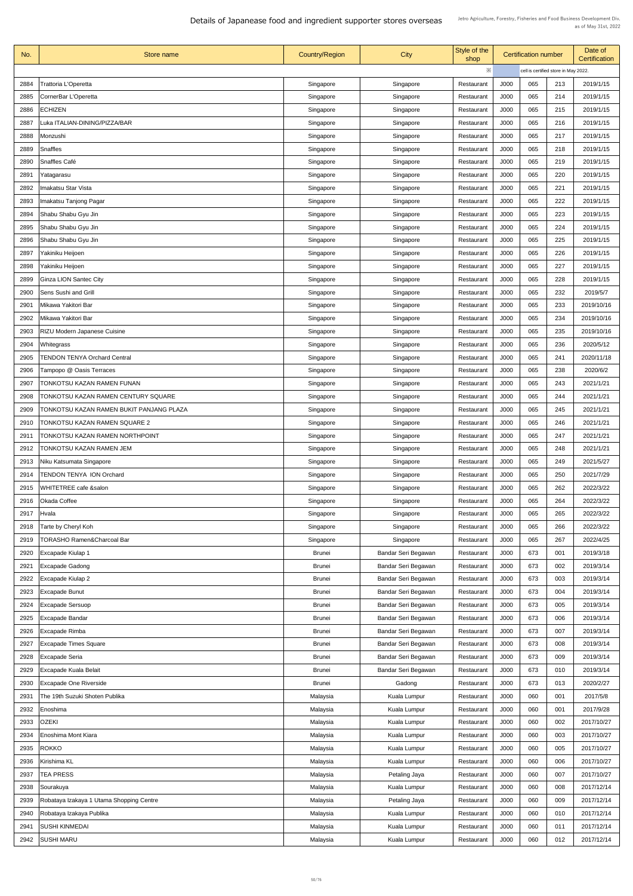# Details of Japanease food and ingredient supporter stores overseas

Jetro Agriculture, Forestry, Fisheries and Food Business Development Div.
as of May 31st, 2022

| No. | Store name | Country/Region | City | Style of the shop | Certification number | | | Date of Certification |
|---|---|---|---|---|---|---|---|---|
| | | | | ※ | cell is certified store in May 2022. | | | |
| 2884 | Trattoria L'Operetta | Singapore | Singapore | Restaurant | J000 | 065 | 213 | 2019/1/15 |
| 2885 | CornerBar L'Operetta | Singapore | Singapore | Restaurant | J000 | 065 | 214 | 2019/1/15 |
| 2886 | ECHIZEN | Singapore | Singapore | Restaurant | J000 | 065 | 215 | 2019/1/15 |
| 2887 | Luka ITALIAN-DINING/PIZZA/BAR | Singapore | Singapore | Restaurant | J000 | 065 | 216 | 2019/1/15 |
| 2888 | Monzushi | Singapore | Singapore | Restaurant | J000 | 065 | 217 | 2019/1/15 |
| 2889 | Snaffles | Singapore | Singapore | Restaurant | J000 | 065 | 218 | 2019/1/15 |
| 2890 | Snaffles Café | Singapore | Singapore | Restaurant | J000 | 065 | 219 | 2019/1/15 |
| 2891 | Yatagarasu | Singapore | Singapore | Restaurant | J000 | 065 | 220 | 2019/1/15 |
| 2892 | Imakatsu Star Vista | Singapore | Singapore | Restaurant | J000 | 065 | 221 | 2019/1/15 |
| 2893 | Imakatsu Tanjong Pagar | Singapore | Singapore | Restaurant | J000 | 065 | 222 | 2019/1/15 |
| 2894 | Shabu Shabu Gyu Jin | Singapore | Singapore | Restaurant | J000 | 065 | 223 | 2019/1/15 |
| 2895 | Shabu Shabu Gyu Jin | Singapore | Singapore | Restaurant | J000 | 065 | 224 | 2019/1/15 |
| 2896 | Shabu Shabu Gyu Jin | Singapore | Singapore | Restaurant | J000 | 065 | 225 | 2019/1/15 |
| 2897 | Yakiniku Heijoen | Singapore | Singapore | Restaurant | J000 | 065 | 226 | 2019/1/15 |
| 2898 | Yakiniku Heijoen | Singapore | Singapore | Restaurant | J000 | 065 | 227 | 2019/1/15 |
| 2899 | Ginza LION Santec City | Singapore | Singapore | Restaurant | J000 | 065 | 228 | 2019/1/15 |
| 2900 | Sens Sushi and Grill | Singapore | Singapore | Restaurant | J000 | 065 | 232 | 2019/5/7 |
| 2901 | Mikawa Yakitori Bar | Singapore | Singapore | Restaurant | J000 | 065 | 233 | 2019/10/16 |
| 2902 | Mikawa Yakitori Bar | Singapore | Singapore | Restaurant | J000 | 065 | 234 | 2019/10/16 |
| 2903 | RIZU Modern Japanese Cuisine | Singapore | Singapore | Restaurant | J000 | 065 | 235 | 2019/10/16 |
| 2904 | Whitegrass | Singapore | Singapore | Restaurant | J000 | 065 | 236 | 2020/5/12 |
| 2905 | TENDON TENYA Orchard Central | Singapore | Singapore | Restaurant | J000 | 065 | 241 | 2020/11/18 |
| 2906 | Tampopo @ Oasis Terraces | Singapore | Singapore | Restaurant | J000 | 065 | 238 | 2020/6/2 |
| 2907 | TONKOTSU KAZAN RAMEN FUNAN | Singapore | Singapore | Restaurant | J000 | 065 | 243 | 2021/1/21 |
| 2908 | TONKOTSU KAZAN RAMEN CENTURY SQUARE | Singapore | Singapore | Restaurant | J000 | 065 | 244 | 2021/1/21 |
| 2909 | TONKOTSU KAZAN RAMEN BUKIT PANJANG PLAZA | Singapore | Singapore | Restaurant | J000 | 065 | 245 | 2021/1/21 |
| 2910 | TONKOTSU KAZAN RAMEN SQUARE 2 | Singapore | Singapore | Restaurant | J000 | 065 | 246 | 2021/1/21 |
| 2911 | TONKOTSU KAZAN RAMEN NORTHPOINT | Singapore | Singapore | Restaurant | J000 | 065 | 247 | 2021/1/21 |
| 2912 | TONKOTSU KAZAN RAMEN JEM | Singapore | Singapore | Restaurant | J000 | 065 | 248 | 2021/1/21 |
| 2913 | Niku Katsumata Singapore | Singapore | Singapore | Restaurant | J000 | 065 | 249 | 2021/5/27 |
| 2914 | TENDON TENYA ION Orchard | Singapore | Singapore | Restaurant | J000 | 065 | 250 | 2021/7/29 |
| 2915 | WHITETREE cafe &salon | Singapore | Singapore | Restaurant | J000 | 065 | 262 | 2022/3/22 |
| 2916 | Okada Coffee | Singapore | Singapore | Restaurant | J000 | 065 | 264 | 2022/3/22 |
| 2917 | Hvala | Singapore | Singapore | Restaurant | J000 | 065 | 265 | 2022/3/22 |
| 2918 | Tarte by Cheryl Koh | Singapore | Singapore | Restaurant | J000 | 065 | 266 | 2022/3/22 |
| 2919 | TORASHO Ramen&Charcoal Bar | Singapore | Singapore | Restaurant | J000 | 065 | 267 | 2022/4/25 |
| 2920 | Excapade Kiulap 1 | Brunei | Bandar Seri Begawan | Restaurant | J000 | 673 | 001 | 2019/3/18 |
| 2921 | Excapade Gadong | Brunei | Bandar Seri Begawan | Restaurant | J000 | 673 | 002 | 2019/3/14 |
| 2922 | Excapade Kiulap 2 | Brunei | Bandar Seri Begawan | Restaurant | J000 | 673 | 003 | 2019/3/14 |
| 2923 | Excapade Bunut | Brunei | Bandar Seri Begawan | Restaurant | J000 | 673 | 004 | 2019/3/14 |
| 2924 | Excapade Sersuop | Brunei | Bandar Seri Begawan | Restaurant | J000 | 673 | 005 | 2019/3/14 |
| 2925 | Excapade Bandar | Brunei | Bandar Seri Begawan | Restaurant | J000 | 673 | 006 | 2019/3/14 |
| 2926 | Excapade Rimba | Brunei | Bandar Seri Begawan | Restaurant | J000 | 673 | 007 | 2019/3/14 |
| 2927 | Excapade Times Square | Brunei | Bandar Seri Begawan | Restaurant | J000 | 673 | 008 | 2019/3/14 |
| 2928 | Excapade Seria | Brunei | Bandar Seri Begawan | Restaurant | J000 | 673 | 009 | 2019/3/14 |
| 2929 | Excapade Kuala Belait | Brunei | Bandar Seri Begawan | Restaurant | J000 | 673 | 010 | 2019/3/14 |
| 2930 | Excapade One Riverside | Brunei | Gadong | Restaurant | J000 | 673 | 013 | 2020/2/27 |
| 2931 | The 19th Suzuki Shoten Publika | Malaysia | Kuala Lumpur | Restaurant | J000 | 060 | 001 | 2017/5/8 |
| 2932 | Enoshima | Malaysia | Kuala Lumpur | Restaurant | J000 | 060 | 001 | 2017/9/28 |
| 2933 | OZEKI | Malaysia | Kuala Lumpur | Restaurant | J000 | 060 | 002 | 2017/10/27 |
| 2934 | Enoshima Mont Kiara | Malaysia | Kuala Lumpur | Restaurant | J000 | 060 | 003 | 2017/10/27 |
| 2935 | ROKKO | Malaysia | Kuala Lumpur | Restaurant | J000 | 060 | 005 | 2017/10/27 |
| 2936 | Kirishima KL | Malaysia | Kuala Lumpur | Restaurant | J000 | 060 | 006 | 2017/10/27 |
| 2937 | TEA PRESS | Malaysia | Petaling Jaya | Restaurant | J000 | 060 | 007 | 2017/10/27 |
| 2938 | Sourakuya | Malaysia | Kuala Lumpur | Restaurant | J000 | 060 | 008 | 2017/12/14 |
| 2939 | Robataya Izakaya 1 Utama Shopping Centre | Malaysia | Petaling Jaya | Restaurant | J000 | 060 | 009 | 2017/12/14 |
| 2940 | Robataya Izakaya Publika | Malaysia | Kuala Lumpur | Restaurant | J000 | 060 | 010 | 2017/12/14 |
| 2941 | SUSHI KINMEDAI | Malaysia | Kuala Lumpur | Restaurant | J000 | 060 | 011 | 2017/12/14 |
| 2942 | SUSHI MARU | Malaysia | Kuala Lumpur | Restaurant | J000 | 060 | 012 | 2017/12/14 |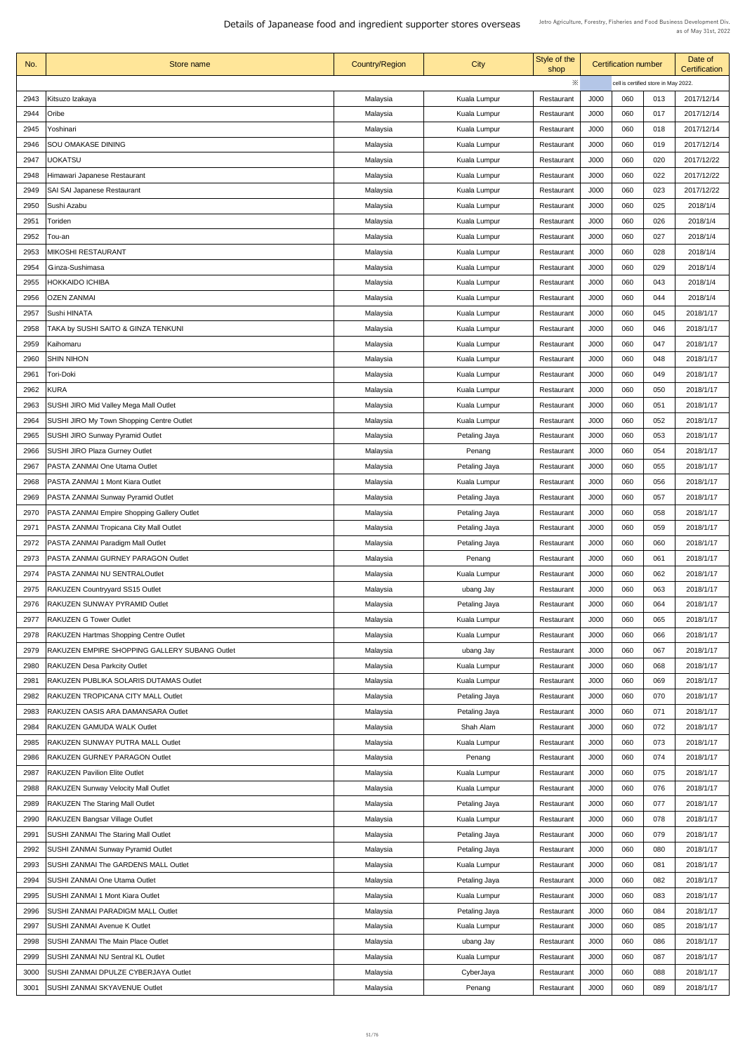# Details of Japanease food and ingredient supporter stores overseas

Jetro Agriculture, Forestry, Fisheries and Food Business Development Div.
as of May 31st, 2022

| No. | Store name | Country/Region | City | Style of the shop | Certification number | | | Date of Certification |
|---|---|---|---|---|---|---|---|---|
| | | | | ※ | cell is certified store in May 2022. | | | |
| 2943 | Kitsuzo Izakaya | Malaysia | Kuala Lumpur | Restaurant | J000 | 060 | 013 | 2017/12/14 |
| 2944 | Oribe | Malaysia | Kuala Lumpur | Restaurant | J000 | 060 | 017 | 2017/12/14 |
| 2945 | Yoshinari | Malaysia | Kuala Lumpur | Restaurant | J000 | 060 | 018 | 2017/12/14 |
| 2946 | SOU OMAKASE DINING | Malaysia | Kuala Lumpur | Restaurant | J000 | 060 | 019 | 2017/12/14 |
| 2947 | UOKATSU | Malaysia | Kuala Lumpur | Restaurant | J000 | 060 | 020 | 2017/12/22 |
| 2948 | Himawari Japanese Restaurant | Malaysia | Kuala Lumpur | Restaurant | J000 | 060 | 022 | 2017/12/22 |
| 2949 | SAI SAI Japanese Restaurant | Malaysia | Kuala Lumpur | Restaurant | J000 | 060 | 023 | 2017/12/22 |
| 2950 | Sushi Azabu | Malaysia | Kuala Lumpur | Restaurant | J000 | 060 | 025 | 2018/1/4 |
| 2951 | Toriden | Malaysia | Kuala Lumpur | Restaurant | J000 | 060 | 026 | 2018/1/4 |
| 2952 | Tou-an | Malaysia | Kuala Lumpur | Restaurant | J000 | 060 | 027 | 2018/1/4 |
| 2953 | MIKOSHI RESTAURANT | Malaysia | Kuala Lumpur | Restaurant | J000 | 060 | 028 | 2018/1/4 |
| 2954 | Ginza-Sushimasa | Malaysia | Kuala Lumpur | Restaurant | J000 | 060 | 029 | 2018/1/4 |
| 2955 | HOKKAIDO ICHIBA | Malaysia | Kuala Lumpur | Restaurant | J000 | 060 | 043 | 2018/1/4 |
| 2956 | OZEN ZANMAI | Malaysia | Kuala Lumpur | Restaurant | J000 | 060 | 044 | 2018/1/4 |
| 2957 | Sushi HINATA | Malaysia | Kuala Lumpur | Restaurant | J000 | 060 | 045 | 2018/1/17 |
| 2958 | TAKA by SUSHI SAITO & GINZA TENKUNI | Malaysia | Kuala Lumpur | Restaurant | J000 | 060 | 046 | 2018/1/17 |
| 2959 | Kaihomaru | Malaysia | Kuala Lumpur | Restaurant | J000 | 060 | 047 | 2018/1/17 |
| 2960 | SHIN NIHON | Malaysia | Kuala Lumpur | Restaurant | J000 | 060 | 048 | 2018/1/17 |
| 2961 | Tori-Doki | Malaysia | Kuala Lumpur | Restaurant | J000 | 060 | 049 | 2018/1/17 |
| 2962 | KURA | Malaysia | Kuala Lumpur | Restaurant | J000 | 060 | 050 | 2018/1/17 |
| 2963 | SUSHI JIRO Mid Valley Mega Mall Outlet | Malaysia | Kuala Lumpur | Restaurant | J000 | 060 | 051 | 2018/1/17 |
| 2964 | SUSHI JIRO My Town Shopping Centre Outlet | Malaysia | Kuala Lumpur | Restaurant | J000 | 060 | 052 | 2018/1/17 |
| 2965 | SUSHI JIRO Sunway Pyramid Outlet | Malaysia | Petaling Jaya | Restaurant | J000 | 060 | 053 | 2018/1/17 |
| 2966 | SUSHI JIRO Plaza Gurney Outlet | Malaysia | Penang | Restaurant | J000 | 060 | 054 | 2018/1/17 |
| 2967 | PASTA ZANMAI One Utama Outlet | Malaysia | Petaling Jaya | Restaurant | J000 | 060 | 055 | 2018/1/17 |
| 2968 | PASTA ZANMAI 1 Mont Kiara Outlet | Malaysia | Kuala Lumpur | Restaurant | J000 | 060 | 056 | 2018/1/17 |
| 2969 | PASTA ZANMAI Sunway Pyramid Outlet | Malaysia | Petaling Jaya | Restaurant | J000 | 060 | 057 | 2018/1/17 |
| 2970 | PASTA ZANMAI Empire Shopping Gallery Outlet | Malaysia | Petaling Jaya | Restaurant | J000 | 060 | 058 | 2018/1/17 |
| 2971 | PASTA ZANMAI Tropicana City Mall Outlet | Malaysia | Petaling Jaya | Restaurant | J000 | 060 | 059 | 2018/1/17 |
| 2972 | PASTA ZANMAI Paradigm Mall Outlet | Malaysia | Petaling Jaya | Restaurant | J000 | 060 | 060 | 2018/1/17 |
| 2973 | PASTA ZANMAI GURNEY PARAGON Outlet | Malaysia | Penang | Restaurant | J000 | 060 | 061 | 2018/1/17 |
| 2974 | PASTA ZANMAI NU SENTRALOutlet | Malaysia | Kuala Lumpur | Restaurant | J000 | 060 | 062 | 2018/1/17 |
| 2975 | RAKUZEN Countryyard SS15 Outlet | Malaysia | ubang Jay | Restaurant | J000 | 060 | 063 | 2018/1/17 |
| 2976 | RAKUZEN SUNWAY PYRAMID Outlet | Malaysia | Petaling Jaya | Restaurant | J000 | 060 | 064 | 2018/1/17 |
| 2977 | RAKUZEN G Tower Outlet | Malaysia | Kuala Lumpur | Restaurant | J000 | 060 | 065 | 2018/1/17 |
| 2978 | RAKUZEN Hartmas Shopping Centre Outlet | Malaysia | Kuala Lumpur | Restaurant | J000 | 060 | 066 | 2018/1/17 |
| 2979 | RAKUZEN EMPIRE SHOPPING GALLERY SUBANG Outlet | Malaysia | ubang Jay | Restaurant | J000 | 060 | 067 | 2018/1/17 |
| 2980 | RAKUZEN Desa Parkcity Outlet | Malaysia | Kuala Lumpur | Restaurant | J000 | 060 | 068 | 2018/1/17 |
| 2981 | RAKUZEN PUBLIKA SOLARIS DUTAMAS Outlet | Malaysia | Kuala Lumpur | Restaurant | J000 | 060 | 069 | 2018/1/17 |
| 2982 | RAKUZEN TROPICANA CITY MALL Outlet | Malaysia | Petaling Jaya | Restaurant | J000 | 060 | 070 | 2018/1/17 |
| 2983 | RAKUZEN OASIS ARA DAMANSARA Outlet | Malaysia | Petaling Jaya | Restaurant | J000 | 060 | 071 | 2018/1/17 |
| 2984 | RAKUZEN GAMUDA WALK Outlet | Malaysia | Shah Alam | Restaurant | J000 | 060 | 072 | 2018/1/17 |
| 2985 | RAKUZEN SUNWAY PUTRA MALL Outlet | Malaysia | Kuala Lumpur | Restaurant | J000 | 060 | 073 | 2018/1/17 |
| 2986 | RAKUZEN GURNEY PARAGON Outlet | Malaysia | Penang | Restaurant | J000 | 060 | 074 | 2018/1/17 |
| 2987 | RAKUZEN Pavilion Elite Outlet | Malaysia | Kuala Lumpur | Restaurant | J000 | 060 | 075 | 2018/1/17 |
| 2988 | RAKUZEN Sunway Velocity Mall Outlet | Malaysia | Kuala Lumpur | Restaurant | J000 | 060 | 076 | 2018/1/17 |
| 2989 | RAKUZEN The Staring Mall Outlet | Malaysia | Petaling Jaya | Restaurant | J000 | 060 | 077 | 2018/1/17 |
| 2990 | RAKUZEN Bangsar Village Outlet | Malaysia | Kuala Lumpur | Restaurant | J000 | 060 | 078 | 2018/1/17 |
| 2991 | SUSHI ZANMAI The Staring Mall Outlet | Malaysia | Petaling Jaya | Restaurant | J000 | 060 | 079 | 2018/1/17 |
| 2992 | SUSHI ZANMAI Sunway Pyramid Outlet | Malaysia | Petaling Jaya | Restaurant | J000 | 060 | 080 | 2018/1/17 |
| 2993 | SUSHI ZANMAI The GARDENS MALL Outlet | Malaysia | Kuala Lumpur | Restaurant | J000 | 060 | 081 | 2018/1/17 |
| 2994 | SUSHI ZANMAI One Utama Outlet | Malaysia | Petaling Jaya | Restaurant | J000 | 060 | 082 | 2018/1/17 |
| 2995 | SUSHI ZANMAI 1 Mont Kiara Outlet | Malaysia | Kuala Lumpur | Restaurant | J000 | 060 | 083 | 2018/1/17 |
| 2996 | SUSHI ZANMAI PARADIGM MALL Outlet | Malaysia | Petaling Jaya | Restaurant | J000 | 060 | 084 | 2018/1/17 |
| 2997 | SUSHI ZANMAI Avenue K Outlet | Malaysia | Kuala Lumpur | Restaurant | J000 | 060 | 085 | 2018/1/17 |
| 2998 | SUSHI ZANMAI The Main Place Outlet | Malaysia | ubang Jay | Restaurant | J000 | 060 | 086 | 2018/1/17 |
| 2999 | SUSHI ZANMAI NU Sentral KL Outlet | Malaysia | Kuala Lumpur | Restaurant | J000 | 060 | 087 | 2018/1/17 |
| 3000 | SUSHI ZANMAI DPULZE CYBERJAYA Outlet | Malaysia | CyberJaya | Restaurant | J000 | 060 | 088 | 2018/1/17 |
| 3001 | SUSHI ZANMAI SKYAVENUE Outlet | Malaysia | Penang | Restaurant | J000 | 060 | 089 | 2018/1/17 |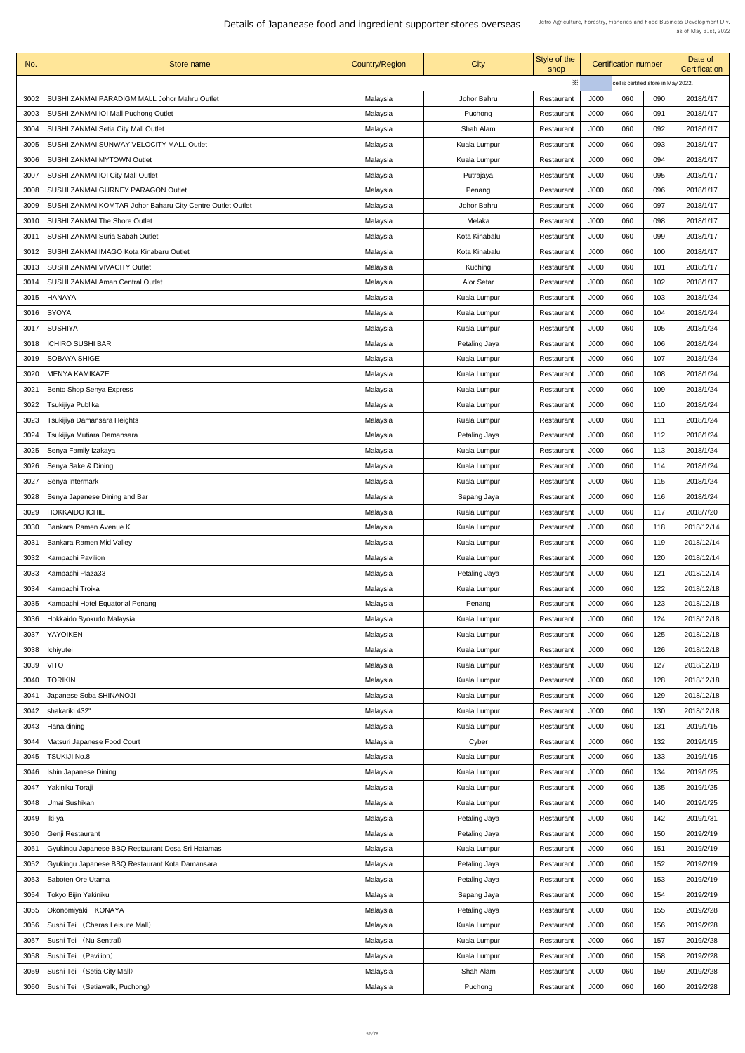# Details of Japanease food and ingredient supporter stores overseas

Jetro Agriculture, Forestry, Fisheries and Food Business Development Div.
as of May 31st, 2022

| No. | Store name | Country/Region | City | Style of the shop | Certification number | | | Date of Certification |
|---|---|---|---|---|---|---|---|---|
| | | | | ※ | cell is certified store in May 2022. | | | |
| 3002 | SUSHI ZANMAI PARADIGM MALL Johor Mahru Outlet | Malaysia | Johor Bahru | Restaurant | J000 | 060 | 090 | 2018/1/17 |
| 3003 | SUSHI ZANMAI IOI Mall Puchong Outlet | Malaysia | Puchong | Restaurant | J000 | 060 | 091 | 2018/1/17 |
| 3004 | SUSHI ZANMAI Setia City Mall Outlet | Malaysia | Shah Alam | Restaurant | J000 | 060 | 092 | 2018/1/17 |
| 3005 | SUSHI ZANMAI SUNWAY VELOCITY MALL Outlet | Malaysia | Kuala Lumpur | Restaurant | J000 | 060 | 093 | 2018/1/17 |
| 3006 | SUSHI ZANMAI MYTOWN Outlet | Malaysia | Kuala Lumpur | Restaurant | J000 | 060 | 094 | 2018/1/17 |
| 3007 | SUSHI ZANMAI IOI City Mall Outlet | Malaysia | Putrajaya | Restaurant | J000 | 060 | 095 | 2018/1/17 |
| 3008 | SUSHI ZANMAI GURNEY PARAGON Outlet | Malaysia | Penang | Restaurant | J000 | 060 | 096 | 2018/1/17 |
| 3009 | SUSHI ZANMAI KOMTAR Johor Baharu City Centre Outlet Outlet | Malaysia | Johor Bahru | Restaurant | J000 | 060 | 097 | 2018/1/17 |
| 3010 | SUSHI ZANMAI The Shore Outlet | Malaysia | Melaka | Restaurant | J000 | 060 | 098 | 2018/1/17 |
| 3011 | SUSHI ZANMAI Suria Sabah Outlet | Malaysia | Kota Kinabalu | Restaurant | J000 | 060 | 099 | 2018/1/17 |
| 3012 | SUSHI ZANMAI IMAGO Kota Kinabaru Outlet | Malaysia | Kota Kinabalu | Restaurant | J000 | 060 | 100 | 2018/1/17 |
| 3013 | SUSHI ZANMAI VIVACITY Outlet | Malaysia | Kuching | Restaurant | J000 | 060 | 101 | 2018/1/17 |
| 3014 | SUSHI ZANMAI Aman Central Outlet | Malaysia | Alor Setar | Restaurant | J000 | 060 | 102 | 2018/1/17 |
| 3015 | HANAYA | Malaysia | Kuala Lumpur | Restaurant | J000 | 060 | 103 | 2018/1/24 |
| 3016 | SYOYA | Malaysia | Kuala Lumpur | Restaurant | J000 | 060 | 104 | 2018/1/24 |
| 3017 | SUSHIYA | Malaysia | Kuala Lumpur | Restaurant | J000 | 060 | 105 | 2018/1/24 |
| 3018 | ICHIRO SUSHI BAR | Malaysia | Petaling Jaya | Restaurant | J000 | 060 | 106 | 2018/1/24 |
| 3019 | SOBAYA SHIGE | Malaysia | Kuala Lumpur | Restaurant | J000 | 060 | 107 | 2018/1/24 |
| 3020 | MENYA KAMIKAZE | Malaysia | Kuala Lumpur | Restaurant | J000 | 060 | 108 | 2018/1/24 |
| 3021 | Bento Shop Senya Express | Malaysia | Kuala Lumpur | Restaurant | J000 | 060 | 109 | 2018/1/24 |
| 3022 | Tsukijiya Publika | Malaysia | Kuala Lumpur | Restaurant | J000 | 060 | 110 | 2018/1/24 |
| 3023 | Tsukijiya Damansara Heights | Malaysia | Kuala Lumpur | Restaurant | J000 | 060 | 111 | 2018/1/24 |
| 3024 | Tsukijiya Mutiara Damansara | Malaysia | Petaling Jaya | Restaurant | J000 | 060 | 112 | 2018/1/24 |
| 3025 | Senya Family Izakaya | Malaysia | Kuala Lumpur | Restaurant | J000 | 060 | 113 | 2018/1/24 |
| 3026 | Senya Sake & Dining | Malaysia | Kuala Lumpur | Restaurant | J000 | 060 | 114 | 2018/1/24 |
| 3027 | Senya Intermark | Malaysia | Kuala Lumpur | Restaurant | J000 | 060 | 115 | 2018/1/24 |
| 3028 | Senya Japanese Dining and Bar | Malaysia | Sepang Jaya | Restaurant | J000 | 060 | 116 | 2018/1/24 |
| 3029 | HOKKAIDO ICHIE | Malaysia | Kuala Lumpur | Restaurant | J000 | 060 | 117 | 2018/7/20 |
| 3030 | Bankara Ramen Avenue K | Malaysia | Kuala Lumpur | Restaurant | J000 | 060 | 118 | 2018/12/14 |
| 3031 | Bankara Ramen Mid Valley | Malaysia | Kuala Lumpur | Restaurant | J000 | 060 | 119 | 2018/12/14 |
| 3032 | Kampachi Pavilion | Malaysia | Kuala Lumpur | Restaurant | J000 | 060 | 120 | 2018/12/14 |
| 3033 | Kampachi Plaza33 | Malaysia | Petaling Jaya | Restaurant | J000 | 060 | 121 | 2018/12/14 |
| 3034 | Kampachi Troika | Malaysia | Kuala Lumpur | Restaurant | J000 | 060 | 122 | 2018/12/18 |
| 3035 | Kampachi Hotel Equatorial Penang | Malaysia | Penang | Restaurant | J000 | 060 | 123 | 2018/12/18 |
| 3036 | Hokkaido Syokudo Malaysia | Malaysia | Kuala Lumpur | Restaurant | J000 | 060 | 124 | 2018/12/18 |
| 3037 | YAYOIKEN | Malaysia | Kuala Lumpur | Restaurant | J000 | 060 | 125 | 2018/12/18 |
| 3038 | Ichiyutei | Malaysia | Kuala Lumpur | Restaurant | J000 | 060 | 126 | 2018/12/18 |
| 3039 | VITO | Malaysia | Kuala Lumpur | Restaurant | J000 | 060 | 127 | 2018/12/18 |
| 3040 | TORIKIN | Malaysia | Kuala Lumpur | Restaurant | J000 | 060 | 128 | 2018/12/18 |
| 3041 | Japanese Soba SHINANOJI | Malaysia | Kuala Lumpur | Restaurant | J000 | 060 | 129 | 2018/12/18 |
| 3042 | shakariki 432" | Malaysia | Kuala Lumpur | Restaurant | J000 | 060 | 130 | 2018/12/18 |
| 3043 | Hana dining | Malaysia | Kuala Lumpur | Restaurant | J000 | 060 | 131 | 2019/1/15 |
| 3044 | Matsuri Japanese Food Court | Malaysia | Cyber | Restaurant | J000 | 060 | 132 | 2019/1/15 |
| 3045 | TSUKIJI No.8 | Malaysia | Kuala Lumpur | Restaurant | J000 | 060 | 133 | 2019/1/15 |
| 3046 | Ishin Japanese Dining | Malaysia | Kuala Lumpur | Restaurant | J000 | 060 | 134 | 2019/1/25 |
| 3047 | Yakiniku Toraji | Malaysia | Kuala Lumpur | Restaurant | J000 | 060 | 135 | 2019/1/25 |
| 3048 | Umai Sushikan | Malaysia | Kuala Lumpur | Restaurant | J000 | 060 | 140 | 2019/1/25 |
| 3049 | Iki-ya | Malaysia | Petaling Jaya | Restaurant | J000 | 060 | 142 | 2019/1/31 |
| 3050 | Genji Restaurant | Malaysia | Petaling Jaya | Restaurant | J000 | 060 | 150 | 2019/2/19 |
| 3051 | Gyukingu Japanese BBQ Restaurant Desa Sri Hatamas | Malaysia | Kuala Lumpur | Restaurant | J000 | 060 | 151 | 2019/2/19 |
| 3052 | Gyukingu Japanese BBQ Restaurant Kota Damansara | Malaysia | Petaling Jaya | Restaurant | J000 | 060 | 152 | 2019/2/19 |
| 3053 | Saboten Ore Utama | Malaysia | Petaling Jaya | Restaurant | J000 | 060 | 153 | 2019/2/19 |
| 3054 | Tokyo Bijin Yakiniku | Malaysia | Sepang Jaya | Restaurant | J000 | 060 | 154 | 2019/2/19 |
| 3055 | Okonomiyaki　KONAYA | Malaysia | Petaling Jaya | Restaurant | J000 | 060 | 155 | 2019/2/28 |
| 3056 | Sushi Tei （Cheras Leisure Mall） | Malaysia | Kuala Lumpur | Restaurant | J000 | 060 | 156 | 2019/2/28 |
| 3057 | Sushi Tei （Nu Sentral） | Malaysia | Kuala Lumpur | Restaurant | J000 | 060 | 157 | 2019/2/28 |
| 3058 | Sushi Tei （Pavilion） | Malaysia | Kuala Lumpur | Restaurant | J000 | 060 | 158 | 2019/2/28 |
| 3059 | Sushi Tei （Setia City Mall） | Malaysia | Shah Alam | Restaurant | J000 | 060 | 159 | 2019/2/28 |
| 3060 | Sushi Tei （Setiawalk, Puchong） | Malaysia | Puchong | Restaurant | J000 | 060 | 160 | 2019/2/28 |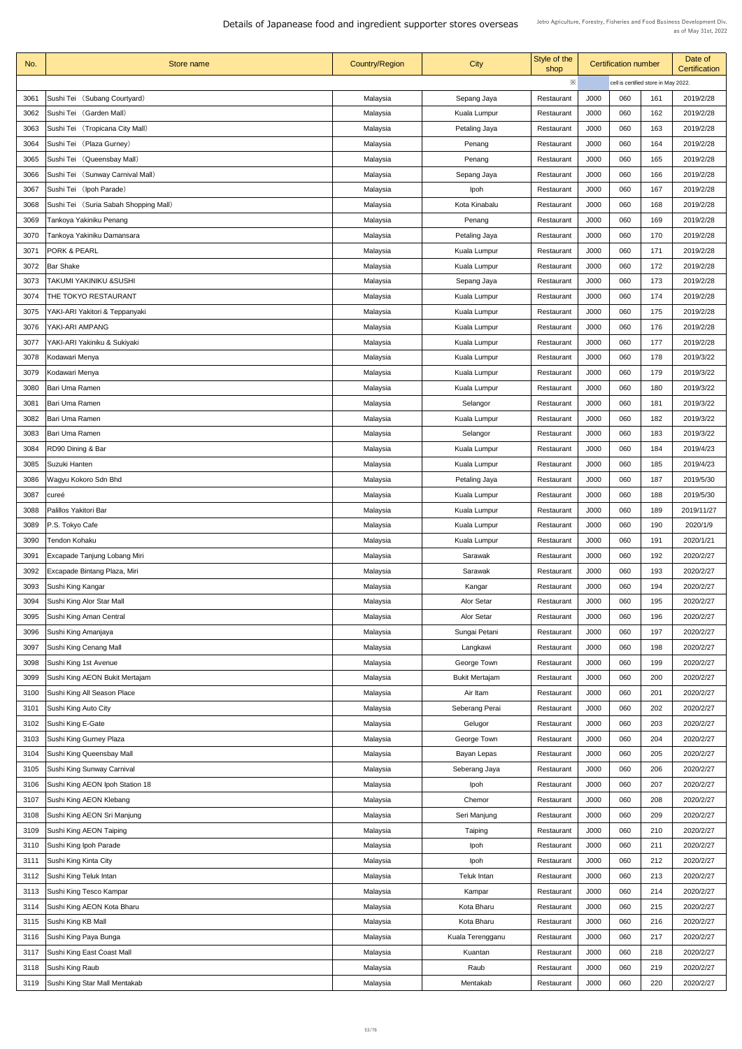# Details of Japanease food and ingredient supporter stores overseas

Jetro Agriculture, Forestry, Fisheries and Food Business Development Div.
as of May 31st, 2022

| No. | Store name | Country/Region | City | Style of the shop | Certification number | | | Date of Certification |
|---|---|---|---|---|---|---|---|---|
| | | | | ※ | cell is certified store in May 2022. | | | |
| 3061 | Sushi Tei （Subang Courtyard） | Malaysia | Sepang Jaya | Restaurant | J000 | 060 | 161 | 2019/2/28 |
| 3062 | Sushi Tei （Garden Mall） | Malaysia | Kuala Lumpur | Restaurant | J000 | 060 | 162 | 2019/2/28 |
| 3063 | Sushi Tei （Tropicana City Mall） | Malaysia | Petaling Jaya | Restaurant | J000 | 060 | 163 | 2019/2/28 |
| 3064 | Sushi Tei （Plaza Gurney） | Malaysia | Penang | Restaurant | J000 | 060 | 164 | 2019/2/28 |
| 3065 | Sushi Tei （Queensbay Mall） | Malaysia | Penang | Restaurant | J000 | 060 | 165 | 2019/2/28 |
| 3066 | Sushi Tei （Sunway Carnival Mall） | Malaysia | Sepang Jaya | Restaurant | J000 | 060 | 166 | 2019/2/28 |
| 3067 | Sushi Tei （Ipoh Parade） | Malaysia | Ipoh | Restaurant | J000 | 060 | 167 | 2019/2/28 |
| 3068 | Sushi Tei （Suria Sabah Shopping Mall） | Malaysia | Kota Kinabalu | Restaurant | J000 | 060 | 168 | 2019/2/28 |
| 3069 | Tankoya Yakiniku Penang | Malaysia | Penang | Restaurant | J000 | 060 | 169 | 2019/2/28 |
| 3070 | Tankoya Yakiniku Damansara | Malaysia | Petaling Jaya | Restaurant | J000 | 060 | 170 | 2019/2/28 |
| 3071 | PORK & PEARL | Malaysia | Kuala Lumpur | Restaurant | J000 | 060 | 171 | 2019/2/28 |
| 3072 | Bar Shake | Malaysia | Kuala Lumpur | Restaurant | J000 | 060 | 172 | 2019/2/28 |
| 3073 | TAKUMI YAKINIKU &SUSHI | Malaysia | Sepang Jaya | Restaurant | J000 | 060 | 173 | 2019/2/28 |
| 3074 | THE TOKYO RESTAURANT | Malaysia | Kuala Lumpur | Restaurant | J000 | 060 | 174 | 2019/2/28 |
| 3075 | YAKI-ARI Yakitori & Teppanyaki | Malaysia | Kuala Lumpur | Restaurant | J000 | 060 | 175 | 2019/2/28 |
| 3076 | YAKI-ARI AMPANG | Malaysia | Kuala Lumpur | Restaurant | J000 | 060 | 176 | 2019/2/28 |
| 3077 | YAKI-ARI Yakiniku & Sukiyaki | Malaysia | Kuala Lumpur | Restaurant | J000 | 060 | 177 | 2019/2/28 |
| 3078 | Kodawari Menya | Malaysia | Kuala Lumpur | Restaurant | J000 | 060 | 178 | 2019/3/22 |
| 3079 | Kodawari Menya | Malaysia | Kuala Lumpur | Restaurant | J000 | 060 | 179 | 2019/3/22 |
| 3080 | Bari Uma Ramen | Malaysia | Kuala Lumpur | Restaurant | J000 | 060 | 180 | 2019/3/22 |
| 3081 | Bari Uma Ramen | Malaysia | Selangor | Restaurant | J000 | 060 | 181 | 2019/3/22 |
| 3082 | Bari Uma Ramen | Malaysia | Kuala Lumpur | Restaurant | J000 | 060 | 182 | 2019/3/22 |
| 3083 | Bari Uma Ramen | Malaysia | Selangor | Restaurant | J000 | 060 | 183 | 2019/3/22 |
| 3084 | RD90 Dining & Bar | Malaysia | Kuala Lumpur | Restaurant | J000 | 060 | 184 | 2019/4/23 |
| 3085 | Suzuki Hanten | Malaysia | Kuala Lumpur | Restaurant | J000 | 060 | 185 | 2019/4/23 |
| 3086 | Wagyu Kokoro Sdn Bhd | Malaysia | Petaling Jaya | Restaurant | J000 | 060 | 187 | 2019/5/30 |
| 3087 | cureé | Malaysia | Kuala Lumpur | Restaurant | J000 | 060 | 188 | 2019/5/30 |
| 3088 | Palillos Yakitori Bar | Malaysia | Kuala Lumpur | Restaurant | J000 | 060 | 189 | 2019/11/27 |
| 3089 | P.S. Tokyo Cafe | Malaysia | Kuala Lumpur | Restaurant | J000 | 060 | 190 | 2020/1/9 |
| 3090 | Tendon Kohaku | Malaysia | Kuala Lumpur | Restaurant | J000 | 060 | 191 | 2020/1/21 |
| 3091 | Excapade Tanjung Lobang Miri | Malaysia | Sarawak | Restaurant | J000 | 060 | 192 | 2020/2/27 |
| 3092 | Excapade Bintang Plaza, Miri | Malaysia | Sarawak | Restaurant | J000 | 060 | 193 | 2020/2/27 |
| 3093 | Sushi King Kangar | Malaysia | Kangar | Restaurant | J000 | 060 | 194 | 2020/2/27 |
| 3094 | Sushi King Alor Star Mall | Malaysia | Alor Setar | Restaurant | J000 | 060 | 195 | 2020/2/27 |
| 3095 | Sushi King Aman Central | Malaysia | Alor Setar | Restaurant | J000 | 060 | 196 | 2020/2/27 |
| 3096 | Sushi King Amanjaya | Malaysia | Sungai Petani | Restaurant | J000 | 060 | 197 | 2020/2/27 |
| 3097 | Sushi King Cenang Mall | Malaysia | Langkawi | Restaurant | J000 | 060 | 198 | 2020/2/27 |
| 3098 | Sushi King 1st Avenue | Malaysia | George Town | Restaurant | J000 | 060 | 199 | 2020/2/27 |
| 3099 | Sushi King AEON Bukit Mertajam | Malaysia | Bukit Mertajam | Restaurant | J000 | 060 | 200 | 2020/2/27 |
| 3100 | Sushi King All Season Place | Malaysia | Air Itam | Restaurant | J000 | 060 | 201 | 2020/2/27 |
| 3101 | Sushi King Auto City | Malaysia | Seberang Perai | Restaurant | J000 | 060 | 202 | 2020/2/27 |
| 3102 | Sushi King E-Gate | Malaysia | Gelugor | Restaurant | J000 | 060 | 203 | 2020/2/27 |
| 3103 | Sushi King Gurney Plaza | Malaysia | George Town | Restaurant | J000 | 060 | 204 | 2020/2/27 |
| 3104 | Sushi King Queensbay Mall | Malaysia | Bayan Lepas | Restaurant | J000 | 060 | 205 | 2020/2/27 |
| 3105 | Sushi King Sunway Carnival | Malaysia | Seberang Jaya | Restaurant | J000 | 060 | 206 | 2020/2/27 |
| 3106 | Sushi King AEON Ipoh Station 18 | Malaysia | Ipoh | Restaurant | J000 | 060 | 207 | 2020/2/27 |
| 3107 | Sushi King AEON Klebang | Malaysia | Chemor | Restaurant | J000 | 060 | 208 | 2020/2/27 |
| 3108 | Sushi King AEON Sri Manjung | Malaysia | Seri Manjung | Restaurant | J000 | 060 | 209 | 2020/2/27 |
| 3109 | Sushi King AEON Taiping | Malaysia | Taiping | Restaurant | J000 | 060 | 210 | 2020/2/27 |
| 3110 | Sushi King Ipoh Parade | Malaysia | Ipoh | Restaurant | J000 | 060 | 211 | 2020/2/27 |
| 3111 | Sushi King Kinta City | Malaysia | Ipoh | Restaurant | J000 | 060 | 212 | 2020/2/27 |
| 3112 | Sushi King Teluk Intan | Malaysia | Teluk Intan | Restaurant | J000 | 060 | 213 | 2020/2/27 |
| 3113 | Sushi King Tesco Kampar | Malaysia | Kampar | Restaurant | J000 | 060 | 214 | 2020/2/27 |
| 3114 | Sushi King AEON Kota Bharu | Malaysia | Kota Bharu | Restaurant | J000 | 060 | 215 | 2020/2/27 |
| 3115 | Sushi King KB Mall | Malaysia | Kota Bharu | Restaurant | J000 | 060 | 216 | 2020/2/27 |
| 3116 | Sushi King Paya Bunga | Malaysia | Kuala Terengganu | Restaurant | J000 | 060 | 217 | 2020/2/27 |
| 3117 | Sushi King East Coast Mall | Malaysia | Kuantan | Restaurant | J000 | 060 | 218 | 2020/2/27 |
| 3118 | Sushi King Raub | Malaysia | Raub | Restaurant | J000 | 060 | 219 | 2020/2/27 |
| 3119 | Sushi King Star Mall Mentakab | Malaysia | Mentakab | Restaurant | J000 | 060 | 220 | 2020/2/27 |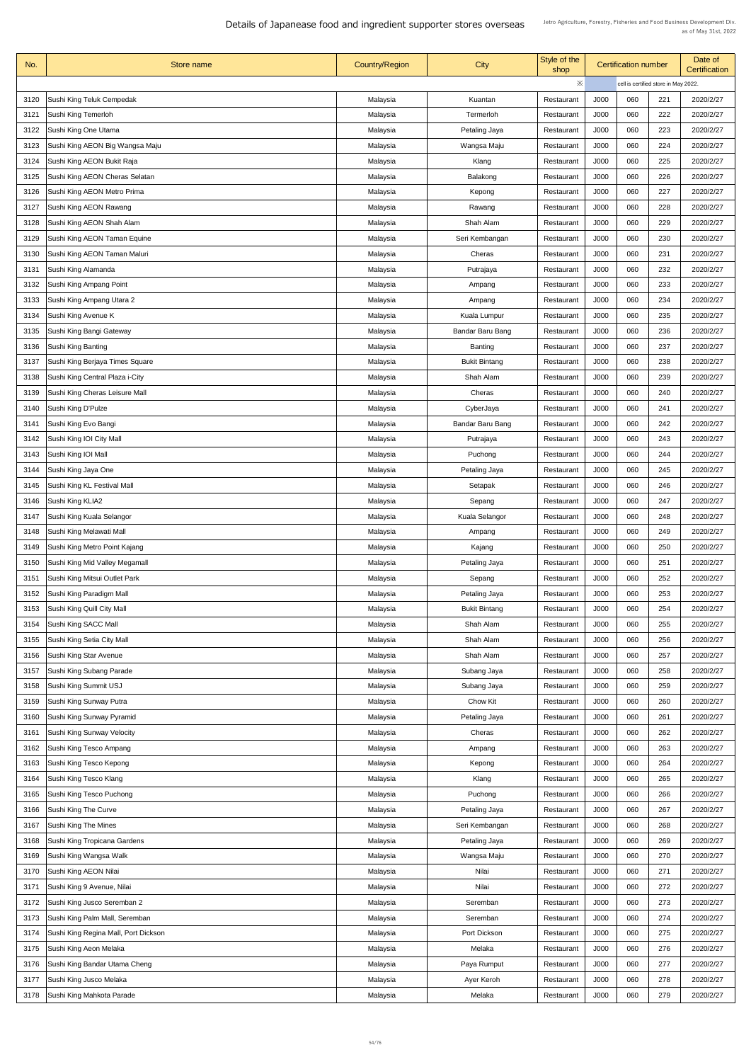# Details of Japanese food and ingredient supporter stores overseas

Jetro Agriculture, Forestry, Fisheries and Food Business Development Div.
as of May 31st, 2022

| No. | Store name | Country/Region | City | Style of the shop | Certification number | | | Date of Certification |
|---|---|---|---|---|---|---|---|---|
| | | | | ※ | cell is certified store in May 2022. | | | |
| 3120 | Sushi King Teluk Cempedak | Malaysia | Kuantan | Restaurant | J000 | 060 | 221 | 2020/2/27 |
| 3121 | Sushi King Temerloh | Malaysia | Termerloh | Restaurant | J000 | 060 | 222 | 2020/2/27 |
| 3122 | Sushi King One Utama | Malaysia | Petaling Jaya | Restaurant | J000 | 060 | 223 | 2020/2/27 |
| 3123 | Sushi King AEON Big Wangsa Maju | Malaysia | Wangsa Maju | Restaurant | J000 | 060 | 224 | 2020/2/27 |
| 3124 | Sushi King AEON Bukit Raja | Malaysia | Klang | Restaurant | J000 | 060 | 225 | 2020/2/27 |
| 3125 | Sushi King AEON Cheras Selatan | Malaysia | Balakong | Restaurant | J000 | 060 | 226 | 2020/2/27 |
| 3126 | Sushi King AEON Metro Prima | Malaysia | Kepong | Restaurant | J000 | 060 | 227 | 2020/2/27 |
| 3127 | Sushi King AEON Rawang | Malaysia | Rawang | Restaurant | J000 | 060 | 228 | 2020/2/27 |
| 3128 | Sushi King AEON Shah Alam | Malaysia | Shah Alam | Restaurant | J000 | 060 | 229 | 2020/2/27 |
| 3129 | Sushi King AEON Taman Equine | Malaysia | Seri Kembangan | Restaurant | J000 | 060 | 230 | 2020/2/27 |
| 3130 | Sushi King AEON Taman Maluri | Malaysia | Cheras | Restaurant | J000 | 060 | 231 | 2020/2/27 |
| 3131 | Sushi King Alamanda | Malaysia | Putrajaya | Restaurant | J000 | 060 | 232 | 2020/2/27 |
| 3132 | Sushi King Ampang Point | Malaysia | Ampang | Restaurant | J000 | 060 | 233 | 2020/2/27 |
| 3133 | Sushi King Ampang Utara 2 | Malaysia | Ampang | Restaurant | J000 | 060 | 234 | 2020/2/27 |
| 3134 | Sushi King Avenue K | Malaysia | Kuala Lumpur | Restaurant | J000 | 060 | 235 | 2020/2/27 |
| 3135 | Sushi King Bangi Gateway | Malaysia | Bandar Baru Bang | Restaurant | J000 | 060 | 236 | 2020/2/27 |
| 3136 | Sushi King Banting | Malaysia | Banting | Restaurant | J000 | 060 | 237 | 2020/2/27 |
| 3137 | Sushi King Berjaya Times Square | Malaysia | Bukit Bintang | Restaurant | J000 | 060 | 238 | 2020/2/27 |
| 3138 | Sushi King Central Plaza i-City | Malaysia | Shah Alam | Restaurant | J000 | 060 | 239 | 2020/2/27 |
| 3139 | Sushi King Cheras Leisure Mall | Malaysia | Cheras | Restaurant | J000 | 060 | 240 | 2020/2/27 |
| 3140 | Sushi King D'Pulze | Malaysia | CyberJaya | Restaurant | J000 | 060 | 241 | 2020/2/27 |
| 3141 | Sushi King Evo Bangi | Malaysia | Bandar Baru Bang | Restaurant | J000 | 060 | 242 | 2020/2/27 |
| 3142 | Sushi King IOI City Mall | Malaysia | Putrajaya | Restaurant | J000 | 060 | 243 | 2020/2/27 |
| 3143 | Sushi King IOI Mall | Malaysia | Puchong | Restaurant | J000 | 060 | 244 | 2020/2/27 |
| 3144 | Sushi King Jaya One | Malaysia | Petaling Jaya | Restaurant | J000 | 060 | 245 | 2020/2/27 |
| 3145 | Sushi King KL Festival Mall | Malaysia | Setapak | Restaurant | J000 | 060 | 246 | 2020/2/27 |
| 3146 | Sushi King KLIA2 | Malaysia | Sepang | Restaurant | J000 | 060 | 247 | 2020/2/27 |
| 3147 | Sushi King Kuala Selangor | Malaysia | Kuala Selangor | Restaurant | J000 | 060 | 248 | 2020/2/27 |
| 3148 | Sushi King Melawati Mall | Malaysia | Ampang | Restaurant | J000 | 060 | 249 | 2020/2/27 |
| 3149 | Sushi King Metro Point Kajang | Malaysia | Kajang | Restaurant | J000 | 060 | 250 | 2020/2/27 |
| 3150 | Sushi King Mid Valley Megamall | Malaysia | Petaling Jaya | Restaurant | J000 | 060 | 251 | 2020/2/27 |
| 3151 | Sushi King Mitsui Outlet Park | Malaysia | Sepang | Restaurant | J000 | 060 | 252 | 2020/2/27 |
| 3152 | Sushi King Paradigm Mall | Malaysia | Petaling Jaya | Restaurant | J000 | 060 | 253 | 2020/2/27 |
| 3153 | Sushi King Quill City Mall | Malaysia | Bukit Bintang | Restaurant | J000 | 060 | 254 | 2020/2/27 |
| 3154 | Sushi King SACC Mall | Malaysia | Shah Alam | Restaurant | J000 | 060 | 255 | 2020/2/27 |
| 3155 | Sushi King Setia City Mall | Malaysia | Shah Alam | Restaurant | J000 | 060 | 256 | 2020/2/27 |
| 3156 | Sushi King Star Avenue | Malaysia | Shah Alam | Restaurant | J000 | 060 | 257 | 2020/2/27 |
| 3157 | Sushi King Subang Parade | Malaysia | Subang Jaya | Restaurant | J000 | 060 | 258 | 2020/2/27 |
| 3158 | Sushi King Summit USJ | Malaysia | Subang Jaya | Restaurant | J000 | 060 | 259 | 2020/2/27 |
| 3159 | Sushi King Sunway Putra | Malaysia | Chow Kit | Restaurant | J000 | 060 | 260 | 2020/2/27 |
| 3160 | Sushi King Sunway Pyramid | Malaysia | Petaling Jaya | Restaurant | J000 | 060 | 261 | 2020/2/27 |
| 3161 | Sushi King Sunway Velocity | Malaysia | Cheras | Restaurant | J000 | 060 | 262 | 2020/2/27 |
| 3162 | Sushi King Tesco Ampang | Malaysia | Ampang | Restaurant | J000 | 060 | 263 | 2020/2/27 |
| 3163 | Sushi King Tesco Kepong | Malaysia | Kepong | Restaurant | J000 | 060 | 264 | 2020/2/27 |
| 3164 | Sushi King Tesco Klang | Malaysia | Klang | Restaurant | J000 | 060 | 265 | 2020/2/27 |
| 3165 | Sushi King Tesco Puchong | Malaysia | Puchong | Restaurant | J000 | 060 | 266 | 2020/2/27 |
| 3166 | Sushi King The Curve | Malaysia | Petaling Jaya | Restaurant | J000 | 060 | 267 | 2020/2/27 |
| 3167 | Sushi King The Mines | Malaysia | Seri Kembangan | Restaurant | J000 | 060 | 268 | 2020/2/27 |
| 3168 | Sushi King Tropicana Gardens | Malaysia | Petaling Jaya | Restaurant | J000 | 060 | 269 | 2020/2/27 |
| 3169 | Sushi King Wangsa Walk | Malaysia | Wangsa Maju | Restaurant | J000 | 060 | 270 | 2020/2/27 |
| 3170 | Sushi King AEON Nilai | Malaysia | Nilai | Restaurant | J000 | 060 | 271 | 2020/2/27 |
| 3171 | Sushi King 9 Avenue, Nilai | Malaysia | Nilai | Restaurant | J000 | 060 | 272 | 2020/2/27 |
| 3172 | Sushi King Jusco Seremban 2 | Malaysia | Seremban | Restaurant | J000 | 060 | 273 | 2020/2/27 |
| 3173 | Sushi King Palm Mall, Seremban | Malaysia | Seremban | Restaurant | J000 | 060 | 274 | 2020/2/27 |
| 3174 | Sushi King Regina Mall, Port Dickson | Malaysia | Port Dickson | Restaurant | J000 | 060 | 275 | 2020/2/27 |
| 3175 | Sushi King Aeon Melaka | Malaysia | Melaka | Restaurant | J000 | 060 | 276 | 2020/2/27 |
| 3176 | Sushi King Bandar Utama Cheng | Malaysia | Paya Rumput | Restaurant | J000 | 060 | 277 | 2020/2/27 |
| 3177 | Sushi King Jusco Melaka | Malaysia | Ayer Keroh | Restaurant | J000 | 060 | 278 | 2020/2/27 |
| 3178 | Sushi King Mahkota Parade | Malaysia | Melaka | Restaurant | J000 | 060 | 279 | 2020/2/27 |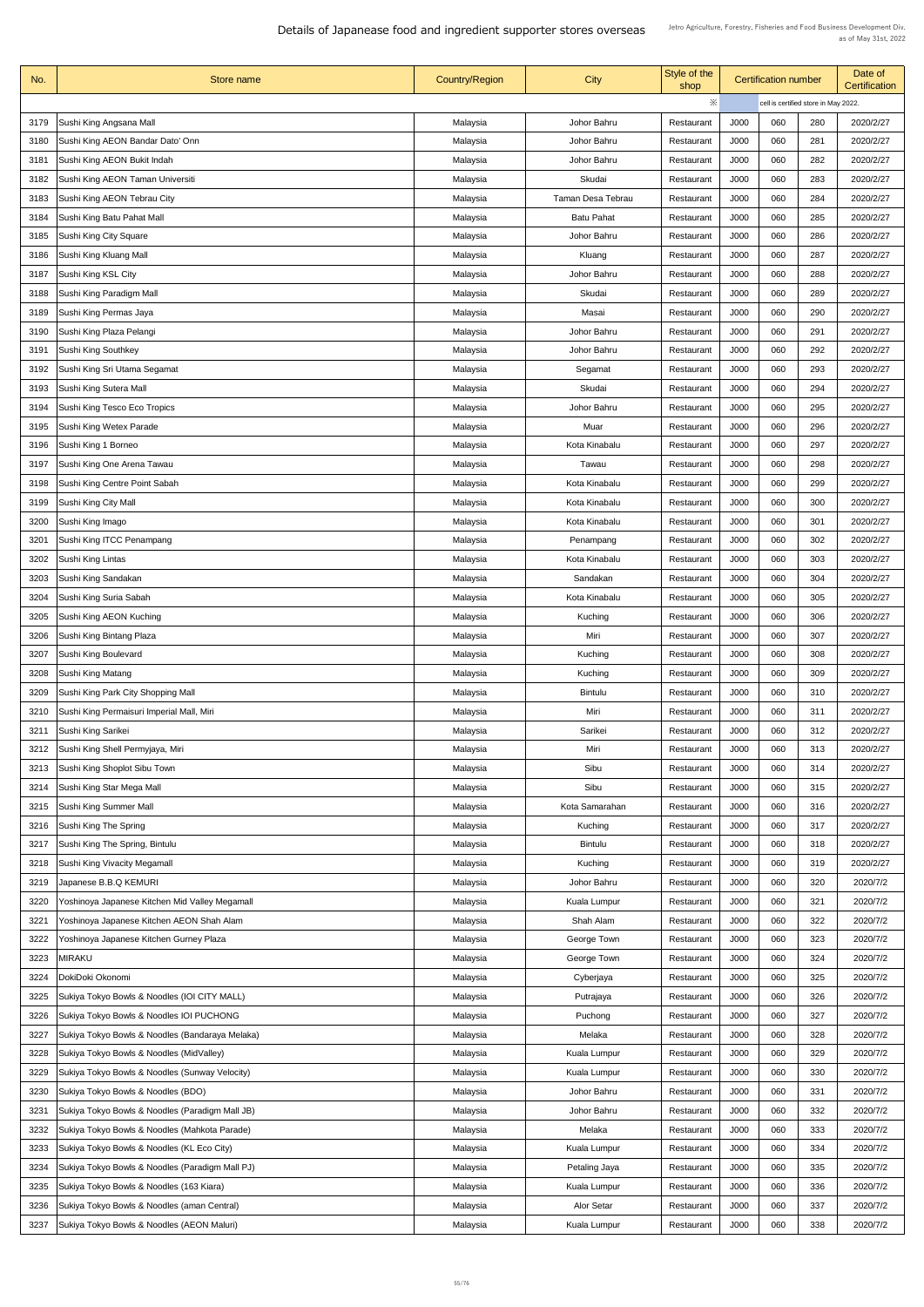# Details of Japanease food and ingredient supporter stores overseas

Jetro Agriculture, Forestry, Fisheries and Food Business Development Div.
as of May 31st, 2022

| No. | Store name | Country/Region | City | Style of the shop | Certification number | | | Date of Certification |
|---|---|---|---|---|---|---|---|---|
| | | | | ※ | cell is certified store in May 2022. | | | |
| 3179 | Sushi King Angsana Mall | Malaysia | Johor Bahru | Restaurant | J000 | 060 | 280 | 2020/2/27 |
| 3180 | Sushi King AEON Bandar Dato' Onn | Malaysia | Johor Bahru | Restaurant | J000 | 060 | 281 | 2020/2/27 |
| 3181 | Sushi King AEON Bukit Indah | Malaysia | Johor Bahru | Restaurant | J000 | 060 | 282 | 2020/2/27 |
| 3182 | Sushi King AEON Taman Universiti | Malaysia | Skudai | Restaurant | J000 | 060 | 283 | 2020/2/27 |
| 3183 | Sushi King AEON Tebrau City | Malaysia | Taman Desa Tebrau | Restaurant | J000 | 060 | 284 | 2020/2/27 |
| 3184 | Sushi King Batu Pahat Mall | Malaysia | Batu Pahat | Restaurant | J000 | 060 | 285 | 2020/2/27 |
| 3185 | Sushi King City Square | Malaysia | Johor Bahru | Restaurant | J000 | 060 | 286 | 2020/2/27 |
| 3186 | Sushi King Kluang Mall | Malaysia | Kluang | Restaurant | J000 | 060 | 287 | 2020/2/27 |
| 3187 | Sushi King KSL City | Malaysia | Johor Bahru | Restaurant | J000 | 060 | 288 | 2020/2/27 |
| 3188 | Sushi King Paradigm Mall | Malaysia | Skudai | Restaurant | J000 | 060 | 289 | 2020/2/27 |
| 3189 | Sushi King Permas Jaya | Malaysia | Masai | Restaurant | J000 | 060 | 290 | 2020/2/27 |
| 3190 | Sushi King Plaza Pelangi | Malaysia | Johor Bahru | Restaurant | J000 | 060 | 291 | 2020/2/27 |
| 3191 | Sushi King Southkey | Malaysia | Johor Bahru | Restaurant | J000 | 060 | 292 | 2020/2/27 |
| 3192 | Sushi King Sri Utama Segamat | Malaysia | Segamat | Restaurant | J000 | 060 | 293 | 2020/2/27 |
| 3193 | Sushi King Sutera Mall | Malaysia | Skudai | Restaurant | J000 | 060 | 294 | 2020/2/27 |
| 3194 | Sushi King Tesco Eco Tropics | Malaysia | Johor Bahru | Restaurant | J000 | 060 | 295 | 2020/2/27 |
| 3195 | Sushi King Wetex Parade | Malaysia | Muar | Restaurant | J000 | 060 | 296 | 2020/2/27 |
| 3196 | Sushi King 1 Borneo | Malaysia | Kota Kinabalu | Restaurant | J000 | 060 | 297 | 2020/2/27 |
| 3197 | Sushi King One Arena Tawau | Malaysia | Tawau | Restaurant | J000 | 060 | 298 | 2020/2/27 |
| 3198 | Sushi King Centre Point Sabah | Malaysia | Kota Kinabalu | Restaurant | J000 | 060 | 299 | 2020/2/27 |
| 3199 | Sushi King City Mall | Malaysia | Kota Kinabalu | Restaurant | J000 | 060 | 300 | 2020/2/27 |
| 3200 | Sushi King Imago | Malaysia | Kota Kinabalu | Restaurant | J000 | 060 | 301 | 2020/2/27 |
| 3201 | Sushi King ITCC Penampang | Malaysia | Penampang | Restaurant | J000 | 060 | 302 | 2020/2/27 |
| 3202 | Sushi King Lintas | Malaysia | Kota Kinabalu | Restaurant | J000 | 060 | 303 | 2020/2/27 |
| 3203 | Sushi King Sandakan | Malaysia | Sandakan | Restaurant | J000 | 060 | 304 | 2020/2/27 |
| 3204 | Sushi King Suria Sabah | Malaysia | Kota Kinabalu | Restaurant | J000 | 060 | 305 | 2020/2/27 |
| 3205 | Sushi King AEON Kuching | Malaysia | Kuching | Restaurant | J000 | 060 | 306 | 2020/2/27 |
| 3206 | Sushi King Bintang Plaza | Malaysia | Miri | Restaurant | J000 | 060 | 307 | 2020/2/27 |
| 3207 | Sushi King Boulevard | Malaysia | Kuching | Restaurant | J000 | 060 | 308 | 2020/2/27 |
| 3208 | Sushi King Matang | Malaysia | Kuching | Restaurant | J000 | 060 | 309 | 2020/2/27 |
| 3209 | Sushi King Park City Shopping Mall | Malaysia | Bintulu | Restaurant | J000 | 060 | 310 | 2020/2/27 |
| 3210 | Sushi King Permaisuri Imperial Mall, Miri | Malaysia | Miri | Restaurant | J000 | 060 | 311 | 2020/2/27 |
| 3211 | Sushi King Sarikei | Malaysia | Sarikei | Restaurant | J000 | 060 | 312 | 2020/2/27 |
| 3212 | Sushi King Shell Permyjaya, Miri | Malaysia | Miri | Restaurant | J000 | 060 | 313 | 2020/2/27 |
| 3213 | Sushi King Shoplot Sibu Town | Malaysia | Sibu | Restaurant | J000 | 060 | 314 | 2020/2/27 |
| 3214 | Sushi King Star Mega Mall | Malaysia | Sibu | Restaurant | J000 | 060 | 315 | 2020/2/27 |
| 3215 | Sushi King Summer Mall | Malaysia | Kota Samarahan | Restaurant | J000 | 060 | 316 | 2020/2/27 |
| 3216 | Sushi King The Spring | Malaysia | Kuching | Restaurant | J000 | 060 | 317 | 2020/2/27 |
| 3217 | Sushi King The Spring, Bintulu | Malaysia | Bintulu | Restaurant | J000 | 060 | 318 | 2020/2/27 |
| 3218 | Sushi King Vivacity Megamall | Malaysia | Kuching | Restaurant | J000 | 060 | 319 | 2020/2/27 |
| 3219 | Japanese B.B.Q KEMURI | Malaysia | Johor Bahru | Restaurant | J000 | 060 | 320 | 2020/7/2 |
| 3220 | Yoshinoya Japanese Kitchen Mid Valley Megamall | Malaysia | Kuala Lumpur | Restaurant | J000 | 060 | 321 | 2020/7/2 |
| 3221 | Yoshinoya Japanese Kitchen AEON Shah Alam | Malaysia | Shah Alam | Restaurant | J000 | 060 | 322 | 2020/7/2 |
| 3222 | Yoshinoya Japanese Kitchen Gurney Plaza | Malaysia | George Town | Restaurant | J000 | 060 | 323 | 2020/7/2 |
| 3223 | MIRAKU | Malaysia | George Town | Restaurant | J000 | 060 | 324 | 2020/7/2 |
| 3224 | DokiDoki Okonomi | Malaysia | Cyberjaya | Restaurant | J000 | 060 | 325 | 2020/7/2 |
| 3225 | Sukiya Tokyo Bowls & Noodles (IOI CITY MALL) | Malaysia | Putrajaya | Restaurant | J000 | 060 | 326 | 2020/7/2 |
| 3226 | Sukiya Tokyo Bowls & Noodles IOI PUCHONG | Malaysia | Puchong | Restaurant | J000 | 060 | 327 | 2020/7/2 |
| 3227 | Sukiya Tokyo Bowls & Noodles (Bandaraya Melaka) | Malaysia | Melaka | Restaurant | J000 | 060 | 328 | 2020/7/2 |
| 3228 | Sukiya Tokyo Bowls & Noodles (MidValley) | Malaysia | Kuala Lumpur | Restaurant | J000 | 060 | 329 | 2020/7/2 |
| 3229 | Sukiya Tokyo Bowls & Noodles (Sunway Velocity) | Malaysia | Kuala Lumpur | Restaurant | J000 | 060 | 330 | 2020/7/2 |
| 3230 | Sukiya Tokyo Bowls & Noodles (BDO) | Malaysia | Johor Bahru | Restaurant | J000 | 060 | 331 | 2020/7/2 |
| 3231 | Sukiya Tokyo Bowls & Noodles (Paradigm Mall JB) | Malaysia | Johor Bahru | Restaurant | J000 | 060 | 332 | 2020/7/2 |
| 3232 | Sukiya Tokyo Bowls & Noodles (Mahkota Parade) | Malaysia | Melaka | Restaurant | J000 | 060 | 333 | 2020/7/2 |
| 3233 | Sukiya Tokyo Bowls & Noodles (KL Eco City) | Malaysia | Kuala Lumpur | Restaurant | J000 | 060 | 334 | 2020/7/2 |
| 3234 | Sukiya Tokyo Bowls & Noodles (Paradigm Mall PJ) | Malaysia | Petaling Jaya | Restaurant | J000 | 060 | 335 | 2020/7/2 |
| 3235 | Sukiya Tokyo Bowls & Noodles (163 Kiara) | Malaysia | Kuala Lumpur | Restaurant | J000 | 060 | 336 | 2020/7/2 |
| 3236 | Sukiya Tokyo Bowls & Noodles (aman Central) | Malaysia | Alor Setar | Restaurant | J000 | 060 | 337 | 2020/7/2 |
| 3237 | Sukiya Tokyo Bowls & Noodles (AEON Maluri) | Malaysia | Kuala Lumpur | Restaurant | J000 | 060 | 338 | 2020/7/2 |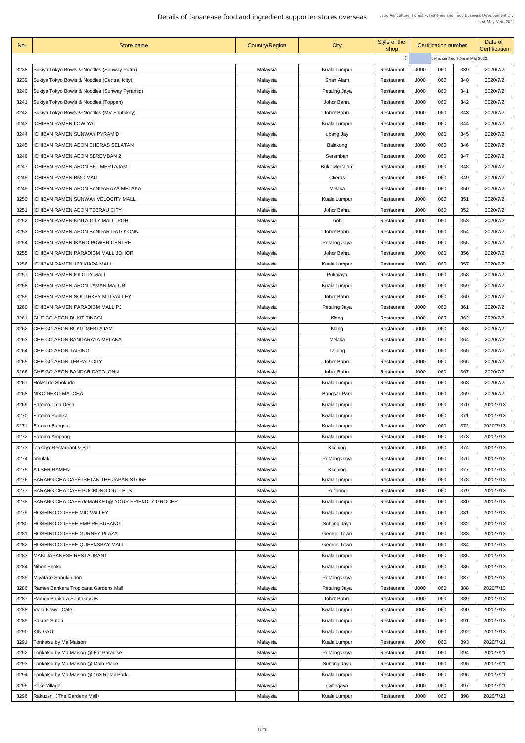# Details of Japanease food and ingredient supporter stores overseas

Jetro Agriculture, Forestry, Fisheries and Food Business Development Div.
as of May 31st, 2022

| No. | Store name | Country/Region | City | Style of the shop | Certification number | | | Date of Certification |
|---|---|---|---|---|---|---|---|---|
| | | | | ※ | cell is certified store in May 2022. | | | |
| 3238 | Sukiya Tokyo Bowls & Noodles (Sunway Putra) | Malaysia | Kuala Lumpur | Restaurant | J000 | 060 | 339 | 2020/7/2 |
| 3239 | Sukiya Tokyo Bowls & Noodles (Central Icity) | Malaysia | Shah Alam | Restaurant | J000 | 060 | 340 | 2020/7/2 |
| 3240 | Sukiya Tokyo Bowls & Noodles (Sunway Pyramid) | Malaysia | Petaling Jaya | Restaurant | J000 | 060 | 341 | 2020/7/2 |
| 3241 | Sukiya Tokyo Bowls & Noodles (Toppen) | Malaysia | Johor Bahru | Restaurant | J000 | 060 | 342 | 2020/7/2 |
| 3242 | Sukiya Tokyo Bowls & Noodles (MV Southkey) | Malaysia | Johor Bahru | Restaurant | J000 | 060 | 343 | 2020/7/2 |
| 3243 | ICHIBAN RAMEN LOW YAT | Malaysia | Kuala Lumpur | Restaurant | J000 | 060 | 344 | 2020/7/2 |
| 3244 | ICHIBAN RAMEN SUNWAY PYRAMID | Malaysia | ubang Jay | Restaurant | J000 | 060 | 345 | 2020/7/2 |
| 3245 | ICHIBAN RAMEN AEON CHERAS SELATAN | Malaysia | Balakong | Restaurant | J000 | 060 | 346 | 2020/7/2 |
| 3246 | ICHIBAN RAMEN AEON SEREMBAN 2 | Malaysia | Seremban | Restaurant | J000 | 060 | 347 | 2020/7/2 |
| 3247 | ICHIBAN RAMEN AEON BKT MERTAJAM | Malaysia | Bukit Mertajam | Restaurant | J000 | 060 | 348 | 2020/7/2 |
| 3248 | ICHIBAN RAMEN BMC MALL | Malaysia | Cheras | Restaurant | J000 | 060 | 349 | 2020/7/2 |
| 3249 | ICHIBAN RAMEN AEON BANDARAYA MELAKA | Malaysia | Melaka | Restaurant | J000 | 060 | 350 | 2020/7/2 |
| 3250 | ICHIBAN RAMEN SUNWAY VELOCITY MALL | Malaysia | Kuala Lumpur | Restaurant | J000 | 060 | 351 | 2020/7/2 |
| 3251 | ICHIBAN RAMEN AEON TEBRAU CITY | Malaysia | Johor Bahru | Restaurant | J000 | 060 | 352 | 2020/7/2 |
| 3252 | ICHIBAN RAMEN KINTA CITY MALL IPOH | Malaysia | Ipoh | Restaurant | J000 | 060 | 353 | 2020/7/2 |
| 3253 | ICHIBAN RAMEN AEON BANDAR DATO' ONN | Malaysia | Johor Bahru | Restaurant | J000 | 060 | 354 | 2020/7/2 |
| 3254 | ICHIBAN RAMEN IKANO POWER CENTRE | Malaysia | Petaling Jaya | Restaurant | J000 | 060 | 355 | 2020/7/2 |
| 3255 | ICHIBAN RAMEN PARADIGM MALL JOHOR | Malaysia | Johor Bahru | Restaurant | J000 | 060 | 356 | 2020/7/2 |
| 3256 | ICHIBAN RAMEN 163 KIARA MALL | Malaysia | Kuala Lumpur | Restaurant | J000 | 060 | 357 | 2020/7/2 |
| 3257 | ICHIBAN RAMEN IOI CITY MALL | Malaysia | Putrajaya | Restaurant | J000 | 060 | 358 | 2020/7/2 |
| 3258 | ICHIBAN RAMEN AEON TAMAN MALURI | Malaysia | Kuala Lumpur | Restaurant | J000 | 060 | 359 | 2020/7/2 |
| 3259 | ICHIBAN RAMEN SOUTHKEY MID VALLEY | Malaysia | Johor Bahru | Restaurant | J000 | 060 | 360 | 2020/7/2 |
| 3260 | ICHIBAN RAMEN PARADIGM MALL PJ | Malaysia | Petaling Jaya | Restaurant | J000 | 060 | 361 | 2020/7/2 |
| 3261 | CHE GO AEON BUKIT TINGGI | Malaysia | Klang | Restaurant | J000 | 060 | 362 | 2020/7/2 |
| 3262 | CHE GO AEON BUKIT MERTAJAM | Malaysia | Klang | Restaurant | J000 | 060 | 363 | 2020/7/2 |
| 3263 | CHE GO AEON BANDARAYA MELAKA | Malaysia | Melaka | Restaurant | J000 | 060 | 364 | 2020/7/2 |
| 3264 | CHE GO AEON TAIPING | Malaysia | Taiping | Restaurant | J000 | 060 | 365 | 2020/7/2 |
| 3265 | CHE GO AEON TEBRAU CITY | Malaysia | Johor Bahru | Restaurant | J000 | 060 | 366 | 2020/7/2 |
| 3266 | CHE GO AEON BANDAR DATO' ONN | Malaysia | Johor Bahru | Restaurant | J000 | 060 | 367 | 2020/7/2 |
| 3267 | Hokkaido Shokudo | Malaysia | Kuala Lumpur | Restaurant | J000 | 060 | 368 | 2020/7/2 |
| 3268 | NIKO NEKO MATCHA | Malaysia | Bangsar Park | Restaurant | J000 | 060 | 369 | 2020/7/2 |
| 3269 | Eatomo Tmn Desa | Malaysia | Kuala Lumpur | Restaurant | J000 | 060 | 370 | 2020/7/13 |
| 3270 | Eatomo Publika | Malaysia | Kuala Lumpur | Restaurant | J000 | 060 | 371 | 2020/7/13 |
| 3271 | Eatomo Bangsar | Malaysia | Kuala Lumpur | Restaurant | J000 | 060 | 372 | 2020/7/13 |
| 3272 | Eatomo Ampang | Malaysia | Kuala Lumpur | Restaurant | J000 | 060 | 373 | 2020/7/13 |
| 3273 | iZakaya Restaurant & Bar | Malaysia | Kuching | Restaurant | J000 | 060 | 374 | 2020/7/13 |
| 3274 | omulab | Malaysia | Petaling Jaya | Restaurant | J000 | 060 | 376 | 2020/7/13 |
| 3275 | AJISEN RAMEN | Malaysia | Kuching | Restaurant | J000 | 060 | 377 | 2020/7/13 |
| 3276 | SARANG CHA CAFÉ ISETAN THE JAPAN STORE | Malaysia | Kuala Lumpur | Restaurant | J000 | 060 | 378 | 2020/7/13 |
| 3277 | SARANG CHA CAFÉ PUCHONG OUTLETS | Malaysia | Puchong | Restaurant | J000 | 060 | 379 | 2020/7/13 |
| 3278 | SARANG CHA CAFÉ deMARKET@ YOUR FRIENDLY GROCER | Malaysia | Kuala Lumpur | Restaurant | J000 | 060 | 380 | 2020/7/13 |
| 3279 | HOSHINO COFFEE MID VALLEY | Malaysia | Kuala Lumpur | Restaurant | J000 | 060 | 381 | 2020/7/13 |
| 3280 | HOSHINO COFFEE EMPIRE SUBANG | Malaysia | Subang Jaya | Restaurant | J000 | 060 | 382 | 2020/7/13 |
| 3281 | HOSHINO COFFEE GURNEY PLAZA | Malaysia | George Town | Restaurant | J000 | 060 | 383 | 2020/7/13 |
| 3282 | HOSHINO COFFEE QUEENSBAY MALL | Malaysia | George Town | Restaurant | J000 | 060 | 384 | 2020/7/13 |
| 3283 | MAKI JAPANESE RESTAURANT | Malaysia | Kuala Lumpur | Restaurant | J000 | 060 | 385 | 2020/7/13 |
| 3284 | Nihon Shoku | Malaysia | Kuala Lumpur | Restaurant | J000 | 060 | 386 | 2020/7/13 |
| 3285 | Miyatake Sanuki udon | Malaysia | Petaling Jaya | Restaurant | J000 | 060 | 387 | 2020/7/13 |
| 3286 | Ramen Bankara Tropicana Gardens Mall | Malaysia | Petaling Jaya | Restaurant | J000 | 060 | 388 | 2020/7/13 |
| 3287 | Ramen Bankara Southkey JB | Malaysia | Johor Bahru | Restaurant | J000 | 060 | 389 | 2020/7/13 |
| 3288 | Viola Flower Cafe | Malaysia | Kuala Lumpur | Restaurant | J000 | 060 | 390 | 2020/7/13 |
| 3289 | Sakura Sutori | Malaysia | Kuala Lumpur | Restaurant | J000 | 060 | 391 | 2020/7/13 |
| 3290 | KIN GYU | Malaysia | Kuala Lumpur | Restaurant | J000 | 060 | 392 | 2020/7/13 |
| 3291 | Tonkatsu by Ma Maison | Malaysia | Kuala Lumpur | Restaurant | J000 | 060 | 393 | 2020/7/21 |
| 3292 | Tonkatsu by Ma Maison @ Eat Paradise | Malaysia | Petaling Jaya | Restaurant | J000 | 060 | 394 | 2020/7/21 |
| 3293 | Tonkatsu by Ma Maison @ Main Place | Malaysia | Subang Jaya | Restaurant | J000 | 060 | 395 | 2020/7/21 |
| 3294 | Tonkatsu by Ma Maison @ 163 Retail Park | Malaysia | Kuala Lumpur | Restaurant | J000 | 060 | 396 | 2020/7/21 |
| 3295 | Poke Village | Malaysia | Cyberjaya | Restaurant | J000 | 060 | 397 | 2020/7/21 |
| 3296 | Rakuzen（The Gardens Mall） | Malaysia | Kuala Lumpur | Restaurant | J000 | 060 | 398 | 2020/7/21 |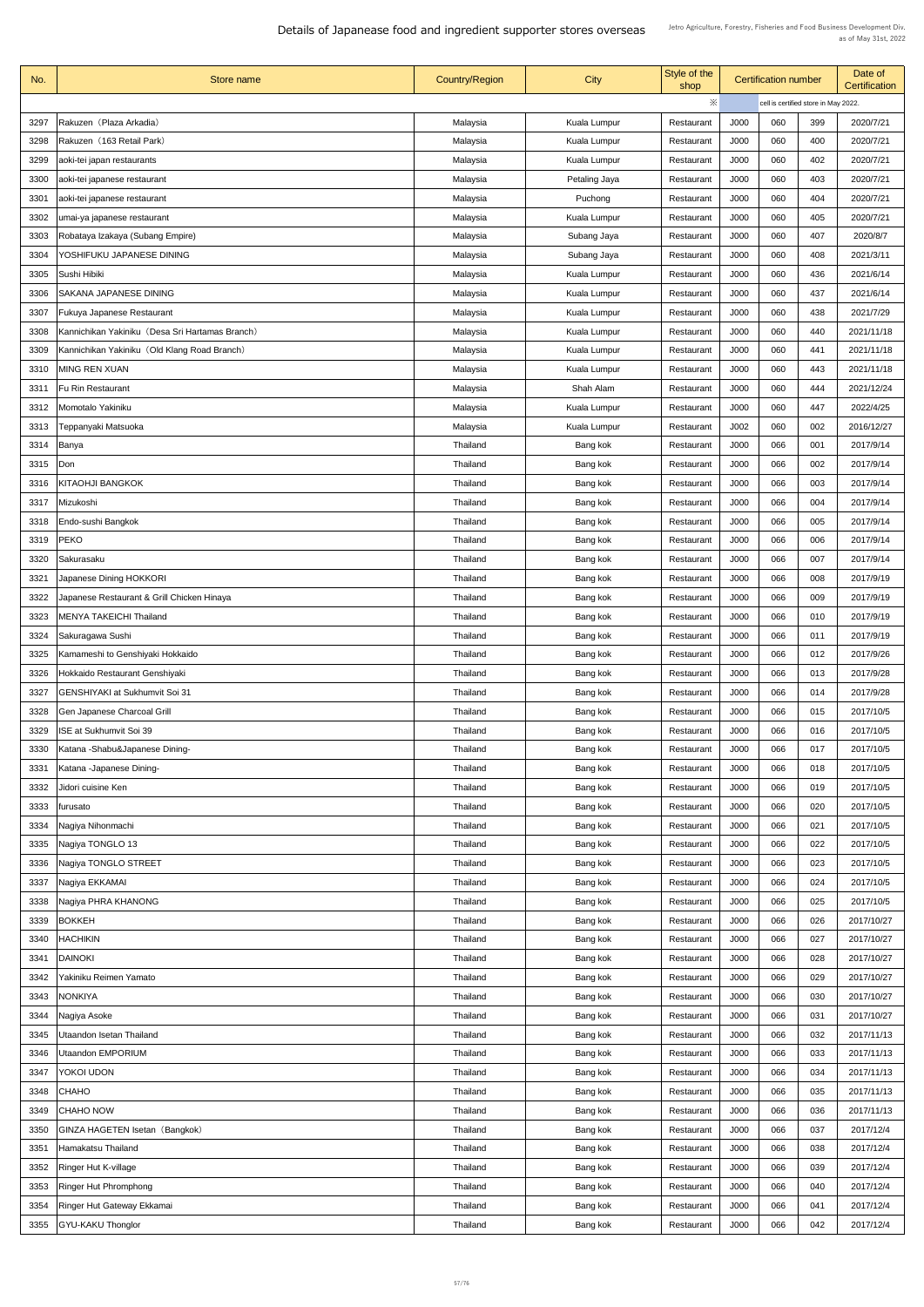# Details of Japanease food and ingredient supporter stores overseas

Jetro Agriculture, Forestry, Fisheries and Food Business Development Div.
as of May 31st, 2022

| No. | Store name | Country/Region | City | Style of the shop | Certification number | | | Date of Certification |
|---|---|---|---|---|---|---|---|---|
| | | | | ※ | cell is certified store in May 2022. | | | |
| 3297 | Rakuzen（Plaza Arkadia） | Malaysia | Kuala Lumpur | Restaurant | J000 | 060 | 399 | 2020/7/21 |
| 3298 | Rakuzen（163 Retail Park） | Malaysia | Kuala Lumpur | Restaurant | J000 | 060 | 400 | 2020/7/21 |
| 3299 | aoki-tei japan restaurants | Malaysia | Kuala Lumpur | Restaurant | J000 | 060 | 402 | 2020/7/21 |
| 3300 | aoki-tei japanese restaurant | Malaysia | Petaling Jaya | Restaurant | J000 | 060 | 403 | 2020/7/21 |
| 3301 | aoki-tei japanese restaurant | Malaysia | Puchong | Restaurant | J000 | 060 | 404 | 2020/7/21 |
| 3302 | umai-ya japanese restaurant | Malaysia | Kuala Lumpur | Restaurant | J000 | 060 | 405 | 2020/7/21 |
| 3303 | Robataya Izakaya (Subang Empire) | Malaysia | Subang Jaya | Restaurant | J000 | 060 | 407 | 2020/8/7 |
| 3304 | YOSHIFUKU JAPANESE DINING | Malaysia | Subang Jaya | Restaurant | J000 | 060 | 408 | 2021/3/11 |
| 3305 | Sushi Hibiki | Malaysia | Kuala Lumpur | Restaurant | J000 | 060 | 436 | 2021/6/14 |
| 3306 | SAKANA JAPANESE DINING | Malaysia | Kuala Lumpur | Restaurant | J000 | 060 | 437 | 2021/6/14 |
| 3307 | Fukuya Japanese Restaurant | Malaysia | Kuala Lumpur | Restaurant | J000 | 060 | 438 | 2021/7/29 |
| 3308 | Kannichikan Yakiniku（Desa Sri Hartamas Branch） | Malaysia | Kuala Lumpur | Restaurant | J000 | 060 | 440 | 2021/11/18 |
| 3309 | Kannichikan Yakiniku（Old Klang Road Branch） | Malaysia | Kuala Lumpur | Restaurant | J000 | 060 | 441 | 2021/11/18 |
| 3310 | MING REN XUAN | Malaysia | Kuala Lumpur | Restaurant | J000 | 060 | 443 | 2021/11/18 |
| 3311 | Fu Rin Restaurant | Malaysia | Shah Alam | Restaurant | J000 | 060 | 444 | 2021/12/24 |
| 3312 | Momotalo Yakiniku | Malaysia | Kuala Lumpur | Restaurant | J000 | 060 | 447 | 2022/4/25 |
| 3313 | Teppanyaki Matsuoka | Malaysia | Kuala Lumpur | Restaurant | J002 | 060 | 002 | 2016/12/27 |
| 3314 | Banya | Thailand | Bang kok | Restaurant | J000 | 066 | 001 | 2017/9/14 |
| 3315 | Don | Thailand | Bang kok | Restaurant | J000 | 066 | 002 | 2017/9/14 |
| 3316 | KITAOHJI BANGKOK | Thailand | Bang kok | Restaurant | J000 | 066 | 003 | 2017/9/14 |
| 3317 | Mizukoshi | Thailand | Bang kok | Restaurant | J000 | 066 | 004 | 2017/9/14 |
| 3318 | Endo-sushi Bangkok | Thailand | Bang kok | Restaurant | J000 | 066 | 005 | 2017/9/14 |
| 3319 | PEKO | Thailand | Bang kok | Restaurant | J000 | 066 | 006 | 2017/9/14 |
| 3320 | Sakurasaku | Thailand | Bang kok | Restaurant | J000 | 066 | 007 | 2017/9/14 |
| 3321 | Japanese Dining HOKKORI | Thailand | Bang kok | Restaurant | J000 | 066 | 008 | 2017/9/19 |
| 3322 | Japanese Restaurant & Grill Chicken Hinaya | Thailand | Bang kok | Restaurant | J000 | 066 | 009 | 2017/9/19 |
| 3323 | MENYA TAKEICHI Thailand | Thailand | Bang kok | Restaurant | J000 | 066 | 010 | 2017/9/19 |
| 3324 | Sakuragawa Sushi | Thailand | Bang kok | Restaurant | J000 | 066 | 011 | 2017/9/19 |
| 3325 | Kamameshi to Genshiyaki Hokkaido | Thailand | Bang kok | Restaurant | J000 | 066 | 012 | 2017/9/26 |
| 3326 | Hokkaido Restaurant Genshiyaki | Thailand | Bang kok | Restaurant | J000 | 066 | 013 | 2017/9/28 |
| 3327 | GENSHIYAKI at Sukhumvit Soi 31 | Thailand | Bang kok | Restaurant | J000 | 066 | 014 | 2017/9/28 |
| 3328 | Gen Japanese Charcoal Grill | Thailand | Bang kok | Restaurant | J000 | 066 | 015 | 2017/10/5 |
| 3329 | ISE at Sukhumvit Soi 39 | Thailand | Bang kok | Restaurant | J000 | 066 | 016 | 2017/10/5 |
| 3330 | Katana -Shabu&Japanese Dining- | Thailand | Bang kok | Restaurant | J000 | 066 | 017 | 2017/10/5 |
| 3331 | Katana -Japanese Dining- | Thailand | Bang kok | Restaurant | J000 | 066 | 018 | 2017/10/5 |
| 3332 | Jidori cuisine Ken | Thailand | Bang kok | Restaurant | J000 | 066 | 019 | 2017/10/5 |
| 3333 | furusato | Thailand | Bang kok | Restaurant | J000 | 066 | 020 | 2017/10/5 |
| 3334 | Nagiya Nihonmachi | Thailand | Bang kok | Restaurant | J000 | 066 | 021 | 2017/10/5 |
| 3335 | Nagiya TONGLO 13 | Thailand | Bang kok | Restaurant | J000 | 066 | 022 | 2017/10/5 |
| 3336 | Nagiya TONGLO STREET | Thailand | Bang kok | Restaurant | J000 | 066 | 023 | 2017/10/5 |
| 3337 | Nagiya EKKAMAI | Thailand | Bang kok | Restaurant | J000 | 066 | 024 | 2017/10/5 |
| 3338 | Nagiya PHRA KHANONG | Thailand | Bang kok | Restaurant | J000 | 066 | 025 | 2017/10/5 |
| 3339 | BOKKEH | Thailand | Bang kok | Restaurant | J000 | 066 | 026 | 2017/10/27 |
| 3340 | HACHIKIN | Thailand | Bang kok | Restaurant | J000 | 066 | 027 | 2017/10/27 |
| 3341 | DAINOKI | Thailand | Bang kok | Restaurant | J000 | 066 | 028 | 2017/10/27 |
| 3342 | Yakiniku Reimen Yamato | Thailand | Bang kok | Restaurant | J000 | 066 | 029 | 2017/10/27 |
| 3343 | NONKIYA | Thailand | Bang kok | Restaurant | J000 | 066 | 030 | 2017/10/27 |
| 3344 | Nagiya Asoke | Thailand | Bang kok | Restaurant | J000 | 066 | 031 | 2017/10/27 |
| 3345 | Utaandon Isetan Thailand | Thailand | Bang kok | Restaurant | J000 | 066 | 032 | 2017/11/13 |
| 3346 | Utaandon EMPORIUM | Thailand | Bang kok | Restaurant | J000 | 066 | 033 | 2017/11/13 |
| 3347 | YOKOI UDON | Thailand | Bang kok | Restaurant | J000 | 066 | 034 | 2017/11/13 |
| 3348 | CHAHO | Thailand | Bang kok | Restaurant | J000 | 066 | 035 | 2017/11/13 |
| 3349 | CHAHO NOW | Thailand | Bang kok | Restaurant | J000 | 066 | 036 | 2017/11/13 |
| 3350 | GINZA HAGETEN Isetan（Bangkok） | Thailand | Bang kok | Restaurant | J000 | 066 | 037 | 2017/12/4 |
| 3351 | Hamakatsu Thailand | Thailand | Bang kok | Restaurant | J000 | 066 | 038 | 2017/12/4 |
| 3352 | Ringer Hut K-village | Thailand | Bang kok | Restaurant | J000 | 066 | 039 | 2017/12/4 |
| 3353 | Ringer Hut Phromphong | Thailand | Bang kok | Restaurant | J000 | 066 | 040 | 2017/12/4 |
| 3354 | Ringer Hut Gateway Ekkamai | Thailand | Bang kok | Restaurant | J000 | 066 | 041 | 2017/12/4 |
| 3355 | GYU-KAKU Thonglor | Thailand | Bang kok | Restaurant | J000 | 066 | 042 | 2017/12/4 |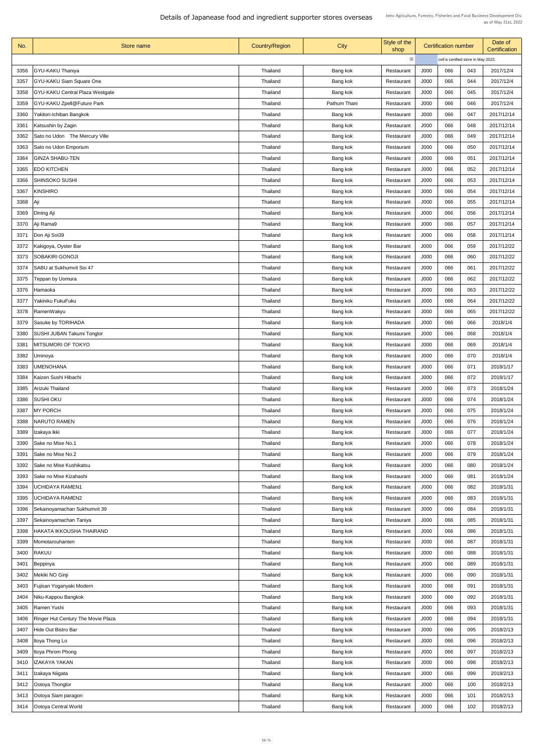# Details of Japanease food and ingredient supporter stores overseas

Jetro Agriculture, Forestry, Fisheries and Food Business Development Div.
as of May 31st, 2022

| No. | Store name | Country/Region | City | Style of the shop | Certification number | | | Date of Certification |
|---|---|---|---|---|---|---|---|---|
| | | | | ※ | cell is certified store in May 2022. | | | |
| 3356 | GYU-KAKU Thaniya | Thailand | Bang kok | Restaurant | J000 | 066 | 043 | 2017/12/4 |
| 3357 | GYU-KAKU Siam Square One | Thailand | Bang kok | Restaurant | J000 | 066 | 044 | 2017/12/4 |
| 3358 | GYU-KAKU Central Plaza Westgate | Thailand | Bang kok | Restaurant | J000 | 066 | 045 | 2017/12/4 |
| 3359 | GYU-KAKU Zpell@Future Park | Thailand | Pathum Thani | Restaurant | J000 | 066 | 046 | 2017/12/4 |
| 3360 | Yakitori-Ichiban Bangkok | Thailand | Bang kok | Restaurant | J000 | 066 | 047 | 2017/12/14 |
| 3361 | Katsushin by Zagin | Thailand | Bang kok | Restaurant | J000 | 066 | 048 | 2017/12/14 |
| 3362 | Sato no Udon The Mercury Ville | Thailand | Bang kok | Restaurant | J000 | 066 | 049 | 2017/12/14 |
| 3363 | Sato no Udon Emporium | Thailand | Bang kok | Restaurant | J000 | 066 | 050 | 2017/12/14 |
| 3364 | GINZA SHABU-TEN | Thailand | Bang kok | Restaurant | J000 | 066 | 051 | 2017/12/14 |
| 3365 | EDO KITCHEN | Thailand | Bang kok | Restaurant | J000 | 066 | 052 | 2017/12/14 |
| 3366 | SHINSOKO SUSHI | Thailand | Bang kok | Restaurant | J000 | 066 | 053 | 2017/12/14 |
| 3367 | KINSHIRO | Thailand | Bang kok | Restaurant | J000 | 066 | 054 | 2017/12/14 |
| 3368 | Aji | Thailand | Bang kok | Restaurant | J000 | 066 | 055 | 2017/12/14 |
| 3369 | Dining Aji | Thailand | Bang kok | Restaurant | J000 | 066 | 056 | 2017/12/14 |
| 3370 | Aji Rama9 | Thailand | Bang kok | Restaurant | J000 | 066 | 057 | 2017/12/14 |
| 3371 | Don Aji Soi39 | Thailand | Bang kok | Restaurant | J000 | 066 | 058 | 2017/12/14 |
| 3372 | Kakigoya, Oyster Bar | Thailand | Bang kok | Restaurant | J000 | 066 | 059 | 2017/12/22 |
| 3373 | SOBAKIRI GONOJI | Thailand | Bang kok | Restaurant | J000 | 066 | 060 | 2017/12/22 |
| 3374 | SABU at Sukhumvit Soi 47 | Thailand | Bang kok | Restaurant | J000 | 066 | 061 | 2017/12/22 |
| 3375 | Teppan by Uomura | Thailand | Bang kok | Restaurant | J000 | 066 | 062 | 2017/12/22 |
| 3376 | Hamaoka | Thailand | Bang kok | Restaurant | J000 | 066 | 063 | 2017/12/22 |
| 3377 | Yakiniku FukuFuku | Thailand | Bang kok | Restaurant | J000 | 066 | 064 | 2017/12/22 |
| 3378 | RamenWakyu | Thailand | Bang kok | Restaurant | J000 | 066 | 065 | 2017/12/22 |
| 3379 | Sasuke by TORIHADA | Thailand | Bang kok | Restaurant | J000 | 066 | 066 | 2018/1/4 |
| 3380 | SUSHI JUBAN Takumi Tonglor | Thailand | Bang kok | Restaurant | J000 | 066 | 068 | 2018/1/4 |
| 3381 | MITSUMORI OF TOKYO | Thailand | Bang kok | Restaurant | J000 | 066 | 069 | 2018/1/4 |
| 3382 | Uminoya | Thailand | Bang kok | Restaurant | J000 | 066 | 070 | 2018/1/4 |
| 3383 | UMENOHANA | Thailand | Bang kok | Restaurant | J000 | 066 | 071 | 2018/1/17 |
| 3384 | Kaizen Sushi Hibachi | Thailand | Bang kok | Restaurant | J000 | 066 | 072 | 2018/1/17 |
| 3385 | Arizuki Thailand | Thailand | Bang kok | Restaurant | J000 | 066 | 073 | 2018/1/24 |
| 3386 | SUSHI OKU | Thailand | Bang kok | Restaurant | J000 | 066 | 074 | 2018/1/24 |
| 3387 | MY PORCH | Thailand | Bang kok | Restaurant | J000 | 066 | 075 | 2018/1/24 |
| 3388 | NARUTO RAMEN | Thailand | Bang kok | Restaurant | J000 | 066 | 076 | 2018/1/24 |
| 3389 | Izakaya Ikki | Thailand | Bang kok | Restaurant | J000 | 066 | 077 | 2018/1/24 |
| 3390 | Sake no Mise No.1 | Thailand | Bang kok | Restaurant | J000 | 066 | 078 | 2018/1/24 |
| 3391 | Sake no Mise No.2 | Thailand | Bang kok | Restaurant | J000 | 066 | 079 | 2018/1/24 |
| 3392 | Sake no Mise Kushikatsu | Thailand | Bang kok | Restaurant | J000 | 066 | 080 | 2018/1/24 |
| 3393 | Sake no Mise Kizahashi | Thailand | Bang kok | Restaurant | J000 | 066 | 081 | 2018/1/24 |
| 3394 | UCHIDAYA RAMEN1 | Thailand | Bang kok | Restaurant | J000 | 066 | 082 | 2018/1/31 |
| 3395 | UCHIDAYA RAMEN2 | Thailand | Bang kok | Restaurant | J000 | 066 | 083 | 2018/1/31 |
| 3396 | Sekainoyamachan Sukhumvit 39 | Thailand | Bang kok | Restaurant | J000 | 066 | 084 | 2018/1/31 |
| 3397 | Sekainoyamachan Taniya | Thailand | Bang kok | Restaurant | J000 | 066 | 085 | 2018/1/31 |
| 3398 | HAKATA IKKOUSHA THAIRAND | Thailand | Bang kok | Restaurant | J000 | 066 | 086 | 2018/1/31 |
| 3399 | Momotarouhanten | Thailand | Bang kok | Restaurant | J000 | 066 | 087 | 2018/1/31 |
| 3400 | RAKUU | Thailand | Bang kok | Restaurant | J000 | 066 | 088 | 2018/1/31 |
| 3401 | Beppinya | Thailand | Bang kok | Restaurant | J000 | 066 | 089 | 2018/1/31 |
| 3402 | Mekiki NO Ginji | Thailand | Bang kok | Restaurant | J000 | 066 | 090 | 2018/1/31 |
| 3403 | Fujisan Yoganyaki Modern | Thailand | Bang kok | Restaurant | J000 | 066 | 091 | 2018/1/31 |
| 3404 | Niku-Kappou Bangkok | Thailand | Bang kok | Restaurant | J000 | 066 | 092 | 2018/1/31 |
| 3405 | Ramen Yushi | Thailand | Bang kok | Restaurant | J000 | 066 | 093 | 2018/1/31 |
| 3406 | Ringer Hut Century The Movie Plaza | Thailand | Bang kok | Restaurant | J000 | 066 | 094 | 2018/1/31 |
| 3407 | Hide Out Bistro Bar | Thailand | Bang kok | Restaurant | J000 | 066 | 095 | 2018/2/13 |
| 3408 | Itoya Thong Lo | Thailand | Bang kok | Restaurant | J000 | 066 | 096 | 2018/2/13 |
| 3409 | Itoya Phrom Phong | Thailand | Bang kok | Restaurant | J000 | 066 | 097 | 2018/2/13 |
| 3410 | IZAKAYA YAKAN | Thailand | Bang kok | Restaurant | J000 | 066 | 098 | 2018/2/13 |
| 3411 | Izakaya Niigata | Thailand | Bang kok | Restaurant | J000 | 066 | 099 | 2018/2/13 |
| 3412 | Ootoya Thonglor | Thailand | Bang kok | Restaurant | J000 | 066 | 100 | 2018/2/13 |
| 3413 | Ootoya Siam paragon | Thailand | Bang kok | Restaurant | J000 | 066 | 101 | 2018/2/13 |
| 3414 | Ootoya Central World | Thailand | Bang kok | Restaurant | J000 | 066 | 102 | 2018/2/13 |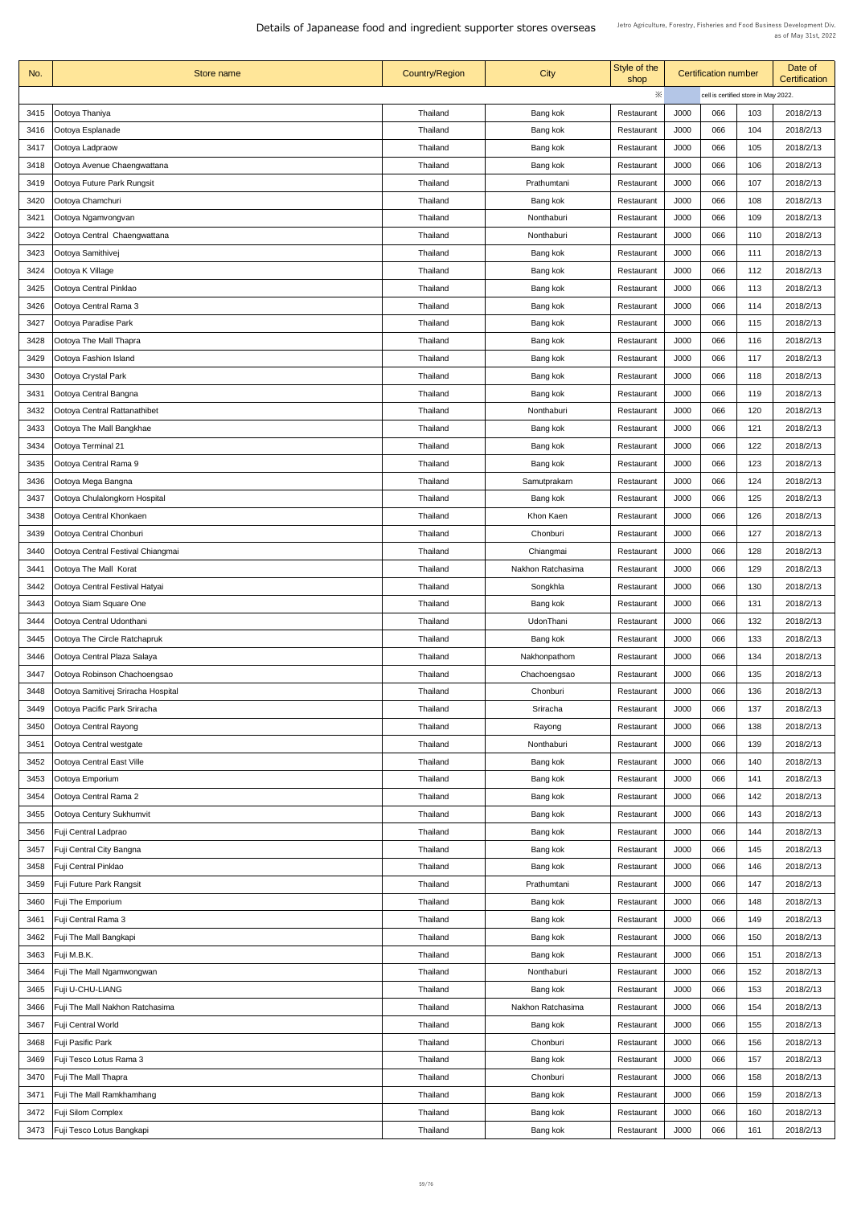# Details of Japanese food and ingredient supporter stores overseas

Jetro Agriculture, Forestry, Fisheries and Food Business Development Div.
as of May 31st, 2022

| No. | Store name | Country/Region | City | Style of the shop | Certification number | | | Date of Certification |
|---|---|---|---|---|---|---|---|---|
| | | | | ※ | cell is certified store in May 2022. | | | |
| 3415 | Ootoya Thaniya | Thailand | Bang kok | Restaurant | J000 | 066 | 103 | 2018/2/13 |
| 3416 | Ootoya Esplanade | Thailand | Bang kok | Restaurant | J000 | 066 | 104 | 2018/2/13 |
| 3417 | Ootoya Ladpraow | Thailand | Bang kok | Restaurant | J000 | 066 | 105 | 2018/2/13 |
| 3418 | Ootoya Avenue Chaengwattana | Thailand | Bang kok | Restaurant | J000 | 066 | 106 | 2018/2/13 |
| 3419 | Ootoya Future Park Rungsit | Thailand | Prathumtani | Restaurant | J000 | 066 | 107 | 2018/2/13 |
| 3420 | Ootoya Chamchuri | Thailand | Bang kok | Restaurant | J000 | 066 | 108 | 2018/2/13 |
| 3421 | Ootoya Ngamvongvan | Thailand | Nonthaburi | Restaurant | J000 | 066 | 109 | 2018/2/13 |
| 3422 | Ootoya Central Chaengwattana | Thailand | Nonthaburi | Restaurant | J000 | 066 | 110 | 2018/2/13 |
| 3423 | Ootoya Samithivej | Thailand | Bang kok | Restaurant | J000 | 066 | 111 | 2018/2/13 |
| 3424 | Ootoya K Village | Thailand | Bang kok | Restaurant | J000 | 066 | 112 | 2018/2/13 |
| 3425 | Ootoya Central Pinklao | Thailand | Bang kok | Restaurant | J000 | 066 | 113 | 2018/2/13 |
| 3426 | Ootoya Central Rama 3 | Thailand | Bang kok | Restaurant | J000 | 066 | 114 | 2018/2/13 |
| 3427 | Ootoya Paradise Park | Thailand | Bang kok | Restaurant | J000 | 066 | 115 | 2018/2/13 |
| 3428 | Ootoya The Mall Thapra | Thailand | Bang kok | Restaurant | J000 | 066 | 116 | 2018/2/13 |
| 3429 | Ootoya Fashion Island | Thailand | Bang kok | Restaurant | J000 | 066 | 117 | 2018/2/13 |
| 3430 | Ootoya Crystal Park | Thailand | Bang kok | Restaurant | J000 | 066 | 118 | 2018/2/13 |
| 3431 | Ootoya Central Bangna | Thailand | Bang kok | Restaurant | J000 | 066 | 119 | 2018/2/13 |
| 3432 | Ootoya Central Rattanathibet | Thailand | Nonthaburi | Restaurant | J000 | 066 | 120 | 2018/2/13 |
| 3433 | Ootoya The Mall Bangkhae | Thailand | Bang kok | Restaurant | J000 | 066 | 121 | 2018/2/13 |
| 3434 | Ootoya Terminal 21 | Thailand | Bang kok | Restaurant | J000 | 066 | 122 | 2018/2/13 |
| 3435 | Ootoya Central Rama 9 | Thailand | Bang kok | Restaurant | J000 | 066 | 123 | 2018/2/13 |
| 3436 | Ootoya Mega Bangna | Thailand | Samutprakarn | Restaurant | J000 | 066 | 124 | 2018/2/13 |
| 3437 | Ootoya Chulalongkorn Hospital | Thailand | Bang kok | Restaurant | J000 | 066 | 125 | 2018/2/13 |
| 3438 | Ootoya Central Khonkaen | Thailand | Khon Kaen | Restaurant | J000 | 066 | 126 | 2018/2/13 |
| 3439 | Ootoya Central Chonburi | Thailand | Chonburi | Restaurant | J000 | 066 | 127 | 2018/2/13 |
| 3440 | Ootoya Central Festival Chiangmai | Thailand | Chiangmai | Restaurant | J000 | 066 | 128 | 2018/2/13 |
| 3441 | Ootoya The Mall Korat | Thailand | Nakhon Ratchasima | Restaurant | J000 | 066 | 129 | 2018/2/13 |
| 3442 | Ootoya Central Festival Hatyai | Thailand | Songkhla | Restaurant | J000 | 066 | 130 | 2018/2/13 |
| 3443 | Ootoya Siam Square One | Thailand | Bang kok | Restaurant | J000 | 066 | 131 | 2018/2/13 |
| 3444 | Ootoya Central Udonthani | Thailand | UdonThani | Restaurant | J000 | 066 | 132 | 2018/2/13 |
| 3445 | Ootoya The Circle Ratchapruk | Thailand | Bang kok | Restaurant | J000 | 066 | 133 | 2018/2/13 |
| 3446 | Ootoya Central Plaza Salaya | Thailand | Nakhonpathom | Restaurant | J000 | 066 | 134 | 2018/2/13 |
| 3447 | Ootoya Robinson Chachoengsao | Thailand | Chachoengsao | Restaurant | J000 | 066 | 135 | 2018/2/13 |
| 3448 | Ootoya Samitivej Sriracha Hospital | Thailand | Chonburi | Restaurant | J000 | 066 | 136 | 2018/2/13 |
| 3449 | Ootoya Pacific Park Sriracha | Thailand | Sriracha | Restaurant | J000 | 066 | 137 | 2018/2/13 |
| 3450 | Ootoya Central Rayong | Thailand | Rayong | Restaurant | J000 | 066 | 138 | 2018/2/13 |
| 3451 | Ootoya Central westgate | Thailand | Nonthaburi | Restaurant | J000 | 066 | 139 | 2018/2/13 |
| 3452 | Ootoya Central East Ville | Thailand | Bang kok | Restaurant | J000 | 066 | 140 | 2018/2/13 |
| 3453 | Ootoya Emporium | Thailand | Bang kok | Restaurant | J000 | 066 | 141 | 2018/2/13 |
| 3454 | Ootoya Central Rama 2 | Thailand | Bang kok | Restaurant | J000 | 066 | 142 | 2018/2/13 |
| 3455 | Ootoya Century Sukhumvit | Thailand | Bang kok | Restaurant | J000 | 066 | 143 | 2018/2/13 |
| 3456 | Fuji Central Ladprao | Thailand | Bang kok | Restaurant | J000 | 066 | 144 | 2018/2/13 |
| 3457 | Fuji Central City Bangna | Thailand | Bang kok | Restaurant | J000 | 066 | 145 | 2018/2/13 |
| 3458 | Fuji Central Pinklao | Thailand | Bang kok | Restaurant | J000 | 066 | 146 | 2018/2/13 |
| 3459 | Fuji Future Park Rangsit | Thailand | Prathumtani | Restaurant | J000 | 066 | 147 | 2018/2/13 |
| 3460 | Fuji The Emporium | Thailand | Bang kok | Restaurant | J000 | 066 | 148 | 2018/2/13 |
| 3461 | Fuji Central Rama 3 | Thailand | Bang kok | Restaurant | J000 | 066 | 149 | 2018/2/13 |
| 3462 | Fuji The Mall Bangkapi | Thailand | Bang kok | Restaurant | J000 | 066 | 150 | 2018/2/13 |
| 3463 | Fuji M.B.K. | Thailand | Bang kok | Restaurant | J000 | 066 | 151 | 2018/2/13 |
| 3464 | Fuji The Mall Ngamwongwan | Thailand | Nonthaburi | Restaurant | J000 | 066 | 152 | 2018/2/13 |
| 3465 | Fuji U-CHU-LIANG | Thailand | Bang kok | Restaurant | J000 | 066 | 153 | 2018/2/13 |
| 3466 | Fuji The Mall Nakhon Ratchasima | Thailand | Nakhon Ratchasima | Restaurant | J000 | 066 | 154 | 2018/2/13 |
| 3467 | Fuji Central World | Thailand | Bang kok | Restaurant | J000 | 066 | 155 | 2018/2/13 |
| 3468 | Fuji Pasific Park | Thailand | Chonburi | Restaurant | J000 | 066 | 156 | 2018/2/13 |
| 3469 | Fuji Tesco Lotus Rama 3 | Thailand | Bang kok | Restaurant | J000 | 066 | 157 | 2018/2/13 |
| 3470 | Fuji The Mall Thapra | Thailand | Chonburi | Restaurant | J000 | 066 | 158 | 2018/2/13 |
| 3471 | Fuji The Mall Ramkhamhang | Thailand | Bang kok | Restaurant | J000 | 066 | 159 | 2018/2/13 |
| 3472 | Fuji Silom Complex | Thailand | Bang kok | Restaurant | J000 | 066 | 160 | 2018/2/13 |
| 3473 | Fuji Tesco Lotus Bangkapi | Thailand | Bang kok | Restaurant | J000 | 066 | 161 | 2018/2/13 |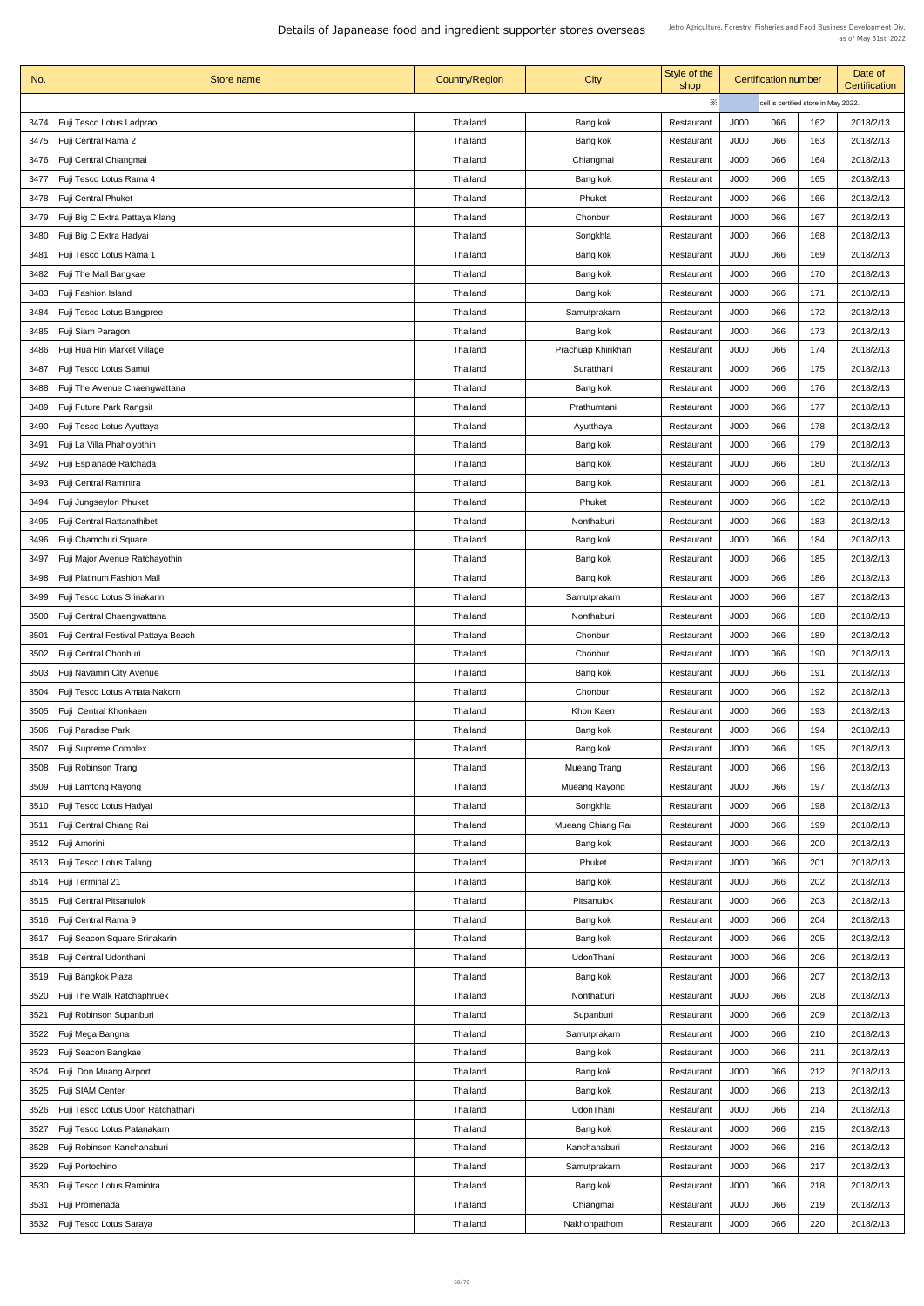# Details of Japanese food and ingredient supporter stores overseas

Jetro Agriculture, Forestry, Fisheries and Food Business Development Div.
as of May 31st, 2022

| No. | Store name | Country/Region | City | Style of the shop | Certification number | | | Date of Certification |
|---|---|---|---|---|---|---|---|---|
| | | | | ※ | cell is certified store in May 2022. | | | |
| 3474 | Fuji Tesco Lotus Ladprao | Thailand | Bang kok | Restaurant | J000 | 066 | 162 | 2018/2/13 |
| 3475 | Fuji Central Rama 2 | Thailand | Bang kok | Restaurant | J000 | 066 | 163 | 2018/2/13 |
| 3476 | Fuji Central Chiangmai | Thailand | Chiangmai | Restaurant | J000 | 066 | 164 | 2018/2/13 |
| 3477 | Fuji Tesco Lotus Rama 4 | Thailand | Bang kok | Restaurant | J000 | 066 | 165 | 2018/2/13 |
| 3478 | Fuji Central Phuket | Thailand | Phuket | Restaurant | J000 | 066 | 166 | 2018/2/13 |
| 3479 | Fuji Big C Extra Pattaya Klang | Thailand | Chonburi | Restaurant | J000 | 066 | 167 | 2018/2/13 |
| 3480 | Fuji Big C Extra Hadyai | Thailand | Songkhla | Restaurant | J000 | 066 | 168 | 2018/2/13 |
| 3481 | Fuji Tesco Lotus Rama 1 | Thailand | Bang kok | Restaurant | J000 | 066 | 169 | 2018/2/13 |
| 3482 | Fuji The Mall Bangkae | Thailand | Bang kok | Restaurant | J000 | 066 | 170 | 2018/2/13 |
| 3483 | Fuji Fashion Island | Thailand | Bang kok | Restaurant | J000 | 066 | 171 | 2018/2/13 |
| 3484 | Fuji Tesco Lotus Bangpree | Thailand | Samutprakarn | Restaurant | J000 | 066 | 172 | 2018/2/13 |
| 3485 | Fuji Siam Paragon | Thailand | Bang kok | Restaurant | J000 | 066 | 173 | 2018/2/13 |
| 3486 | Fuji Hua Hin Market Village | Thailand | Prachuap Khirikhan | Restaurant | J000 | 066 | 174 | 2018/2/13 |
| 3487 | Fuji Tesco Lotus Samui | Thailand | Suratthani | Restaurant | J000 | 066 | 175 | 2018/2/13 |
| 3488 | Fuji The Avenue Chaengwattana | Thailand | Bang kok | Restaurant | J000 | 066 | 176 | 2018/2/13 |
| 3489 | Fuji Future Park Rangsit | Thailand | Prathumtani | Restaurant | J000 | 066 | 177 | 2018/2/13 |
| 3490 | Fuji Tesco Lotus Ayuttaya | Thailand | Ayutthaya | Restaurant | J000 | 066 | 178 | 2018/2/13 |
| 3491 | Fuji La Villa Phaholyothin | Thailand | Bang kok | Restaurant | J000 | 066 | 179 | 2018/2/13 |
| 3492 | Fuji Esplanade Ratchada | Thailand | Bang kok | Restaurant | J000 | 066 | 180 | 2018/2/13 |
| 3493 | Fuji Central Ramintra | Thailand | Bang kok | Restaurant | J000 | 066 | 181 | 2018/2/13 |
| 3494 | Fuji Jungseylon Phuket | Thailand | Phuket | Restaurant | J000 | 066 | 182 | 2018/2/13 |
| 3495 | Fuji Central Rattanathibet | Thailand | Nonthaburi | Restaurant | J000 | 066 | 183 | 2018/2/13 |
| 3496 | Fuji Chamchuri Square | Thailand | Bang kok | Restaurant | J000 | 066 | 184 | 2018/2/13 |
| 3497 | Fuji Major Avenue Ratchayothin | Thailand | Bang kok | Restaurant | J000 | 066 | 185 | 2018/2/13 |
| 3498 | Fuji Platinum Fashion Mall | Thailand | Bang kok | Restaurant | J000 | 066 | 186 | 2018/2/13 |
| 3499 | Fuji Tesco Lotus Srinakarin | Thailand | Samutprakarn | Restaurant | J000 | 066 | 187 | 2018/2/13 |
| 3500 | Fuji Central Chaengwattana | Thailand | Nonthaburi | Restaurant | J000 | 066 | 188 | 2018/2/13 |
| 3501 | Fuji Central Festival Pattaya Beach | Thailand | Chonburi | Restaurant | J000 | 066 | 189 | 2018/2/13 |
| 3502 | Fuji Central Chonburi | Thailand | Chonburi | Restaurant | J000 | 066 | 190 | 2018/2/13 |
| 3503 | Fuji Navamin City Avenue | Thailand | Bang kok | Restaurant | J000 | 066 | 191 | 2018/2/13 |
| 3504 | Fuji Tesco Lotus Amata Nakorn | Thailand | Chonburi | Restaurant | J000 | 066 | 192 | 2018/2/13 |
| 3505 | Fuji Central Khonkaen | Thailand | Khon Kaen | Restaurant | J000 | 066 | 193 | 2018/2/13 |
| 3506 | Fuji Paradise Park | Thailand | Bang kok | Restaurant | J000 | 066 | 194 | 2018/2/13 |
| 3507 | Fuji Supreme Complex | Thailand | Bang kok | Restaurant | J000 | 066 | 195 | 2018/2/13 |
| 3508 | Fuji Robinson Trang | Thailand | Mueang Trang | Restaurant | J000 | 066 | 196 | 2018/2/13 |
| 3509 | Fuji Lamtong Rayong | Thailand | Mueang Rayong | Restaurant | J000 | 066 | 197 | 2018/2/13 |
| 3510 | Fuji Tesco Lotus Hadyai | Thailand | Songkhla | Restaurant | J000 | 066 | 198 | 2018/2/13 |
| 3511 | Fuji Central Chiang Rai | Thailand | Mueang Chiang Rai | Restaurant | J000 | 066 | 199 | 2018/2/13 |
| 3512 | Fuji Amorini | Thailand | Bang kok | Restaurant | J000 | 066 | 200 | 2018/2/13 |
| 3513 | Fuji Tesco Lotus Talang | Thailand | Phuket | Restaurant | J000 | 066 | 201 | 2018/2/13 |
| 3514 | Fuji Terminal 21 | Thailand | Bang kok | Restaurant | J000 | 066 | 202 | 2018/2/13 |
| 3515 | Fuji Central Pitsanulok | Thailand | Pitsanulok | Restaurant | J000 | 066 | 203 | 2018/2/13 |
| 3516 | Fuji Central Rama 9 | Thailand | Bang kok | Restaurant | J000 | 066 | 204 | 2018/2/13 |
| 3517 | Fuji Seacon Square Srinakarin | Thailand | Bang kok | Restaurant | J000 | 066 | 205 | 2018/2/13 |
| 3518 | Fuji Central Udonthani | Thailand | UdonThani | Restaurant | J000 | 066 | 206 | 2018/2/13 |
| 3519 | Fuji Bangkok Plaza | Thailand | Bang kok | Restaurant | J000 | 066 | 207 | 2018/2/13 |
| 3520 | Fuji The Walk Ratchaphruek | Thailand | Nonthaburi | Restaurant | J000 | 066 | 208 | 2018/2/13 |
| 3521 | Fuji Robinson Supanburi | Thailand | Supanburi | Restaurant | J000 | 066 | 209 | 2018/2/13 |
| 3522 | Fuji Mega Bangna | Thailand | Samutprakarn | Restaurant | J000 | 066 | 210 | 2018/2/13 |
| 3523 | Fuji Seacon Bangkae | Thailand | Bang kok | Restaurant | J000 | 066 | 211 | 2018/2/13 |
| 3524 | Fuji Don Muang Airport | Thailand | Bang kok | Restaurant | J000 | 066 | 212 | 2018/2/13 |
| 3525 | Fuji SIAM Center | Thailand | Bang kok | Restaurant | J000 | 066 | 213 | 2018/2/13 |
| 3526 | Fuji Tesco Lotus Ubon Ratchathani | Thailand | UdonThani | Restaurant | J000 | 066 | 214 | 2018/2/13 |
| 3527 | Fuji Tesco Lotus Patanakarn | Thailand | Bang kok | Restaurant | J000 | 066 | 215 | 2018/2/13 |
| 3528 | Fuji Robinson Kanchanaburi | Thailand | Kanchanaburi | Restaurant | J000 | 066 | 216 | 2018/2/13 |
| 3529 | Fuji Portochino | Thailand | Samutprakarn | Restaurant | J000 | 066 | 217 | 2018/2/13 |
| 3530 | Fuji Tesco Lotus Ramintra | Thailand | Bang kok | Restaurant | J000 | 066 | 218 | 2018/2/13 |
| 3531 | Fuji Promenada | Thailand | Chiangmai | Restaurant | J000 | 066 | 219 | 2018/2/13 |
| 3532 | Fuji Tesco Lotus Saraya | Thailand | Nakhonpathom | Restaurant | J000 | 066 | 220 | 2018/2/13 |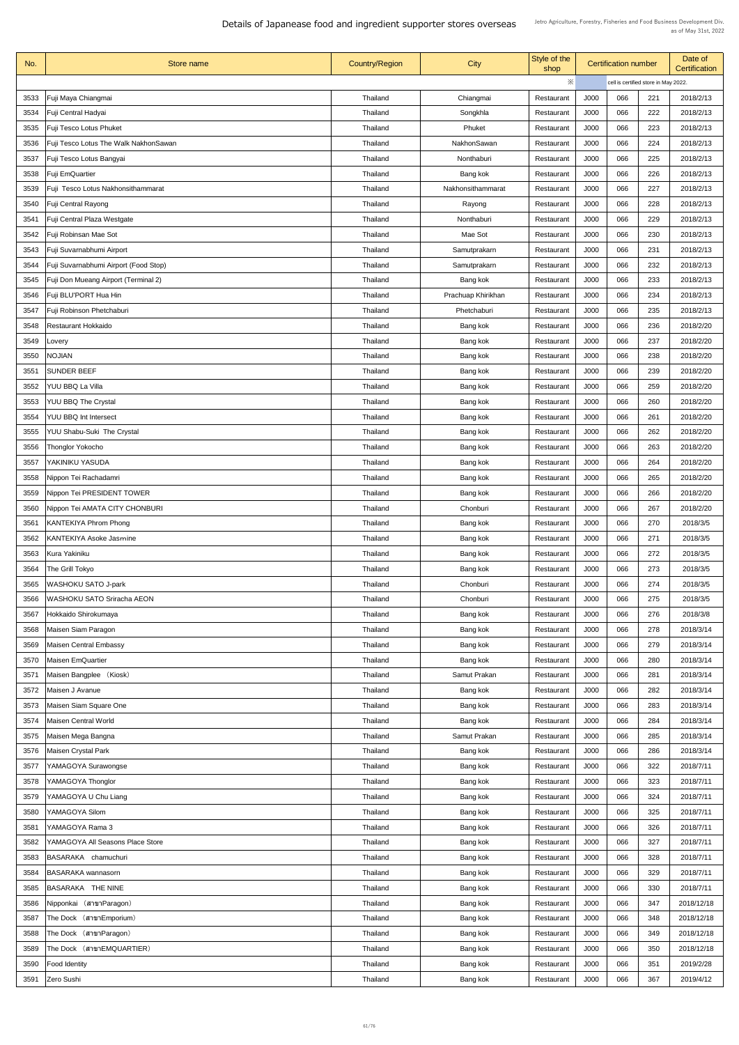# Details of Japanease food and ingredient supporter stores overseas

Jetro Agriculture, Forestry, Fisheries and Food Business Development Div.
as of May 31st, 2022

| No. | Store name | Country/Region | City | Style of the shop | Certification number | | | Date of Certification |
|---|---|---|---|---|---|---|---|---|
| | | | | ※ | cell is certified store in May 2022. | | | |
| 3533 | Fuji Maya Chiangmai | Thailand | Chiangmai | Restaurant | J000 | 066 | 221 | 2018/2/13 |
| 3534 | Fuji Central Hadyai | Thailand | Songkhla | Restaurant | J000 | 066 | 222 | 2018/2/13 |
| 3535 | Fuji Tesco Lotus Phuket | Thailand | Phuket | Restaurant | J000 | 066 | 223 | 2018/2/13 |
| 3536 | Fuji Tesco Lotus The Walk NakhonSawan | Thailand | NakhonSawan | Restaurant | J000 | 066 | 224 | 2018/2/13 |
| 3537 | Fuji Tesco Lotus Bangyai | Thailand | Nonthaburi | Restaurant | J000 | 066 | 225 | 2018/2/13 |
| 3538 | Fuji EmQuartier | Thailand | Bang kok | Restaurant | J000 | 066 | 226 | 2018/2/13 |
| 3539 | Fuji Tesco Lotus Nakhonsithammarat | Thailand | Nakhonsithammarat | Restaurant | J000 | 066 | 227 | 2018/2/13 |
| 3540 | Fuji Central Rayong | Thailand | Rayong | Restaurant | J000 | 066 | 228 | 2018/2/13 |
| 3541 | Fuji Central Plaza Westgate | Thailand | Nonthaburi | Restaurant | J000 | 066 | 229 | 2018/2/13 |
| 3542 | Fuji Robinsan Mae Sot | Thailand | Mae Sot | Restaurant | J000 | 066 | 230 | 2018/2/13 |
| 3543 | Fuji Suvarnabhumi Airport | Thailand | Samutprakarn | Restaurant | J000 | 066 | 231 | 2018/2/13 |
| 3544 | Fuji Suvarnabhumi Airport (Food Stop) | Thailand | Samutprakarn | Restaurant | J000 | 066 | 232 | 2018/2/13 |
| 3545 | Fuji Don Mueang Airport (Terminal 2) | Thailand | Bang kok | Restaurant | J000 | 066 | 233 | 2018/2/13 |
| 3546 | Fuji BLU'PORT Hua Hin | Thailand | Prachuap Khirikhan | Restaurant | J000 | 066 | 234 | 2018/2/13 |
| 3547 | Fuji Robinson Phetchaburi | Thailand | Phetchaburi | Restaurant | J000 | 066 | 235 | 2018/2/13 |
| 3548 | Restaurant Hokkaido | Thailand | Bang kok | Restaurant | J000 | 066 | 236 | 2018/2/20 |
| 3549 | Lovery | Thailand | Bang kok | Restaurant | J000 | 066 | 237 | 2018/2/20 |
| 3550 | NOJIAN | Thailand | Bang kok | Restaurant | J000 | 066 | 238 | 2018/2/20 |
| 3551 | SUNDER BEEF | Thailand | Bang kok | Restaurant | J000 | 066 | 239 | 2018/2/20 |
| 3552 | YUU BBQ La Villa | Thailand | Bang kok | Restaurant | J000 | 066 | 259 | 2018/2/20 |
| 3553 | YUU BBQ The Crystal | Thailand | Bang kok | Restaurant | J000 | 066 | 260 | 2018/2/20 |
| 3554 | YUU BBQ Int Intersect | Thailand | Bang kok | Restaurant | J000 | 066 | 261 | 2018/2/20 |
| 3555 | YUU Shabu-Suki The Crystal | Thailand | Bang kok | Restaurant | J000 | 066 | 262 | 2018/2/20 |
| 3556 | Thonglor Yokocho | Thailand | Bang kok | Restaurant | J000 | 066 | 263 | 2018/2/20 |
| 3557 | YAKINIKU YASUDA | Thailand | Bang kok | Restaurant | J000 | 066 | 264 | 2018/2/20 |
| 3558 | Nippon Tei Rachadamri | Thailand | Bang kok | Restaurant | J000 | 066 | 265 | 2018/2/20 |
| 3559 | Nippon Tei PRESIDENT TOWER | Thailand | Bang kok | Restaurant | J000 | 066 | 266 | 2018/2/20 |
| 3560 | Nippon Tei AMATA CITY CHONBURI | Thailand | Chonburi | Restaurant | J000 | 066 | 267 | 2018/2/20 |
| 3561 | KANTEKIYA Phrom Phong | Thailand | Bang kok | Restaurant | J000 | 066 | 270 | 2018/3/5 |
| 3562 | KANTEKIYA Asoke Jasmine | Thailand | Bang kok | Restaurant | J000 | 066 | 271 | 2018/3/5 |
| 3563 | Kura Yakiniku | Thailand | Bang kok | Restaurant | J000 | 066 | 272 | 2018/3/5 |
| 3564 | The Grill Tokyo | Thailand | Bang kok | Restaurant | J000 | 066 | 273 | 2018/3/5 |
| 3565 | WASHOKU SATO J-park | Thailand | Chonburi | Restaurant | J000 | 066 | 274 | 2018/3/5 |
| 3566 | WASHOKU SATO Sriracha AEON | Thailand | Chonburi | Restaurant | J000 | 066 | 275 | 2018/3/5 |
| 3567 | Hokkaido Shirokumaya | Thailand | Bang kok | Restaurant | J000 | 066 | 276 | 2018/3/8 |
| 3568 | Maisen Siam Paragon | Thailand | Bang kok | Restaurant | J000 | 066 | 278 | 2018/3/14 |
| 3569 | Maisen Central Embassy | Thailand | Bang kok | Restaurant | J000 | 066 | 279 | 2018/3/14 |
| 3570 | Maisen EmQuartier | Thailand | Bang kok | Restaurant | J000 | 066 | 280 | 2018/3/14 |
| 3571 | Maisen Bangplee （Kiosk） | Thailand | Samut Prakan | Restaurant | J000 | 066 | 281 | 2018/3/14 |
| 3572 | Maisen J Avanue | Thailand | Bang kok | Restaurant | J000 | 066 | 282 | 2018/3/14 |
| 3573 | Maisen Siam Square One | Thailand | Bang kok | Restaurant | J000 | 066 | 283 | 2018/3/14 |
| 3574 | Maisen Central World | Thailand | Bang kok | Restaurant | J000 | 066 | 284 | 2018/3/14 |
| 3575 | Maisen Mega Bangna | Thailand | Samut Prakan | Restaurant | J000 | 066 | 285 | 2018/3/14 |
| 3576 | Maisen Crystal Park | Thailand | Bang kok | Restaurant | J000 | 066 | 286 | 2018/3/14 |
| 3577 | YAMAGOYA Surawongse | Thailand | Bang kok | Restaurant | J000 | 066 | 322 | 2018/7/11 |
| 3578 | YAMAGOYA Thonglor | Thailand | Bang kok | Restaurant | J000 | 066 | 323 | 2018/7/11 |
| 3579 | YAMAGOYA U Chu Liang | Thailand | Bang kok | Restaurant | J000 | 066 | 324 | 2018/7/11 |
| 3580 | YAMAGOYA Silom | Thailand | Bang kok | Restaurant | J000 | 066 | 325 | 2018/7/11 |
| 3581 | YAMAGOYA Rama 3 | Thailand | Bang kok | Restaurant | J000 | 066 | 326 | 2018/7/11 |
| 3582 | YAMAGOYA All Seasons Place Store | Thailand | Bang kok | Restaurant | J000 | 066 | 327 | 2018/7/11 |
| 3583 | BASARAKA chamuchuri | Thailand | Bang kok | Restaurant | J000 | 066 | 328 | 2018/7/11 |
| 3584 | BASARAKA wannasorn | Thailand | Bang kok | Restaurant | J000 | 066 | 329 | 2018/7/11 |
| 3585 | BASARAKA THE NINE | Thailand | Bang kok | Restaurant | J000 | 066 | 330 | 2018/7/11 |
| 3586 | Nipponkai （สาขาParagon） | Thailand | Bang kok | Restaurant | J000 | 066 | 347 | 2018/12/18 |
| 3587 | The Dock （สาขาEmporium） | Thailand | Bang kok | Restaurant | J000 | 066 | 348 | 2018/12/18 |
| 3588 | The Dock （สาขาParagon） | Thailand | Bang kok | Restaurant | J000 | 066 | 349 | 2018/12/18 |
| 3589 | The Dock （สาขาEMQUARTIER） | Thailand | Bang kok | Restaurant | J000 | 066 | 350 | 2018/12/18 |
| 3590 | Food Identity | Thailand | Bang kok | Restaurant | J000 | 066 | 351 | 2019/2/28 |
| 3591 | Zero Sushi | Thailand | Bang kok | Restaurant | J000 | 066 | 367 | 2019/4/12 |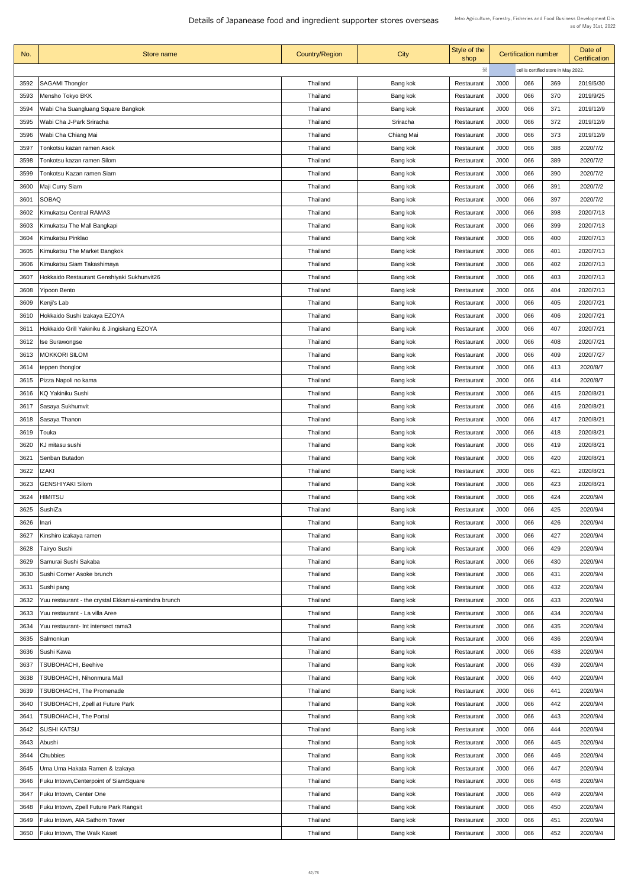# Details of Japanease food and ingredient supporter stores overseas

Jetro Agriculture, Forestry, Fisheries and Food Business Development Div.
as of May 31st, 2022

| No. | Store name | Country/Region | City | Style of the shop | Certification number | | | Date of Certification |
|---|---|---|---|---|---|---|---|---|
| | | | | ※ | | cell is certified store in May 2022. | | |
| 3592 | SAGAMI Thonglor | Thailand | Bang kok | Restaurant | J000 | 066 | 369 | 2019/5/30 |
| 3593 | Mensho Tokyo BKK | Thailand | Bang kok | Restaurant | J000 | 066 | 370 | 2019/9/25 |
| 3594 | Wabi Cha Suangluang Square Bangkok | Thailand | Bang kok | Restaurant | J000 | 066 | 371 | 2019/12/9 |
| 3595 | Wabi Cha J-Park Sriracha | Thailand | Sriracha | Restaurant | J000 | 066 | 372 | 2019/12/9 |
| 3596 | Wabi Cha Chiang Mai | Thailand | Chiang Mai | Restaurant | J000 | 066 | 373 | 2019/12/9 |
| 3597 | Tonkotsu kazan ramen Asok | Thailand | Bang kok | Restaurant | J000 | 066 | 388 | 2020/7/2 |
| 3598 | Tonkotsu kazan ramen Silom | Thailand | Bang kok | Restaurant | J000 | 066 | 389 | 2020/7/2 |
| 3599 | Tonkotsu Kazan ramen Siam | Thailand | Bang kok | Restaurant | J000 | 066 | 390 | 2020/7/2 |
| 3600 | Maji Curry Siam | Thailand | Bang kok | Restaurant | J000 | 066 | 391 | 2020/7/2 |
| 3601 | SOBAQ | Thailand | Bang kok | Restaurant | J000 | 066 | 397 | 2020/7/2 |
| 3602 | Kimukatsu Central RAMA3 | Thailand | Bang kok | Restaurant | J000 | 066 | 398 | 2020/7/13 |
| 3603 | Kimukatsu The Mall Bangkapi | Thailand | Bang kok | Restaurant | J000 | 066 | 399 | 2020/7/13 |
| 3604 | Kimukatsu Pinklao | Thailand | Bang kok | Restaurant | J000 | 066 | 400 | 2020/7/13 |
| 3605 | Kimukatsu The Market Bangkok | Thailand | Bang kok | Restaurant | J000 | 066 | 401 | 2020/7/13 |
| 3606 | Kimukatsu Siam Takashimaya | Thailand | Bang kok | Restaurant | J000 | 066 | 402 | 2020/7/13 |
| 3607 | Hokkaido Restaurant Genshiyaki Sukhunvit26 | Thailand | Bang kok | Restaurant | J000 | 066 | 403 | 2020/7/13 |
| 3608 | Yipoon Bento | Thailand | Bang kok | Restaurant | J000 | 066 | 404 | 2020/7/13 |
| 3609 | Kenji's Lab | Thailand | Bang kok | Restaurant | J000 | 066 | 405 | 2020/7/21 |
| 3610 | Hokkaido Sushi Izakaya EZOYA | Thailand | Bang kok | Restaurant | J000 | 066 | 406 | 2020/7/21 |
| 3611 | Hokkaido Grill Yakiniku & Jingiskang EZOYA | Thailand | Bang kok | Restaurant | J000 | 066 | 407 | 2020/7/21 |
| 3612 | Ise Surawongse | Thailand | Bang kok | Restaurant | J000 | 066 | 408 | 2020/7/21 |
| 3613 | MOKKORI SILOM | Thailand | Bang kok | Restaurant | J000 | 066 | 409 | 2020/7/27 |
| 3614 | teppen thonglor | Thailand | Bang kok | Restaurant | J000 | 066 | 413 | 2020/8/7 |
| 3615 | Pizza Napoli no kama | Thailand | Bang kok | Restaurant | J000 | 066 | 414 | 2020/8/7 |
| 3616 | KQ Yakiniku Sushi | Thailand | Bang kok | Restaurant | J000 | 066 | 415 | 2020/8/21 |
| 3617 | Sasaya Sukhumvit | Thailand | Bang kok | Restaurant | J000 | 066 | 416 | 2020/8/21 |
| 3618 | Sasaya Thanon | Thailand | Bang kok | Restaurant | J000 | 066 | 417 | 2020/8/21 |
| 3619 | Touka | Thailand | Bang kok | Restaurant | J000 | 066 | 418 | 2020/8/21 |
| 3620 | KJ mitasu sushi | Thailand | Bang kok | Restaurant | J000 | 066 | 419 | 2020/8/21 |
| 3621 | Senban Butadon | Thailand | Bang kok | Restaurant | J000 | 066 | 420 | 2020/8/21 |
| 3622 | IZAKI | Thailand | Bang kok | Restaurant | J000 | 066 | 421 | 2020/8/21 |
| 3623 | GENSHIYAKI Silom | Thailand | Bang kok | Restaurant | J000 | 066 | 423 | 2020/8/21 |
| 3624 | HIMITSU | Thailand | Bang kok | Restaurant | J000 | 066 | 424 | 2020/9/4 |
| 3625 | SushiZa | Thailand | Bang kok | Restaurant | J000 | 066 | 425 | 2020/9/4 |
| 3626 | Inari | Thailand | Bang kok | Restaurant | J000 | 066 | 426 | 2020/9/4 |
| 3627 | Kinshiro izakaya ramen | Thailand | Bang kok | Restaurant | J000 | 066 | 427 | 2020/9/4 |
| 3628 | Tairyo Sushi | Thailand | Bang kok | Restaurant | J000 | 066 | 429 | 2020/9/4 |
| 3629 | Samurai Sushi Sakaba | Thailand | Bang kok | Restaurant | J000 | 066 | 430 | 2020/9/4 |
| 3630 | Sushi Corner Asoke brunch | Thailand | Bang kok | Restaurant | J000 | 066 | 431 | 2020/9/4 |
| 3631 | Sushi pang | Thailand | Bang kok | Restaurant | J000 | 066 | 432 | 2020/9/4 |
| 3632 | Yuu restaurant - the crystal Ekkamai-ramindra brunch | Thailand | Bang kok | Restaurant | J000 | 066 | 433 | 2020/9/4 |
| 3633 | Yuu restaurant - La villa Aree | Thailand | Bang kok | Restaurant | J000 | 066 | 434 | 2020/9/4 |
| 3634 | Yuu restaurant- Int intersect rama3 | Thailand | Bang kok | Restaurant | J000 | 066 | 435 | 2020/9/4 |
| 3635 | Salmonkun | Thailand | Bang kok | Restaurant | J000 | 066 | 436 | 2020/9/4 |
| 3636 | Sushi Kawa | Thailand | Bang kok | Restaurant | J000 | 066 | 438 | 2020/9/4 |
| 3637 | TSUBOHACHI, Beehive | Thailand | Bang kok | Restaurant | J000 | 066 | 439 | 2020/9/4 |
| 3638 | TSUBOHACHI, Nihonmura Mall | Thailand | Bang kok | Restaurant | J000 | 066 | 440 | 2020/9/4 |
| 3639 | TSUBOHACHI, The Promenade | Thailand | Bang kok | Restaurant | J000 | 066 | 441 | 2020/9/4 |
| 3640 | TSUBOHACHI, Zpell at Future Park | Thailand | Bang kok | Restaurant | J000 | 066 | 442 | 2020/9/4 |
| 3641 | TSUBOHACHI, The Portal | Thailand | Bang kok | Restaurant | J000 | 066 | 443 | 2020/9/4 |
| 3642 | SUSHI KATSU | Thailand | Bang kok | Restaurant | J000 | 066 | 444 | 2020/9/4 |
| 3643 | Abushi | Thailand | Bang kok | Restaurant | J000 | 066 | 445 | 2020/9/4 |
| 3644 | Chubbies | Thailand | Bang kok | Restaurant | J000 | 066 | 446 | 2020/9/4 |
| 3645 | Uma Uma Hakata Ramen & Izakaya | Thailand | Bang kok | Restaurant | J000 | 066 | 447 | 2020/9/4 |
| 3646 | Fuku Intown,Centerpoint of SiamSquare | Thailand | Bang kok | Restaurant | J000 | 066 | 448 | 2020/9/4 |
| 3647 | Fuku Intown, Center One | Thailand | Bang kok | Restaurant | J000 | 066 | 449 | 2020/9/4 |
| 3648 | Fuku Intown, Zpell Future Park Rangsit | Thailand | Bang kok | Restaurant | J000 | 066 | 450 | 2020/9/4 |
| 3649 | Fuku Intown, AIA Sathorn Tower | Thailand | Bang kok | Restaurant | J000 | 066 | 451 | 2020/9/4 |
| 3650 | Fuku Intown, The Walk Kaset | Thailand | Bang kok | Restaurant | J000 | 066 | 452 | 2020/9/4 |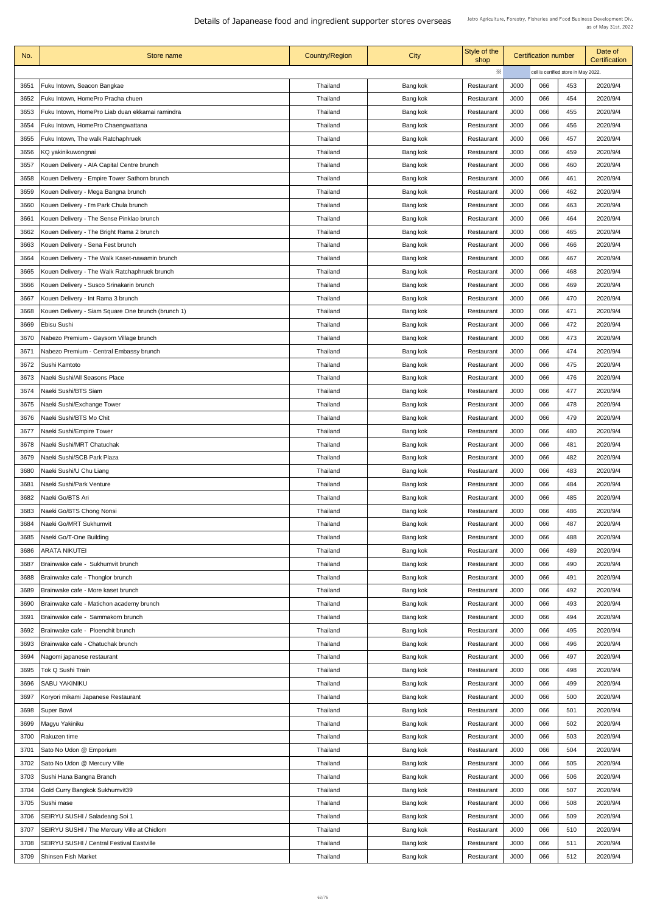# Details of Japanease food and ingredient supporter stores overseas

Jetro Agriculture, Forestry, Fisheries and Food Business Development Div.
as of May 31st, 2022

| No. | Store name | Country/Region | City | Style of the shop | Certification number | | | Date of Certification |
|---|---|---|---|---|---|---|---|---|
| | | | | ※ | cell is certified store in May 2022. | | | |
| 3651 | Fuku Intown, Seacon Bangkae | Thailand | Bang kok | Restaurant | J000 | 066 | 453 | 2020/9/4 |
| 3652 | Fuku Intown, HomePro Pracha chuen | Thailand | Bang kok | Restaurant | J000 | 066 | 454 | 2020/9/4 |
| 3653 | Fuku Intown, HomePro Liab duan ekkamai ramindra | Thailand | Bang kok | Restaurant | J000 | 066 | 455 | 2020/9/4 |
| 3654 | Fuku Intown, HomePro Chaengwattana | Thailand | Bang kok | Restaurant | J000 | 066 | 456 | 2020/9/4 |
| 3655 | Fuku Intown, The walk Ratchaphruek | Thailand | Bang kok | Restaurant | J000 | 066 | 457 | 2020/9/4 |
| 3656 | KQ yakinikuwongnai | Thailand | Bang kok | Restaurant | J000 | 066 | 459 | 2020/9/4 |
| 3657 | Kouen Delivery - AIA Capital Centre brunch | Thailand | Bang kok | Restaurant | J000 | 066 | 460 | 2020/9/4 |
| 3658 | Kouen Delivery - Empire Tower Sathorn brunch | Thailand | Bang kok | Restaurant | J000 | 066 | 461 | 2020/9/4 |
| 3659 | Kouen Delivery - Mega Bangna brunch | Thailand | Bang kok | Restaurant | J000 | 066 | 462 | 2020/9/4 |
| 3660 | Kouen Delivery - I'm Park Chula brunch | Thailand | Bang kok | Restaurant | J000 | 066 | 463 | 2020/9/4 |
| 3661 | Kouen Delivery - The Sense Pinklao brunch | Thailand | Bang kok | Restaurant | J000 | 066 | 464 | 2020/9/4 |
| 3662 | Kouen Delivery - The Bright Rama 2 brunch | Thailand | Bang kok | Restaurant | J000 | 066 | 465 | 2020/9/4 |
| 3663 | Kouen Delivery - Sena Fest brunch | Thailand | Bang kok | Restaurant | J000 | 066 | 466 | 2020/9/4 |
| 3664 | Kouen Delivery - The Walk Kaset-nawamin brunch | Thailand | Bang kok | Restaurant | J000 | 066 | 467 | 2020/9/4 |
| 3665 | Kouen Delivery - The Walk Ratchaphruek brunch | Thailand | Bang kok | Restaurant | J000 | 066 | 468 | 2020/9/4 |
| 3666 | Kouen Delivery - Susco Srinakarin brunch | Thailand | Bang kok | Restaurant | J000 | 066 | 469 | 2020/9/4 |
| 3667 | Kouen Delivery - Int Rama 3 brunch | Thailand | Bang kok | Restaurant | J000 | 066 | 470 | 2020/9/4 |
| 3668 | Kouen Delivery - Siam Square One brunch (brunch 1) | Thailand | Bang kok | Restaurant | J000 | 066 | 471 | 2020/9/4 |
| 3669 | Ebisu Sushi | Thailand | Bang kok | Restaurant | J000 | 066 | 472 | 2020/9/4 |
| 3670 | Nabezo Premium - Gaysorn Village brunch | Thailand | Bang kok | Restaurant | J000 | 066 | 473 | 2020/9/4 |
| 3671 | Nabezo Premium - Central Embassy brunch | Thailand | Bang kok | Restaurant | J000 | 066 | 474 | 2020/9/4 |
| 3672 | Sushi Kamtoto | Thailand | Bang kok | Restaurant | J000 | 066 | 475 | 2020/9/4 |
| 3673 | Naeki Sushi/All Seasons Place | Thailand | Bang kok | Restaurant | J000 | 066 | 476 | 2020/9/4 |
| 3674 | Naeki Sushi/BTS Siam | Thailand | Bang kok | Restaurant | J000 | 066 | 477 | 2020/9/4 |
| 3675 | Naeki Sushi/Exchange Tower | Thailand | Bang kok | Restaurant | J000 | 066 | 478 | 2020/9/4 |
| 3676 | Naeki Sushi/BTS Mo Chit | Thailand | Bang kok | Restaurant | J000 | 066 | 479 | 2020/9/4 |
| 3677 | Naeki Sushi/Empire Tower | Thailand | Bang kok | Restaurant | J000 | 066 | 480 | 2020/9/4 |
| 3678 | Naeki Sushi/MRT Chatuchak | Thailand | Bang kok | Restaurant | J000 | 066 | 481 | 2020/9/4 |
| 3679 | Naeki Sushi/SCB Park Plaza | Thailand | Bang kok | Restaurant | J000 | 066 | 482 | 2020/9/4 |
| 3680 | Naeki Sushi/U Chu Liang | Thailand | Bang kok | Restaurant | J000 | 066 | 483 | 2020/9/4 |
| 3681 | Naeki Sushi/Park Venture | Thailand | Bang kok | Restaurant | J000 | 066 | 484 | 2020/9/4 |
| 3682 | Naeki Go/BTS Ari | Thailand | Bang kok | Restaurant | J000 | 066 | 485 | 2020/9/4 |
| 3683 | Naeki Go/BTS Chong Nonsi | Thailand | Bang kok | Restaurant | J000 | 066 | 486 | 2020/9/4 |
| 3684 | Naeki Go/MRT Sukhumvit | Thailand | Bang kok | Restaurant | J000 | 066 | 487 | 2020/9/4 |
| 3685 | Naeki Go/T-One Building | Thailand | Bang kok | Restaurant | J000 | 066 | 488 | 2020/9/4 |
| 3686 | ARATA NIKUTEI | Thailand | Bang kok | Restaurant | J000 | 066 | 489 | 2020/9/4 |
| 3687 | Brainwake cafe - Sukhumvit brunch | Thailand | Bang kok | Restaurant | J000 | 066 | 490 | 2020/9/4 |
| 3688 | Brainwake cafe - Thonglor brunch | Thailand | Bang kok | Restaurant | J000 | 066 | 491 | 2020/9/4 |
| 3689 | Brainwake cafe - More kaset brunch | Thailand | Bang kok | Restaurant | J000 | 066 | 492 | 2020/9/4 |
| 3690 | Brainwake cafe - Matichon academy brunch | Thailand | Bang kok | Restaurant | J000 | 066 | 493 | 2020/9/4 |
| 3691 | Brainwake cafe - Sammakorn brunch | Thailand | Bang kok | Restaurant | J000 | 066 | 494 | 2020/9/4 |
| 3692 | Brainwake cafe - Ploenchit brunch | Thailand | Bang kok | Restaurant | J000 | 066 | 495 | 2020/9/4 |
| 3693 | Brainwake cafe - Chatuchak brunch | Thailand | Bang kok | Restaurant | J000 | 066 | 496 | 2020/9/4 |
| 3694 | Nagomi japanese restaurant | Thailand | Bang kok | Restaurant | J000 | 066 | 497 | 2020/9/4 |
| 3695 | Tok Q Sushi Train | Thailand | Bang kok | Restaurant | J000 | 066 | 498 | 2020/9/4 |
| 3696 | SABU YAKINIKU | Thailand | Bang kok | Restaurant | J000 | 066 | 499 | 2020/9/4 |
| 3697 | Koryori mikami Japanese Restaurant | Thailand | Bang kok | Restaurant | J000 | 066 | 500 | 2020/9/4 |
| 3698 | Super Bowl | Thailand | Bang kok | Restaurant | J000 | 066 | 501 | 2020/9/4 |
| 3699 | Magyu Yakiniku | Thailand | Bang kok | Restaurant | J000 | 066 | 502 | 2020/9/4 |
| 3700 | Rakuzen time | Thailand | Bang kok | Restaurant | J000 | 066 | 503 | 2020/9/4 |
| 3701 | Sato No Udon @ Emporium | Thailand | Bang kok | Restaurant | J000 | 066 | 504 | 2020/9/4 |
| 3702 | Sato No Udon @ Mercury Ville | Thailand | Bang kok | Restaurant | J000 | 066 | 505 | 2020/9/4 |
| 3703 | Sushi Hana Bangna Branch | Thailand | Bang kok | Restaurant | J000 | 066 | 506 | 2020/9/4 |
| 3704 | Gold Curry Bangkok Sukhumvit39 | Thailand | Bang kok | Restaurant | J000 | 066 | 507 | 2020/9/4 |
| 3705 | Sushi mase | Thailand | Bang kok | Restaurant | J000 | 066 | 508 | 2020/9/4 |
| 3706 | SEIRYU SUSHI / Saladeang Soi 1 | Thailand | Bang kok | Restaurant | J000 | 066 | 509 | 2020/9/4 |
| 3707 | SEIRYU SUSHI / The Mercury Ville at Chidlom | Thailand | Bang kok | Restaurant | J000 | 066 | 510 | 2020/9/4 |
| 3708 | SEIRYU SUSHI / Central Festival Eastville | Thailand | Bang kok | Restaurant | J000 | 066 | 511 | 2020/9/4 |
| 3709 | Shinsen Fish Market | Thailand | Bang kok | Restaurant | J000 | 066 | 512 | 2020/9/4 |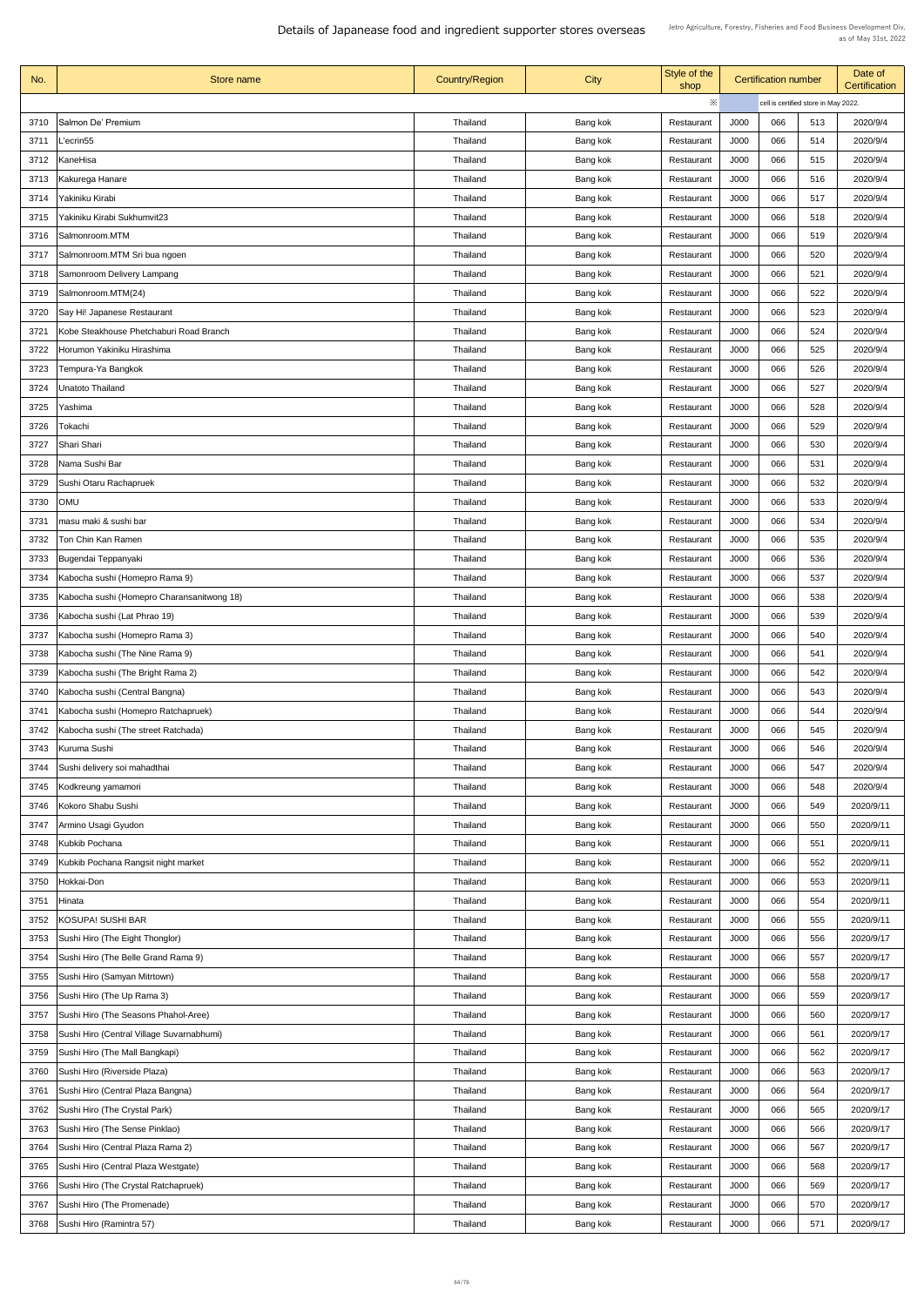# Details of Japanease food and ingredient supporter stores overseas

Jetro Agriculture, Forestry, Fisheries and Food Business Development Div.
as of May 31st, 2022

| No. | Store name | Country/Region | City | Style of the shop | Certification number | | | Date of Certification |
|---|---|---|---|---|---|---|---|---|
| | | | | ※ | cell is certified store in May 2022. | | | |
| 3710 | Salmon De' Premium | Thailand | Bang kok | Restaurant | J000 | 066 | 513 | 2020/9/4 |
| 3711 | L'ecrin55 | Thailand | Bang kok | Restaurant | J000 | 066 | 514 | 2020/9/4 |
| 3712 | KaneHisa | Thailand | Bang kok | Restaurant | J000 | 066 | 515 | 2020/9/4 |
| 3713 | Kakurega Hanare | Thailand | Bang kok | Restaurant | J000 | 066 | 516 | 2020/9/4 |
| 3714 | Yakiniku Kirabi | Thailand | Bang kok | Restaurant | J000 | 066 | 517 | 2020/9/4 |
| 3715 | Yakiniku Kirabi Sukhumvit23 | Thailand | Bang kok | Restaurant | J000 | 066 | 518 | 2020/9/4 |
| 3716 | Salmonroom.MTM | Thailand | Bang kok | Restaurant | J000 | 066 | 519 | 2020/9/4 |
| 3717 | Salmonroom.MTM Sri bua ngoen | Thailand | Bang kok | Restaurant | J000 | 066 | 520 | 2020/9/4 |
| 3718 | Samonroom Delivery Lampang | Thailand | Bang kok | Restaurant | J000 | 066 | 521 | 2020/9/4 |
| 3719 | Salmonroom.MTM(24) | Thailand | Bang kok | Restaurant | J000 | 066 | 522 | 2020/9/4 |
| 3720 | Say Hi! Japanese Restaurant | Thailand | Bang kok | Restaurant | J000 | 066 | 523 | 2020/9/4 |
| 3721 | Kobe Steakhouse Phetchaburi Road Branch | Thailand | Bang kok | Restaurant | J000 | 066 | 524 | 2020/9/4 |
| 3722 | Horumon Yakiniku Hirashima | Thailand | Bang kok | Restaurant | J000 | 066 | 525 | 2020/9/4 |
| 3723 | Tempura-Ya Bangkok | Thailand | Bang kok | Restaurant | J000 | 066 | 526 | 2020/9/4 |
| 3724 | Unatoto Thailand | Thailand | Bang kok | Restaurant | J000 | 066 | 527 | 2020/9/4 |
| 3725 | Yashima | Thailand | Bang kok | Restaurant | J000 | 066 | 528 | 2020/9/4 |
| 3726 | Tokachi | Thailand | Bang kok | Restaurant | J000 | 066 | 529 | 2020/9/4 |
| 3727 | Shari Shari | Thailand | Bang kok | Restaurant | J000 | 066 | 530 | 2020/9/4 |
| 3728 | Nama Sushi Bar | Thailand | Bang kok | Restaurant | J000 | 066 | 531 | 2020/9/4 |
| 3729 | Sushi Otaru Rachapruek | Thailand | Bang kok | Restaurant | J000 | 066 | 532 | 2020/9/4 |
| 3730 | OMU | Thailand | Bang kok | Restaurant | J000 | 066 | 533 | 2020/9/4 |
| 3731 | masu maki & sushi bar | Thailand | Bang kok | Restaurant | J000 | 066 | 534 | 2020/9/4 |
| 3732 | Ton Chin Kan Ramen | Thailand | Bang kok | Restaurant | J000 | 066 | 535 | 2020/9/4 |
| 3733 | Bugendai Teppanyaki | Thailand | Bang kok | Restaurant | J000 | 066 | 536 | 2020/9/4 |
| 3734 | Kabocha sushi (Homepro Rama 9) | Thailand | Bang kok | Restaurant | J000 | 066 | 537 | 2020/9/4 |
| 3735 | Kabocha sushi (Homepro Charansanitwong 18) | Thailand | Bang kok | Restaurant | J000 | 066 | 538 | 2020/9/4 |
| 3736 | Kabocha sushi (Lat Phrao 19) | Thailand | Bang kok | Restaurant | J000 | 066 | 539 | 2020/9/4 |
| 3737 | Kabocha sushi (Homepro Rama 3) | Thailand | Bang kok | Restaurant | J000 | 066 | 540 | 2020/9/4 |
| 3738 | Kabocha sushi (The Nine Rama 9) | Thailand | Bang kok | Restaurant | J000 | 066 | 541 | 2020/9/4 |
| 3739 | Kabocha sushi (The Bright Rama 2) | Thailand | Bang kok | Restaurant | J000 | 066 | 542 | 2020/9/4 |
| 3740 | Kabocha sushi (Central Bangna) | Thailand | Bang kok | Restaurant | J000 | 066 | 543 | 2020/9/4 |
| 3741 | Kabocha sushi (Homepro Ratchapruek) | Thailand | Bang kok | Restaurant | J000 | 066 | 544 | 2020/9/4 |
| 3742 | Kabocha sushi (The street Ratchada) | Thailand | Bang kok | Restaurant | J000 | 066 | 545 | 2020/9/4 |
| 3743 | Kuruma Sushi | Thailand | Bang kok | Restaurant | J000 | 066 | 546 | 2020/9/4 |
| 3744 | Sushi delivery soi mahadthai | Thailand | Bang kok | Restaurant | J000 | 066 | 547 | 2020/9/4 |
| 3745 | Kodkreung yamamori | Thailand | Bang kok | Restaurant | J000 | 066 | 548 | 2020/9/4 |
| 3746 | Kokoro Shabu Sushi | Thailand | Bang kok | Restaurant | J000 | 066 | 549 | 2020/9/11 |
| 3747 | Armino Usagi Gyudon | Thailand | Bang kok | Restaurant | J000 | 066 | 550 | 2020/9/11 |
| 3748 | Kubkib Pochana | Thailand | Bang kok | Restaurant | J000 | 066 | 551 | 2020/9/11 |
| 3749 | Kubkib Pochana Rangsit night market | Thailand | Bang kok | Restaurant | J000 | 066 | 552 | 2020/9/11 |
| 3750 | Hokkai-Don | Thailand | Bang kok | Restaurant | J000 | 066 | 553 | 2020/9/11 |
| 3751 | Hinata | Thailand | Bang kok | Restaurant | J000 | 066 | 554 | 2020/9/11 |
| 3752 | KOSUPA! SUSHI BAR | Thailand | Bang kok | Restaurant | J000 | 066 | 555 | 2020/9/11 |
| 3753 | Sushi Hiro (The Eight Thonglor) | Thailand | Bang kok | Restaurant | J000 | 066 | 556 | 2020/9/17 |
| 3754 | Sushi Hiro (The Belle Grand Rama 9) | Thailand | Bang kok | Restaurant | J000 | 066 | 557 | 2020/9/17 |
| 3755 | Sushi Hiro (Samyan Mitrtown) | Thailand | Bang kok | Restaurant | J000 | 066 | 558 | 2020/9/17 |
| 3756 | Sushi Hiro (The Up Rama 3) | Thailand | Bang kok | Restaurant | J000 | 066 | 559 | 2020/9/17 |
| 3757 | Sushi Hiro (The Seasons Phahol-Aree) | Thailand | Bang kok | Restaurant | J000 | 066 | 560 | 2020/9/17 |
| 3758 | Sushi Hiro (Central Village Suvarnabhumi) | Thailand | Bang kok | Restaurant | J000 | 066 | 561 | 2020/9/17 |
| 3759 | Sushi Hiro (The Mall Bangkapi) | Thailand | Bang kok | Restaurant | J000 | 066 | 562 | 2020/9/17 |
| 3760 | Sushi Hiro (Riverside Plaza) | Thailand | Bang kok | Restaurant | J000 | 066 | 563 | 2020/9/17 |
| 3761 | Sushi Hiro (Central Plaza Bangna) | Thailand | Bang kok | Restaurant | J000 | 066 | 564 | 2020/9/17 |
| 3762 | Sushi Hiro (The Crystal Park) | Thailand | Bang kok | Restaurant | J000 | 066 | 565 | 2020/9/17 |
| 3763 | Sushi Hiro (The Sense Pinklao) | Thailand | Bang kok | Restaurant | J000 | 066 | 566 | 2020/9/17 |
| 3764 | Sushi Hiro (Central Plaza Rama 2) | Thailand | Bang kok | Restaurant | J000 | 066 | 567 | 2020/9/17 |
| 3765 | Sushi Hiro (Central Plaza Westgate) | Thailand | Bang kok | Restaurant | J000 | 066 | 568 | 2020/9/17 |
| 3766 | Sushi Hiro (The Crystal Ratchapruek) | Thailand | Bang kok | Restaurant | J000 | 066 | 569 | 2020/9/17 |
| 3767 | Sushi Hiro (The Promenade) | Thailand | Bang kok | Restaurant | J000 | 066 | 570 | 2020/9/17 |
| 3768 | Sushi Hiro (Ramintra 57) | Thailand | Bang kok | Restaurant | J000 | 066 | 571 | 2020/9/17 |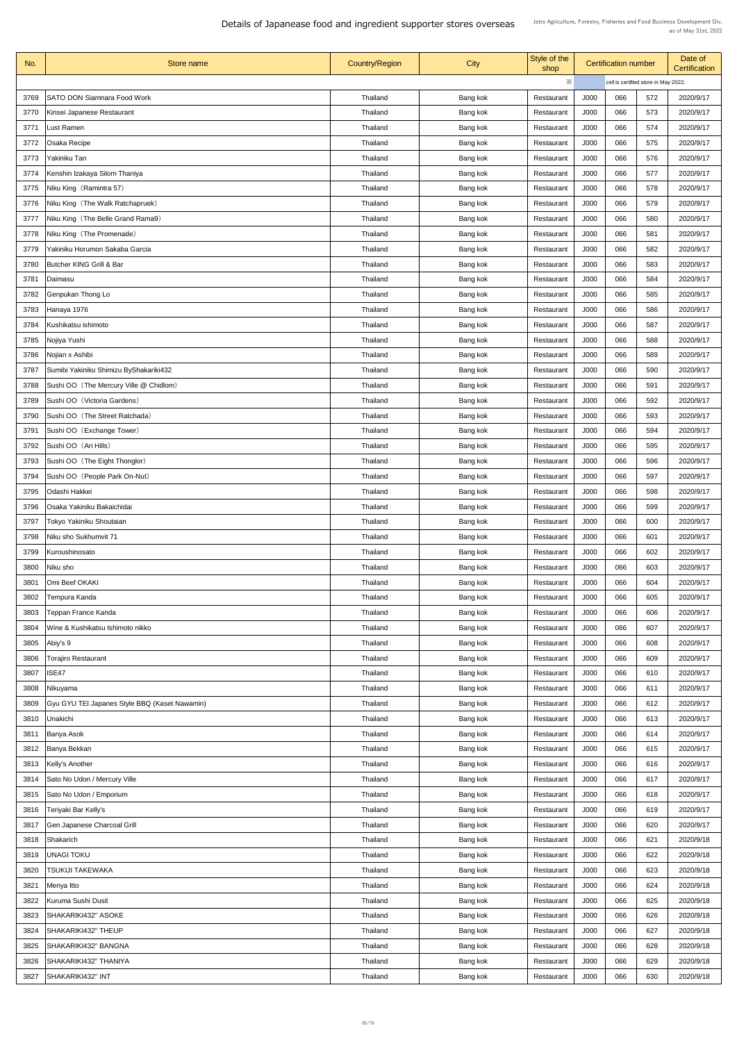# Details of Japanease food and ingredient supporter stores overseas

Jetro Agriculture, Forestry, Fisheries and Food Business Development Div.
as of May 31st, 2022

| No. | Store name | Country/Region | City | Style of the shop | Certification number | | | Date of Certification |
|---|---|---|---|---|---|---|---|---|
| | | | | ※ | cell is certified store in May 2022. | | | |
| 3769 | SATO DON Siamnara Food Work | Thailand | Bang kok | Restaurant | J000 | 066 | 572 | 2020/9/17 |
| 3770 | Kinsei Japanese Restaurant | Thailand | Bang kok | Restaurant | J000 | 066 | 573 | 2020/9/17 |
| 3771 | Lust Ramen | Thailand | Bang kok | Restaurant | J000 | 066 | 574 | 2020/9/17 |
| 3772 | Osaka Recipe | Thailand | Bang kok | Restaurant | J000 | 066 | 575 | 2020/9/17 |
| 3773 | Yakiniku Tan | Thailand | Bang kok | Restaurant | J000 | 066 | 576 | 2020/9/17 |
| 3774 | Kenshin Izakaya Silom Thaniya | Thailand | Bang kok | Restaurant | J000 | 066 | 577 | 2020/9/17 |
| 3775 | Niku King（Ramintra 57） | Thailand | Bang kok | Restaurant | J000 | 066 | 578 | 2020/9/17 |
| 3776 | Niku King（The Walk Ratchapruek） | Thailand | Bang kok | Restaurant | J000 | 066 | 579 | 2020/9/17 |
| 3777 | Niku King（The Belle Grand Rama9） | Thailand | Bang kok | Restaurant | J000 | 066 | 580 | 2020/9/17 |
| 3778 | Niku King（The Promenade） | Thailand | Bang kok | Restaurant | J000 | 066 | 581 | 2020/9/17 |
| 3779 | Yakiniku Horumon Sakaba Garcia | Thailand | Bang kok | Restaurant | J000 | 066 | 582 | 2020/9/17 |
| 3780 | Butcher KING Grill & Bar | Thailand | Bang kok | Restaurant | J000 | 066 | 583 | 2020/9/17 |
| 3781 | Daimasu | Thailand | Bang kok | Restaurant | J000 | 066 | 584 | 2020/9/17 |
| 3782 | Genpukan Thong Lo | Thailand | Bang kok | Restaurant | J000 | 066 | 585 | 2020/9/17 |
| 3783 | Hanaya 1976 | Thailand | Bang kok | Restaurant | J000 | 066 | 586 | 2020/9/17 |
| 3784 | Kushikatsu ishimoto | Thailand | Bang kok | Restaurant | J000 | 066 | 587 | 2020/9/17 |
| 3785 | Nojiya Yushi | Thailand | Bang kok | Restaurant | J000 | 066 | 588 | 2020/9/17 |
| 3786 | Nojian x Ashibi | Thailand | Bang kok | Restaurant | J000 | 066 | 589 | 2020/9/17 |
| 3787 | Sumibi Yakiniku Shimizu ByShakariki432 | Thailand | Bang kok | Restaurant | J000 | 066 | 590 | 2020/9/17 |
| 3788 | Sushi OO（The Mercury Ville @ Chidlom） | Thailand | Bang kok | Restaurant | J000 | 066 | 591 | 2020/9/17 |
| 3789 | Sushi OO（Victoria Gardens） | Thailand | Bang kok | Restaurant | J000 | 066 | 592 | 2020/9/17 |
| 3790 | Sushi OO（The Street Ratchada） | Thailand | Bang kok | Restaurant | J000 | 066 | 593 | 2020/9/17 |
| 3791 | Sushi OO（Exchange Tower） | Thailand | Bang kok | Restaurant | J000 | 066 | 594 | 2020/9/17 |
| 3792 | Sushi OO（Ari Hills） | Thailand | Bang kok | Restaurant | J000 | 066 | 595 | 2020/9/17 |
| 3793 | Sushi OO（The Eight Thonglor） | Thailand | Bang kok | Restaurant | J000 | 066 | 596 | 2020/9/17 |
| 3794 | Sushi OO（People Park On-Nut） | Thailand | Bang kok | Restaurant | J000 | 066 | 597 | 2020/9/17 |
| 3795 | Odashi Hakkei | Thailand | Bang kok | Restaurant | J000 | 066 | 598 | 2020/9/17 |
| 3796 | Osaka Yakiniku Bakaichidai | Thailand | Bang kok | Restaurant | J000 | 066 | 599 | 2020/9/17 |
| 3797 | Tokyo Yakiniku Shoutaian | Thailand | Bang kok | Restaurant | J000 | 066 | 600 | 2020/9/17 |
| 3798 | Niku sho Sukhumvit 71 | Thailand | Bang kok | Restaurant | J000 | 066 | 601 | 2020/9/17 |
| 3799 | Kuroushinosato | Thailand | Bang kok | Restaurant | J000 | 066 | 602 | 2020/9/17 |
| 3800 | Niku sho | Thailand | Bang kok | Restaurant | J000 | 066 | 603 | 2020/9/17 |
| 3801 | Omi Beef OKAKI | Thailand | Bang kok | Restaurant | J000 | 066 | 604 | 2020/9/17 |
| 3802 | Tempura Kanda | Thailand | Bang kok | Restaurant | J000 | 066 | 605 | 2020/9/17 |
| 3803 | Teppan France Kanda | Thailand | Bang kok | Restaurant | J000 | 066 | 606 | 2020/9/17 |
| 3804 | Wine & Kushikatsu Ishimoto nikko | Thailand | Bang kok | Restaurant | J000 | 066 | 607 | 2020/9/17 |
| 3805 | Abiy's 9 | Thailand | Bang kok | Restaurant | J000 | 066 | 608 | 2020/9/17 |
| 3806 | Torajiro Restaurant | Thailand | Bang kok | Restaurant | J000 | 066 | 609 | 2020/9/17 |
| 3807 | ISE47 | Thailand | Bang kok | Restaurant | J000 | 066 | 610 | 2020/9/17 |
| 3808 | Nikuyama | Thailand | Bang kok | Restaurant | J000 | 066 | 611 | 2020/9/17 |
| 3809 | Gyu GYU TEI Japanes Style BBQ (Kaset Nawamin) | Thailand | Bang kok | Restaurant | J000 | 066 | 612 | 2020/9/17 |
| 3810 | Unakichi | Thailand | Bang kok | Restaurant | J000 | 066 | 613 | 2020/9/17 |
| 3811 | Banya Asok | Thailand | Bang kok | Restaurant | J000 | 066 | 614 | 2020/9/17 |
| 3812 | Banya Bekkan | Thailand | Bang kok | Restaurant | J000 | 066 | 615 | 2020/9/17 |
| 3813 | Kelly's Another | Thailand | Bang kok | Restaurant | J000 | 066 | 616 | 2020/9/17 |
| 3814 | Sato No Udon / Mercury Ville | Thailand | Bang kok | Restaurant | J000 | 066 | 617 | 2020/9/17 |
| 3815 | Sato No Udon / Emporium | Thailand | Bang kok | Restaurant | J000 | 066 | 618 | 2020/9/17 |
| 3816 | Teriyaki Bar Kelly's | Thailand | Bang kok | Restaurant | J000 | 066 | 619 | 2020/9/17 |
| 3817 | Gen Japanese Charcoal Grill | Thailand | Bang kok | Restaurant | J000 | 066 | 620 | 2020/9/17 |
| 3818 | Shakarich | Thailand | Bang kok | Restaurant | J000 | 066 | 621 | 2020/9/18 |
| 3819 | UNAGI TOKU | Thailand | Bang kok | Restaurant | J000 | 066 | 622 | 2020/9/18 |
| 3820 | TSUKIJI TAKEWAKA | Thailand | Bang kok | Restaurant | J000 | 066 | 623 | 2020/9/18 |
| 3821 | Menya Itto | Thailand | Bang kok | Restaurant | J000 | 066 | 624 | 2020/9/18 |
| 3822 | Kuruma Sushi Dusit | Thailand | Bang kok | Restaurant | J000 | 066 | 625 | 2020/9/18 |
| 3823 | SHAKARIKI432" ASOKE | Thailand | Bang kok | Restaurant | J000 | 066 | 626 | 2020/9/18 |
| 3824 | SHAKARIKI432" THEUP | Thailand | Bang kok | Restaurant | J000 | 066 | 627 | 2020/9/18 |
| 3825 | SHAKARIKI432" BANGNA | Thailand | Bang kok | Restaurant | J000 | 066 | 628 | 2020/9/18 |
| 3826 | SHAKARIKI432" THANIYA | Thailand | Bang kok | Restaurant | J000 | 066 | 629 | 2020/9/18 |
| 3827 | SHAKARIKI432" INT | Thailand | Bang kok | Restaurant | J000 | 066 | 630 | 2020/9/18 |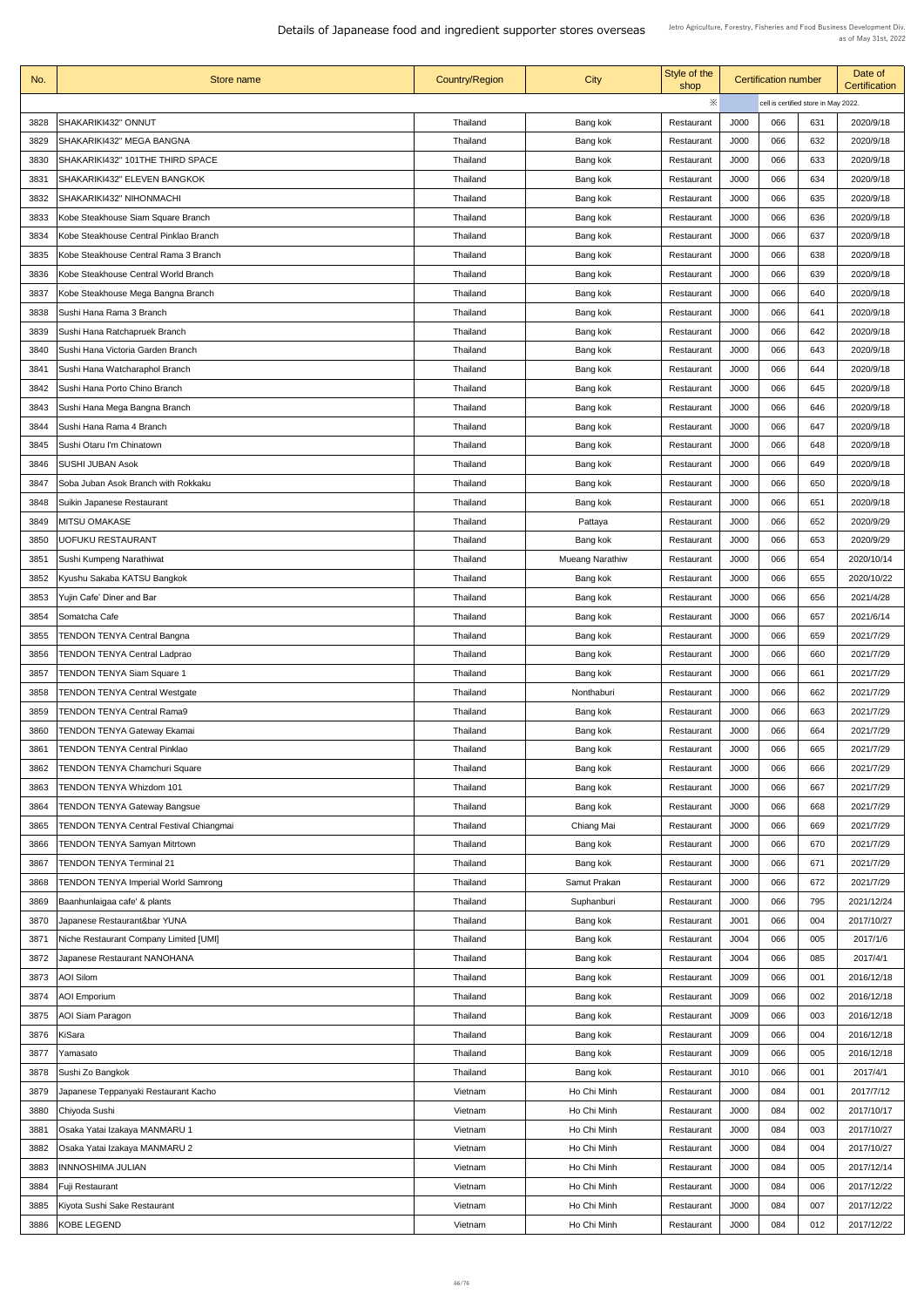# Details of Japanease food and ingredient supporter stores overseas

Jetro Agriculture, Forestry, Fisheries and Food Business Development Div.
as of May 31st, 2022

| No. | Store name | Country/Region | City | Style of the shop | Certification number | | | Date of Certification |
|---|---|---|---|---|---|---|---|---|
| | | | | ※ | cell is certified store in May 2022. | | | |
| 3828 | SHAKARIKI432" ONNUT | Thailand | Bang kok | Restaurant | J000 | 066 | 631 | 2020/9/18 |
| 3829 | SHAKARIKI432" MEGA BANGNA | Thailand | Bang kok | Restaurant | J000 | 066 | 632 | 2020/9/18 |
| 3830 | SHAKARIKI432" 101THE THIRD SPACE | Thailand | Bang kok | Restaurant | J000 | 066 | 633 | 2020/9/18 |
| 3831 | SHAKARIKI432" ELEVEN BANGKOK | Thailand | Bang kok | Restaurant | J000 | 066 | 634 | 2020/9/18 |
| 3832 | SHAKARIKI432" NIHONMACHI | Thailand | Bang kok | Restaurant | J000 | 066 | 635 | 2020/9/18 |
| 3833 | Kobe Steakhouse Siam Square Branch | Thailand | Bang kok | Restaurant | J000 | 066 | 636 | 2020/9/18 |
| 3834 | Kobe Steakhouse Central Pinklao Branch | Thailand | Bang kok | Restaurant | J000 | 066 | 637 | 2020/9/18 |
| 3835 | Kobe Steakhouse Central Rama 3 Branch | Thailand | Bang kok | Restaurant | J000 | 066 | 638 | 2020/9/18 |
| 3836 | Kobe Steakhouse Central World Branch | Thailand | Bang kok | Restaurant | J000 | 066 | 639 | 2020/9/18 |
| 3837 | Kobe Steakhouse Mega Bangna Branch | Thailand | Bang kok | Restaurant | J000 | 066 | 640 | 2020/9/18 |
| 3838 | Sushi Hana Rama 3 Branch | Thailand | Bang kok | Restaurant | J000 | 066 | 641 | 2020/9/18 |
| 3839 | Sushi Hana Ratchapruek Branch | Thailand | Bang kok | Restaurant | J000 | 066 | 642 | 2020/9/18 |
| 3840 | Sushi Hana Victoria Garden Branch | Thailand | Bang kok | Restaurant | J000 | 066 | 643 | 2020/9/18 |
| 3841 | Sushi Hana Watcharaphol Branch | Thailand | Bang kok | Restaurant | J000 | 066 | 644 | 2020/9/18 |
| 3842 | Sushi Hana Porto Chino Branch | Thailand | Bang kok | Restaurant | J000 | 066 | 645 | 2020/9/18 |
| 3843 | Sushi Hana Mega Bangna Branch | Thailand | Bang kok | Restaurant | J000 | 066 | 646 | 2020/9/18 |
| 3844 | Sushi Hana Rama 4 Branch | Thailand | Bang kok | Restaurant | J000 | 066 | 647 | 2020/9/18 |
| 3845 | Sushi Otaru I'm Chinatown | Thailand | Bang kok | Restaurant | J000 | 066 | 648 | 2020/9/18 |
| 3846 | SUSHI JUBAN Asok | Thailand | Bang kok | Restaurant | J000 | 066 | 649 | 2020/9/18 |
| 3847 | Soba Juban Asok Branch with Rokkaku | Thailand | Bang kok | Restaurant | J000 | 066 | 650 | 2020/9/18 |
| 3848 | Suikin Japanese Restaurant | Thailand | Bang kok | Restaurant | J000 | 066 | 651 | 2020/9/18 |
| 3849 | MITSU OMAKASE | Thailand | Pattaya | Restaurant | J000 | 066 | 652 | 2020/9/29 |
| 3850 | UOFUKU RESTAURANT | Thailand | Bang kok | Restaurant | J000 | 066 | 653 | 2020/9/29 |
| 3851 | Sushi Kumpeng Narathiwat | Thailand | Mueang Narathiw | Restaurant | J000 | 066 | 654 | 2020/10/14 |
| 3852 | Kyushu Sakaba KATSU Bangkok | Thailand | Bang kok | Restaurant | J000 | 066 | 655 | 2020/10/22 |
| 3853 | Yujin Cafe' Diner and Bar | Thailand | Bang kok | Restaurant | J000 | 066 | 656 | 2021/4/28 |
| 3854 | Somatcha Cafe | Thailand | Bang kok | Restaurant | J000 | 066 | 657 | 2021/6/14 |
| 3855 | TENDON TENYA Central Bangna | Thailand | Bang kok | Restaurant | J000 | 066 | 659 | 2021/7/29 |
| 3856 | TENDON TENYA Central Ladprao | Thailand | Bang kok | Restaurant | J000 | 066 | 660 | 2021/7/29 |
| 3857 | TENDON TENYA Siam Square 1 | Thailand | Bang kok | Restaurant | J000 | 066 | 661 | 2021/7/29 |
| 3858 | TENDON TENYA Central Westgate | Thailand | Nonthaburi | Restaurant | J000 | 066 | 662 | 2021/7/29 |
| 3859 | TENDON TENYA Central Rama9 | Thailand | Bang kok | Restaurant | J000 | 066 | 663 | 2021/7/29 |
| 3860 | TENDON TENYA Gateway Ekamai | Thailand | Bang kok | Restaurant | J000 | 066 | 664 | 2021/7/29 |
| 3861 | TENDON TENYA Central Pinklao | Thailand | Bang kok | Restaurant | J000 | 066 | 665 | 2021/7/29 |
| 3862 | TENDON TENYA Chamchuri Square | Thailand | Bang kok | Restaurant | J000 | 066 | 666 | 2021/7/29 |
| 3863 | TENDON TENYA Whizdom 101 | Thailand | Bang kok | Restaurant | J000 | 066 | 667 | 2021/7/29 |
| 3864 | TENDON TENYA Gateway Bangsue | Thailand | Bang kok | Restaurant | J000 | 066 | 668 | 2021/7/29 |
| 3865 | TENDON TENYA Central Festival Chiangmai | Thailand | Chiang Mai | Restaurant | J000 | 066 | 669 | 2021/7/29 |
| 3866 | TENDON TENYA Samyan Mitrtown | Thailand | Bang kok | Restaurant | J000 | 066 | 670 | 2021/7/29 |
| 3867 | TENDON TENYA Terminal 21 | Thailand | Bang kok | Restaurant | J000 | 066 | 671 | 2021/7/29 |
| 3868 | TENDON TENYA Imperial World Samrong | Thailand | Samut Prakan | Restaurant | J000 | 066 | 672 | 2021/7/29 |
| 3869 | Baanhunlaigaa cafe' & plants | Thailand | Suphanburi | Restaurant | J000 | 066 | 795 | 2021/12/24 |
| 3870 | Japanese Restaurant&bar YUNA | Thailand | Bang kok | Restaurant | J001 | 066 | 004 | 2017/10/27 |
| 3871 | Niche Restaurant Company Limited [UMI] | Thailand | Bang kok | Restaurant | J004 | 066 | 005 | 2017/1/6 |
| 3872 | Japanese Restaurant NANOHANA | Thailand | Bang kok | Restaurant | J004 | 066 | 085 | 2017/4/1 |
| 3873 | AOI Silom | Thailand | Bang kok | Restaurant | J009 | 066 | 001 | 2016/12/18 |
| 3874 | AOI Emporium | Thailand | Bang kok | Restaurant | J009 | 066 | 002 | 2016/12/18 |
| 3875 | AOI Siam Paragon | Thailand | Bang kok | Restaurant | J009 | 066 | 003 | 2016/12/18 |
| 3876 | KiSara | Thailand | Bang kok | Restaurant | J009 | 066 | 004 | 2016/12/18 |
| 3877 | Yamasato | Thailand | Bang kok | Restaurant | J009 | 066 | 005 | 2016/12/18 |
| 3878 | Sushi Zo Bangkok | Thailand | Bang kok | Restaurant | J010 | 066 | 001 | 2017/4/1 |
| 3879 | Japanese Teppanyaki Restaurant Kacho | Vietnam | Ho Chi Minh | Restaurant | J000 | 084 | 001 | 2017/7/12 |
| 3880 | Chiyoda Sushi | Vietnam | Ho Chi Minh | Restaurant | J000 | 084 | 002 | 2017/10/17 |
| 3881 | Osaka Yatai Izakaya MANMARU 1 | Vietnam | Ho Chi Minh | Restaurant | J000 | 084 | 003 | 2017/10/27 |
| 3882 | Osaka Yatai Izakaya MANMARU 2 | Vietnam | Ho Chi Minh | Restaurant | J000 | 084 | 004 | 2017/10/27 |
| 3883 | INNNOSHIMA JULIAN | Vietnam | Ho Chi Minh | Restaurant | J000 | 084 | 005 | 2017/12/14 |
| 3884 | Fuji Restaurant | Vietnam | Ho Chi Minh | Restaurant | J000 | 084 | 006 | 2017/12/22 |
| 3885 | Kiyota Sushi Sake Restaurant | Vietnam | Ho Chi Minh | Restaurant | J000 | 084 | 007 | 2017/12/22 |
| 3886 | KOBE LEGEND | Vietnam | Ho Chi Minh | Restaurant | J000 | 084 | 012 | 2017/12/22 |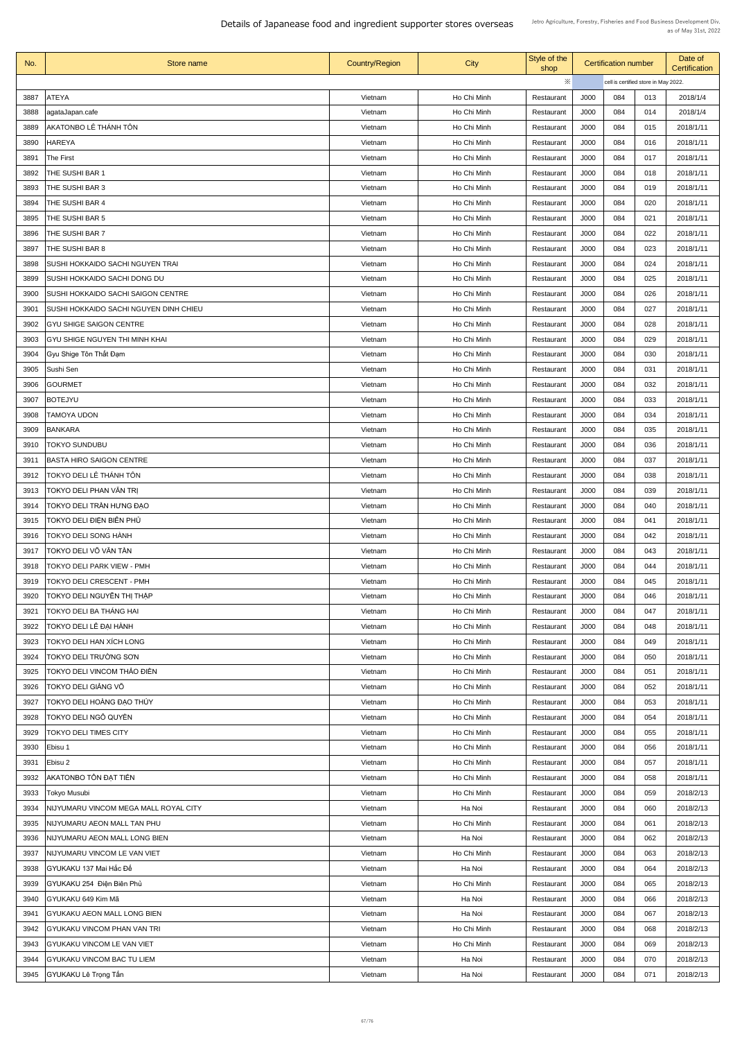# Details of Japanease food and ingredient supporter stores overseas

Jetro Agriculture, Forestry, Fisheries and Food Business Development Div.
as of May 31st, 2022

| No. | Store name | Country/Region | City | Style of the shop | Certification number | | | Date of Certification |
|---|---|---|---|---|---|---|---|---|
| | | | | ※ | cell is certified store in May 2022. | | | |
| 3887 | ATEYA | Vietnam | Ho Chi Minh | Restaurant | J000 | 084 | 013 | 2018/1/4 |
| 3888 | agataJapan.cafe | Vietnam | Ho Chi Minh | Restaurant | J000 | 084 | 014 | 2018/1/4 |
| 3889 | AKATONBO LÊ THÁNH TÔN | Vietnam | Ho Chi Minh | Restaurant | J000 | 084 | 015 | 2018/1/11 |
| 3890 | HAREYA | Vietnam | Ho Chi Minh | Restaurant | J000 | 084 | 016 | 2018/1/11 |
| 3891 | The First | Vietnam | Ho Chi Minh | Restaurant | J000 | 084 | 017 | 2018/1/11 |
| 3892 | THE SUSHI BAR 1 | Vietnam | Ho Chi Minh | Restaurant | J000 | 084 | 018 | 2018/1/11 |
| 3893 | THE SUSHI BAR 3 | Vietnam | Ho Chi Minh | Restaurant | J000 | 084 | 019 | 2018/1/11 |
| 3894 | THE SUSHI BAR 4 | Vietnam | Ho Chi Minh | Restaurant | J000 | 084 | 020 | 2018/1/11 |
| 3895 | THE SUSHI BAR 5 | Vietnam | Ho Chi Minh | Restaurant | J000 | 084 | 021 | 2018/1/11 |
| 3896 | THE SUSHI BAR 7 | Vietnam | Ho Chi Minh | Restaurant | J000 | 084 | 022 | 2018/1/11 |
| 3897 | THE SUSHI BAR 8 | Vietnam | Ho Chi Minh | Restaurant | J000 | 084 | 023 | 2018/1/11 |
| 3898 | SUSHI HOKKAIDO SACHI NGUYEN TRAI | Vietnam | Ho Chi Minh | Restaurant | J000 | 084 | 024 | 2018/1/11 |
| 3899 | SUSHI HOKKAIDO SACHI DONG DU | Vietnam | Ho Chi Minh | Restaurant | J000 | 084 | 025 | 2018/1/11 |
| 3900 | SUSHI HOKKAIDO SACHI SAIGON CENTRE | Vietnam | Ho Chi Minh | Restaurant | J000 | 084 | 026 | 2018/1/11 |
| 3901 | SUSHI HOKKAIDO SACHI NGUYEN DINH CHIEU | Vietnam | Ho Chi Minh | Restaurant | J000 | 084 | 027 | 2018/1/11 |
| 3902 | GYU SHIGE SAIGON CENTRE | Vietnam | Ho Chi Minh | Restaurant | J000 | 084 | 028 | 2018/1/11 |
| 3903 | GYU SHIGE NGUYEN THI MINH KHAI | Vietnam | Ho Chi Minh | Restaurant | J000 | 084 | 029 | 2018/1/11 |
| 3904 | Gyu Shige Tôn Thất Đạm | Vietnam | Ho Chi Minh | Restaurant | J000 | 084 | 030 | 2018/1/11 |
| 3905 | Sushi Sen | Vietnam | Ho Chi Minh | Restaurant | J000 | 084 | 031 | 2018/1/11 |
| 3906 | GOURMET | Vietnam | Ho Chi Minh | Restaurant | J000 | 084 | 032 | 2018/1/11 |
| 3907 | BOTEJYU | Vietnam | Ho Chi Minh | Restaurant | J000 | 084 | 033 | 2018/1/11 |
| 3908 | TAMOYA UDON | Vietnam | Ho Chi Minh | Restaurant | J000 | 084 | 034 | 2018/1/11 |
| 3909 | BANKARA | Vietnam | Ho Chi Minh | Restaurant | J000 | 084 | 035 | 2018/1/11 |
| 3910 | TOKYO SUNDUBU | Vietnam | Ho Chi Minh | Restaurant | J000 | 084 | 036 | 2018/1/11 |
| 3911 | BASTA HIRO SAIGON CENTRE | Vietnam | Ho Chi Minh | Restaurant | J000 | 084 | 037 | 2018/1/11 |
| 3912 | TOKYO DELI LÊ THÁNH TÔN | Vietnam | Ho Chi Minh | Restaurant | J000 | 084 | 038 | 2018/1/11 |
| 3913 | TOKYO DELI PHAN VĂN TRỊ | Vietnam | Ho Chi Minh | Restaurant | J000 | 084 | 039 | 2018/1/11 |
| 3914 | TOKYO DELI TRẦN HƯNG ĐẠO | Vietnam | Ho Chi Minh | Restaurant | J000 | 084 | 040 | 2018/1/11 |
| 3915 | TOKYO DELI ĐIỆN BIÊN PHỦ | Vietnam | Ho Chi Minh | Restaurant | J000 | 084 | 041 | 2018/1/11 |
| 3916 | TOKYO DELI SONG HÀNH | Vietnam | Ho Chi Minh | Restaurant | J000 | 084 | 042 | 2018/1/11 |
| 3917 | TOKYO DELI VÕ VĂN TẦN | Vietnam | Ho Chi Minh | Restaurant | J000 | 084 | 043 | 2018/1/11 |
| 3918 | TOKYO DELI PARK VIEW - PMH | Vietnam | Ho Chi Minh | Restaurant | J000 | 084 | 044 | 2018/1/11 |
| 3919 | TOKYO DELI CRESCENT - PMH | Vietnam | Ho Chi Minh | Restaurant | J000 | 084 | 045 | 2018/1/11 |
| 3920 | TOKYO DELI NGUYỄN THỊ THẬP | Vietnam | Ho Chi Minh | Restaurant | J000 | 084 | 046 | 2018/1/11 |
| 3921 | TOKYO DELI BA THÁNG HAI | Vietnam | Ho Chi Minh | Restaurant | J000 | 084 | 047 | 2018/1/11 |
| 3922 | TOKYO DELI LÊ ĐẠI HÀNH | Vietnam | Ho Chi Minh | Restaurant | J000 | 084 | 048 | 2018/1/11 |
| 3923 | TOKYO DELI HAN XÍCH LONG | Vietnam | Ho Chi Minh | Restaurant | J000 | 084 | 049 | 2018/1/11 |
| 3924 | TOKYO DELI TRƯỜNG SƠN | Vietnam | Ho Chi Minh | Restaurant | J000 | 084 | 050 | 2018/1/11 |
| 3925 | TOKYO DELI VINCOM THẢO ĐIỀN | Vietnam | Ho Chi Minh | Restaurant | J000 | 084 | 051 | 2018/1/11 |
| 3926 | TOKYO DELI GIẢNG VÕ | Vietnam | Ho Chi Minh | Restaurant | J000 | 084 | 052 | 2018/1/11 |
| 3927 | TOKYO DELI HOÀNG ĐẠO THÚY | Vietnam | Ho Chi Minh | Restaurant | J000 | 084 | 053 | 2018/1/11 |
| 3928 | TOKYO DELI NGÔ QUYỀN | Vietnam | Ho Chi Minh | Restaurant | J000 | 084 | 054 | 2018/1/11 |
| 3929 | TOKYO DELI TIMES CITY | Vietnam | Ho Chi Minh | Restaurant | J000 | 084 | 055 | 2018/1/11 |
| 3930 | Ebisu 1 | Vietnam | Ho Chi Minh | Restaurant | J000 | 084 | 056 | 2018/1/11 |
| 3931 | Ebisu 2 | Vietnam | Ho Chi Minh | Restaurant | J000 | 084 | 057 | 2018/1/11 |
| 3932 | AKATONBO TÔN ĐẠT TIÊN | Vietnam | Ho Chi Minh | Restaurant | J000 | 084 | 058 | 2018/1/11 |
| 3933 | Tokyo Musubi | Vietnam | Ho Chi Minh | Restaurant | J000 | 084 | 059 | 2018/2/13 |
| 3934 | NIJYUMARU VINCOM MEGA MALL ROYAL CITY | Vietnam | Ha Noi | Restaurant | J000 | 084 | 060 | 2018/2/13 |
| 3935 | NIJYUMARU AEON MALL TAN PHU | Vietnam | Ho Chi Minh | Restaurant | J000 | 084 | 061 | 2018/2/13 |
| 3936 | NIJYUMARU AEON MALL LONG BIEN | Vietnam | Ha Noi | Restaurant | J000 | 084 | 062 | 2018/2/13 |
| 3937 | NIJYUMARU VINCOM LE VAN VIET | Vietnam | Ho Chi Minh | Restaurant | J000 | 084 | 063 | 2018/2/13 |
| 3938 | GYUKAKU 137 Mai Hắc Đế | Vietnam | Ha Noi | Restaurant | J000 | 084 | 064 | 2018/2/13 |
| 3939 | GYUKAKU 254 Điện Biên Phủ | Vietnam | Ho Chi Minh | Restaurant | J000 | 084 | 065 | 2018/2/13 |
| 3940 | GYUKAKU 649 Kim Mã | Vietnam | Ha Noi | Restaurant | J000 | 084 | 066 | 2018/2/13 |
| 3941 | GYUKAKU AEON MALL LONG BIEN | Vietnam | Ha Noi | Restaurant | J000 | 084 | 067 | 2018/2/13 |
| 3942 | GYUKAKU VINCOM PHAN VAN TRI | Vietnam | Ho Chi Minh | Restaurant | J000 | 084 | 068 | 2018/2/13 |
| 3943 | GYUKAKU VINCOM LE VAN VIET | Vietnam | Ho Chi Minh | Restaurant | J000 | 084 | 069 | 2018/2/13 |
| 3944 | GYUKAKU VINCOM BAC TU LIEM | Vietnam | Ha Noi | Restaurant | J000 | 084 | 070 | 2018/2/13 |
| 3945 | GYUKAKU Lê Trọng Tấn | Vietnam | Ha Noi | Restaurant | J000 | 084 | 071 | 2018/2/13 |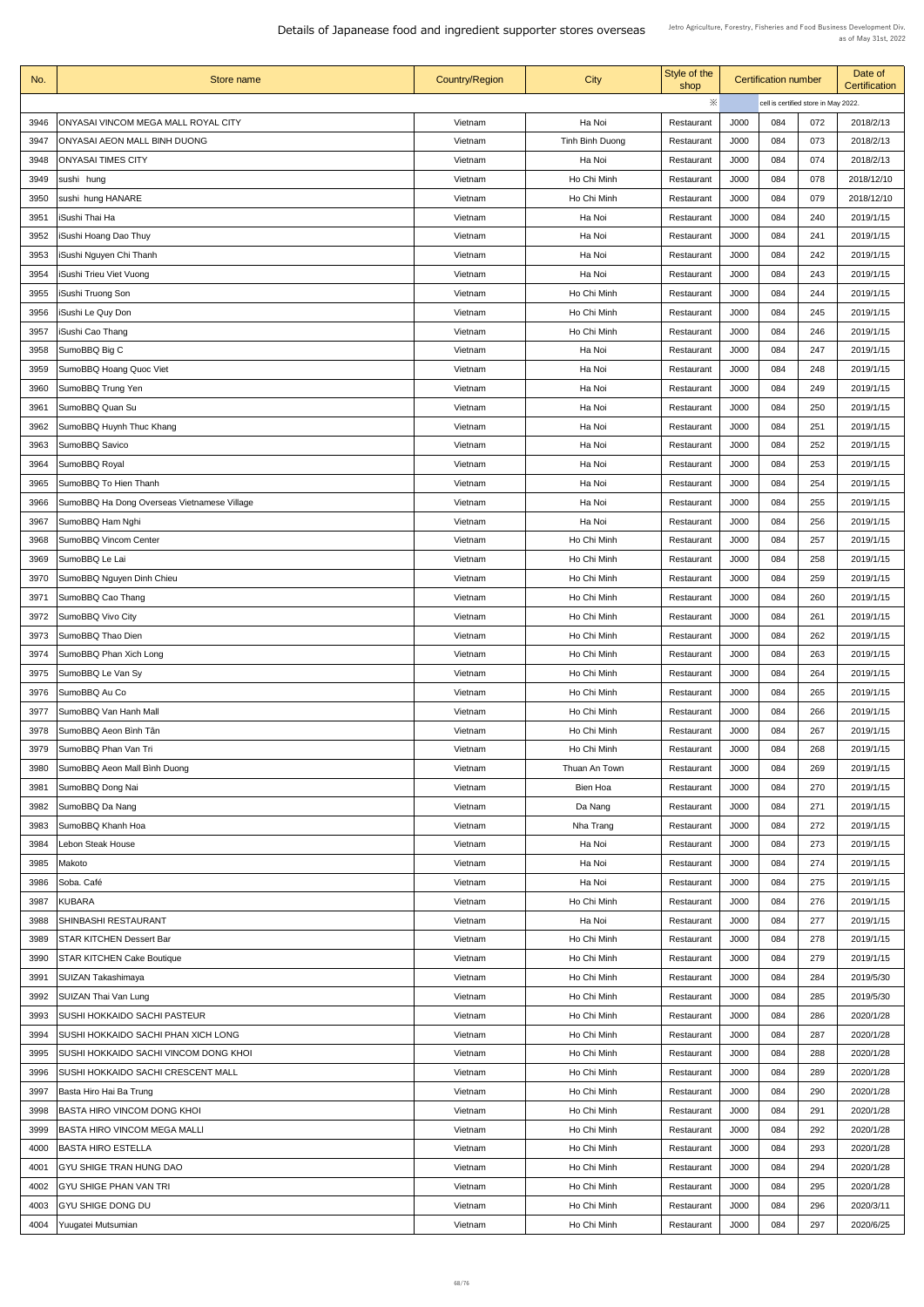# Details of Japanease food and ingredient supporter stores overseas

Jetro Agriculture, Forestry, Fisheries and Food Business Development Div.
as of May 31st, 2022

| No. | Store name | Country/Region | City | Style of the shop | Certification number | | | Date of Certification |
|---|---|---|---|---|---|---|---|---|
| | | | | ※ | cell is certified store in May 2022. | | | |
| 3946 | ONYASAI VINCOM MEGA MALL ROYAL CITY | Vietnam | Ha Noi | Restaurant | J000 | 084 | 072 | 2018/2/13 |
| 3947 | ONYASAI AEON MALL BINH DUONG | Vietnam | Tinh Binh Duong | Restaurant | J000 | 084 | 073 | 2018/2/13 |
| 3948 | ONYASAI TIMES CITY | Vietnam | Ha Noi | Restaurant | J000 | 084 | 074 | 2018/2/13 |
| 3949 | sushi hung | Vietnam | Ho Chi Minh | Restaurant | J000 | 084 | 078 | 2018/12/10 |
| 3950 | sushi hung HANARE | Vietnam | Ho Chi Minh | Restaurant | J000 | 084 | 079 | 2018/12/10 |
| 3951 | iSushi Thai Ha | Vietnam | Ha Noi | Restaurant | J000 | 084 | 240 | 2019/1/15 |
| 3952 | iSushi Hoang Dao Thuy | Vietnam | Ha Noi | Restaurant | J000 | 084 | 241 | 2019/1/15 |
| 3953 | iSushi Nguyen Chi Thanh | Vietnam | Ha Noi | Restaurant | J000 | 084 | 242 | 2019/1/15 |
| 3954 | iSushi Trieu Viet Vuong | Vietnam | Ha Noi | Restaurant | J000 | 084 | 243 | 2019/1/15 |
| 3955 | iSushi Truong Son | Vietnam | Ho Chi Minh | Restaurant | J000 | 084 | 244 | 2019/1/15 |
| 3956 | iSushi Le Quy Don | Vietnam | Ho Chi Minh | Restaurant | J000 | 084 | 245 | 2019/1/15 |
| 3957 | iSushi Cao Thang | Vietnam | Ho Chi Minh | Restaurant | J000 | 084 | 246 | 2019/1/15 |
| 3958 | SumoBBQ Big C | Vietnam | Ha Noi | Restaurant | J000 | 084 | 247 | 2019/1/15 |
| 3959 | SumoBBQ Hoang Quoc Viet | Vietnam | Ha Noi | Restaurant | J000 | 084 | 248 | 2019/1/15 |
| 3960 | SumoBBQ Trung Yen | Vietnam | Ha Noi | Restaurant | J000 | 084 | 249 | 2019/1/15 |
| 3961 | SumoBBQ Quan Su | Vietnam | Ha Noi | Restaurant | J000 | 084 | 250 | 2019/1/15 |
| 3962 | SumoBBQ Huynh Thuc Khang | Vietnam | Ha Noi | Restaurant | J000 | 084 | 251 | 2019/1/15 |
| 3963 | SumoBBQ Savico | Vietnam | Ha Noi | Restaurant | J000 | 084 | 252 | 2019/1/15 |
| 3964 | SumoBBQ Royal | Vietnam | Ha Noi | Restaurant | J000 | 084 | 253 | 2019/1/15 |
| 3965 | SumoBBQ To Hien Thanh | Vietnam | Ha Noi | Restaurant | J000 | 084 | 254 | 2019/1/15 |
| 3966 | SumoBBQ Ha Dong Overseas Vietnamese Village | Vietnam | Ha Noi | Restaurant | J000 | 084 | 255 | 2019/1/15 |
| 3967 | SumoBBQ Ham Nghi | Vietnam | Ha Noi | Restaurant | J000 | 084 | 256 | 2019/1/15 |
| 3968 | SumoBBQ Vincom Center | Vietnam | Ho Chi Minh | Restaurant | J000 | 084 | 257 | 2019/1/15 |
| 3969 | SumoBBQ Le Lai | Vietnam | Ho Chi Minh | Restaurant | J000 | 084 | 258 | 2019/1/15 |
| 3970 | SumoBBQ Nguyen Dinh Chieu | Vietnam | Ho Chi Minh | Restaurant | J000 | 084 | 259 | 2019/1/15 |
| 3971 | SumoBBQ Cao Thang | Vietnam | Ho Chi Minh | Restaurant | J000 | 084 | 260 | 2019/1/15 |
| 3972 | SumoBBQ Vivo City | Vietnam | Ho Chi Minh | Restaurant | J000 | 084 | 261 | 2019/1/15 |
| 3973 | SumoBBQ Thao Dien | Vietnam | Ho Chi Minh | Restaurant | J000 | 084 | 262 | 2019/1/15 |
| 3974 | SumoBBQ Phan Xich Long | Vietnam | Ho Chi Minh | Restaurant | J000 | 084 | 263 | 2019/1/15 |
| 3975 | SumoBBQ Le Van Sy | Vietnam | Ho Chi Minh | Restaurant | J000 | 084 | 264 | 2019/1/15 |
| 3976 | SumoBBQ Au Co | Vietnam | Ho Chi Minh | Restaurant | J000 | 084 | 265 | 2019/1/15 |
| 3977 | SumoBBQ Van Hanh Mall | Vietnam | Ho Chi Minh | Restaurant | J000 | 084 | 266 | 2019/1/15 |
| 3978 | SumoBBQ Aeon Bình Tân | Vietnam | Ho Chi Minh | Restaurant | J000 | 084 | 267 | 2019/1/15 |
| 3979 | SumoBBQ Phan Van Tri | Vietnam | Ho Chi Minh | Restaurant | J000 | 084 | 268 | 2019/1/15 |
| 3980 | SumoBBQ Aeon Mall Bình Duong | Vietnam | Thuan An Town | Restaurant | J000 | 084 | 269 | 2019/1/15 |
| 3981 | SumoBBQ Dong Nai | Vietnam | Bien Hoa | Restaurant | J000 | 084 | 270 | 2019/1/15 |
| 3982 | SumoBBQ Da Nang | Vietnam | Da Nang | Restaurant | J000 | 084 | 271 | 2019/1/15 |
| 3983 | SumoBBQ Khanh Hoa | Vietnam | Nha Trang | Restaurant | J000 | 084 | 272 | 2019/1/15 |
| 3984 | Lebon Steak House | Vietnam | Ha Noi | Restaurant | J000 | 084 | 273 | 2019/1/15 |
| 3985 | Makoto | Vietnam | Ha Noi | Restaurant | J000 | 084 | 274 | 2019/1/15 |
| 3986 | Soba. Café | Vietnam | Ha Noi | Restaurant | J000 | 084 | 275 | 2019/1/15 |
| 3987 | KUBARA | Vietnam | Ho Chi Minh | Restaurant | J000 | 084 | 276 | 2019/1/15 |
| 3988 | SHINBASHI RESTAURANT | Vietnam | Ha Noi | Restaurant | J000 | 084 | 277 | 2019/1/15 |
| 3989 | STAR KITCHEN Dessert Bar | Vietnam | Ho Chi Minh | Restaurant | J000 | 084 | 278 | 2019/1/15 |
| 3990 | STAR KITCHEN Cake Boutique | Vietnam | Ho Chi Minh | Restaurant | J000 | 084 | 279 | 2019/1/15 |
| 3991 | SUIZAN Takashimaya | Vietnam | Ho Chi Minh | Restaurant | J000 | 084 | 284 | 2019/5/30 |
| 3992 | SUIZAN Thai Van Lung | Vietnam | Ho Chi Minh | Restaurant | J000 | 084 | 285 | 2019/5/30 |
| 3993 | SUSHI HOKKAIDO SACHI PASTEUR | Vietnam | Ho Chi Minh | Restaurant | J000 | 084 | 286 | 2020/1/28 |
| 3994 | SUSHI HOKKAIDO SACHI PHAN XICH LONG | Vietnam | Ho Chi Minh | Restaurant | J000 | 084 | 287 | 2020/1/28 |
| 3995 | SUSHI HOKKAIDO SACHI VINCOM DONG KHOI | Vietnam | Ho Chi Minh | Restaurant | J000 | 084 | 288 | 2020/1/28 |
| 3996 | SUSHI HOKKAIDO SACHI CRESCENT MALL | Vietnam | Ho Chi Minh | Restaurant | J000 | 084 | 289 | 2020/1/28 |
| 3997 | Basta Hiro Hai Ba Trung | Vietnam | Ho Chi Minh | Restaurant | J000 | 084 | 290 | 2020/1/28 |
| 3998 | BASTA HIRO VINCOM DONG KHOI | Vietnam | Ho Chi Minh | Restaurant | J000 | 084 | 291 | 2020/1/28 |
| 3999 | BASTA HIRO VINCOM MEGA MALLl | Vietnam | Ho Chi Minh | Restaurant | J000 | 084 | 292 | 2020/1/28 |
| 4000 | BASTA HIRO ESTELLA | Vietnam | Ho Chi Minh | Restaurant | J000 | 084 | 293 | 2020/1/28 |
| 4001 | GYU SHIGE TRAN HUNG DAO | Vietnam | Ho Chi Minh | Restaurant | J000 | 084 | 294 | 2020/1/28 |
| 4002 | GYU SHIGE PHAN VAN TRI | Vietnam | Ho Chi Minh | Restaurant | J000 | 084 | 295 | 2020/1/28 |
| 4003 | GYU SHIGE DONG DU | Vietnam | Ho Chi Minh | Restaurant | J000 | 084 | 296 | 2020/3/11 |
| 4004 | Yuugatei Mutsumian | Vietnam | Ho Chi Minh | Restaurant | J000 | 084 | 297 | 2020/6/25 |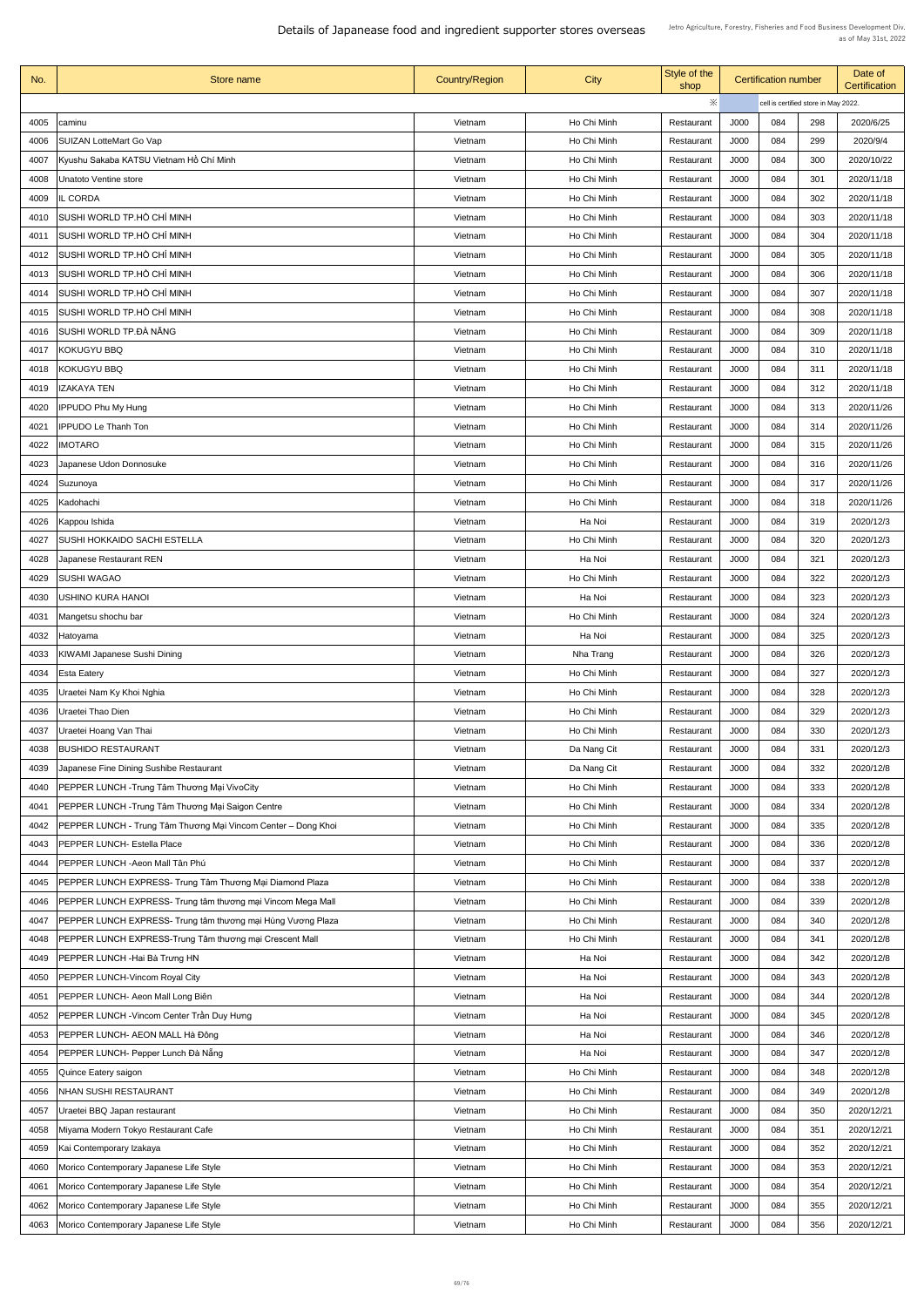# Details of Japanease food and ingredient supporter stores overseas

Jetro Agriculture, Forestry, Fisheries and Food Business Development Div.
as of May 31st, 2022

| No. | Store name | Country/Region | City | Style of the shop | Certification number | | | Date of Certification |
|---|---|---|---|---|---|---|---|---|
| | | | | ※ | cell is certified store in May 2022. | | | |
| 4005 | caminu | Vietnam | Ho Chi Minh | Restaurant | J000 | 084 | 298 | 2020/6/25 |
| 4006 | SUIZAN LotteMart Go Vap | Vietnam | Ho Chi Minh | Restaurant | J000 | 084 | 299 | 2020/9/4 |
| 4007 | Kyushu Sakaba KATSU Vietnam Hồ Chí Minh | Vietnam | Ho Chi Minh | Restaurant | J000 | 084 | 300 | 2020/10/22 |
| 4008 | Unatoto Ventine store | Vietnam | Ho Chi Minh | Restaurant | J000 | 084 | 301 | 2020/11/18 |
| 4009 | IL CORDA | Vietnam | Ho Chi Minh | Restaurant | J000 | 084 | 302 | 2020/11/18 |
| 4010 | SUSHI WORLD TP.HỒ CHÍ MINH | Vietnam | Ho Chi Minh | Restaurant | J000 | 084 | 303 | 2020/11/18 |
| 4011 | SUSHI WORLD TP.HỒ CHÍ MINH | Vietnam | Ho Chi Minh | Restaurant | J000 | 084 | 304 | 2020/11/18 |
| 4012 | SUSHI WORLD TP.HỒ CHÍ MINH | Vietnam | Ho Chi Minh | Restaurant | J000 | 084 | 305 | 2020/11/18 |
| 4013 | SUSHI WORLD TP.HỒ CHÍ MINH | Vietnam | Ho Chi Minh | Restaurant | J000 | 084 | 306 | 2020/11/18 |
| 4014 | SUSHI WORLD TP.HỒ CHÍ MINH | Vietnam | Ho Chi Minh | Restaurant | J000 | 084 | 307 | 2020/11/18 |
| 4015 | SUSHI WORLD TP.HỒ CHÍ MINH | Vietnam | Ho Chi Minh | Restaurant | J000 | 084 | 308 | 2020/11/18 |
| 4016 | SUSHI WORLD TP.ĐÀ NẴNG | Vietnam | Ho Chi Minh | Restaurant | J000 | 084 | 309 | 2020/11/18 |
| 4017 | KOKUGYU BBQ | Vietnam | Ho Chi Minh | Restaurant | J000 | 084 | 310 | 2020/11/18 |
| 4018 | KOKUGYU BBQ | Vietnam | Ho Chi Minh | Restaurant | J000 | 084 | 311 | 2020/11/18 |
| 4019 | IZAKAYA TEN | Vietnam | Ho Chi Minh | Restaurant | J000 | 084 | 312 | 2020/11/18 |
| 4020 | IPPUDO Phu My Hung | Vietnam | Ho Chi Minh | Restaurant | J000 | 084 | 313 | 2020/11/26 |
| 4021 | IPPUDO Le Thanh Ton | Vietnam | Ho Chi Minh | Restaurant | J000 | 084 | 314 | 2020/11/26 |
| 4022 | IMOTARO | Vietnam | Ho Chi Minh | Restaurant | J000 | 084 | 315 | 2020/11/26 |
| 4023 | Japanese Udon Donnosuke | Vietnam | Ho Chi Minh | Restaurant | J000 | 084 | 316 | 2020/11/26 |
| 4024 | Suzunoya | Vietnam | Ho Chi Minh | Restaurant | J000 | 084 | 317 | 2020/11/26 |
| 4025 | Kadohachi | Vietnam | Ho Chi Minh | Restaurant | J000 | 084 | 318 | 2020/11/26 |
| 4026 | Kappou Ishida | Vietnam | Ha Noi | Restaurant | J000 | 084 | 319 | 2020/12/3 |
| 4027 | SUSHI HOKKAIDO SACHI ESTELLA | Vietnam | Ho Chi Minh | Restaurant | J000 | 084 | 320 | 2020/12/3 |
| 4028 | Japanese Restaurant REN | Vietnam | Ha Noi | Restaurant | J000 | 084 | 321 | 2020/12/3 |
| 4029 | SUSHI WAGAO | Vietnam | Ho Chi Minh | Restaurant | J000 | 084 | 322 | 2020/12/3 |
| 4030 | USHINO KURA HANOI | Vietnam | Ha Noi | Restaurant | J000 | 084 | 323 | 2020/12/3 |
| 4031 | Mangetsu shochu bar | Vietnam | Ho Chi Minh | Restaurant | J000 | 084 | 324 | 2020/12/3 |
| 4032 | Hatoyama | Vietnam | Ha Noi | Restaurant | J000 | 084 | 325 | 2020/12/3 |
| 4033 | KIWAMI Japanese Sushi Dining | Vietnam | Nha Trang | Restaurant | J000 | 084 | 326 | 2020/12/3 |
| 4034 | Esta Eatery | Vietnam | Ho Chi Minh | Restaurant | J000 | 084 | 327 | 2020/12/3 |
| 4035 | Uraetei Nam Ky Khoi Nghia | Vietnam | Ho Chi Minh | Restaurant | J000 | 084 | 328 | 2020/12/3 |
| 4036 | Uraetei Thao Dien | Vietnam | Ho Chi Minh | Restaurant | J000 | 084 | 329 | 2020/12/3 |
| 4037 | Uraetei Hoang Van Thai | Vietnam | Ho Chi Minh | Restaurant | J000 | 084 | 330 | 2020/12/3 |
| 4038 | BUSHIDO RESTAURANT | Vietnam | Da Nang Cit | Restaurant | J000 | 084 | 331 | 2020/12/3 |
| 4039 | Japanese Fine Dining Sushibe Restaurant | Vietnam | Da Nang Cit | Restaurant | J000 | 084 | 332 | 2020/12/8 |
| 4040 | PEPPER LUNCH -Trung Tâm Thương Mại VivoCity | Vietnam | Ho Chi Minh | Restaurant | J000 | 084 | 333 | 2020/12/8 |
| 4041 | PEPPER LUNCH -Trung Tâm Thương Mại Saigon Centre | Vietnam | Ho Chi Minh | Restaurant | J000 | 084 | 334 | 2020/12/8 |
| 4042 | PEPPER LUNCH - Trung Tâm Thương Mại Vincom Center – Dong Khoi | Vietnam | Ho Chi Minh | Restaurant | J000 | 084 | 335 | 2020/12/8 |
| 4043 | PEPPER LUNCH- Estella Place | Vietnam | Ho Chi Minh | Restaurant | J000 | 084 | 336 | 2020/12/8 |
| 4044 | PEPPER LUNCH -Aeon Mall Tân Phú | Vietnam | Ho Chi Minh | Restaurant | J000 | 084 | 337 | 2020/12/8 |
| 4045 | PEPPER LUNCH EXPRESS- Trung Tâm Thương Mại Diamond Plaza | Vietnam | Ho Chi Minh | Restaurant | J000 | 084 | 338 | 2020/12/8 |
| 4046 | PEPPER LUNCH EXPRESS- Trung tâm thương mại Vincom Mega Mall | Vietnam | Ho Chi Minh | Restaurant | J000 | 084 | 339 | 2020/12/8 |
| 4047 | PEPPER LUNCH EXPRESS- Trung tâm thương mại Hùng Vương Plaza | Vietnam | Ho Chi Minh | Restaurant | J000 | 084 | 340 | 2020/12/8 |
| 4048 | PEPPER LUNCH EXPRESS-Trung Tâm thương mại Crescent Mall | Vietnam | Ho Chi Minh | Restaurant | J000 | 084 | 341 | 2020/12/8 |
| 4049 | PEPPER LUNCH -Hai Bà Trưng HN | Vietnam | Ha Noi | Restaurant | J000 | 084 | 342 | 2020/12/8 |
| 4050 | PEPPER LUNCH-Vincom Royal City | Vietnam | Ha Noi | Restaurant | J000 | 084 | 343 | 2020/12/8 |
| 4051 | PEPPER LUNCH- Aeon Mall Long Biên | Vietnam | Ha Noi | Restaurant | J000 | 084 | 344 | 2020/12/8 |
| 4052 | PEPPER LUNCH -Vincom Center Trần Duy Hưng | Vietnam | Ha Noi | Restaurant | J000 | 084 | 345 | 2020/12/8 |
| 4053 | PEPPER LUNCH- AEON MALL Hà Đông | Vietnam | Ha Noi | Restaurant | J000 | 084 | 346 | 2020/12/8 |
| 4054 | PEPPER LUNCH- Pepper Lunch Đà Nẵng | Vietnam | Ha Noi | Restaurant | J000 | 084 | 347 | 2020/12/8 |
| 4055 | Quince Eatery saigon | Vietnam | Ho Chi Minh | Restaurant | J000 | 084 | 348 | 2020/12/8 |
| 4056 | NHAN SUSHI RESTAURANT | Vietnam | Ho Chi Minh | Restaurant | J000 | 084 | 349 | 2020/12/8 |
| 4057 | Uraetei BBQ Japan restaurant | Vietnam | Ho Chi Minh | Restaurant | J000 | 084 | 350 | 2020/12/21 |
| 4058 | Miyama Modern Tokyo Restaurant Cafe | Vietnam | Ho Chi Minh | Restaurant | J000 | 084 | 351 | 2020/12/21 |
| 4059 | Kai Contemporary Izakaya | Vietnam | Ho Chi Minh | Restaurant | J000 | 084 | 352 | 2020/12/21 |
| 4060 | Morico Contemporary Japanese Life Style | Vietnam | Ho Chi Minh | Restaurant | J000 | 084 | 353 | 2020/12/21 |
| 4061 | Morico Contemporary Japanese Life Style | Vietnam | Ho Chi Minh | Restaurant | J000 | 084 | 354 | 2020/12/21 |
| 4062 | Morico Contemporary Japanese Life Style | Vietnam | Ho Chi Minh | Restaurant | J000 | 084 | 355 | 2020/12/21 |
| 4063 | Morico Contemporary Japanese Life Style | Vietnam | Ho Chi Minh | Restaurant | J000 | 084 | 356 | 2020/12/21 |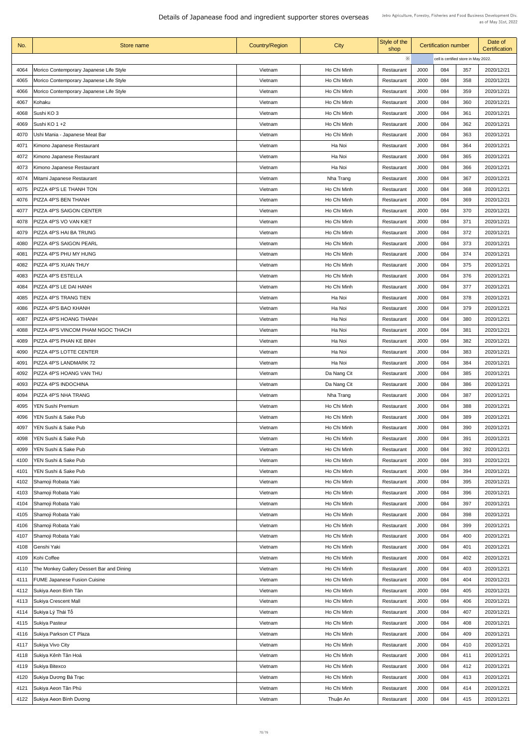# Details of Japanease food and ingredient supporter stores overseas

Jetro Agriculture, Forestry, Fisheries and Food Business Development Div.
as of May 31st, 2022

| No. | Store name | Country/Region | City | Style of the shop | Certification number | | | Date of Certification |
|---|---|---|---|---|---|---|---|---|
| | | | | ※ | cell is certified store in May 2022. | | | |
| 4064 | Morico Contemporary Japanese Life Style | Vietnam | Ho Chi Minh | Restaurant | J000 | 084 | 357 | 2020/12/21 |
| 4065 | Morico Contemporary Japanese Life Style | Vietnam | Ho Chi Minh | Restaurant | J000 | 084 | 358 | 2020/12/21 |
| 4066 | Morico Contemporary Japanese Life Style | Vietnam | Ho Chi Minh | Restaurant | J000 | 084 | 359 | 2020/12/21 |
| 4067 | Kohaku | Vietnam | Ho Chi Minh | Restaurant | J000 | 084 | 360 | 2020/12/21 |
| 4068 | Sushi KO 3 | Vietnam | Ho Chi Minh | Restaurant | J000 | 084 | 361 | 2020/12/21 |
| 4069 | Sushi KO 1 +2 | Vietnam | Ho Chi Minh | Restaurant | J000 | 084 | 362 | 2020/12/21 |
| 4070 | Ushi Mania - Japanese Meat Bar | Vietnam | Ho Chi Minh | Restaurant | J000 | 084 | 363 | 2020/12/21 |
| 4071 | Kimono Japanese Restaurant | Vietnam | Ha Noi | Restaurant | J000 | 084 | 364 | 2020/12/21 |
| 4072 | Kimono Japanese Restaurant | Vietnam | Ha Noi | Restaurant | J000 | 084 | 365 | 2020/12/21 |
| 4073 | Kimono Japanese Restaurant | Vietnam | Ha Noi | Restaurant | J000 | 084 | 366 | 2020/12/21 |
| 4074 | Mitami Japanese Restaurant | Vietnam | Nha Trang | Restaurant | J000 | 084 | 367 | 2020/12/21 |
| 4075 | PIZZA 4P'S LE THANH TON | Vietnam | Ho Chi Minh | Restaurant | J000 | 084 | 368 | 2020/12/21 |
| 4076 | PIZZA 4P'S BEN THANH | Vietnam | Ho Chi Minh | Restaurant | J000 | 084 | 369 | 2020/12/21 |
| 4077 | PIZZA 4P'S SAIGON CENTER | Vietnam | Ho Chi Minh | Restaurant | J000 | 084 | 370 | 2020/12/21 |
| 4078 | PIZZA 4P'S VO VAN KIET | Vietnam | Ho Chi Minh | Restaurant | J000 | 084 | 371 | 2020/12/21 |
| 4079 | PIZZA 4P'S HAI BA TRUNG | Vietnam | Ho Chi Minh | Restaurant | J000 | 084 | 372 | 2020/12/21 |
| 4080 | PIZZA 4P'S SAIGON PEARL | Vietnam | Ho Chi Minh | Restaurant | J000 | 084 | 373 | 2020/12/21 |
| 4081 | PIZZA 4P'S PHU MY HUNG | Vietnam | Ho Chi Minh | Restaurant | J000 | 084 | 374 | 2020/12/21 |
| 4082 | PIZZA 4P'S XUAN THUY | Vietnam | Ho Chi Minh | Restaurant | J000 | 084 | 375 | 2020/12/21 |
| 4083 | PIZZA 4P'S ESTELLA | Vietnam | Ho Chi Minh | Restaurant | J000 | 084 | 376 | 2020/12/21 |
| 4084 | PIZZA 4P'S LE DAI HANH | Vietnam | Ho Chi Minh | Restaurant | J000 | 084 | 377 | 2020/12/21 |
| 4085 | PIZZA 4P'S TRANG TIEN | Vietnam | Ha Noi | Restaurant | J000 | 084 | 378 | 2020/12/21 |
| 4086 | PIZZA 4P'S BAO KHANH | Vietnam | Ha Noi | Restaurant | J000 | 084 | 379 | 2020/12/21 |
| 4087 | PIZZA 4P'S HOANG THANH | Vietnam | Ha Noi | Restaurant | J000 | 084 | 380 | 2020/12/21 |
| 4088 | PIZZA 4P'S VINCOM PHAM NGOC THACH | Vietnam | Ha Noi | Restaurant | J000 | 084 | 381 | 2020/12/21 |
| 4089 | PIZZA 4P'S PHAN KE BINH | Vietnam | Ha Noi | Restaurant | J000 | 084 | 382 | 2020/12/21 |
| 4090 | PIZZA 4P'S LOTTE CENTER | Vietnam | Ha Noi | Restaurant | J000 | 084 | 383 | 2020/12/21 |
| 4091 | PIZZA 4P'S LANDMARK 72 | Vietnam | Ha Noi | Restaurant | J000 | 084 | 384 | 2020/12/21 |
| 4092 | PIZZA 4P'S HOANG VAN THU | Vietnam | Da Nang Cit | Restaurant | J000 | 084 | 385 | 2020/12/21 |
| 4093 | PIZZA 4P'S INDOCHINA | Vietnam | Da Nang Cit | Restaurant | J000 | 084 | 386 | 2020/12/21 |
| 4094 | PIZZA 4P'S NHA TRANG | Vietnam | Nha Trang | Restaurant | J000 | 084 | 387 | 2020/12/21 |
| 4095 | YEN Sushi Premium | Vietnam | Ho Chi Minh | Restaurant | J000 | 084 | 388 | 2020/12/21 |
| 4096 | YEN Sushi & Sake Pub | Vietnam | Ho Chi Minh | Restaurant | J000 | 084 | 389 | 2020/12/21 |
| 4097 | YEN Sushi & Sake Pub | Vietnam | Ho Chi Minh | Restaurant | J000 | 084 | 390 | 2020/12/21 |
| 4098 | YEN Sushi & Sake Pub | Vietnam | Ho Chi Minh | Restaurant | J000 | 084 | 391 | 2020/12/21 |
| 4099 | YEN Sushi & Sake Pub | Vietnam | Ho Chi Minh | Restaurant | J000 | 084 | 392 | 2020/12/21 |
| 4100 | YEN Sushi & Sake Pub | Vietnam | Ho Chi Minh | Restaurant | J000 | 084 | 393 | 2020/12/21 |
| 4101 | YEN Sushi & Sake Pub | Vietnam | Ho Chi Minh | Restaurant | J000 | 084 | 394 | 2020/12/21 |
| 4102 | Shamoji Robata Yaki | Vietnam | Ho Chi Minh | Restaurant | J000 | 084 | 395 | 2020/12/21 |
| 4103 | Shamoji Robata Yaki | Vietnam | Ho Chi Minh | Restaurant | J000 | 084 | 396 | 2020/12/21 |
| 4104 | Shamoji Robata Yaki | Vietnam | Ho Chi Minh | Restaurant | J000 | 084 | 397 | 2020/12/21 |
| 4105 | Shamoji Robata Yaki | Vietnam | Ho Chi Minh | Restaurant | J000 | 084 | 398 | 2020/12/21 |
| 4106 | Shamoji Robata Yaki | Vietnam | Ho Chi Minh | Restaurant | J000 | 084 | 399 | 2020/12/21 |
| 4107 | Shamoji Robata Yaki | Vietnam | Ho Chi Minh | Restaurant | J000 | 084 | 400 | 2020/12/21 |
| 4108 | Genshi Yaki | Vietnam | Ho Chi Minh | Restaurant | J000 | 084 | 401 | 2020/12/21 |
| 4109 | Kohi Coffee | Vietnam | Ho Chi Minh | Restaurant | J000 | 084 | 402 | 2020/12/21 |
| 4110 | The Monkey Gallery Dessert Bar and Dining | Vietnam | Ho Chi Minh | Restaurant | J000 | 084 | 403 | 2020/12/21 |
| 4111 | FUME Japanese Fusion Cuisine | Vietnam | Ho Chi Minh | Restaurant | J000 | 084 | 404 | 2020/12/21 |
| 4112 | Sukiya Aeon Bình Tân | Vietnam | Ho Chi Minh | Restaurant | J000 | 084 | 405 | 2020/12/21 |
| 4113 | Sukiya Crescent Mall | Vietnam | Ho Chi Minh | Restaurant | J000 | 084 | 406 | 2020/12/21 |
| 4114 | Sukiya Lý Thái Tổ | Vietnam | Ho Chi Minh | Restaurant | J000 | 084 | 407 | 2020/12/21 |
| 4115 | Sukiya Pasteur | Vietnam | Ho Chi Minh | Restaurant | J000 | 084 | 408 | 2020/12/21 |
| 4116 | Sukiya Parkson CT Plaza | Vietnam | Ho Chi Minh | Restaurant | J000 | 084 | 409 | 2020/12/21 |
| 4117 | Sukiya Vivo City | Vietnam | Ho Chi Minh | Restaurant | J000 | 084 | 410 | 2020/12/21 |
| 4118 | Sukiya Kênh Tân Hoá | Vietnam | Ho Chi Minh | Restaurant | J000 | 084 | 411 | 2020/12/21 |
| 4119 | Sukiya Bitexco | Vietnam | Ho Chi Minh | Restaurant | J000 | 084 | 412 | 2020/12/21 |
| 4120 | Sukiya Dương Bá Trạc | Vietnam | Ho Chi Minh | Restaurant | J000 | 084 | 413 | 2020/12/21 |
| 4121 | Sukiya Aeon Tân Phú | Vietnam | Ho Chi Minh | Restaurant | J000 | 084 | 414 | 2020/12/21 |
| 4122 | Sukiya Aeon Bình Dương | Vietnam | Thuận An | Restaurant | J000 | 084 | 415 | 2020/12/21 |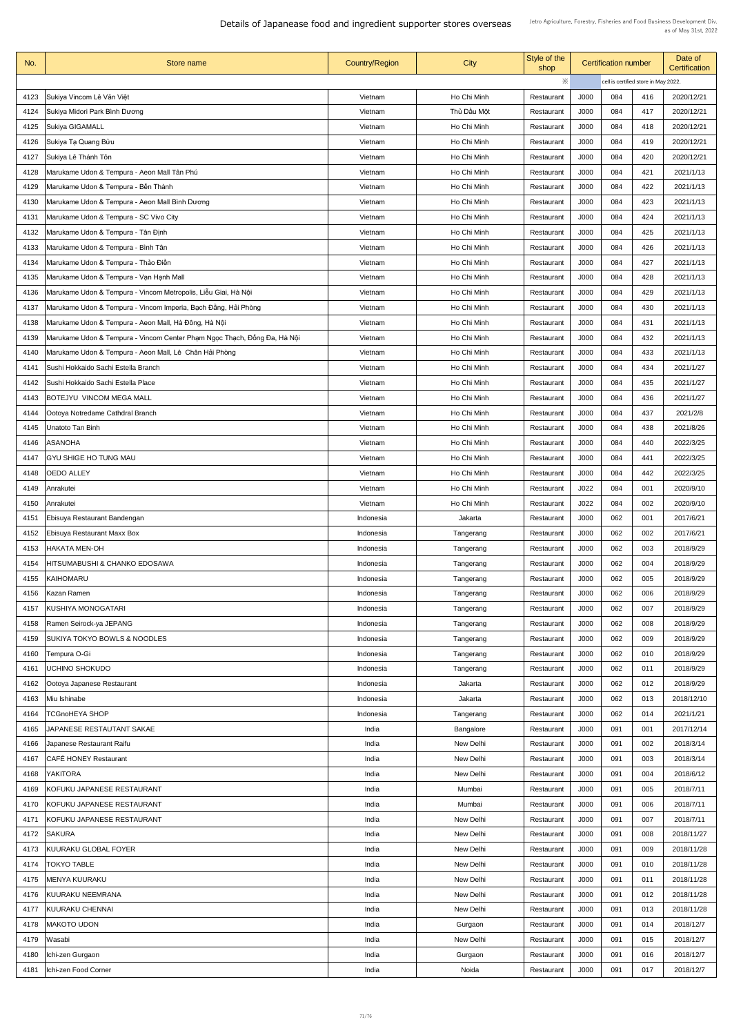# Details of Japanease food and ingredient supporter stores overseas

Jetro Agriculture, Forestry, Fisheries and Food Business Development Div.
as of May 31st, 2022

| No. | Store name | Country/Region | City | Style of the shop | Certification number | | | Date of Certification |
|---|---|---|---|---|---|---|---|---|
| | | | | ※ | cell is certified store in May 2022. | | | |
| 4123 | Sukiya Vincom Lê Văn Việt | Vietnam | Ho Chi Minh | Restaurant | J000 | 084 | 416 | 2020/12/21 |
| 4124 | Sukiya Midori Park Bình Dương | Vietnam | Thủ Dầu Một | Restaurant | J000 | 084 | 417 | 2020/12/21 |
| 4125 | Sukiya GIGAMALL | Vietnam | Ho Chi Minh | Restaurant | J000 | 084 | 418 | 2020/12/21 |
| 4126 | Sukiya Tạ Quang Bửu | Vietnam | Ho Chi Minh | Restaurant | J000 | 084 | 419 | 2020/12/21 |
| 4127 | Sukiya Lê Thánh Tôn | Vietnam | Ho Chi Minh | Restaurant | J000 | 084 | 420 | 2020/12/21 |
| 4128 | Marukame Udon & Tempura - Aeon Mall Tân Phú | Vietnam | Ho Chi Minh | Restaurant | J000 | 084 | 421 | 2021/1/13 |
| 4129 | Marukame Udon & Tempura - Bến Thành | Vietnam | Ho Chi Minh | Restaurant | J000 | 084 | 422 | 2021/1/13 |
| 4130 | Marukame Udon & Tempura - Aeon Mall Bình Dương | Vietnam | Ho Chi Minh | Restaurant | J000 | 084 | 423 | 2021/1/13 |
| 4131 | Marukame Udon & Tempura - SC Vivo City | Vietnam | Ho Chi Minh | Restaurant | J000 | 084 | 424 | 2021/1/13 |
| 4132 | Marukame Udon & Tempura - Tân Định | Vietnam | Ho Chi Minh | Restaurant | J000 | 084 | 425 | 2021/1/13 |
| 4133 | Marukame Udon & Tempura - Bình Tân | Vietnam | Ho Chi Minh | Restaurant | J000 | 084 | 426 | 2021/1/13 |
| 4134 | Marukame Udon & Tempura - Thảo Điền | Vietnam | Ho Chi Minh | Restaurant | J000 | 084 | 427 | 2021/1/13 |
| 4135 | Marukame Udon & Tempura - Vạn Hạnh Mall | Vietnam | Ho Chi Minh | Restaurant | J000 | 084 | 428 | 2021/1/13 |
| 4136 | Marukame Udon & Tempura - Vincom Metropolis, Liễu Giai, Hà Nội | Vietnam | Ho Chi Minh | Restaurant | J000 | 084 | 429 | 2021/1/13 |
| 4137 | Marukame Udon & Tempura - Vincom Imperia, Bạch Đằng, Hải Phòng | Vietnam | Ho Chi Minh | Restaurant | J000 | 084 | 430 | 2021/1/13 |
| 4138 | Marukame Udon & Tempura - Aeon Mall, Hà Đông, Hà Nội | Vietnam | Ho Chi Minh | Restaurant | J000 | 084 | 431 | 2021/1/13 |
| 4139 | Marukame Udon & Tempura - Vincom Center Phạm Ngọc Thạch, Đống Đa, Hà Nội | Vietnam | Ho Chi Minh | Restaurant | J000 | 084 | 432 | 2021/1/13 |
| 4140 | Marukame Udon & Tempura - Aeon Mall, Lê Chân Hải Phòng | Vietnam | Ho Chi Minh | Restaurant | J000 | 084 | 433 | 2021/1/13 |
| 4141 | Sushi Hokkaido Sachi Estella Branch | Vietnam | Ho Chi Minh | Restaurant | J000 | 084 | 434 | 2021/1/27 |
| 4142 | Sushi Hokkaido Sachi Estella Place | Vietnam | Ho Chi Minh | Restaurant | J000 | 084 | 435 | 2021/1/27 |
| 4143 | BOTEJYU VINCOM MEGA MALL | Vietnam | Ho Chi Minh | Restaurant | J000 | 084 | 436 | 2021/1/27 |
| 4144 | Ootoya Notredame Cathdral Branch | Vietnam | Ho Chi Minh | Restaurant | J000 | 084 | 437 | 2021/2/8 |
| 4145 | Unatoto Tan Binh | Vietnam | Ho Chi Minh | Restaurant | J000 | 084 | 438 | 2021/8/26 |
| 4146 | ASANOHA | Vietnam | Ho Chi Minh | Restaurant | J000 | 084 | 440 | 2022/3/25 |
| 4147 | GYU SHIGE HO TUNG MAU | Vietnam | Ho Chi Minh | Restaurant | J000 | 084 | 441 | 2022/3/25 |
| 4148 | OEDO ALLEY | Vietnam | Ho Chi Minh | Restaurant | J000 | 084 | 442 | 2022/3/25 |
| 4149 | Anrakutei | Vietnam | Ho Chi Minh | Restaurant | J022 | 084 | 001 | 2020/9/10 |
| 4150 | Anrakutei | Vietnam | Ho Chi Minh | Restaurant | J022 | 084 | 002 | 2020/9/10 |
| 4151 | Ebisuya Restaurant Bandengan | Indonesia | Jakarta | Restaurant | J000 | 062 | 001 | 2017/6/21 |
| 4152 | Ebisuya Restaurant Maxx Box | Indonesia | Tangerang | Restaurant | J000 | 062 | 002 | 2017/6/21 |
| 4153 | HAKATA MEN-OH | Indonesia | Tangerang | Restaurant | J000 | 062 | 003 | 2018/9/29 |
| 4154 | HITSUMABUSHI & CHANKO EDOSAWA | Indonesia | Tangerang | Restaurant | J000 | 062 | 004 | 2018/9/29 |
| 4155 | KAIHOMARU | Indonesia | Tangerang | Restaurant | J000 | 062 | 005 | 2018/9/29 |
| 4156 | Kazan Ramen | Indonesia | Tangerang | Restaurant | J000 | 062 | 006 | 2018/9/29 |
| 4157 | KUSHIYA MONOGATARI | Indonesia | Tangerang | Restaurant | J000 | 062 | 007 | 2018/9/29 |
| 4158 | Ramen Seirock-ya JEPANG | Indonesia | Tangerang | Restaurant | J000 | 062 | 008 | 2018/9/29 |
| 4159 | SUKIYA TOKYO BOWLS & NOODLES | Indonesia | Tangerang | Restaurant | J000 | 062 | 009 | 2018/9/29 |
| 4160 | Tempura O-Gi | Indonesia | Tangerang | Restaurant | J000 | 062 | 010 | 2018/9/29 |
| 4161 | UCHINO SHOKUDO | Indonesia | Tangerang | Restaurant | J000 | 062 | 011 | 2018/9/29 |
| 4162 | Ootoya Japanese Restaurant | Indonesia | Jakarta | Restaurant | J000 | 062 | 012 | 2018/9/29 |
| 4163 | Miu Ishinabe | Indonesia | Jakarta | Restaurant | J000 | 062 | 013 | 2018/12/10 |
| 4164 | TCGnoHEYA SHOP | Indonesia | Tangerang | Restaurant | J000 | 062 | 014 | 2021/1/21 |
| 4165 | JAPANESE RESTATUTANT SAKAE | India | Bangalore | Restaurant | J000 | 091 | 001 | 2017/12/14 |
| 4166 | Japanese Restaurant Raifu | India | New Delhi | Restaurant | J000 | 091 | 002 | 2018/3/14 |
| 4167 | CAFÉ HONEY Restaurant | India | New Delhi | Restaurant | J000 | 091 | 003 | 2018/3/14 |
| 4168 | YAKITORA | India | New Delhi | Restaurant | J000 | 091 | 004 | 2018/6/12 |
| 4169 | KOFUKU JAPANESE RESTAURANT | India | Mumbai | Restaurant | J000 | 091 | 005 | 2018/7/11 |
| 4170 | KOFUKU JAPANESE RESTAURANT | India | Mumbai | Restaurant | J000 | 091 | 006 | 2018/7/11 |
| 4171 | KOFUKU JAPANESE RESTAURANT | India | New Delhi | Restaurant | J000 | 091 | 007 | 2018/7/11 |
| 4172 | SAKURA | India | New Delhi | Restaurant | J000 | 091 | 008 | 2018/11/27 |
| 4173 | KUURAKU GLOBAL FOYER | India | New Delhi | Restaurant | J000 | 091 | 009 | 2018/11/28 |
| 4174 | TOKYO TABLE | India | New Delhi | Restaurant | J000 | 091 | 010 | 2018/11/28 |
| 4175 | MENYA KUURAKU | India | New Delhi | Restaurant | J000 | 091 | 011 | 2018/11/28 |
| 4176 | KUURAKU NEEMRANA | India | New Delhi | Restaurant | J000 | 091 | 012 | 2018/11/28 |
| 4177 | KUURAKU CHENNAI | India | New Delhi | Restaurant | J000 | 091 | 013 | 2018/11/28 |
| 4178 | MAKOTO UDON | India | Gurgaon | Restaurant | J000 | 091 | 014 | 2018/12/7 |
| 4179 | Wasabi | India | New Delhi | Restaurant | J000 | 091 | 015 | 2018/12/7 |
| 4180 | Ichi-zen Gurgaon | India | Gurgaon | Restaurant | J000 | 091 | 016 | 2018/12/7 |
| 4181 | Ichi-zen Food Corner | India | Noida | Restaurant | J000 | 091 | 017 | 2018/12/7 |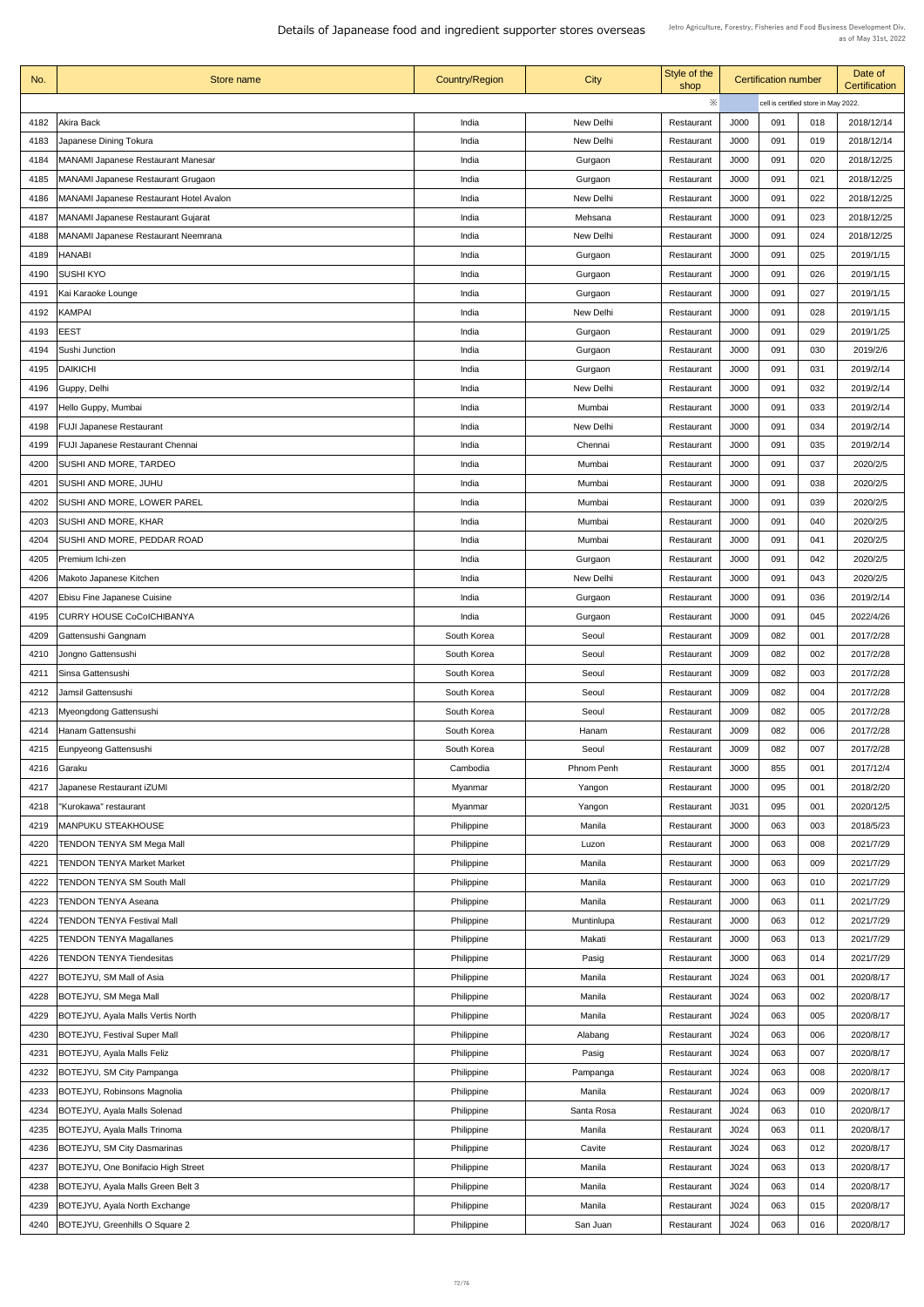# Details of Japanease food and ingredient supporter stores overseas

Jetro Agriculture, Forestry, Fisheries and Food Business Development Div.
as of May 31st, 2022

| No. | Store name | Country/Region | City | Style of the shop | Certification number | | | Date of Certification |
|---|---|---|---|---|---|---|---|---|
| | | | | ※ | | cell is certified store in May 2022. | | |
| 4182 | Akira Back | India | New Delhi | Restaurant | J000 | 091 | 018 | 2018/12/14 |
| 4183 | Japanese Dining Tokura | India | New Delhi | Restaurant | J000 | 091 | 019 | 2018/12/14 |
| 4184 | MANAMI Japanese Restaurant Manesar | India | Gurgaon | Restaurant | J000 | 091 | 020 | 2018/12/25 |
| 4185 | MANAMI Japanese Restaurant Grugaon | India | Gurgaon | Restaurant | J000 | 091 | 021 | 2018/12/25 |
| 4186 | MANAMI Japanese Restaurant Hotel Avalon | India | New Delhi | Restaurant | J000 | 091 | 022 | 2018/12/25 |
| 4187 | MANAMI Japanese Restaurant Gujarat | India | Mehsana | Restaurant | J000 | 091 | 023 | 2018/12/25 |
| 4188 | MANAMI Japanese Restaurant Neemrana | India | New Delhi | Restaurant | J000 | 091 | 024 | 2018/12/25 |
| 4189 | HANABI | India | Gurgaon | Restaurant | J000 | 091 | 025 | 2019/1/15 |
| 4190 | SUSHI KYO | India | Gurgaon | Restaurant | J000 | 091 | 026 | 2019/1/15 |
| 4191 | Kai Karaoke Lounge | India | Gurgaon | Restaurant | J000 | 091 | 027 | 2019/1/15 |
| 4192 | KAMPAI | India | New Delhi | Restaurant | J000 | 091 | 028 | 2019/1/15 |
| 4193 | EEST | India | Gurgaon | Restaurant | J000 | 091 | 029 | 2019/1/25 |
| 4194 | Sushi Junction | India | Gurgaon | Restaurant | J000 | 091 | 030 | 2019/2/6 |
| 4195 | DAIKICHI | India | Gurgaon | Restaurant | J000 | 091 | 031 | 2019/2/14 |
| 4196 | Guppy, Delhi | India | New Delhi | Restaurant | J000 | 091 | 032 | 2019/2/14 |
| 4197 | Hello Guppy, Mumbai | India | Mumbai | Restaurant | J000 | 091 | 033 | 2019/2/14 |
| 4198 | FUJI Japanese Restaurant | India | New Delhi | Restaurant | J000 | 091 | 034 | 2019/2/14 |
| 4199 | FUJI Japanese Restaurant Chennai | India | Chennai | Restaurant | J000 | 091 | 035 | 2019/2/14 |
| 4200 | SUSHI AND MORE, TARDEO | India | Mumbai | Restaurant | J000 | 091 | 037 | 2020/2/5 |
| 4201 | SUSHI AND MORE, JUHU | India | Mumbai | Restaurant | J000 | 091 | 038 | 2020/2/5 |
| 4202 | SUSHI AND MORE, LOWER PAREL | India | Mumbai | Restaurant | J000 | 091 | 039 | 2020/2/5 |
| 4203 | SUSHI AND MORE, KHAR | India | Mumbai | Restaurant | J000 | 091 | 040 | 2020/2/5 |
| 4204 | SUSHI AND MORE, PEDDAR ROAD | India | Mumbai | Restaurant | J000 | 091 | 041 | 2020/2/5 |
| 4205 | Premium Ichi-zen | India | Gurgaon | Restaurant | J000 | 091 | 042 | 2020/2/5 |
| 4206 | Makoto Japanese Kitchen | India | New Delhi | Restaurant | J000 | 091 | 043 | 2020/2/5 |
| 4207 | Ebisu Fine Japanese Cuisine | India | Gurgaon | Restaurant | J000 | 091 | 036 | 2019/2/14 |
| 4195 | CURRY HOUSE CoCoICHIBANYA | India | Gurgaon | Restaurant | J000 | 091 | 045 | 2022/4/26 |
| 4209 | Gattensushi Gangnam | South Korea | Seoul | Restaurant | J009 | 082 | 001 | 2017/2/28 |
| 4210 | Jongno Gattensushi | South Korea | Seoul | Restaurant | J009 | 082 | 002 | 2017/2/28 |
| 4211 | Sinsa Gattensushi | South Korea | Seoul | Restaurant | J009 | 082 | 003 | 2017/2/28 |
| 4212 | Jamsil Gattensushi | South Korea | Seoul | Restaurant | J009 | 082 | 004 | 2017/2/28 |
| 4213 | Myeongdong Gattensushi | South Korea | Seoul | Restaurant | J009 | 082 | 005 | 2017/2/28 |
| 4214 | Hanam Gattensushi | South Korea | Hanam | Restaurant | J009 | 082 | 006 | 2017/2/28 |
| 4215 | Eunpyeong Gattensushi | South Korea | Seoul | Restaurant | J009 | 082 | 007 | 2017/2/28 |
| 4216 | Garaku | Cambodia | Phnom Penh | Restaurant | J000 | 855 | 001 | 2017/12/4 |
| 4217 | Japanese Restaurant iZUMI | Myanmar | Yangon | Restaurant | J000 | 095 | 001 | 2018/2/20 |
| 4218 | "Kurokawa" restaurant | Myanmar | Yangon | Restaurant | J031 | 095 | 001 | 2020/12/5 |
| 4219 | MANPUKU STEAKHOUSE | Philippine | Manila | Restaurant | J000 | 063 | 003 | 2018/5/23 |
| 4220 | TENDON TENYA SM Mega Mall | Philippine | Luzon | Restaurant | J000 | 063 | 008 | 2021/7/29 |
| 4221 | TENDON TENYA Market Market | Philippine | Manila | Restaurant | J000 | 063 | 009 | 2021/7/29 |
| 4222 | TENDON TENYA SM South Mall | Philippine | Manila | Restaurant | J000 | 063 | 010 | 2021/7/29 |
| 4223 | TENDON TENYA Aseana | Philippine | Manila | Restaurant | J000 | 063 | 011 | 2021/7/29 |
| 4224 | TENDON TENYA Festival Mall | Philippine | Muntinlupa | Restaurant | J000 | 063 | 012 | 2021/7/29 |
| 4225 | TENDON TENYA Magallanes | Philippine | Makati | Restaurant | J000 | 063 | 013 | 2021/7/29 |
| 4226 | TENDON TENYA Tiendesitas | Philippine | Pasig | Restaurant | J000 | 063 | 014 | 2021/7/29 |
| 4227 | BOTEJYU, SM Mall of Asia | Philippine | Manila | Restaurant | J024 | 063 | 001 | 2020/8/17 |
| 4228 | BOTEJYU, SM Mega Mall | Philippine | Manila | Restaurant | J024 | 063 | 002 | 2020/8/17 |
| 4229 | BOTEJYU, Ayala Malls Vertis North | Philippine | Manila | Restaurant | J024 | 063 | 005 | 2020/8/17 |
| 4230 | BOTEJYU, Festival Super Mall | Philippine | Alabang | Restaurant | J024 | 063 | 006 | 2020/8/17 |
| 4231 | BOTEJYU, Ayala Malls Feliz | Philippine | Pasig | Restaurant | J024 | 063 | 007 | 2020/8/17 |
| 4232 | BOTEJYU, SM City Pampanga | Philippine | Pampanga | Restaurant | J024 | 063 | 008 | 2020/8/17 |
| 4233 | BOTEJYU, Robinsons Magnolia | Philippine | Manila | Restaurant | J024 | 063 | 009 | 2020/8/17 |
| 4234 | BOTEJYU, Ayala Malls Solenad | Philippine | Santa Rosa | Restaurant | J024 | 063 | 010 | 2020/8/17 |
| 4235 | BOTEJYU, Ayala Malls Trinoma | Philippine | Manila | Restaurant | J024 | 063 | 011 | 2020/8/17 |
| 4236 | BOTEJYU, SM City Dasmarinas | Philippine | Cavite | Restaurant | J024 | 063 | 012 | 2020/8/17 |
| 4237 | BOTEJYU, One Bonifacio High Street | Philippine | Manila | Restaurant | J024 | 063 | 013 | 2020/8/17 |
| 4238 | BOTEJYU, Ayala Malls Green Belt 3 | Philippine | Manila | Restaurant | J024 | 063 | 014 | 2020/8/17 |
| 4239 | BOTEJYU, Ayala North Exchange | Philippine | Manila | Restaurant | J024 | 063 | 015 | 2020/8/17 |
| 4240 | BOTEJYU, Greenhills O Square 2 | Philippine | San Juan | Restaurant | J024 | 063 | 016 | 2020/8/17 |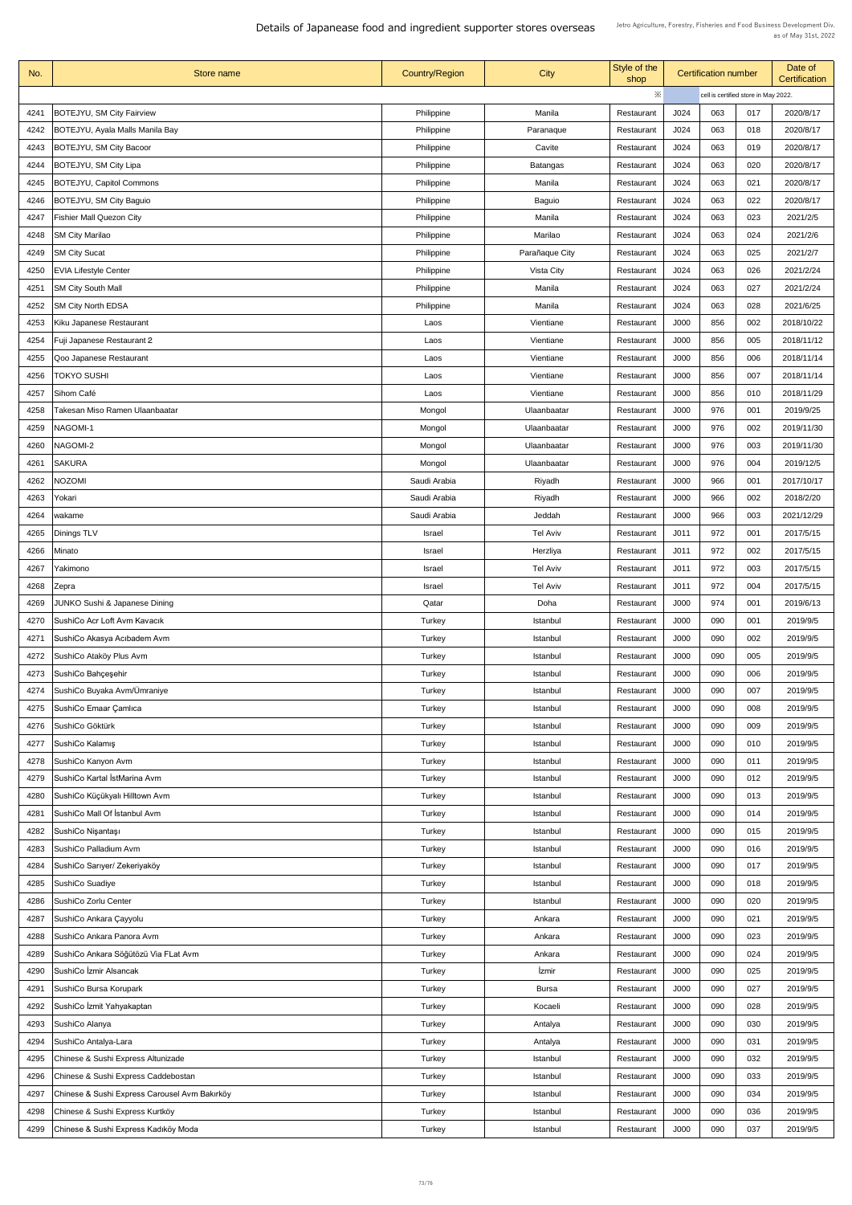# Details of Japanease food and ingredient supporter stores overseas

Jetro Agriculture, Forestry, Fisheries and Food Business Development Div.
as of May 31st, 2022

| No. | Store name | Country/Region | City | Style of the shop | Certification number | | | Date of Certification |
|---|---|---|---|---|---|---|---|---|
| | | | | ※ | cell is certified store in May 2022. | | | |
| 4241 | BOTEJYU, SM City Fairview | Philippine | Manila | Restaurant | J024 | 063 | 017 | 2020/8/17 |
| 4242 | BOTEJYU, Ayala Malls Manila Bay | Philippine | Paranaque | Restaurant | J024 | 063 | 018 | 2020/8/17 |
| 4243 | BOTEJYU, SM City Bacoor | Philippine | Cavite | Restaurant | J024 | 063 | 019 | 2020/8/17 |
| 4244 | BOTEJYU, SM City Lipa | Philippine | Batangas | Restaurant | J024 | 063 | 020 | 2020/8/17 |
| 4245 | BOTEJYU, Capitol Commons | Philippine | Manila | Restaurant | J024 | 063 | 021 | 2020/8/17 |
| 4246 | BOTEJYU, SM City Baguio | Philippine | Baguio | Restaurant | J024 | 063 | 022 | 2020/8/17 |
| 4247 | Fishier Mall Quezon City | Philippine | Manila | Restaurant | J024 | 063 | 023 | 2021/2/5 |
| 4248 | SM City Marilao | Philippine | Marilao | Restaurant | J024 | 063 | 024 | 2021/2/6 |
| 4249 | SM City Sucat | Philippine | Parañaque City | Restaurant | J024 | 063 | 025 | 2021/2/7 |
| 4250 | EVIA Lifestyle Center | Philippine | Vista City | Restaurant | J024 | 063 | 026 | 2021/2/24 |
| 4251 | SM City South Mall | Philippine | Manila | Restaurant | J024 | 063 | 027 | 2021/2/24 |
| 4252 | SM City North EDSA | Philippine | Manila | Restaurant | J024 | 063 | 028 | 2021/6/25 |
| 4253 | Kiku Japanese Restaurant | Laos | Vientiane | Restaurant | J000 | 856 | 002 | 2018/10/22 |
| 4254 | Fuji Japanese Restaurant 2 | Laos | Vientiane | Restaurant | J000 | 856 | 005 | 2018/11/12 |
| 4255 | Qoo Japanese Restaurant | Laos | Vientiane | Restaurant | J000 | 856 | 006 | 2018/11/14 |
| 4256 | TOKYO SUSHI | Laos | Vientiane | Restaurant | J000 | 856 | 007 | 2018/11/14 |
| 4257 | Sihom Café | Laos | Vientiane | Restaurant | J000 | 856 | 010 | 2018/11/29 |
| 4258 | Takesan Miso Ramen Ulaanbaatar | Mongol | Ulaanbaatar | Restaurant | J000 | 976 | 001 | 2019/9/25 |
| 4259 | NAGOMI-1 | Mongol | Ulaanbaatar | Restaurant | J000 | 976 | 002 | 2019/11/30 |
| 4260 | NAGOMI-2 | Mongol | Ulaanbaatar | Restaurant | J000 | 976 | 003 | 2019/11/30 |
| 4261 | SAKURA | Mongol | Ulaanbaatar | Restaurant | J000 | 976 | 004 | 2019/12/5 |
| 4262 | NOZOMI | Saudi Arabia | Riyadh | Restaurant | J000 | 966 | 001 | 2017/10/17 |
| 4263 | Yokari | Saudi Arabia | Riyadh | Restaurant | J000 | 966 | 002 | 2018/2/20 |
| 4264 | wakame | Saudi Arabia | Jeddah | Restaurant | J000 | 966 | 003 | 2021/12/29 |
| 4265 | Dinings TLV | Israel | Tel Aviv | Restaurant | J011 | 972 | 001 | 2017/5/15 |
| 4266 | Minato | Israel | Herzliya | Restaurant | J011 | 972 | 002 | 2017/5/15 |
| 4267 | Yakimono | Israel | Tel Aviv | Restaurant | J011 | 972 | 003 | 2017/5/15 |
| 4268 | Zepra | Israel | Tel Aviv | Restaurant | J011 | 972 | 004 | 2017/5/15 |
| 4269 | JUNKO Sushi & Japanese Dining | Qatar | Doha | Restaurant | J000 | 974 | 001 | 2019/6/13 |
| 4270 | SushiCo Acr Loft Avm Kavacık | Turkey | Istanbul | Restaurant | J000 | 090 | 001 | 2019/9/5 |
| 4271 | SushiCo Akasya Acıbadem Avm | Turkey | Istanbul | Restaurant | J000 | 090 | 002 | 2019/9/5 |
| 4272 | SushiCo Ataköy Plus Avm | Turkey | Istanbul | Restaurant | J000 | 090 | 005 | 2019/9/5 |
| 4273 | SushiCo Bahçeşehir | Turkey | Istanbul | Restaurant | J000 | 090 | 006 | 2019/9/5 |
| 4274 | SushiCo Buyaka Avm/Ümraniye | Turkey | Istanbul | Restaurant | J000 | 090 | 007 | 2019/9/5 |
| 4275 | SushiCo Emaar Çamlıca | Turkey | Istanbul | Restaurant | J000 | 090 | 008 | 2019/9/5 |
| 4276 | SushiCo Göktürk | Turkey | Istanbul | Restaurant | J000 | 090 | 009 | 2019/9/5 |
| 4277 | SushiCo Kalamış | Turkey | Istanbul | Restaurant | J000 | 090 | 010 | 2019/9/5 |
| 4278 | SushiCo Kanyon Avm | Turkey | Istanbul | Restaurant | J000 | 090 | 011 | 2019/9/5 |
| 4279 | SushiCo Kartal İstMarina Avm | Turkey | Istanbul | Restaurant | J000 | 090 | 012 | 2019/9/5 |
| 4280 | SushiCo Küçükyalı Hilltown Avm | Turkey | Istanbul | Restaurant | J000 | 090 | 013 | 2019/9/5 |
| 4281 | SushiCo Mall Of İstanbul Avm | Turkey | Istanbul | Restaurant | J000 | 090 | 014 | 2019/9/5 |
| 4282 | SushiCo Nişantaşı | Turkey | Istanbul | Restaurant | J000 | 090 | 015 | 2019/9/5 |
| 4283 | SushiCo Palladium Avm | Turkey | Istanbul | Restaurant | J000 | 090 | 016 | 2019/9/5 |
| 4284 | SushiCo Sarıyer/ Zekeriyaköy | Turkey | Istanbul | Restaurant | J000 | 090 | 017 | 2019/9/5 |
| 4285 | SushiCo Suadiye | Turkey | Istanbul | Restaurant | J000 | 090 | 018 | 2019/9/5 |
| 4286 | SushiCo Zorlu Center | Turkey | Istanbul | Restaurant | J000 | 090 | 020 | 2019/9/5 |
| 4287 | SushiCo Ankara Çayyolu | Turkey | Ankara | Restaurant | J000 | 090 | 021 | 2019/9/5 |
| 4288 | SushiCo Ankara Panora Avm | Turkey | Ankara | Restaurant | J000 | 090 | 023 | 2019/9/5 |
| 4289 | SushiCo Ankara Söğütözü Via FLat Avm | Turkey | Ankara | Restaurant | J000 | 090 | 024 | 2019/9/5 |
| 4290 | SushiCo İzmir Alsancak | Turkey | İzmir | Restaurant | J000 | 090 | 025 | 2019/9/5 |
| 4291 | SushiCo Bursa Korupark | Turkey | Bursa | Restaurant | J000 | 090 | 027 | 2019/9/5 |
| 4292 | SushiCo İzmit Yahyakaptan | Turkey | Kocaeli | Restaurant | J000 | 090 | 028 | 2019/9/5 |
| 4293 | SushiCo Alanya | Turkey | Antalya | Restaurant | J000 | 090 | 030 | 2019/9/5 |
| 4294 | SushiCo Antalya-Lara | Turkey | Antalya | Restaurant | J000 | 090 | 031 | 2019/9/5 |
| 4295 | Chinese & Sushi Express Altunizade | Turkey | Istanbul | Restaurant | J000 | 090 | 032 | 2019/9/5 |
| 4296 | Chinese & Sushi Express Caddebostan | Turkey | Istanbul | Restaurant | J000 | 090 | 033 | 2019/9/5 |
| 4297 | Chinese & Sushi Express Carousel Avm Bakırköy | Turkey | Istanbul | Restaurant | J000 | 090 | 034 | 2019/9/5 |
| 4298 | Chinese & Sushi Express Kurtköy | Turkey | Istanbul | Restaurant | J000 | 090 | 036 | 2019/9/5 |
| 4299 | Chinese & Sushi Express Kadıköy Moda | Turkey | Istanbul | Restaurant | J000 | 090 | 037 | 2019/9/5 |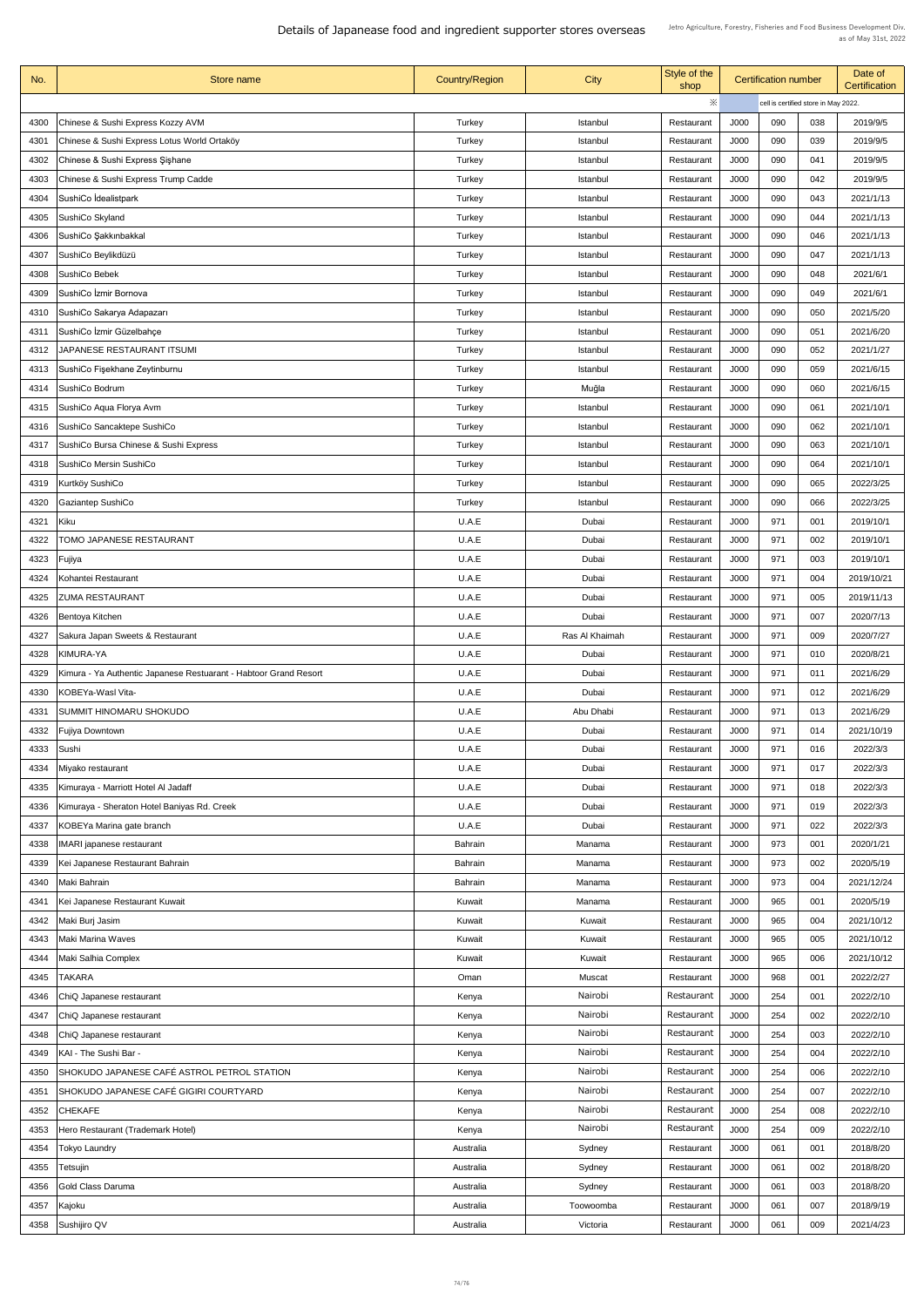# Details of Japanease food and ingredient supporter stores overseas

Jetro Agriculture, Forestry, Fisheries and Food Business Development Div.
as of May 31st, 2022

| No. | Store name | Country/Region | City | Style of the shop | Certification number | | | Date of Certification |
|---|---|---|---|---|---|---|---|---|
| | | | | ※ | cell is certified store in May 2022. | | | |
| 4300 | Chinese & Sushi Express Kozzy AVM | Turkey | Istanbul | Restaurant | J000 | 090 | 038 | 2019/9/5 |
| 4301 | Chinese & Sushi Express Lotus World Ortaköy | Turkey | Istanbul | Restaurant | J000 | 090 | 039 | 2019/9/5 |
| 4302 | Chinese & Sushi Express Şişhane | Turkey | Istanbul | Restaurant | J000 | 090 | 041 | 2019/9/5 |
| 4303 | Chinese & Sushi Express Trump Cadde | Turkey | Istanbul | Restaurant | J000 | 090 | 042 | 2019/9/5 |
| 4304 | SushiCo İdealistpark | Turkey | Istanbul | Restaurant | J000 | 090 | 043 | 2021/1/13 |
| 4305 | SushiCo Skyland | Turkey | Istanbul | Restaurant | J000 | 090 | 044 | 2021/1/13 |
| 4306 | SushiCo Şakkınbakkal | Turkey | Istanbul | Restaurant | J000 | 090 | 046 | 2021/1/13 |
| 4307 | SushiCo Beylikdüzü | Turkey | Istanbul | Restaurant | J000 | 090 | 047 | 2021/1/13 |
| 4308 | SushiCo Bebek | Turkey | Istanbul | Restaurant | J000 | 090 | 048 | 2021/6/1 |
| 4309 | SushiCo İzmir Bornova | Turkey | Istanbul | Restaurant | J000 | 090 | 049 | 2021/6/1 |
| 4310 | SushiCo Sakarya Adapazarı | Turkey | Istanbul | Restaurant | J000 | 090 | 050 | 2021/5/20 |
| 4311 | SushiCo İzmir Güzelbahçe | Turkey | Istanbul | Restaurant | J000 | 090 | 051 | 2021/6/20 |
| 4312 | JAPANESE RESTAURANT ITSUMI | Turkey | Istanbul | Restaurant | J000 | 090 | 052 | 2021/1/27 |
| 4313 | SushiCo Fişekhane Zeytinburnu | Turkey | Istanbul | Restaurant | J000 | 090 | 059 | 2021/6/15 |
| 4314 | SushiCo Bodrum | Turkey | Muğla | Restaurant | J000 | 090 | 060 | 2021/6/15 |
| 4315 | SushiCo Aqua Florya Avm | Turkey | Istanbul | Restaurant | J000 | 090 | 061 | 2021/10/1 |
| 4316 | SushiCo Sancaktepe SushiCo | Turkey | Istanbul | Restaurant | J000 | 090 | 062 | 2021/10/1 |
| 4317 | SushiCo Bursa Chinese & Sushi Express | Turkey | Istanbul | Restaurant | J000 | 090 | 063 | 2021/10/1 |
| 4318 | SushiCo Mersin SushiCo | Turkey | Istanbul | Restaurant | J000 | 090 | 064 | 2021/10/1 |
| 4319 | Kurtköy SushiCo | Turkey | Istanbul | Restaurant | J000 | 090 | 065 | 2022/3/25 |
| 4320 | Gaziantep SushiCo | Turkey | Istanbul | Restaurant | J000 | 090 | 066 | 2022/3/25 |
| 4321 | Kiku | U.A.E | Dubai | Restaurant | J000 | 971 | 001 | 2019/10/1 |
| 4322 | TOMO JAPANESE RESTAURANT | U.A.E | Dubai | Restaurant | J000 | 971 | 002 | 2019/10/1 |
| 4323 | Fujiya | U.A.E | Dubai | Restaurant | J000 | 971 | 003 | 2019/10/1 |
| 4324 | Kohantei Restaurant | U.A.E | Dubai | Restaurant | J000 | 971 | 004 | 2019/10/21 |
| 4325 | ZUMA RESTAURANT | U.A.E | Dubai | Restaurant | J000 | 971 | 005 | 2019/11/13 |
| 4326 | Bentoya Kitchen | U.A.E | Dubai | Restaurant | J000 | 971 | 007 | 2020/7/13 |
| 4327 | Sakura Japan Sweets & Restaurant | U.A.E | Ras Al Khaimah | Restaurant | J000 | 971 | 009 | 2020/7/27 |
| 4328 | KIMURA-YA | U.A.E | Dubai | Restaurant | J000 | 971 | 010 | 2020/8/21 |
| 4329 | Kimura - Ya Authentic Japanese Restuarant - Habtoor Grand Resort | U.A.E | Dubai | Restaurant | J000 | 971 | 011 | 2021/6/29 |
| 4330 | KOBEYa-Wasl Vita- | U.A.E | Dubai | Restaurant | J000 | 971 | 012 | 2021/6/29 |
| 4331 | SUMMIT HINOMARU SHOKUDO | U.A.E | Abu Dhabi | Restaurant | J000 | 971 | 013 | 2021/6/29 |
| 4332 | Fujiya Downtown | U.A.E | Dubai | Restaurant | J000 | 971 | 014 | 2021/10/19 |
| 4333 | Sushi | U.A.E | Dubai | Restaurant | J000 | 971 | 016 | 2022/3/3 |
| 4334 | Miyako restaurant | U.A.E | Dubai | Restaurant | J000 | 971 | 017 | 2022/3/3 |
| 4335 | Kimuraya - Marriott Hotel Al Jadaff | U.A.E | Dubai | Restaurant | J000 | 971 | 018 | 2022/3/3 |
| 4336 | Kimuraya - Sheraton Hotel Baniyas Rd. Creek | U.A.E | Dubai | Restaurant | J000 | 971 | 019 | 2022/3/3 |
| 4337 | KOBEYa Marina gate branch | U.A.E | Dubai | Restaurant | J000 | 971 | 022 | 2022/3/3 |
| 4338 | IMARI japanese restaurant | Bahrain | Manama | Restaurant | J000 | 973 | 001 | 2020/1/21 |
| 4339 | Kei Japanese Restaurant Bahrain | Bahrain | Manama | Restaurant | J000 | 973 | 002 | 2020/5/19 |
| 4340 | Maki Bahrain | Bahrain | Manama | Restaurant | J000 | 973 | 004 | 2021/12/24 |
| 4341 | Kei Japanese Restaurant Kuwait | Kuwait | Manama | Restaurant | J000 | 965 | 001 | 2020/5/19 |
| 4342 | Maki Burj Jasim | Kuwait | Kuwait | Restaurant | J000 | 965 | 004 | 2021/10/12 |
| 4343 | Maki Marina Waves | Kuwait | Kuwait | Restaurant | J000 | 965 | 005 | 2021/10/12 |
| 4344 | Maki Salhia Complex | Kuwait | Kuwait | Restaurant | J000 | 965 | 006 | 2021/10/12 |
| 4345 | TAKARA | Oman | Muscat | Restaurant | J000 | 968 | 001 | 2022/2/27 |
| 4346 | ChiQ Japanese restaurant | Kenya | Nairobi | Restaurant | J000 | 254 | 001 | 2022/2/10 |
| 4347 | ChiQ Japanese restaurant | Kenya | Nairobi | Restaurant | J000 | 254 | 002 | 2022/2/10 |
| 4348 | ChiQ Japanese restaurant | Kenya | Nairobi | Restaurant | J000 | 254 | 003 | 2022/2/10 |
| 4349 | KAI - The Sushi Bar - | Kenya | Nairobi | Restaurant | J000 | 254 | 004 | 2022/2/10 |
| 4350 | SHOKUDO JAPANESE CAFÉ ASTROL PETROL STATION | Kenya | Nairobi | Restaurant | J000 | 254 | 006 | 2022/2/10 |
| 4351 | SHOKUDO JAPANESE CAFÉ GIGIRI COURTYARD | Kenya | Nairobi | Restaurant | J000 | 254 | 007 | 2022/2/10 |
| 4352 | CHEKAFE | Kenya | Nairobi | Restaurant | J000 | 254 | 008 | 2022/2/10 |
| 4353 | Hero Restaurant (Trademark Hotel) | Kenya | Nairobi | Restaurant | J000 | 254 | 009 | 2022/2/10 |
| 4354 | Tokyo Laundry | Australia | Sydney | Restaurant | J000 | 061 | 001 | 2018/8/20 |
| 4355 | Tetsujin | Australia | Sydney | Restaurant | J000 | 061 | 002 | 2018/8/20 |
| 4356 | Gold Class Daruma | Australia | Sydney | Restaurant | J000 | 061 | 003 | 2018/8/20 |
| 4357 | Kajoku | Australia | Toowoomba | Restaurant | J000 | 061 | 007 | 2018/9/19 |
| 4358 | Sushijiro QV | Australia | Victoria | Restaurant | J000 | 061 | 009 | 2021/4/23 |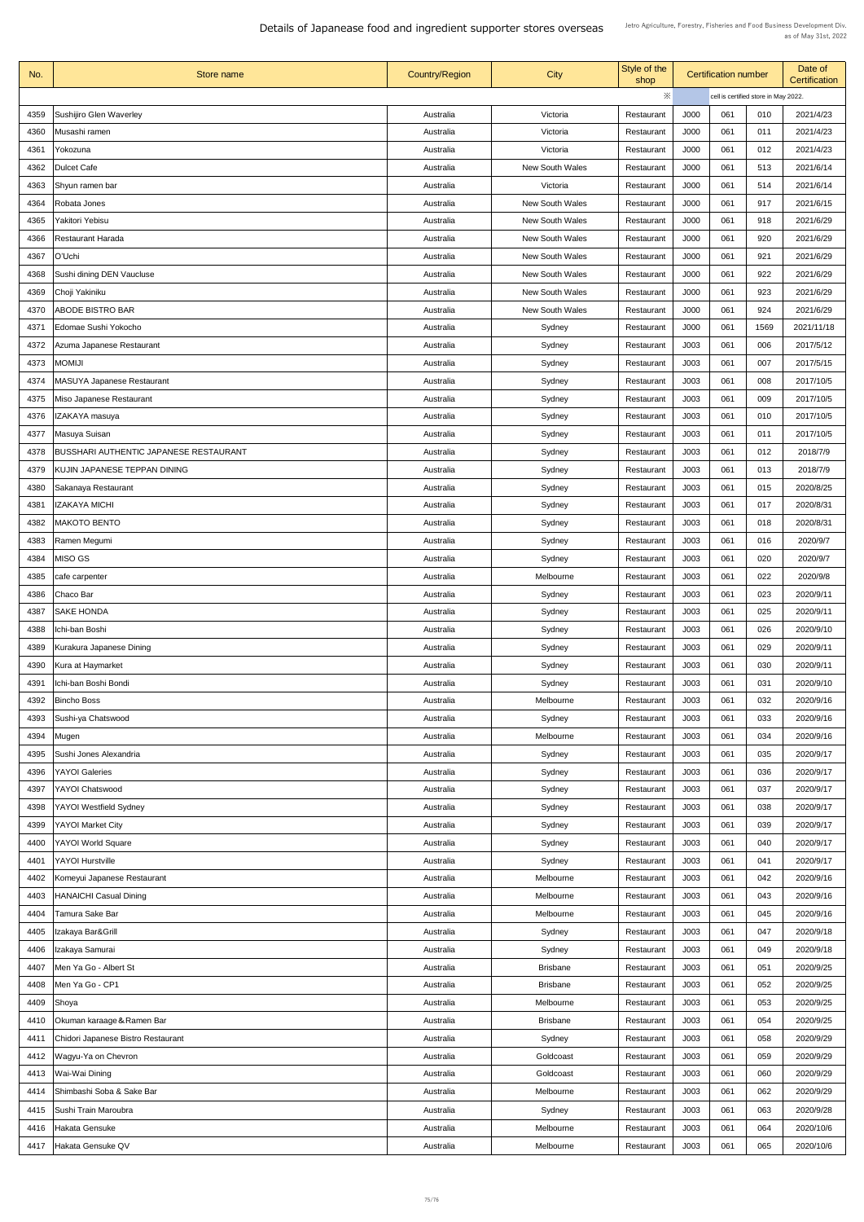# Details of Japanease food and ingredient supporter stores overseas

Jetro Agriculture, Forestry, Fisheries and Food Business Development Div.
as of May 31st, 2022

| No. | Store name | Country/Region | City | Style of the shop | Certification number | | | Date of Certification |
|---|---|---|---|---|---|---|---|---|
| | | | | ※ | cell is certified store in May 2022. | | | |
| 4359 | Sushijiro Glen Waverley | Australia | Victoria | Restaurant | J000 | 061 | 010 | 2021/4/23 |
| 4360 | Musashi ramen | Australia | Victoria | Restaurant | J000 | 061 | 011 | 2021/4/23 |
| 4361 | Yokozuna | Australia | Victoria | Restaurant | J000 | 061 | 012 | 2021/4/23 |
| 4362 | Dulcet Cafe | Australia | New South Wales | Restaurant | J000 | 061 | 513 | 2021/6/14 |
| 4363 | Shyun ramen bar | Australia | Victoria | Restaurant | J000 | 061 | 514 | 2021/6/14 |
| 4364 | Robata Jones | Australia | New South Wales | Restaurant | J000 | 061 | 917 | 2021/6/15 |
| 4365 | Yakitori Yebisu | Australia | New South Wales | Restaurant | J000 | 061 | 918 | 2021/6/29 |
| 4366 | Restaurant Harada | Australia | New South Wales | Restaurant | J000 | 061 | 920 | 2021/6/29 |
| 4367 | O'Uchi | Australia | New South Wales | Restaurant | J000 | 061 | 921 | 2021/6/29 |
| 4368 | Sushi dining DEN Vaucluse | Australia | New South Wales | Restaurant | J000 | 061 | 922 | 2021/6/29 |
| 4369 | Choji Yakiniku | Australia | New South Wales | Restaurant | J000 | 061 | 923 | 2021/6/29 |
| 4370 | ABODE BISTRO BAR | Australia | New South Wales | Restaurant | J000 | 061 | 924 | 2021/6/29 |
| 4371 | Edomae Sushi Yokocho | Australia | Sydney | Restaurant | J000 | 061 | 1569 | 2021/11/18 |
| 4372 | Azuma Japanese Restaurant | Australia | Sydney | Restaurant | J003 | 061 | 006 | 2017/5/12 |
| 4373 | MOMIJI | Australia | Sydney | Restaurant | J003 | 061 | 007 | 2017/5/15 |
| 4374 | MASUYA Japanese Restaurant | Australia | Sydney | Restaurant | J003 | 061 | 008 | 2017/10/5 |
| 4375 | Miso Japanese Restaurant | Australia | Sydney | Restaurant | J003 | 061 | 009 | 2017/10/5 |
| 4376 | IZAKAYA masuya | Australia | Sydney | Restaurant | J003 | 061 | 010 | 2017/10/5 |
| 4377 | Masuya Suisan | Australia | Sydney | Restaurant | J003 | 061 | 011 | 2017/10/5 |
| 4378 | BUSSHARI AUTHENTIC JAPANESE RESTAURANT | Australia | Sydney | Restaurant | J003 | 061 | 012 | 2018/7/9 |
| 4379 | KUJIN JAPANESE TEPPAN DINING | Australia | Sydney | Restaurant | J003 | 061 | 013 | 2018/7/9 |
| 4380 | Sakanaya Restaurant | Australia | Sydney | Restaurant | J003 | 061 | 015 | 2020/8/25 |
| 4381 | IZAKAYA MICHI | Australia | Sydney | Restaurant | J003 | 061 | 017 | 2020/8/31 |
| 4382 | MAKOTO BENTO | Australia | Sydney | Restaurant | J003 | 061 | 018 | 2020/8/31 |
| 4383 | Ramen Megumi | Australia | Sydney | Restaurant | J003 | 061 | 016 | 2020/9/7 |
| 4384 | MISO GS | Australia | Sydney | Restaurant | J003 | 061 | 020 | 2020/9/7 |
| 4385 | cafe carpenter | Australia | Melbourne | Restaurant | J003 | 061 | 022 | 2020/9/8 |
| 4386 | Chaco Bar | Australia | Sydney | Restaurant | J003 | 061 | 023 | 2020/9/11 |
| 4387 | SAKE HONDA | Australia | Sydney | Restaurant | J003 | 061 | 025 | 2020/9/11 |
| 4388 | Ichi-ban Boshi | Australia | Sydney | Restaurant | J003 | 061 | 026 | 2020/9/10 |
| 4389 | Kurakura Japanese Dining | Australia | Sydney | Restaurant | J003 | 061 | 029 | 2020/9/11 |
| 4390 | Kura at Haymarket | Australia | Sydney | Restaurant | J003 | 061 | 030 | 2020/9/11 |
| 4391 | Ichi-ban Boshi Bondi | Australia | Sydney | Restaurant | J003 | 061 | 031 | 2020/9/10 |
| 4392 | Bincho Boss | Australia | Melbourne | Restaurant | J003 | 061 | 032 | 2020/9/16 |
| 4393 | Sushi-ya Chatswood | Australia | Sydney | Restaurant | J003 | 061 | 033 | 2020/9/16 |
| 4394 | Mugen | Australia | Melbourne | Restaurant | J003 | 061 | 034 | 2020/9/16 |
| 4395 | Sushi Jones Alexandria | Australia | Sydney | Restaurant | J003 | 061 | 035 | 2020/9/17 |
| 4396 | YAYOI Galeries | Australia | Sydney | Restaurant | J003 | 061 | 036 | 2020/9/17 |
| 4397 | YAYOI Chatswood | Australia | Sydney | Restaurant | J003 | 061 | 037 | 2020/9/17 |
| 4398 | YAYOI Westfield Sydney | Australia | Sydney | Restaurant | J003 | 061 | 038 | 2020/9/17 |
| 4399 | YAYOI Market City | Australia | Sydney | Restaurant | J003 | 061 | 039 | 2020/9/17 |
| 4400 | YAYOI World Square | Australia | Sydney | Restaurant | J003 | 061 | 040 | 2020/9/17 |
| 4401 | YAYOI Hurstville | Australia | Sydney | Restaurant | J003 | 061 | 041 | 2020/9/17 |
| 4402 | Komeyui Japanese Restaurant | Australia | Melbourne | Restaurant | J003 | 061 | 042 | 2020/9/16 |
| 4403 | HANAICHI Casual Dining | Australia | Melbourne | Restaurant | J003 | 061 | 043 | 2020/9/16 |
| 4404 | Tamura Sake Bar | Australia | Melbourne | Restaurant | J003 | 061 | 045 | 2020/9/16 |
| 4405 | Izakaya Bar&Grill | Australia | Sydney | Restaurant | J003 | 061 | 047 | 2020/9/18 |
| 4406 | Izakaya Samurai | Australia | Sydney | Restaurant | J003 | 061 | 049 | 2020/9/18 |
| 4407 | Men Ya Go - Albert St | Australia | Brisbane | Restaurant | J003 | 061 | 051 | 2020/9/25 |
| 4408 | Men Ya Go - CP1 | Australia | Brisbane | Restaurant | J003 | 061 | 052 | 2020/9/25 |
| 4409 | Shoya | Australia | Melbourne | Restaurant | J003 | 061 | 053 | 2020/9/25 |
| 4410 | Okuman karaage＆Ramen Bar | Australia | Brisbane | Restaurant | J003 | 061 | 054 | 2020/9/25 |
| 4411 | Chidori Japanese Bistro Restaurant | Australia | Sydney | Restaurant | J003 | 061 | 058 | 2020/9/29 |
| 4412 | Wagyu-Ya on Chevron | Australia | Goldcoast | Restaurant | J003 | 061 | 059 | 2020/9/29 |
| 4413 | Wai-Wai Dining | Australia | Goldcoast | Restaurant | J003 | 061 | 060 | 2020/9/29 |
| 4414 | Shimbashi Soba & Sake Bar | Australia | Melbourne | Restaurant | J003 | 061 | 062 | 2020/9/29 |
| 4415 | Sushi Train Maroubra | Australia | Sydney | Restaurant | J003 | 061 | 063 | 2020/9/28 |
| 4416 | Hakata Gensuke | Australia | Melbourne | Restaurant | J003 | 061 | 064 | 2020/10/6 |
| 4417 | Hakata Gensuke QV | Australia | Melbourne | Restaurant | J003 | 061 | 065 | 2020/10/6 |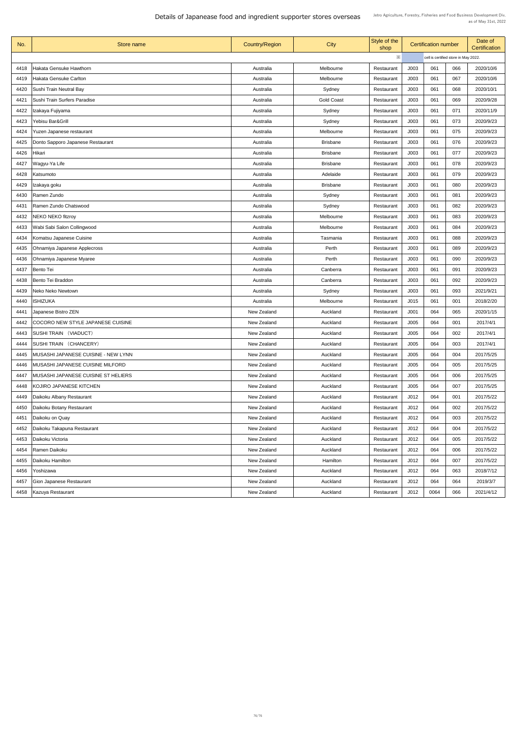# Details of Japanease food and ingredient supporter stores overseas

Jetro Agriculture, Forestry, Fisheries and Food Business Development Div.
as of May 31st, 2022

| No. | Store name | Country/Region | City | Style of the shop | Certification number | | | Date of Certification |
|---|---|---|---|---|---|---|---|---|
| | | | | ※ | | cell is certified store in May 2022. | | |
| 4418 | Hakata Gensuke Hawthorn | Australia | Melbourne | Restaurant | J003 | 061 | 066 | 2020/10/6 |
| 4419 | Hakata Gensuke Carlton | Australia | Melbourne | Restaurant | J003 | 061 | 067 | 2020/10/6 |
| 4420 | Sushi Train Neutral Bay | Australia | Sydney | Restaurant | J003 | 061 | 068 | 2020/10/1 |
| 4421 | Sushi Train Surfers Paradise | Australia | Gold Coast | Restaurant | J003 | 061 | 069 | 2020/9/28 |
| 4422 | Izakaya Fujiyama | Australia | Sydney | Restaurant | J003 | 061 | 071 | 2020/11/9 |
| 4423 | Yebisu Bar&Grill | Australia | Sydney | Restaurant | J003 | 061 | 073 | 2020/9/23 |
| 4424 | Yuzen Japanese restaurant | Australia | Melbourne | Restaurant | J003 | 061 | 075 | 2020/9/23 |
| 4425 | Donto Sapporo Japanese Restaurant | Australia | Brisbane | Restaurant | J003 | 061 | 076 | 2020/9/23 |
| 4426 | Hikari | Australia | Brisbane | Restaurant | J003 | 061 | 077 | 2020/9/23 |
| 4427 | Wagyu-Ya Life | Australia | Brisbane | Restaurant | J003 | 061 | 078 | 2020/9/23 |
| 4428 | Katsumoto | Australia | Adelaide | Restaurant | J003 | 061 | 079 | 2020/9/23 |
| 4429 | Izakaya goku | Australia | Brisbane | Restaurant | J003 | 061 | 080 | 2020/9/23 |
| 4430 | Ramen Zundo | Australia | Sydney | Restaurant | J003 | 061 | 081 | 2020/9/23 |
| 4431 | Ramen Zundo Chatswood | Australia | Sydney | Restaurant | J003 | 061 | 082 | 2020/9/23 |
| 4432 | NEKO NEKO fitzroy | Australia | Melbourne | Restaurant | J003 | 061 | 083 | 2020/9/23 |
| 4433 | Wabi Sabi Salon Collingwood | Australia | Melbourne | Restaurant | J003 | 061 | 084 | 2020/9/23 |
| 4434 | Komatsu Japanese Cuisine | Australia | Tasmania | Restaurant | J003 | 061 | 088 | 2020/9/23 |
| 4435 | Ohnamiya Japanese Applecross | Australia | Perth | Restaurant | J003 | 061 | 089 | 2020/9/23 |
| 4436 | Ohnamiya Japanese Myaree | Australia | Perth | Restaurant | J003 | 061 | 090 | 2020/9/23 |
| 4437 | Bento Tei | Australia | Canberra | Restaurant | J003 | 061 | 091 | 2020/9/23 |
| 4438 | Bento Tei Braddon | Australia | Canberra | Restaurant | J003 | 061 | 092 | 2020/9/23 |
| 4439 | Neko Neko Newtown | Australia | Sydney | Restaurant | J003 | 061 | 093 | 2021/9/21 |
| 4440 | ISHIZUKA | Australia | Melbourne | Restaurant | J015 | 061 | 001 | 2018/2/20 |
| 4441 | Japanese Bistro ZEN | New Zealand | Auckland | Restaurant | J001 | 064 | 065 | 2020/1/15 |
| 4442 | COCORO NEW STYLE JAPANESE CUISINE | New Zealand | Auckland | Restaurant | J005 | 064 | 001 | 2017/4/1 |
| 4443 | SUSHI TRAIN （VIADUCT） | New Zealand | Auckland | Restaurant | J005 | 064 | 002 | 2017/4/1 |
| 4444 | SUSHI TRAIN （CHANCERY） | New Zealand | Auckland | Restaurant | J005 | 064 | 003 | 2017/4/1 |
| 4445 | MUSASHI JAPANESE CUISINE - NEW LYNN | New Zealand | Auckland | Restaurant | J005 | 064 | 004 | 2017/5/25 |
| 4446 | MUSASHI JAPANESE CUISINE MILFORD | New Zealand | Auckland | Restaurant | J005 | 064 | 005 | 2017/5/25 |
| 4447 | MUSASHI JAPANESE CUISINE ST HELIERS | New Zealand | Auckland | Restaurant | J005 | 064 | 006 | 2017/5/25 |
| 4448 | KOJIRO JAPANESE KITCHEN | New Zealand | Auckland | Restaurant | J005 | 064 | 007 | 2017/5/25 |
| 4449 | Daikoku Albany Restaurant | New Zealand | Auckland | Restaurant | J012 | 064 | 001 | 2017/5/22 |
| 4450 | Daikoku Botany Restaurant | New Zealand | Auckland | Restaurant | J012 | 064 | 002 | 2017/5/22 |
| 4451 | Daikoku on Quay | New Zealand | Auckland | Restaurant | J012 | 064 | 003 | 2017/5/22 |
| 4452 | Daikoku Takapuna Restaurant | New Zealand | Auckland | Restaurant | J012 | 064 | 004 | 2017/5/22 |
| 4453 | Daikoku Victoria | New Zealand | Auckland | Restaurant | J012 | 064 | 005 | 2017/5/22 |
| 4454 | Ramen Daikoku | New Zealand | Auckland | Restaurant | J012 | 064 | 006 | 2017/5/22 |
| 4455 | Daikoku Hamilton | New Zealand | Hamilton | Restaurant | J012 | 064 | 007 | 2017/5/22 |
| 4456 | Yoshizawa | New Zealand | Auckland | Restaurant | J012 | 064 | 063 | 2018/7/12 |
| 4457 | Gion Japanese Restaurant | New Zealand | Auckland | Restaurant | J012 | 064 | 064 | 2019/3/7 |
| 4458 | Kazuya Restaurant | New Zealand | Auckland | Restaurant | J012 | 0064 | 066 | 2021/4/12 |